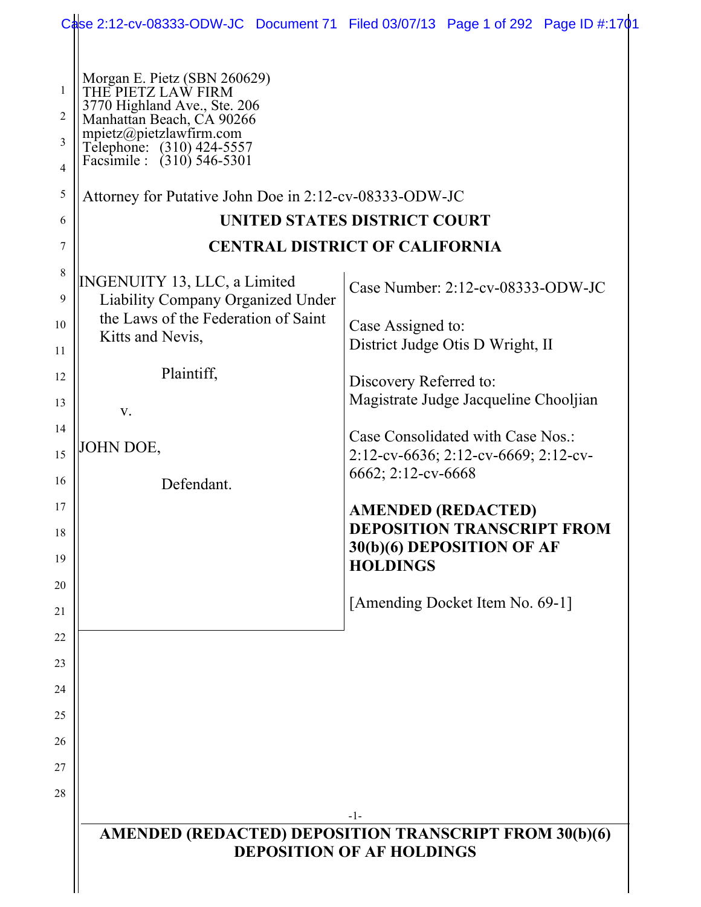Morgan E. Pietz (SBN 260629)
THE PIETZ LAW FIRM
3770 Highland Ave., Ste. 206
Manhattan Beach, CA 90266
mpietz@pietzlawfirm.com
Telephone: (310) 424-5557
Facsimile : (310) 546-5301

Attorney for Putative John Doe in 2:12-cv-08333-ODW-JC

**UNITED STATES DISTRICT COURT**

**CENTRAL DISTRICT OF CALIFORNIA**

INGENUITY 13, LLC, a Limited Liability Company Organized Under the Laws of the Federation of Saint Kitts and Nevis,

Plaintiff,

v.

JOHN DOE,

Defendant.

Case Number: 2:12-cv-08333-ODW-JC

Case Assigned to:
District Judge Otis D Wright, II

Discovery Referred to:
Magistrate Judge Jacqueline Chooljian

Case Consolidated with Case Nos.:
2:12-cv-6636; 2:12-cv-6669; 2:12-cv-6662; 2:12-cv-6668

**AMENDED (REDACTED) DEPOSITION TRANSCRIPT FROM 30(b)(6) DEPOSITION OF AF HOLDINGS**

[Amending Docket Item No. 69-1]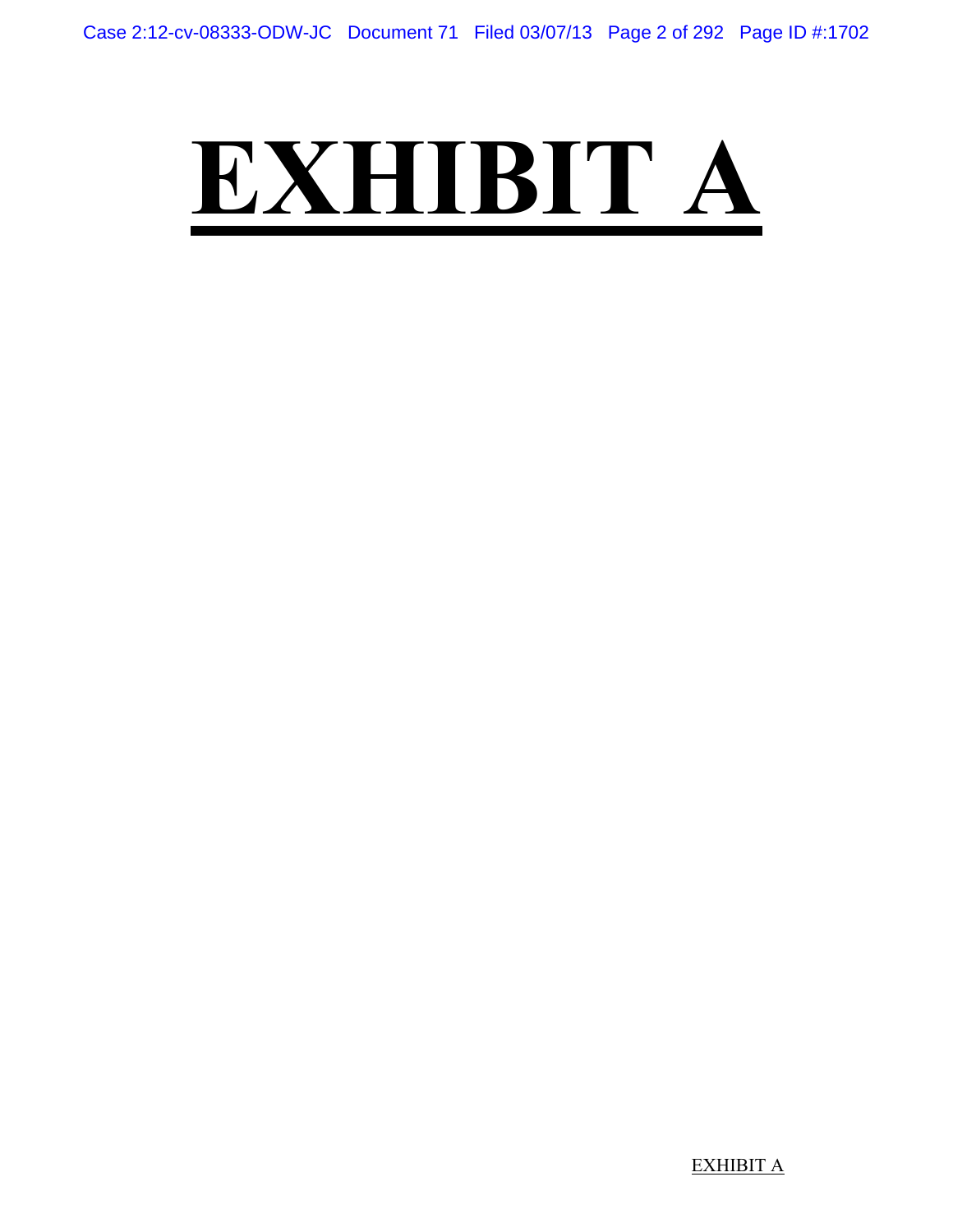# EXHIBIT A

EXHIBIT A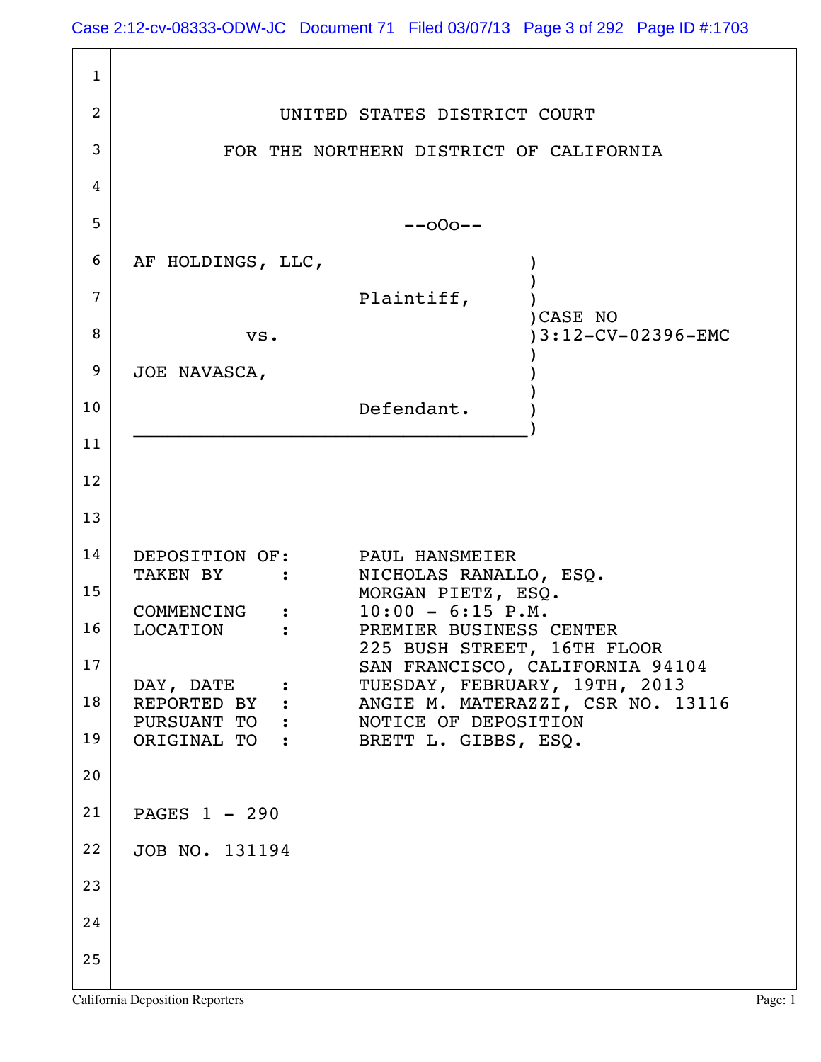UNITED STATES DISTRICT COURT

FOR THE NORTHERN DISTRICT OF CALIFORNIA

--oOo--

AF HOLDINGS, LLC,

Plaintiff,

vs.

JOE NAVASCA,

Defendant.

CASE NO 3:12-CV-02396-EMC

| | |
|---|---|
| DEPOSITION OF: | PAUL HANSMEIER |
| TAKEN BY : | NICHOLAS RANALLO, ESQ. MORGAN PIETZ, ESQ. |
| COMMENCING : | 10:00 - 6:15 P.M. |
| LOCATION : | PREMIER BUSINESS CENTER 225 BUSH STREET, 16TH FLOOR SAN FRANCISCO, CALIFORNIA 94104 |
| DAY, DATE : | TUESDAY, FEBRUARY, 19TH, 2013 |
| REPORTED BY : | ANGIE M. MATERAZZI, CSR NO. 13116 |
| PURSUANT TO : | NOTICE OF DEPOSITION |
| ORIGINAL TO : | BRETT L. GIBBS, ESQ. |

PAGES 1 - 290

JOB NO. 131194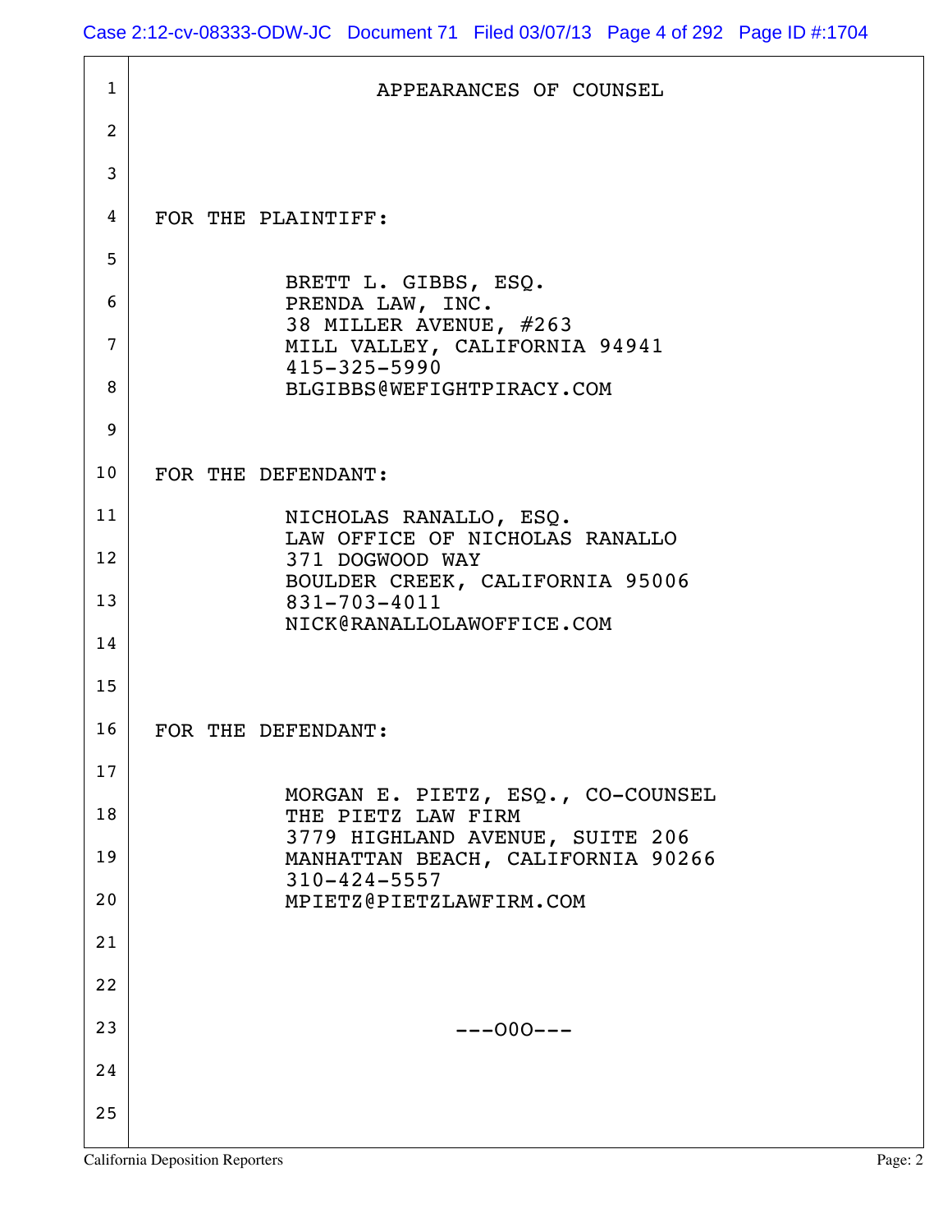# APPEARANCES OF COUNSEL

FOR THE PLAINTIFF:

BRETT L. GIBBS, ESQ.
PRENDA LAW, INC.
38 MILLER AVENUE, #263
MILL VALLEY, CALIFORNIA 94941
415-325-5990
BLGIBBS@WEFIGHTPIRACY.COM

FOR THE DEFENDANT:

NICHOLAS RANALLO, ESQ.
LAW OFFICE OF NICHOLAS RANALLO
371 DOGWOOD WAY
BOULDER CREEK, CALIFORNIA 95006
831-703-4011
NICK@RANALLOLAWOFFICE.COM

FOR THE DEFENDANT:

MORGAN E. PIETZ, ESQ., CO-COUNSEL
THE PIETZ LAW FIRM
3779 HIGHLAND AVENUE, SUITE 206
MANHATTAN BEACH, CALIFORNIA 90266
310-424-5557
MPIETZ@PIETZLAWFIRM.COM

---O0O---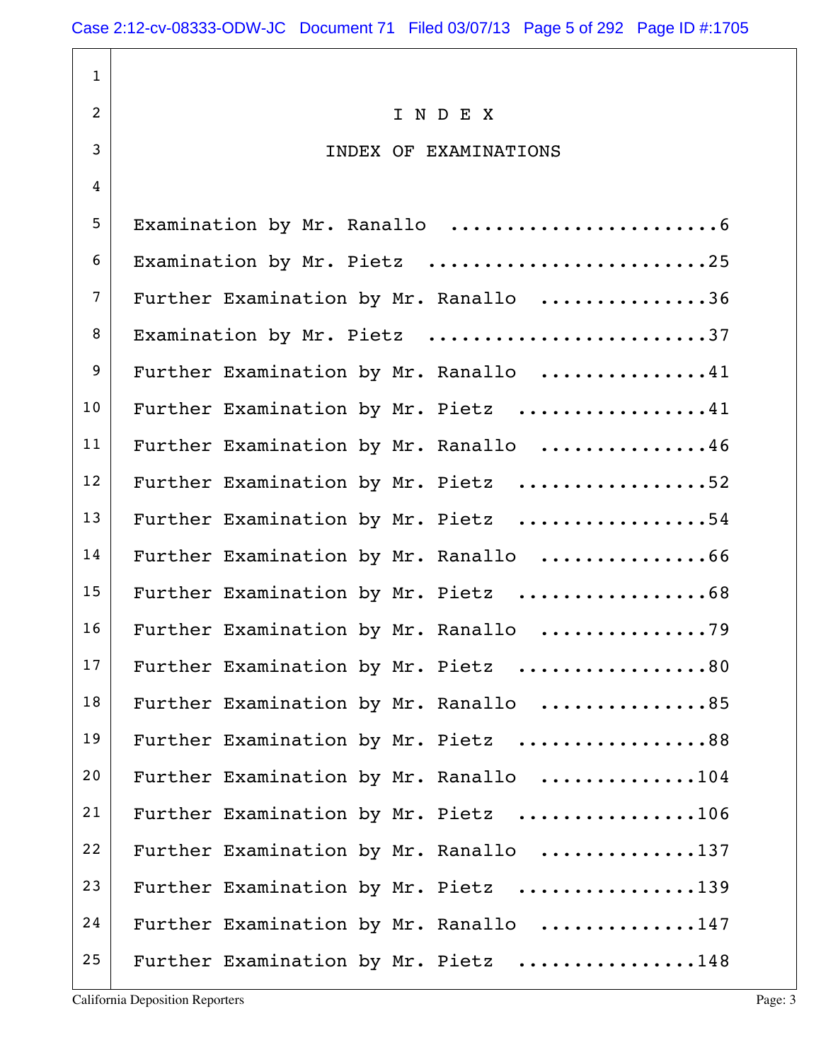# I N D E X

## INDEX OF EXAMINATIONS

| Examination | Page |
|---|---|
| Examination by Mr. Ranallo | 6 |
| Examination by Mr. Pietz | 25 |
| Further Examination by Mr. Ranallo | 36 |
| Examination by Mr. Pietz | 37 |
| Further Examination by Mr. Ranallo | 41 |
| Further Examination by Mr. Pietz | 41 |
| Further Examination by Mr. Ranallo | 46 |
| Further Examination by Mr. Pietz | 52 |
| Further Examination by Mr. Pietz | 54 |
| Further Examination by Mr. Ranallo | 66 |
| Further Examination by Mr. Pietz | 68 |
| Further Examination by Mr. Ranallo | 79 |
| Further Examination by Mr. Pietz | 80 |
| Further Examination by Mr. Ranallo | 85 |
| Further Examination by Mr. Pietz | 88 |
| Further Examination by Mr. Ranallo | 104 |
| Further Examination by Mr. Pietz | 106 |
| Further Examination by Mr. Ranallo | 137 |
| Further Examination by Mr. Pietz | 139 |
| Further Examination by Mr. Ranallo | 147 |
| Further Examination by Mr. Pietz | 148 |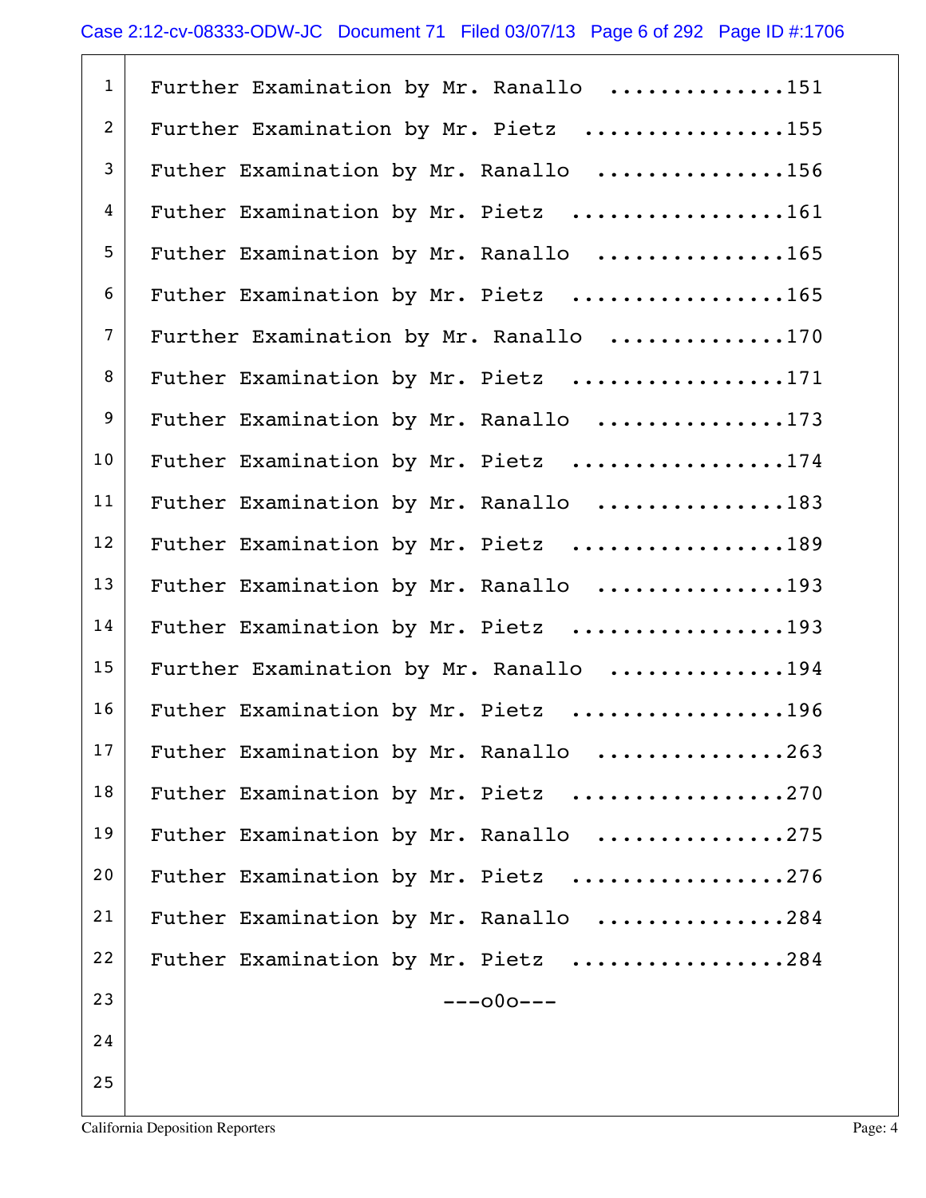Further Examination by Mr. Ranallo ..............151

Further Examination by Mr. Pietz ................155

Futher Examination by Mr. Ranallo ...............156

Futher Examination by Mr. Pietz .................161

Futher Examination by Mr. Ranallo ...............165

Futher Examination by Mr. Pietz .................165

Further Examination by Mr. Ranallo ..............170

Futher Examination by Mr. Pietz .................171

Futher Examination by Mr. Ranallo ...............173

Futher Examination by Mr. Pietz .................174

Futher Examination by Mr. Ranallo ...............183

Futher Examination by Mr. Pietz .................189

Futher Examination by Mr. Ranallo ...............193

Futher Examination by Mr. Pietz .................193

Further Examination by Mr. Ranallo ..............194

Futher Examination by Mr. Pietz .................196

Futher Examination by Mr. Ranallo ...............263

Futher Examination by Mr. Pietz .................270

Futher Examination by Mr. Ranallo ...............275

Futher Examination by Mr. Pietz .................276

Futher Examination by Mr. Ranallo ...............284

Futher Examination by Mr. Pietz .................284

---o0o---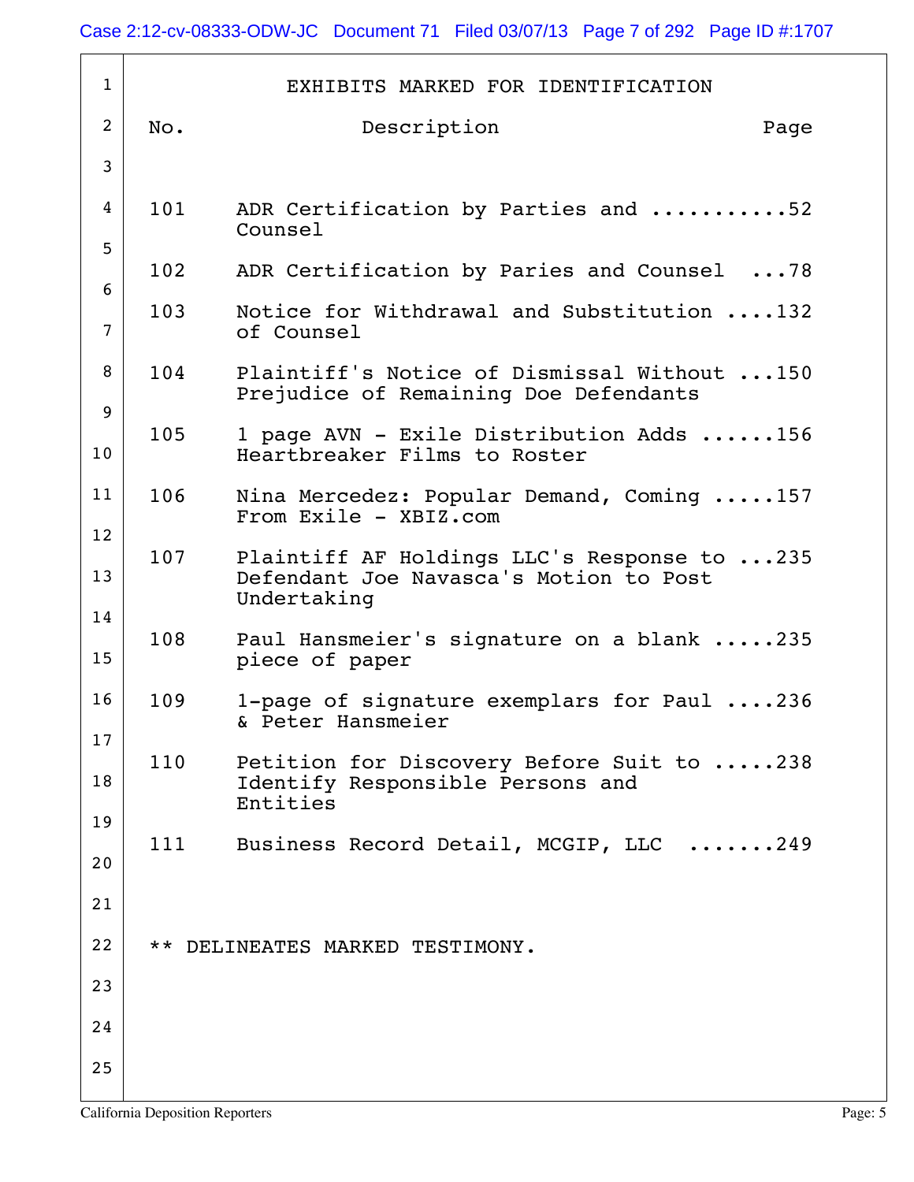# EXHIBITS MARKED FOR IDENTIFICATION

| No. | Description | Page |
|---|---|---|
| 101 | ADR Certification by Parties and Counsel | 52 |
| 102 | ADR Certification by Paries and Counsel | 78 |
| 103 | Notice for Withdrawal and Substitution of Counsel | 132 |
| 104 | Plaintiff's Notice of Dismissal Without Prejudice of Remaining Doe Defendants | 150 |
| 105 | 1 page AVN - Exile Distribution Adds Heartbreaker Films to Roster | 156 |
| 106 | Nina Mercedez: Popular Demand, Coming From Exile - XBIZ.com | 157 |
| 107 | Plaintiff AF Holdings LLC's Response to Defendant Joe Navasca's Motion to Post Undertaking | 235 |
| 108 | Paul Hansmeier's signature on a blank piece of paper | 235 |
| 109 | 1-page of signature exemplars for Paul & Peter Hansmeier | 236 |
| 110 | Petition for Discovery Before Suit to Identify Responsible Persons and Entities | 238 |
| 111 | Business Record Detail, MCGIP, LLC | 249 |

** DELINEATES MARKED TESTIMONY.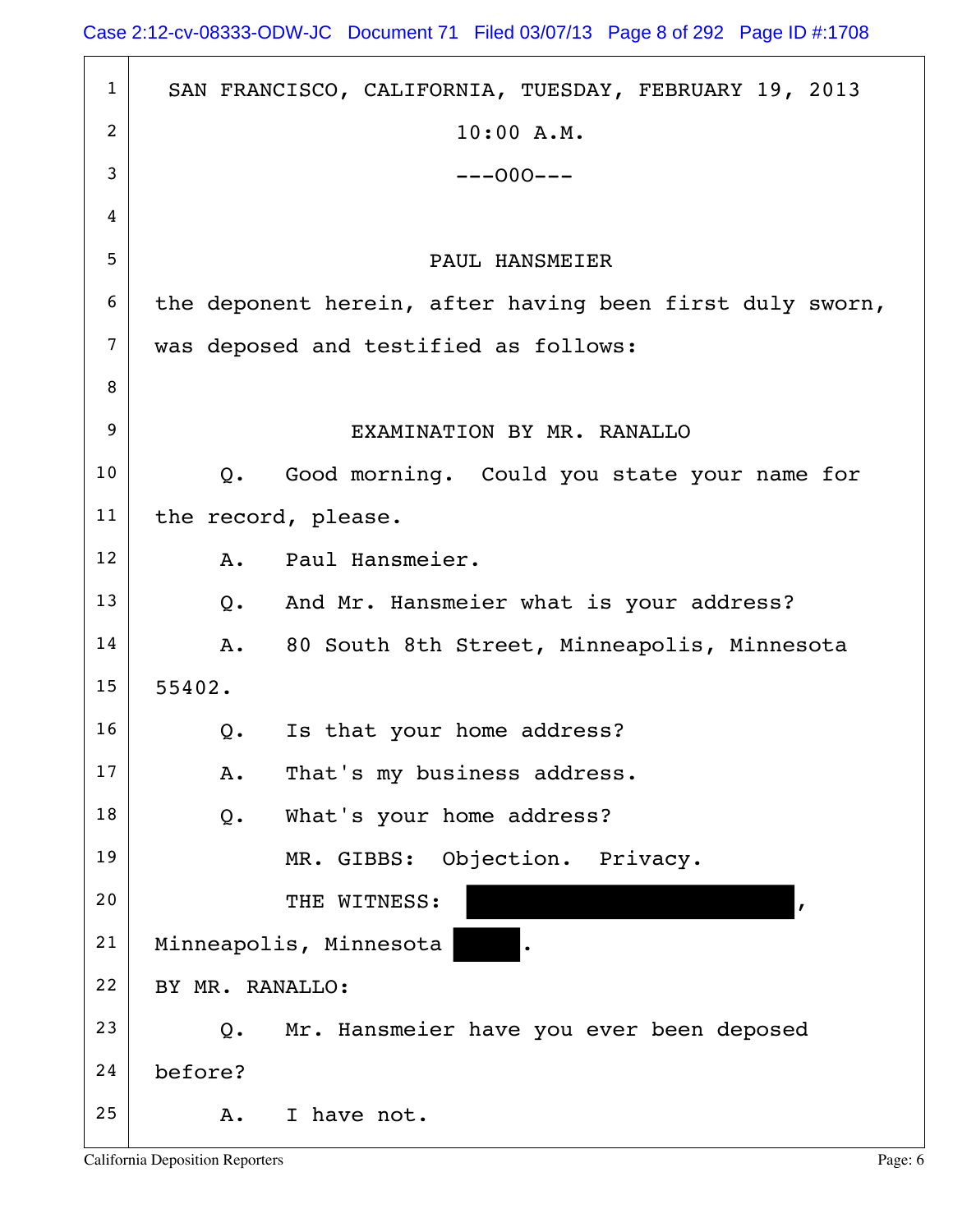SAN FRANCISCO, CALIFORNIA, TUESDAY, FEBRUARY 19, 2013

10:00 A.M.

---OOO---

PAUL HANSMEIER

the deponent herein, after having been first duly sworn, was deposed and testified as follows:

EXAMINATION BY MR. RANALLO

Q. Good morning. Could you state your name for the record, please.

A. Paul Hansmeier.

Q. And Mr. Hansmeier what is your address?

A. 80 South 8th Street, Minneapolis, Minnesota 55402.

Q. Is that your home address?

A. That's my business address.

Q. What's your home address?

MR. GIBBS: Objection. Privacy.

THE WITNESS: [REDACTED], Minneapolis, Minnesota [REDACTED].

BY MR. RANALLO:

Q. Mr. Hansmeier have you ever been deposed before?

A. I have not.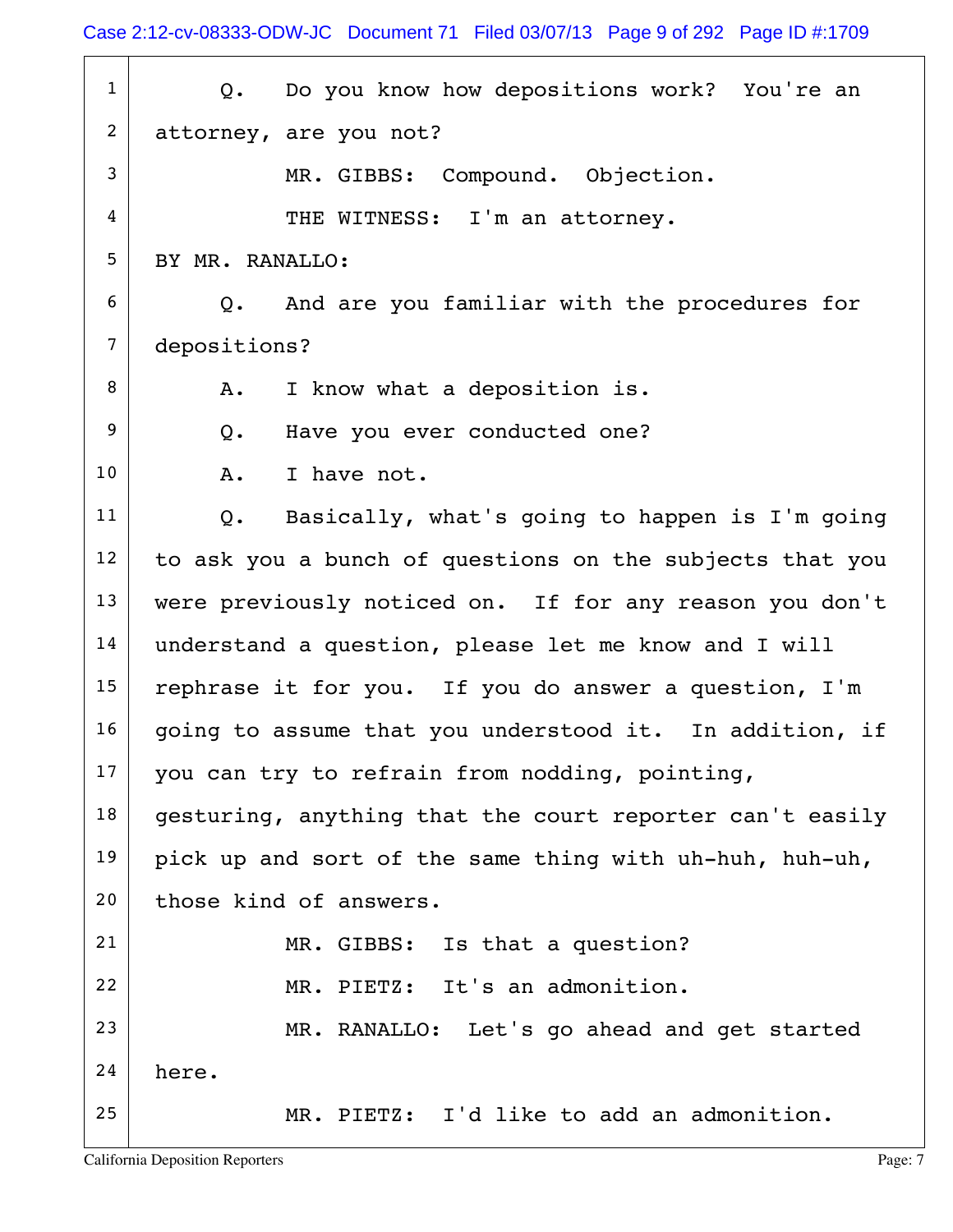Q. Do you know how depositions work? You're an attorney, are you not?

MR. GIBBS: Compound. Objection.

THE WITNESS: I'm an attorney.

BY MR. RANALLO:

Q. And are you familiar with the procedures for depositions?

A. I know what a deposition is.

Q. Have you ever conducted one?

A. I have not.

Q. Basically, what's going to happen is I'm going to ask you a bunch of questions on the subjects that you were previously noticed on. If for any reason you don't understand a question, please let me know and I will rephrase it for you. If you do answer a question, I'm going to assume that you understood it. In addition, if you can try to refrain from nodding, pointing, gesturing, anything that the court reporter can't easily pick up and sort of the same thing with uh-huh, huh-uh, those kind of answers.

MR. GIBBS: Is that a question?

MR. PIETZ: It's an admonition.

MR. RANALLO: Let's go ahead and get started here.

MR. PIETZ: I'd like to add an admonition.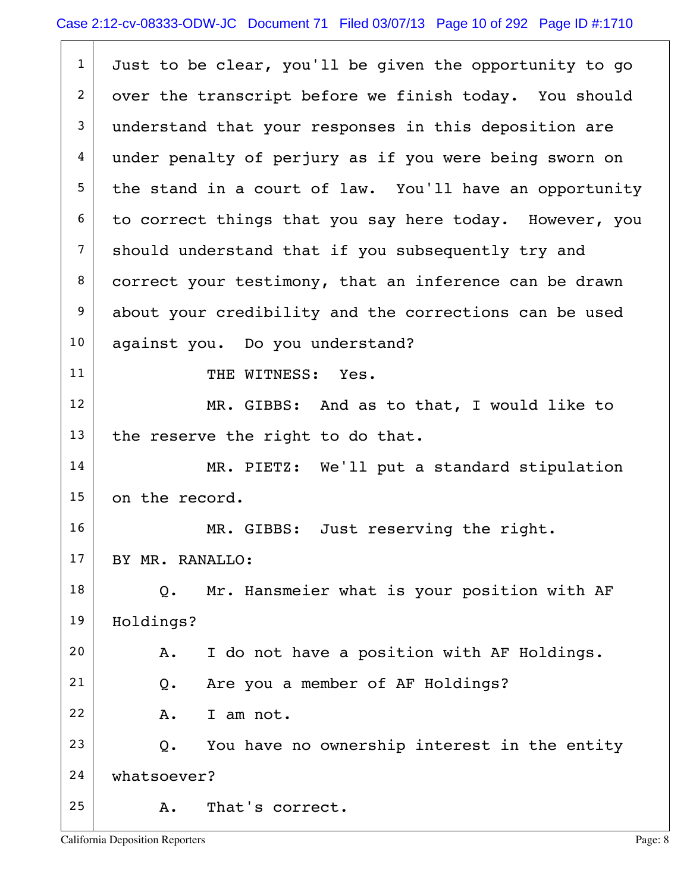Just to be clear, you'll be given the opportunity to go over the transcript before we finish today. You should understand that your responses in this deposition are under penalty of perjury as if you were being sworn on the stand in a court of law. You'll have an opportunity to correct things that you say here today. However, you should understand that if you subsequently try and correct your testimony, that an inference can be drawn about your credibility and the corrections can be used against you. Do you understand?

THE WITNESS: Yes.

MR. GIBBS: And as to that, I would like to the reserve the right to do that.

MR. PIETZ: We'll put a standard stipulation on the record.

MR. GIBBS: Just reserving the right.

BY MR. RANALLO:

Q. Mr. Hansmeier what is your position with AF Holdings?

A. I do not have a position with AF Holdings.

Q. Are you a member of AF Holdings?

A. I am not.

Q. You have no ownership interest in the entity whatsoever?

A. That's correct.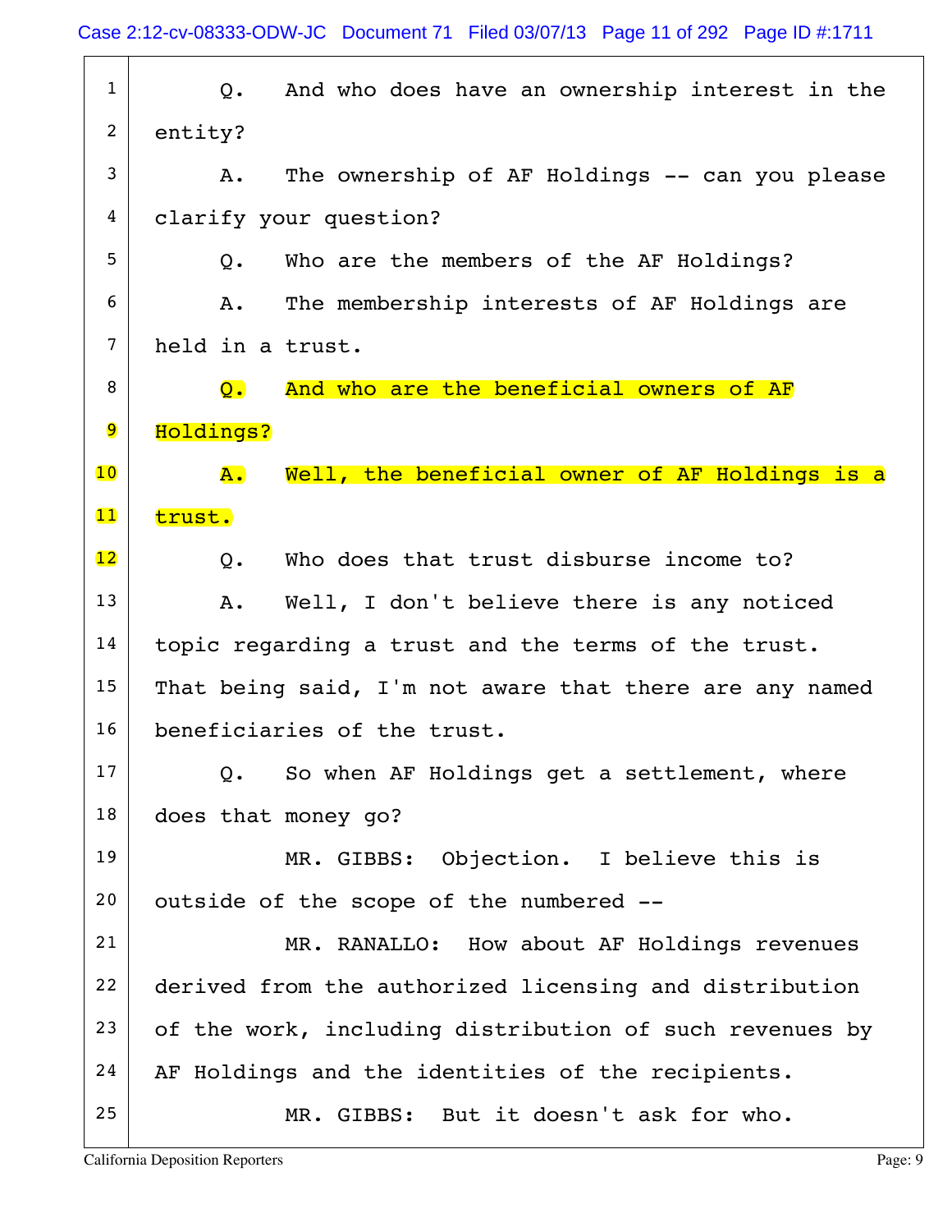1 Q. And who does have an ownership interest in the
2 entity?
3 A. The ownership of AF Holdings -- can you please
4 clarify your question?
5 Q. Who are the members of the AF Holdings?
6 A. The membership interests of AF Holdings are
7 held in a trust.
8 Q. And who are the beneficial owners of AF
9 Holdings?
10 A. Well, the beneficial owner of AF Holdings is a
11 trust.
12 Q. Who does that trust disburse income to?
13 A. Well, I don't believe there is any noticed
14 topic regarding a trust and the terms of the trust.
15 That being said, I'm not aware that there are any named
16 beneficiaries of the trust.
17 Q. So when AF Holdings get a settlement, where
18 does that money go?
19 MR. GIBBS: Objection. I believe this is
20 outside of the scope of the numbered --
21 MR. RANALLO: How about AF Holdings revenues
22 derived from the authorized licensing and distribution
23 of the work, including distribution of such revenues by
24 AF Holdings and the identities of the recipients.
25 MR. GIBBS: But it doesn't ask for who.

California Deposition Reporters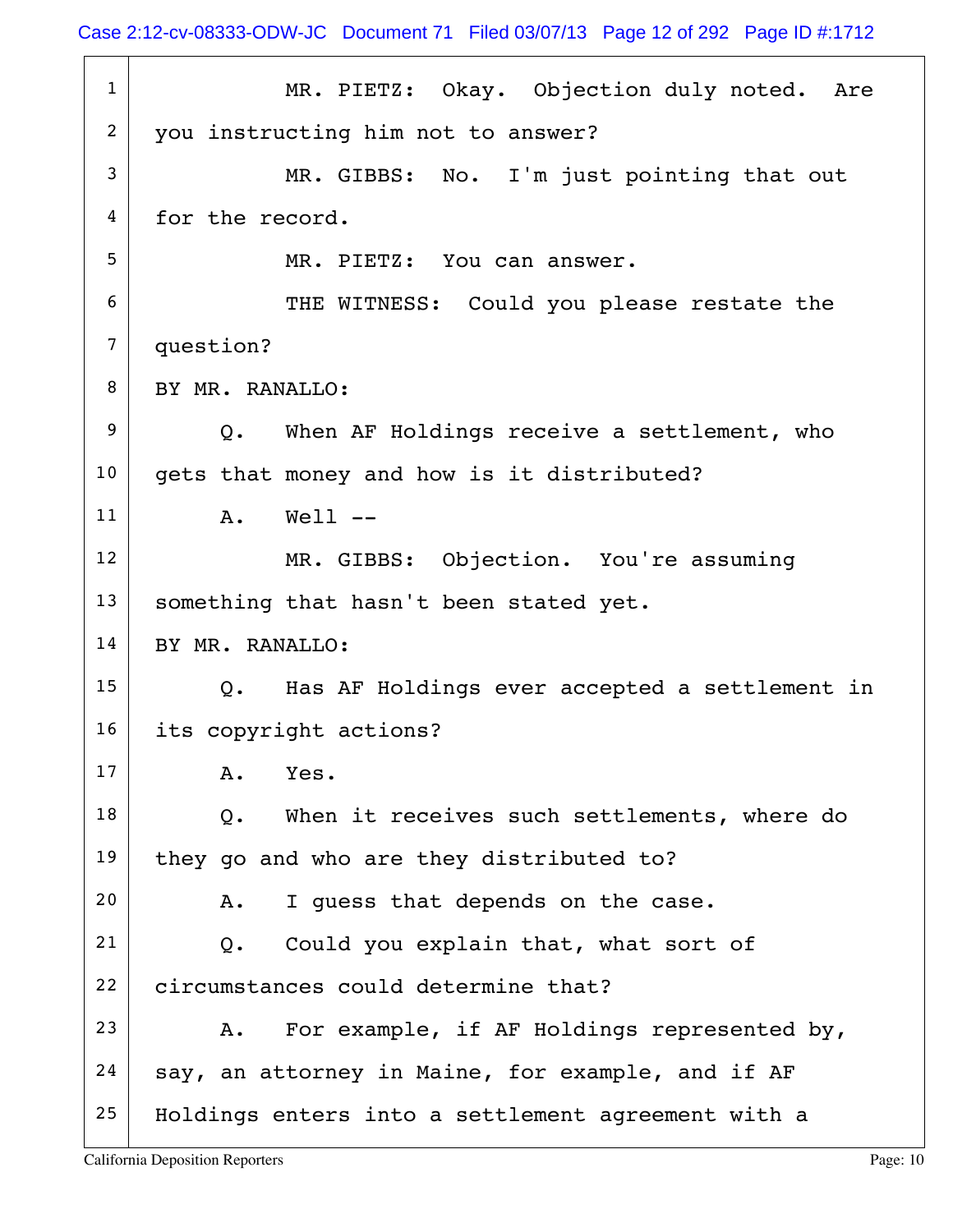MR. PIETZ: Okay. Objection duly noted. Are you instructing him not to answer?

MR. GIBBS: No. I'm just pointing that out for the record.

MR. PIETZ: You can answer.

THE WITNESS: Could you please restate the question?

BY MR. RANALLO:

Q. When AF Holdings receive a settlement, who gets that money and how is it distributed?

A. Well --

MR. GIBBS: Objection. You're assuming something that hasn't been stated yet.

BY MR. RANALLO:

Q. Has AF Holdings ever accepted a settlement in its copyright actions?

A. Yes.

Q. When it receives such settlements, where do they go and who are they distributed to?

A. I guess that depends on the case.

Q. Could you explain that, what sort of circumstances could determine that?

A. For example, if AF Holdings represented by, say, an attorney in Maine, for example, and if AF Holdings enters into a settlement agreement with a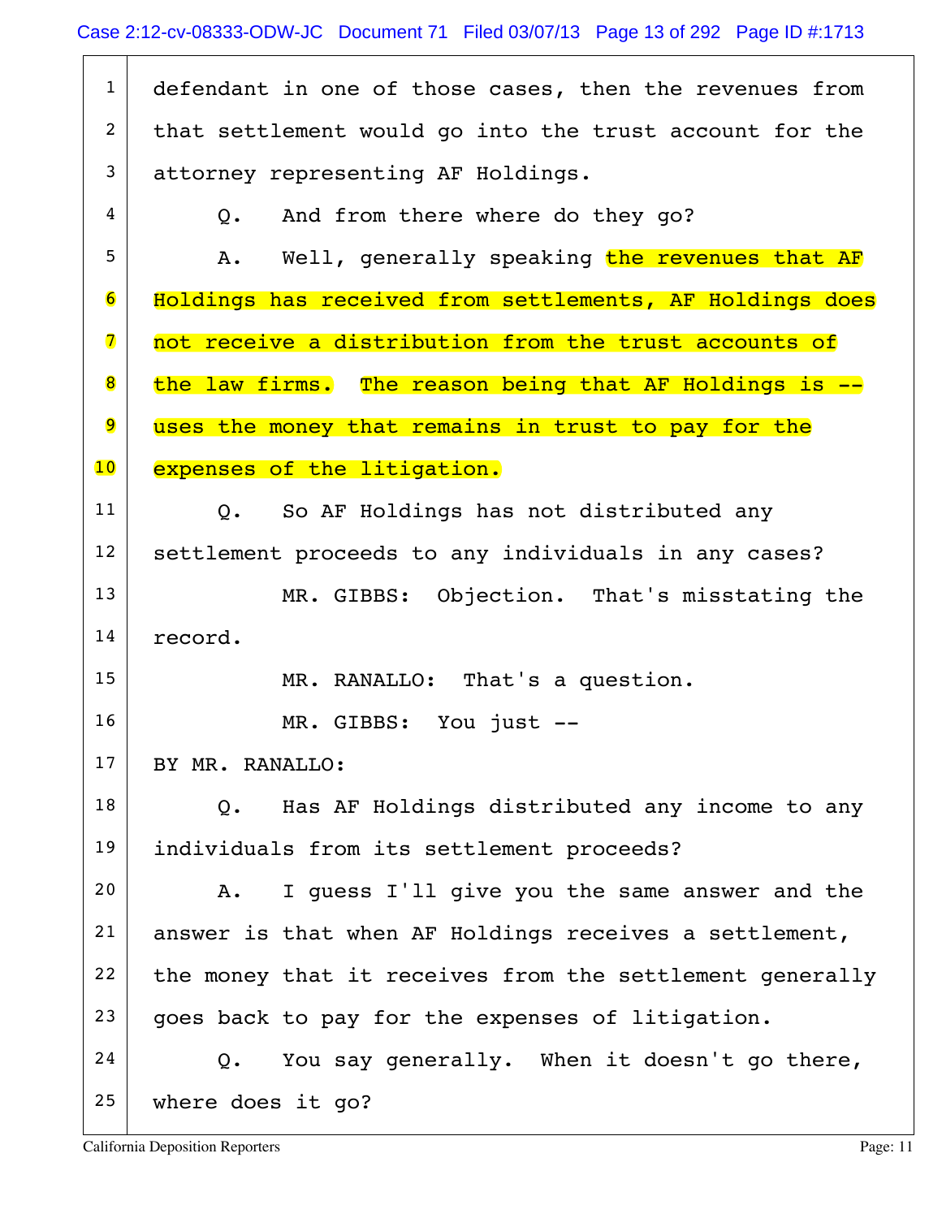defendant in one of those cases, then the revenues from that settlement would go into the trust account for the attorney representing AF Holdings.

Q. And from there where do they go?

A. Well, generally speaking the revenues that AF Holdings has received from settlements, AF Holdings does not receive a distribution from the trust accounts of the law firms. The reason being that AF Holdings is -- uses the money that remains in trust to pay for the expenses of the litigation.

Q. So AF Holdings has not distributed any settlement proceeds to any individuals in any cases?

MR. GIBBS: Objection. That's misstating the record.

MR. RANALLO: That's a question.

MR. GIBBS: You just --

BY MR. RANALLO:

Q. Has AF Holdings distributed any income to any individuals from its settlement proceeds?

A. I guess I'll give you the same answer and the answer is that when AF Holdings receives a settlement, the money that it receives from the settlement generally goes back to pay for the expenses of litigation.

Q. You say generally. When it doesn't go there, where does it go?

California Deposition Reporters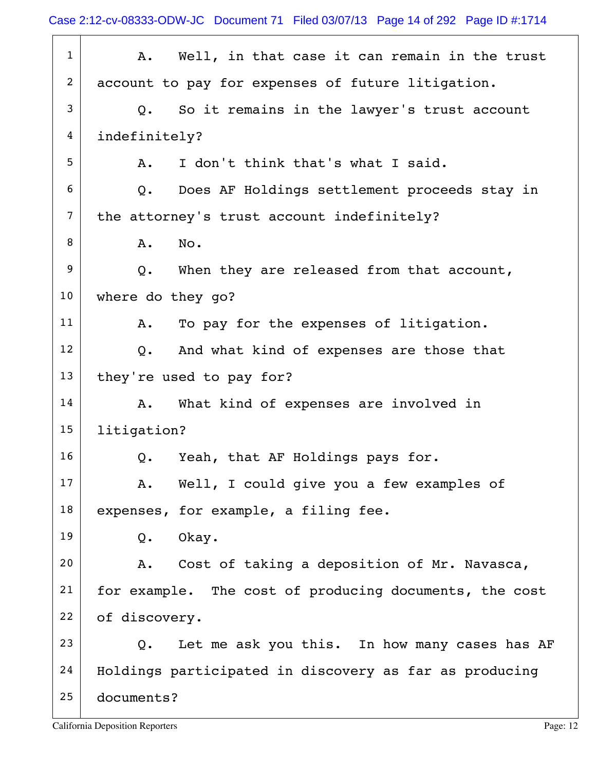1 A. Well, in that case it can remain in the trust
2 account to pay for expenses of future litigation.
3 Q. So it remains in the lawyer's trust account
4 indefinitely?
5 A. I don't think that's what I said.
6 Q. Does AF Holdings settlement proceeds stay in
7 the attorney's trust account indefinitely?
8 A. No.
9 Q. When they are released from that account,
10 where do they go?
11 A. To pay for the expenses of litigation.
12 Q. And what kind of expenses are those that
13 they're used to pay for?
14 A. What kind of expenses are involved in
15 litigation?
16 Q. Yeah, that AF Holdings pays for.
17 A. Well, I could give you a few examples of
18 expenses, for example, a filing fee.
19 Q. Okay.
20 A. Cost of taking a deposition of Mr. Navasca,
21 for example. The cost of producing documents, the cost
22 of discovery.
23 Q. Let me ask you this. In how many cases has AF
24 Holdings participated in discovery as far as producing
25 documents?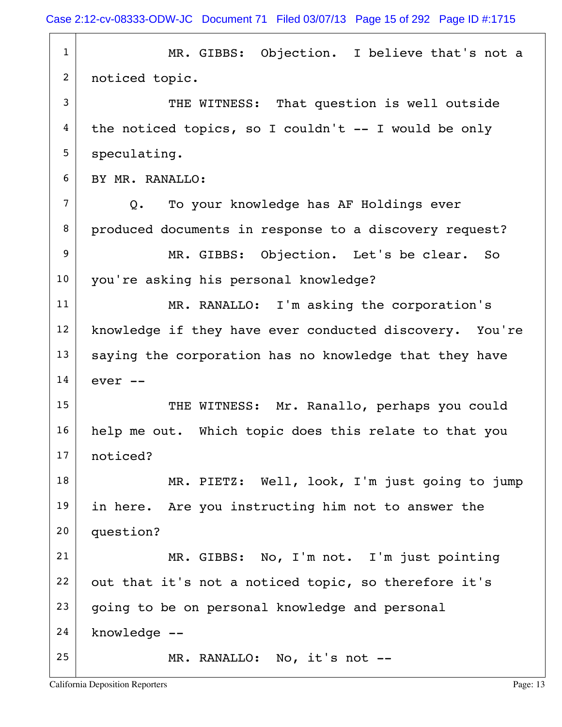1 MR. GIBBS: Objection. I believe that's not a

2 noticed topic.

3 THE WITNESS: That question is well outside

4 the noticed topics, so I couldn't -- I would be only

5 speculating.

6 BY MR. RANALLO:

7 Q. To your knowledge has AF Holdings ever

8 produced documents in response to a discovery request?

9 MR. GIBBS: Objection. Let's be clear. So

10 you're asking his personal knowledge?

11 MR. RANALLO: I'm asking the corporation's

12 knowledge if they have ever conducted discovery. You're

13 saying the corporation has no knowledge that they have

14 ever --

15 THE WITNESS: Mr. Ranallo, perhaps you could

16 help me out. Which topic does this relate to that you

17 noticed?

18 MR. PIETZ: Well, look, I'm just going to jump

19 in here. Are you instructing him not to answer the

20 question?

21 MR. GIBBS: No, I'm not. I'm just pointing

22 out that it's not a noticed topic, so therefore it's

23 going to be on personal knowledge and personal

24 knowledge --

25 MR. RANALLO: No, it's not --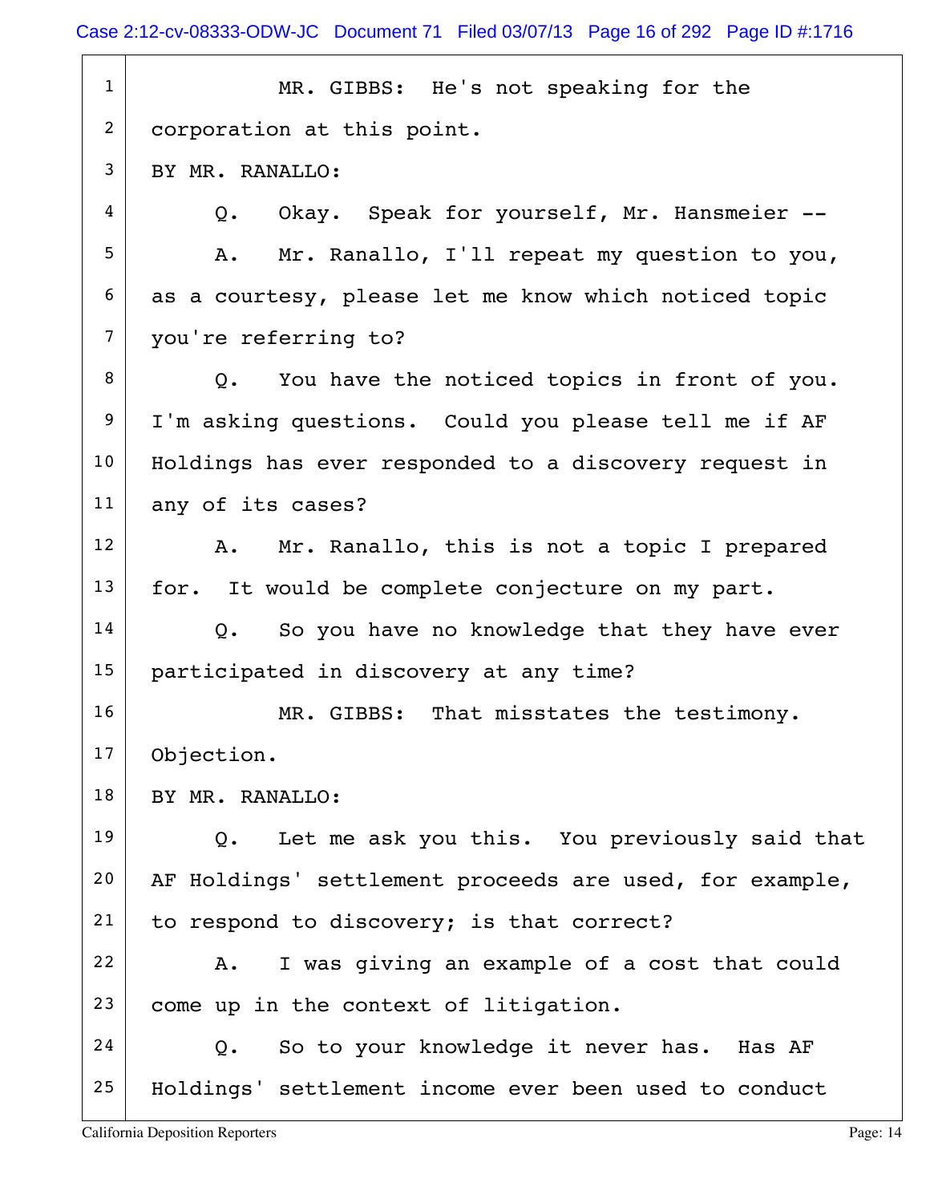MR. GIBBS: He's not speaking for the corporation at this point.

BY MR. RANALLO:

Q. Okay. Speak for yourself, Mr. Hansmeier --

A. Mr. Ranallo, I'll repeat my question to you, as a courtesy, please let me know which noticed topic you're referring to?

Q. You have the noticed topics in front of you. I'm asking questions. Could you please tell me if AF Holdings has ever responded to a discovery request in any of its cases?

A. Mr. Ranallo, this is not a topic I prepared for. It would be complete conjecture on my part.

Q. So you have no knowledge that they have ever participated in discovery at any time?

MR. GIBBS: That misstates the testimony. Objection.

BY MR. RANALLO:

Q. Let me ask you this. You previously said that AF Holdings' settlement proceeds are used, for example, to respond to discovery; is that correct?

A. I was giving an example of a cost that could come up in the context of litigation.

Q. So to your knowledge it never has. Has AF Holdings' settlement income ever been used to conduct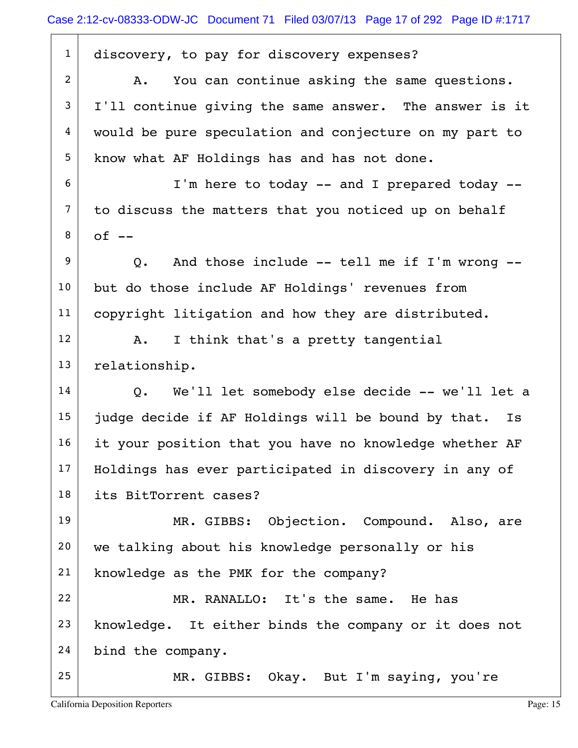discovery, to pay for discovery expenses?

A. You can continue asking the same questions. I'll continue giving the same answer. The answer is it would be pure speculation and conjecture on my part to know what AF Holdings has and has not done.

I'm here to today -- and I prepared today -- to discuss the matters that you noticed up on behalf of --

Q. And those include -- tell me if I'm wrong -- but do those include AF Holdings' revenues from copyright litigation and how they are distributed.

A. I think that's a pretty tangential relationship.

Q. We'll let somebody else decide -- we'll let a judge decide if AF Holdings will be bound by that. Is it your position that you have no knowledge whether AF Holdings has ever participated in discovery in any of its BitTorrent cases?

MR. GIBBS: Objection. Compound. Also, are we talking about his knowledge personally or his knowledge as the PMK for the company?

MR. RANALLO: It's the same. He has knowledge. It either binds the company or it does not bind the company.

MR. GIBBS: Okay. But I'm saying, you're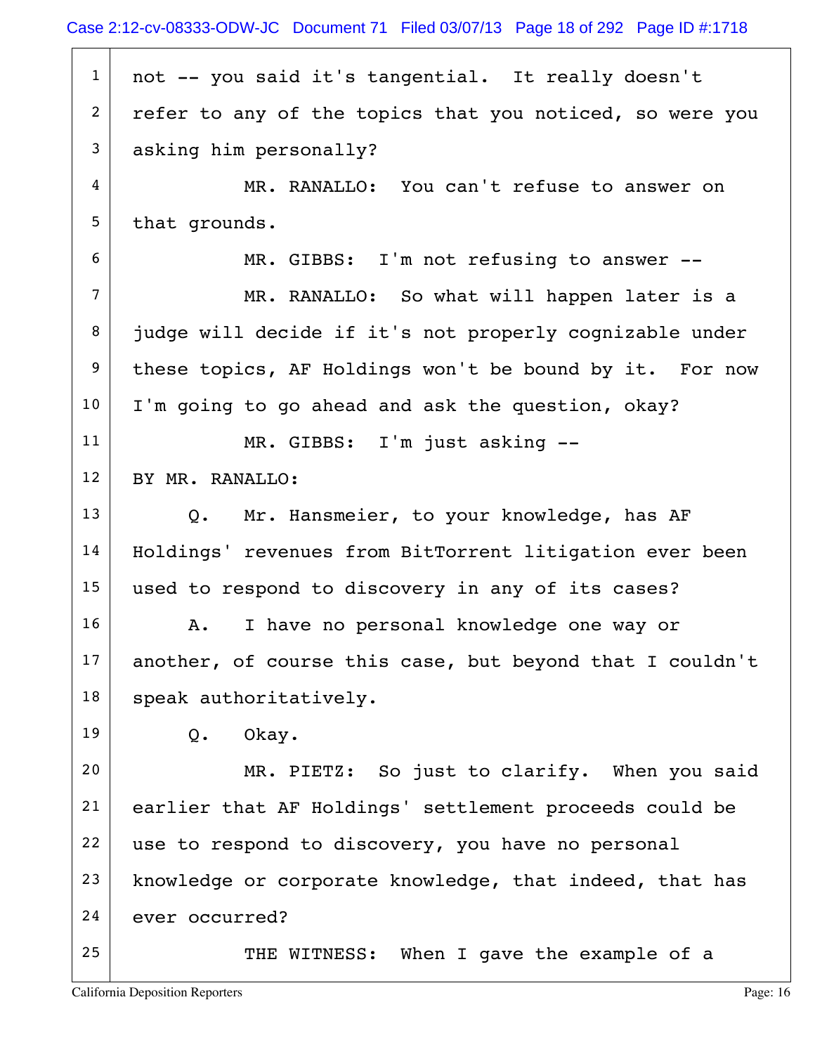1 not -- you said it's tangential. It really doesn't
2 refer to any of the topics that you noticed, so were you
3 asking him personally?
4 MR. RANALLO: You can't refuse to answer on
5 that grounds.
6 MR. GIBBS: I'm not refusing to answer --
7 MR. RANALLO: So what will happen later is a
8 judge will decide if it's not properly cognizable under
9 these topics, AF Holdings won't be bound by it. For now
10 I'm going to go ahead and ask the question, okay?
11 MR. GIBBS: I'm just asking --
12 BY MR. RANALLO:
13 Q. Mr. Hansmeier, to your knowledge, has AF
14 Holdings' revenues from BitTorrent litigation ever been
15 used to respond to discovery in any of its cases?
16 A. I have no personal knowledge one way or
17 another, of course this case, but beyond that I couldn't
18 speak authoritatively.
19 Q. Okay.
20 MR. PIETZ: So just to clarify. When you said
21 earlier that AF Holdings' settlement proceeds could be
22 use to respond to discovery, you have no personal
23 knowledge or corporate knowledge, that indeed, that has
24 ever occurred?
25 THE WITNESS: When I gave the example of a

California Deposition Reporters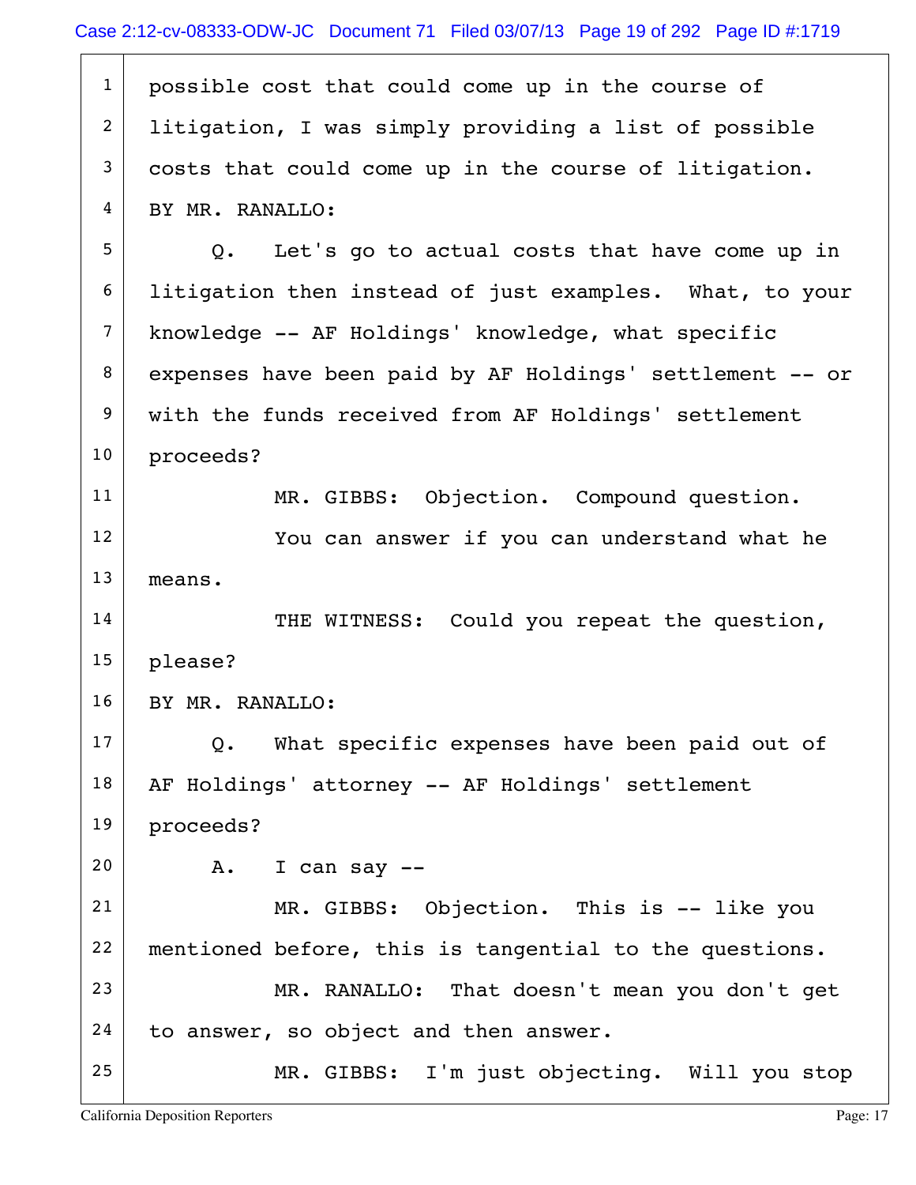possible cost that could come up in the course of litigation, I was simply providing a list of possible costs that could come up in the course of litigation.

BY MR. RANALLO:

Q. Let's go to actual costs that have come up in litigation then instead of just examples. What, to your knowledge -- AF Holdings' knowledge, what specific expenses have been paid by AF Holdings' settlement -- or with the funds received from AF Holdings' settlement proceeds?

MR. GIBBS: Objection. Compound question.

You can answer if you can understand what he means.

THE WITNESS: Could you repeat the question, please?

BY MR. RANALLO:

Q. What specific expenses have been paid out of AF Holdings' attorney -- AF Holdings' settlement proceeds?

A. I can say --

MR. GIBBS: Objection. This is -- like you mentioned before, this is tangential to the questions.

MR. RANALLO: That doesn't mean you don't get to answer, so object and then answer.

MR. GIBBS: I'm just objecting. Will you stop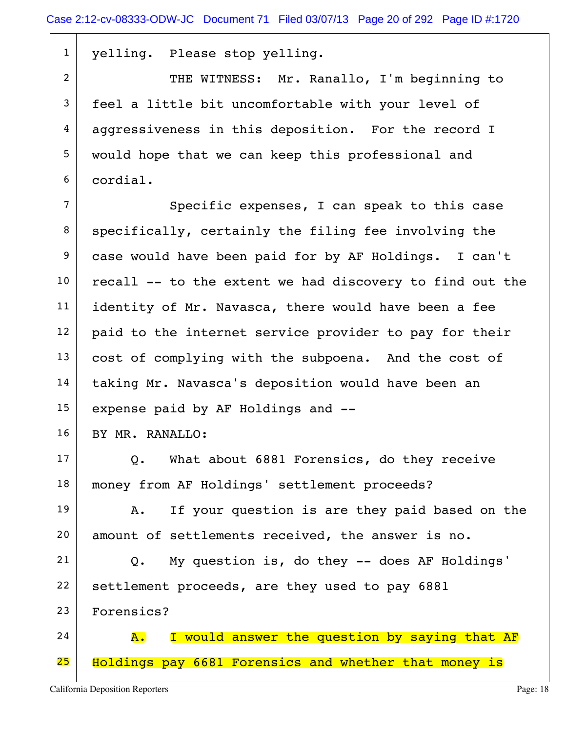yelling. Please stop yelling.

THE WITNESS: Mr. Ranallo, I'm beginning to feel a little bit uncomfortable with your level of aggressiveness in this deposition. For the record I would hope that we can keep this professional and cordial.

Specific expenses, I can speak to this case specifically, certainly the filing fee involving the case would have been paid for by AF Holdings. I can't recall -- to the extent we had discovery to find out the identity of Mr. Navasca, there would have been a fee paid to the internet service provider to pay for their cost of complying with the subpoena. And the cost of taking Mr. Navasca's deposition would have been an expense paid by AF Holdings and --

BY MR. RANALLO:

Q. What about 6881 Forensics, do they receive money from AF Holdings' settlement proceeds?

A. If your question is are they paid based on the amount of settlements received, the answer is no.

Q. My question is, do they -- does AF Holdings' settlement proceeds, are they used to pay 6881 Forensics?

A. I would answer the question by saying that AF Holdings pay 6681 Forensics and whether that money is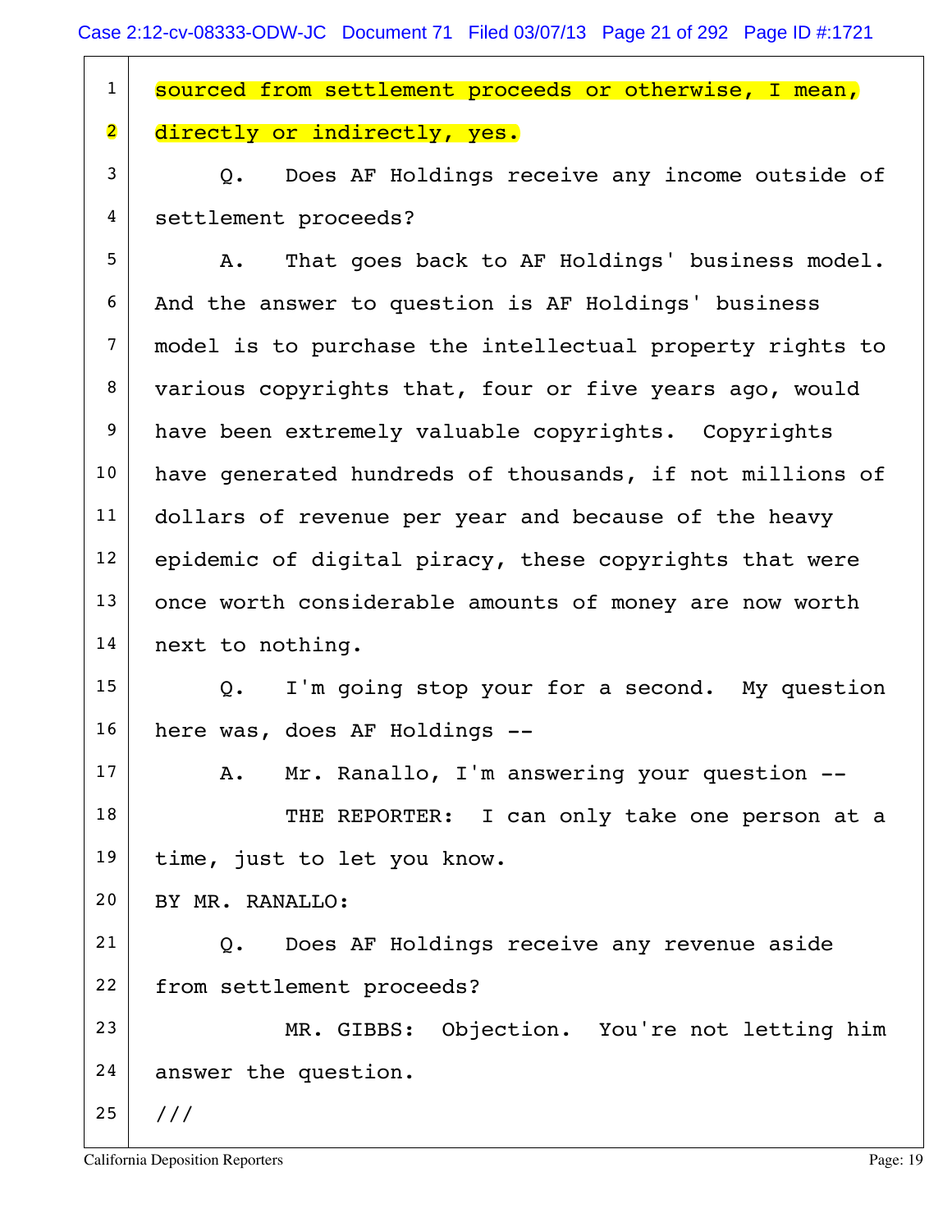sourced from settlement proceeds or otherwise, I mean, directly or indirectly, yes.

Q. Does AF Holdings receive any income outside of settlement proceeds?

A. That goes back to AF Holdings' business model. And the answer to question is AF Holdings' business model is to purchase the intellectual property rights to various copyrights that, four or five years ago, would have been extremely valuable copyrights. Copyrights have generated hundreds of thousands, if not millions of dollars of revenue per year and because of the heavy epidemic of digital piracy, these copyrights that were once worth considerable amounts of money are now worth next to nothing.

Q. I'm going stop your for a second. My question here was, does AF Holdings --

A. Mr. Ranallo, I'm answering your question --

THE REPORTER: I can only take one person at a time, just to let you know.

BY MR. RANALLO:

Q. Does AF Holdings receive any revenue aside from settlement proceeds?

MR. GIBBS: Objection. You're not letting him answer the question.

///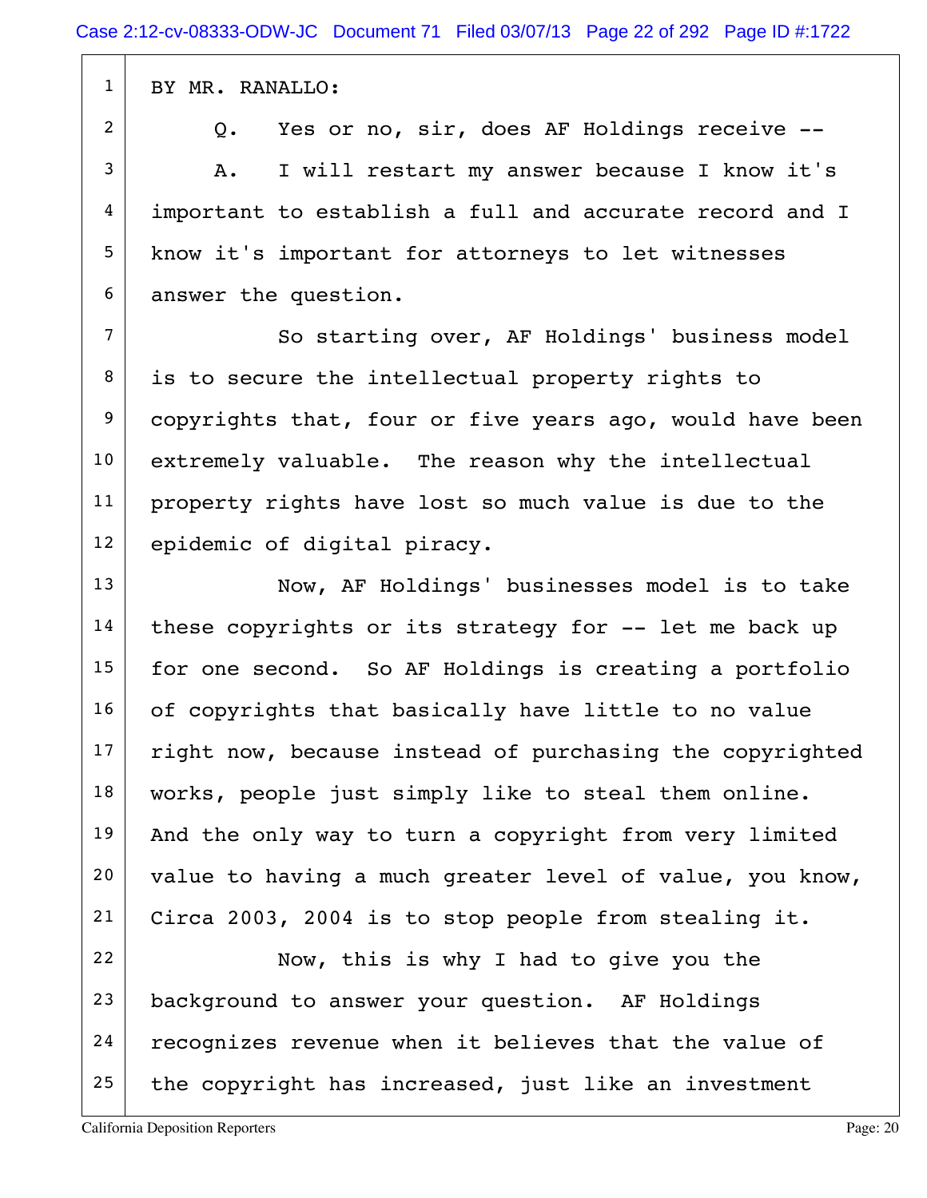BY MR. RANALLO:

Q. Yes or no, sir, does AF Holdings receive --

A. I will restart my answer because I know it's important to establish a full and accurate record and I know it's important for attorneys to let witnesses answer the question.

So starting over, AF Holdings' business model is to secure the intellectual property rights to copyrights that, four or five years ago, would have been extremely valuable. The reason why the intellectual property rights have lost so much value is due to the epidemic of digital piracy.

Now, AF Holdings' businesses model is to take these copyrights or its strategy for -- let me back up for one second. So AF Holdings is creating a portfolio of copyrights that basically have little to no value right now, because instead of purchasing the copyrighted works, people just simply like to steal them online. And the only way to turn a copyright from very limited value to having a much greater level of value, you know, Circa 2003, 2004 is to stop people from stealing it.

Now, this is why I had to give you the background to answer your question. AF Holdings recognizes revenue when it believes that the value of the copyright has increased, just like an investment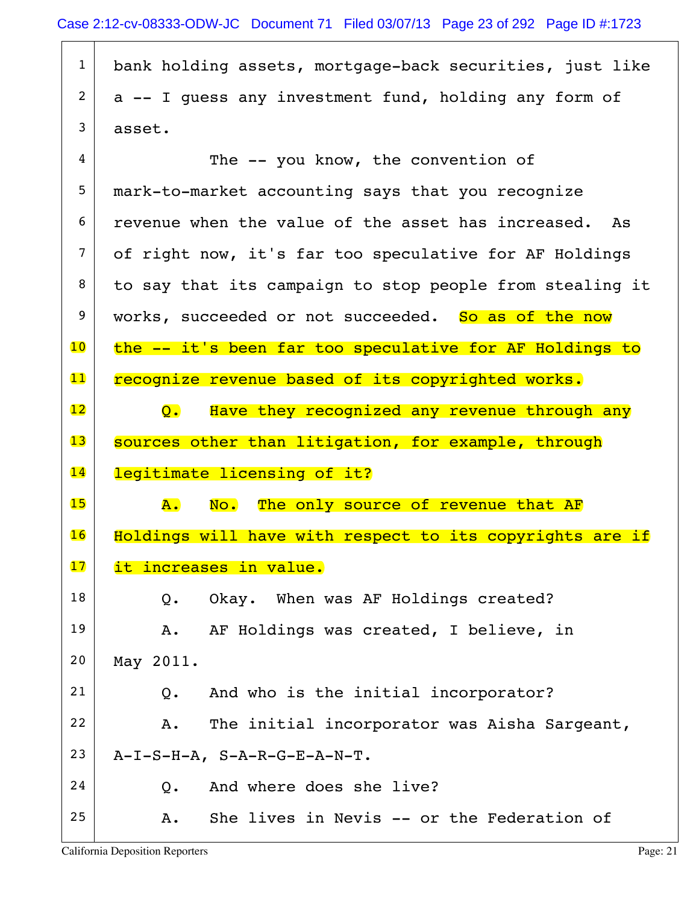bank holding assets, mortgage-back securities, just like a -- I guess any investment fund, holding any form of asset.

The -- you know, the convention of mark-to-market accounting says that you recognize revenue when the value of the asset has increased. As of right now, it's far too speculative for AF Holdings to say that its campaign to stop people from stealing it works, succeeded or not succeeded. So as of the now the -- it's been far too speculative for AF Holdings to recognize revenue based of its copyrighted works.

Q. Have they recognized any revenue through any sources other than litigation, for example, through legitimate licensing of it?

A. No. The only source of revenue that AF Holdings will have with respect to its copyrights are if it increases in value.

Q. Okay. When was AF Holdings created?

A. AF Holdings was created, I believe, in May 2011.

Q. And who is the initial incorporator?

A. The initial incorporator was Aisha Sargeant, A-I-S-H-A, S-A-R-G-E-A-N-T.

Q. And where does she live?

A. She lives in Nevis -- or the Federation of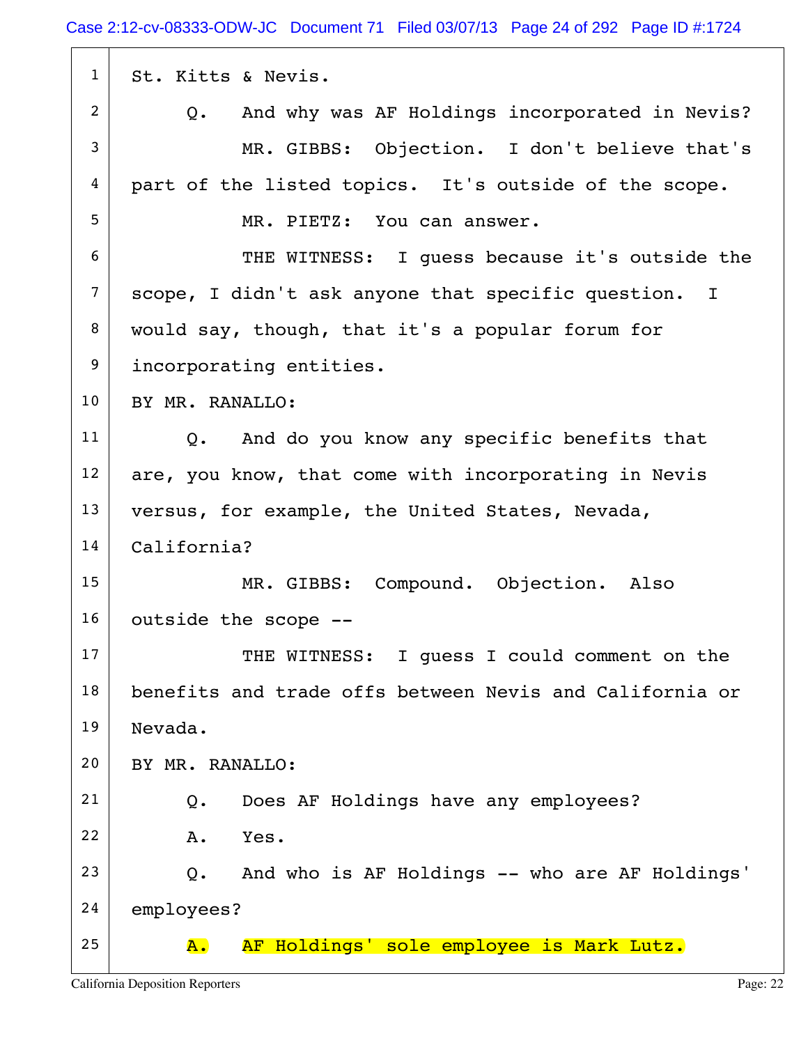1 St. Kitts & Nevis.

2 Q. And why was AF Holdings incorporated in Nevis?

3 MR. GIBBS: Objection. I don't believe that's

4 part of the listed topics. It's outside of the scope.

5 MR. PIETZ: You can answer.

6 THE WITNESS: I guess because it's outside the

7 scope, I didn't ask anyone that specific question. I

8 would say, though, that it's a popular forum for

9 incorporating entities.

10 BY MR. RANALLO:

11 Q. And do you know any specific benefits that

12 are, you know, that come with incorporating in Nevis

13 versus, for example, the United States, Nevada,

14 California?

15 MR. GIBBS: Compound. Objection. Also

16 outside the scope --

17 THE WITNESS: I guess I could comment on the

18 benefits and trade offs between Nevis and California or

19 Nevada.

20 BY MR. RANALLO:

21 Q. Does AF Holdings have any employees?

22 A. Yes.

23 Q. And who is AF Holdings -- who are AF Holdings'

24 employees?

25 A. AF Holdings' sole employee is Mark Lutz.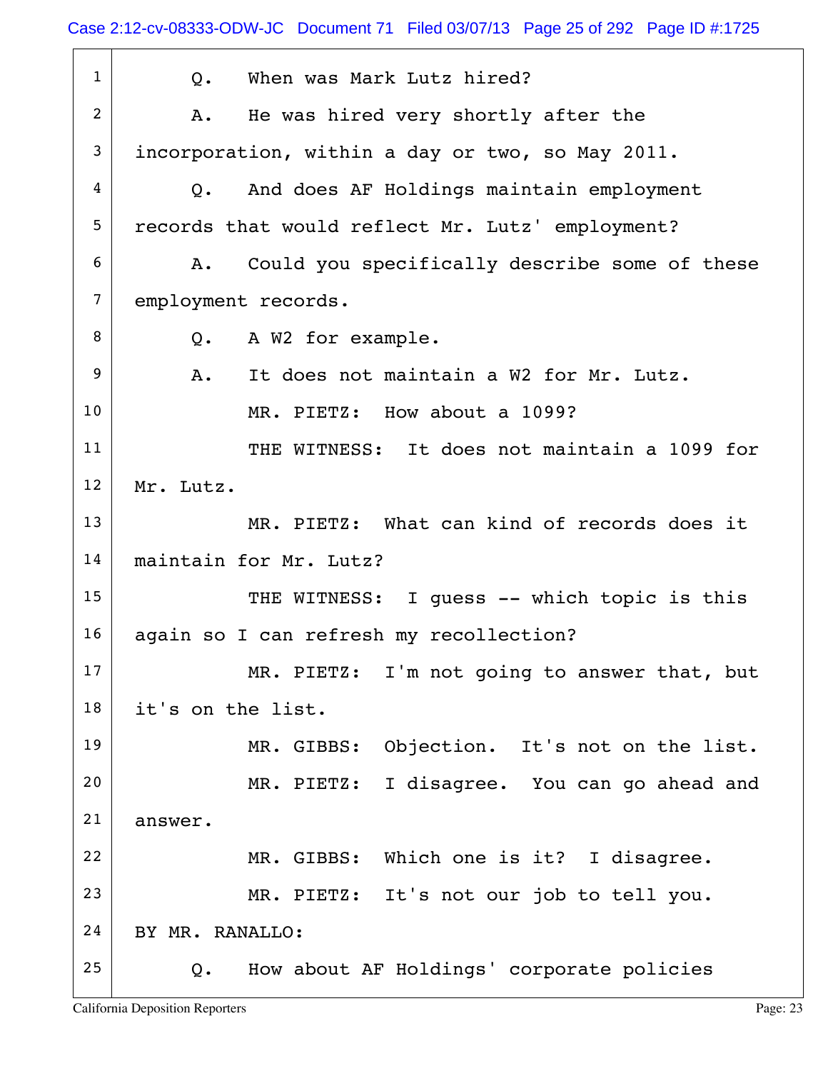Q. When was Mark Lutz hired?

A. He was hired very shortly after the incorporation, within a day or two, so May 2011.

Q. And does AF Holdings maintain employment records that would reflect Mr. Lutz' employment?

A. Could you specifically describe some of these employment records.

Q. A W2 for example.

A. It does not maintain a W2 for Mr. Lutz.

MR. PIETZ: How about a 1099?

THE WITNESS: It does not maintain a 1099 for Mr. Lutz.

MR. PIETZ: What can kind of records does it maintain for Mr. Lutz?

THE WITNESS: I guess -- which topic is this again so I can refresh my recollection?

MR. PIETZ: I'm not going to answer that, but it's on the list.

MR. GIBBS: Objection. It's not on the list.

MR. PIETZ: I disagree. You can go ahead and answer.

MR. GIBBS: Which one is it? I disagree.

MR. PIETZ: It's not our job to tell you.

BY MR. RANALLO:

Q. How about AF Holdings' corporate policies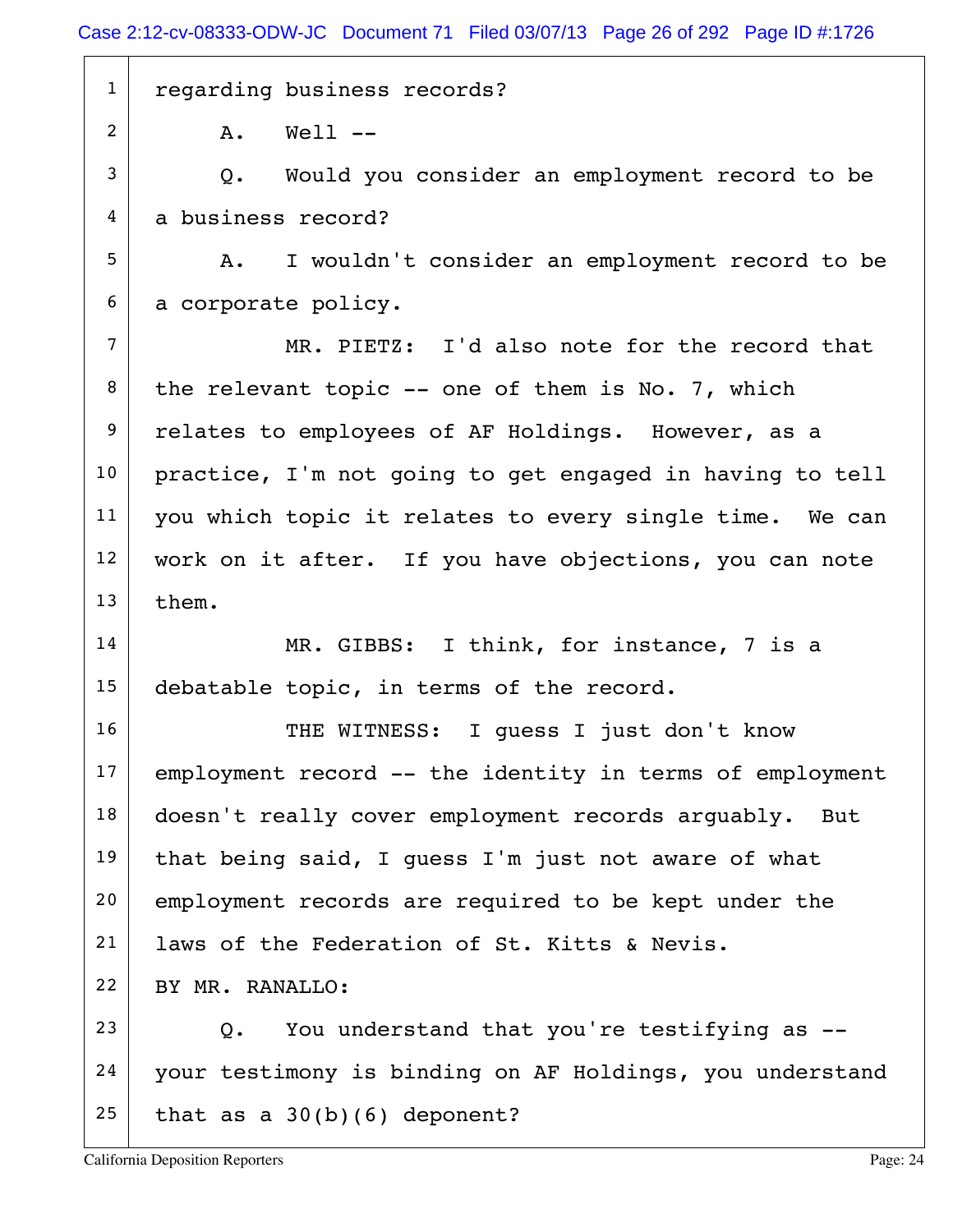1 regarding business records?

2 A. Well --

3 Q. Would you consider an employment record to be

4 a business record?

5 A. I wouldn't consider an employment record to be

6 a corporate policy.

7 MR. PIETZ: I'd also note for the record that

8 the relevant topic -- one of them is No. 7, which

9 relates to employees of AF Holdings. However, as a

10 practice, I'm not going to get engaged in having to tell

11 you which topic it relates to every single time. We can

12 work on it after. If you have objections, you can note

13 them.

14 MR. GIBBS: I think, for instance, 7 is a

15 debatable topic, in terms of the record.

16 THE WITNESS: I guess I just don't know

17 employment record -- the identity in terms of employment

18 doesn't really cover employment records arguably. But

19 that being said, I guess I'm just not aware of what

20 employment records are required to be kept under the

21 laws of the Federation of St. Kitts & Nevis.

22 BY MR. RANALLO:

23 Q. You understand that you're testifying as --

24 your testimony is binding on AF Holdings, you understand

25 that as a 30(b)(6) deponent?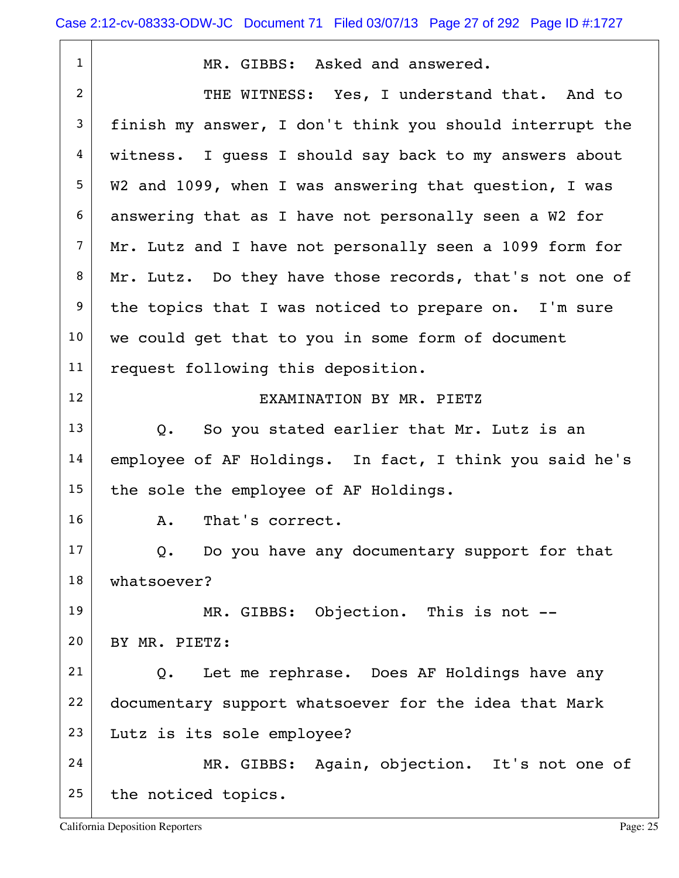MR. GIBBS: Asked and answered.

THE WITNESS: Yes, I understand that. And to finish my answer, I don't think you should interrupt the witness. I guess I should say back to my answers about W2 and 1099, when I was answering that question, I was answering that as I have not personally seen a W2 for Mr. Lutz and I have not personally seen a 1099 form for Mr. Lutz. Do they have those records, that's not one of the topics that I was noticed to prepare on. I'm sure we could get that to you in some form of document request following this deposition.

EXAMINATION BY MR. PIETZ

Q. So you stated earlier that Mr. Lutz is an employee of AF Holdings. In fact, I think you said he's the sole the employee of AF Holdings.

A. That's correct.

Q. Do you have any documentary support for that whatsoever?

MR. GIBBS: Objection. This is not --

BY MR. PIETZ:

Q. Let me rephrase. Does AF Holdings have any documentary support whatsoever for the idea that Mark Lutz is its sole employee?

MR. GIBBS: Again, objection. It's not one of the noticed topics.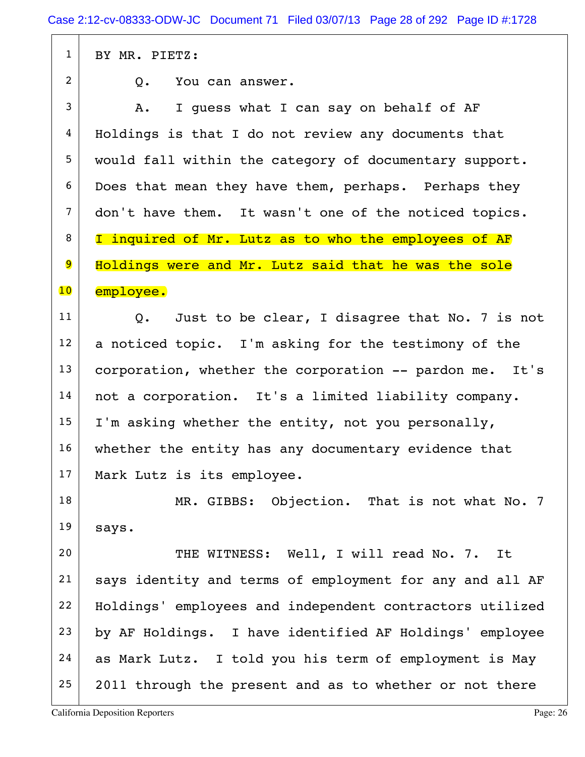BY MR. PIETZ:

Q. You can answer.

A. I guess what I can say on behalf of AF Holdings is that I do not review any documents that would fall within the category of documentary support. Does that mean they have them, perhaps. Perhaps they don't have them. It wasn't one of the noticed topics. I inquired of Mr. Lutz as to who the employees of AF Holdings were and Mr. Lutz said that he was the sole employee.

Q. Just to be clear, I disagree that No. 7 is not a noticed topic. I'm asking for the testimony of the corporation, whether the corporation -- pardon me. It's not a corporation. It's a limited liability company. I'm asking whether the entity, not you personally, whether the entity has any documentary evidence that Mark Lutz is its employee.

MR. GIBBS: Objection. That is not what No. 7 says.

THE WITNESS: Well, I will read No. 7. It says identity and terms of employment for any and all AF Holdings' employees and independent contractors utilized by AF Holdings. I have identified AF Holdings' employee as Mark Lutz. I told you his term of employment is May 2011 through the present and as to whether or not there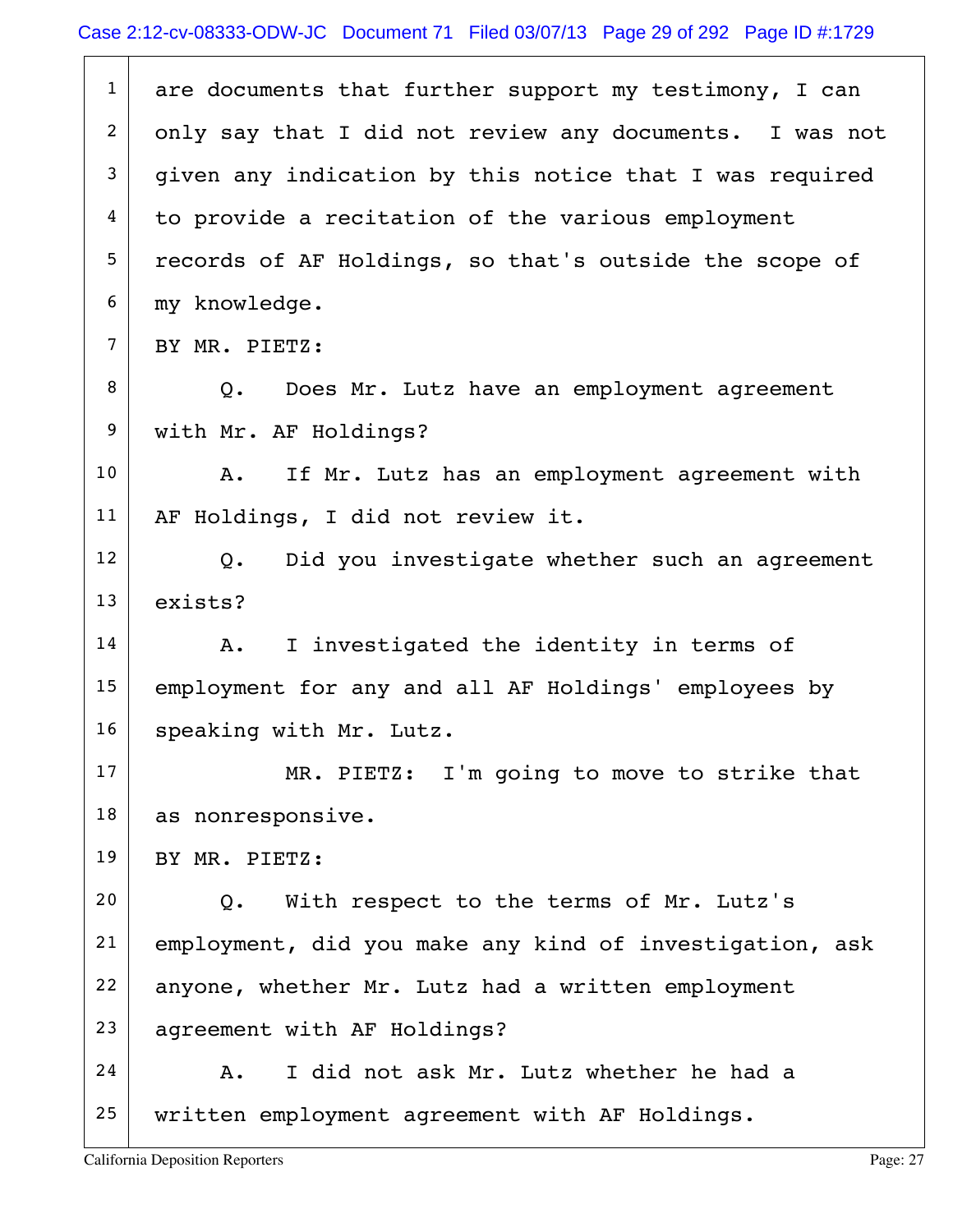are documents that further support my testimony, I can only say that I did not review any documents. I was not given any indication by this notice that I was required to provide a recitation of the various employment records of AF Holdings, so that's outside the scope of my knowledge.

BY MR. PIETZ:

Q. Does Mr. Lutz have an employment agreement with Mr. AF Holdings?

A. If Mr. Lutz has an employment agreement with AF Holdings, I did not review it.

Q. Did you investigate whether such an agreement exists?

A. I investigated the identity in terms of employment for any and all AF Holdings' employees by speaking with Mr. Lutz.

MR. PIETZ: I'm going to move to strike that as nonresponsive.

BY MR. PIETZ:

Q. With respect to the terms of Mr. Lutz's employment, did you make any kind of investigation, ask anyone, whether Mr. Lutz had a written employment agreement with AF Holdings?

A. I did not ask Mr. Lutz whether he had a written employment agreement with AF Holdings.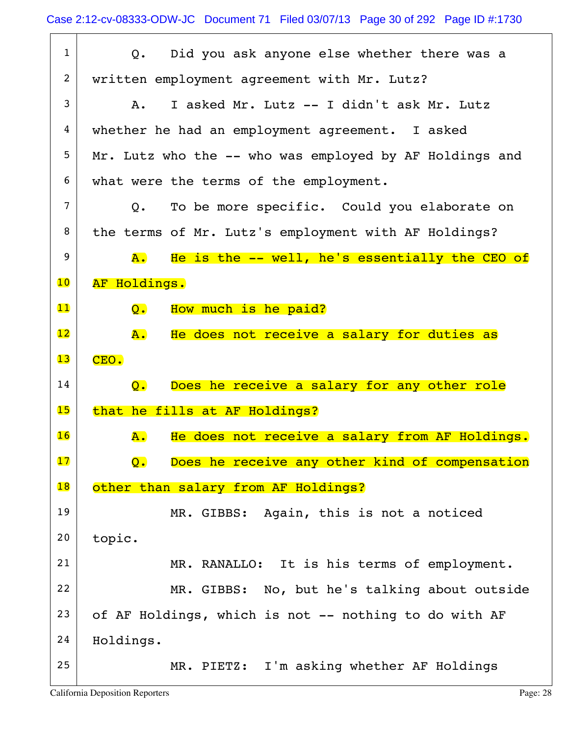1 Q. Did you ask anyone else whether there was a
2 written employment agreement with Mr. Lutz?
3 A. I asked Mr. Lutz -- I didn't ask Mr. Lutz
4 whether he had an employment agreement. I asked
5 Mr. Lutz who the -- who was employed by AF Holdings and
6 what were the terms of the employment.
7 Q. To be more specific. Could you elaborate on
8 the terms of Mr. Lutz's employment with AF Holdings?
9 A. He is the -- well, he's essentially the CEO of
10 AF Holdings.
11 Q. How much is he paid?
12 A. He does not receive a salary for duties as
13 CEO.
14 Q. Does he receive a salary for any other role
15 that he fills at AF Holdings?
16 A. He does not receive a salary from AF Holdings.
17 Q. Does he receive any other kind of compensation
18 other than salary from AF Holdings?
19 MR. GIBBS: Again, this is not a noticed
20 topic.
21 MR. RANALLO: It is his terms of employment.
22 MR. GIBBS: No, but he's talking about outside
23 of AF Holdings, which is not -- nothing to do with AF
24 Holdings.
25 MR. PIETZ: I'm asking whether AF Holdings

California Deposition Reporters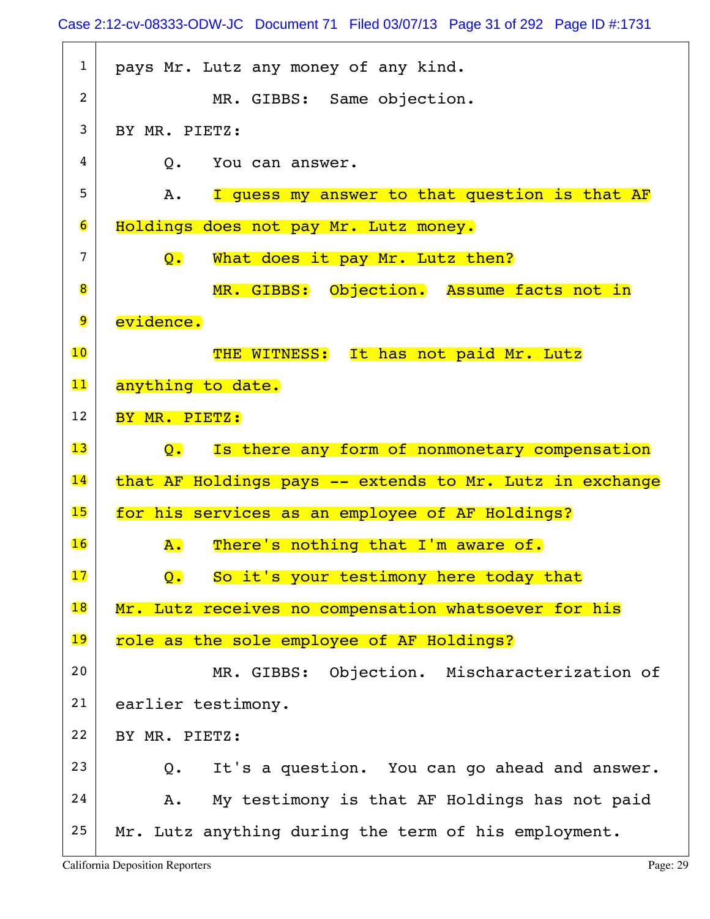1 pays Mr. Lutz any money of any kind.

2 MR. GIBBS: Same objection.

3 BY MR. PIETZ:

4 Q. You can answer.

5 A. I guess my answer to that question is that AF

6 Holdings does not pay Mr. Lutz money.

7 Q. What does it pay Mr. Lutz then?

8 MR. GIBBS: Objection. Assume facts not in

9 evidence.

10 THE WITNESS: It has not paid Mr. Lutz

11 anything to date.

12 BY MR. PIETZ:

13 Q. Is there any form of nonmonetary compensation

14 that AF Holdings pays -- extends to Mr. Lutz in exchange

15 for his services as an employee of AF Holdings?

16 A. There's nothing that I'm aware of.

17 Q. So it's your testimony here today that

18 Mr. Lutz receives no compensation whatsoever for his

19 role as the sole employee of AF Holdings?

20 MR. GIBBS: Objection. Mischaracterization of

21 earlier testimony.

22 BY MR. PIETZ:

23 Q. It's a question. You can go ahead and answer.

24 A. My testimony is that AF Holdings has not paid

25 Mr. Lutz anything during the term of his employment.

California Deposition Reporters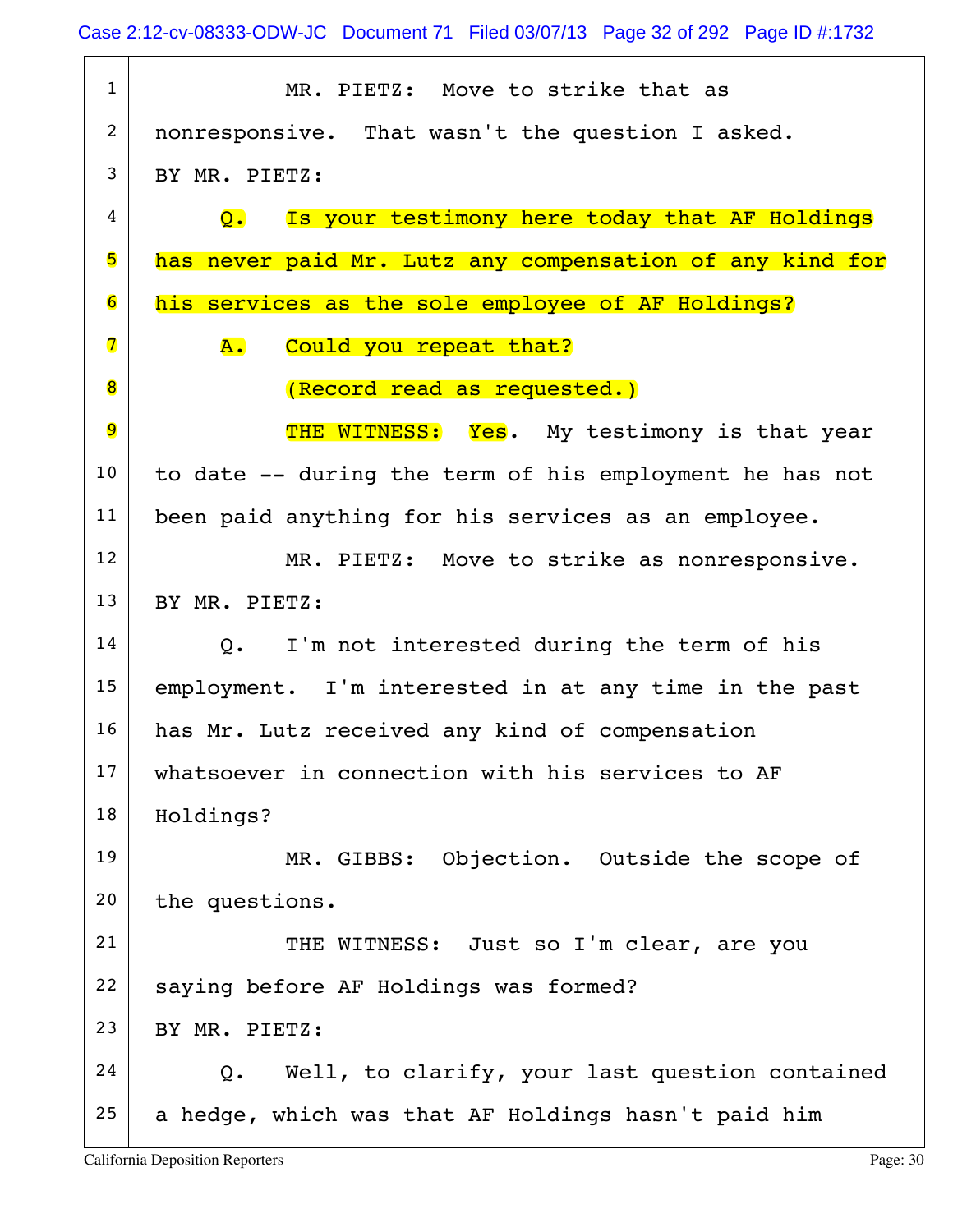1 MR. PIETZ: Move to strike that as
2 nonresponsive. That wasn't the question I asked.
3 BY MR. PIETZ:
4 Q. Is your testimony here today that AF Holdings
5 has never paid Mr. Lutz any compensation of any kind for
6 his services as the sole employee of AF Holdings?
7 A. Could you repeat that?
8 (Record read as requested.)
9 THE WITNESS: Yes. My testimony is that year
10 to date -- during the term of his employment he has not
11 been paid anything for his services as an employee.
12 MR. PIETZ: Move to strike as nonresponsive.
13 BY MR. PIETZ:
14 Q. I'm not interested during the term of his
15 employment. I'm interested in at any time in the past
16 has Mr. Lutz received any kind of compensation
17 whatsoever in connection with his services to AF
18 Holdings?
19 MR. GIBBS: Objection. Outside the scope of
20 the questions.
21 THE WITNESS: Just so I'm clear, are you
22 saying before AF Holdings was formed?
23 BY MR. PIETZ:
24 Q. Well, to clarify, your last question contained
25 a hedge, which was that AF Holdings hasn't paid him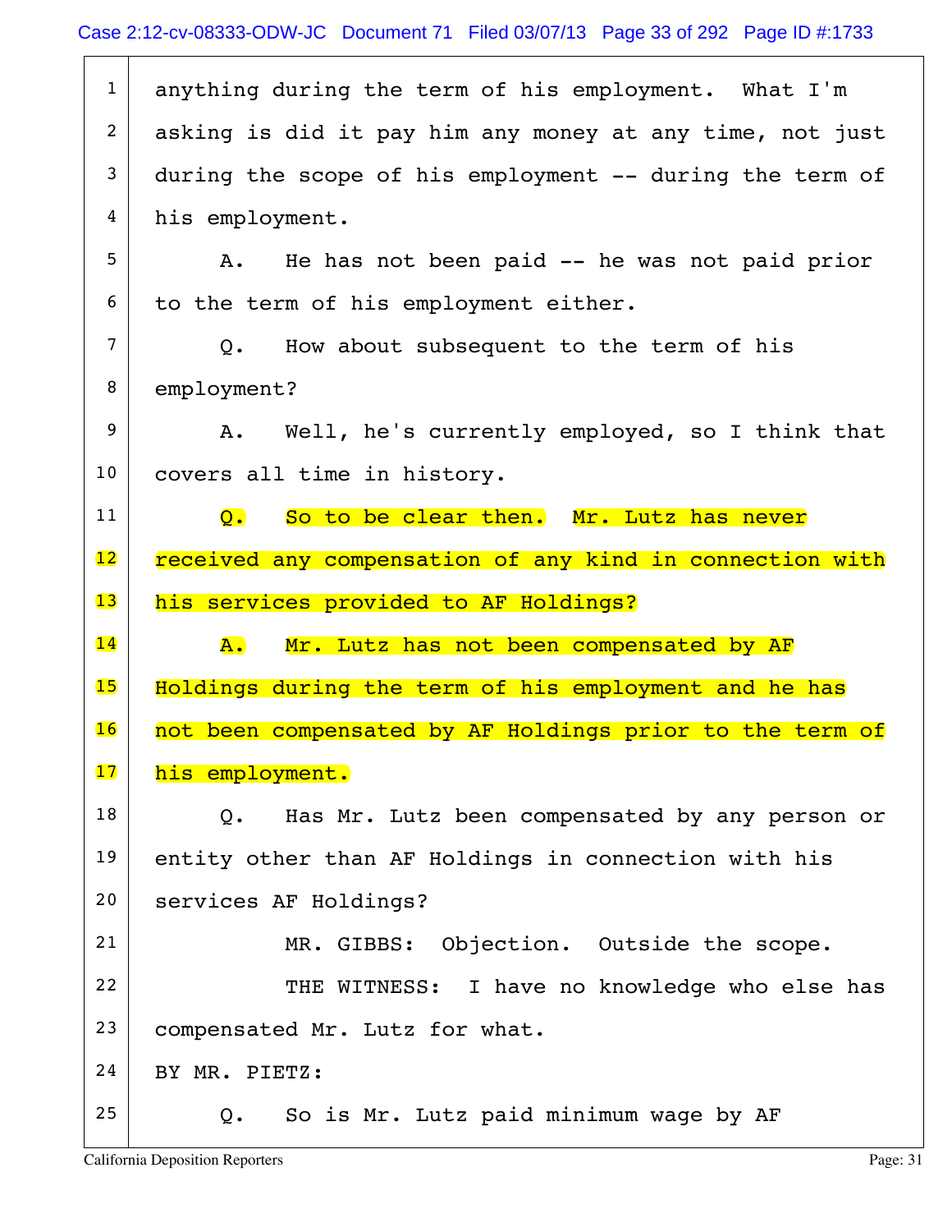anything during the term of his employment. What I'm asking is did it pay him any money at any time, not just during the scope of his employment -- during the term of his employment.

A. He has not been paid -- he was not paid prior to the term of his employment either.

Q. How about subsequent to the term of his employment?

A. Well, he's currently employed, so I think that covers all time in history.

Q. So to be clear then. Mr. Lutz has never received any compensation of any kind in connection with his services provided to AF Holdings?

A. Mr. Lutz has not been compensated by AF Holdings during the term of his employment and he has not been compensated by AF Holdings prior to the term of his employment.

Q. Has Mr. Lutz been compensated by any person or entity other than AF Holdings in connection with his services AF Holdings?

MR. GIBBS: Objection. Outside the scope.

THE WITNESS: I have no knowledge who else has compensated Mr. Lutz for what.

BY MR. PIETZ:

Q. So is Mr. Lutz paid minimum wage by AF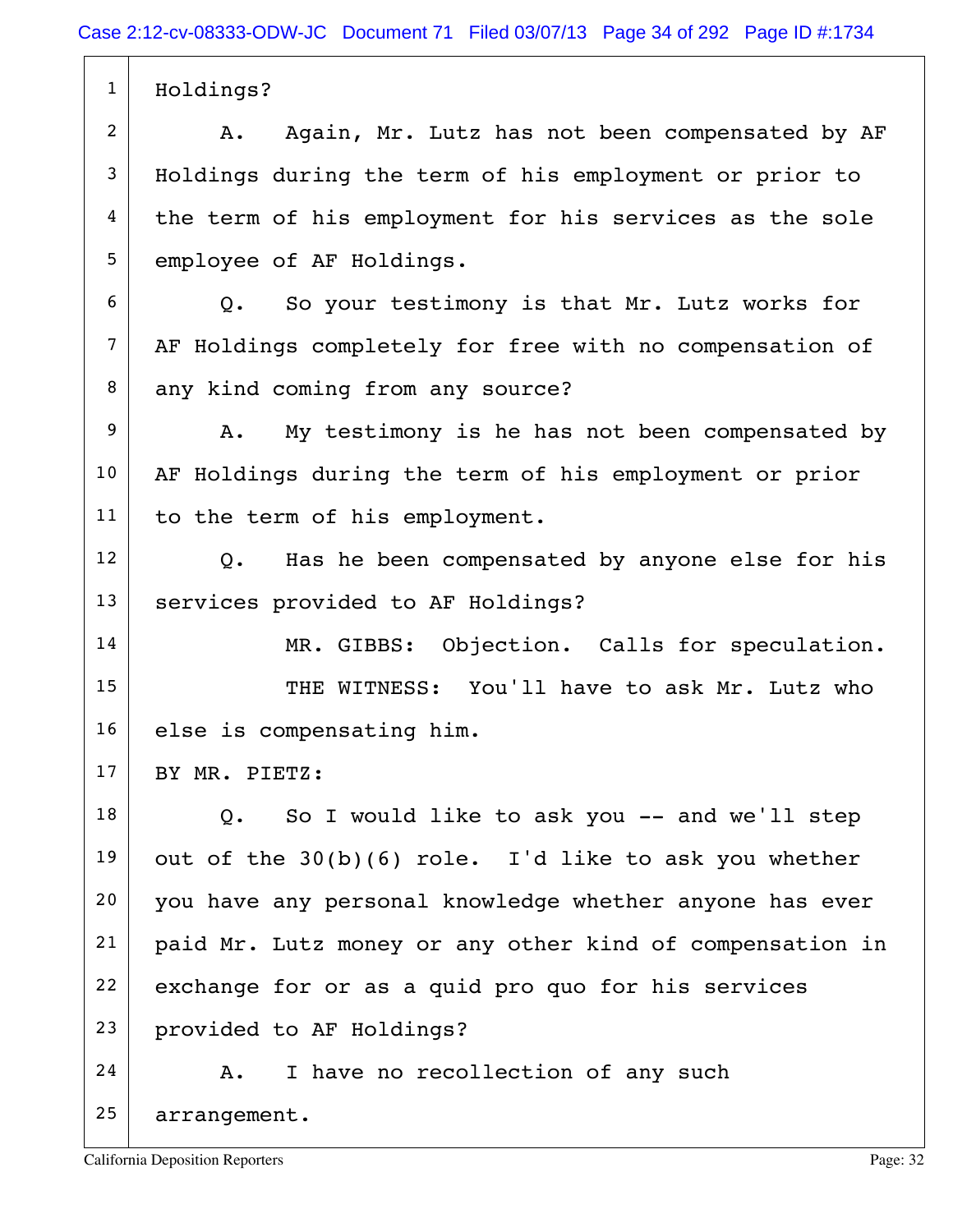Holdings?

A. Again, Mr. Lutz has not been compensated by AF Holdings during the term of his employment or prior to the term of his employment for his services as the sole employee of AF Holdings.

Q. So your testimony is that Mr. Lutz works for AF Holdings completely for free with no compensation of any kind coming from any source?

A. My testimony is he has not been compensated by AF Holdings during the term of his employment or prior to the term of his employment.

Q. Has he been compensated by anyone else for his services provided to AF Holdings?

MR. GIBBS: Objection. Calls for speculation.

THE WITNESS: You'll have to ask Mr. Lutz who else is compensating him.

BY MR. PIETZ:

Q. So I would like to ask you -- and we'll step out of the 30(b)(6) role. I'd like to ask you whether you have any personal knowledge whether anyone has ever paid Mr. Lutz money or any other kind of compensation in exchange for or as a quid pro quo for his services provided to AF Holdings?

A. I have no recollection of any such arrangement.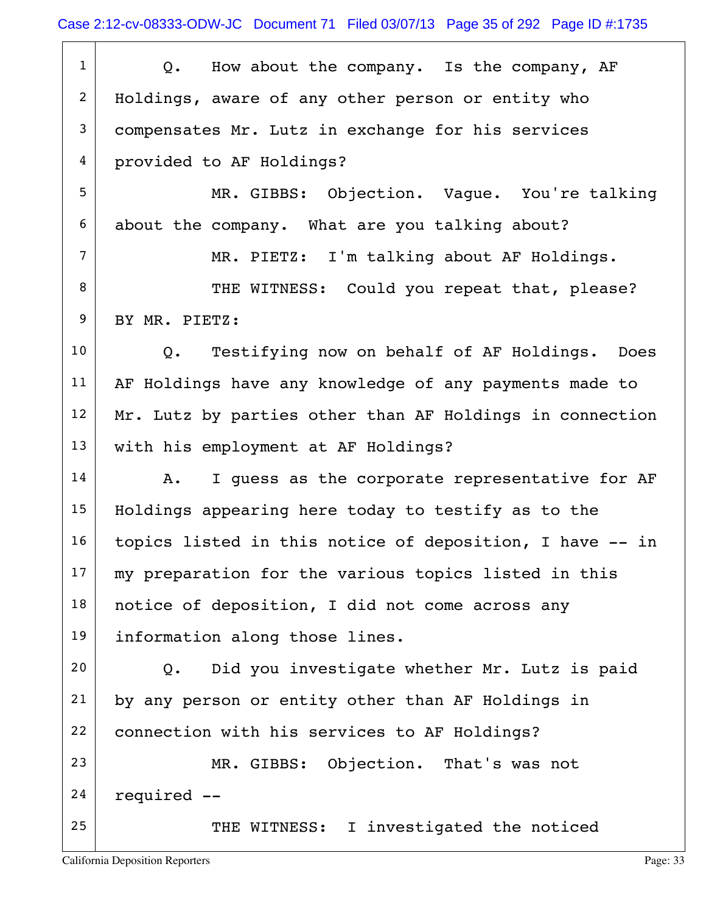Q. How about the company. Is the company, AF Holdings, aware of any other person or entity who compensates Mr. Lutz in exchange for his services provided to AF Holdings?

MR. GIBBS: Objection. Vague. You're talking about the company. What are you talking about?

MR. PIETZ: I'm talking about AF Holdings.

THE WITNESS: Could you repeat that, please?

BY MR. PIETZ:

Q. Testifying now on behalf of AF Holdings. Does AF Holdings have any knowledge of any payments made to Mr. Lutz by parties other than AF Holdings in connection with his employment at AF Holdings?

A. I guess as the corporate representative for AF Holdings appearing here today to testify as to the topics listed in this notice of deposition, I have -- in my preparation for the various topics listed in this notice of deposition, I did not come across any information along those lines.

Q. Did you investigate whether Mr. Lutz is paid by any person or entity other than AF Holdings in connection with his services to AF Holdings?

MR. GIBBS: Objection. That's was not required --

THE WITNESS: I investigated the noticed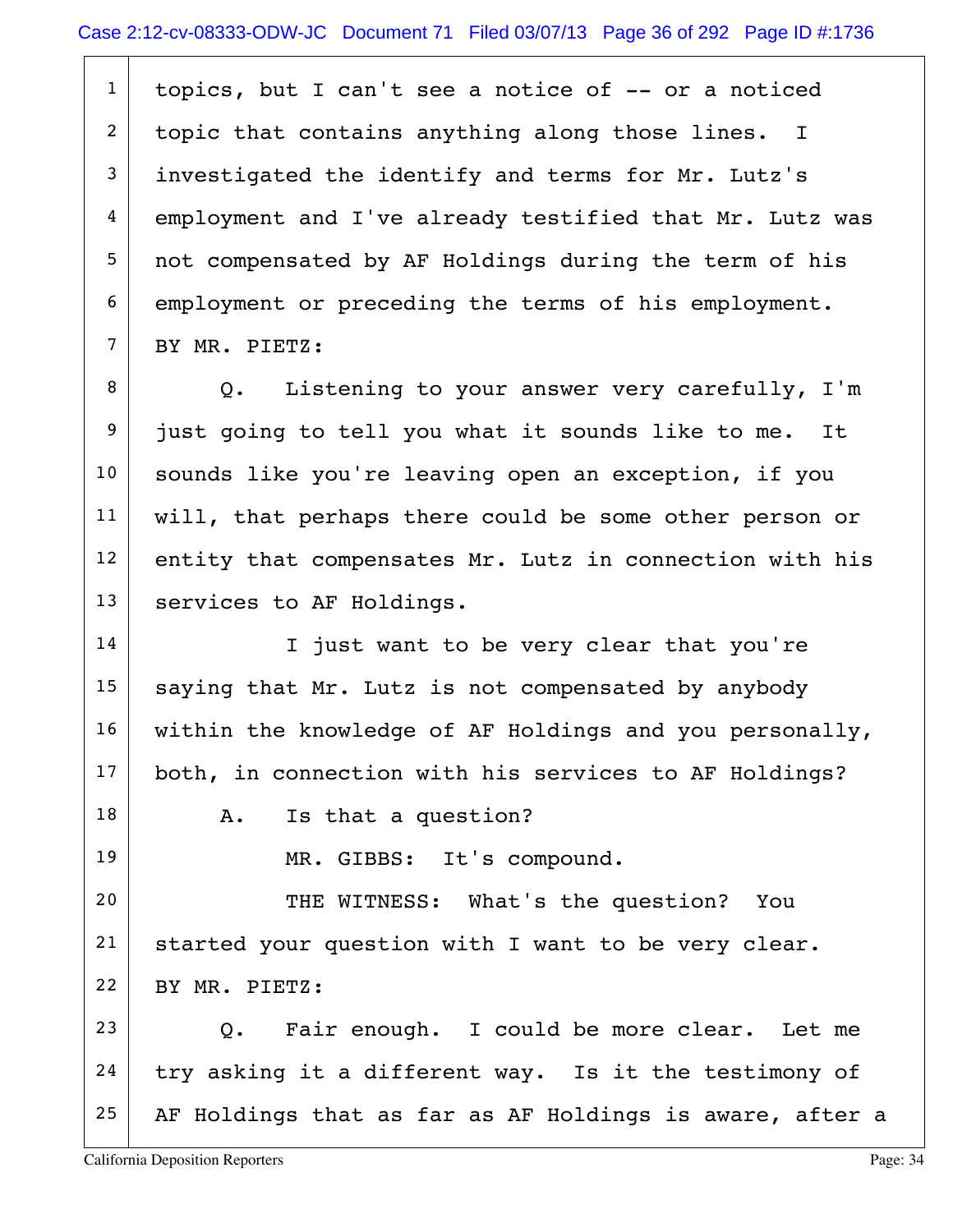topics, but I can't see a notice of -- or a noticed topic that contains anything along those lines. I investigated the identify and terms for Mr. Lutz's employment and I've already testified that Mr. Lutz was not compensated by AF Holdings during the term of his employment or preceding the terms of his employment.

BY MR. PIETZ:

Q. Listening to your answer very carefully, I'm just going to tell you what it sounds like to me. It sounds like you're leaving open an exception, if you will, that perhaps there could be some other person or entity that compensates Mr. Lutz in connection with his services to AF Holdings.

I just want to be very clear that you're saying that Mr. Lutz is not compensated by anybody within the knowledge of AF Holdings and you personally, both, in connection with his services to AF Holdings?

A. Is that a question?

MR. GIBBS: It's compound.

THE WITNESS: What's the question? You started your question with I want to be very clear.

BY MR. PIETZ:

Q. Fair enough. I could be more clear. Let me try asking it a different way. Is it the testimony of AF Holdings that as far as AF Holdings is aware, after a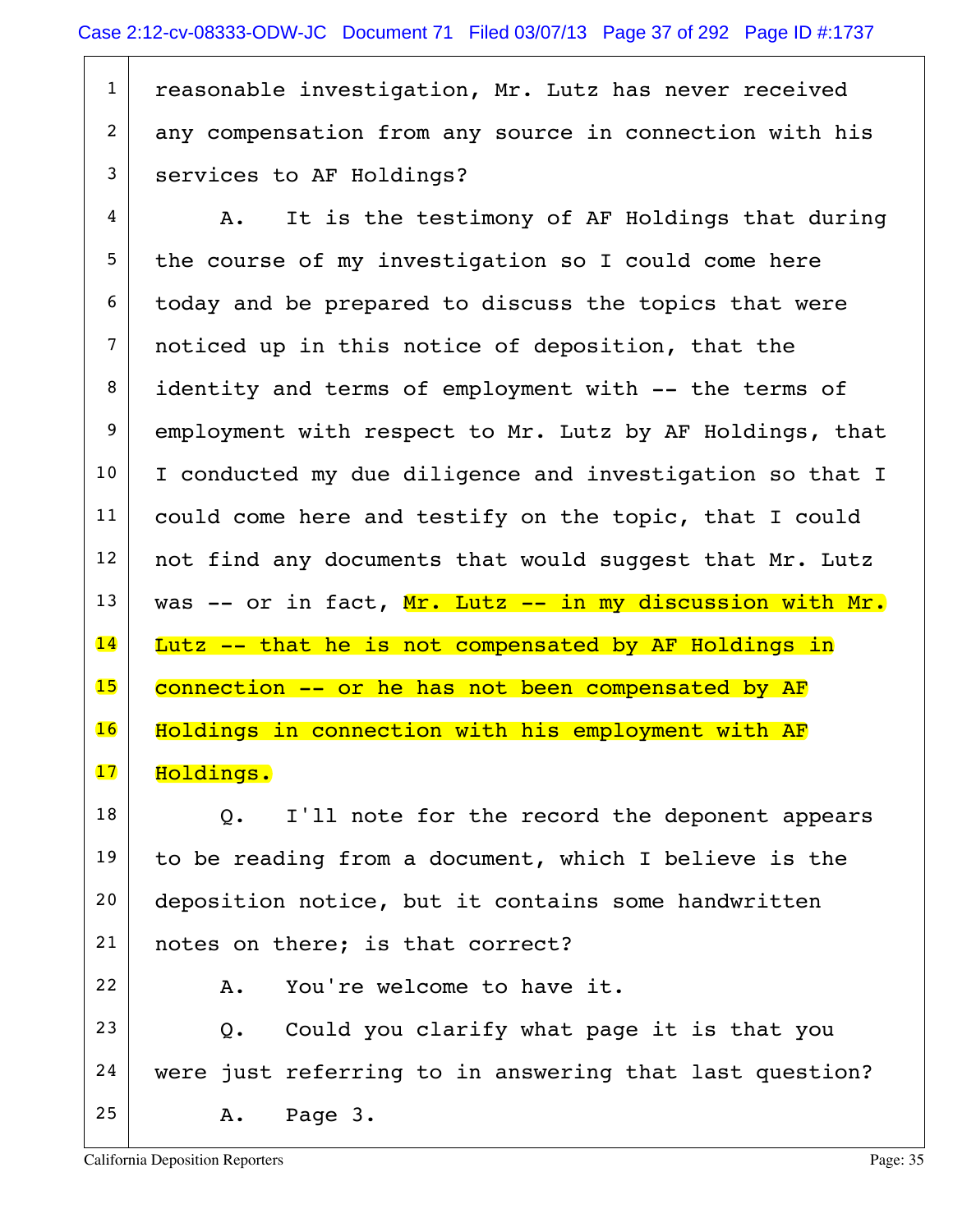1 reasonable investigation, Mr. Lutz has never received
2 any compensation from any source in connection with his
3 services to AF Holdings?

4 A. It is the testimony of AF Holdings that during
5 the course of my investigation so I could come here
6 today and be prepared to discuss the topics that were
7 noticed up in this notice of deposition, that the
8 identity and terms of employment with -- the terms of
9 employment with respect to Mr. Lutz by AF Holdings, that
10 I conducted my due diligence and investigation so that I
11 could come here and testify on the topic, that I could
12 not find any documents that would suggest that Mr. Lutz
13 was -- or in fact, Mr. Lutz -- in my discussion with Mr.
14 Lutz -- that he is not compensated by AF Holdings in
15 connection -- or he has not been compensated by AF
16 Holdings in connection with his employment with AF
17 Holdings.

18 Q. I'll note for the record the deponent appears
19 to be reading from a document, which I believe is the
20 deposition notice, but it contains some handwritten
21 notes on there; is that correct?

22 A. You're welcome to have it.

23 Q. Could you clarify what page it is that you
24 were just referring to in answering that last question?

25 A. Page 3.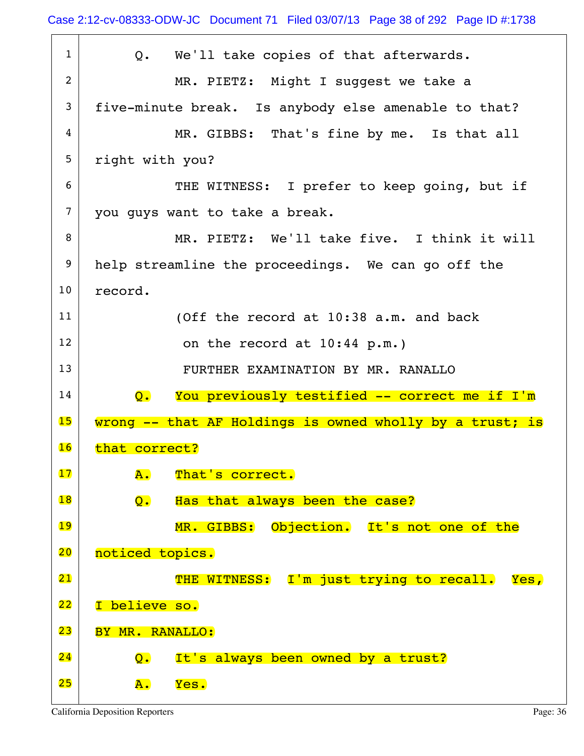1 Q. We'll take copies of that afterwards.

2 MR. PIETZ: Might I suggest we take a

3 five-minute break. Is anybody else amenable to that?

4 MR. GIBBS: That's fine by me. Is that all

5 right with you?

6 THE WITNESS: I prefer to keep going, but if

7 you guys want to take a break.

8 MR. PIETZ: We'll take five. I think it will

9 help streamline the proceedings. We can go off the

10 record.

11 (Off the record at 10:38 a.m. and back

12 on the record at 10:44 p.m.)

13 FURTHER EXAMINATION BY MR. RANALLO

14 Q. You previously testified -- correct me if I'm

15 wrong -- that AF Holdings is owned wholly by a trust; is

16 that correct?

17 A. That's correct.

18 Q. Has that always been the case?

19 MR. GIBBS: Objection. It's not one of the

20 noticed topics.

21 THE WITNESS: I'm just trying to recall. Yes,

22 I believe so.

23 BY MR. RANALLO:

24 Q. It's always been owned by a trust?

25 A. Yes.

California Deposition Reporters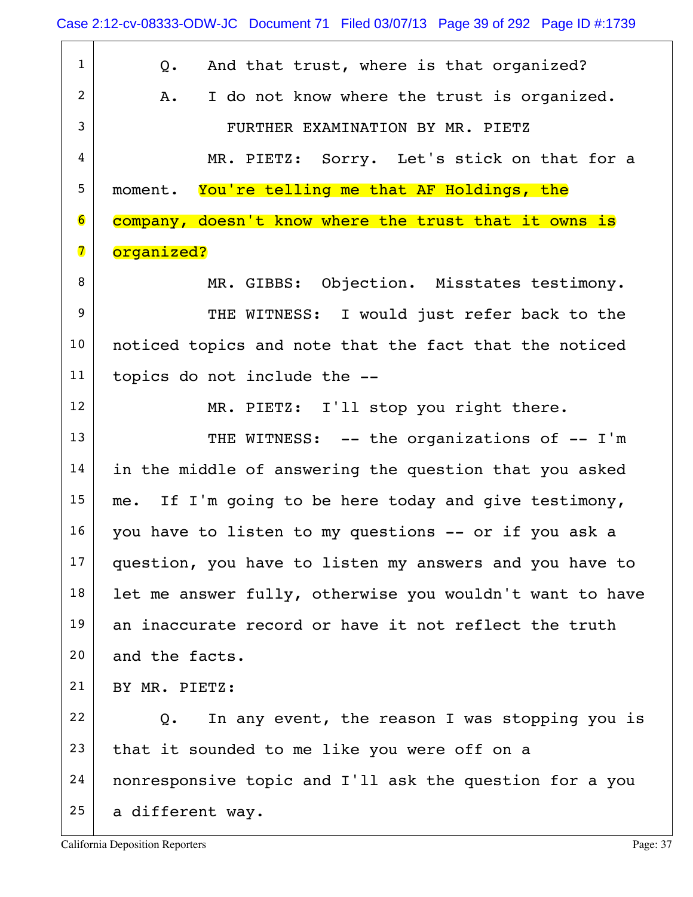1 Q. And that trust, where is that organized?

2 A. I do not know where the trust is organized.

3 FURTHER EXAMINATION BY MR. PIETZ

4 MR. PIETZ: Sorry. Let's stick on that for a

5 moment. You're telling me that AF Holdings, the

6 company, doesn't know where the trust that it owns is

7 organized?

8 MR. GIBBS: Objection. Misstates testimony.

9 THE WITNESS: I would just refer back to the

10 noticed topics and note that the fact that the noticed

11 topics do not include the --

12 MR. PIETZ: I'll stop you right there.

13 THE WITNESS: -- the organizations of -- I'm

14 in the middle of answering the question that you asked

15 me. If I'm going to be here today and give testimony,

16 you have to listen to my questions -- or if you ask a

17 question, you have to listen my answers and you have to

18 let me answer fully, otherwise you wouldn't want to have

19 an inaccurate record or have it not reflect the truth

20 and the facts.

21 BY MR. PIETZ:

22 Q. In any event, the reason I was stopping you is

23 that it sounded to me like you were off on a

24 nonresponsive topic and I'll ask the question for a you

25 a different way.

California Deposition Reporters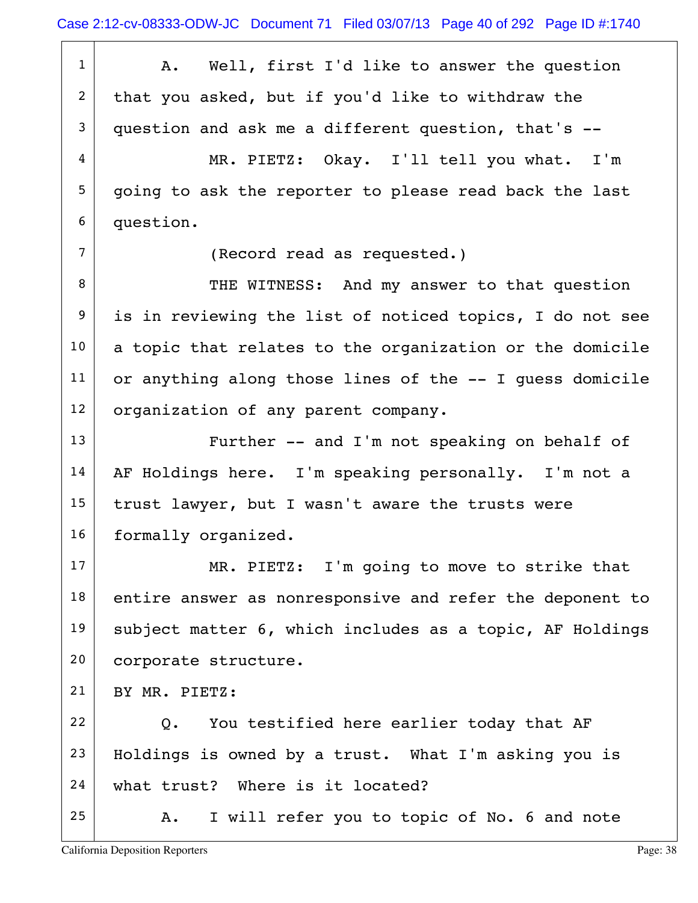A. Well, first I'd like to answer the question that you asked, but if you'd like to withdraw the question and ask me a different question, that's --

MR. PIETZ: Okay. I'll tell you what. I'm going to ask the reporter to please read back the last question.

(Record read as requested.)

THE WITNESS: And my answer to that question is in reviewing the list of noticed topics, I do not see a topic that relates to the organization or the domicile or anything along those lines of the -- I guess domicile organization of any parent company.

Further -- and I'm not speaking on behalf of AF Holdings here. I'm speaking personally. I'm not a trust lawyer, but I wasn't aware the trusts were formally organized.

MR. PIETZ: I'm going to move to strike that entire answer as nonresponsive and refer the deponent to subject matter 6, which includes as a topic, AF Holdings corporate structure.

BY MR. PIETZ:

Q. You testified here earlier today that AF Holdings is owned by a trust. What I'm asking you is what trust? Where is it located?

A. I will refer you to topic of No. 6 and note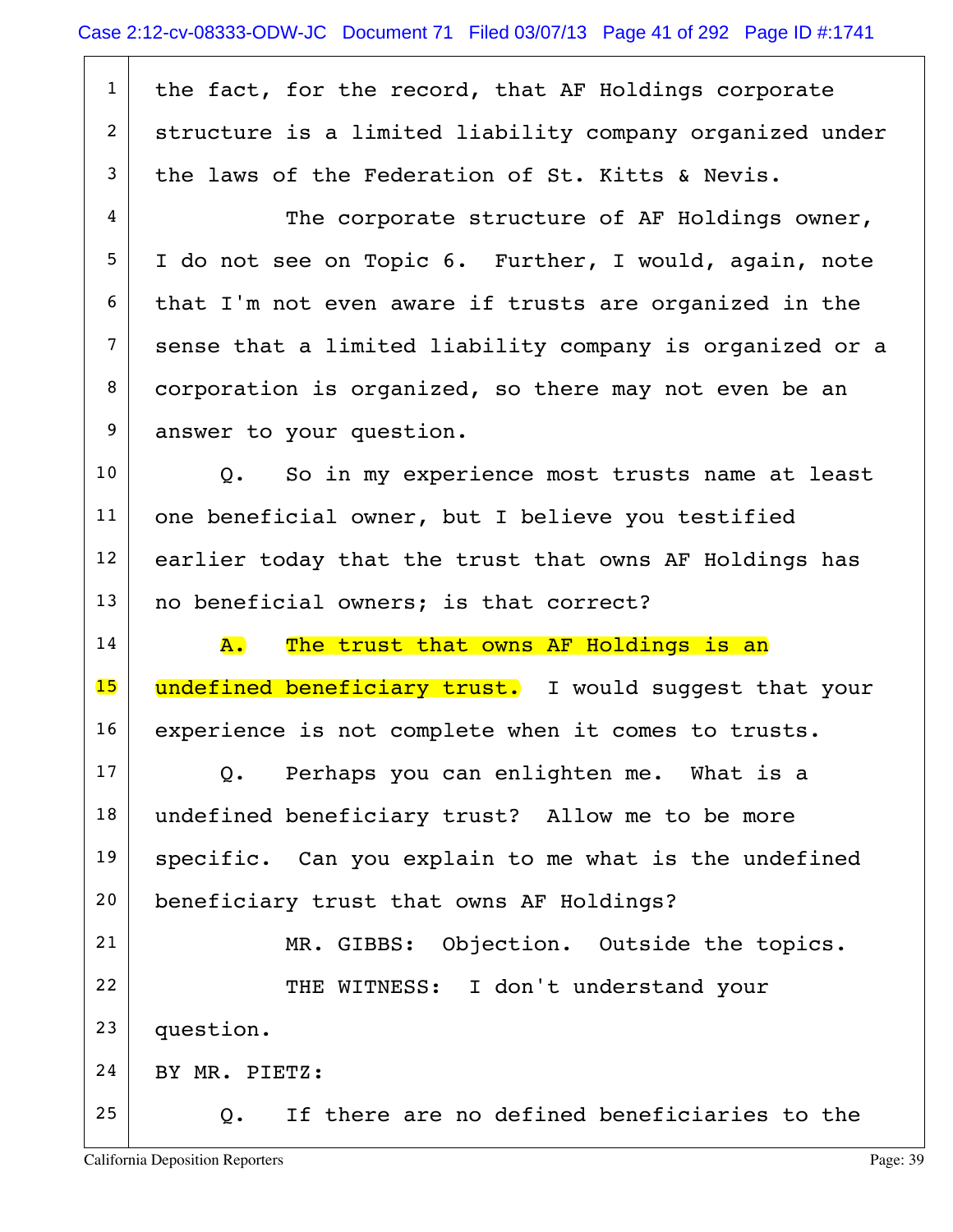1 the fact, for the record, that AF Holdings corporate
2 structure is a limited liability company organized under
3 the laws of the Federation of St. Kitts & Nevis.
4 The corporate structure of AF Holdings owner,
5 I do not see on Topic 6. Further, I would, again, note
6 that I'm not even aware if trusts are organized in the
7 sense that a limited liability company is organized or a
8 corporation is organized, so there may not even be an
9 answer to your question.
10 Q. So in my experience most trusts name at least
11 one beneficial owner, but I believe you testified
12 earlier today that the trust that owns AF Holdings has
13 no beneficial owners; is that correct?
14 A. The trust that owns AF Holdings is an
15 undefined beneficiary trust. I would suggest that your
16 experience is not complete when it comes to trusts.
17 Q. Perhaps you can enlighten me. What is a
18 undefined beneficiary trust? Allow me to be more
19 specific. Can you explain to me what is the undefined
20 beneficiary trust that owns AF Holdings?
21 MR. GIBBS: Objection. Outside the topics.
22 THE WITNESS: I don't understand your
23 question.
24 BY MR. PIETZ:
25 Q. If there are no defined beneficiaries to the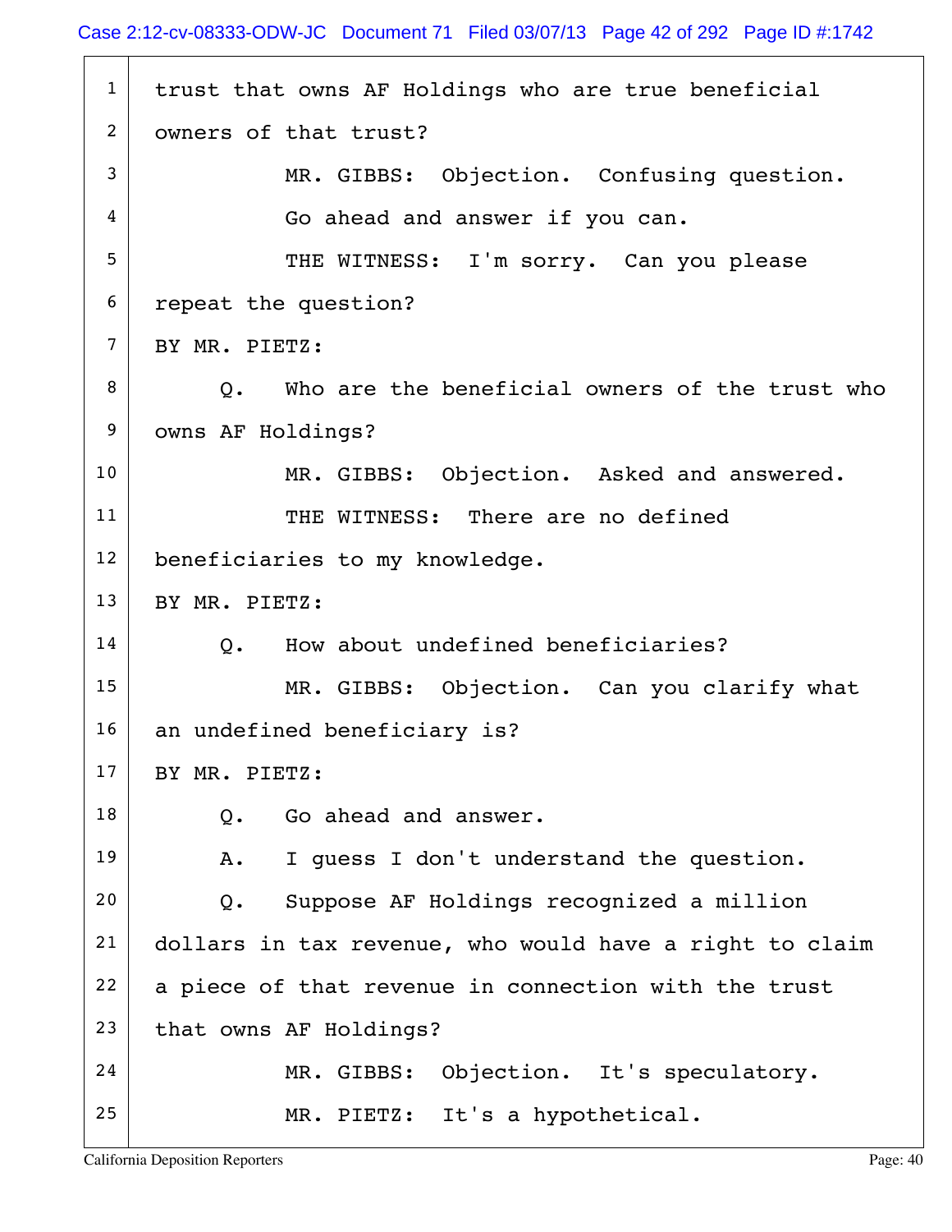1 trust that owns AF Holdings who are true beneficial
2 owners of that trust?
3 MR. GIBBS: Objection. Confusing question.
4 Go ahead and answer if you can.
5 THE WITNESS: I'm sorry. Can you please
6 repeat the question?
7 BY MR. PIETZ:
8 Q. Who are the beneficial owners of the trust who
9 owns AF Holdings?
10 MR. GIBBS: Objection. Asked and answered.
11 THE WITNESS: There are no defined
12 beneficiaries to my knowledge.
13 BY MR. PIETZ:
14 Q. How about undefined beneficiaries?
15 MR. GIBBS: Objection. Can you clarify what
16 an undefined beneficiary is?
17 BY MR. PIETZ:
18 Q. Go ahead and answer.
19 A. I guess I don't understand the question.
20 Q. Suppose AF Holdings recognized a million
21 dollars in tax revenue, who would have a right to claim
22 a piece of that revenue in connection with the trust
23 that owns AF Holdings?
24 MR. GIBBS: Objection. It's speculatory.
25 MR. PIETZ: It's a hypothetical.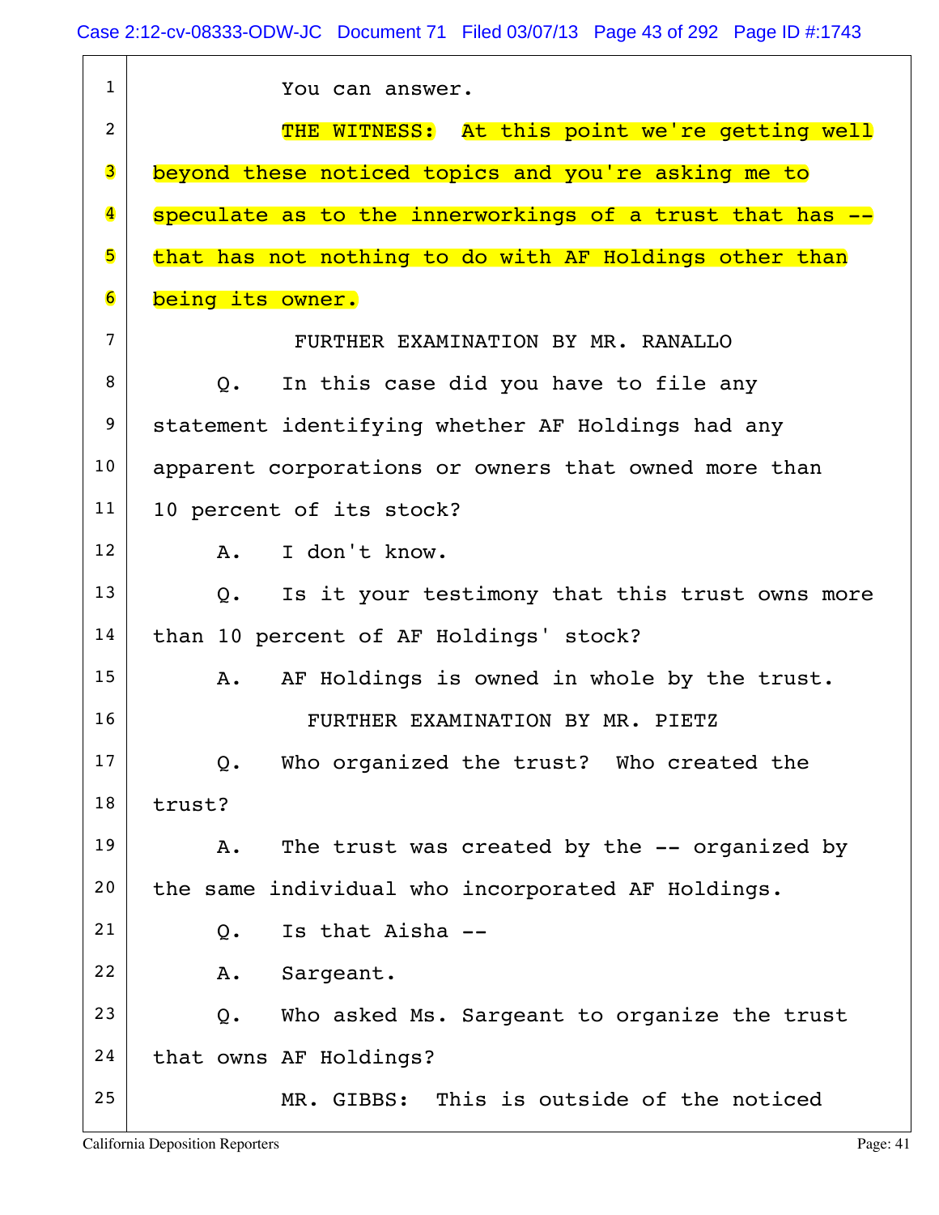1 You can answer.

2 THE WITNESS: At this point we're getting well

3 beyond these noticed topics and you're asking me to

4 speculate as to the innerworkings of a trust that has --

5 that has not nothing to do with AF Holdings other than

6 being its owner.

7 FURTHER EXAMINATION BY MR. RANALLO

8 Q. In this case did you have to file any

9 statement identifying whether AF Holdings had any

10 apparent corporations or owners that owned more than

11 10 percent of its stock?

12 A. I don't know.

13 Q. Is it your testimony that this trust owns more

14 than 10 percent of AF Holdings' stock?

15 A. AF Holdings is owned in whole by the trust.

16 FURTHER EXAMINATION BY MR. PIETZ

17 Q. Who organized the trust? Who created the

18 trust?

19 A. The trust was created by the -- organized by

20 the same individual who incorporated AF Holdings.

21 Q. Is that Aisha --

22 A. Sargeant.

23 Q. Who asked Ms. Sargeant to organize the trust

24 that owns AF Holdings?

25 MR. GIBBS: This is outside of the noticed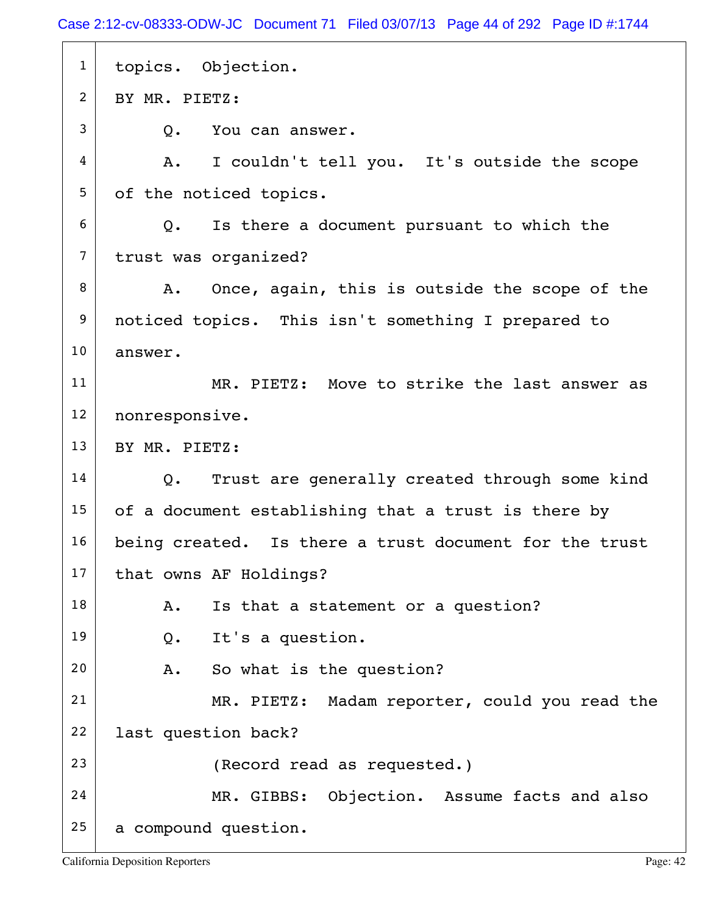1 topics. Objection.

2 BY MR. PIETZ:

3 Q. You can answer.

4 A. I couldn't tell you. It's outside the scope

5 of the noticed topics.

6 Q. Is there a document pursuant to which the

7 trust was organized?

8 A. Once, again, this is outside the scope of the

9 noticed topics. This isn't something I prepared to

10 answer.

11 MR. PIETZ: Move to strike the last answer as

12 nonresponsive.

13 BY MR. PIETZ:

14 Q. Trust are generally created through some kind

15 of a document establishing that a trust is there by

16 being created. Is there a trust document for the trust

17 that owns AF Holdings?

18 A. Is that a statement or a question?

19 Q. It's a question.

20 A. So what is the question?

21 MR. PIETZ: Madam reporter, could you read the

22 last question back?

23 (Record read as requested.)

24 MR. GIBBS: Objection. Assume facts and also

25 a compound question.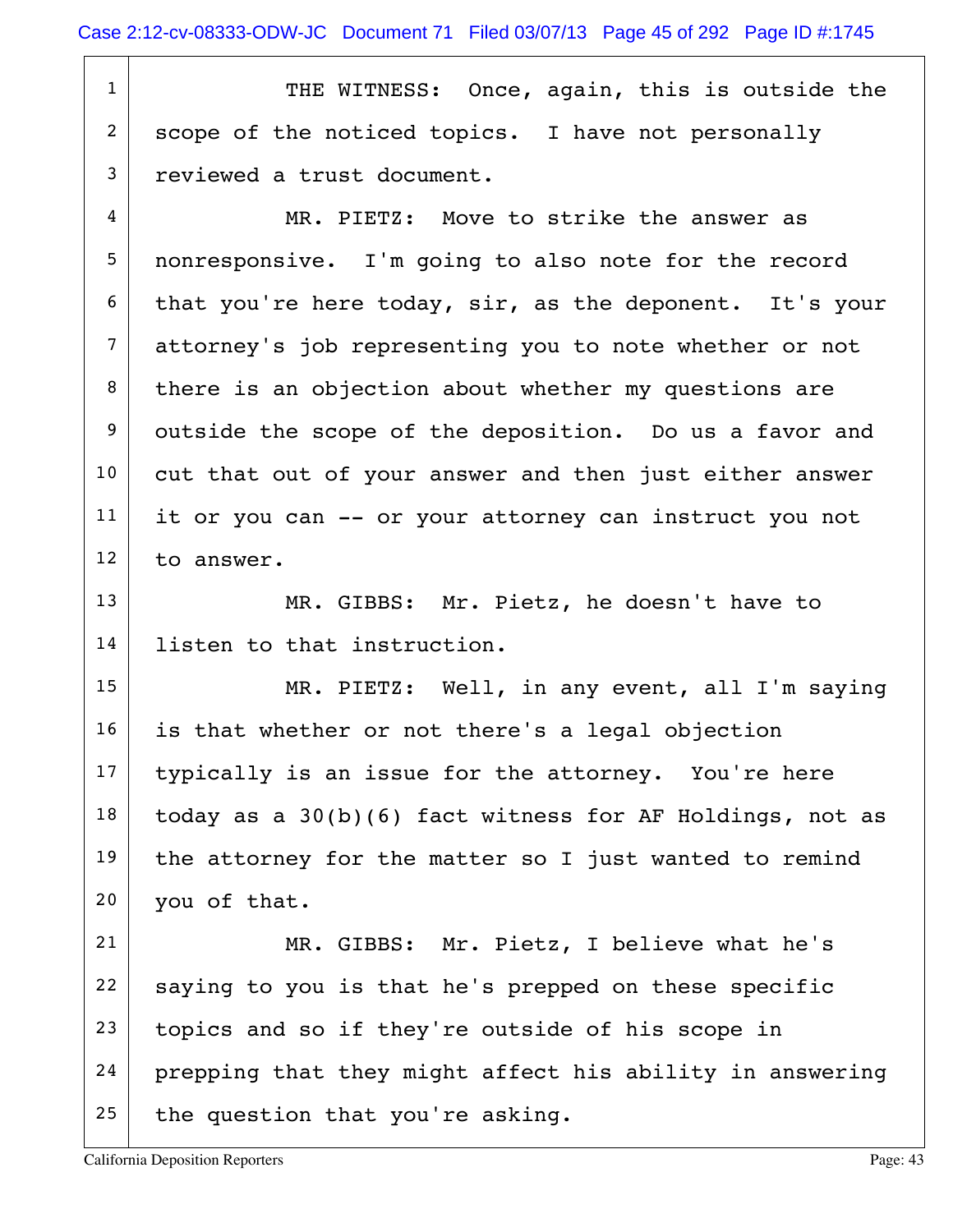THE WITNESS: Once, again, this is outside the scope of the noticed topics. I have not personally reviewed a trust document.

MR. PIETZ: Move to strike the answer as nonresponsive. I'm going to also note for the record that you're here today, sir, as the deponent. It's your attorney's job representing you to note whether or not there is an objection about whether my questions are outside the scope of the deposition. Do us a favor and cut that out of your answer and then just either answer it or you can -- or your attorney can instruct you not to answer.

MR. GIBBS: Mr. Pietz, he doesn't have to listen to that instruction.

MR. PIETZ: Well, in any event, all I'm saying is that whether or not there's a legal objection typically is an issue for the attorney. You're here today as a 30(b)(6) fact witness for AF Holdings, not as the attorney for the matter so I just wanted to remind you of that.

MR. GIBBS: Mr. Pietz, I believe what he's saying to you is that he's prepped on these specific topics and so if they're outside of his scope in prepping that they might affect his ability in answering the question that you're asking.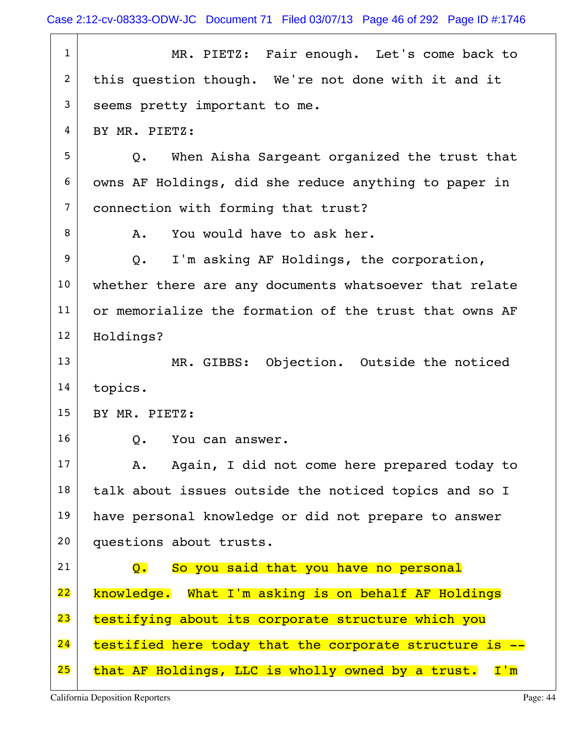MR. PIETZ: Fair enough. Let's come back to this question though. We're not done with it and it seems pretty important to me.

BY MR. PIETZ:

Q. When Aisha Sargeant organized the trust that owns AF Holdings, did she reduce anything to paper in connection with forming that trust?

A. You would have to ask her.

Q. I'm asking AF Holdings, the corporation, whether there are any documents whatsoever that relate or memorialize the formation of the trust that owns AF Holdings?

MR. GIBBS: Objection. Outside the noticed topics.

BY MR. PIETZ:

Q. You can answer.

A. Again, I did not come here prepared today to talk about issues outside the noticed topics and so I have personal knowledge or did not prepare to answer questions about trusts.

Q. So you said that you have no personal knowledge. What I'm asking is on behalf AF Holdings testifying about its corporate structure which you testified here today that the corporate structure is -- that AF Holdings, LLC is wholly owned by a trust. I'm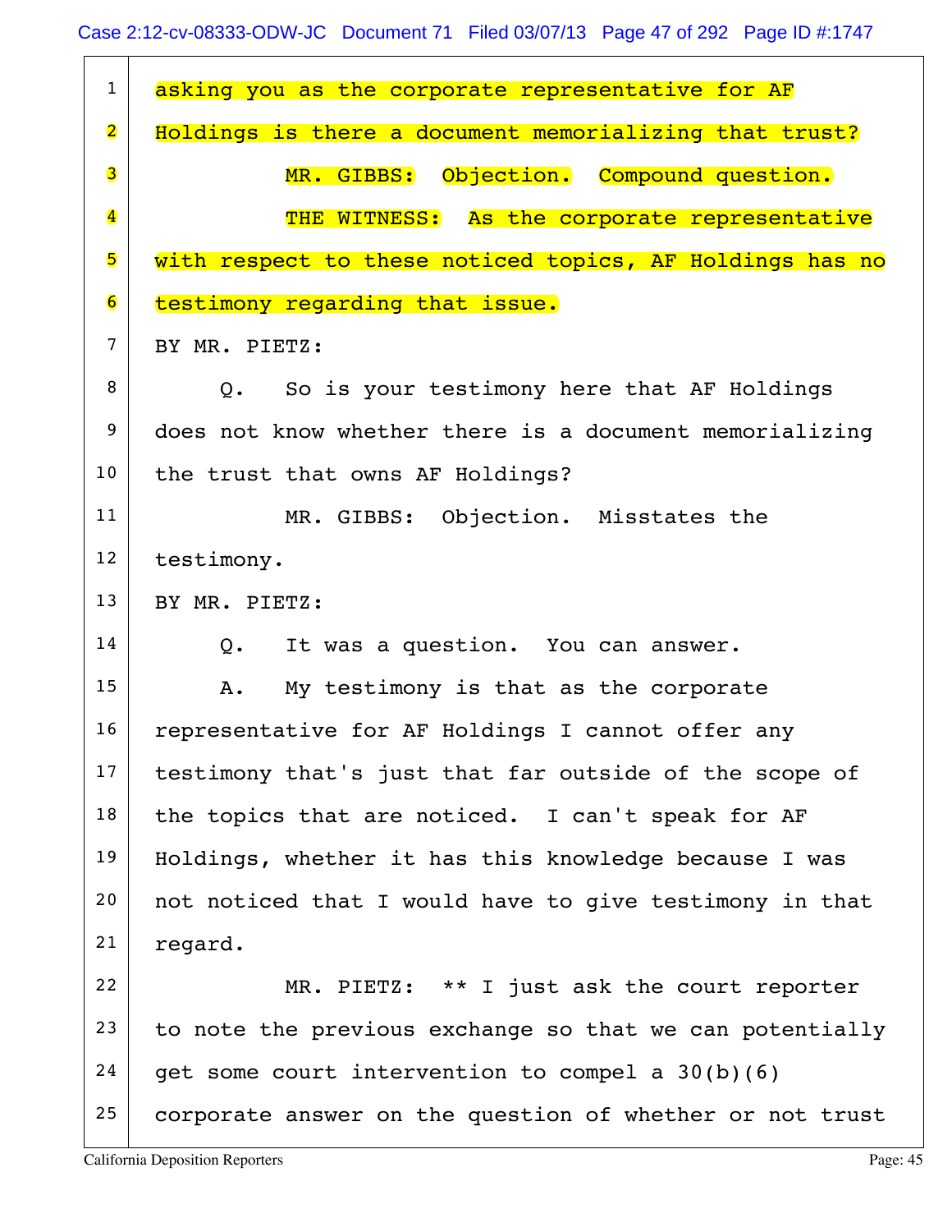1 asking you as the corporate representative for AF

2 Holdings is there a document memorializing that trust?

3 MR. GIBBS: Objection. Compound question.

4 THE WITNESS: As the corporate representative

5 with respect to these noticed topics, AF Holdings has no

6 testimony regarding that issue.

7 BY MR. PIETZ:

8 Q. So is your testimony here that AF Holdings

9 does not know whether there is a document memorializing

10 the trust that owns AF Holdings?

11 MR. GIBBS: Objection. Misstates the

12 testimony.

13 BY MR. PIETZ:

14 Q. It was a question. You can answer.

15 A. My testimony is that as the corporate

16 representative for AF Holdings I cannot offer any

17 testimony that's just that far outside of the scope of

18 the topics that are noticed. I can't speak for AF

19 Holdings, whether it has this knowledge because I was

20 not noticed that I would have to give testimony in that

21 regard.

22 MR. PIETZ: ** I just ask the court reporter

23 to note the previous exchange so that we can potentially

24 get some court intervention to compel a 30(b)(6)

25 corporate answer on the question of whether or not trust

California Deposition Reporters Page: 45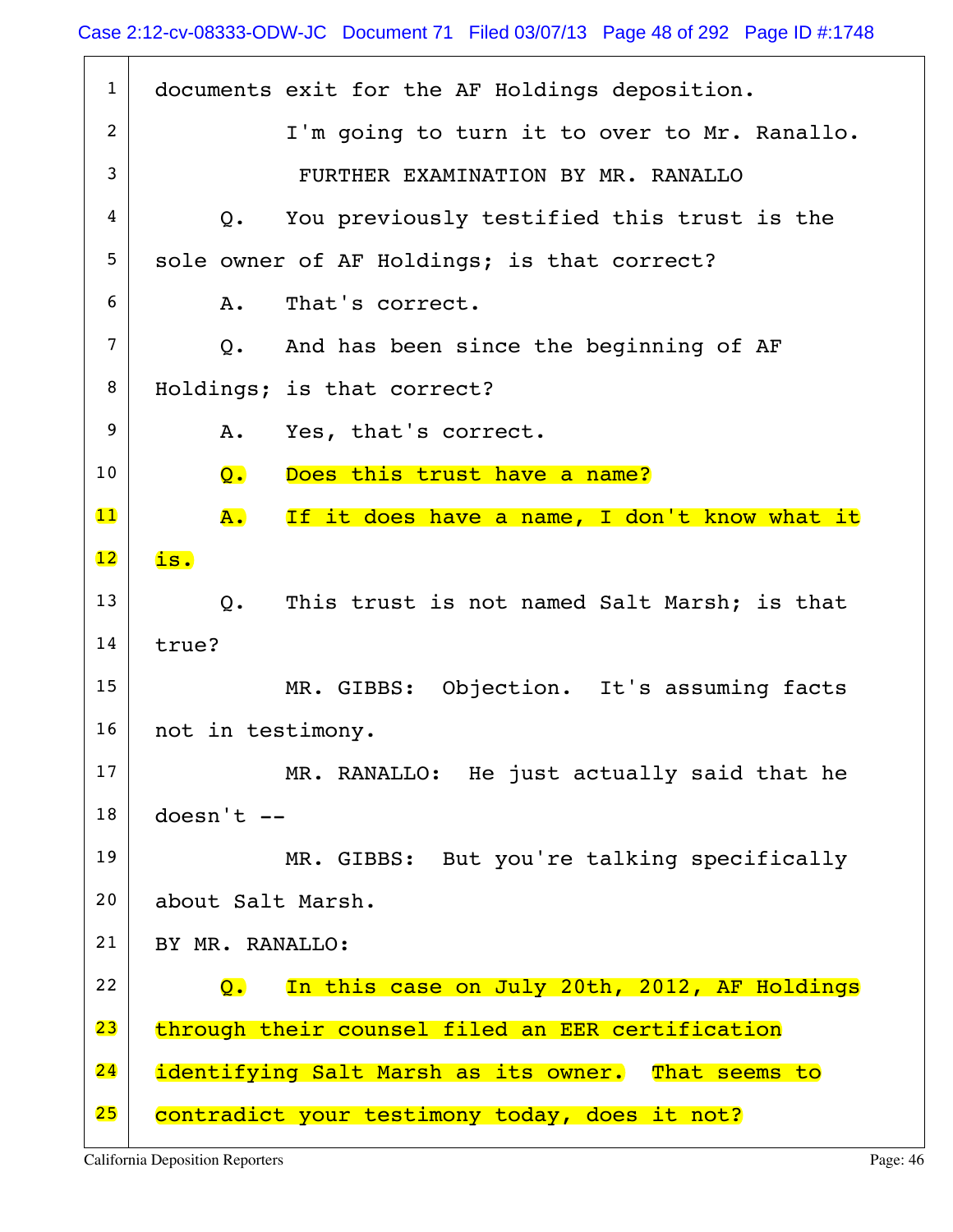1 documents exit for the AF Holdings deposition.

2 I'm going to turn it to over to Mr. Ranallo.

3 FURTHER EXAMINATION BY MR. RANALLO

4 Q. You previously testified this trust is the

5 sole owner of AF Holdings; is that correct?

6 A. That's correct.

7 Q. And has been since the beginning of AF

8 Holdings; is that correct?

9 A. Yes, that's correct.

10 Q. Does this trust have a name?

11 A. If it does have a name, I don't know what it

12 is.

13 Q. This trust is not named Salt Marsh; is that

14 true?

15 MR. GIBBS: Objection. It's assuming facts

16 not in testimony.

17 MR. RANALLO: He just actually said that he

18 doesn't --

19 MR. GIBBS: But you're talking specifically

20 about Salt Marsh.

21 BY MR. RANALLO:

22 Q. In this case on July 20th, 2012, AF Holdings

23 through their counsel filed an EER certification

24 identifying Salt Marsh as its owner. That seems to

25 contradict your testimony today, does it not?

California Deposition Reporters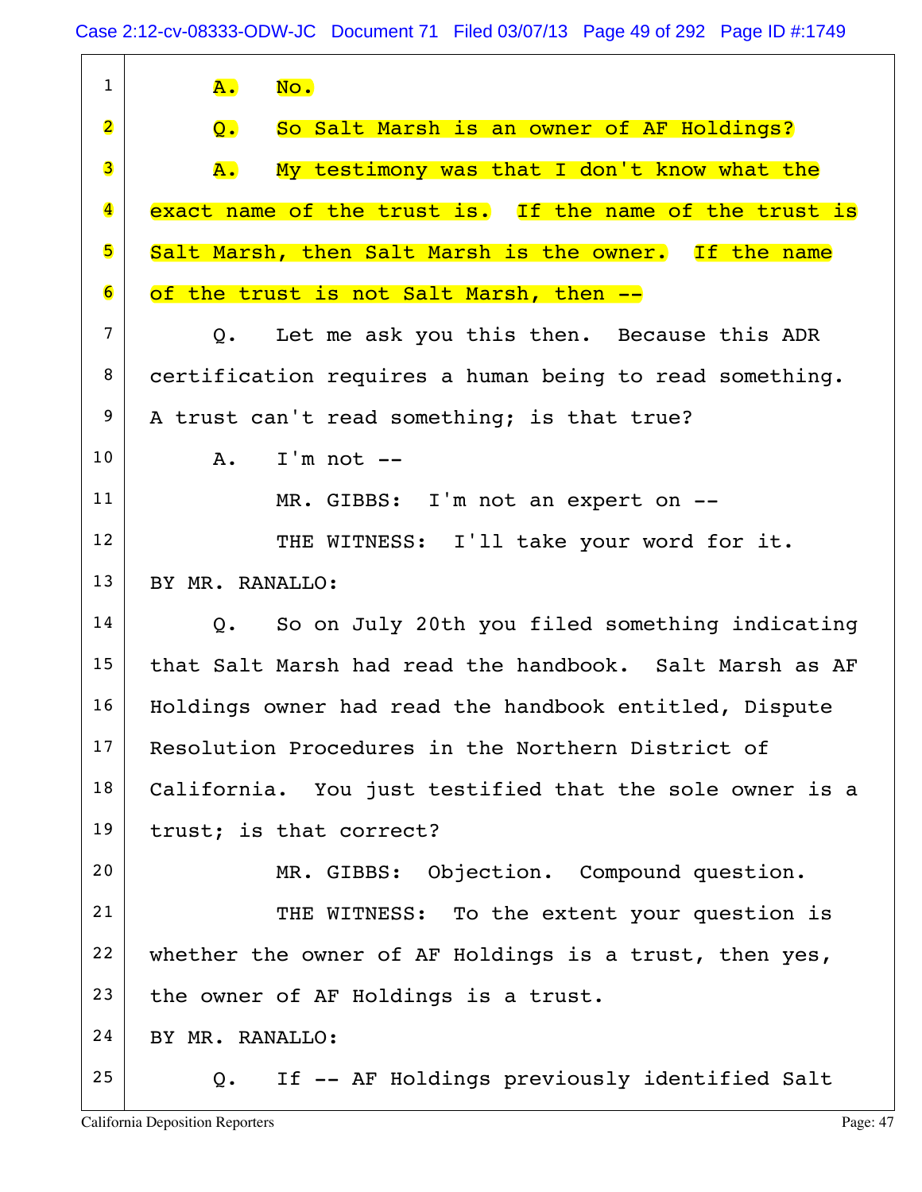1 A. No.

2 Q. So Salt Marsh is an owner of AF Holdings?

3 A. My testimony was that I don't know what the

4 exact name of the trust is. If the name of the trust is

5 Salt Marsh, then Salt Marsh is the owner. If the name

6 of the trust is not Salt Marsh, then --

7 Q. Let me ask you this then. Because this ADR

8 certification requires a human being to read something.

9 A trust can't read something; is that true?

10 A. I'm not --

11 MR. GIBBS: I'm not an expert on --

12 THE WITNESS: I'll take your word for it.

13 BY MR. RANALLO:

14 Q. So on July 20th you filed something indicating

15 that Salt Marsh had read the handbook. Salt Marsh as AF

16 Holdings owner had read the handbook entitled, Dispute

17 Resolution Procedures in the Northern District of

18 California. You just testified that the sole owner is a

19 trust; is that correct?

20 MR. GIBBS: Objection. Compound question.

21 THE WITNESS: To the extent your question is

22 whether the owner of AF Holdings is a trust, then yes,

23 the owner of AF Holdings is a trust.

24 BY MR. RANALLO:

25 Q. If -- AF Holdings previously identified Salt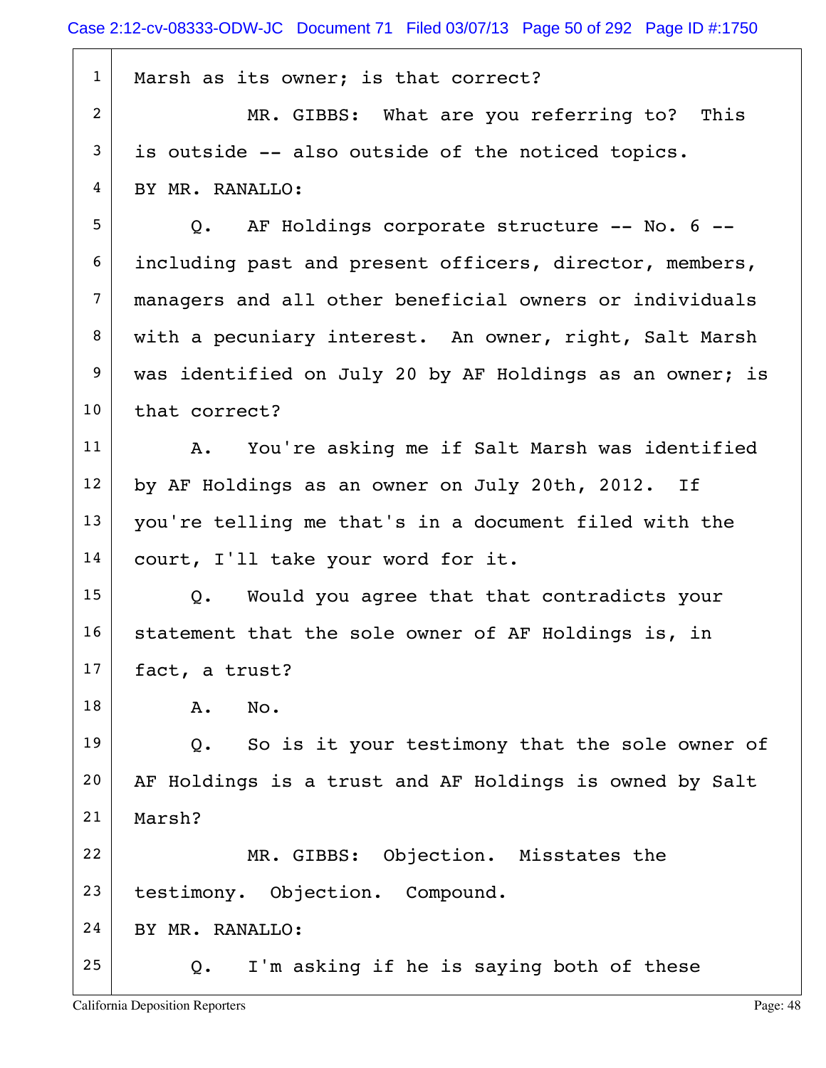1 Marsh as its owner; is that correct?

2 MR. GIBBS: What are you referring to? This

3 is outside -- also outside of the noticed topics.

4 BY MR. RANALLO:

5 Q. AF Holdings corporate structure -- No. 6 --

6 including past and present officers, director, members,

7 managers and all other beneficial owners or individuals

8 with a pecuniary interest. An owner, right, Salt Marsh

9 was identified on July 20 by AF Holdings as an owner; is

10 that correct?

11 A. You're asking me if Salt Marsh was identified

12 by AF Holdings as an owner on July 20th, 2012. If

13 you're telling me that's in a document filed with the

14 court, I'll take your word for it.

15 Q. Would you agree that that contradicts your

16 statement that the sole owner of AF Holdings is, in

17 fact, a trust?

18 A. No.

19 Q. So is it your testimony that the sole owner of

20 AF Holdings is a trust and AF Holdings is owned by Salt

21 Marsh?

22 MR. GIBBS: Objection. Misstates the

23 testimony. Objection. Compound.

24 BY MR. RANALLO:

25 Q. I'm asking if he is saying both of these

California Deposition Reporters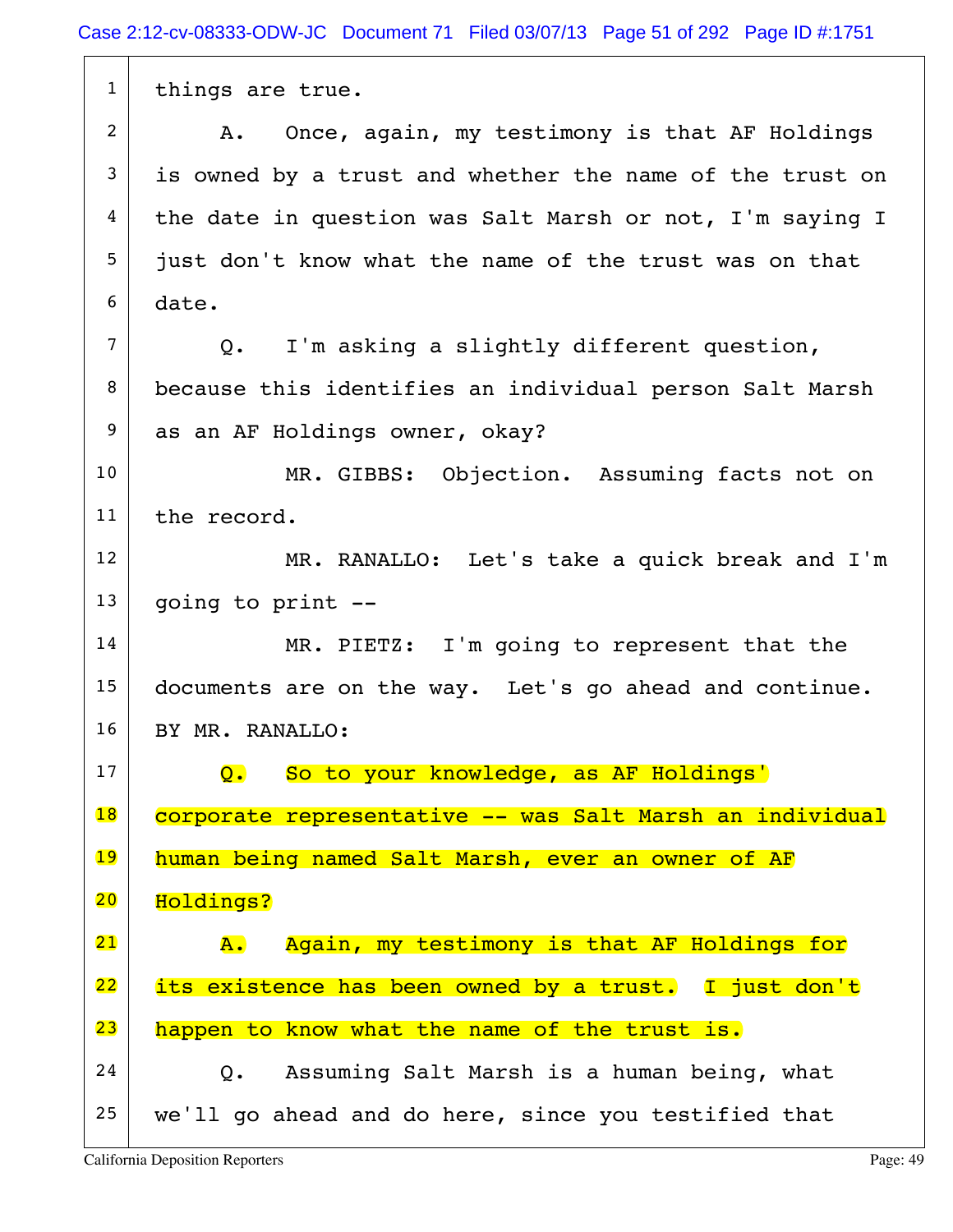1 things are true.

2 A. Once, again, my testimony is that AF Holdings

3 is owned by a trust and whether the name of the trust on

4 the date in question was Salt Marsh or not, I'm saying I

5 just don't know what the name of the trust was on that

6 date.

7 Q. I'm asking a slightly different question,

8 because this identifies an individual person Salt Marsh

9 as an AF Holdings owner, okay?

10 MR. GIBBS: Objection. Assuming facts not on

11 the record.

12 MR. RANALLO: Let's take a quick break and I'm

13 going to print --

14 MR. PIETZ: I'm going to represent that the

15 documents are on the way. Let's go ahead and continue.

16 BY MR. RANALLO:

17 Q. So to your knowledge, as AF Holdings'

18 corporate representative -- was Salt Marsh an individual

19 human being named Salt Marsh, ever an owner of AF

20 Holdings?

21 A. Again, my testimony is that AF Holdings for

22 its existence has been owned by a trust. I just don't

23 happen to know what the name of the trust is.

24 Q. Assuming Salt Marsh is a human being, what

25 we'll go ahead and do here, since you testified that

California Deposition Reporters Page: 49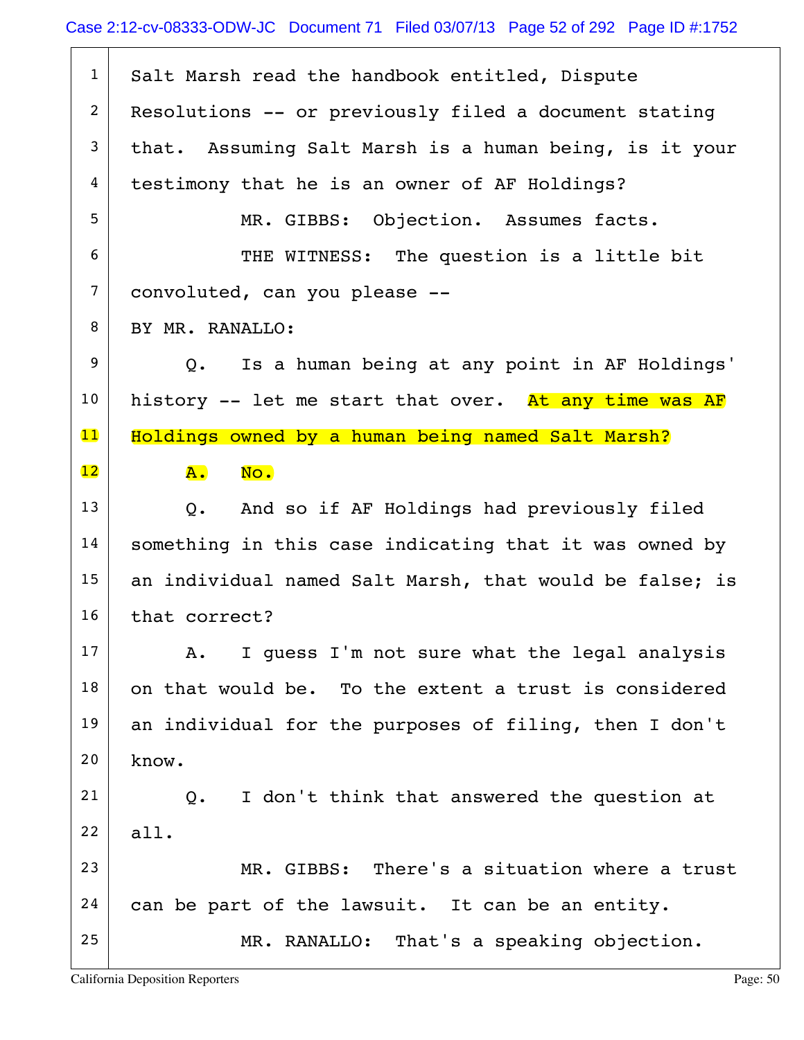1 Salt Marsh read the handbook entitled, Dispute
2 Resolutions -- or previously filed a document stating
3 that. Assuming Salt Marsh is a human being, is it your
4 testimony that he is an owner of AF Holdings?
5 MR. GIBBS: Objection. Assumes facts.
6 THE WITNESS: The question is a little bit
7 convoluted, can you please --
8 BY MR. RANALLO:
9 Q. Is a human being at any point in AF Holdings'
10 history -- let me start that over. At any time was AF
11 Holdings owned by a human being named Salt Marsh?
12 A. No.
13 Q. And so if AF Holdings had previously filed
14 something in this case indicating that it was owned by
15 an individual named Salt Marsh, that would be false; is
16 that correct?
17 A. I guess I'm not sure what the legal analysis
18 on that would be. To the extent a trust is considered
19 an individual for the purposes of filing, then I don't
20 know.
21 Q. I don't think that answered the question at
22 all.
23 MR. GIBBS: There's a situation where a trust
24 can be part of the lawsuit. It can be an entity.
25 MR. RANALLO: That's a speaking objection.

California Deposition Reporters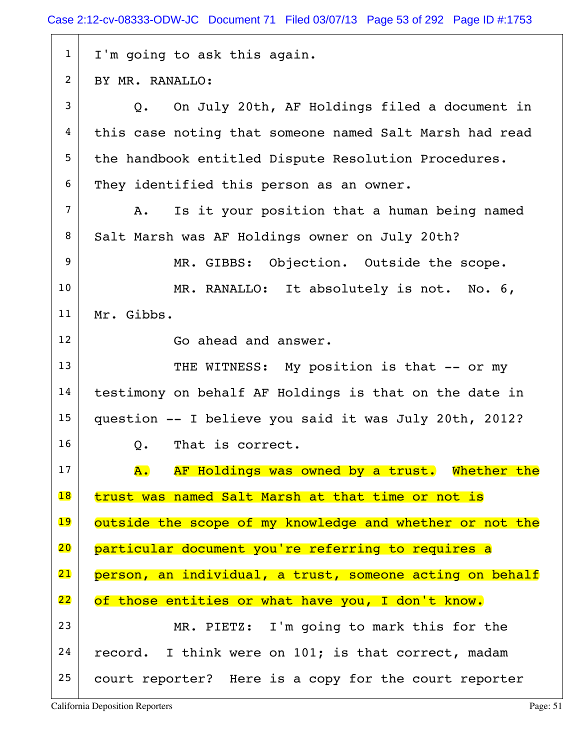I'm going to ask this again.

BY MR. RANALLO:

Q. On July 20th, AF Holdings filed a document in this case noting that someone named Salt Marsh had read the handbook entitled Dispute Resolution Procedures. They identified this person as an owner.

A. Is it your position that a human being named Salt Marsh was AF Holdings owner on July 20th?

MR. GIBBS: Objection. Outside the scope.

MR. RANALLO: It absolutely is not. No. 6, Mr. Gibbs.

Go ahead and answer.

THE WITNESS: My position is that -- or my testimony on behalf AF Holdings is that on the date in question -- I believe you said it was July 20th, 2012?

Q. That is correct.

A. AF Holdings was owned by a trust. Whether the trust was named Salt Marsh at that time or not is outside the scope of my knowledge and whether or not the particular document you're referring to requires a person, an individual, a trust, someone acting on behalf of those entities or what have you, I don't know.

MR. PIETZ: I'm going to mark this for the record. I think were on 101; is that correct, madam court reporter? Here is a copy for the court reporter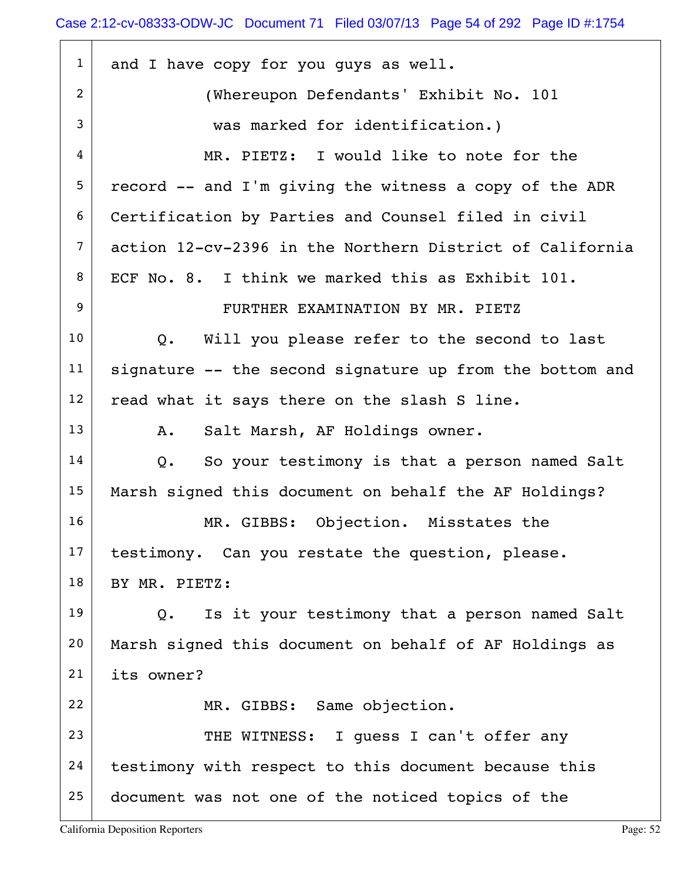1 and I have copy for you guys as well.

2 (Whereupon Defendants' Exhibit No. 101

3 was marked for identification.)

4 MR. PIETZ: I would like to note for the

5 record -- and I'm giving the witness a copy of the ADR

6 Certification by Parties and Counsel filed in civil

7 action 12-cv-2396 in the Northern District of California

8 ECF No. 8. I think we marked this as Exhibit 101.

9 FURTHER EXAMINATION BY MR. PIETZ

10 Q. Will you please refer to the second to last

11 signature -- the second signature up from the bottom and

12 read what it says there on the slash S line.

13 A. Salt Marsh, AF Holdings owner.

14 Q. So your testimony is that a person named Salt

15 Marsh signed this document on behalf the AF Holdings?

16 MR. GIBBS: Objection. Misstates the

17 testimony. Can you restate the question, please.

18 BY MR. PIETZ:

19 Q. Is it your testimony that a person named Salt

20 Marsh signed this document on behalf of AF Holdings as

21 its owner?

22 MR. GIBBS: Same objection.

23 THE WITNESS: I guess I can't offer any

24 testimony with respect to this document because this

25 document was not one of the noticed topics of the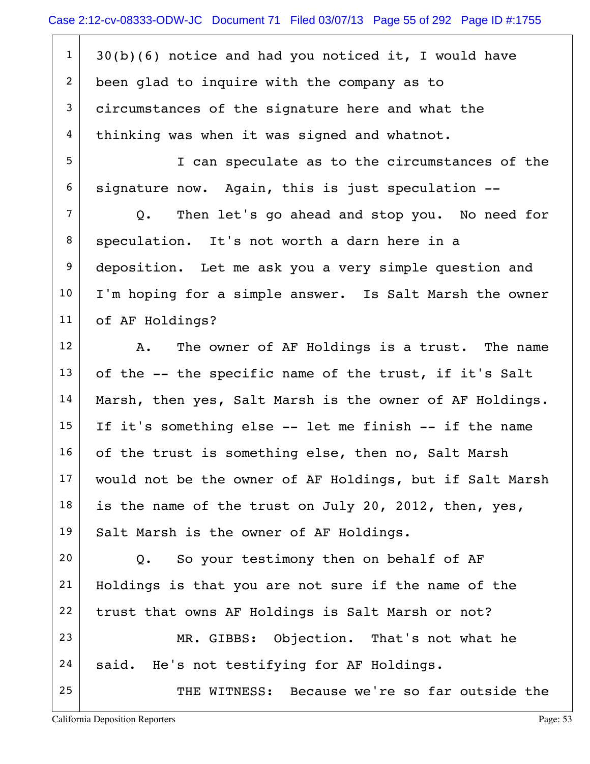1 30(b)(6) notice and had you noticed it, I would have
2 been glad to inquire with the company as to
3 circumstances of the signature here and what the
4 thinking was when it was signed and whatnot.
5 I can speculate as to the circumstances of the
6 signature now. Again, this is just speculation --
7 Q. Then let's go ahead and stop you. No need for
8 speculation. It's not worth a darn here in a
9 deposition. Let me ask you a very simple question and
10 I'm hoping for a simple answer. Is Salt Marsh the owner
11 of AF Holdings?
12 A. The owner of AF Holdings is a trust. The name
13 of the -- the specific name of the trust, if it's Salt
14 Marsh, then yes, Salt Marsh is the owner of AF Holdings.
15 If it's something else -- let me finish -- if the name
16 of the trust is something else, then no, Salt Marsh
17 would not be the owner of AF Holdings, but if Salt Marsh
18 is the name of the trust on July 20, 2012, then, yes,
19 Salt Marsh is the owner of AF Holdings.
20 Q. So your testimony then on behalf of AF
21 Holdings is that you are not sure if the name of the
22 trust that owns AF Holdings is Salt Marsh or not?
23 MR. GIBBS: Objection. That's not what he
24 said. He's not testifying for AF Holdings.
25 THE WITNESS: Because we're so far outside the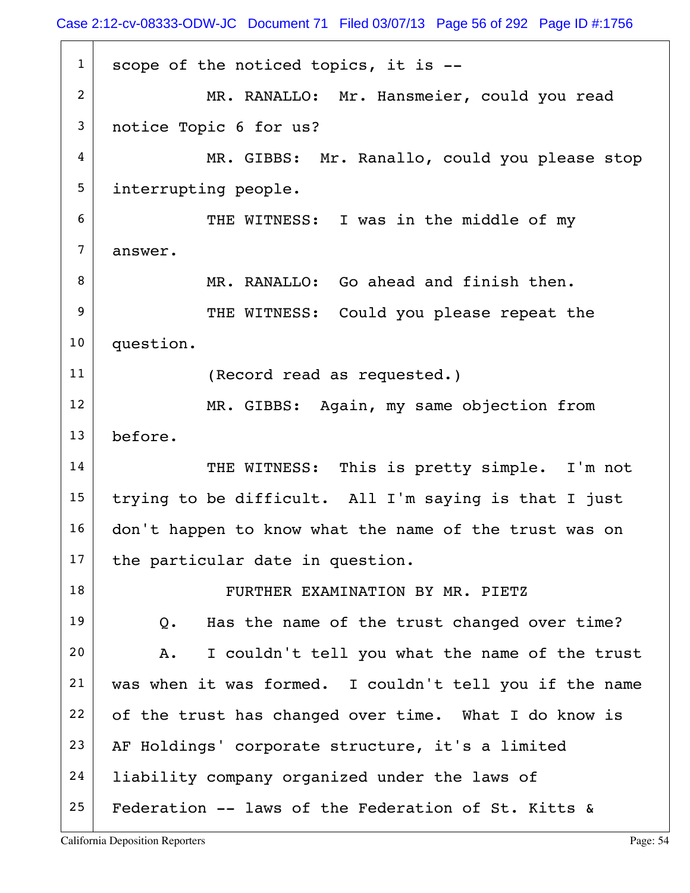1 scope of the noticed topics, it is --

2 MR. RANALLO: Mr. Hansmeier, could you read

3 notice Topic 6 for us?

4 MR. GIBBS: Mr. Ranallo, could you please stop

5 interrupting people.

6 THE WITNESS: I was in the middle of my

7 answer.

8 MR. RANALLO: Go ahead and finish then.

9 THE WITNESS: Could you please repeat the

10 question.

11 (Record read as requested.)

12 MR. GIBBS: Again, my same objection from

13 before.

14 THE WITNESS: This is pretty simple. I'm not

15 trying to be difficult. All I'm saying is that I just

16 don't happen to know what the name of the trust was on

17 the particular date in question.

18 FURTHER EXAMINATION BY MR. PIETZ

19 Q. Has the name of the trust changed over time?

20 A. I couldn't tell you what the name of the trust

21 was when it was formed. I couldn't tell you if the name

22 of the trust has changed over time. What I do know is

23 AF Holdings' corporate structure, it's a limited

24 liability company organized under the laws of

25 Federation -- laws of the Federation of St. Kitts &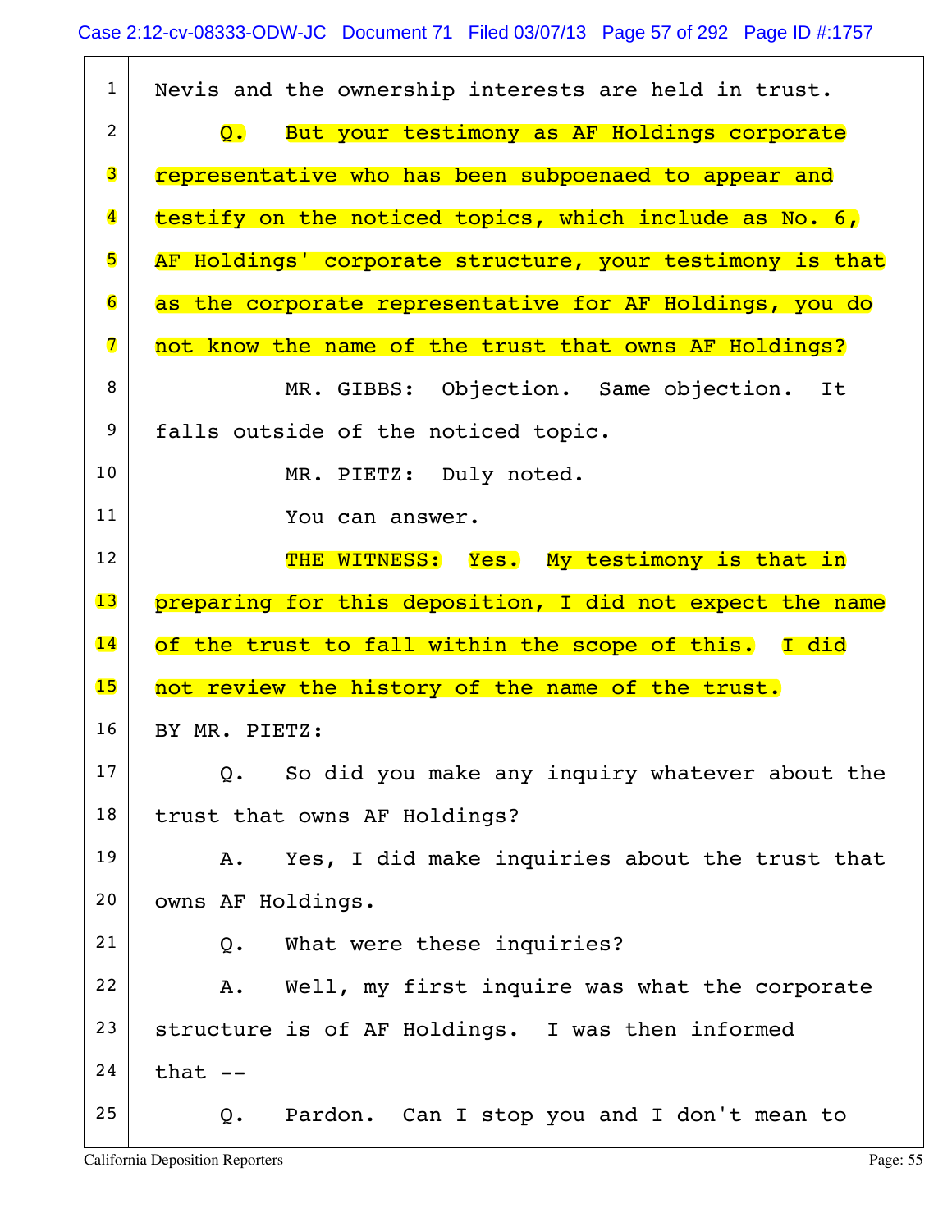1 Nevis and the ownership interests are held in trust.

2 Q. But your testimony as AF Holdings corporate

3 representative who has been subpoenaed to appear and

4 testify on the noticed topics, which include as No. 6,

5 AF Holdings' corporate structure, your testimony is that

6 as the corporate representative for AF Holdings, you do

7 not know the name of the trust that owns AF Holdings?

8 MR. GIBBS: Objection. Same objection. It

9 falls outside of the noticed topic.

10 MR. PIETZ: Duly noted.

11 You can answer.

12 THE WITNESS: Yes. My testimony is that in

13 preparing for this deposition, I did not expect the name

14 of the trust to fall within the scope of this. I did

15 not review the history of the name of the trust.

16 BY MR. PIETZ:

17 Q. So did you make any inquiry whatever about the

18 trust that owns AF Holdings?

19 A. Yes, I did make inquiries about the trust that

20 owns AF Holdings.

21 Q. What were these inquiries?

22 A. Well, my first inquire was what the corporate

23 structure is of AF Holdings. I was then informed

24 that --

25 Q. Pardon. Can I stop you and I don't mean to

California Deposition Reporters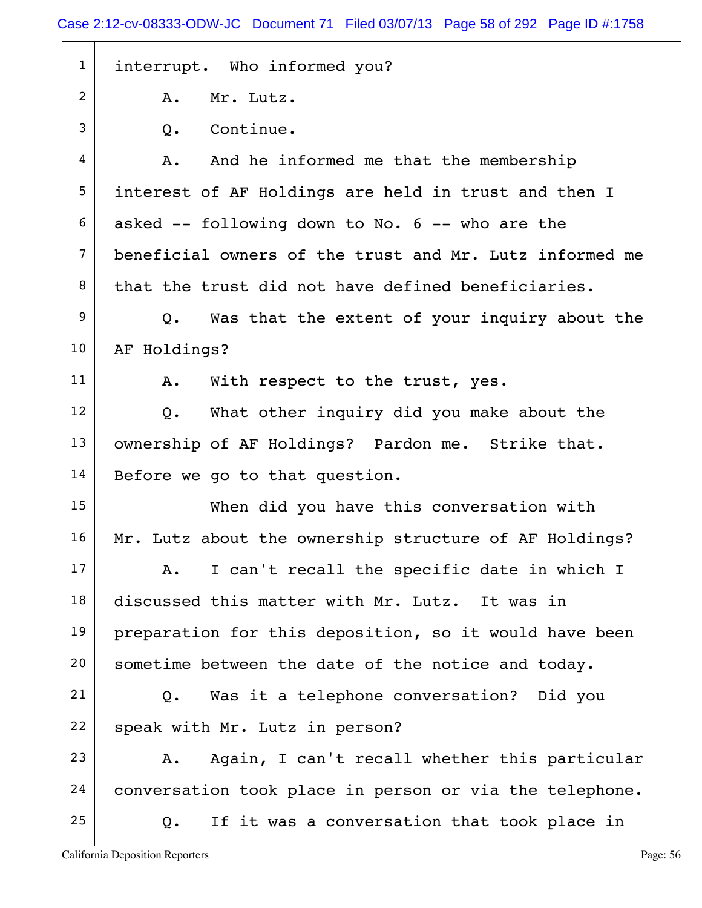interrupt. Who informed you?

A. Mr. Lutz.

Q. Continue.

A. And he informed me that the membership interest of AF Holdings are held in trust and then I asked -- following down to No. 6 -- who are the beneficial owners of the trust and Mr. Lutz informed me that the trust did not have defined beneficiaries.

Q. Was that the extent of your inquiry about the AF Holdings?

A. With respect to the trust, yes.

Q. What other inquiry did you make about the ownership of AF Holdings? Pardon me. Strike that. Before we go to that question.

When did you have this conversation with Mr. Lutz about the ownership structure of AF Holdings?

A. I can't recall the specific date in which I discussed this matter with Mr. Lutz. It was in preparation for this deposition, so it would have been sometime between the date of the notice and today.

Q. Was it a telephone conversation? Did you speak with Mr. Lutz in person?

A. Again, I can't recall whether this particular conversation took place in person or via the telephone.

Q. If it was a conversation that took place in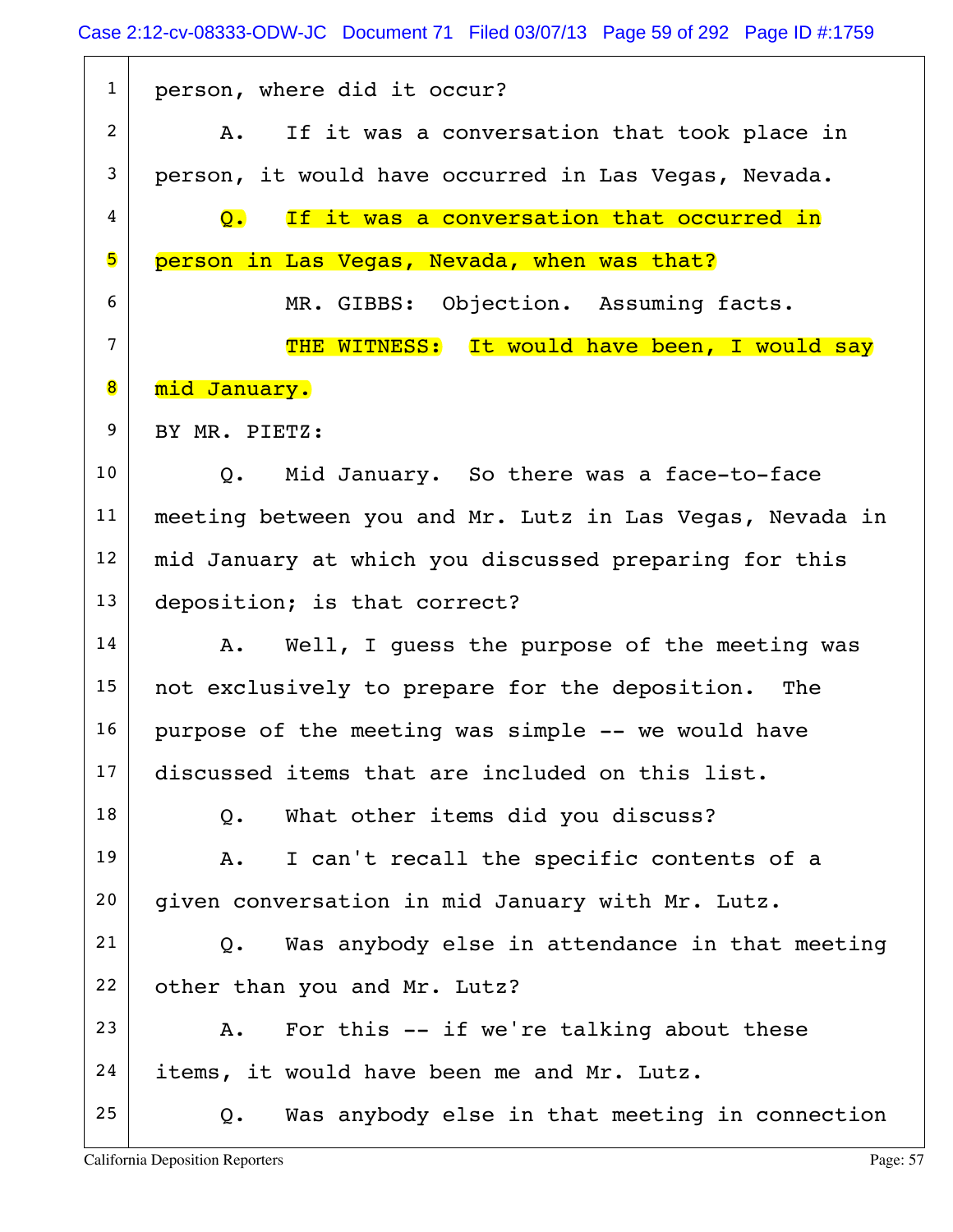1 person, where did it occur?

2 A. If it was a conversation that took place in

3 person, it would have occurred in Las Vegas, Nevada.

4 Q. If it was a conversation that occurred in

5 person in Las Vegas, Nevada, when was that?

6 MR. GIBBS: Objection. Assuming facts.

7 THE WITNESS: It would have been, I would say

8 mid January.

9 BY MR. PIETZ:

10 Q. Mid January. So there was a face-to-face

11 meeting between you and Mr. Lutz in Las Vegas, Nevada in

12 mid January at which you discussed preparing for this

13 deposition; is that correct?

14 A. Well, I guess the purpose of the meeting was

15 not exclusively to prepare for the deposition. The

16 purpose of the meeting was simple -- we would have

17 discussed items that are included on this list.

18 Q. What other items did you discuss?

19 A. I can't recall the specific contents of a

20 given conversation in mid January with Mr. Lutz.

21 Q. Was anybody else in attendance in that meeting

22 other than you and Mr. Lutz?

23 A. For this -- if we're talking about these

24 items, it would have been me and Mr. Lutz.

25 Q. Was anybody else in that meeting in connection

California Deposition Reporters Page: 57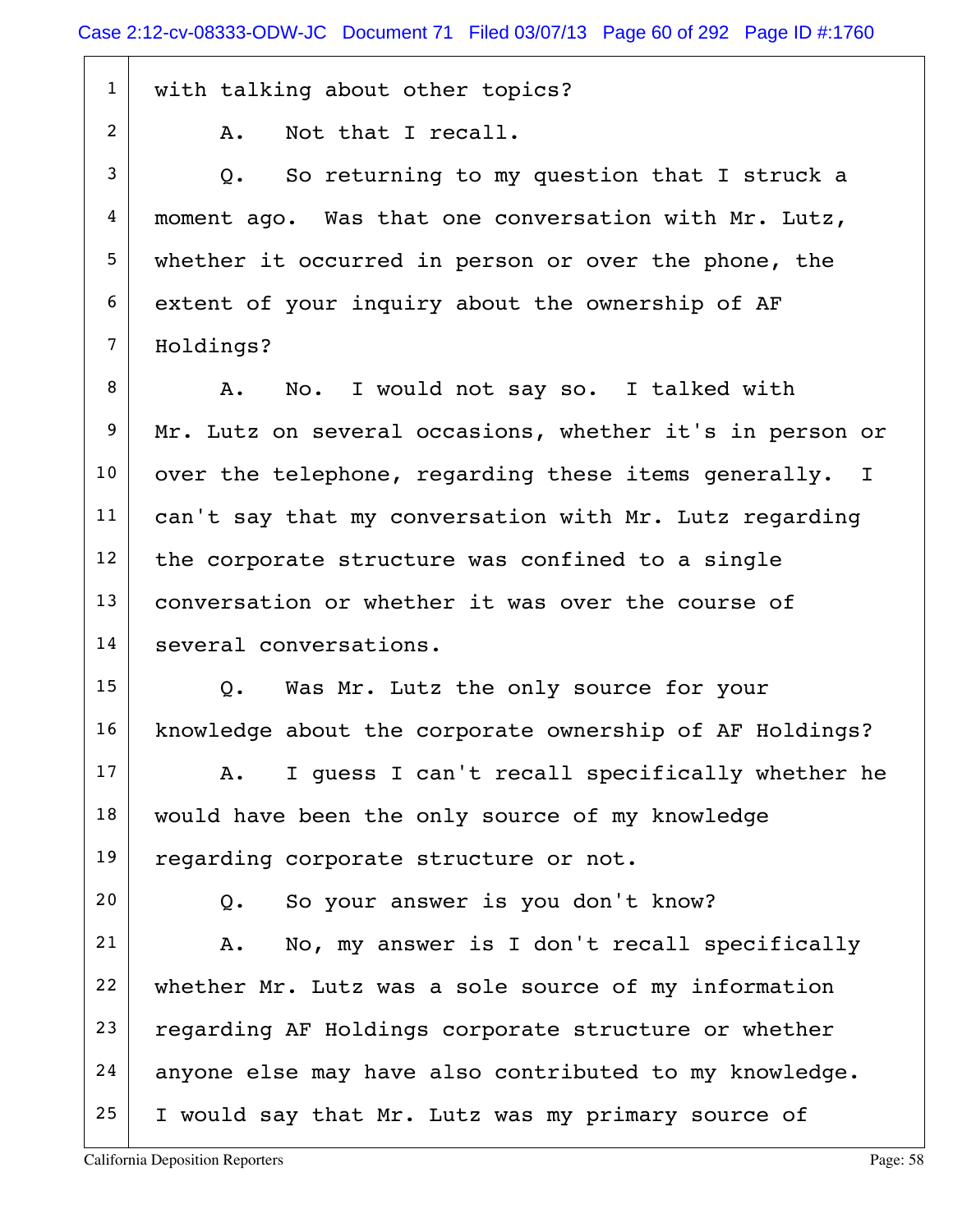1 with talking about other topics?

2 A. Not that I recall.

3 Q. So returning to my question that I struck a

4 moment ago. Was that one conversation with Mr. Lutz,

5 whether it occurred in person or over the phone, the

6 extent of your inquiry about the ownership of AF

7 Holdings?

8 A. No. I would not say so. I talked with

9 Mr. Lutz on several occasions, whether it's in person or

10 over the telephone, regarding these items generally. I

11 can't say that my conversation with Mr. Lutz regarding

12 the corporate structure was confined to a single

13 conversation or whether it was over the course of

14 several conversations.

15 Q. Was Mr. Lutz the only source for your

16 knowledge about the corporate ownership of AF Holdings?

17 A. I guess I can't recall specifically whether he

18 would have been the only source of my knowledge

19 regarding corporate structure or not.

20 Q. So your answer is you don't know?

21 A. No, my answer is I don't recall specifically

22 whether Mr. Lutz was a sole source of my information

23 regarding AF Holdings corporate structure or whether

24 anyone else may have also contributed to my knowledge.

25 I would say that Mr. Lutz was my primary source of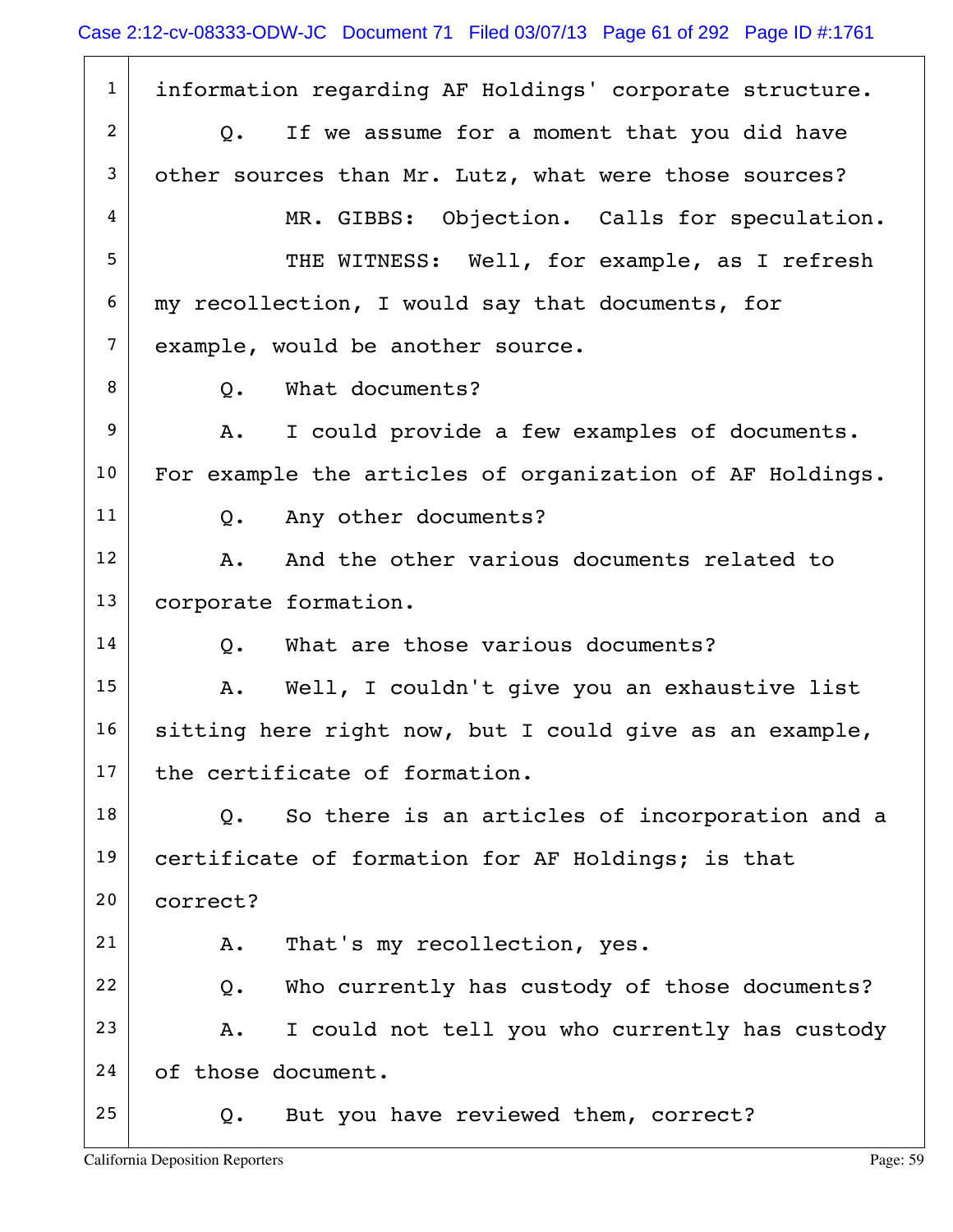1 information regarding AF Holdings' corporate structure.

2 Q. If we assume for a moment that you did have

3 other sources than Mr. Lutz, what were those sources?

4 MR. GIBBS: Objection. Calls for speculation.

5 THE WITNESS: Well, for example, as I refresh

6 my recollection, I would say that documents, for

7 example, would be another source.

8 Q. What documents?

9 A. I could provide a few examples of documents.

10 For example the articles of organization of AF Holdings.

11 Q. Any other documents?

12 A. And the other various documents related to

13 corporate formation.

14 Q. What are those various documents?

15 A. Well, I couldn't give you an exhaustive list

16 sitting here right now, but I could give as an example,

17 the certificate of formation.

18 Q. So there is an articles of incorporation and a

19 certificate of formation for AF Holdings; is that

20 correct?

21 A. That's my recollection, yes.

22 Q. Who currently has custody of those documents?

23 A. I could not tell you who currently has custody

24 of those document.

25 Q. But you have reviewed them, correct?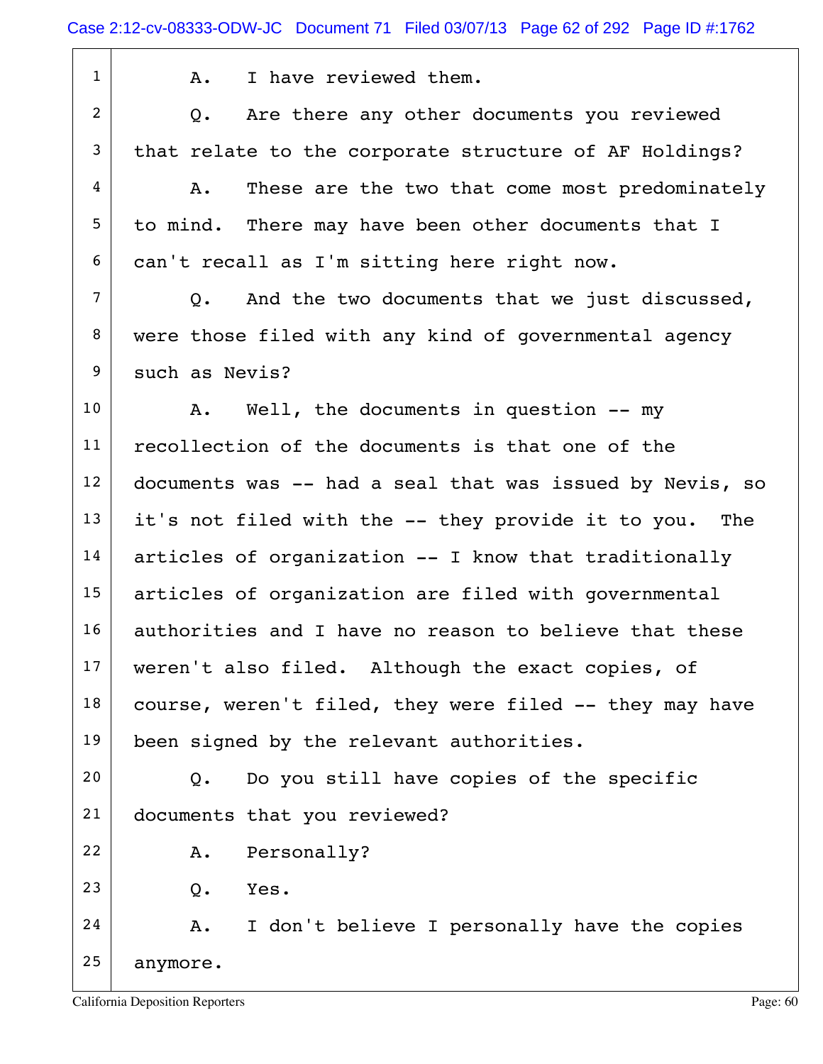1 A. I have reviewed them.

2 Q. Are there any other documents you reviewed

3 that relate to the corporate structure of AF Holdings?

4 A. These are the two that come most predominately

5 to mind. There may have been other documents that I

6 can't recall as I'm sitting here right now.

7 Q. And the two documents that we just discussed,

8 were those filed with any kind of governmental agency

9 such as Nevis?

10 A. Well, the documents in question -- my

11 recollection of the documents is that one of the

12 documents was -- had a seal that was issued by Nevis, so

13 it's not filed with the -- they provide it to you. The

14 articles of organization -- I know that traditionally

15 articles of organization are filed with governmental

16 authorities and I have no reason to believe that these

17 weren't also filed. Although the exact copies, of

18 course, weren't filed, they were filed -- they may have

19 been signed by the relevant authorities.

20 Q. Do you still have copies of the specific

21 documents that you reviewed?

22 A. Personally?

23 Q. Yes.

24 A. I don't believe I personally have the copies

25 anymore.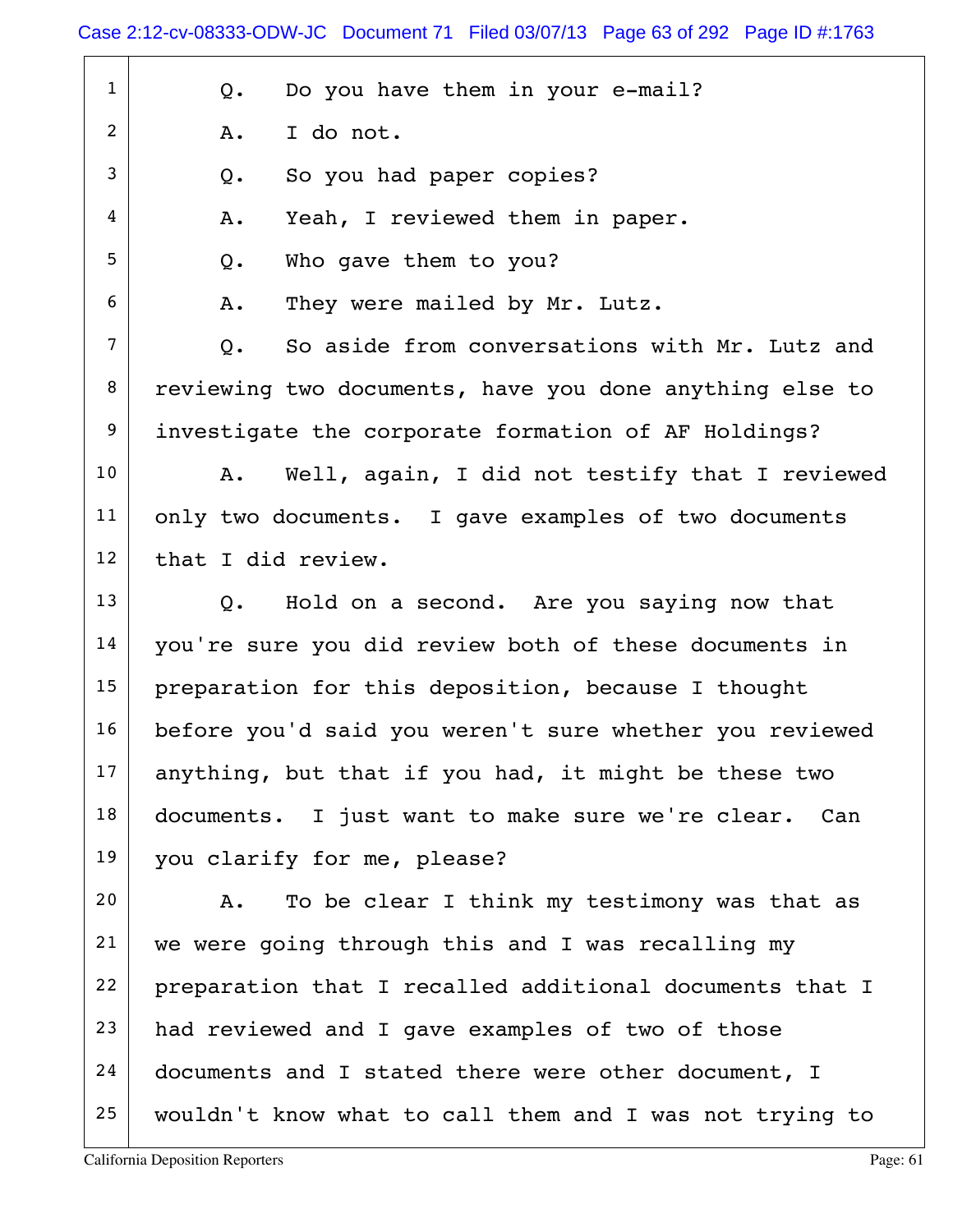1 Q. Do you have them in your e-mail?

2 A. I do not.

3 Q. So you had paper copies?

4 A. Yeah, I reviewed them in paper.

5 Q. Who gave them to you?

6 A. They were mailed by Mr. Lutz.

7 Q. So aside from conversations with Mr. Lutz and

8 reviewing two documents, have you done anything else to

9 investigate the corporate formation of AF Holdings?

10 A. Well, again, I did not testify that I reviewed

11 only two documents. I gave examples of two documents

12 that I did review.

13 Q. Hold on a second. Are you saying now that

14 you're sure you did review both of these documents in

15 preparation for this deposition, because I thought

16 before you'd said you weren't sure whether you reviewed

17 anything, but that if you had, it might be these two

18 documents. I just want to make sure we're clear. Can

19 you clarify for me, please?

20 A. To be clear I think my testimony was that as

21 we were going through this and I was recalling my

22 preparation that I recalled additional documents that I

23 had reviewed and I gave examples of two of those

24 documents and I stated there were other document, I

25 wouldn't know what to call them and I was not trying to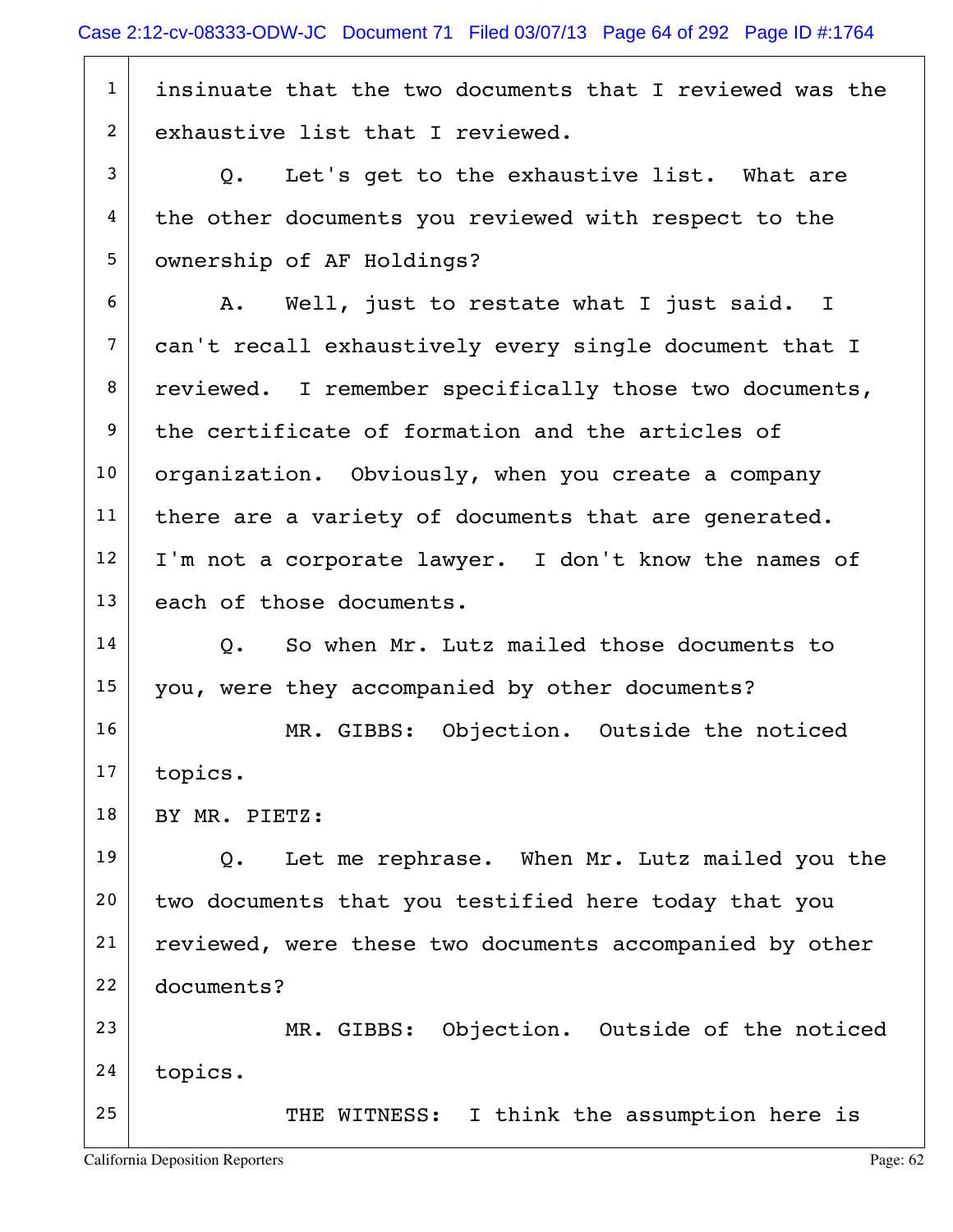insinuate that the two documents that I reviewed was the exhaustive list that I reviewed.

Q. Let's get to the exhaustive list. What are the other documents you reviewed with respect to the ownership of AF Holdings?

A. Well, just to restate what I just said. I can't recall exhaustively every single document that I reviewed. I remember specifically those two documents, the certificate of formation and the articles of organization. Obviously, when you create a company there are a variety of documents that are generated. I'm not a corporate lawyer. I don't know the names of each of those documents.

Q. So when Mr. Lutz mailed those documents to you, were they accompanied by other documents?

MR. GIBBS: Objection. Outside the noticed topics.

BY MR. PIETZ:

Q. Let me rephrase. When Mr. Lutz mailed you the two documents that you testified here today that you reviewed, were these two documents accompanied by other documents?

MR. GIBBS: Objection. Outside of the noticed topics.

THE WITNESS: I think the assumption here is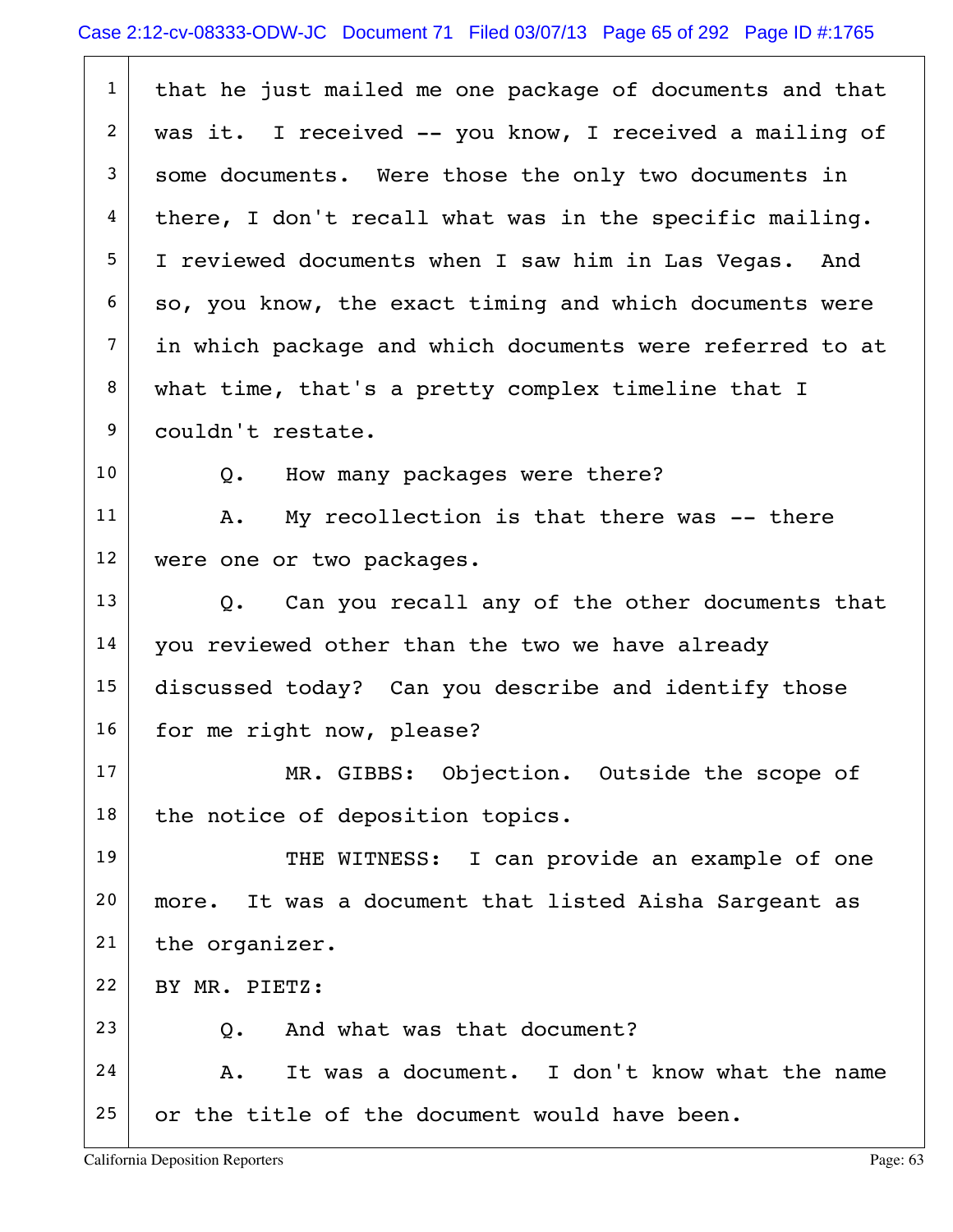that he just mailed me one package of documents and that was it. I received -- you know, I received a mailing of some documents. Were those the only two documents in there, I don't recall what was in the specific mailing. I reviewed documents when I saw him in Las Vegas. And so, you know, the exact timing and which documents were in which package and which documents were referred to at what time, that's a pretty complex timeline that I couldn't restate.

Q. How many packages were there?

A. My recollection is that there was -- there were one or two packages.

Q. Can you recall any of the other documents that you reviewed other than the two we have already discussed today? Can you describe and identify those for me right now, please?

MR. GIBBS: Objection. Outside the scope of the notice of deposition topics.

THE WITNESS: I can provide an example of one more. It was a document that listed Aisha Sargeant as the organizer.

BY MR. PIETZ:

Q. And what was that document?

A. It was a document. I don't know what the name or the title of the document would have been.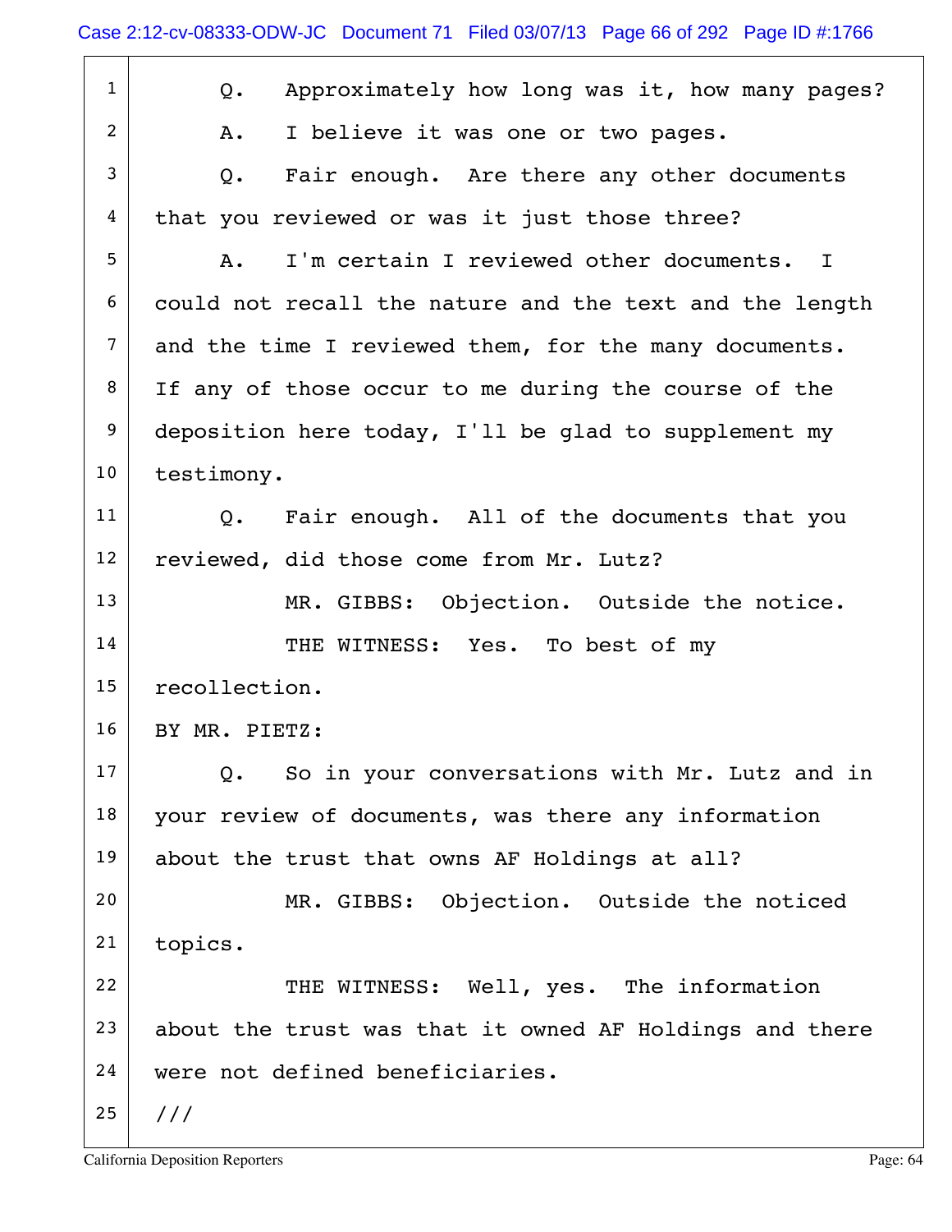Q. Approximately how long was it, how many pages?

A. I believe it was one or two pages.

Q. Fair enough. Are there any other documents that you reviewed or was it just those three?

A. I'm certain I reviewed other documents. I could not recall the nature and the text and the length and the time I reviewed them, for the many documents. If any of those occur to me during the course of the deposition here today, I'll be glad to supplement my testimony.

Q. Fair enough. All of the documents that you reviewed, did those come from Mr. Lutz?

MR. GIBBS: Objection. Outside the notice.

THE WITNESS: Yes. To best of my recollection.

BY MR. PIETZ:

Q. So in your conversations with Mr. Lutz and in your review of documents, was there any information about the trust that owns AF Holdings at all?

MR. GIBBS: Objection. Outside the noticed topics.

THE WITNESS: Well, yes. The information about the trust was that it owned AF Holdings and there were not defined beneficiaries.

///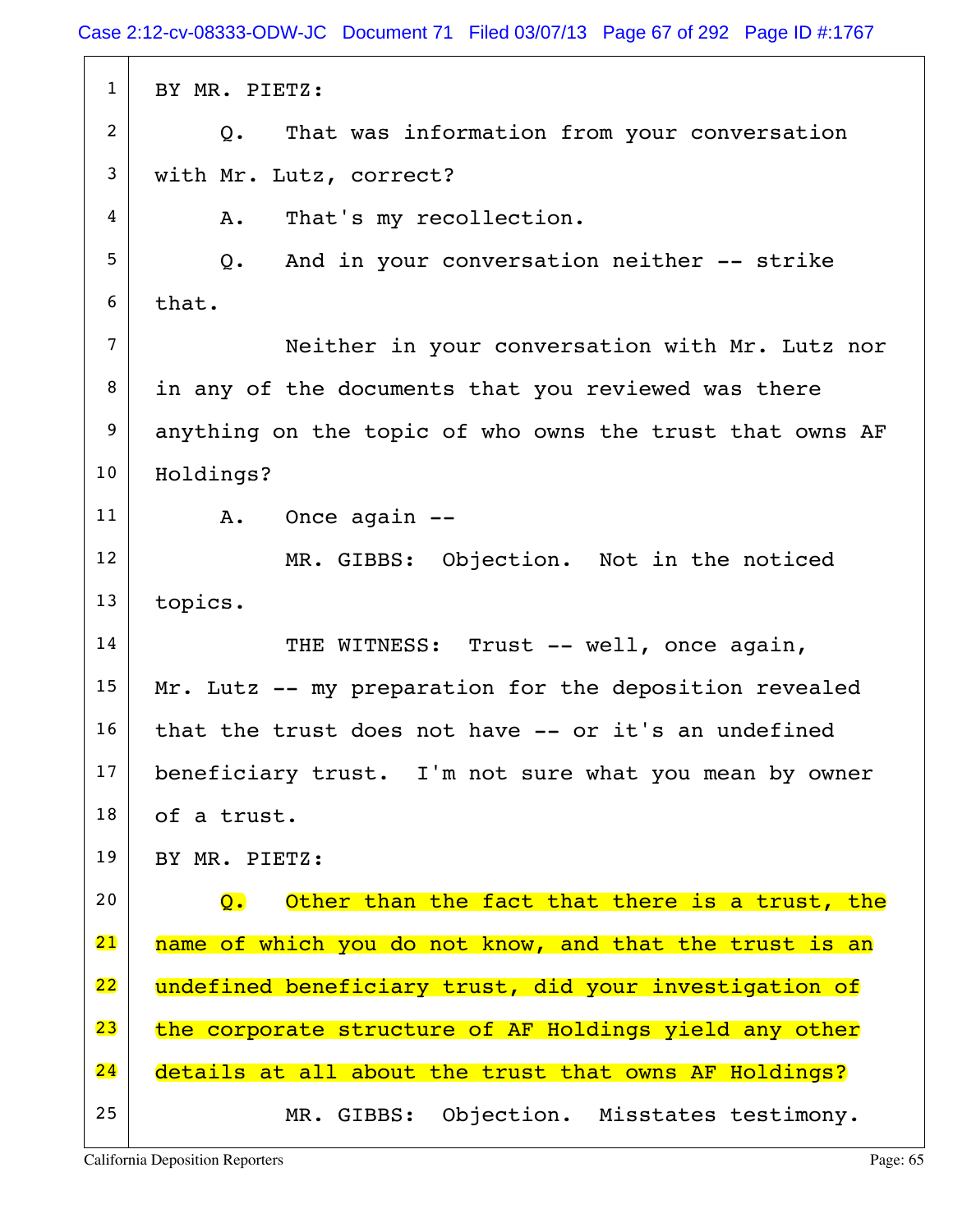1 BY MR. PIETZ:

2 Q. That was information from your conversation

3 with Mr. Lutz, correct?

4 A. That's my recollection.

5 Q. And in your conversation neither -- strike

6 that.

7 Neither in your conversation with Mr. Lutz nor

8 in any of the documents that you reviewed was there

9 anything on the topic of who owns the trust that owns AF

10 Holdings?

11 A. Once again --

12 MR. GIBBS: Objection. Not in the noticed

13 topics.

14 THE WITNESS: Trust -- well, once again,

15 Mr. Lutz -- my preparation for the deposition revealed

16 that the trust does not have -- or it's an undefined

17 beneficiary trust. I'm not sure what you mean by owner

18 of a trust.

19 BY MR. PIETZ:

20 Q. Other than the fact that there is a trust, the

21 name of which you do not know, and that the trust is an

22 undefined beneficiary trust, did your investigation of

23 the corporate structure of AF Holdings yield any other

24 details at all about the trust that owns AF Holdings?

25 MR. GIBBS: Objection. Misstates testimony.

California Deposition Reporters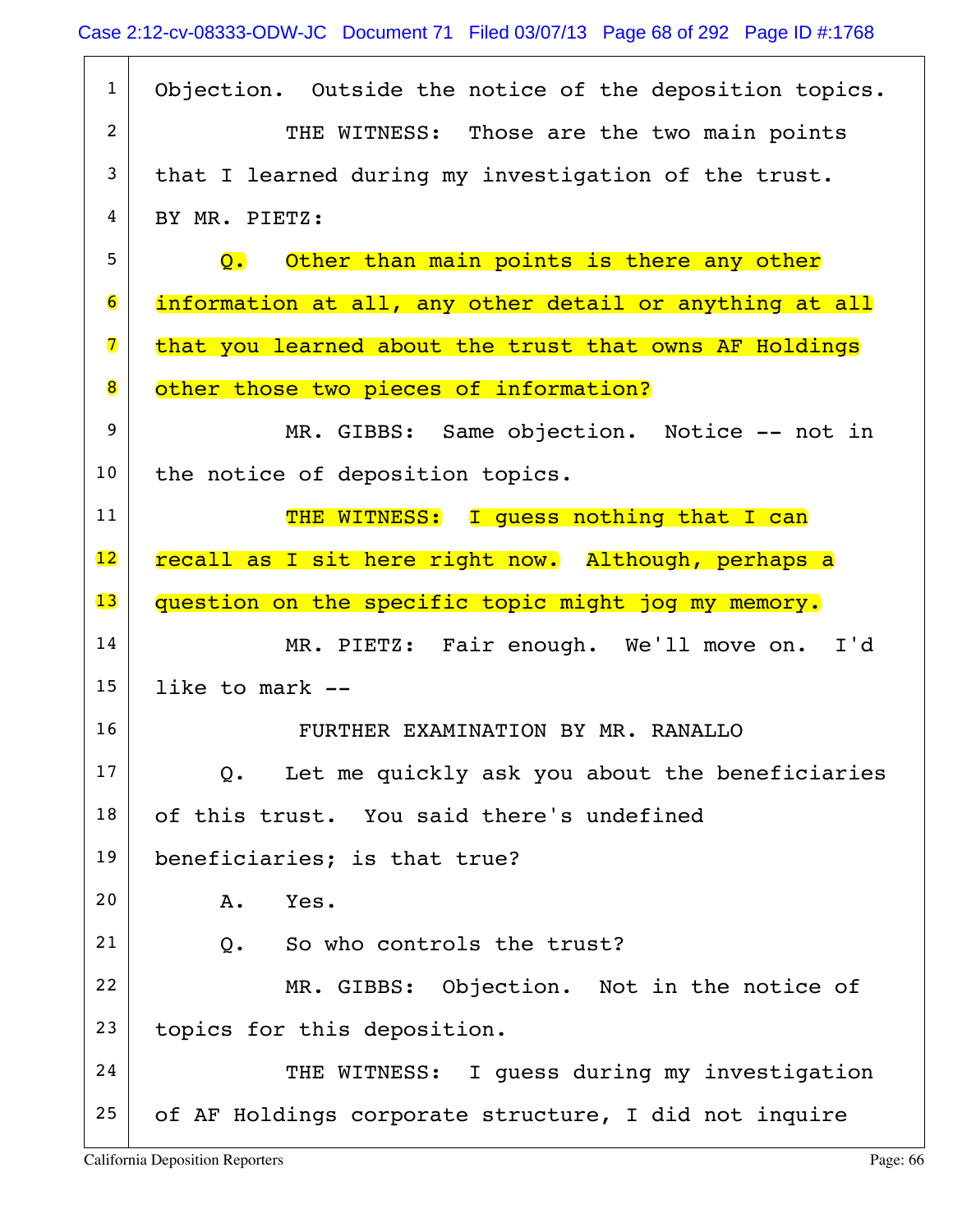1 Objection. Outside the notice of the deposition topics.

2 THE WITNESS: Those are the two main points

3 that I learned during my investigation of the trust.

4 BY MR. PIETZ:

5 Q. Other than main points is there any other

6 information at all, any other detail or anything at all

7 that you learned about the trust that owns AF Holdings

8 other those two pieces of information?

9 MR. GIBBS: Same objection. Notice -- not in

10 the notice of deposition topics.

11 THE WITNESS: I guess nothing that I can

12 recall as I sit here right now. Although, perhaps a

13 question on the specific topic might jog my memory.

14 MR. PIETZ: Fair enough. We'll move on. I'd

15 like to mark --

16 FURTHER EXAMINATION BY MR. RANALLO

17 Q. Let me quickly ask you about the beneficiaries

18 of this trust. You said there's undefined

19 beneficiaries; is that true?

20 A. Yes.

21 Q. So who controls the trust?

22 MR. GIBBS: Objection. Not in the notice of

23 topics for this deposition.

24 THE WITNESS: I guess during my investigation

25 of AF Holdings corporate structure, I did not inquire

California Deposition Reporters Page: 66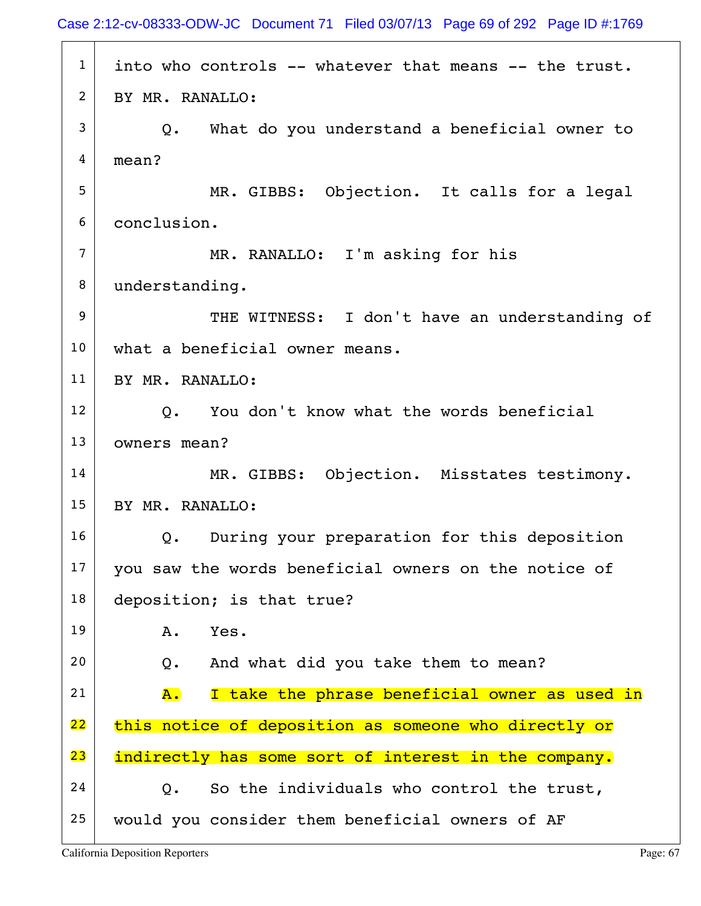into who controls -- whatever that means -- the trust.

BY MR. RANALLO:

Q. What do you understand a beneficial owner to mean?

MR. GIBBS: Objection. It calls for a legal conclusion.

MR. RANALLO: I'm asking for his understanding.

THE WITNESS: I don't have an understanding of what a beneficial owner means.

BY MR. RANALLO:

Q. You don't know what the words beneficial owners mean?

MR. GIBBS: Objection. Misstates testimony.

BY MR. RANALLO:

Q. During your preparation for this deposition you saw the words beneficial owners on the notice of deposition; is that true?

A. Yes.

Q. And what did you take them to mean?

A. I take the phrase beneficial owner as used in this notice of deposition as someone who directly or indirectly has some sort of interest in the company.

Q. So the individuals who control the trust, would you consider them beneficial owners of AF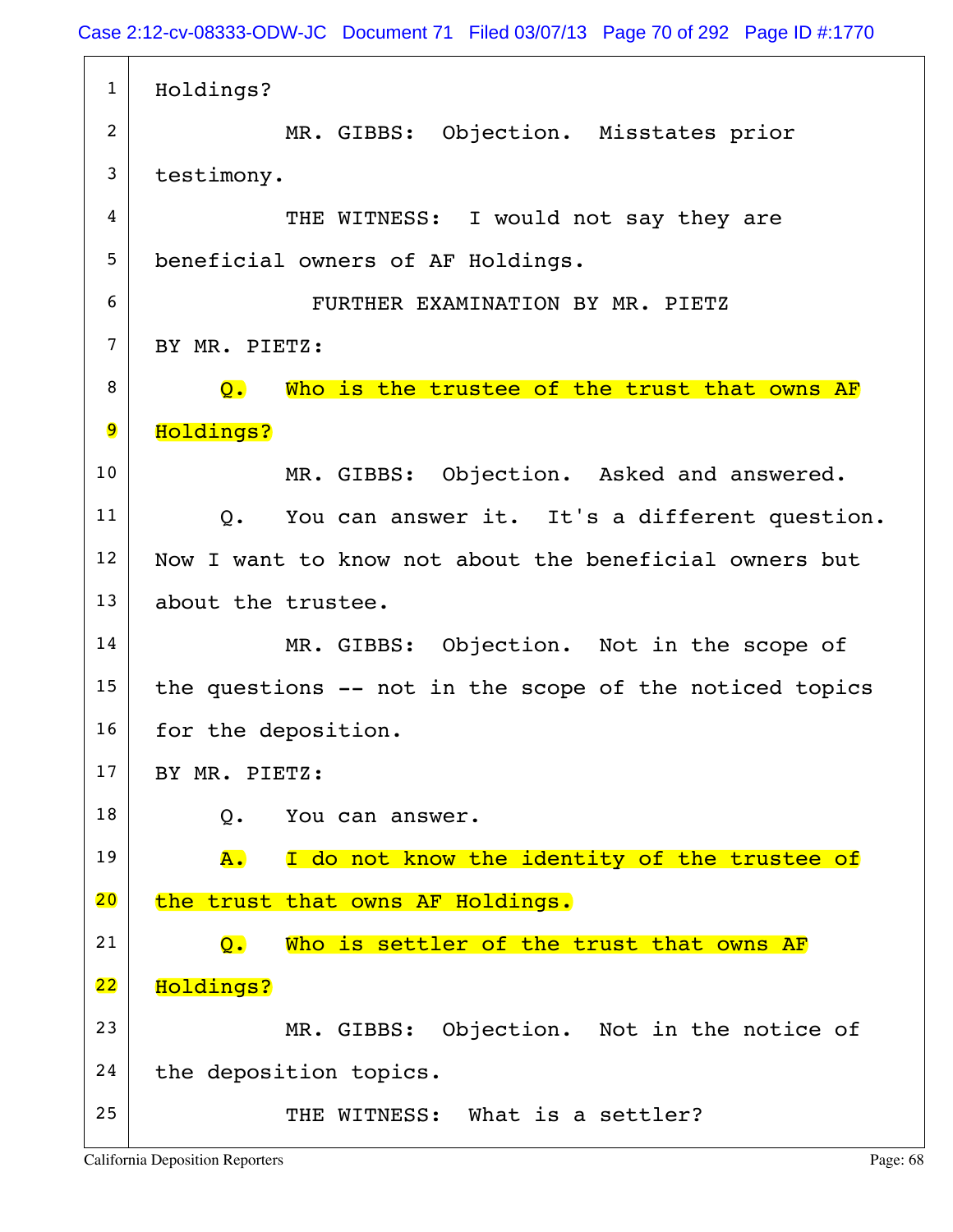1 Holdings?

2 MR. GIBBS: Objection. Misstates prior

3 testimony.

4 THE WITNESS: I would not say they are

5 beneficial owners of AF Holdings.

6 FURTHER EXAMINATION BY MR. PIETZ

7 BY MR. PIETZ:

8 Q. Who is the trustee of the trust that owns AF

9 Holdings?

10 MR. GIBBS: Objection. Asked and answered.

11 Q. You can answer it. It's a different question.

12 Now I want to know not about the beneficial owners but

13 about the trustee.

14 MR. GIBBS: Objection. Not in the scope of

15 the questions -- not in the scope of the noticed topics

16 for the deposition.

17 BY MR. PIETZ:

18 Q. You can answer.

19 A. I do not know the identity of the trustee of

20 the trust that owns AF Holdings.

21 Q. Who is settler of the trust that owns AF

22 Holdings?

23 MR. GIBBS: Objection. Not in the notice of

24 the deposition topics.

25 THE WITNESS: What is a settler?

California Deposition Reporters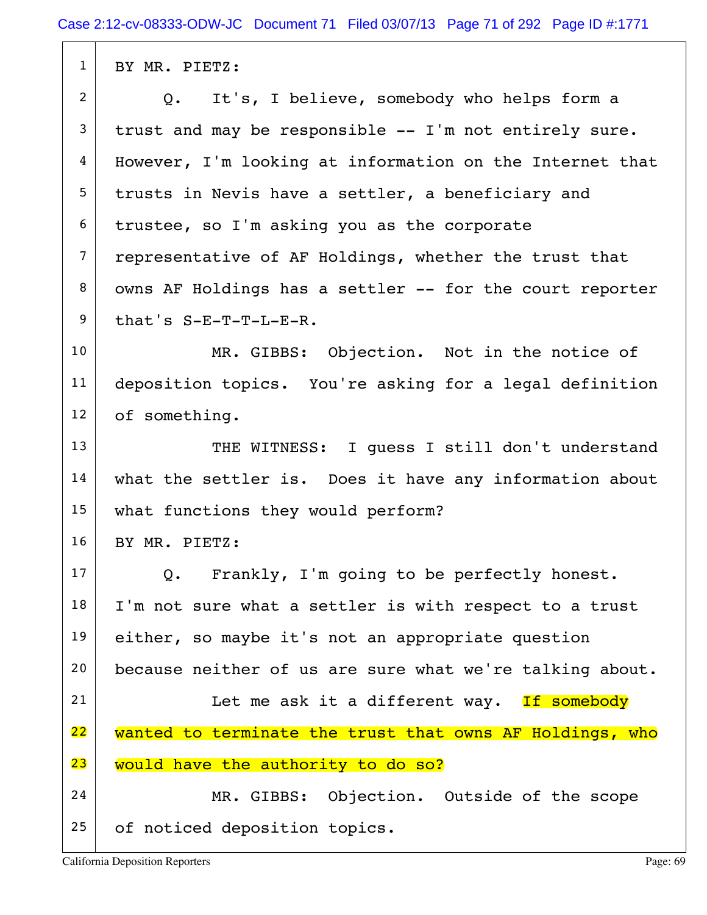BY MR. PIETZ:

Q. It's, I believe, somebody who helps form a trust and may be responsible -- I'm not entirely sure. However, I'm looking at information on the Internet that trusts in Nevis have a settler, a beneficiary and trustee, so I'm asking you as the corporate representative of AF Holdings, whether the trust that owns AF Holdings has a settler -- for the court reporter that's S-E-T-T-L-E-R.

MR. GIBBS: Objection. Not in the notice of deposition topics. You're asking for a legal definition of something.

THE WITNESS: I guess I still don't understand what the settler is. Does it have any information about what functions they would perform?

BY MR. PIETZ:

Q. Frankly, I'm going to be perfectly honest. I'm not sure what a settler is with respect to a trust either, so maybe it's not an appropriate question because neither of us are sure what we're talking about.

Let me ask it a different way. If somebody wanted to terminate the trust that owns AF Holdings, who would have the authority to do so?

MR. GIBBS: Objection. Outside of the scope of noticed deposition topics.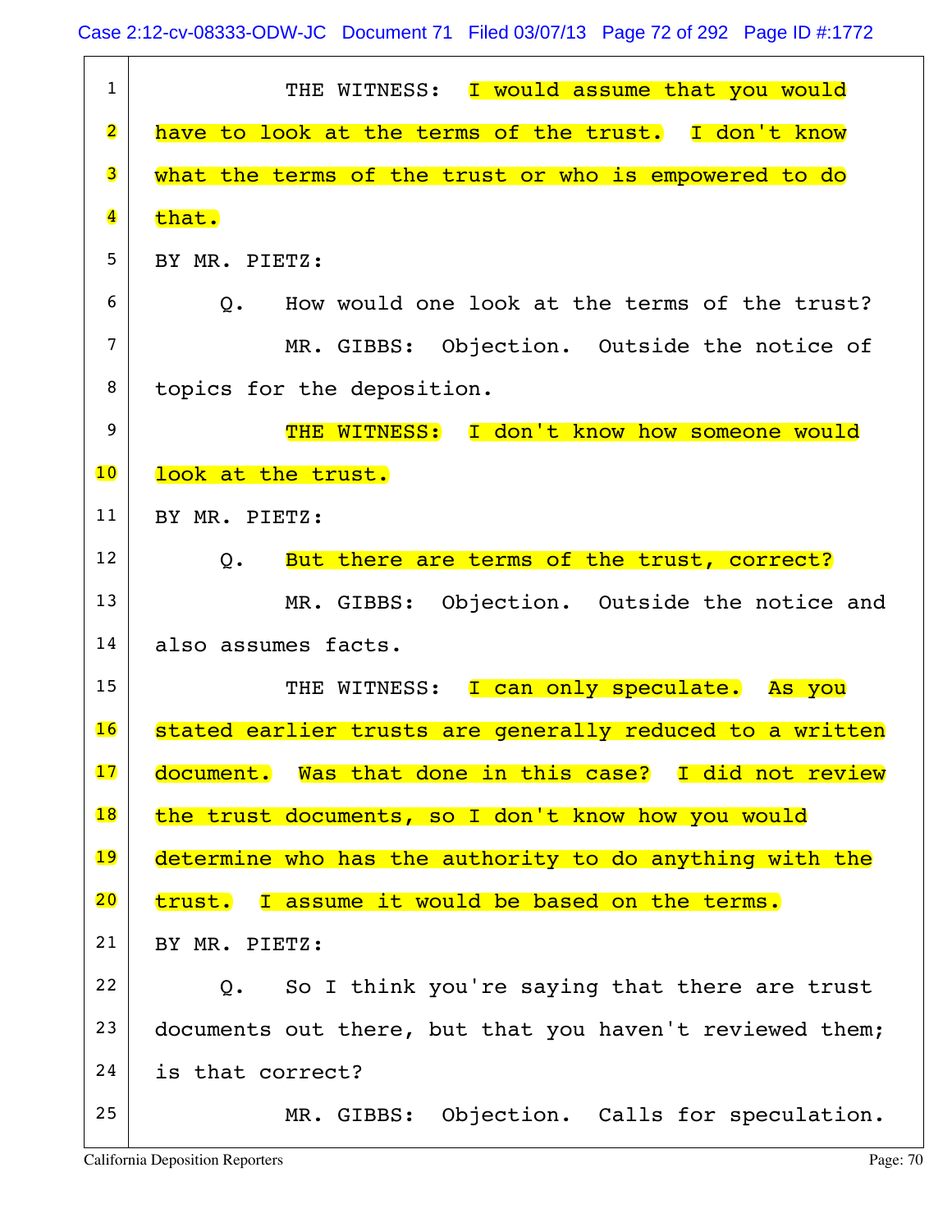THE WITNESS: I would assume that you would have to look at the terms of the trust. I don't know what the terms of the trust or who is empowered to do that.

BY MR. PIETZ:

Q. How would one look at the terms of the trust?

MR. GIBBS: Objection. Outside the notice of topics for the deposition.

THE WITNESS: I don't know how someone would look at the trust.

BY MR. PIETZ:

Q. But there are terms of the trust, correct?

MR. GIBBS: Objection. Outside the notice and also assumes facts.

THE WITNESS: I can only speculate. As you stated earlier trusts are generally reduced to a written document. Was that done in this case? I did not review the trust documents, so I don't know how you would determine who has the authority to do anything with the trust. I assume it would be based on the terms.

BY MR. PIETZ:

Q. So I think you're saying that there are trust documents out there, but that you haven't reviewed them; is that correct?

MR. GIBBS: Objection. Calls for speculation.

California Deposition Reporters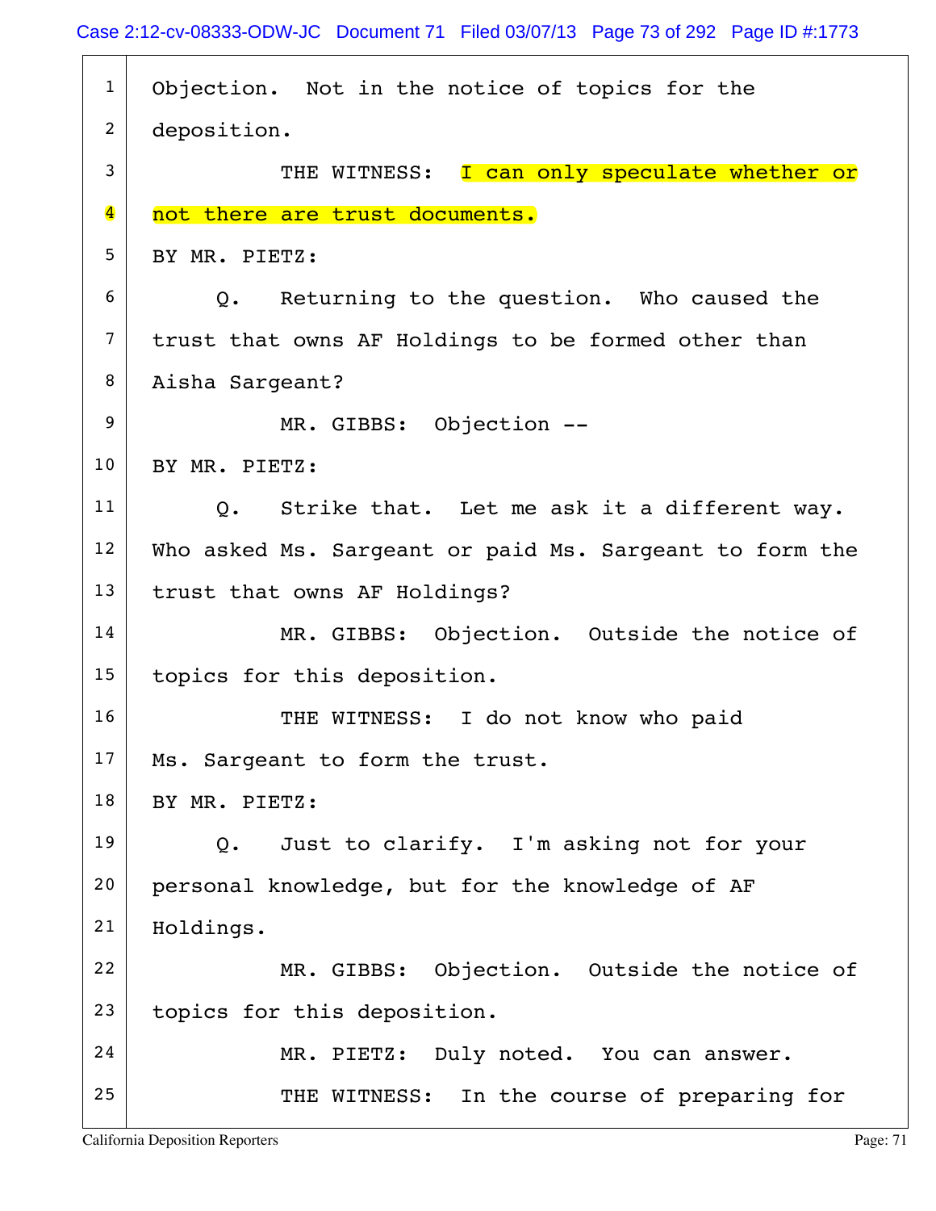1 Objection. Not in the notice of topics for the

2 deposition.

3 THE WITNESS: I can only speculate whether or

4 not there are trust documents.

5 BY MR. PIETZ:

6 Q. Returning to the question. Who caused the

7 trust that owns AF Holdings to be formed other than

8 Aisha Sargeant?

9 MR. GIBBS: Objection --

10 BY MR. PIETZ:

11 Q. Strike that. Let me ask it a different way.

12 Who asked Ms. Sargeant or paid Ms. Sargeant to form the

13 trust that owns AF Holdings?

14 MR. GIBBS: Objection. Outside the notice of

15 topics for this deposition.

16 THE WITNESS: I do not know who paid

17 Ms. Sargeant to form the trust.

18 BY MR. PIETZ:

19 Q. Just to clarify. I'm asking not for your

20 personal knowledge, but for the knowledge of AF

21 Holdings.

22 MR. GIBBS: Objection. Outside the notice of

23 topics for this deposition.

24 MR. PIETZ: Duly noted. You can answer.

25 THE WITNESS: In the course of preparing for

California Deposition Reporters Page: 71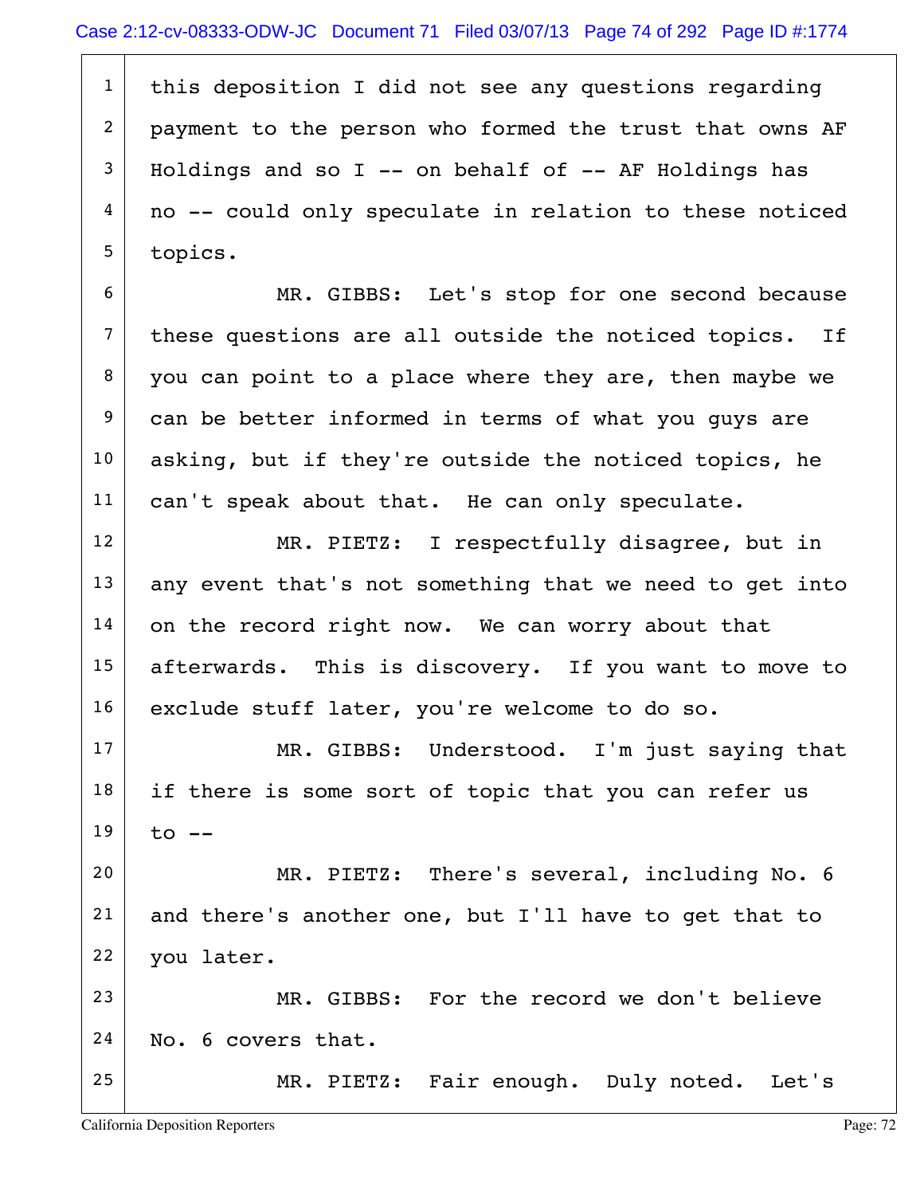this deposition I did not see any questions regarding payment to the person who formed the trust that owns AF Holdings and so I -- on behalf of -- AF Holdings has no -- could only speculate in relation to these noticed topics.

MR. GIBBS: Let's stop for one second because these questions are all outside the noticed topics. If you can point to a place where they are, then maybe we can be better informed in terms of what you guys are asking, but if they're outside the noticed topics, he can't speak about that. He can only speculate.

MR. PIETZ: I respectfully disagree, but in any event that's not something that we need to get into on the record right now. We can worry about that afterwards. This is discovery. If you want to move to exclude stuff later, you're welcome to do so.

MR. GIBBS: Understood. I'm just saying that if there is some sort of topic that you can refer us to --

MR. PIETZ: There's several, including No. 6 and there's another one, but I'll have to get that to you later.

MR. GIBBS: For the record we don't believe No. 6 covers that.

MR. PIETZ: Fair enough. Duly noted. Let's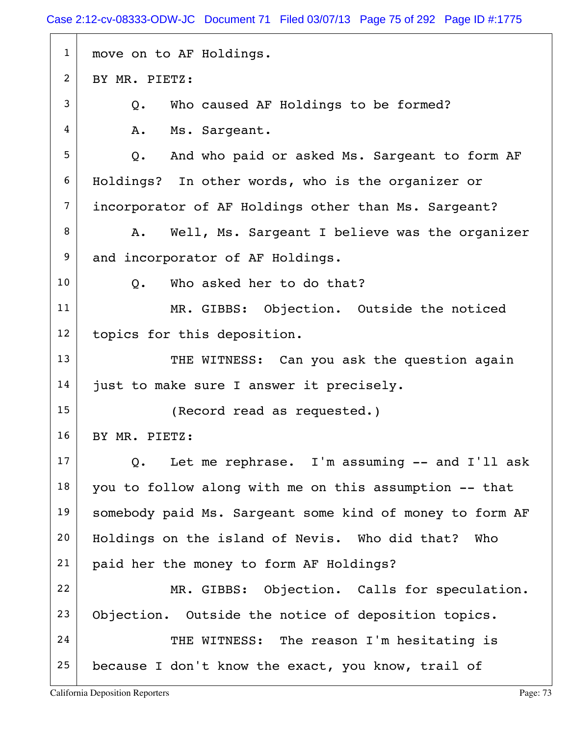1 move on to AF Holdings.

2 BY MR. PIETZ:

3 Q. Who caused AF Holdings to be formed?

4 A. Ms. Sargeant.

5 Q. And who paid or asked Ms. Sargeant to form AF

6 Holdings? In other words, who is the organizer or

7 incorporator of AF Holdings other than Ms. Sargeant?

8 A. Well, Ms. Sargeant I believe was the organizer

9 and incorporator of AF Holdings.

10 Q. Who asked her to do that?

11 MR. GIBBS: Objection. Outside the noticed

12 topics for this deposition.

13 THE WITNESS: Can you ask the question again

14 just to make sure I answer it precisely.

15 (Record read as requested.)

16 BY MR. PIETZ:

17 Q. Let me rephrase. I'm assuming -- and I'll ask

18 you to follow along with me on this assumption -- that

19 somebody paid Ms. Sargeant some kind of money to form AF

20 Holdings on the island of Nevis. Who did that? Who

21 paid her the money to form AF Holdings?

22 MR. GIBBS: Objection. Calls for speculation.

23 Objection. Outside the notice of deposition topics.

24 THE WITNESS: The reason I'm hesitating is

25 because I don't know the exact, you know, trail of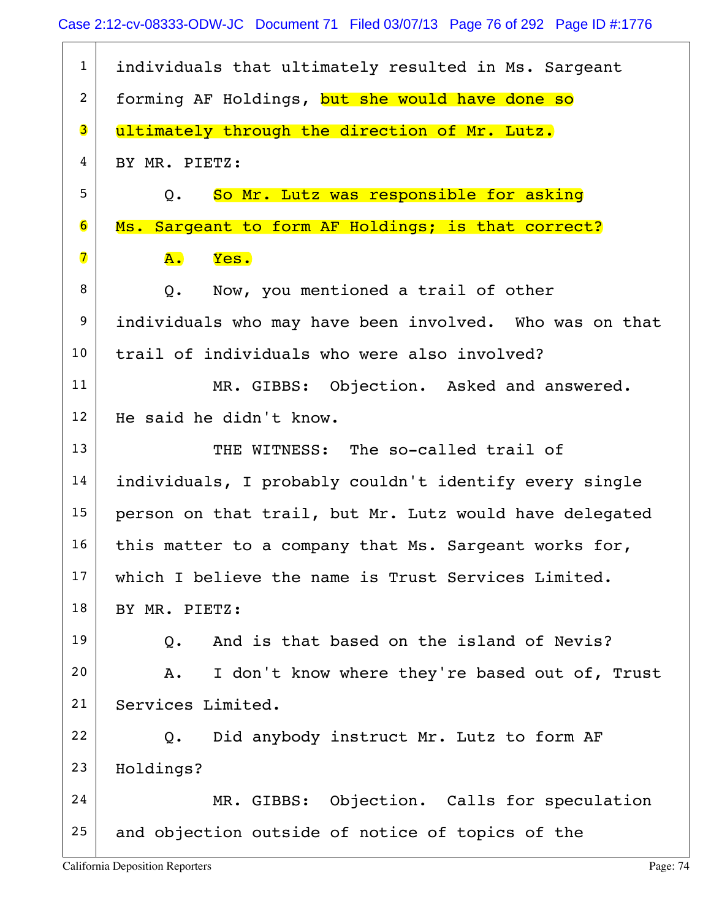1 individuals that ultimately resulted in Ms. Sargeant
2 forming AF Holdings, but she would have done so
3 ultimately through the direction of Mr. Lutz.
4 BY MR. PIETZ:
5 Q. So Mr. Lutz was responsible for asking
6 Ms. Sargeant to form AF Holdings; is that correct?
7 A. Yes.
8 Q. Now, you mentioned a trail of other
9 individuals who may have been involved. Who was on that
10 trail of individuals who were also involved?
11 MR. GIBBS: Objection. Asked and answered.
12 He said he didn't know.
13 THE WITNESS: The so-called trail of
14 individuals, I probably couldn't identify every single
15 person on that trail, but Mr. Lutz would have delegated
16 this matter to a company that Ms. Sargeant works for,
17 which I believe the name is Trust Services Limited.
18 BY MR. PIETZ:
19 Q. And is that based on the island of Nevis?
20 A. I don't know where they're based out of, Trust
21 Services Limited.
22 Q. Did anybody instruct Mr. Lutz to form AF
23 Holdings?
24 MR. GIBBS: Objection. Calls for speculation
25 and objection outside of notice of topics of the

California Deposition Reporters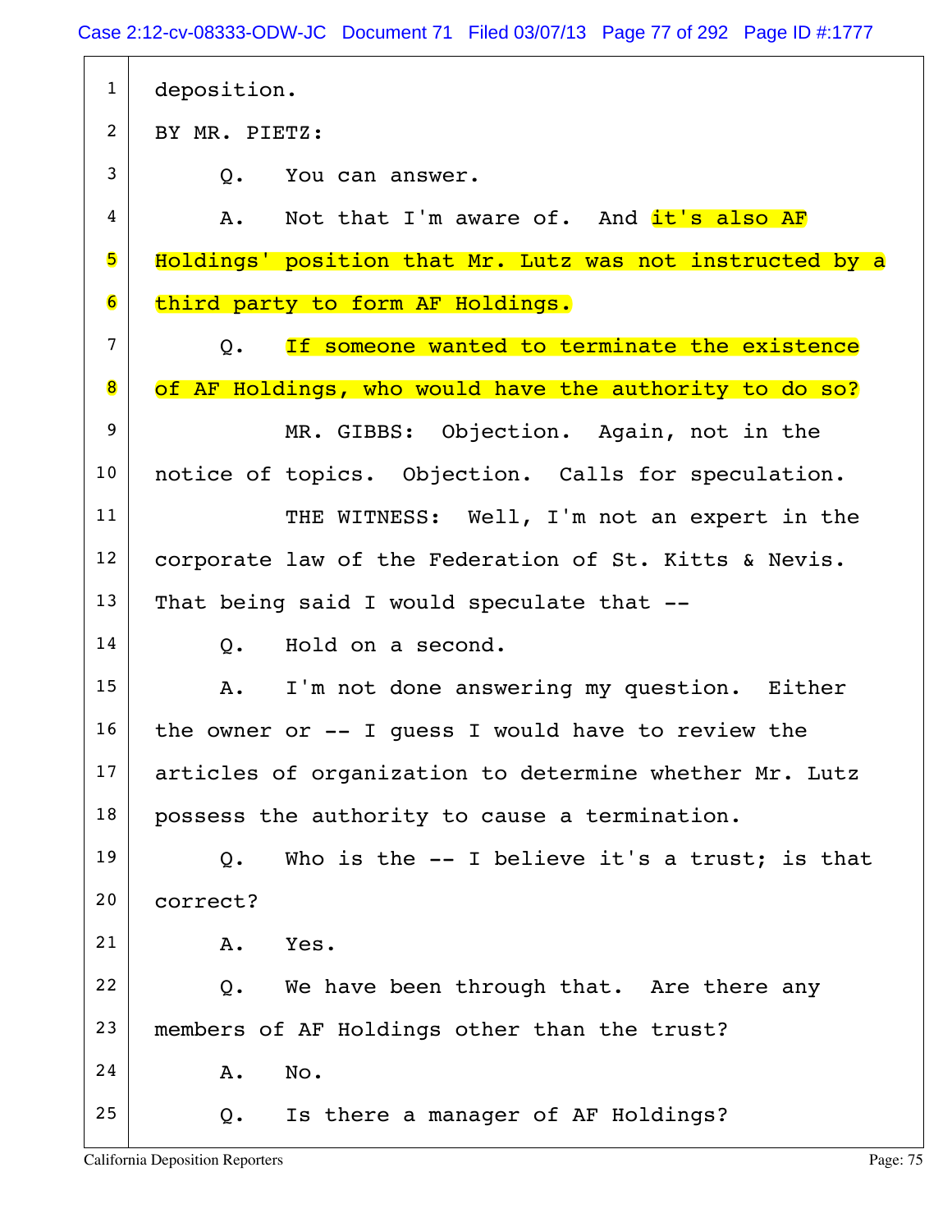1 deposition.

2 BY MR. PIETZ:

3 Q. You can answer.

4 A. Not that I'm aware of. And it's also AF

5 Holdings' position that Mr. Lutz was not instructed by a

6 third party to form AF Holdings.

7 Q. If someone wanted to terminate the existence

8 of AF Holdings, who would have the authority to do so?

9 MR. GIBBS: Objection. Again, not in the

10 notice of topics. Objection. Calls for speculation.

11 THE WITNESS: Well, I'm not an expert in the

12 corporate law of the Federation of St. Kitts & Nevis.

13 That being said I would speculate that --

14 Q. Hold on a second.

15 A. I'm not done answering my question. Either

16 the owner or -- I guess I would have to review the

17 articles of organization to determine whether Mr. Lutz

18 possess the authority to cause a termination.

19 Q. Who is the -- I believe it's a trust; is that

20 correct?

21 A. Yes.

22 Q. We have been through that. Are there any

23 members of AF Holdings other than the trust?

24 A. No.

25 Q. Is there a manager of AF Holdings?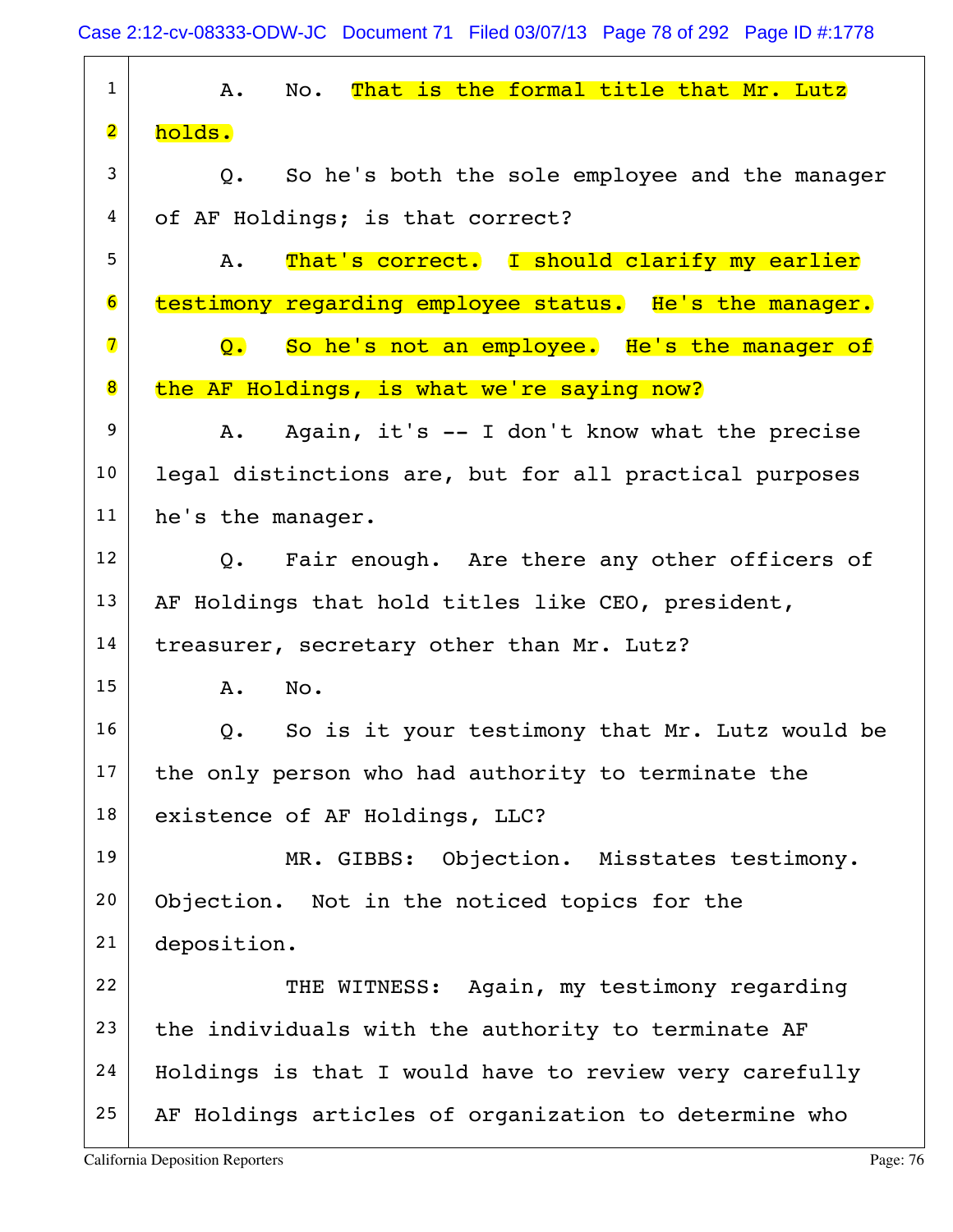1 A. No. That is the formal title that Mr. Lutz
2 holds.
3 Q. So he's both the sole employee and the manager
4 of AF Holdings; is that correct?
5 A. That's correct. I should clarify my earlier
6 testimony regarding employee status. He's the manager.
7 Q. So he's not an employee. He's the manager of
8 the AF Holdings, is what we're saying now?
9 A. Again, it's -- I don't know what the precise
10 legal distinctions are, but for all practical purposes
11 he's the manager.
12 Q. Fair enough. Are there any other officers of
13 AF Holdings that hold titles like CEO, president,
14 treasurer, secretary other than Mr. Lutz?
15 A. No.
16 Q. So is it your testimony that Mr. Lutz would be
17 the only person who had authority to terminate the
18 existence of AF Holdings, LLC?
19 MR. GIBBS: Objection. Misstates testimony.
20 Objection. Not in the noticed topics for the
21 deposition.
22 THE WITNESS: Again, my testimony regarding
23 the individuals with the authority to terminate AF
24 Holdings is that I would have to review very carefully
25 AF Holdings articles of organization to determine who

California Deposition Reporters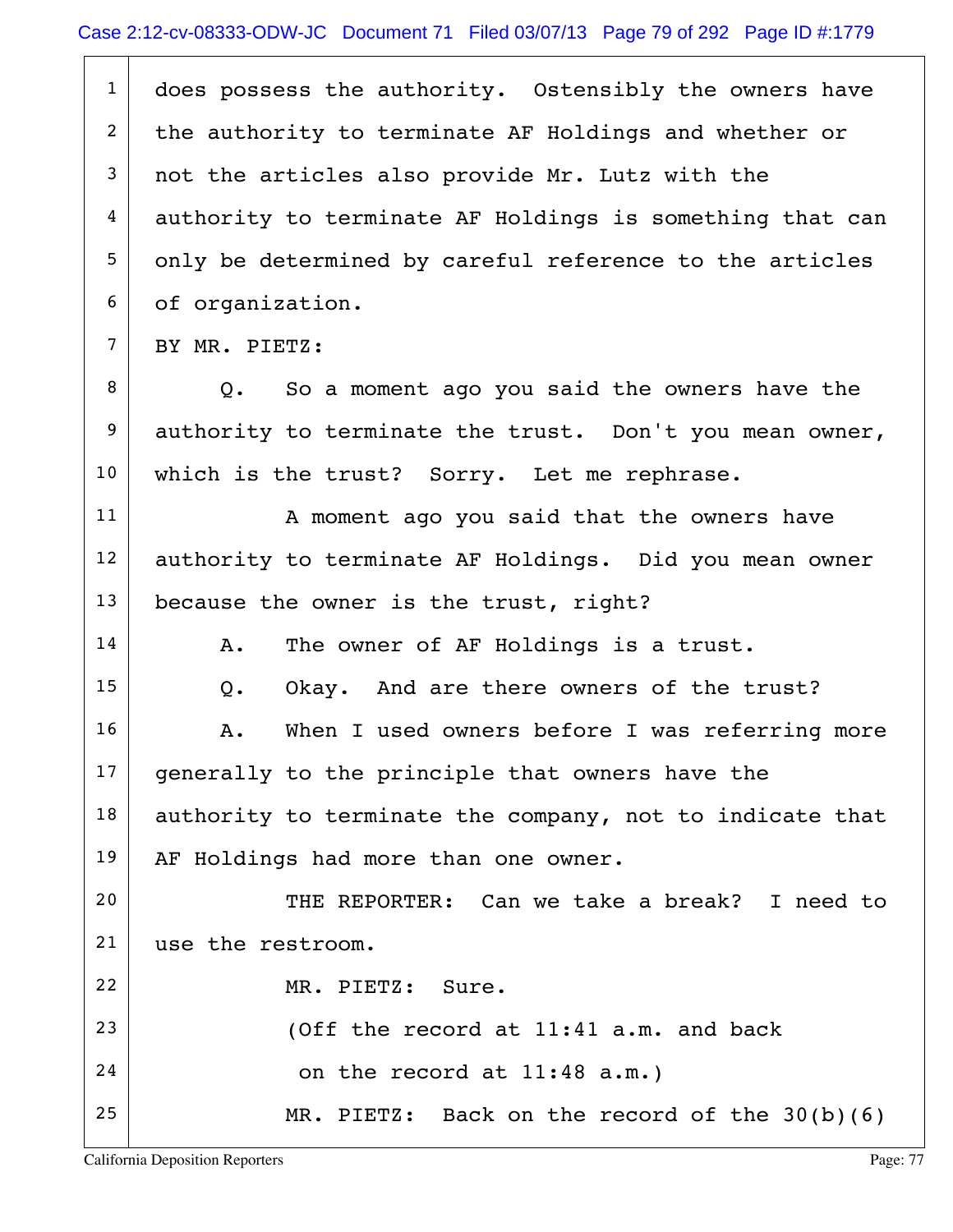does possess the authority. Ostensibly the owners have the authority to terminate AF Holdings and whether or not the articles also provide Mr. Lutz with the authority to terminate AF Holdings is something that can only be determined by careful reference to the articles of organization.

BY MR. PIETZ:

Q. So a moment ago you said the owners have the authority to terminate the trust. Don't you mean owner, which is the trust? Sorry. Let me rephrase.

A moment ago you said that the owners have authority to terminate AF Holdings. Did you mean owner because the owner is the trust, right?

A. The owner of AF Holdings is a trust.

Q. Okay. And are there owners of the trust?

A. When I used owners before I was referring more generally to the principle that owners have the authority to terminate the company, not to indicate that AF Holdings had more than one owner.

THE REPORTER: Can we take a break? I need to use the restroom.

MR. PIETZ: Sure.

(Off the record at 11:41 a.m. and back on the record at 11:48 a.m.)

MR. PIETZ: Back on the record of the 30(b)(6)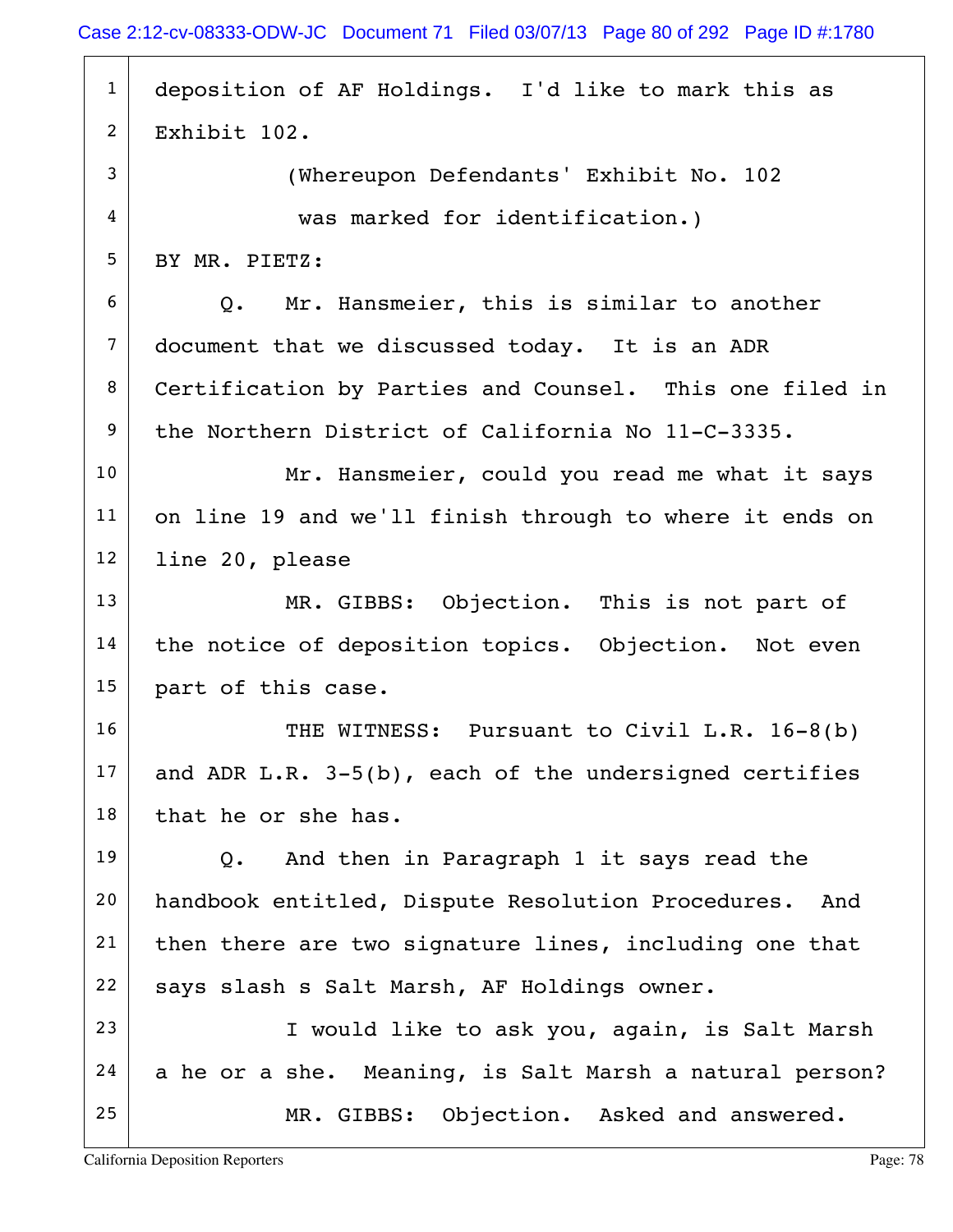deposition of AF Holdings. I'd like to mark this as Exhibit 102.

(Whereupon Defendants' Exhibit No. 102 was marked for identification.)

BY MR. PIETZ:

Q. Mr. Hansmeier, this is similar to another document that we discussed today. It is an ADR Certification by Parties and Counsel. This one filed in the Northern District of California No 11-C-3335.

Mr. Hansmeier, could you read me what it says on line 19 and we'll finish through to where it ends on line 20, please

MR. GIBBS: Objection. This is not part of the notice of deposition topics. Objection. Not even part of this case.

THE WITNESS: Pursuant to Civil L.R. 16-8(b) and ADR L.R. 3-5(b), each of the undersigned certifies that he or she has.

Q. And then in Paragraph 1 it says read the handbook entitled, Dispute Resolution Procedures. And then there are two signature lines, including one that says slash s Salt Marsh, AF Holdings owner.

I would like to ask you, again, is Salt Marsh a he or a she. Meaning, is Salt Marsh a natural person?

MR. GIBBS: Objection. Asked and answered.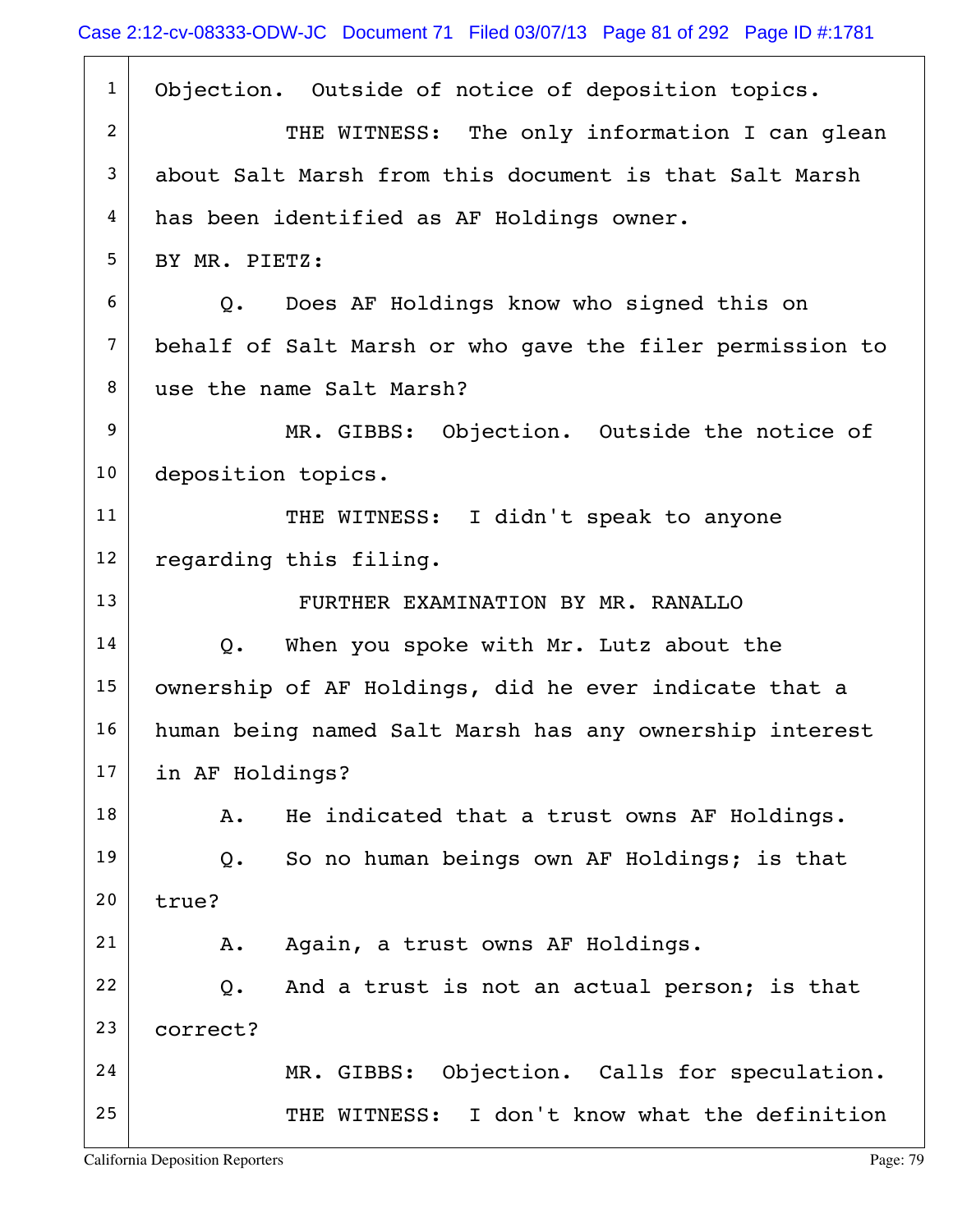1 Objection. Outside of notice of deposition topics.

2 THE WITNESS: The only information I can glean

3 about Salt Marsh from this document is that Salt Marsh

4 has been identified as AF Holdings owner.

5 BY MR. PIETZ:

6 Q. Does AF Holdings know who signed this on

7 behalf of Salt Marsh or who gave the filer permission to

8 use the name Salt Marsh?

9 MR. GIBBS: Objection. Outside the notice of

10 deposition topics.

11 THE WITNESS: I didn't speak to anyone

12 regarding this filing.

13 FURTHER EXAMINATION BY MR. RANALLO

14 Q. When you spoke with Mr. Lutz about the

15 ownership of AF Holdings, did he ever indicate that a

16 human being named Salt Marsh has any ownership interest

17 in AF Holdings?

18 A. He indicated that a trust owns AF Holdings.

19 Q. So no human beings own AF Holdings; is that

20 true?

21 A. Again, a trust owns AF Holdings.

22 Q. And a trust is not an actual person; is that

23 correct?

24 MR. GIBBS: Objection. Calls for speculation.

25 THE WITNESS: I don't know what the definition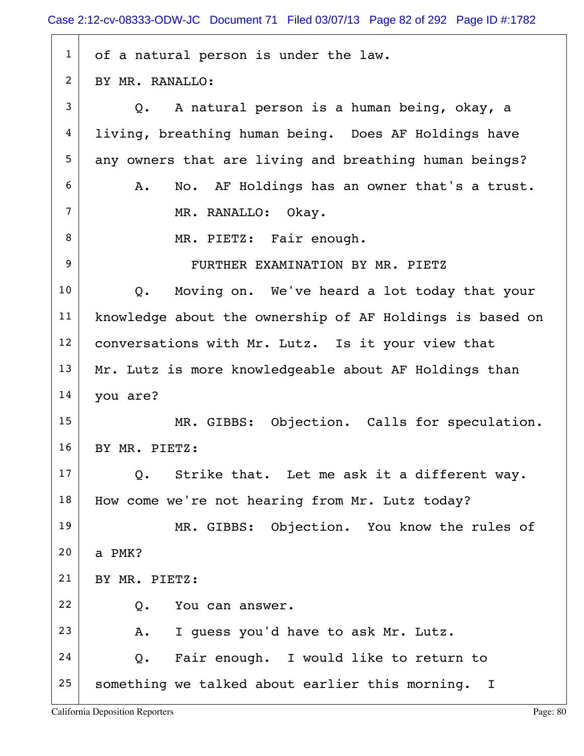1 of a natural person is under the law.

2 BY MR. RANALLO:

3 Q. A natural person is a human being, okay, a

4 living, breathing human being. Does AF Holdings have

5 any owners that are living and breathing human beings?

6 A. No. AF Holdings has an owner that's a trust.

7 MR. RANALLO: Okay.

8 MR. PIETZ: Fair enough.

9 FURTHER EXAMINATION BY MR. PIETZ

10 Q. Moving on. We've heard a lot today that your

11 knowledge about the ownership of AF Holdings is based on

12 conversations with Mr. Lutz. Is it your view that

13 Mr. Lutz is more knowledgeable about AF Holdings than

14 you are?

15 MR. GIBBS: Objection. Calls for speculation.

16 BY MR. PIETZ:

17 Q. Strike that. Let me ask it a different way.

18 How come we're not hearing from Mr. Lutz today?

19 MR. GIBBS: Objection. You know the rules of

20 a PMK?

21 BY MR. PIETZ:

22 Q. You can answer.

23 A. I guess you'd have to ask Mr. Lutz.

24 Q. Fair enough. I would like to return to

25 something we talked about earlier this morning. I

California Deposition Reporters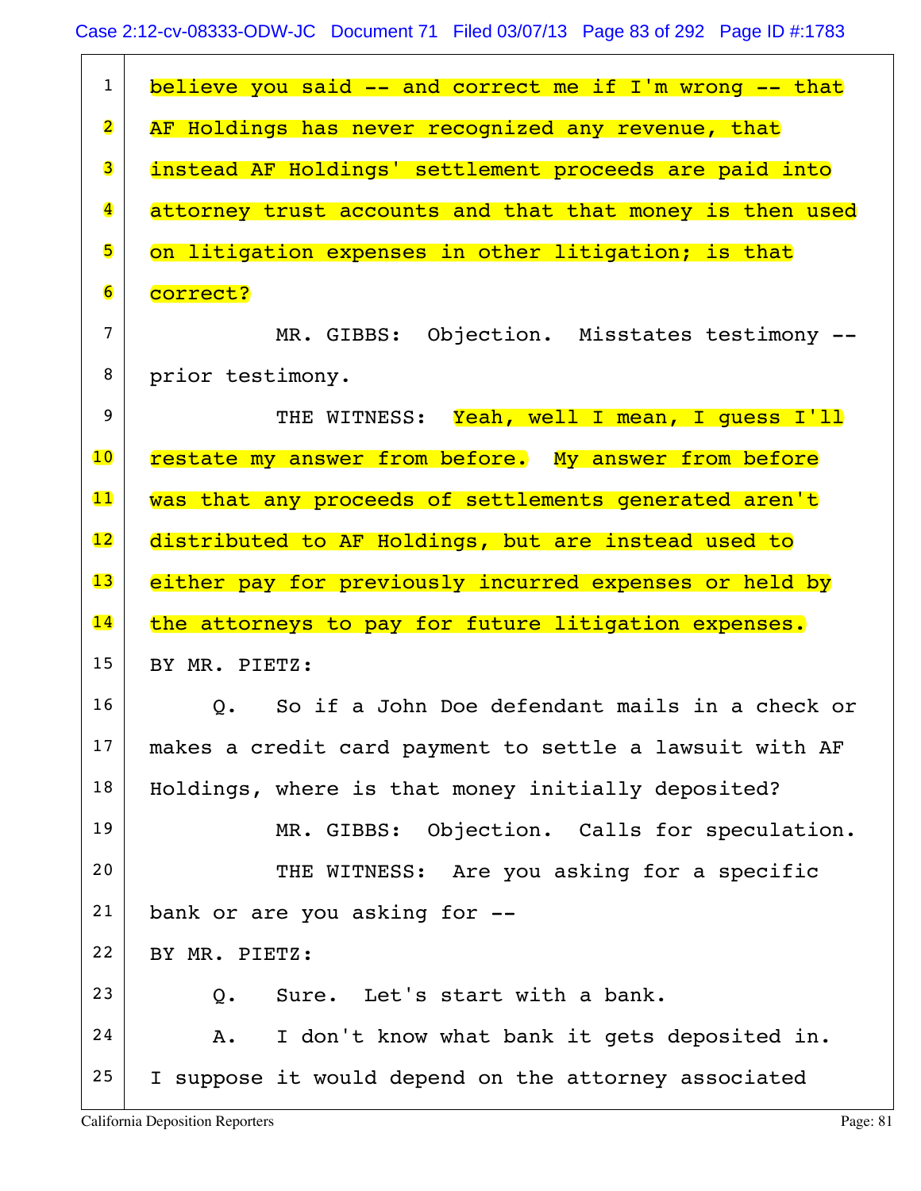1 believe you said -- and correct me if I'm wrong -- that
2 AF Holdings has never recognized any revenue, that
3 instead AF Holdings' settlement proceeds are paid into
4 attorney trust accounts and that that money is then used
5 on litigation expenses in other litigation; is that
6 correct?
7 MR. GIBBS: Objection. Misstates testimony --
8 prior testimony.
9 THE WITNESS: Yeah, well I mean, I guess I'll
10 restate my answer from before. My answer from before
11 was that any proceeds of settlements generated aren't
12 distributed to AF Holdings, but are instead used to
13 either pay for previously incurred expenses or held by
14 the attorneys to pay for future litigation expenses.
15 BY MR. PIETZ:
16 Q. So if a John Doe defendant mails in a check or
17 makes a credit card payment to settle a lawsuit with AF
18 Holdings, where is that money initially deposited?
19 MR. GIBBS: Objection. Calls for speculation.
20 THE WITNESS: Are you asking for a specific
21 bank or are you asking for --
22 BY MR. PIETZ:
23 Q. Sure. Let's start with a bank.
24 A. I don't know what bank it gets deposited in.
25 I suppose it would depend on the attorney associated

California Deposition Reporters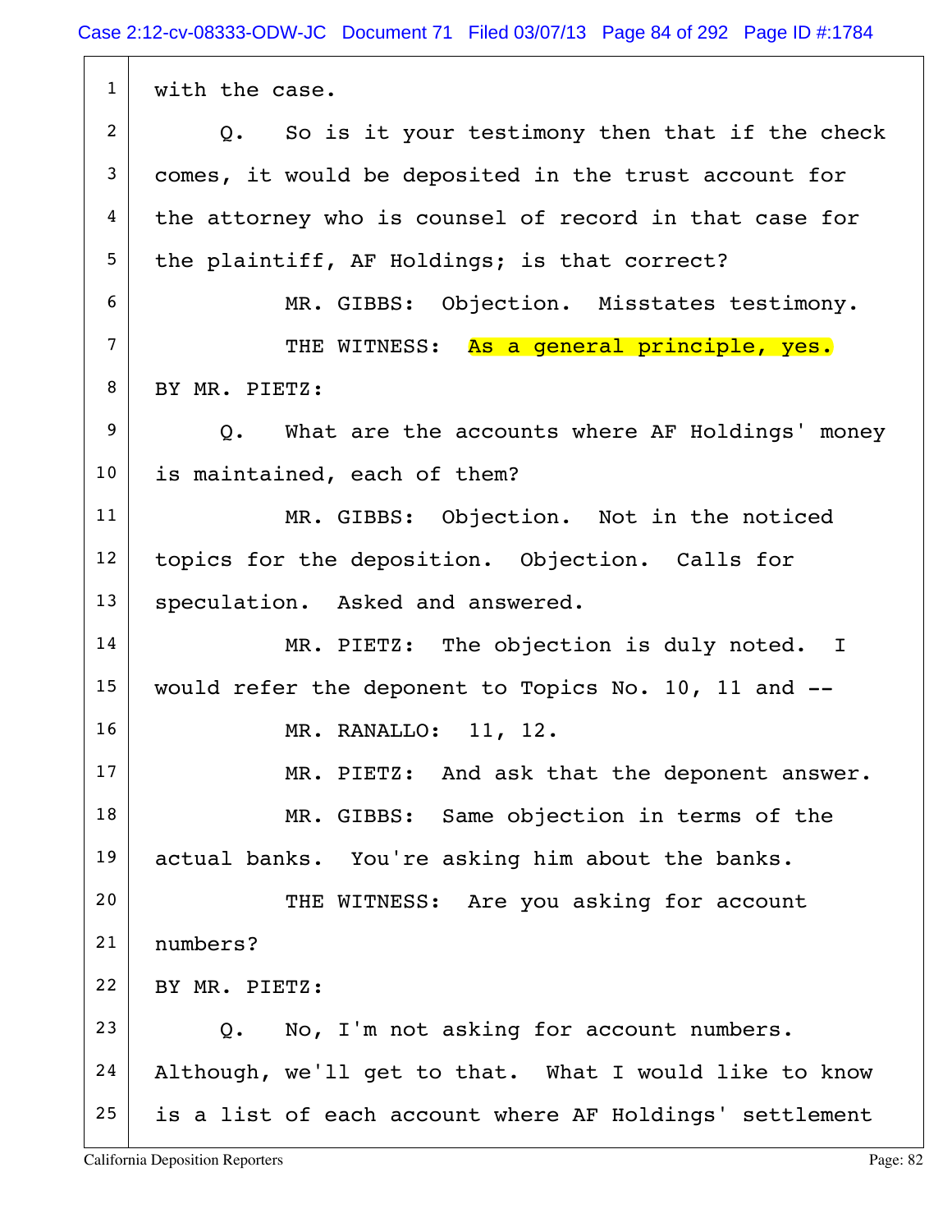1 with the case.

2 Q. So is it your testimony then that if the check

3 comes, it would be deposited in the trust account for

4 the attorney who is counsel of record in that case for

5 the plaintiff, AF Holdings; is that correct?

6 MR. GIBBS: Objection. Misstates testimony.

7 THE WITNESS: As a general principle, yes.

8 BY MR. PIETZ:

9 Q. What are the accounts where AF Holdings' money

10 is maintained, each of them?

11 MR. GIBBS: Objection. Not in the noticed

12 topics for the deposition. Objection. Calls for

13 speculation. Asked and answered.

14 MR. PIETZ: The objection is duly noted. I

15 would refer the deponent to Topics No. 10, 11 and --

16 MR. RANALLO: 11, 12.

17 MR. PIETZ: And ask that the deponent answer.

18 MR. GIBBS: Same objection in terms of the

19 actual banks. You're asking him about the banks.

20 THE WITNESS: Are you asking for account

21 numbers?

22 BY MR. PIETZ:

23 Q. No, I'm not asking for account numbers.

24 Although, we'll get to that. What I would like to know

25 is a list of each account where AF Holdings' settlement

California Deposition Reporters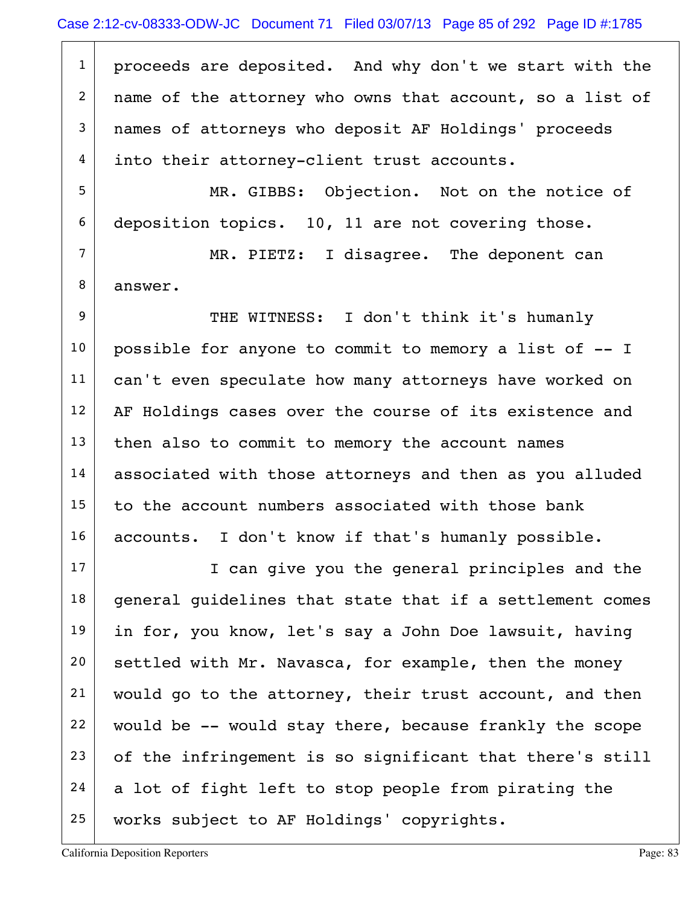proceeds are deposited. And why don't we start with the name of the attorney who owns that account, so a list of names of attorneys who deposit AF Holdings' proceeds into their attorney-client trust accounts.

MR. GIBBS: Objection. Not on the notice of deposition topics. 10, 11 are not covering those.

MR. PIETZ: I disagree. The deponent can answer.

THE WITNESS: I don't think it's humanly possible for anyone to commit to memory a list of -- I can't even speculate how many attorneys have worked on AF Holdings cases over the course of its existence and then also to commit to memory the account names associated with those attorneys and then as you alluded to the account numbers associated with those bank accounts. I don't know if that's humanly possible.

I can give you the general principles and the general guidelines that state that if a settlement comes in for, you know, let's say a John Doe lawsuit, having settled with Mr. Navasca, for example, then the money would go to the attorney, their trust account, and then would be -- would stay there, because frankly the scope of the infringement is so significant that there's still a lot of fight left to stop people from pirating the works subject to AF Holdings' copyrights.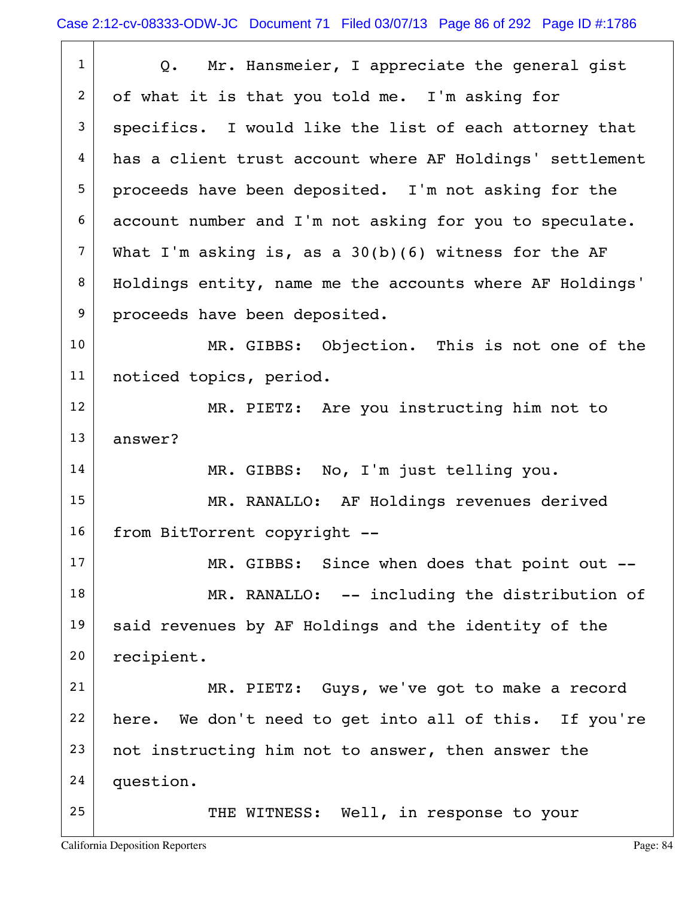Q. Mr. Hansmeier, I appreciate the general gist of what it is that you told me. I'm asking for specifics. I would like the list of each attorney that has a client trust account where AF Holdings' settlement proceeds have been deposited. I'm not asking for the account number and I'm not asking for you to speculate. What I'm asking is, as a 30(b)(6) witness for the AF Holdings entity, name me the accounts where AF Holdings' proceeds have been deposited.

MR. GIBBS: Objection. This is not one of the noticed topics, period.

MR. PIETZ: Are you instructing him not to answer?

MR. GIBBS: No, I'm just telling you.

MR. RANALLO: AF Holdings revenues derived from BitTorrent copyright --

MR. GIBBS: Since when does that point out --

MR. RANALLO: -- including the distribution of said revenues by AF Holdings and the identity of the recipient.

MR. PIETZ: Guys, we've got to make a record here. We don't need to get into all of this. If you're not instructing him not to answer, then answer the question.

THE WITNESS: Well, in response to your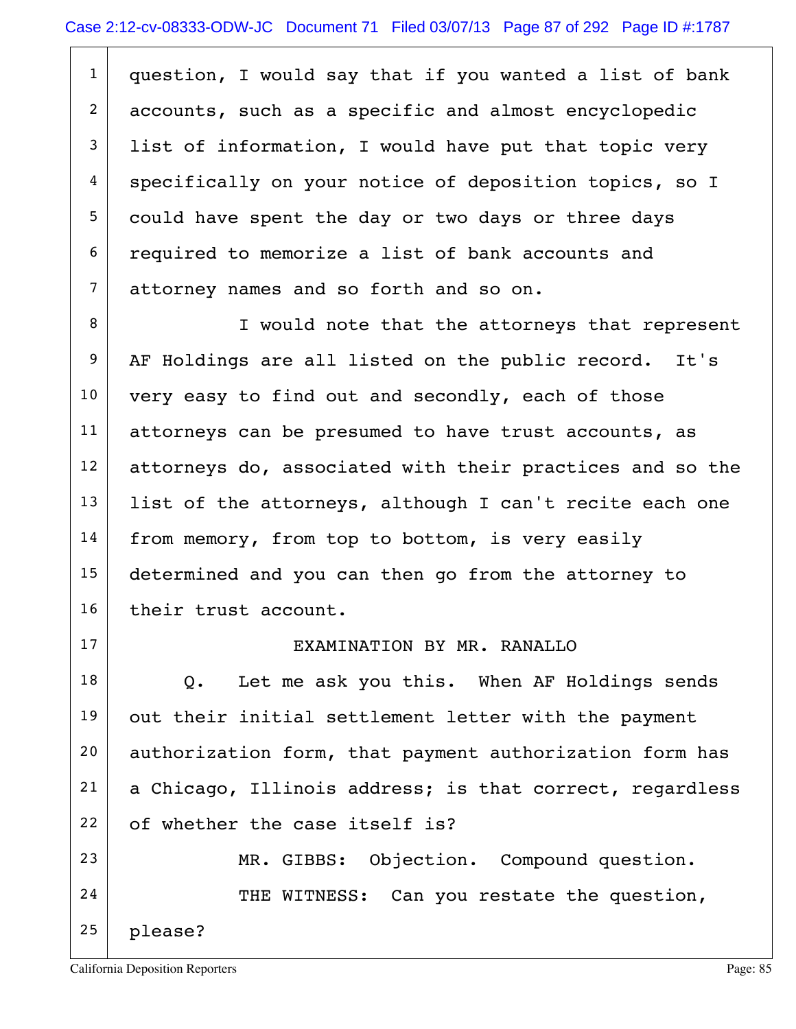question, I would say that if you wanted a list of bank accounts, such as a specific and almost encyclopedic list of information, I would have put that topic very specifically on your notice of deposition topics, so I could have spent the day or two days or three days required to memorize a list of bank accounts and attorney names and so forth and so on.

I would note that the attorneys that represent AF Holdings are all listed on the public record. It's very easy to find out and secondly, each of those attorneys can be presumed to have trust accounts, as attorneys do, associated with their practices and so the list of the attorneys, although I can't recite each one from memory, from top to bottom, is very easily determined and you can then go from the attorney to their trust account.

EXAMINATION BY MR. RANALLO

Q. Let me ask you this. When AF Holdings sends out their initial settlement letter with the payment authorization form, that payment authorization form has a Chicago, Illinois address; is that correct, regardless of whether the case itself is?

MR. GIBBS: Objection. Compound question.

THE WITNESS: Can you restate the question, please?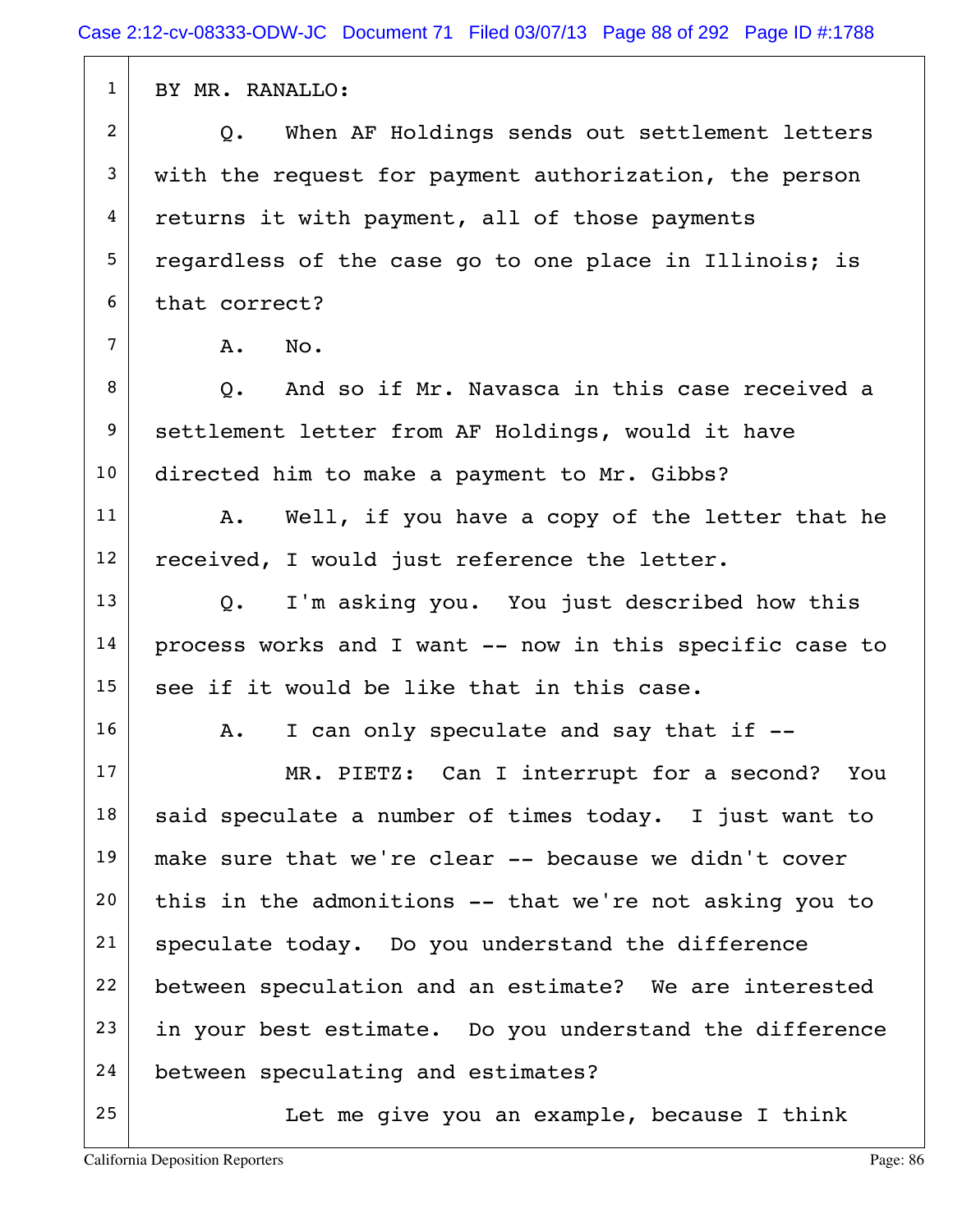BY MR. RANALLO:

Q. When AF Holdings sends out settlement letters with the request for payment authorization, the person returns it with payment, all of those payments regardless of the case go to one place in Illinois; is that correct?

A. No.

Q. And so if Mr. Navasca in this case received a settlement letter from AF Holdings, would it have directed him to make a payment to Mr. Gibbs?

A. Well, if you have a copy of the letter that he received, I would just reference the letter.

Q. I'm asking you. You just described how this process works and I want -- now in this specific case to see if it would be like that in this case.

A. I can only speculate and say that if --

MR. PIETZ: Can I interrupt for a second? You said speculate a number of times today. I just want to make sure that we're clear -- because we didn't cover this in the admonitions -- that we're not asking you to speculate today. Do you understand the difference between speculation and an estimate? We are interested in your best estimate. Do you understand the difference between speculating and estimates?

Let me give you an example, because I think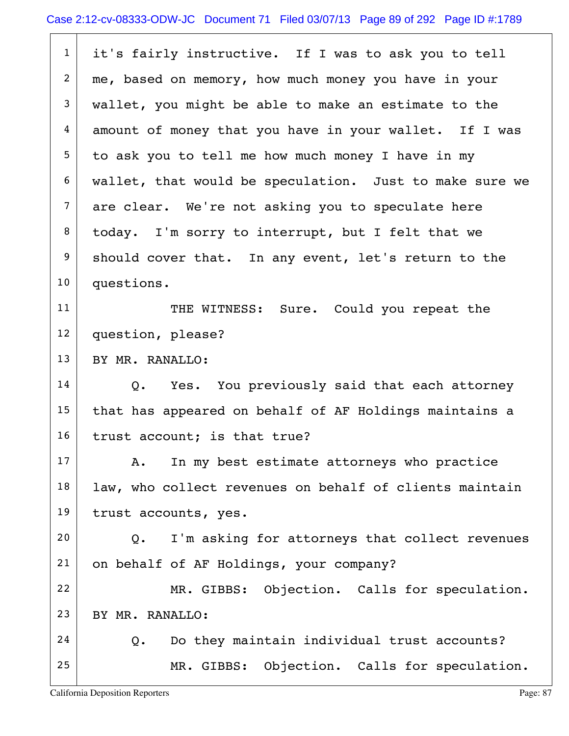1 it's fairly instructive. If I was to ask you to tell
2 me, based on memory, how much money you have in your
3 wallet, you might be able to make an estimate to the
4 amount of money that you have in your wallet. If I was
5 to ask you to tell me how much money I have in my
6 wallet, that would be speculation. Just to make sure we
7 are clear. We're not asking you to speculate here
8 today. I'm sorry to interrupt, but I felt that we
9 should cover that. In any event, let's return to the
10 questions.

11 THE WITNESS: Sure. Could you repeat the
12 question, please?

13 BY MR. RANALLO:

14 Q. Yes. You previously said that each attorney
15 that has appeared on behalf of AF Holdings maintains a
16 trust account; is that true?

17 A. In my best estimate attorneys who practice
18 law, who collect revenues on behalf of clients maintain
19 trust accounts, yes.

20 Q. I'm asking for attorneys that collect revenues
21 on behalf of AF Holdings, your company?

22 MR. GIBBS: Objection. Calls for speculation.

23 BY MR. RANALLO:

24 Q. Do they maintain individual trust accounts?

25 MR. GIBBS: Objection. Calls for speculation.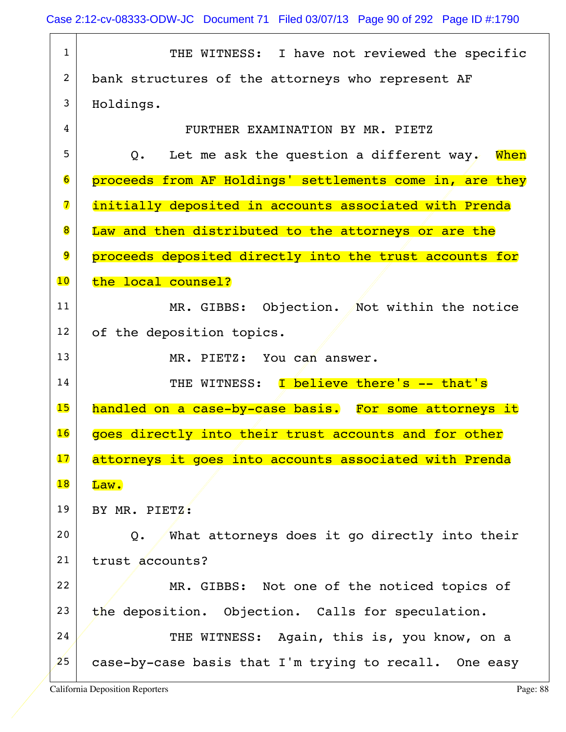THE WITNESS: I have not reviewed the specific bank structures of the attorneys who represent AF Holdings.

FURTHER EXAMINATION BY MR. PIETZ

Q. Let me ask the question a different way. When proceeds from AF Holdings' settlements come in, are they initially deposited in accounts associated with Prenda Law and then distributed to the attorneys or are the proceeds deposited directly into the trust accounts for the local counsel?

MR. GIBBS: Objection. Not within the notice of the deposition topics.

MR. PIETZ: You can answer.

THE WITNESS: I believe there's -- that's handled on a case-by-case basis. For some attorneys it goes directly into their trust accounts and for other attorneys it goes into accounts associated with Prenda Law.

BY MR. PIETZ:

Q. What attorneys does it go directly into their trust accounts?

MR. GIBBS: Not one of the noticed topics of the deposition. Objection. Calls for speculation.

THE WITNESS: Again, this is, you know, on a case-by-case basis that I'm trying to recall. One easy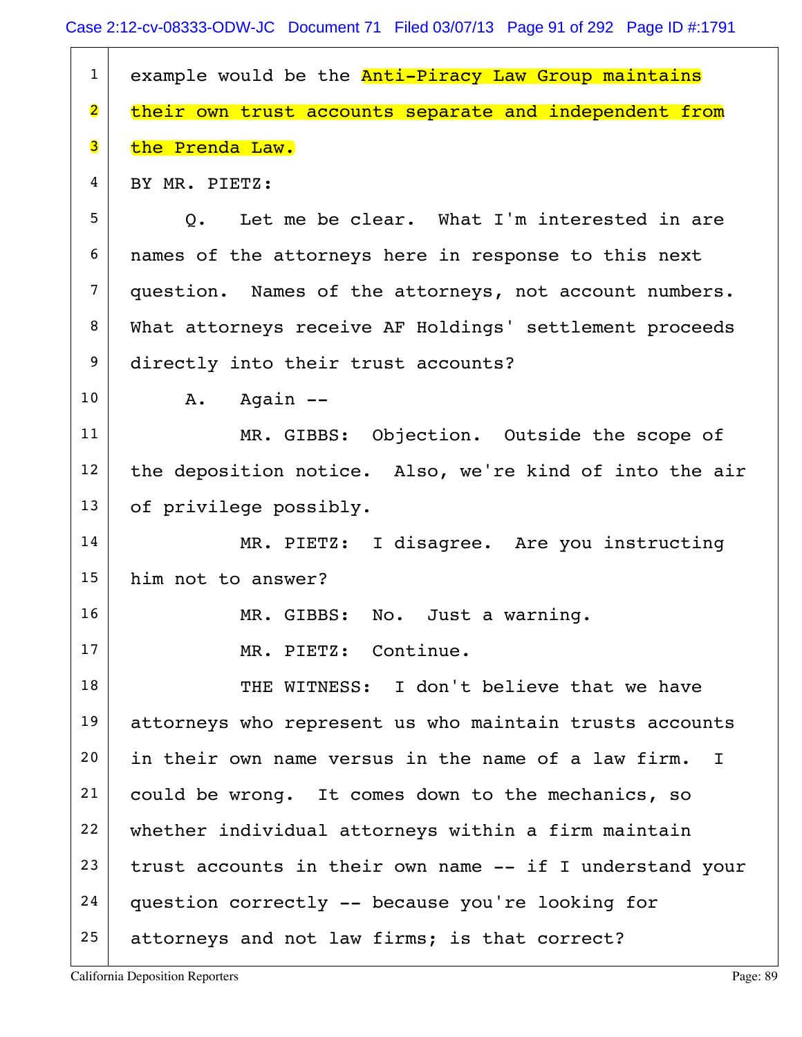1 example would be the Anti-Piracy Law Group maintains
2 their own trust accounts separate and independent from
3 the Prenda Law.
4 BY MR. PIETZ:
5 Q. Let me be clear. What I'm interested in are
6 names of the attorneys here in response to this next
7 question. Names of the attorneys, not account numbers.
8 What attorneys receive AF Holdings' settlement proceeds
9 directly into their trust accounts?
10 A. Again --
11 MR. GIBBS: Objection. Outside the scope of
12 the deposition notice. Also, we're kind of into the air
13 of privilege possibly.
14 MR. PIETZ: I disagree. Are you instructing
15 him not to answer?
16 MR. GIBBS: No. Just a warning.
17 MR. PIETZ: Continue.
18 THE WITNESS: I don't believe that we have
19 attorneys who represent us who maintain trusts accounts
20 in their own name versus in the name of a law firm. I
21 could be wrong. It comes down to the mechanics, so
22 whether individual attorneys within a firm maintain
23 trust accounts in their own name -- if I understand your
24 question correctly -- because you're looking for
25 attorneys and not law firms; is that correct?

California Deposition Reporters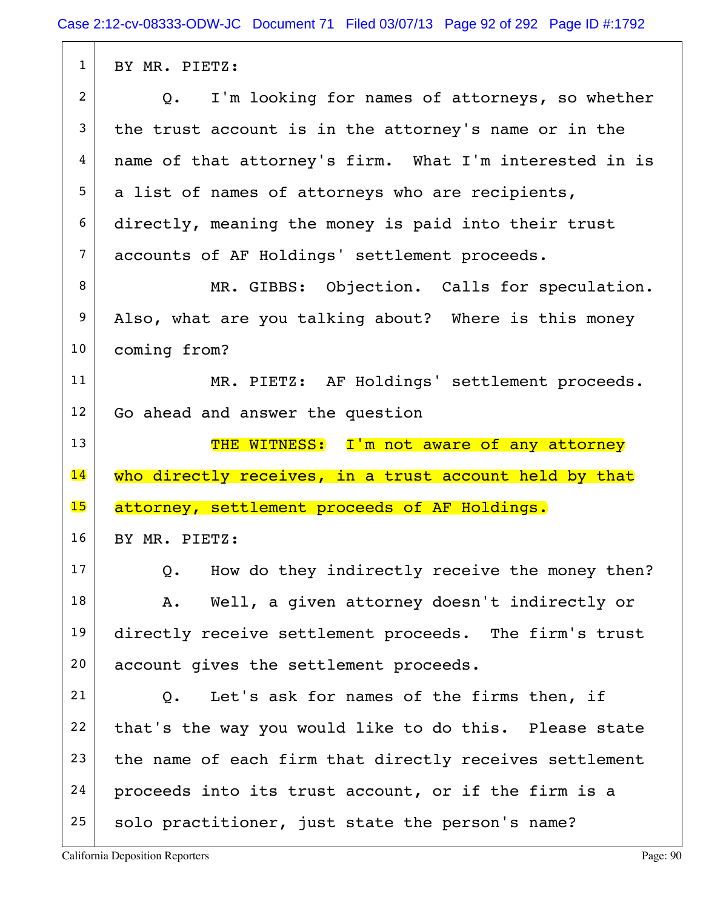BY MR. PIETZ:

Q. I'm looking for names of attorneys, so whether the trust account is in the attorney's name or in the name of that attorney's firm. What I'm interested in is a list of names of attorneys who are recipients, directly, meaning the money is paid into their trust accounts of AF Holdings' settlement proceeds.

MR. GIBBS: Objection. Calls for speculation. Also, what are you talking about? Where is this money coming from?

MR. PIETZ: AF Holdings' settlement proceeds. Go ahead and answer the question

THE WITNESS: I'm not aware of any attorney who directly receives, in a trust account held by that attorney, settlement proceeds of AF Holdings.

BY MR. PIETZ:

Q. How do they indirectly receive the money then?

A. Well, a given attorney doesn't indirectly or directly receive settlement proceeds. The firm's trust account gives the settlement proceeds.

Q. Let's ask for names of the firms then, if that's the way you would like to do this. Please state the name of each firm that directly receives settlement proceeds into its trust account, or if the firm is a solo practitioner, just state the person's name?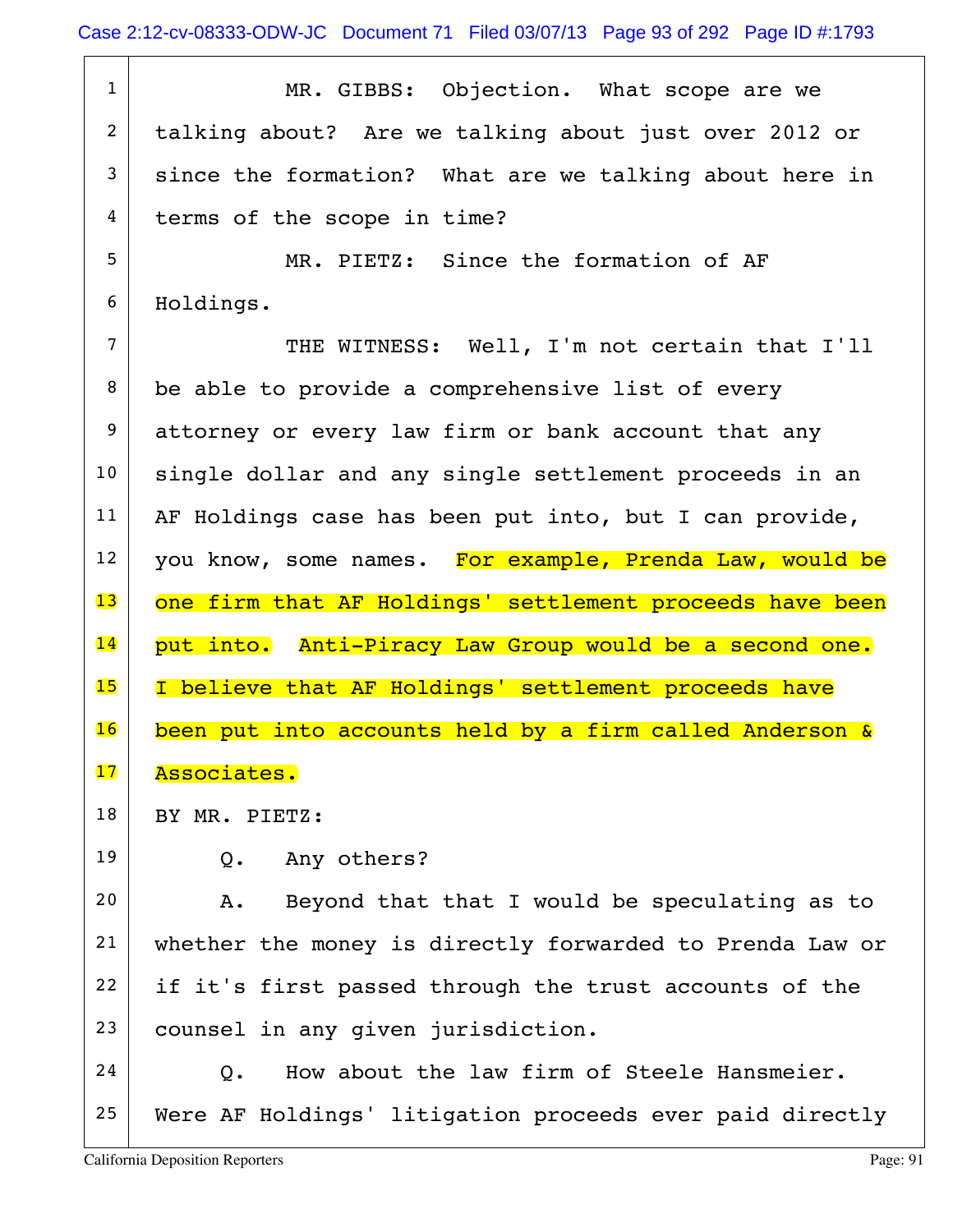MR. GIBBS: Objection. What scope are we talking about? Are we talking about just over 2012 or since the formation? What are we talking about here in terms of the scope in time?

MR. PIETZ: Since the formation of AF Holdings.

THE WITNESS: Well, I'm not certain that I'll be able to provide a comprehensive list of every attorney or every law firm or bank account that any single dollar and any single settlement proceeds in an AF Holdings case has been put into, but I can provide, you know, some names. For example, Prenda Law, would be one firm that AF Holdings' settlement proceeds have been put into. Anti-Piracy Law Group would be a second one. I believe that AF Holdings' settlement proceeds have been put into accounts held by a firm called Anderson & Associates.

BY MR. PIETZ:

Q. Any others?

A. Beyond that that I would be speculating as to whether the money is directly forwarded to Prenda Law or if it's first passed through the trust accounts of the counsel in any given jurisdiction.

Q. How about the law firm of Steele Hansmeier. Were AF Holdings' litigation proceeds ever paid directly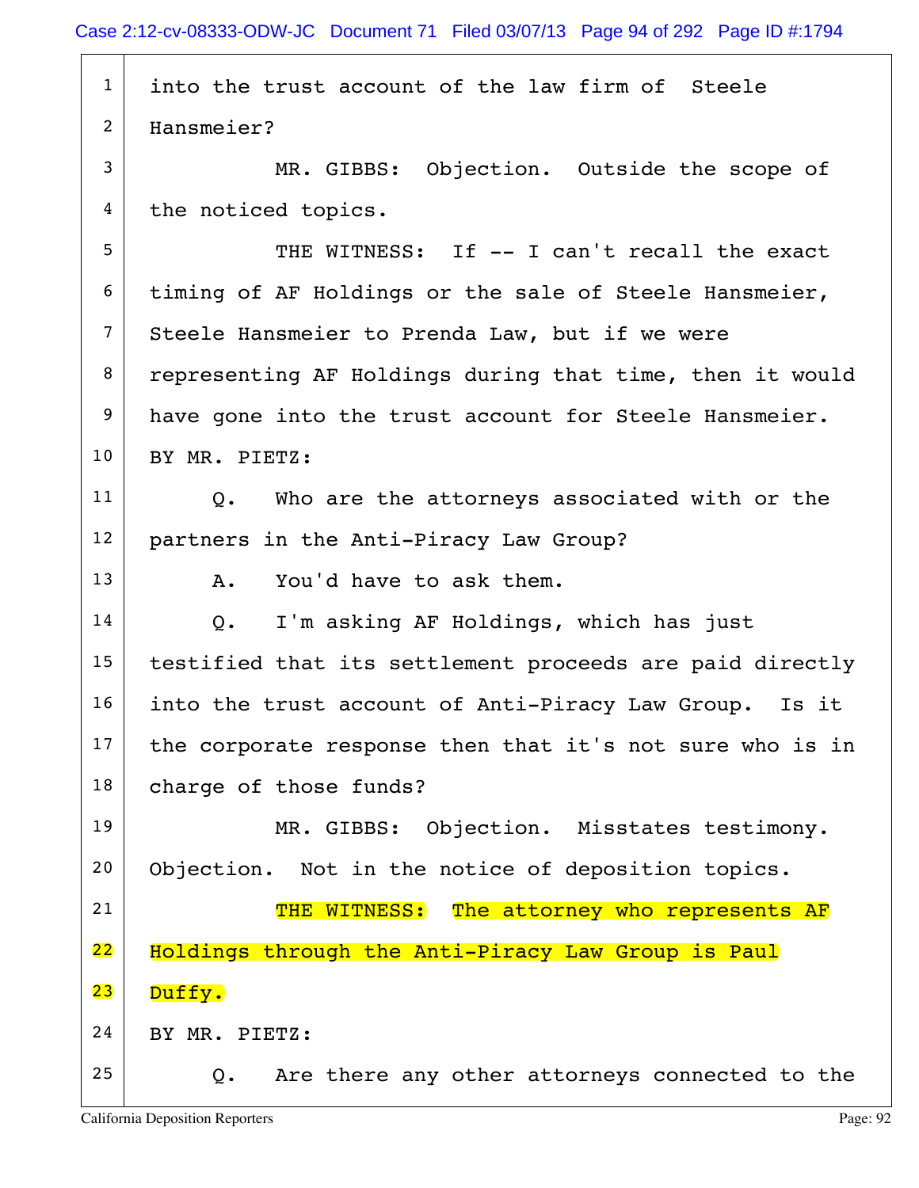1 into the trust account of the law firm of Steele

2 Hansmeier?

3 MR. GIBBS: Objection. Outside the scope of

4 the noticed topics.

5 THE WITNESS: If -- I can't recall the exact

6 timing of AF Holdings or the sale of Steele Hansmeier,

7 Steele Hansmeier to Prenda Law, but if we were

8 representing AF Holdings during that time, then it would

9 have gone into the trust account for Steele Hansmeier.

10 BY MR. PIETZ:

11 Q. Who are the attorneys associated with or the

12 partners in the Anti-Piracy Law Group?

13 A. You'd have to ask them.

14 Q. I'm asking AF Holdings, which has just

15 testified that its settlement proceeds are paid directly

16 into the trust account of Anti-Piracy Law Group. Is it

17 the corporate response then that it's not sure who is in

18 charge of those funds?

19 MR. GIBBS: Objection. Misstates testimony.

20 Objection. Not in the notice of deposition topics.

21 THE WITNESS: The attorney who represents AF

22 Holdings through the Anti-Piracy Law Group is Paul

23 Duffy.

24 BY MR. PIETZ:

25 Q. Are there any other attorneys connected to the

California Deposition Reporters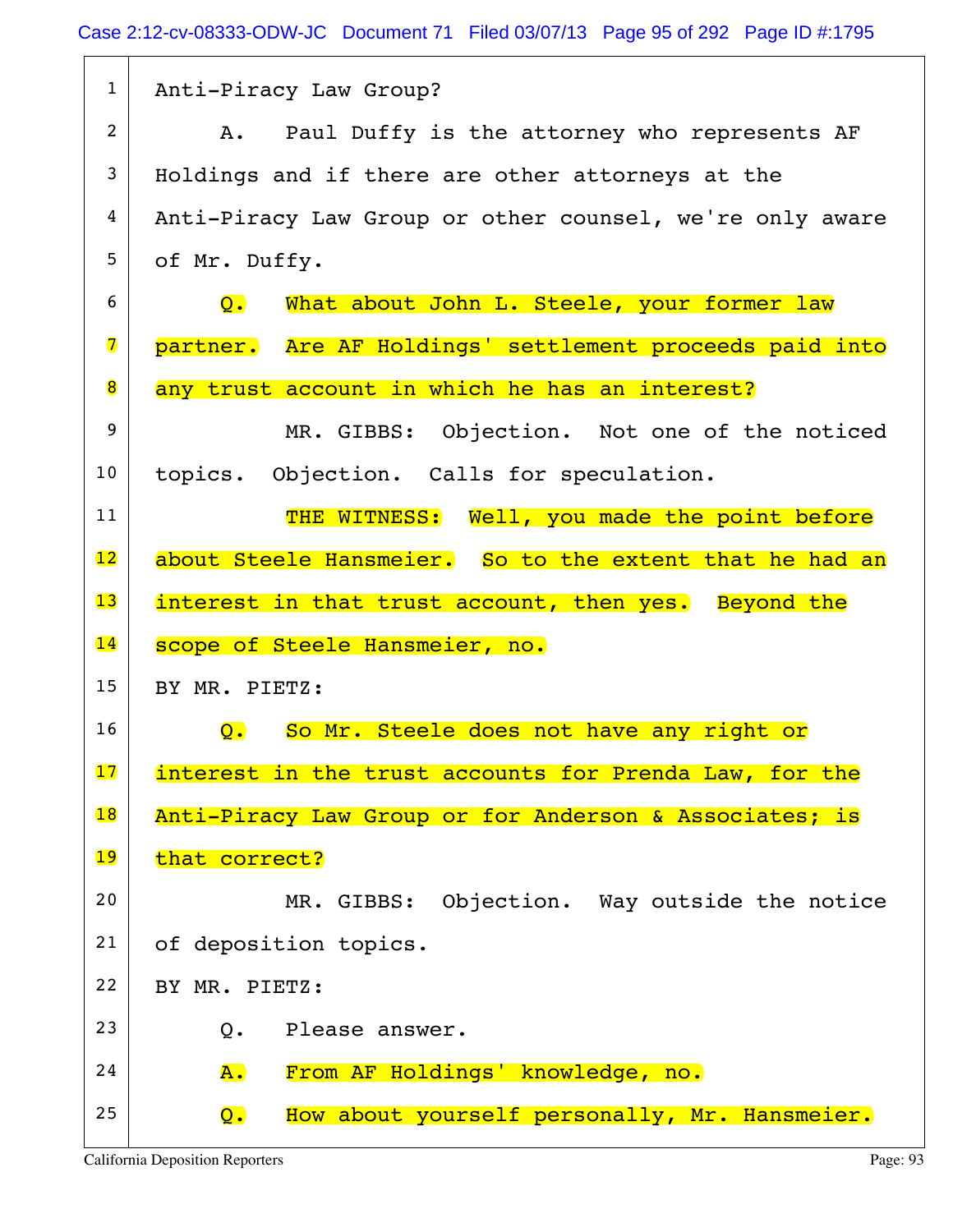1 Anti-Piracy Law Group?

2 A. Paul Duffy is the attorney who represents AF

3 Holdings and if there are other attorneys at the

4 Anti-Piracy Law Group or other counsel, we're only aware

5 of Mr. Duffy.

6 Q. What about John L. Steele, your former law

7 partner. Are AF Holdings' settlement proceeds paid into

8 any trust account in which he has an interest?

9 MR. GIBBS: Objection. Not one of the noticed

10 topics. Objection. Calls for speculation.

11 THE WITNESS: Well, you made the point before

12 about Steele Hansmeier. So to the extent that he had an

13 interest in that trust account, then yes. Beyond the

14 scope of Steele Hansmeier, no.

15 BY MR. PIETZ:

16 Q. So Mr. Steele does not have any right or

17 interest in the trust accounts for Prenda Law, for the

18 Anti-Piracy Law Group or for Anderson & Associates; is

19 that correct?

20 MR. GIBBS: Objection. Way outside the notice

21 of deposition topics.

22 BY MR. PIETZ:

23 Q. Please answer.

24 A. From AF Holdings' knowledge, no.

25 Q. How about yourself personally, Mr. Hansmeier.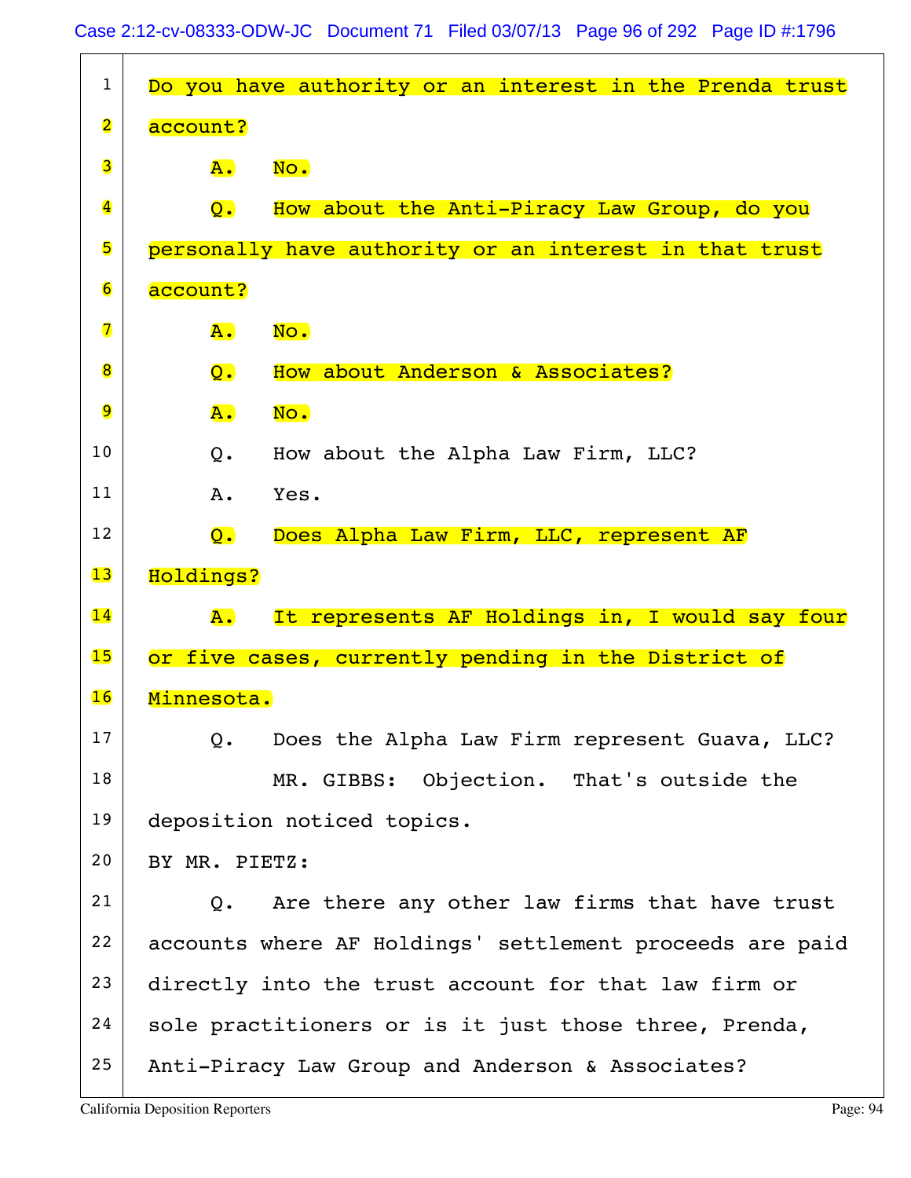1 Do you have authority or an interest in the Prenda trust

2 account?

3 A. No.

4 Q. How about the Anti-Piracy Law Group, do you

5 personally have authority or an interest in that trust

6 account?

7 A. No.

8 Q. How about Anderson & Associates?

9 A. No.

10 Q. How about the Alpha Law Firm, LLC?

11 A. Yes.

12 Q. Does Alpha Law Firm, LLC, represent AF

13 Holdings?

14 A. It represents AF Holdings in, I would say four

15 or five cases, currently pending in the District of

16 Minnesota.

17 Q. Does the Alpha Law Firm represent Guava, LLC?

18 MR. GIBBS: Objection. That's outside the

19 deposition noticed topics.

20 BY MR. PIETZ:

21 Q. Are there any other law firms that have trust

22 accounts where AF Holdings' settlement proceeds are paid

23 directly into the trust account for that law firm or

24 sole practitioners or is it just those three, Prenda,

25 Anti-Piracy Law Group and Anderson & Associates?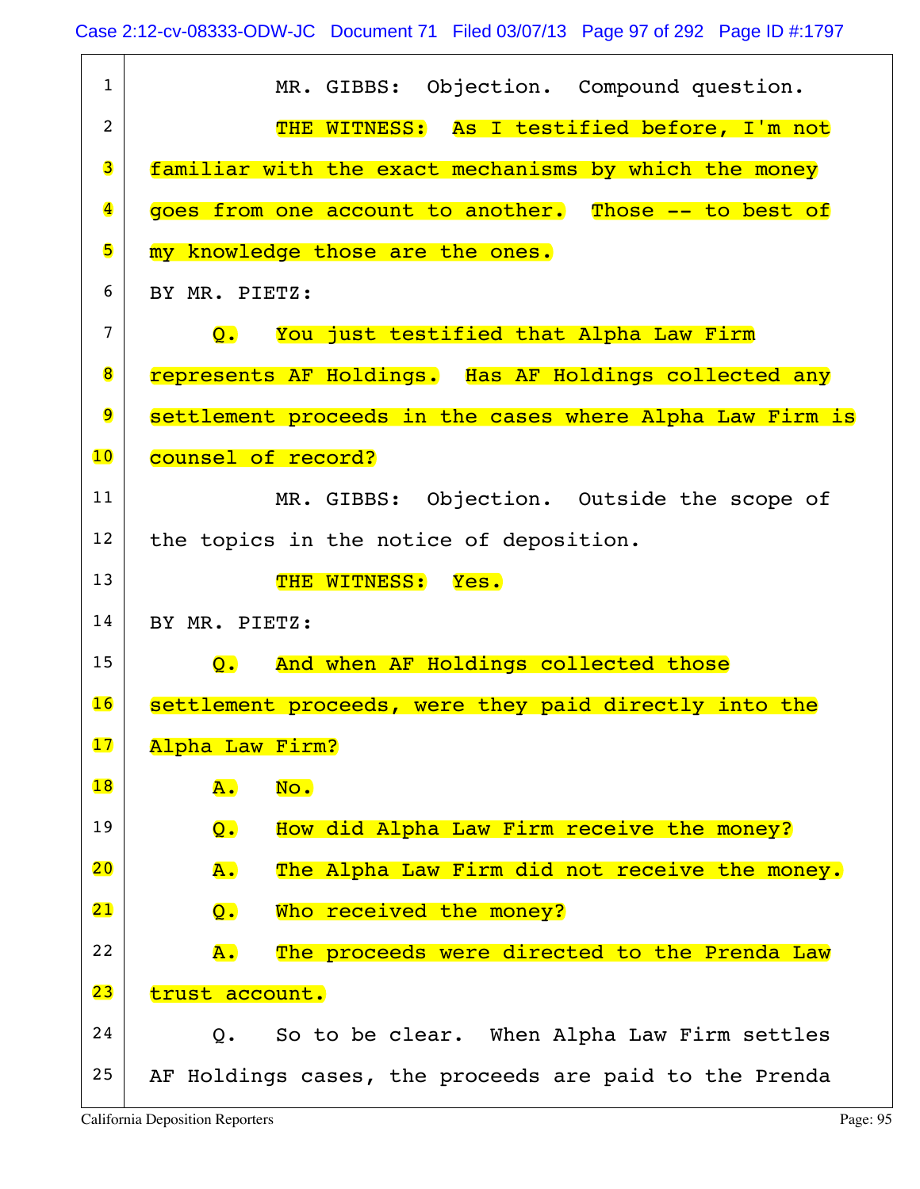1 MR. GIBBS: Objection. Compound question.

2 THE WITNESS: As I testified before, I'm not

3 familiar with the exact mechanisms by which the money

4 goes from one account to another. Those -- to best of

5 my knowledge those are the ones.

6 BY MR. PIETZ:

7 Q. You just testified that Alpha Law Firm

8 represents AF Holdings. Has AF Holdings collected any

9 settlement proceeds in the cases where Alpha Law Firm is

10 counsel of record?

11 MR. GIBBS: Objection. Outside the scope of

12 the topics in the notice of deposition.

13 THE WITNESS: Yes.

14 BY MR. PIETZ:

15 Q. And when AF Holdings collected those

16 settlement proceeds, were they paid directly into the

17 Alpha Law Firm?

18 A. No.

19 Q. How did Alpha Law Firm receive the money?

20 A. The Alpha Law Firm did not receive the money.

21 Q. Who received the money?

22 A. The proceeds were directed to the Prenda Law

23 trust account.

24 Q. So to be clear. When Alpha Law Firm settles

25 AF Holdings cases, the proceeds are paid to the Prenda

California Deposition Reporters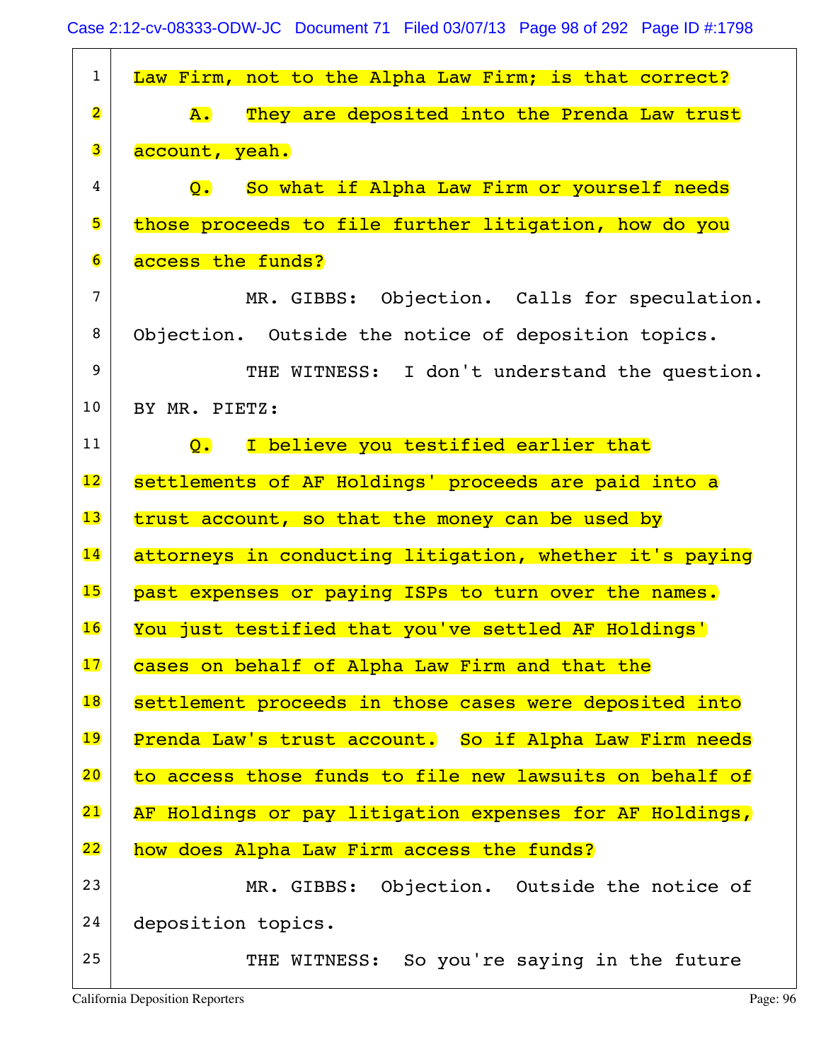1 Law Firm, not to the Alpha Law Firm; is that correct?

2 A. They are deposited into the Prenda Law trust

3 account, yeah.

4 Q. So what if Alpha Law Firm or yourself needs

5 those proceeds to file further litigation, how do you

6 access the funds?

7 MR. GIBBS: Objection. Calls for speculation.

8 Objection. Outside the notice of deposition topics.

9 THE WITNESS: I don't understand the question.

10 BY MR. PIETZ:

11 Q. I believe you testified earlier that

12 settlements of AF Holdings' proceeds are paid into a

13 trust account, so that the money can be used by

14 attorneys in conducting litigation, whether it's paying

15 past expenses or paying ISPs to turn over the names.

16 You just testified that you've settled AF Holdings'

17 cases on behalf of Alpha Law Firm and that the

18 settlement proceeds in those cases were deposited into

19 Prenda Law's trust account. So if Alpha Law Firm needs

20 to access those funds to file new lawsuits on behalf of

21 AF Holdings or pay litigation expenses for AF Holdings,

22 how does Alpha Law Firm access the funds?

23 MR. GIBBS: Objection. Outside the notice of

24 deposition topics.

25 THE WITNESS: So you're saying in the future

California Deposition Reporters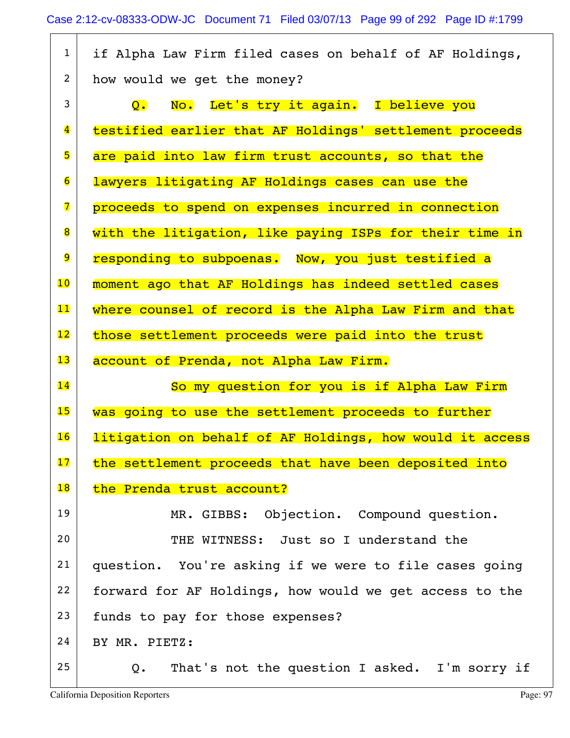1 if Alpha Law Firm filed cases on behalf of AF Holdings,
2 how would we get the money?
3 Q. No. Let's try it again. I believe you
4 testified earlier that AF Holdings' settlement proceeds
5 are paid into law firm trust accounts, so that the
6 lawyers litigating AF Holdings cases can use the
7 proceeds to spend on expenses incurred in connection
8 with the litigation, like paying ISPs for their time in
9 responding to subpoenas. Now, you just testified a
10 moment ago that AF Holdings has indeed settled cases
11 where counsel of record is the Alpha Law Firm and that
12 those settlement proceeds were paid into the trust
13 account of Prenda, not Alpha Law Firm.
14 So my question for you is if Alpha Law Firm
15 was going to use the settlement proceeds to further
16 litigation on behalf of AF Holdings, how would it access
17 the settlement proceeds that have been deposited into
18 the Prenda trust account?
19 MR. GIBBS: Objection. Compound question.
20 THE WITNESS: Just so I understand the
21 question. You're asking if we were to file cases going
22 forward for AF Holdings, how would we get access to the
23 funds to pay for those expenses?
24 BY MR. PIETZ:
25 Q. That's not the question I asked. I'm sorry if

California Deposition Reporters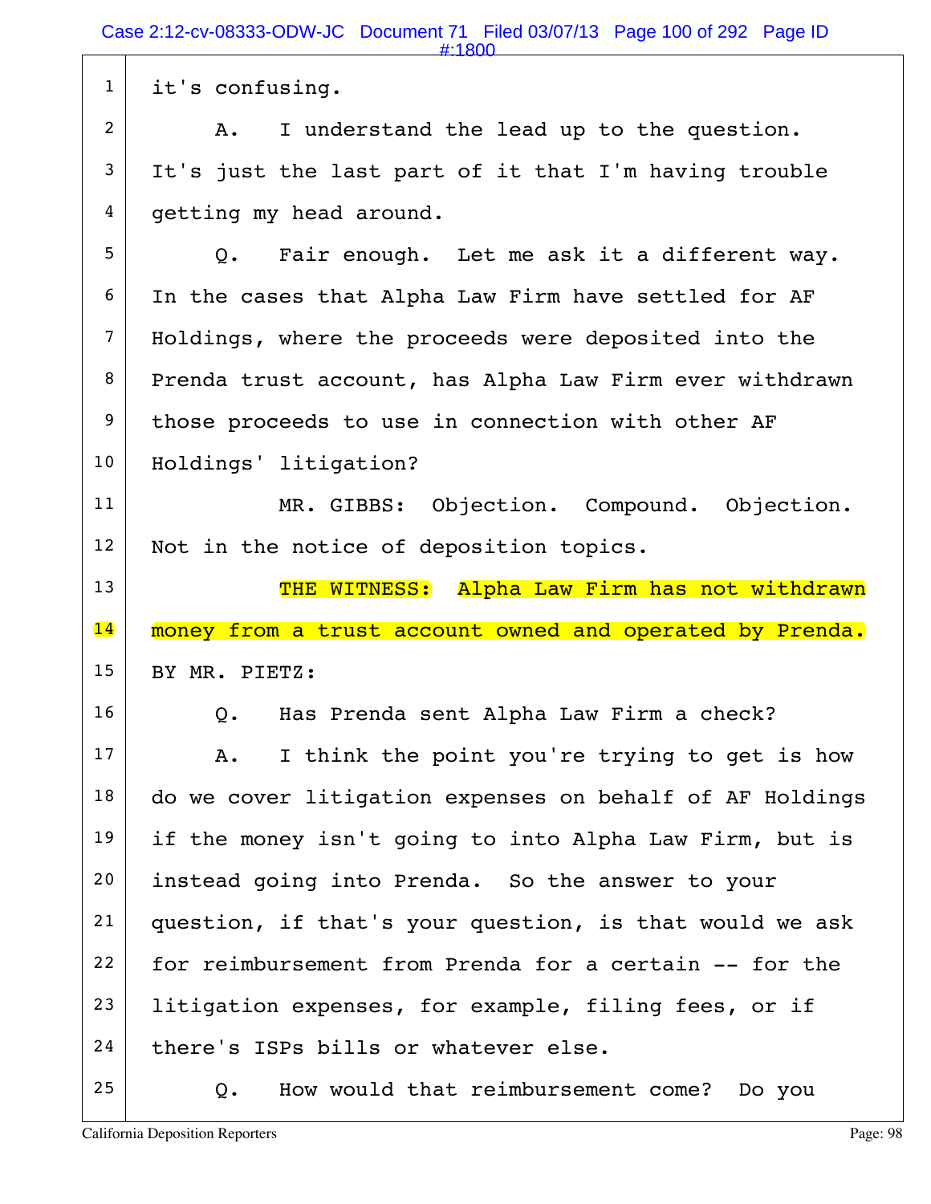1 it's confusing.

2 A. I understand the lead up to the question.

3 It's just the last part of it that I'm having trouble

4 getting my head around.

5 Q. Fair enough. Let me ask it a different way.

6 In the cases that Alpha Law Firm have settled for AF

7 Holdings, where the proceeds were deposited into the

8 Prenda trust account, has Alpha Law Firm ever withdrawn

9 those proceeds to use in connection with other AF

10 Holdings' litigation?

11 MR. GIBBS: Objection. Compound. Objection.

12 Not in the notice of deposition topics.

13 THE WITNESS: Alpha Law Firm has not withdrawn

14 money from a trust account owned and operated by Prenda.

15 BY MR. PIETZ:

16 Q. Has Prenda sent Alpha Law Firm a check?

17 A. I think the point you're trying to get is how

18 do we cover litigation expenses on behalf of AF Holdings

19 if the money isn't going to into Alpha Law Firm, but is

20 instead going into Prenda. So the answer to your

21 question, if that's your question, is that would we ask

22 for reimbursement from Prenda for a certain -- for the

23 litigation expenses, for example, filing fees, or if

24 there's ISPs bills or whatever else.

25 Q. How would that reimbursement come? Do you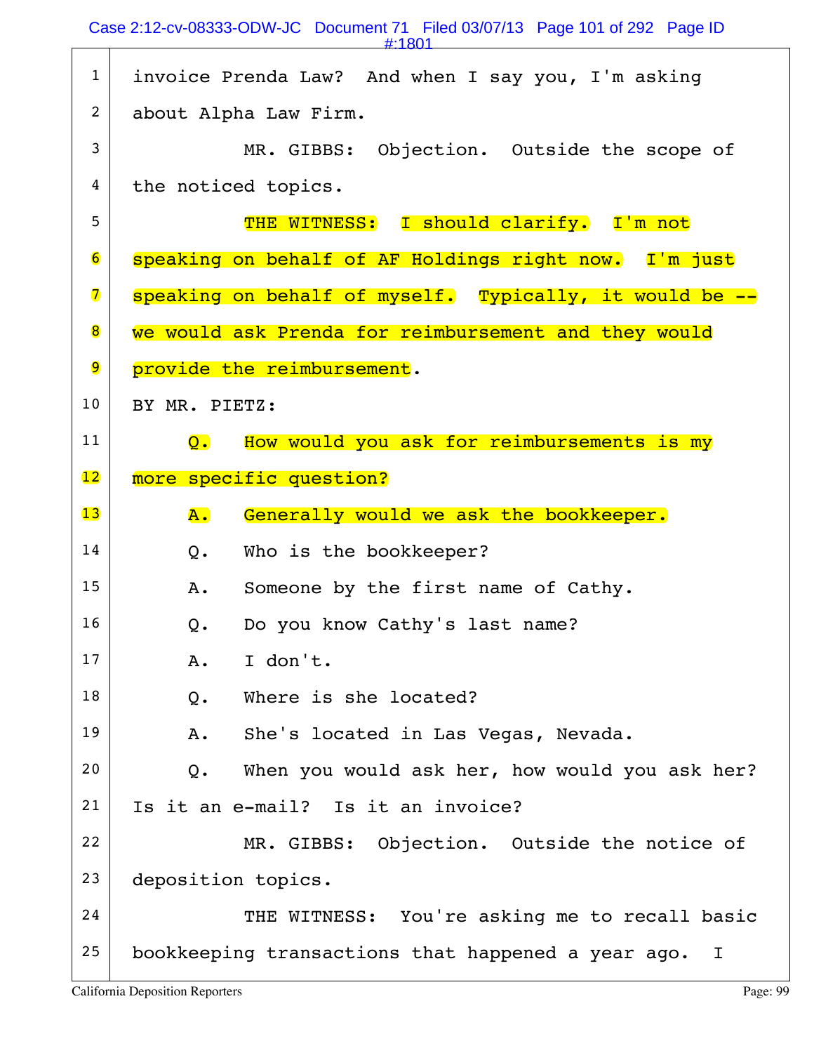1 invoice Prenda Law? And when I say you, I'm asking
2 about Alpha Law Firm.
3 MR. GIBBS: Objection. Outside the scope of
4 the noticed topics.
5 THE WITNESS: I should clarify. I'm not
6 speaking on behalf of AF Holdings right now. I'm just
7 speaking on behalf of myself. Typically, it would be --
8 we would ask Prenda for reimbursement and they would
9 provide the reimbursement.
10 BY MR. PIETZ:
11 Q. How would you ask for reimbursements is my
12 more specific question?
13 A. Generally would we ask the bookkeeper.
14 Q. Who is the bookkeeper?
15 A. Someone by the first name of Cathy.
16 Q. Do you know Cathy's last name?
17 A. I don't.
18 Q. Where is she located?
19 A. She's located in Las Vegas, Nevada.
20 Q. When you would ask her, how would you ask her?
21 Is it an e-mail? Is it an invoice?
22 MR. GIBBS: Objection. Outside the notice of
23 deposition topics.
24 THE WITNESS: You're asking me to recall basic
25 bookkeeping transactions that happened a year ago. I

California Deposition Reporters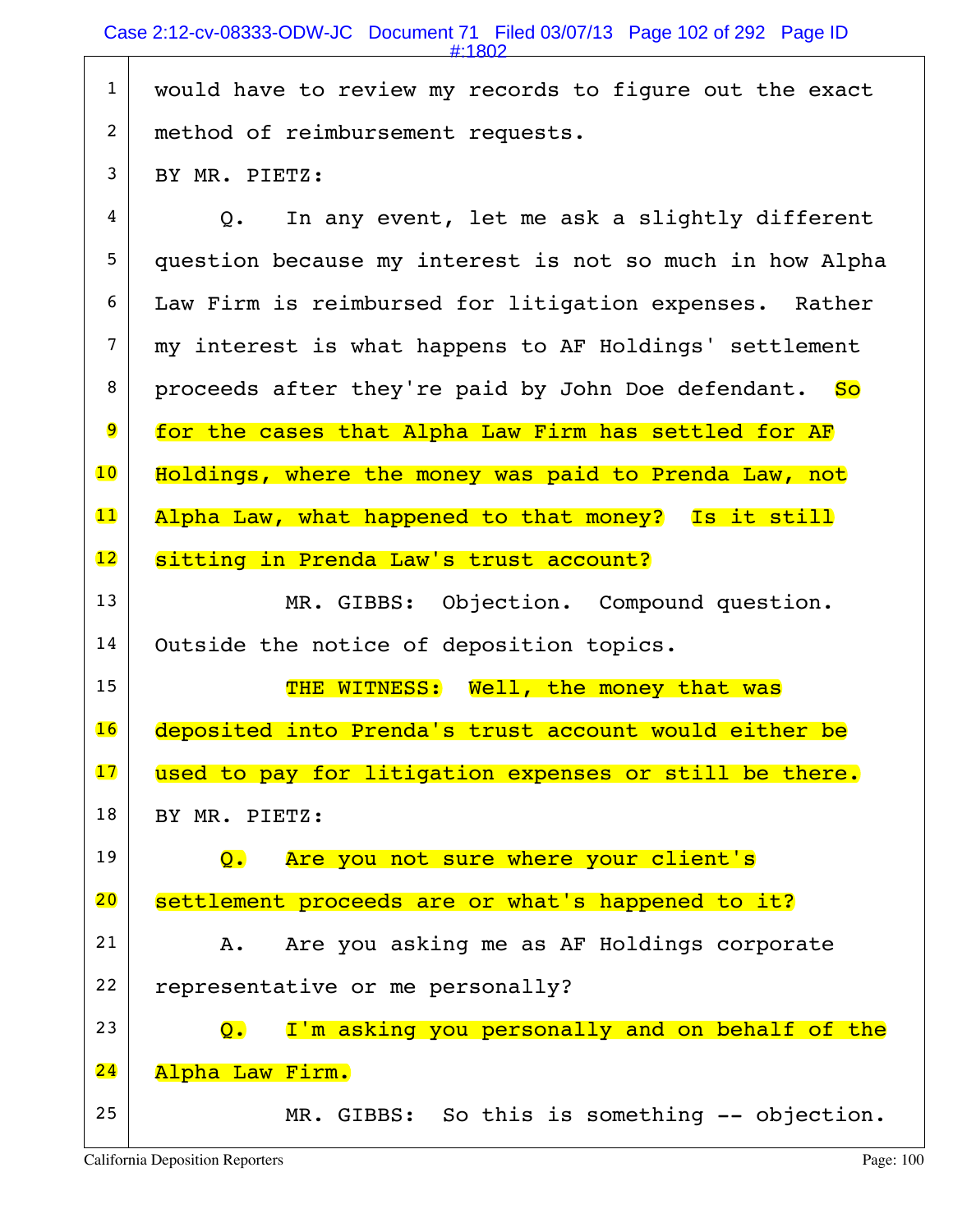would have to review my records to figure out the exact method of reimbursement requests.

BY MR. PIETZ:

Q. In any event, let me ask a slightly different question because my interest is not so much in how Alpha Law Firm is reimbursed for litigation expenses. Rather my interest is what happens to AF Holdings' settlement proceeds after they're paid by John Doe defendant. So for the cases that Alpha Law Firm has settled for AF Holdings, where the money was paid to Prenda Law, not Alpha Law, what happened to that money? Is it still sitting in Prenda Law's trust account?

MR. GIBBS: Objection. Compound question. Outside the notice of deposition topics.

THE WITNESS: Well, the money that was deposited into Prenda's trust account would either be used to pay for litigation expenses or still be there.

BY MR. PIETZ:

Q. Are you not sure where your client's settlement proceeds are or what's happened to it?

A. Are you asking me as AF Holdings corporate representative or me personally?

Q. I'm asking you personally and on behalf of the Alpha Law Firm.

MR. GIBBS: So this is something -- objection.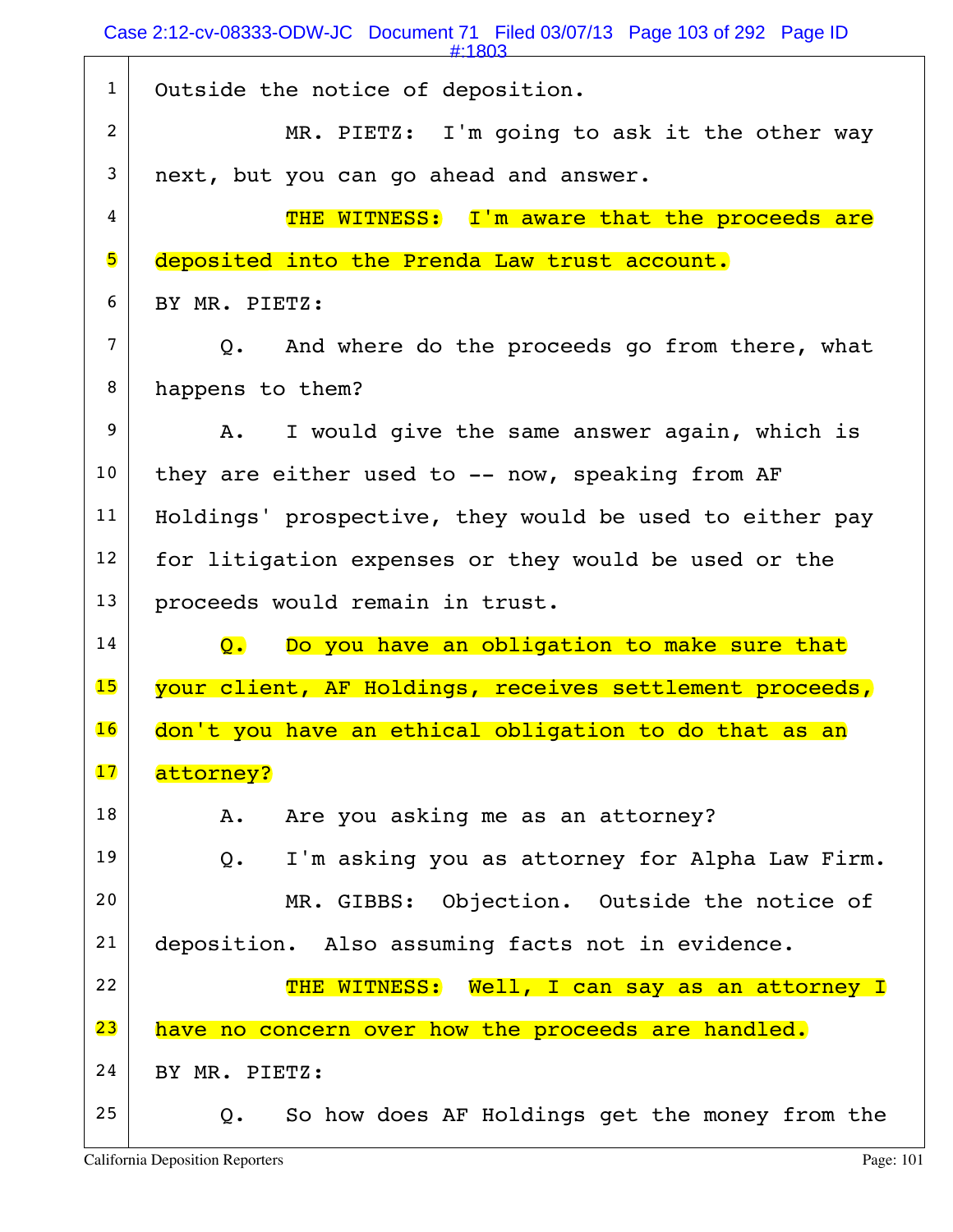1 Outside the notice of deposition.

2 MR. PIETZ: I'm going to ask it the other way

3 next, but you can go ahead and answer.

4 THE WITNESS: I'm aware that the proceeds are

5 deposited into the Prenda Law trust account.

6 BY MR. PIETZ:

7 Q. And where do the proceeds go from there, what

8 happens to them?

9 A. I would give the same answer again, which is

10 they are either used to -- now, speaking from AF

11 Holdings' prospective, they would be used to either pay

12 for litigation expenses or they would be used or the

13 proceeds would remain in trust.

14 Q. Do you have an obligation to make sure that

15 your client, AF Holdings, receives settlement proceeds,

16 don't you have an ethical obligation to do that as an

17 attorney?

18 A. Are you asking me as an attorney?

19 Q. I'm asking you as attorney for Alpha Law Firm.

20 MR. GIBBS: Objection. Outside the notice of

21 deposition. Also assuming facts not in evidence.

22 THE WITNESS: Well, I can say as an attorney I

23 have no concern over how the proceeds are handled.

24 BY MR. PIETZ:

25 Q. So how does AF Holdings get the money from the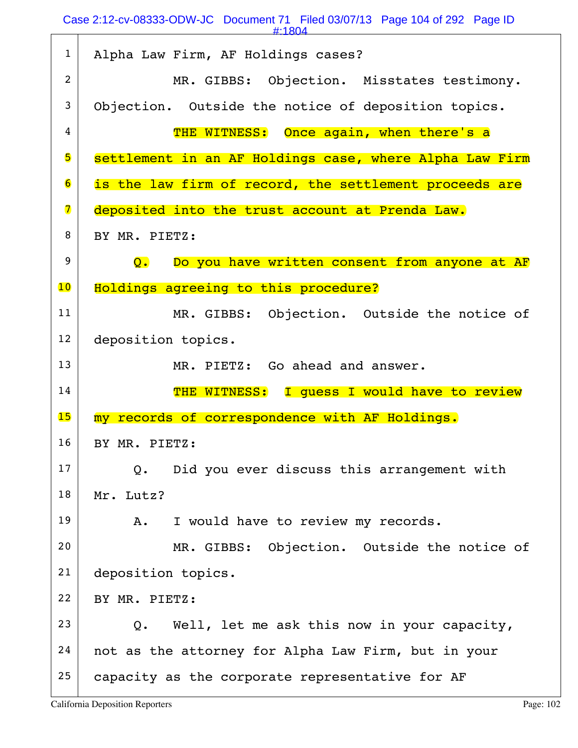1 Alpha Law Firm, AF Holdings cases?

2 MR. GIBBS: Objection. Misstates testimony.

3 Objection. Outside the notice of deposition topics.

4 THE WITNESS: Once again, when there's a

5 settlement in an AF Holdings case, where Alpha Law Firm

6 is the law firm of record, the settlement proceeds are

7 deposited into the trust account at Prenda Law.

8 BY MR. PIETZ:

9 Q. Do you have written consent from anyone at AF

10 Holdings agreeing to this procedure?

11 MR. GIBBS: Objection. Outside the notice of

12 deposition topics.

13 MR. PIETZ: Go ahead and answer.

14 THE WITNESS: I guess I would have to review

15 my records of correspondence with AF Holdings.

16 BY MR. PIETZ:

17 Q. Did you ever discuss this arrangement with

18 Mr. Lutz?

19 A. I would have to review my records.

20 MR. GIBBS: Objection. Outside the notice of

21 deposition topics.

22 BY MR. PIETZ:

23 Q. Well, let me ask this now in your capacity,

24 not as the attorney for Alpha Law Firm, but in your

25 capacity as the corporate representative for AF

California Deposition Reporters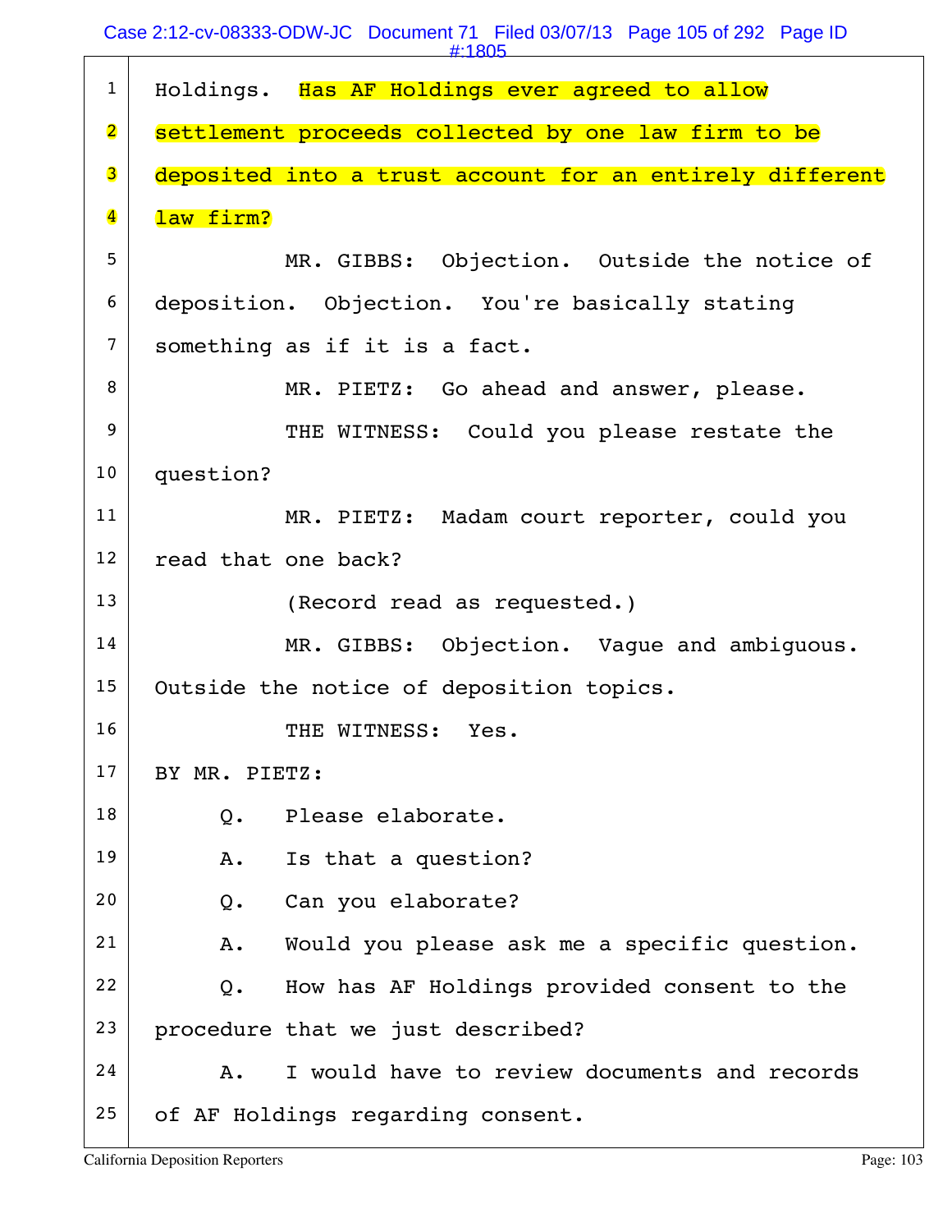1 Holdings. Has AF Holdings ever agreed to allow
2 settlement proceeds collected by one law firm to be
3 deposited into a trust account for an entirely different
4 law firm?
5 MR. GIBBS: Objection. Outside the notice of
6 deposition. Objection. You're basically stating
7 something as if it is a fact.
8 MR. PIETZ: Go ahead and answer, please.
9 THE WITNESS: Could you please restate the
10 question?
11 MR. PIETZ: Madam court reporter, could you
12 read that one back?
13 (Record read as requested.)
14 MR. GIBBS: Objection. Vague and ambiguous.
15 Outside the notice of deposition topics.
16 THE WITNESS: Yes.
17 BY MR. PIETZ:
18 Q. Please elaborate.
19 A. Is that a question?
20 Q. Can you elaborate?
21 A. Would you please ask me a specific question.
22 Q. How has AF Holdings provided consent to the
23 procedure that we just described?
24 A. I would have to review documents and records
25 of AF Holdings regarding consent.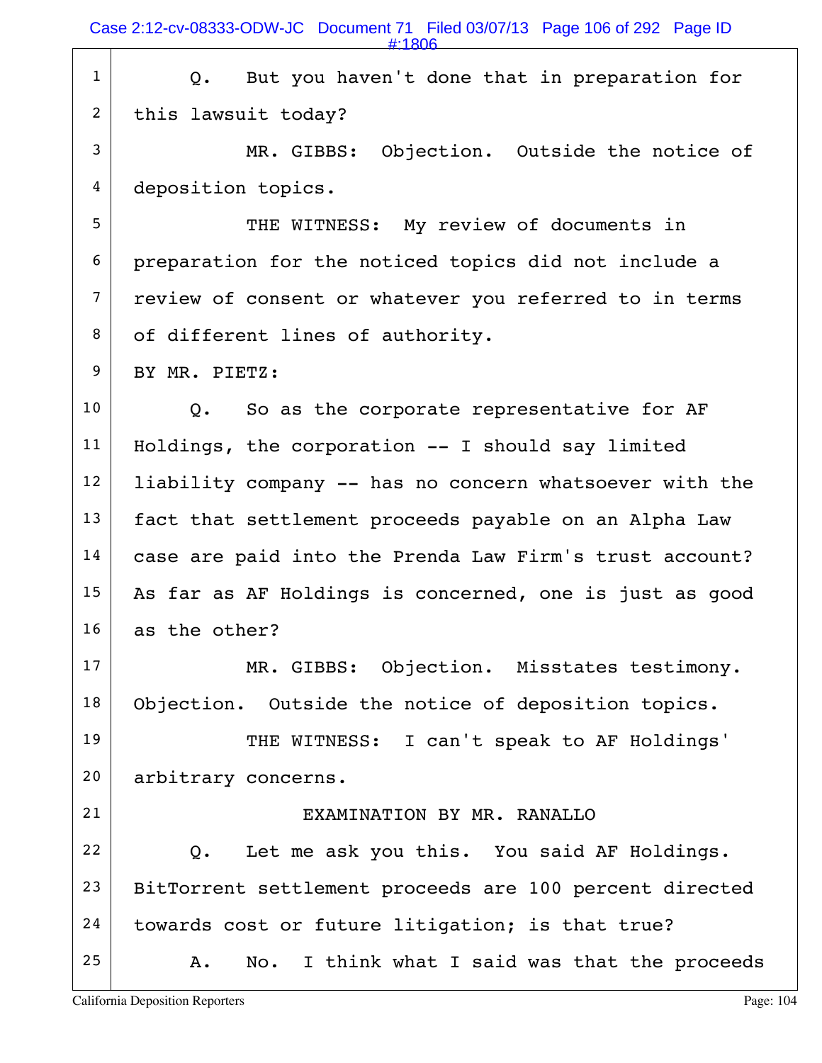Q. But you haven't done that in preparation for this lawsuit today?

MR. GIBBS: Objection. Outside the notice of deposition topics.

THE WITNESS: My review of documents in preparation for the noticed topics did not include a review of consent or whatever you referred to in terms of different lines of authority.

BY MR. PIETZ:

Q. So as the corporate representative for AF Holdings, the corporation -- I should say limited liability company -- has no concern whatsoever with the fact that settlement proceeds payable on an Alpha Law case are paid into the Prenda Law Firm's trust account? As far as AF Holdings is concerned, one is just as good as the other?

MR. GIBBS: Objection. Misstates testimony. Objection. Outside the notice of deposition topics.

THE WITNESS: I can't speak to AF Holdings' arbitrary concerns.

EXAMINATION BY MR. RANALLO

Q. Let me ask you this. You said AF Holdings. BitTorrent settlement proceeds are 100 percent directed towards cost or future litigation; is that true?

A. No. I think what I said was that the proceeds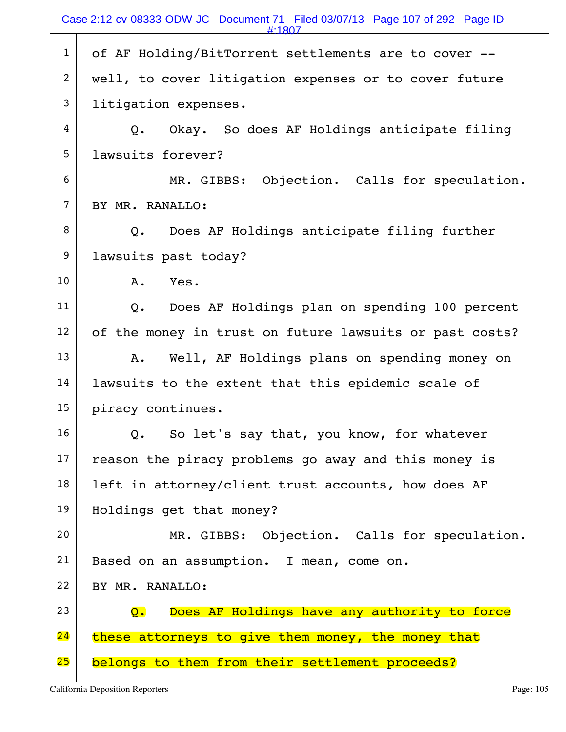1 of AF Holding/BitTorrent settlements are to cover --
2 well, to cover litigation expenses or to cover future
3 litigation expenses.

4 Q. Okay. So does AF Holdings anticipate filing
5 lawsuits forever?

6 MR. GIBBS: Objection. Calls for speculation.

7 BY MR. RANALLO:

8 Q. Does AF Holdings anticipate filing further
9 lawsuits past today?

10 A. Yes.

11 Q. Does AF Holdings plan on spending 100 percent
12 of the money in trust on future lawsuits or past costs?

13 A. Well, AF Holdings plans on spending money on
14 lawsuits to the extent that this epidemic scale of
15 piracy continues.

16 Q. So let's say that, you know, for whatever
17 reason the piracy problems go away and this money is
18 left in attorney/client trust accounts, how does AF
19 Holdings get that money?

20 MR. GIBBS: Objection. Calls for speculation.
21 Based on an assumption. I mean, come on.

22 BY MR. RANALLO:

23 Q. Does AF Holdings have any authority to force
24 these attorneys to give them money, the money that
25 belongs to them from their settlement proceeds?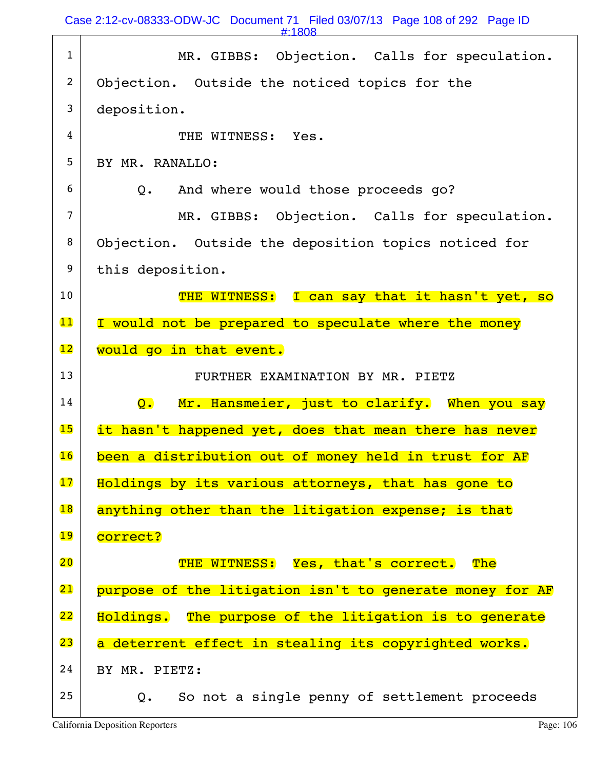1 MR. GIBBS: Objection. Calls for speculation.

2 Objection. Outside the noticed topics for the

3 deposition.

4 THE WITNESS: Yes.

5 BY MR. RANALLO:

6 Q. And where would those proceeds go?

7 MR. GIBBS: Objection. Calls for speculation.

8 Objection. Outside the deposition topics noticed for

9 this deposition.

10 THE WITNESS: I can say that it hasn't yet, so

11 I would not be prepared to speculate where the money

12 would go in that event.

13 FURTHER EXAMINATION BY MR. PIETZ

14 Q. Mr. Hansmeier, just to clarify. When you say

15 it hasn't happened yet, does that mean there has never

16 been a distribution out of money held in trust for AF

17 Holdings by its various attorneys, that has gone to

18 anything other than the litigation expense; is that

19 correct?

20 THE WITNESS: Yes, that's correct. The

21 purpose of the litigation isn't to generate money for AF

22 Holdings. The purpose of the litigation is to generate

23 a deterrent effect in stealing its copyrighted works.

24 BY MR. PIETZ:

25 Q. So not a single penny of settlement proceeds

California Deposition Reporters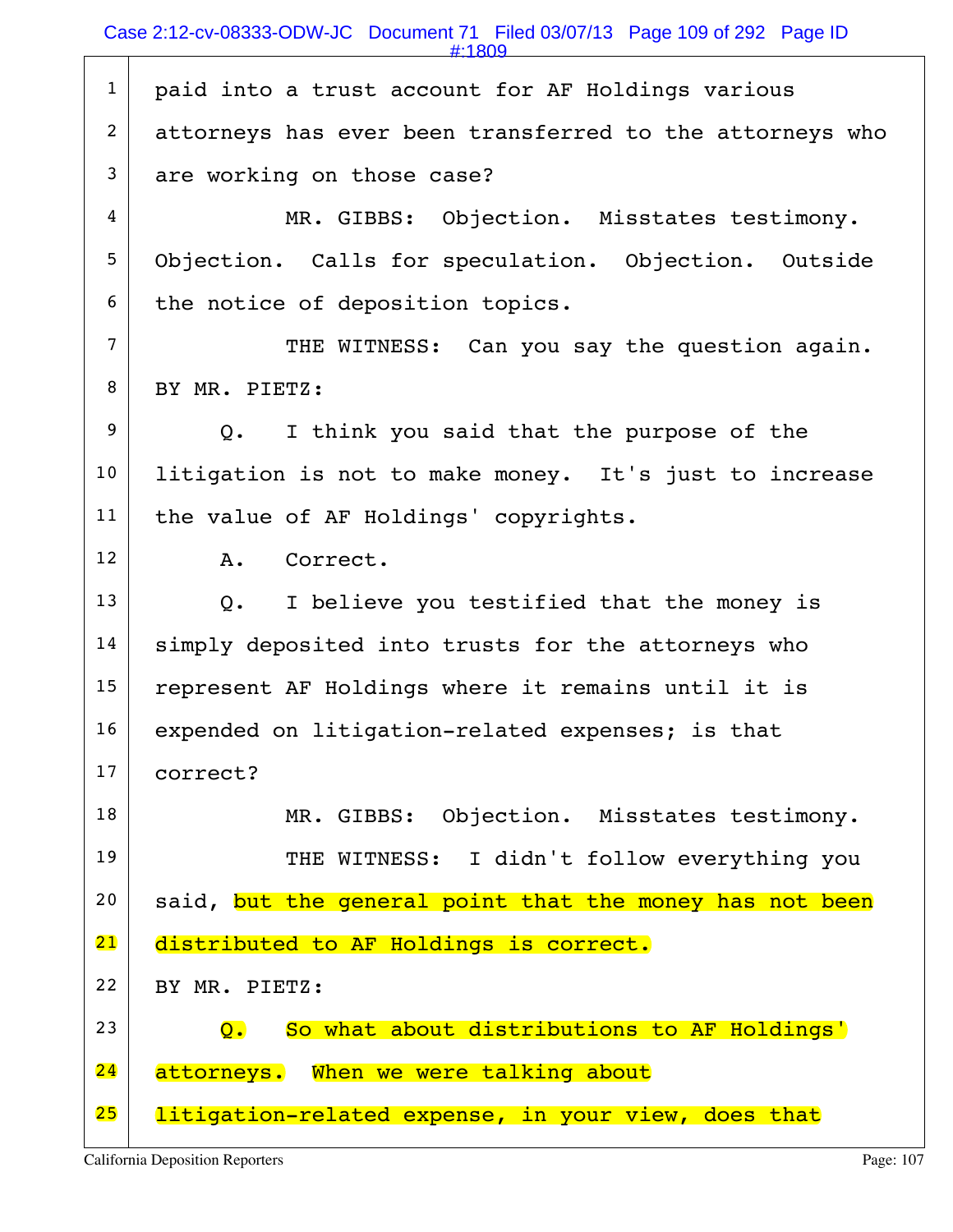1 paid into a trust account for AF Holdings various

2 attorneys has ever been transferred to the attorneys who

3 are working on those case?

4 MR. GIBBS: Objection. Misstates testimony.

5 Objection. Calls for speculation. Objection. Outside

6 the notice of deposition topics.

7 THE WITNESS: Can you say the question again.

8 BY MR. PIETZ:

9 Q. I think you said that the purpose of the

10 litigation is not to make money. It's just to increase

11 the value of AF Holdings' copyrights.

12 A. Correct.

13 Q. I believe you testified that the money is

14 simply deposited into trusts for the attorneys who

15 represent AF Holdings where it remains until it is

16 expended on litigation-related expenses; is that

17 correct?

18 MR. GIBBS: Objection. Misstates testimony.

19 THE WITNESS: I didn't follow everything you

20 said, but the general point that the money has not been

21 distributed to AF Holdings is correct.

22 BY MR. PIETZ:

23 Q. So what about distributions to AF Holdings'

24 attorneys. When we were talking about

25 litigation-related expense, in your view, does that

California Deposition Reporters Page: 107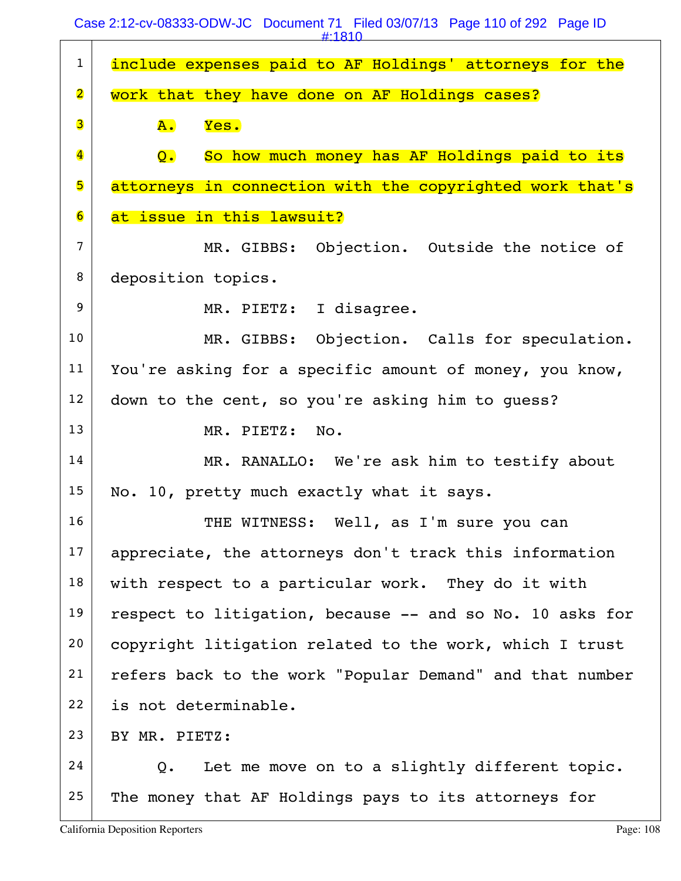1 include expenses paid to AF Holdings' attorneys for the

2 work that they have done on AF Holdings cases?

3 A. Yes.

4 Q. So how much money has AF Holdings paid to its

5 attorneys in connection with the copyrighted work that's

6 at issue in this lawsuit?

7 MR. GIBBS: Objection. Outside the notice of

8 deposition topics.

9 MR. PIETZ: I disagree.

10 MR. GIBBS: Objection. Calls for speculation.

11 You're asking for a specific amount of money, you know,

12 down to the cent, so you're asking him to guess?

13 MR. PIETZ: No.

14 MR. RANALLO: We're ask him to testify about

15 No. 10, pretty much exactly what it says.

16 THE WITNESS: Well, as I'm sure you can

17 appreciate, the attorneys don't track this information

18 with respect to a particular work. They do it with

19 respect to litigation, because -- and so No. 10 asks for

20 copyright litigation related to the work, which I trust

21 refers back to the work "Popular Demand" and that number

22 is not determinable.

23 BY MR. PIETZ:

24 Q. Let me move on to a slightly different topic.

25 The money that AF Holdings pays to its attorneys for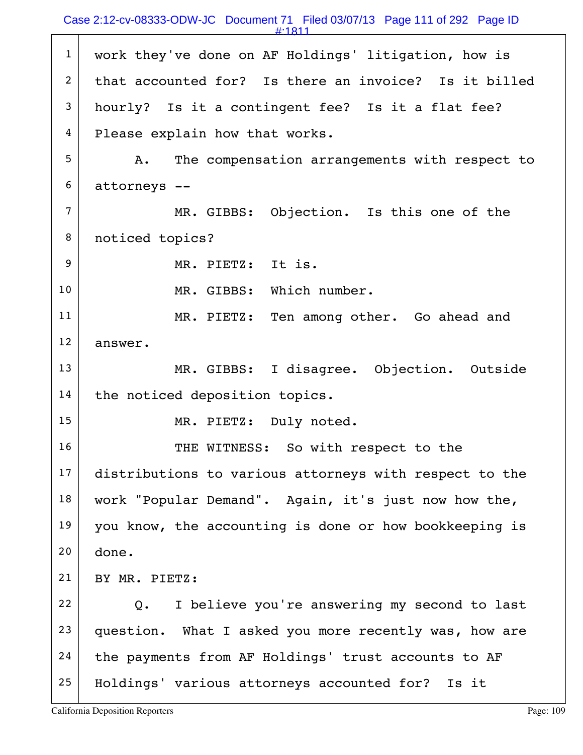work they've done on AF Holdings' litigation, how is that accounted for? Is there an invoice? Is it billed hourly? Is it a contingent fee? Is it a flat fee? Please explain how that works.

A. The compensation arrangements with respect to attorneys --

MR. GIBBS: Objection. Is this one of the noticed topics?

MR. PIETZ: It is.

MR. GIBBS: Which number.

MR. PIETZ: Ten among other. Go ahead and answer.

MR. GIBBS: I disagree. Objection. Outside the noticed deposition topics.

MR. PIETZ: Duly noted.

THE WITNESS: So with respect to the distributions to various attorneys with respect to the work "Popular Demand". Again, it's just now how the, you know, the accounting is done or how bookkeeping is done.

BY MR. PIETZ:

Q. I believe you're answering my second to last question. What I asked you more recently was, how are the payments from AF Holdings' trust accounts to AF Holdings' various attorneys accounted for? Is it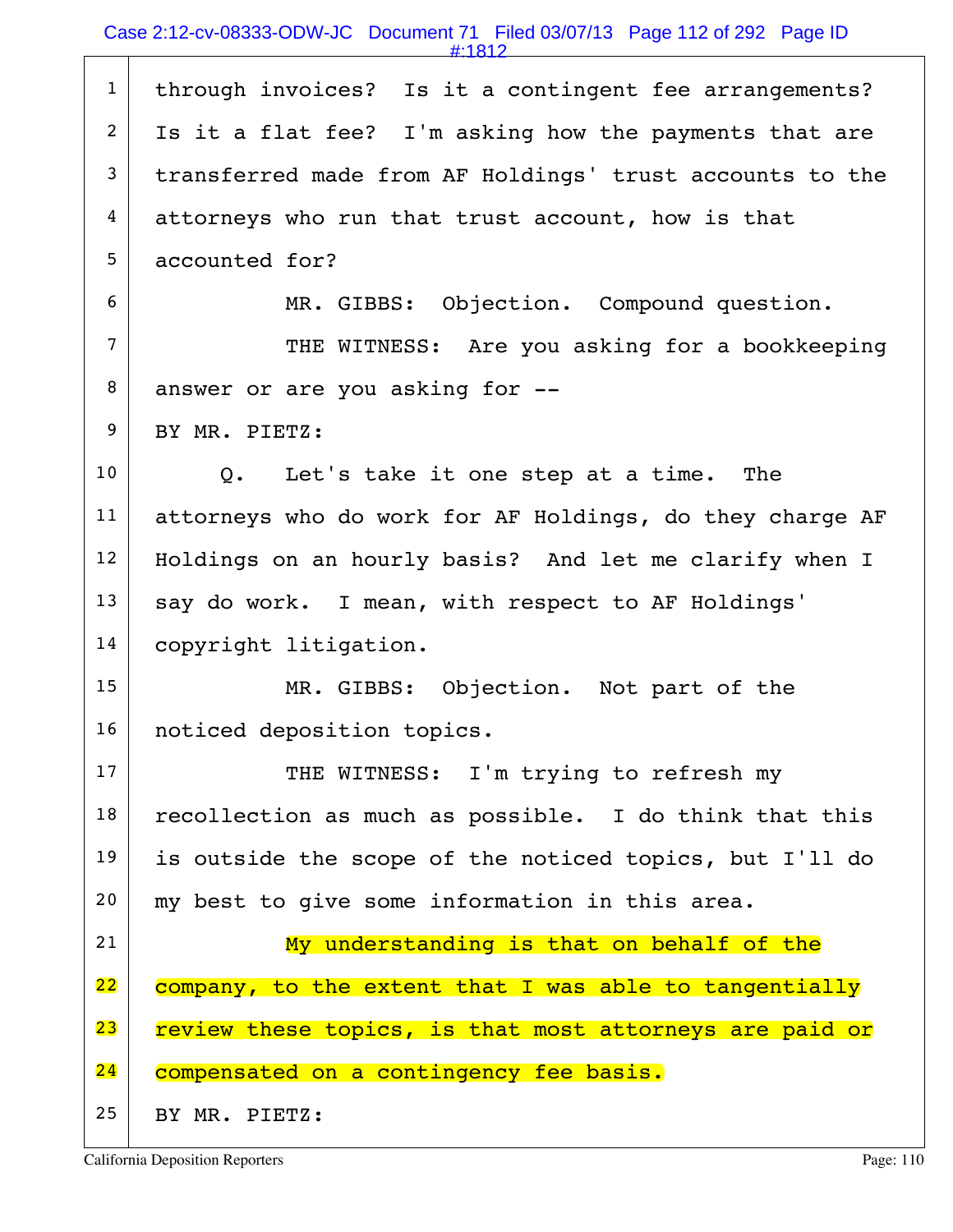through invoices? Is it a contingent fee arrangements? Is it a flat fee? I'm asking how the payments that are transferred made from AF Holdings' trust accounts to the attorneys who run that trust account, how is that accounted for?

MR. GIBBS: Objection. Compound question.

THE WITNESS: Are you asking for a bookkeeping answer or are you asking for --

BY MR. PIETZ:

Q. Let's take it one step at a time. The attorneys who do work for AF Holdings, do they charge AF Holdings on an hourly basis? And let me clarify when I say do work. I mean, with respect to AF Holdings' copyright litigation.

MR. GIBBS: Objection. Not part of the noticed deposition topics.

THE WITNESS: I'm trying to refresh my recollection as much as possible. I do think that this is outside the scope of the noticed topics, but I'll do my best to give some information in this area.

My understanding is that on behalf of the company, to the extent that I was able to tangentially review these topics, is that most attorneys are paid or compensated on a contingency fee basis.

BY MR. PIETZ: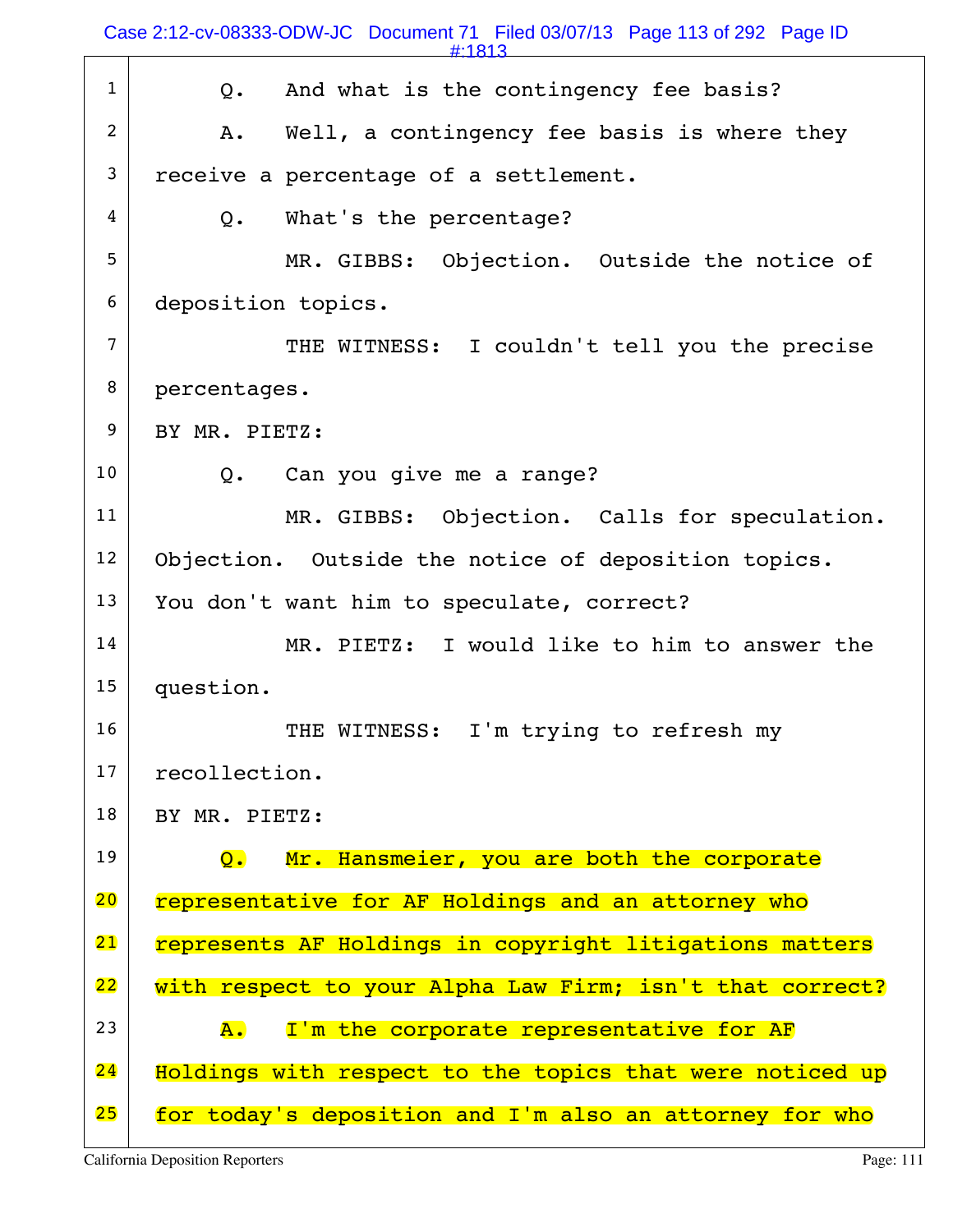1 Q. And what is the contingency fee basis?

2 A. Well, a contingency fee basis is where they

3 receive a percentage of a settlement.

4 Q. What's the percentage?

5 MR. GIBBS: Objection. Outside the notice of

6 deposition topics.

7 THE WITNESS: I couldn't tell you the precise

8 percentages.

9 BY MR. PIETZ:

10 Q. Can you give me a range?

11 MR. GIBBS: Objection. Calls for speculation.

12 Objection. Outside the notice of deposition topics.

13 You don't want him to speculate, correct?

14 MR. PIETZ: I would like to him to answer the

15 question.

16 THE WITNESS: I'm trying to refresh my

17 recollection.

18 BY MR. PIETZ:

19 Q. Mr. Hansmeier, you are both the corporate

20 representative for AF Holdings and an attorney who

21 represents AF Holdings in copyright litigations matters

22 with respect to your Alpha Law Firm; isn't that correct?

23 A. I'm the corporate representative for AF

24 Holdings with respect to the topics that were noticed up

25 for today's deposition and I'm also an attorney for who

California Deposition Reporters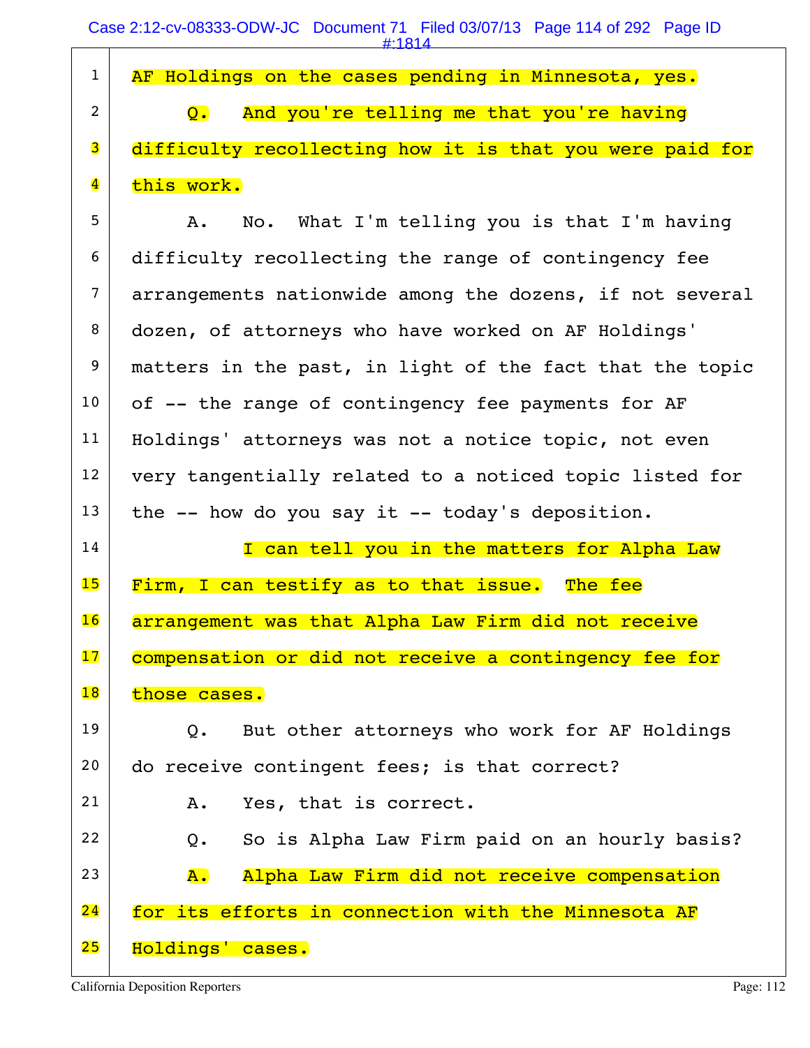AF Holdings on the cases pending in Minnesota, yes.

Q. And you're telling me that you're having difficulty recollecting how it is that you were paid for this work.

A. No. What I'm telling you is that I'm having difficulty recollecting the range of contingency fee arrangements nationwide among the dozens, if not several dozen, of attorneys who have worked on AF Holdings' matters in the past, in light of the fact that the topic of -- the range of contingency fee payments for AF Holdings' attorneys was not a notice topic, not even very tangentially related to a noticed topic listed for the -- how do you say it -- today's deposition.

I can tell you in the matters for Alpha Law Firm, I can testify as to that issue. The fee arrangement was that Alpha Law Firm did not receive compensation or did not receive a contingency fee for those cases.

Q. But other attorneys who work for AF Holdings do receive contingent fees; is that correct?

A. Yes, that is correct.

Q. So is Alpha Law Firm paid on an hourly basis?

A. Alpha Law Firm did not receive compensation for its efforts in connection with the Minnesota AF Holdings' cases.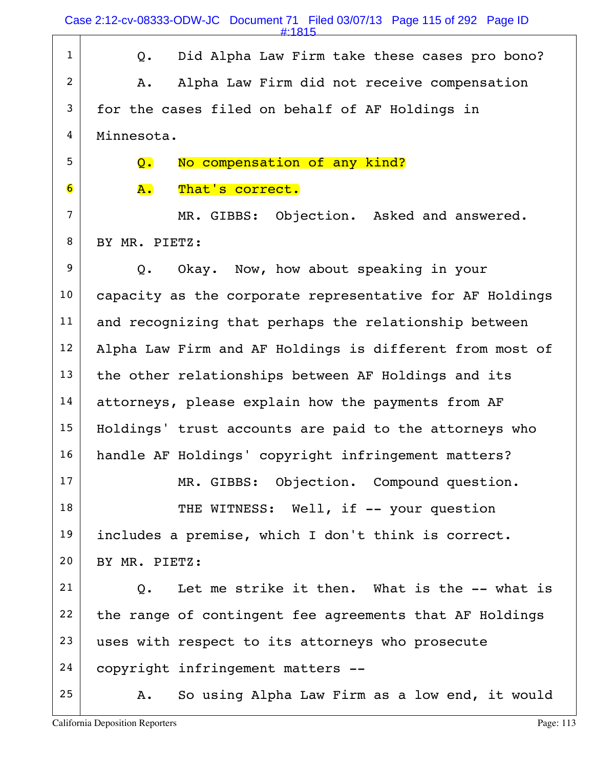1 Q. Did Alpha Law Firm take these cases pro bono?

2 A. Alpha Law Firm did not receive compensation

3 for the cases filed on behalf of AF Holdings in

4 Minnesota.

5 Q. No compensation of any kind?

6 A. That's correct.

7 MR. GIBBS: Objection. Asked and answered.

8 BY MR. PIETZ:

9 Q. Okay. Now, how about speaking in your

10 capacity as the corporate representative for AF Holdings

11 and recognizing that perhaps the relationship between

12 Alpha Law Firm and AF Holdings is different from most of

13 the other relationships between AF Holdings and its

14 attorneys, please explain how the payments from AF

15 Holdings' trust accounts are paid to the attorneys who

16 handle AF Holdings' copyright infringement matters?

17 MR. GIBBS: Objection. Compound question.

18 THE WITNESS: Well, if -- your question

19 includes a premise, which I don't think is correct.

20 BY MR. PIETZ:

21 Q. Let me strike it then. What is the -- what is

22 the range of contingent fee agreements that AF Holdings

23 uses with respect to its attorneys who prosecute

24 copyright infringement matters --

25 A. So using Alpha Law Firm as a low end, it would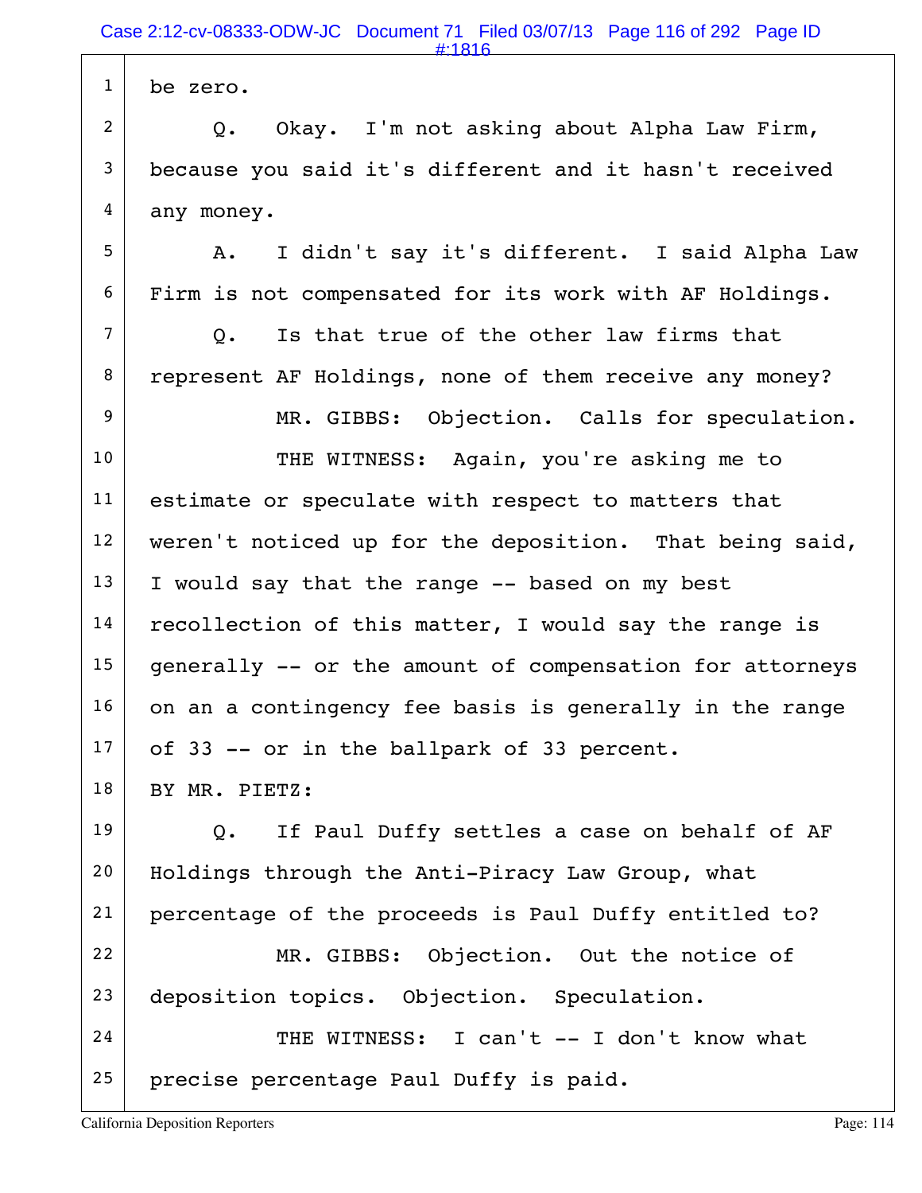be zero.

Q. Okay. I'm not asking about Alpha Law Firm, because you said it's different and it hasn't received any money.

A. I didn't say it's different. I said Alpha Law Firm is not compensated for its work with AF Holdings.

Q. Is that true of the other law firms that represent AF Holdings, none of them receive any money?

MR. GIBBS: Objection. Calls for speculation.

THE WITNESS: Again, you're asking me to estimate or speculate with respect to matters that weren't noticed up for the deposition. That being said, I would say that the range -- based on my best recollection of this matter, I would say the range is generally -- or the amount of compensation for attorneys on an a contingency fee basis is generally in the range of 33 -- or in the ballpark of 33 percent.

BY MR. PIETZ:

Q. If Paul Duffy settles a case on behalf of AF Holdings through the Anti-Piracy Law Group, what percentage of the proceeds is Paul Duffy entitled to?

MR. GIBBS: Objection. Out the notice of deposition topics. Objection. Speculation.

THE WITNESS: I can't -- I don't know what precise percentage Paul Duffy is paid.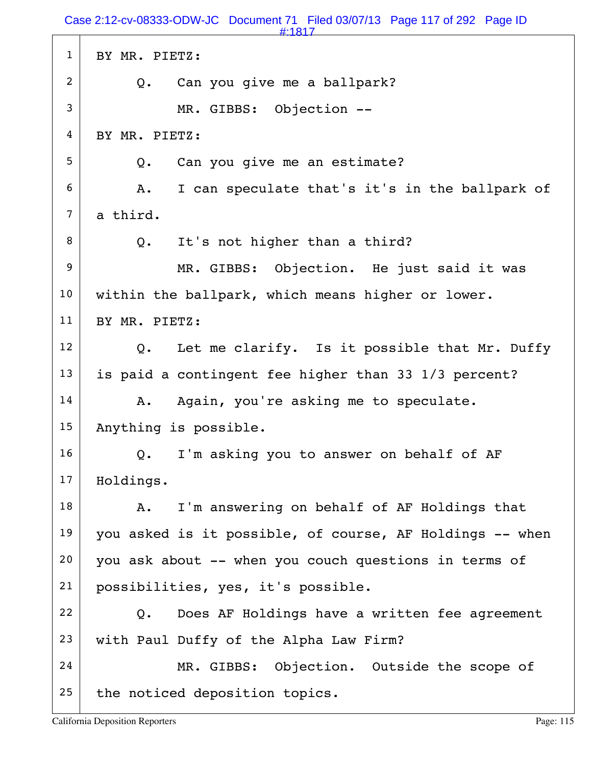BY MR. PIETZ:

Q. Can you give me a ballpark?

MR. GIBBS: Objection --

BY MR. PIETZ:

Q. Can you give me an estimate?

A. I can speculate that's it's in the ballpark of a third.

Q. It's not higher than a third?

MR. GIBBS: Objection. He just said it was within the ballpark, which means higher or lower.

BY MR. PIETZ:

Q. Let me clarify. Is it possible that Mr. Duffy is paid a contingent fee higher than 33 1/3 percent?

A. Again, you're asking me to speculate. Anything is possible.

Q. I'm asking you to answer on behalf of AF Holdings.

A. I'm answering on behalf of AF Holdings that you asked is it possible, of course, AF Holdings -- when you ask about -- when you couch questions in terms of possibilities, yes, it's possible.

Q. Does AF Holdings have a written fee agreement with Paul Duffy of the Alpha Law Firm?

MR. GIBBS: Objection. Outside the scope of the noticed deposition topics.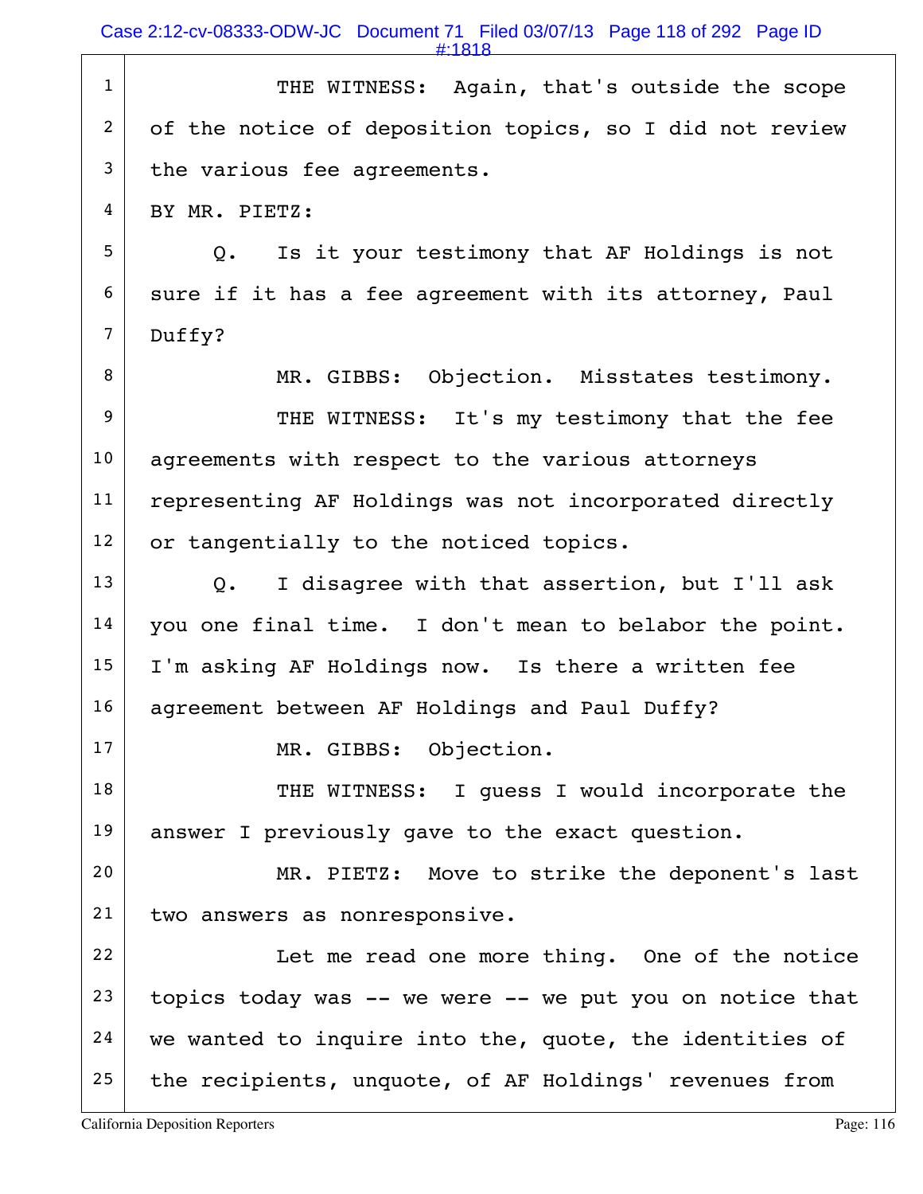THE WITNESS: Again, that's outside the scope of the notice of deposition topics, so I did not review the various fee agreements.

BY MR. PIETZ:

Q. Is it your testimony that AF Holdings is not sure if it has a fee agreement with its attorney, Paul Duffy?

MR. GIBBS: Objection. Misstates testimony.

THE WITNESS: It's my testimony that the fee agreements with respect to the various attorneys representing AF Holdings was not incorporated directly or tangentially to the noticed topics.

Q. I disagree with that assertion, but I'll ask you one final time. I don't mean to belabor the point. I'm asking AF Holdings now. Is there a written fee agreement between AF Holdings and Paul Duffy?

MR. GIBBS: Objection.

THE WITNESS: I guess I would incorporate the answer I previously gave to the exact question.

MR. PIETZ: Move to strike the deponent's last two answers as nonresponsive.

Let me read one more thing. One of the notice topics today was -- we were -- we put you on notice that we wanted to inquire into the, quote, the identities of the recipients, unquote, of AF Holdings' revenues from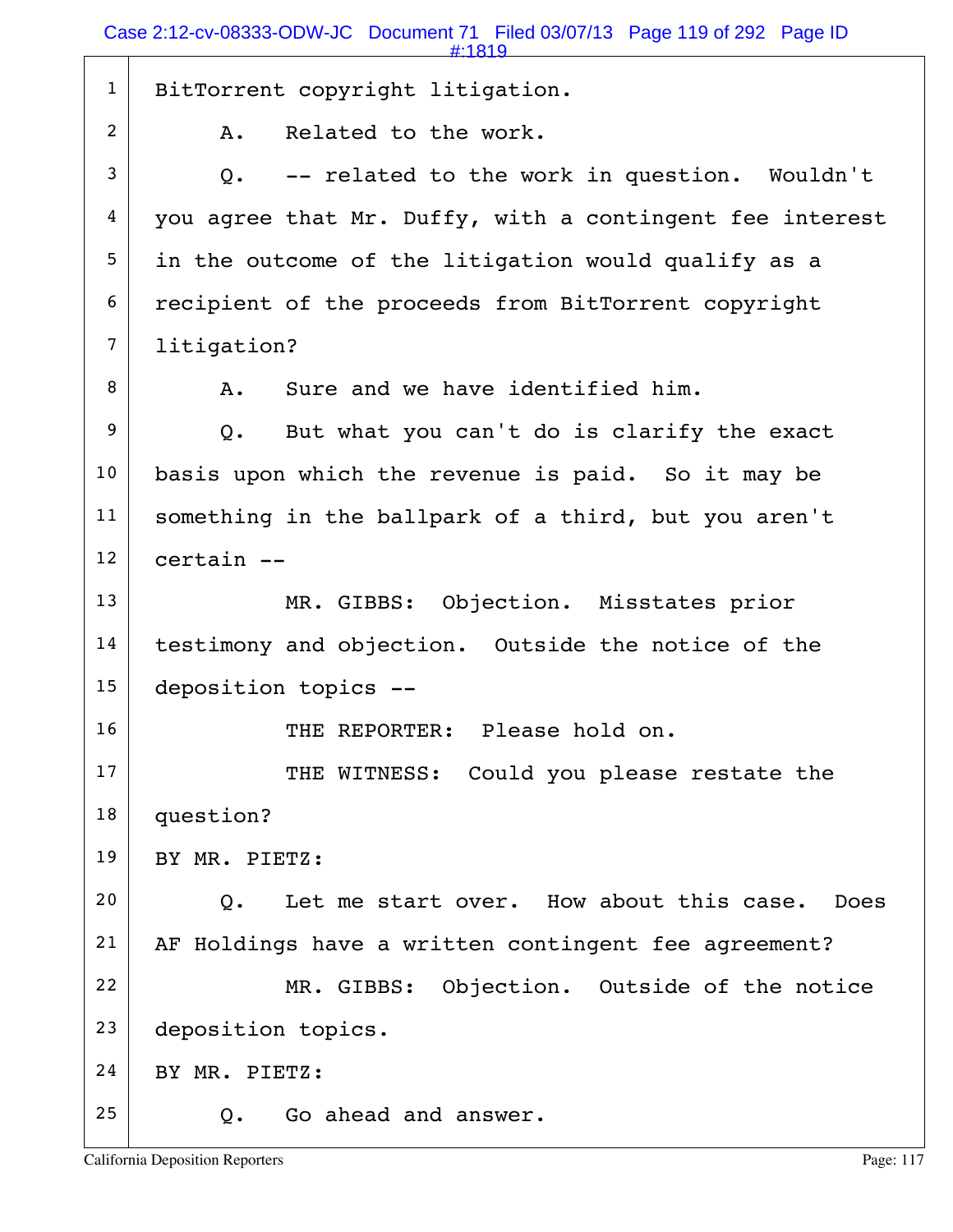1 BitTorrent copyright litigation.

2 A. Related to the work.

3 Q. -- related to the work in question. Wouldn't

4 you agree that Mr. Duffy, with a contingent fee interest

5 in the outcome of the litigation would qualify as a

6 recipient of the proceeds from BitTorrent copyright

7 litigation?

8 A. Sure and we have identified him.

9 Q. But what you can't do is clarify the exact

10 basis upon which the revenue is paid. So it may be

11 something in the ballpark of a third, but you aren't

12 certain --

13 MR. GIBBS: Objection. Misstates prior

14 testimony and objection. Outside the notice of the

15 deposition topics --

16 THE REPORTER: Please hold on.

17 THE WITNESS: Could you please restate the

18 question?

19 BY MR. PIETZ:

20 Q. Let me start over. How about this case. Does

21 AF Holdings have a written contingent fee agreement?

22 MR. GIBBS: Objection. Outside of the notice

23 deposition topics.

24 BY MR. PIETZ:

25 Q. Go ahead and answer.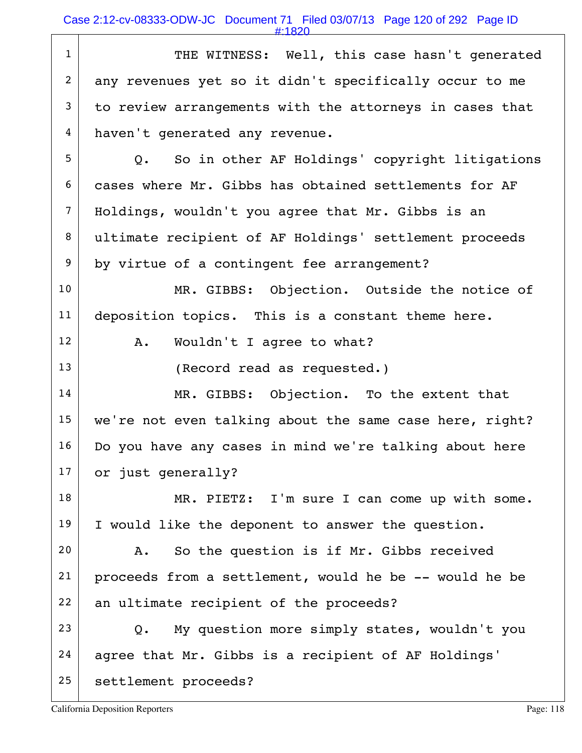THE WITNESS: Well, this case hasn't generated any revenues yet so it didn't specifically occur to me to review arrangements with the attorneys in cases that haven't generated any revenue.

Q. So in other AF Holdings' copyright litigations cases where Mr. Gibbs has obtained settlements for AF Holdings, wouldn't you agree that Mr. Gibbs is an ultimate recipient of AF Holdings' settlement proceeds by virtue of a contingent fee arrangement?

MR. GIBBS: Objection. Outside the notice of deposition topics. This is a constant theme here.

A. Wouldn't I agree to what?

(Record read as requested.)

MR. GIBBS: Objection. To the extent that we're not even talking about the same case here, right? Do you have any cases in mind we're talking about here or just generally?

MR. PIETZ: I'm sure I can come up with some. I would like the deponent to answer the question.

A. So the question is if Mr. Gibbs received proceeds from a settlement, would he be -- would he be an ultimate recipient of the proceeds?

Q. My question more simply states, wouldn't you agree that Mr. Gibbs is a recipient of AF Holdings' settlement proceeds?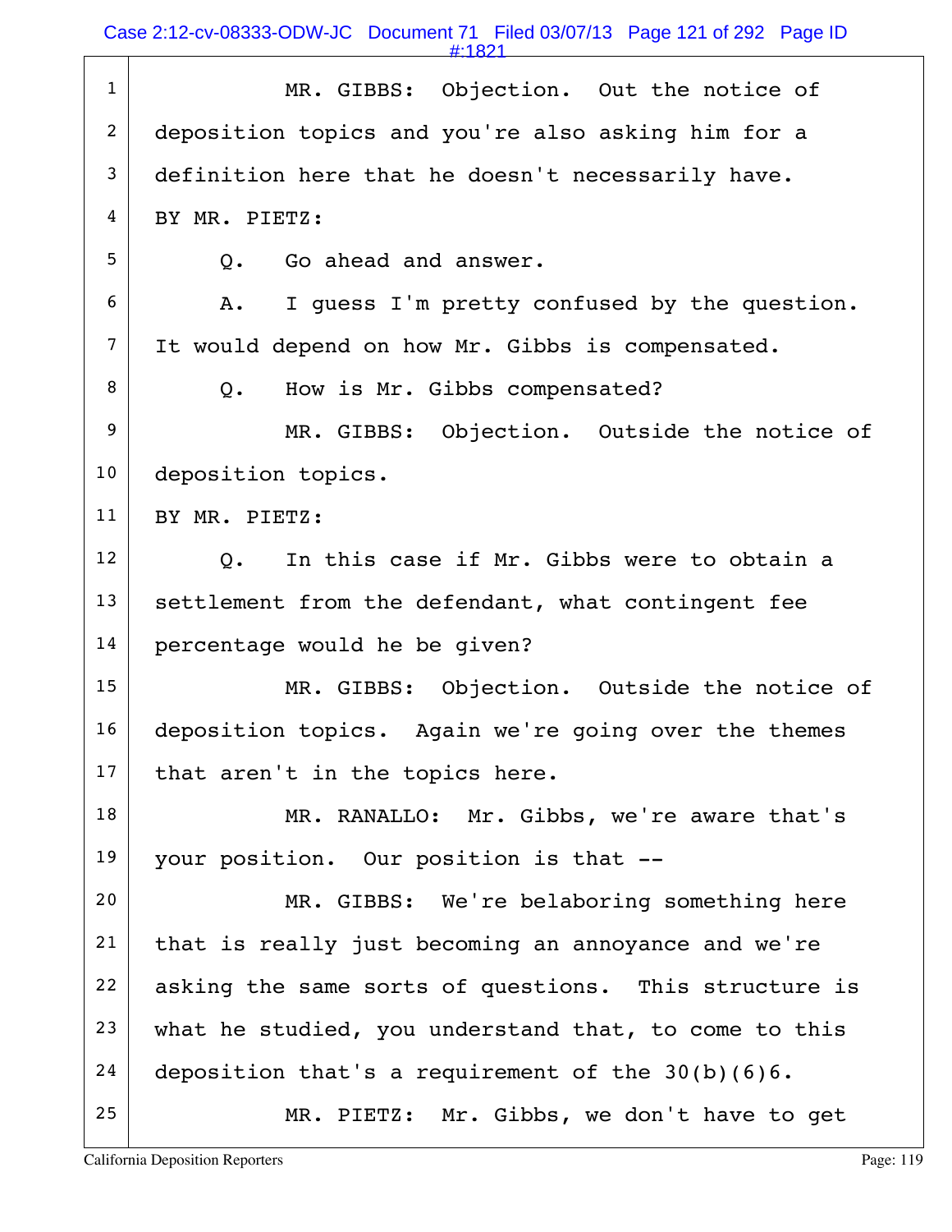MR. GIBBS: Objection. Out the notice of deposition topics and you're also asking him for a definition here that he doesn't necessarily have.

BY MR. PIETZ:

Q. Go ahead and answer.

A. I guess I'm pretty confused by the question. It would depend on how Mr. Gibbs is compensated.

Q. How is Mr. Gibbs compensated?

MR. GIBBS: Objection. Outside the notice of deposition topics.

BY MR. PIETZ:

Q. In this case if Mr. Gibbs were to obtain a settlement from the defendant, what contingent fee percentage would he be given?

MR. GIBBS: Objection. Outside the notice of deposition topics. Again we're going over the themes that aren't in the topics here.

MR. RANALLO: Mr. Gibbs, we're aware that's your position. Our position is that --

MR. GIBBS: We're belaboring something here that is really just becoming an annoyance and we're asking the same sorts of questions. This structure is what he studied, you understand that, to come to this deposition that's a requirement of the 30(b)(6)6.

MR. PIETZ: Mr. Gibbs, we don't have to get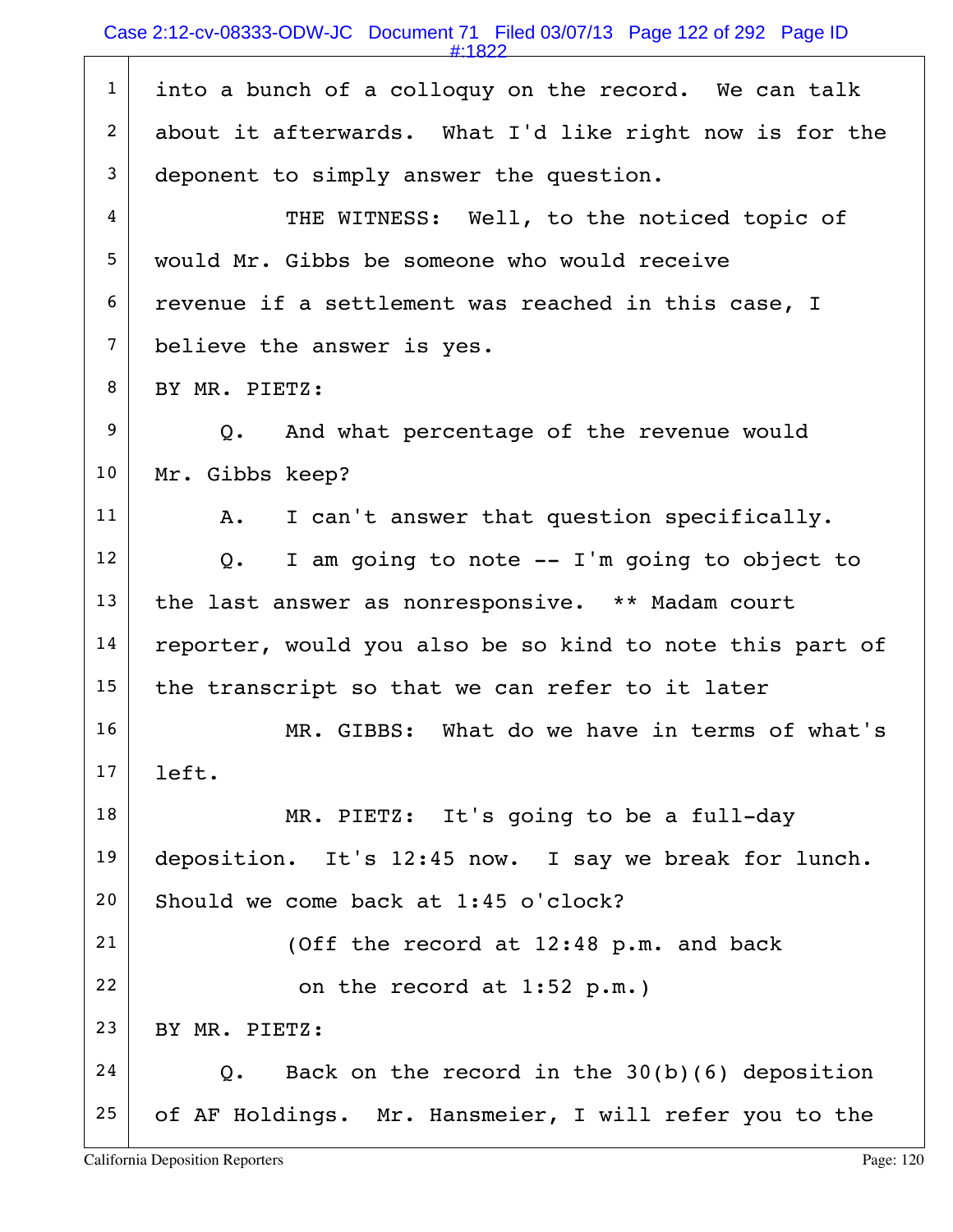1 into a bunch of a colloquy on the record. We can talk
2 about it afterwards. What I'd like right now is for the
3 deponent to simply answer the question.
4 THE WITNESS: Well, to the noticed topic of
5 would Mr. Gibbs be someone who would receive
6 revenue if a settlement was reached in this case, I
7 believe the answer is yes.
8 BY MR. PIETZ:
9 Q. And what percentage of the revenue would
10 Mr. Gibbs keep?
11 A. I can't answer that question specifically.
12 Q. I am going to note -- I'm going to object to
13 the last answer as nonresponsive. ** Madam court
14 reporter, would you also be so kind to note this part of
15 the transcript so that we can refer to it later
16 MR. GIBBS: What do we have in terms of what's
17 left.
18 MR. PIETZ: It's going to be a full-day
19 deposition. It's 12:45 now. I say we break for lunch.
20 Should we come back at 1:45 o'clock?
21 (Off the record at 12:48 p.m. and back
22 on the record at 1:52 p.m.)
23 BY MR. PIETZ:
24 Q. Back on the record in the 30(b)(6) deposition
25 of AF Holdings. Mr. Hansmeier, I will refer you to the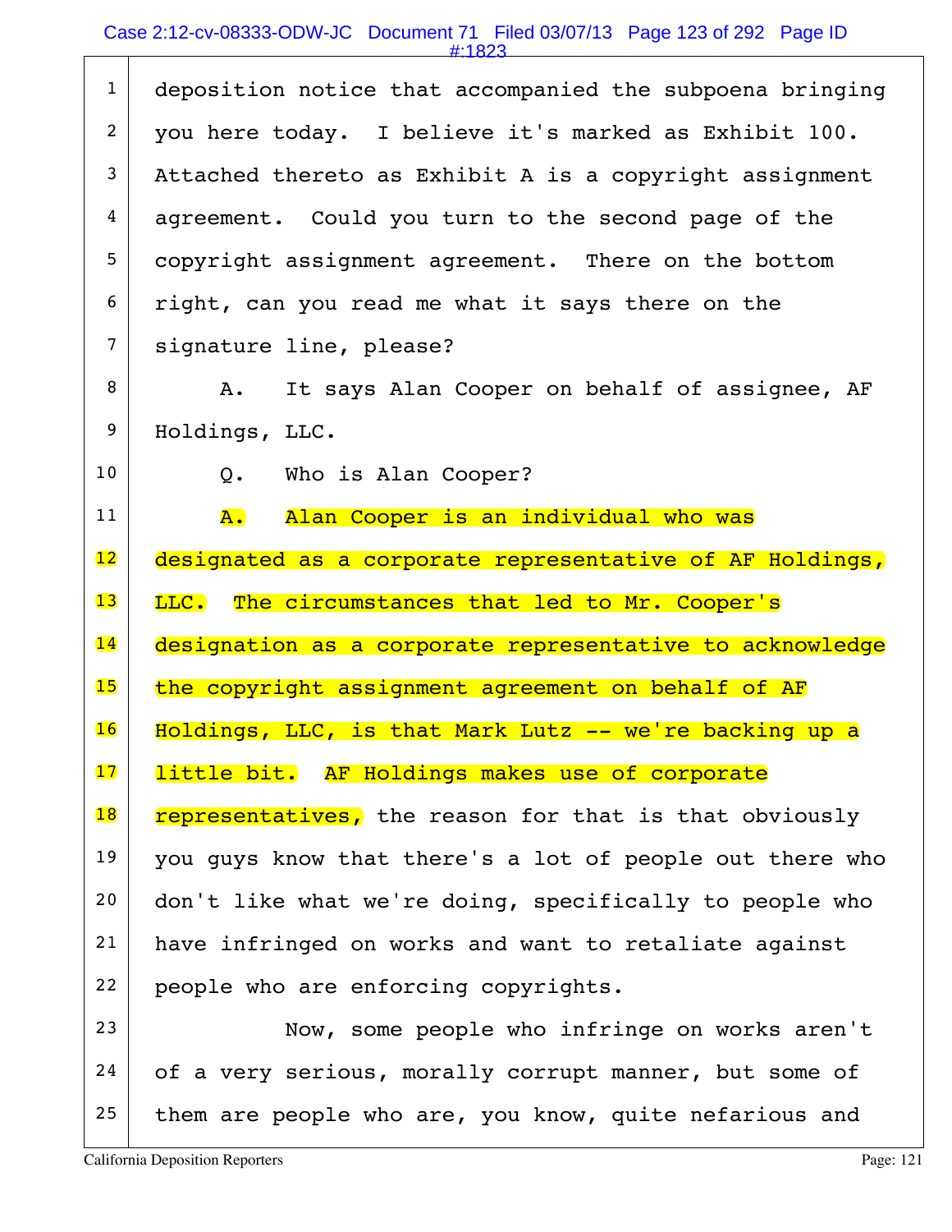deposition notice that accompanied the subpoena bringing you here today. I believe it's marked as Exhibit 100. Attached thereto as Exhibit A is a copyright assignment agreement. Could you turn to the second page of the copyright assignment agreement. There on the bottom right, can you read me what it says there on the signature line, please?

A. It says Alan Cooper on behalf of assignee, AF Holdings, LLC.

Q. Who is Alan Cooper?

A. Alan Cooper is an individual who was designated as a corporate representative of AF Holdings, LLC. The circumstances that led to Mr. Cooper's designation as a corporate representative to acknowledge the copyright assignment agreement on behalf of AF Holdings, LLC, is that Mark Lutz -- we're backing up a little bit. AF Holdings makes use of corporate representatives, the reason for that is that obviously you guys know that there's a lot of people out there who don't like what we're doing, specifically to people who have infringed on works and want to retaliate against people who are enforcing copyrights.

Now, some people who infringe on works aren't of a very serious, morally corrupt manner, but some of them are people who are, you know, quite nefarious and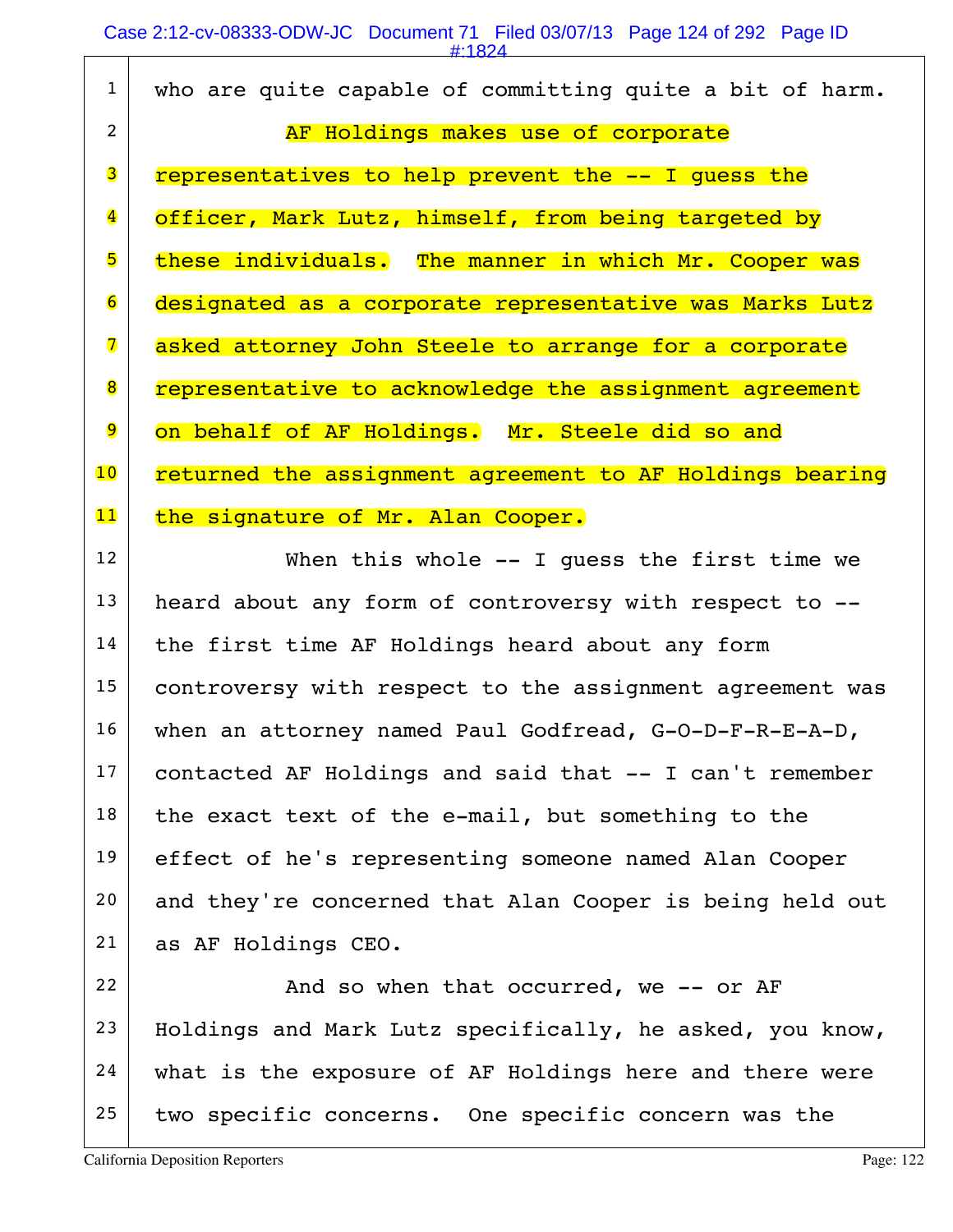1 who are quite capable of committing quite a bit of harm.

2 AF Holdings makes use of corporate

3 representatives to help prevent the -- I guess the

4 officer, Mark Lutz, himself, from being targeted by

5 these individuals. The manner in which Mr. Cooper was

6 designated as a corporate representative was Marks Lutz

7 asked attorney John Steele to arrange for a corporate

8 representative to acknowledge the assignment agreement

9 on behalf of AF Holdings. Mr. Steele did so and

10 returned the assignment agreement to AF Holdings bearing

11 the signature of Mr. Alan Cooper.

12 When this whole -- I guess the first time we

13 heard about any form of controversy with respect to --

14 the first time AF Holdings heard about any form

15 controversy with respect to the assignment agreement was

16 when an attorney named Paul Godfread, G-O-D-F-R-E-A-D,

17 contacted AF Holdings and said that -- I can't remember

18 the exact text of the e-mail, but something to the

19 effect of he's representing someone named Alan Cooper

20 and they're concerned that Alan Cooper is being held out

21 as AF Holdings CEO.

22 And so when that occurred, we -- or AF

23 Holdings and Mark Lutz specifically, he asked, you know,

24 what is the exposure of AF Holdings here and there were

25 two specific concerns. One specific concern was the

California Deposition Reporters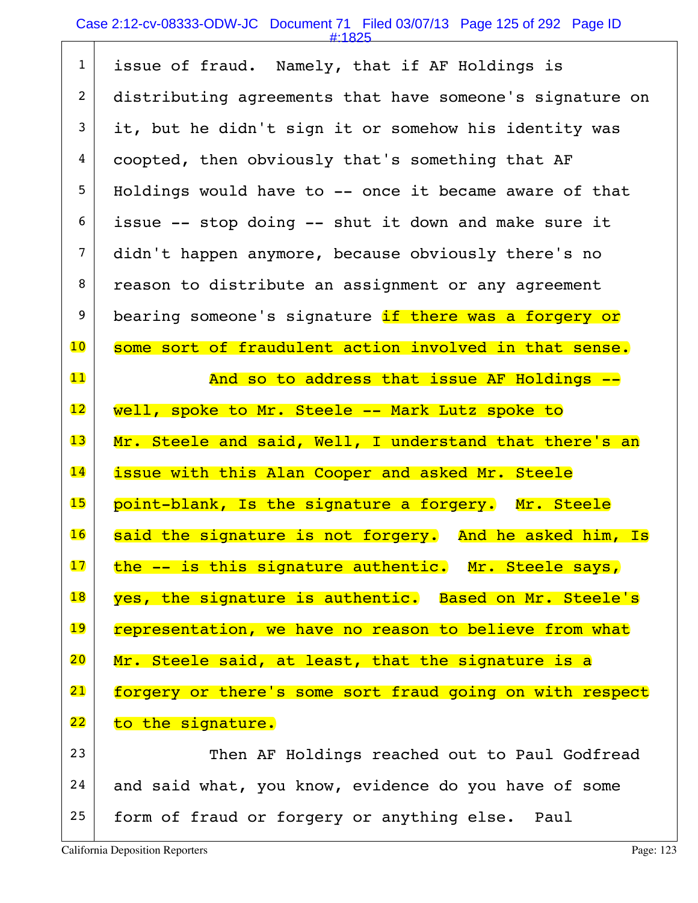1 issue of fraud. Namely, that if AF Holdings is
2 distributing agreements that have someone's signature on
3 it, but he didn't sign it or somehow his identity was
4 coopted, then obviously that's something that AF
5 Holdings would have to -- once it became aware of that
6 issue -- stop doing -- shut it down and make sure it
7 didn't happen anymore, because obviously there's no
8 reason to distribute an assignment or any agreement
9 bearing someone's signature if there was a forgery or
10 some sort of fraudulent action involved in that sense.
11 And so to address that issue AF Holdings --
12 well, spoke to Mr. Steele -- Mark Lutz spoke to
13 Mr. Steele and said, Well, I understand that there's an
14 issue with this Alan Cooper and asked Mr. Steele
15 point-blank, Is the signature a forgery. Mr. Steele
16 said the signature is not forgery. And he asked him, Is
17 the -- is this signature authentic. Mr. Steele says,
18 yes, the signature is authentic. Based on Mr. Steele's
19 representation, we have no reason to believe from what
20 Mr. Steele said, at least, that the signature is a
21 forgery or there's some sort fraud going on with respect
22 to the signature.
23 Then AF Holdings reached out to Paul Godfread
24 and said what, you know, evidence do you have of some
25 form of fraud or forgery or anything else. Paul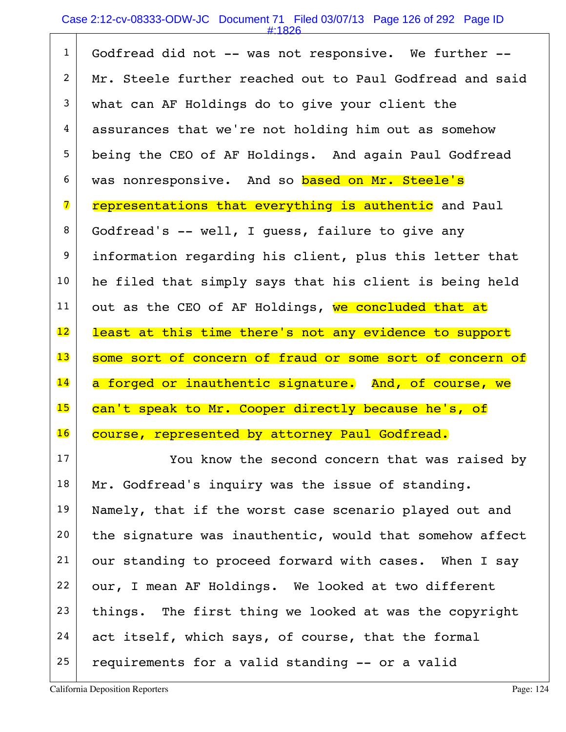1 Godfread did not -- was not responsive. We further --
2 Mr. Steele further reached out to Paul Godfread and said
3 what can AF Holdings do to give your client the
4 assurances that we're not holding him out as somehow
5 being the CEO of AF Holdings. And again Paul Godfread
6 was nonresponsive. And so based on Mr. Steele's
7 representations that everything is authentic and Paul
8 Godfread's -- well, I guess, failure to give any
9 information regarding his client, plus this letter that
10 he filed that simply says that his client is being held
11 out as the CEO of AF Holdings, we concluded that at
12 least at this time there's not any evidence to support
13 some sort of concern of fraud or some sort of concern of
14 a forged or inauthentic signature. And, of course, we
15 can't speak to Mr. Cooper directly because he's, of
16 course, represented by attorney Paul Godfread.
17 You know the second concern that was raised by
18 Mr. Godfread's inquiry was the issue of standing.
19 Namely, that if the worst case scenario played out and
20 the signature was inauthentic, would that somehow affect
21 our standing to proceed forward with cases. When I say
22 our, I mean AF Holdings. We looked at two different
23 things. The first thing we looked at was the copyright
24 act itself, which says, of course, that the formal
25 requirements for a valid standing -- or a valid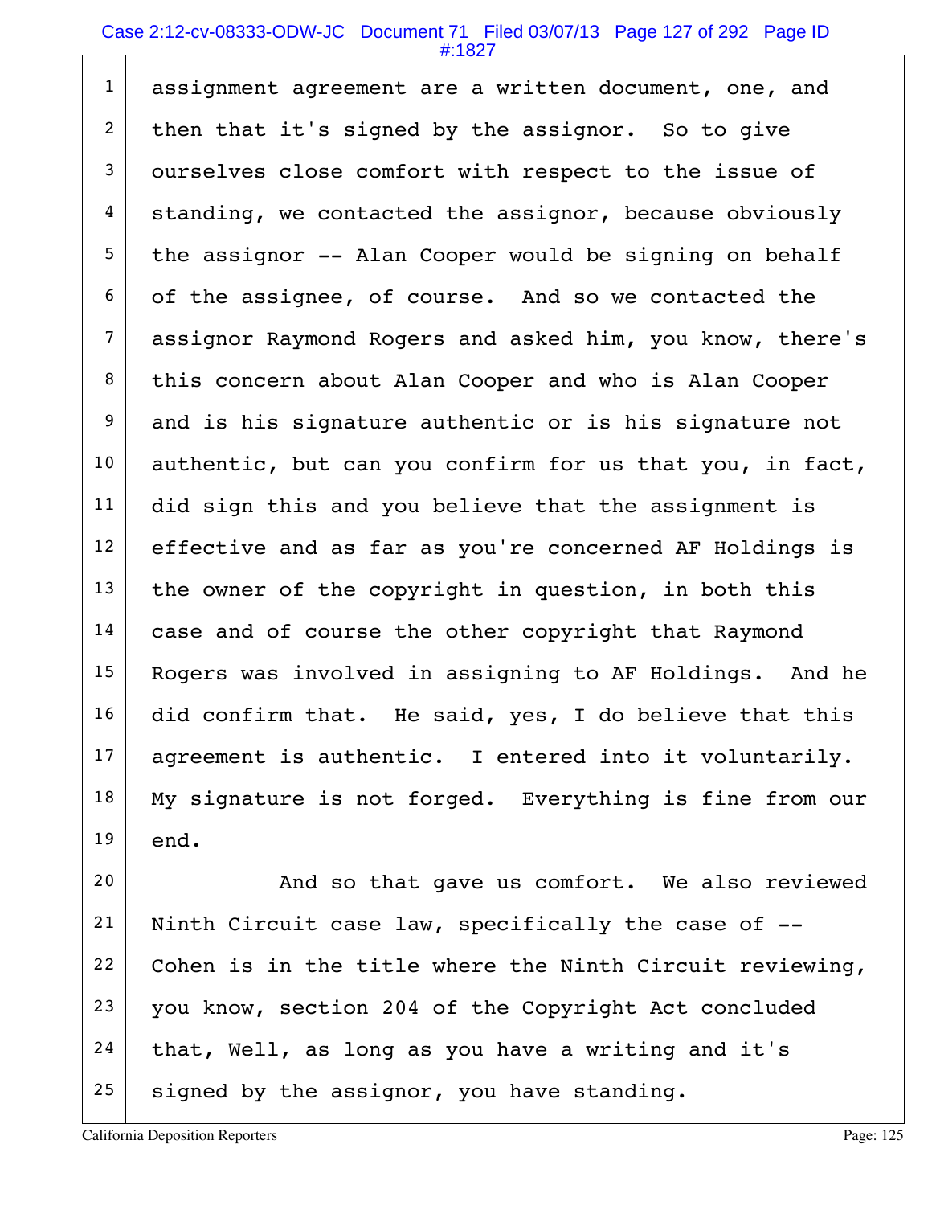assignment agreement are a written document, one, and then that it's signed by the assignor. So to give ourselves close comfort with respect to the issue of standing, we contacted the assignor, because obviously the assignor -- Alan Cooper would be signing on behalf of the assignee, of course. And so we contacted the assignor Raymond Rogers and asked him, you know, there's this concern about Alan Cooper and who is Alan Cooper and is his signature authentic or is his signature not authentic, but can you confirm for us that you, in fact, did sign this and you believe that the assignment is effective and as far as you're concerned AF Holdings is the owner of the copyright in question, in both this case and of course the other copyright that Raymond Rogers was involved in assigning to AF Holdings. And he did confirm that. He said, yes, I do believe that this agreement is authentic. I entered into it voluntarily. My signature is not forged. Everything is fine from our end.

And so that gave us comfort. We also reviewed Ninth Circuit case law, specifically the case of -- Cohen is in the title where the Ninth Circuit reviewing, you know, section 204 of the Copyright Act concluded that, Well, as long as you have a writing and it's signed by the assignor, you have standing.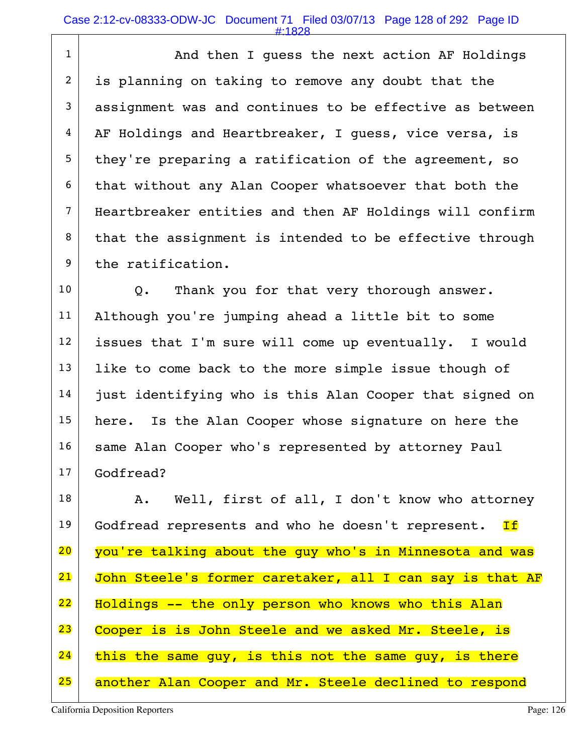1 And then I guess the next action AF Holdings
2 is planning on taking to remove any doubt that the
3 assignment was and continues to be effective as between
4 AF Holdings and Heartbreaker, I guess, vice versa, is
5 they're preparing a ratification of the agreement, so
6 that without any Alan Cooper whatsoever that both the
7 Heartbreaker entities and then AF Holdings will confirm
8 that the assignment is intended to be effective through
9 the ratification.
10 Q. Thank you for that very thorough answer.
11 Although you're jumping ahead a little bit to some
12 issues that I'm sure will come up eventually. I would
13 like to come back to the more simple issue though of
14 just identifying who is this Alan Cooper that signed on
15 here. Is the Alan Cooper whose signature on here the
16 same Alan Cooper who's represented by attorney Paul
17 Godfread?
18 A. Well, first of all, I don't know who attorney
19 Godfread represents and who he doesn't represent. If
20 you're talking about the guy who's in Minnesota and was
21 John Steele's former caretaker, all I can say is that AF
22 Holdings -- the only person who knows who this Alan
23 Cooper is is John Steele and we asked Mr. Steele, is
24 this the same guy, is this not the same guy, is there
25 another Alan Cooper and Mr. Steele declined to respond

California Deposition Reporters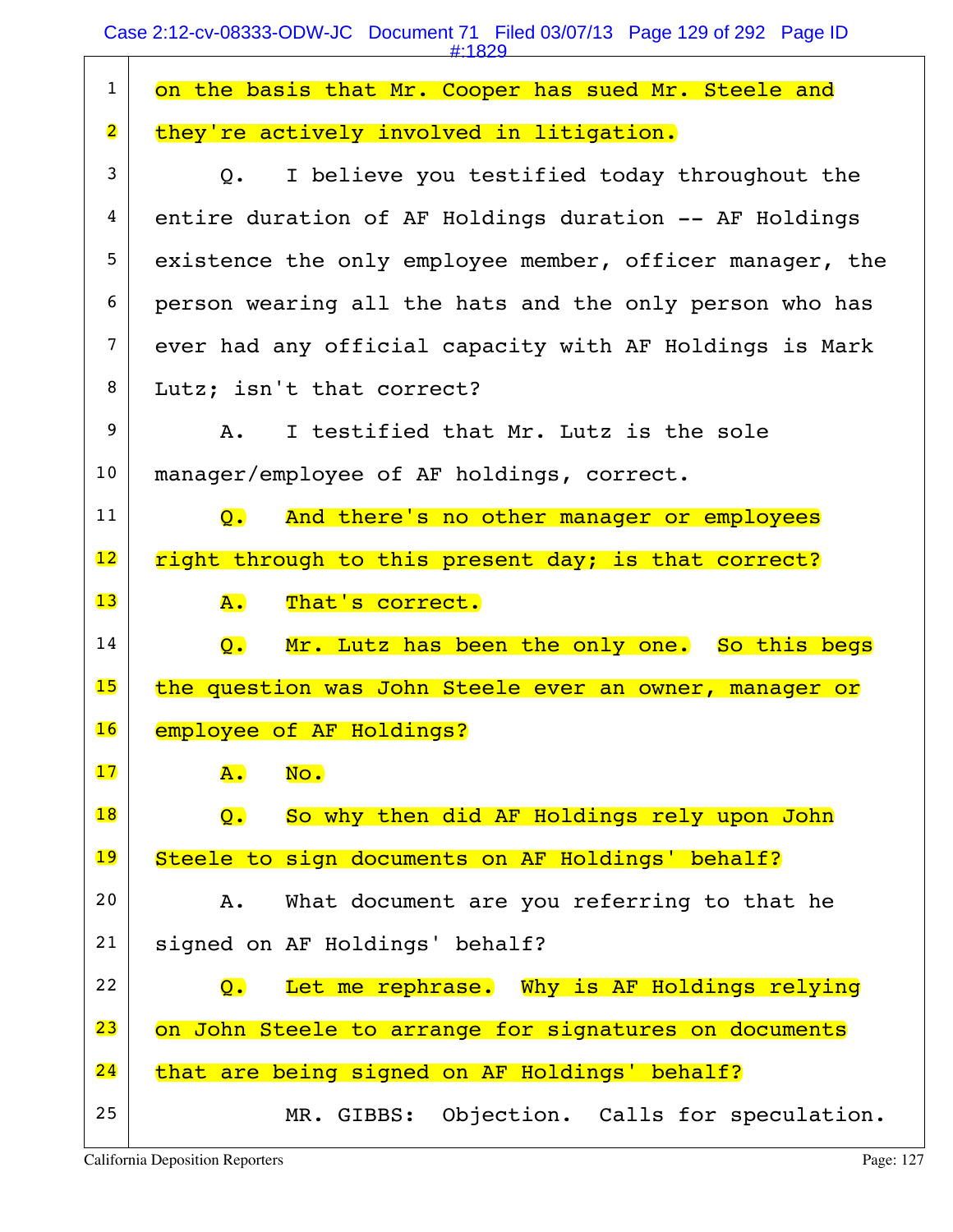1 on the basis that Mr. Cooper has sued Mr. Steele and

2 they're actively involved in litigation.

3 Q. I believe you testified today throughout the

4 entire duration of AF Holdings duration -- AF Holdings

5 existence the only employee member, officer manager, the

6 person wearing all the hats and the only person who has

7 ever had any official capacity with AF Holdings is Mark

8 Lutz; isn't that correct?

9 A. I testified that Mr. Lutz is the sole

10 manager/employee of AF holdings, correct.

11 Q. And there's no other manager or employees

12 right through to this present day; is that correct?

13 A. That's correct.

14 Q. Mr. Lutz has been the only one. So this begs

15 the question was John Steele ever an owner, manager or

16 employee of AF Holdings?

17 A. No.

18 Q. So why then did AF Holdings rely upon John

19 Steele to sign documents on AF Holdings' behalf?

20 A. What document are you referring to that he

21 signed on AF Holdings' behalf?

22 Q. Let me rephrase. Why is AF Holdings relying

23 on John Steele to arrange for signatures on documents

24 that are being signed on AF Holdings' behalf?

25 MR. GIBBS: Objection. Calls for speculation.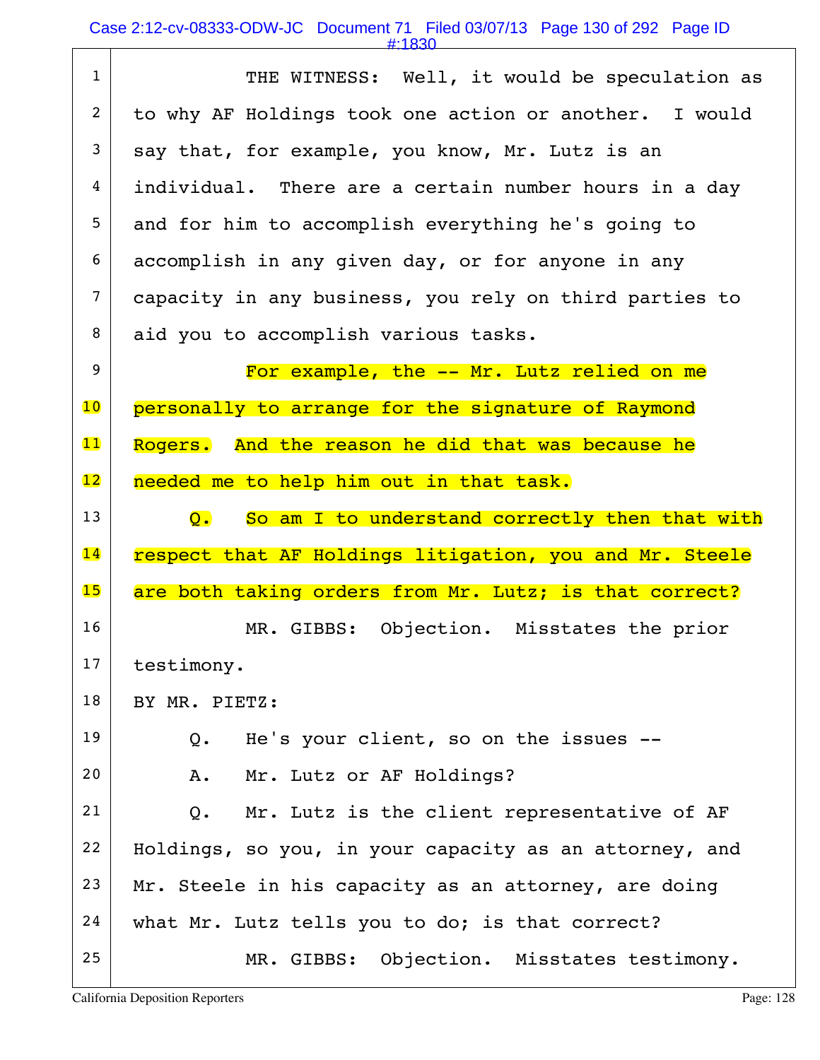THE WITNESS: Well, it would be speculation as to why AF Holdings took one action or another. I would say that, for example, you know, Mr. Lutz is an individual. There are a certain number hours in a day and for him to accomplish everything he's going to accomplish in any given day, or for anyone in any capacity in any business, you rely on third parties to aid you to accomplish various tasks.

For example, the -- Mr. Lutz relied on me personally to arrange for the signature of Raymond Rogers. And the reason he did that was because he needed me to help him out in that task.

Q. So am I to understand correctly then that with respect that AF Holdings litigation, you and Mr. Steele are both taking orders from Mr. Lutz; is that correct?

MR. GIBBS: Objection. Misstates the prior testimony.

BY MR. PIETZ:

Q. He's your client, so on the issues --

A. Mr. Lutz or AF Holdings?

Q. Mr. Lutz is the client representative of AF Holdings, so you, in your capacity as an attorney, and Mr. Steele in his capacity as an attorney, are doing what Mr. Lutz tells you to do; is that correct?

MR. GIBBS: Objection. Misstates testimony.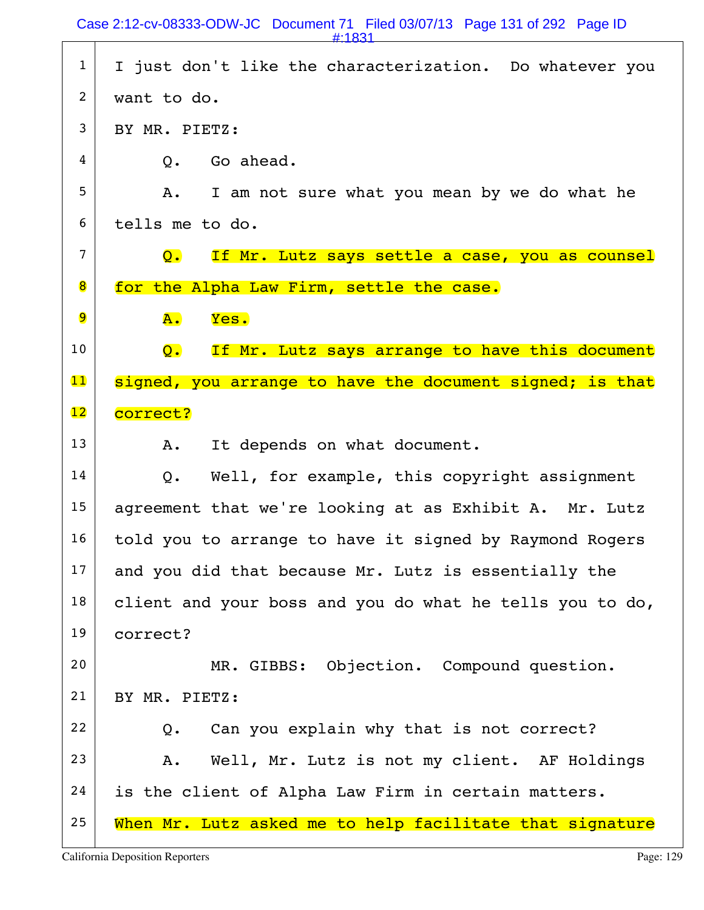I just don't like the characterization. Do whatever you want to do.

BY MR. PIETZ:

Q. Go ahead.

A. I am not sure what you mean by we do what he tells me to do.

Q. If Mr. Lutz says settle a case, you as counsel for the Alpha Law Firm, settle the case.

A. Yes.

Q. If Mr. Lutz says arrange to have this document signed, you arrange to have the document signed; is that correct?

A. It depends on what document.

Q. Well, for example, this copyright assignment agreement that we're looking at as Exhibit A. Mr. Lutz told you to arrange to have it signed by Raymond Rogers and you did that because Mr. Lutz is essentially the client and your boss and you do what he tells you to do, correct?

MR. GIBBS: Objection. Compound question.

BY MR. PIETZ:

Q. Can you explain why that is not correct?

A. Well, Mr. Lutz is not my client. AF Holdings is the client of Alpha Law Firm in certain matters. When Mr. Lutz asked me to help facilitate that signature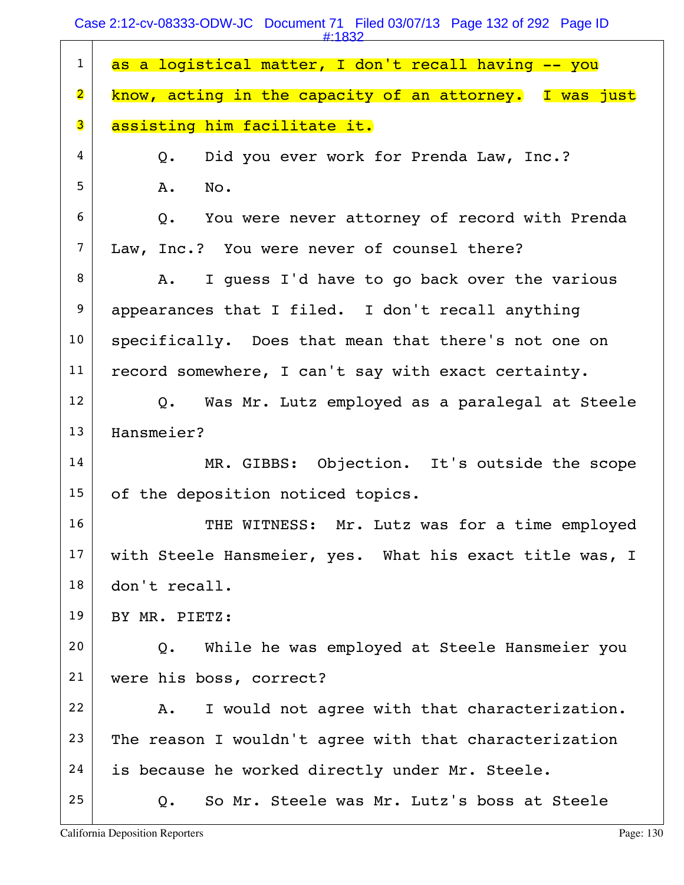as a logistical matter, I don't recall having -- you know, acting in the capacity of an attorney. I was just assisting him facilitate it.

Q. Did you ever work for Prenda Law, Inc.?

A. No.

Q. You were never attorney of record with Prenda Law, Inc.? You were never of counsel there?

A. I guess I'd have to go back over the various appearances that I filed. I don't recall anything specifically. Does that mean that there's not one on record somewhere, I can't say with exact certainty.

Q. Was Mr. Lutz employed as a paralegal at Steele Hansmeier?

MR. GIBBS: Objection. It's outside the scope of the deposition noticed topics.

THE WITNESS: Mr. Lutz was for a time employed with Steele Hansmeier, yes. What his exact title was, I don't recall.

BY MR. PIETZ:

Q. While he was employed at Steele Hansmeier you were his boss, correct?

A. I would not agree with that characterization. The reason I wouldn't agree with that characterization is because he worked directly under Mr. Steele.

Q. So Mr. Steele was Mr. Lutz's boss at Steele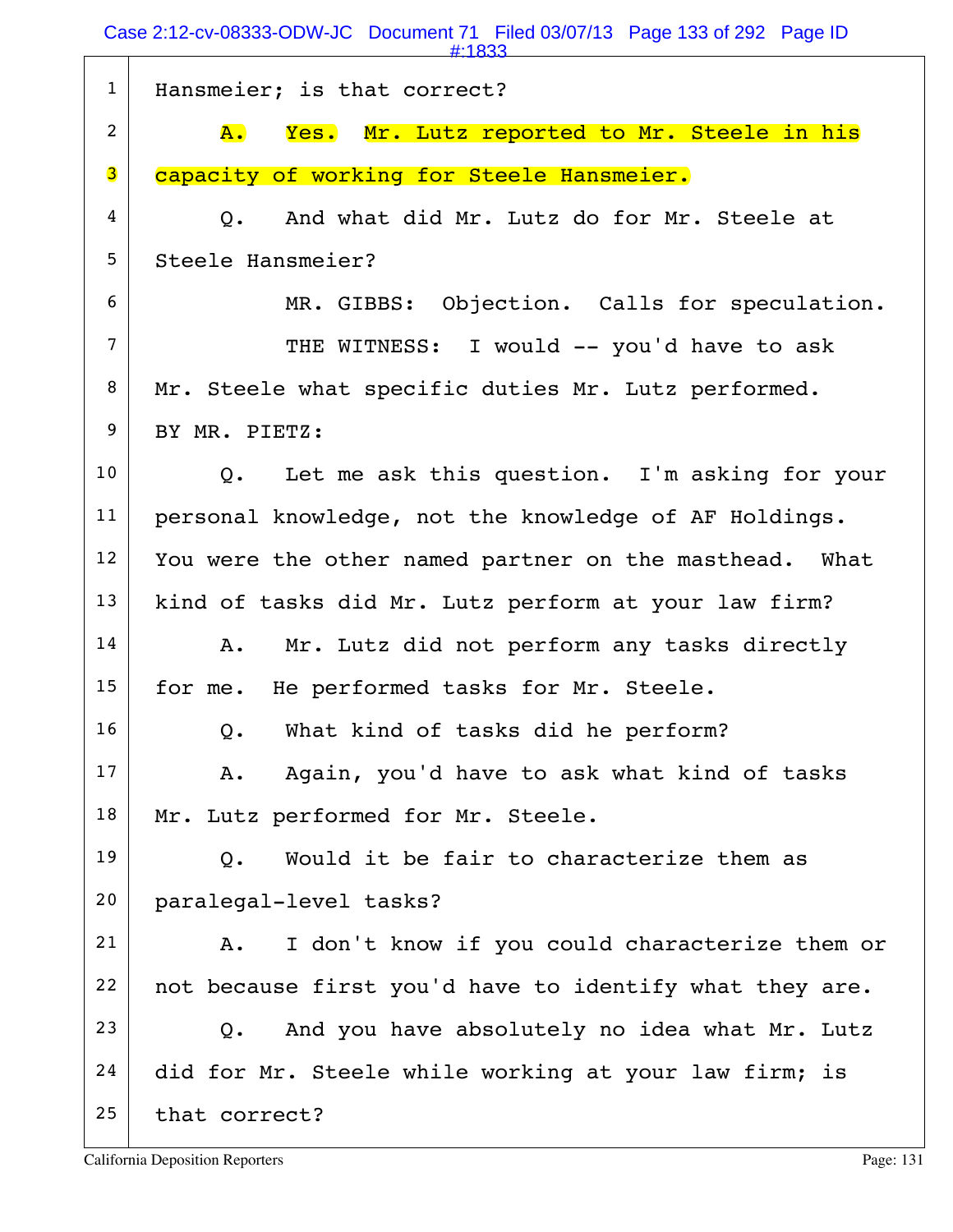1 Hansmeier; is that correct?

2 A. Yes. Mr. Lutz reported to Mr. Steele in his

3 capacity of working for Steele Hansmeier.

4 Q. And what did Mr. Lutz do for Mr. Steele at

5 Steele Hansmeier?

6 MR. GIBBS: Objection. Calls for speculation.

7 THE WITNESS: I would -- you'd have to ask

8 Mr. Steele what specific duties Mr. Lutz performed.

9 BY MR. PIETZ:

10 Q. Let me ask this question. I'm asking for your

11 personal knowledge, not the knowledge of AF Holdings.

12 You were the other named partner on the masthead. What

13 kind of tasks did Mr. Lutz perform at your law firm?

14 A. Mr. Lutz did not perform any tasks directly

15 for me. He performed tasks for Mr. Steele.

16 Q. What kind of tasks did he perform?

17 A. Again, you'd have to ask what kind of tasks

18 Mr. Lutz performed for Mr. Steele.

19 Q. Would it be fair to characterize them as

20 paralegal-level tasks?

21 A. I don't know if you could characterize them or

22 not because first you'd have to identify what they are.

23 Q. And you have absolutely no idea what Mr. Lutz

24 did for Mr. Steele while working at your law firm; is

25 that correct?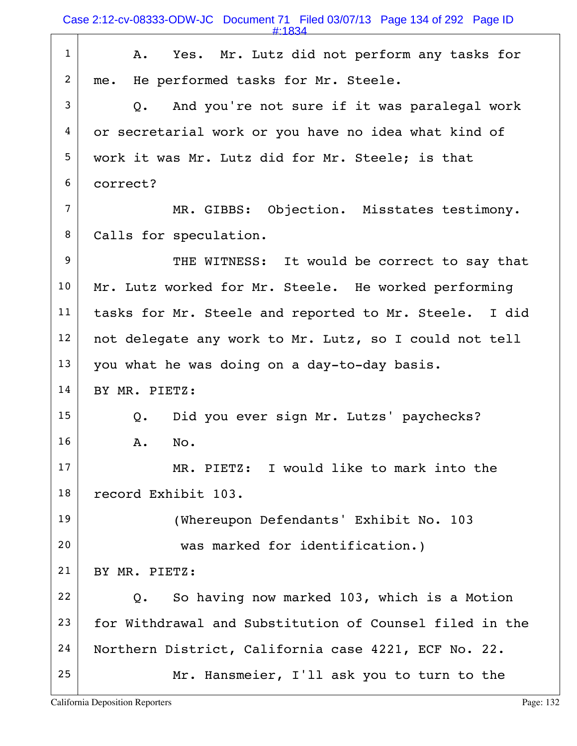A. Yes. Mr. Lutz did not perform any tasks for me. He performed tasks for Mr. Steele.

Q. And you're not sure if it was paralegal work or secretarial work or you have no idea what kind of work it was Mr. Lutz did for Mr. Steele; is that correct?

MR. GIBBS: Objection. Misstates testimony. Calls for speculation.

THE WITNESS: It would be correct to say that Mr. Lutz worked for Mr. Steele. He worked performing tasks for Mr. Steele and reported to Mr. Steele. I did not delegate any work to Mr. Lutz, so I could not tell you what he was doing on a day-to-day basis.

BY MR. PIETZ:

Q. Did you ever sign Mr. Lutzs' paychecks?

A. No.

MR. PIETZ: I would like to mark into the record Exhibit 103.

(Whereupon Defendants' Exhibit No. 103 was marked for identification.)

BY MR. PIETZ:

Q. So having now marked 103, which is a Motion for Withdrawal and Substitution of Counsel filed in the Northern District, California case 4221, ECF No. 22.

Mr. Hansmeier, I'll ask you to turn to the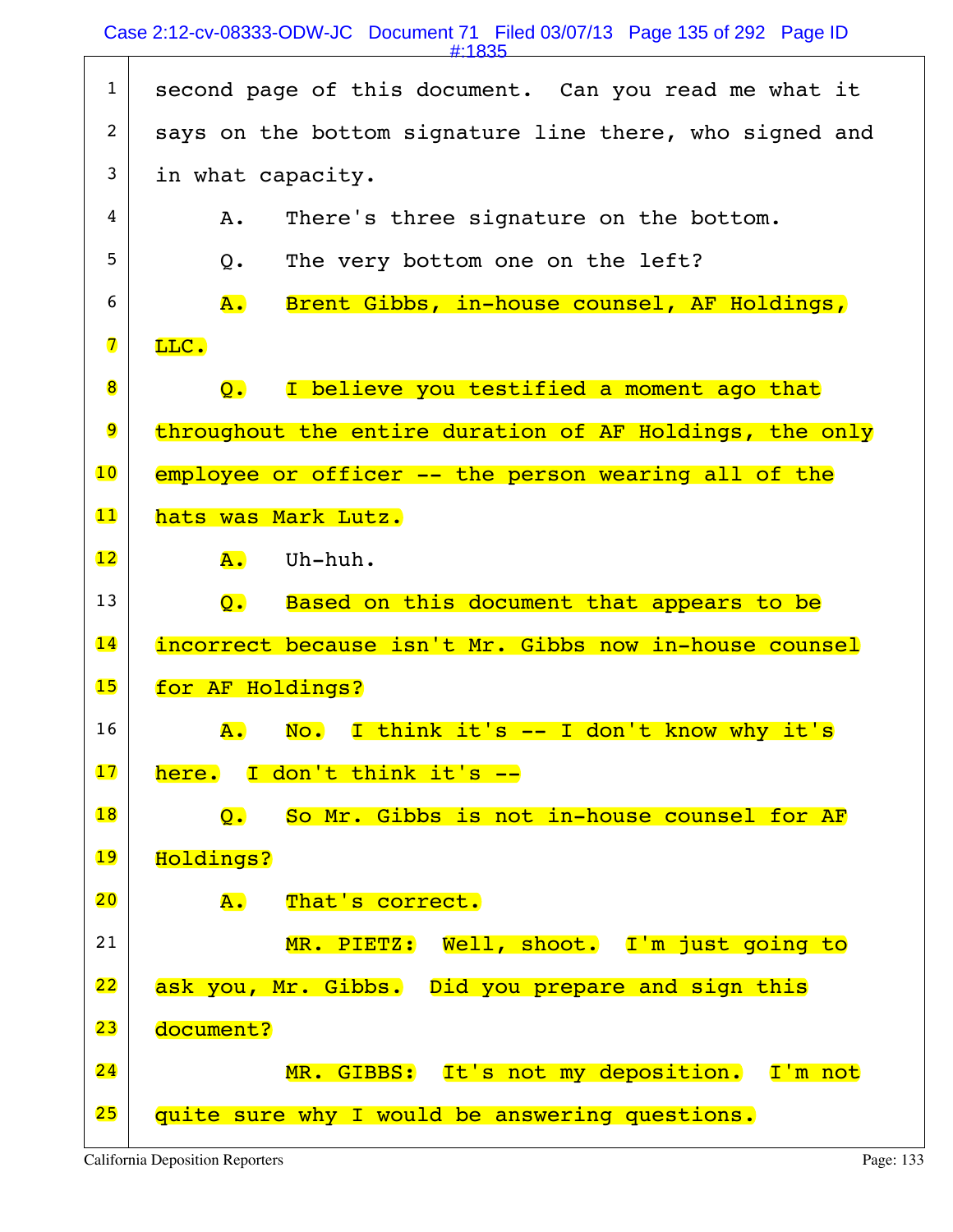1 second page of this document. Can you read me what it
2 says on the bottom signature line there, who signed and
3 in what capacity.

4 A. There's three signature on the bottom.

5 Q. The very bottom one on the left?

6 A. Brent Gibbs, in-house counsel, AF Holdings,
7 LLC.

8 Q. I believe you testified a moment ago that
9 throughout the entire duration of AF Holdings, the only
10 employee or officer -- the person wearing all of the
11 hats was Mark Lutz.

12 A. Uh-huh.

13 Q. Based on this document that appears to be
14 incorrect because isn't Mr. Gibbs now in-house counsel
15 for AF Holdings?

16 A. No. I think it's -- I don't know why it's
17 here. I don't think it's --

18 Q. So Mr. Gibbs is not in-house counsel for AF
19 Holdings?

20 A. That's correct.

21 MR. PIETZ: Well, shoot. I'm just going to
22 ask you, Mr. Gibbs. Did you prepare and sign this
23 document?

24 MR. GIBBS: It's not my deposition. I'm not
25 quite sure why I would be answering questions.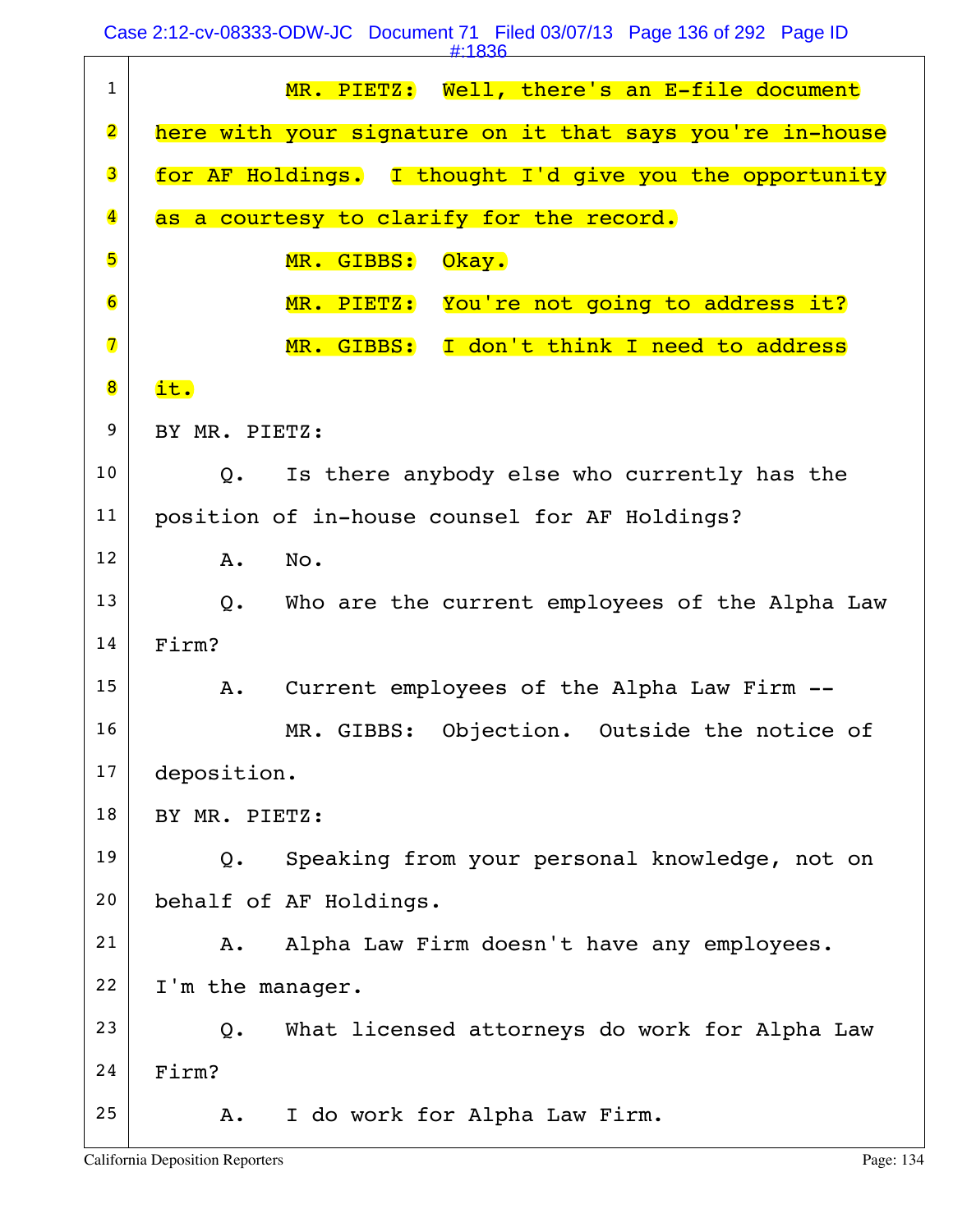MR. PIETZ: Well, there's an E-file document here with your signature on it that says you're in-house for AF Holdings. I thought I'd give you the opportunity as a courtesy to clarify for the record.

MR. GIBBS: Okay.

MR. PIETZ: You're not going to address it?

MR. GIBBS: I don't think I need to address it.

BY MR. PIETZ:

Q. Is there anybody else who currently has the position of in-house counsel for AF Holdings?

A. No.

Q. Who are the current employees of the Alpha Law Firm?

A. Current employees of the Alpha Law Firm --

MR. GIBBS: Objection. Outside the notice of deposition.

BY MR. PIETZ:

Q. Speaking from your personal knowledge, not on behalf of AF Holdings.

A. Alpha Law Firm doesn't have any employees. I'm the manager.

Q. What licensed attorneys do work for Alpha Law Firm?

A. I do work for Alpha Law Firm.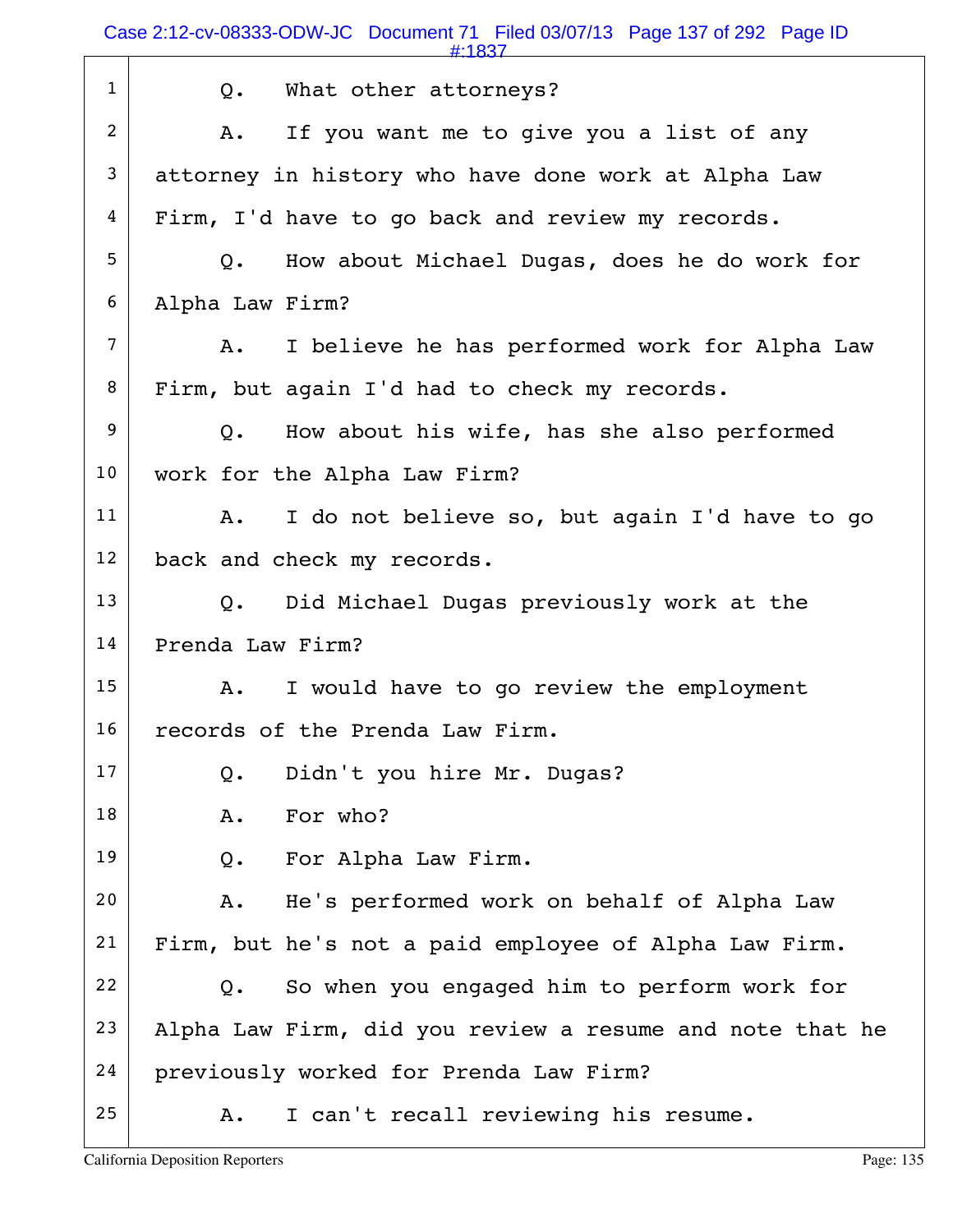Q. What other attorneys?

A. If you want me to give you a list of any attorney in history who have done work at Alpha Law Firm, I'd have to go back and review my records.

Q. How about Michael Dugas, does he do work for Alpha Law Firm?

A. I believe he has performed work for Alpha Law Firm, but again I'd had to check my records.

Q. How about his wife, has she also performed work for the Alpha Law Firm?

A. I do not believe so, but again I'd have to go back and check my records.

Q. Did Michael Dugas previously work at the Prenda Law Firm?

A. I would have to go review the employment records of the Prenda Law Firm.

Q. Didn't you hire Mr. Dugas?

A. For who?

Q. For Alpha Law Firm.

A. He's performed work on behalf of Alpha Law Firm, but he's not a paid employee of Alpha Law Firm.

Q. So when you engaged him to perform work for Alpha Law Firm, did you review a resume and note that he previously worked for Prenda Law Firm?

A. I can't recall reviewing his resume.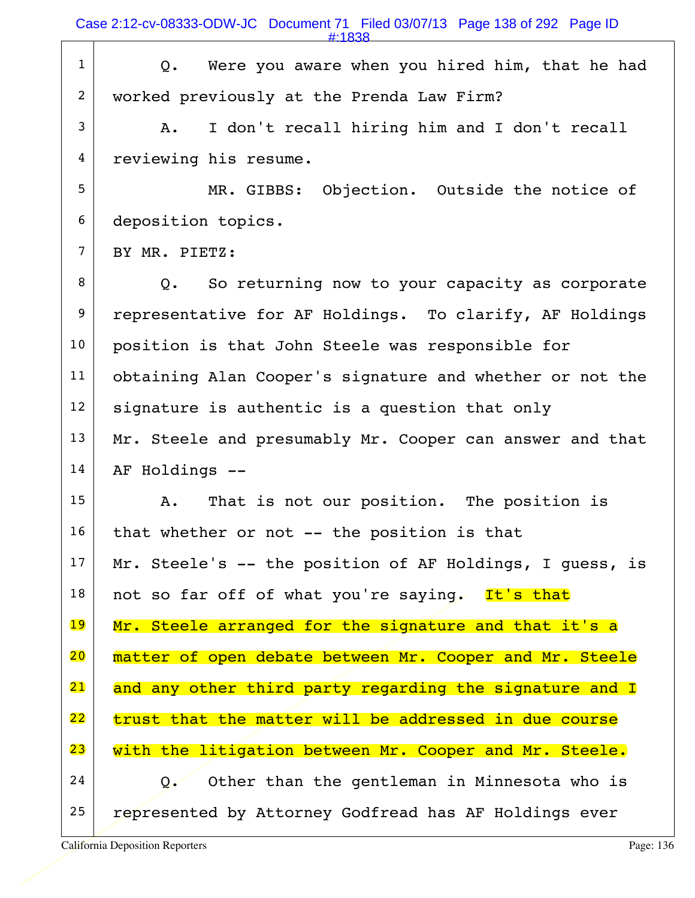Q. Were you aware when you hired him, that he had worked previously at the Prenda Law Firm?

A. I don't recall hiring him and I don't recall reviewing his resume.

MR. GIBBS: Objection. Outside the notice of deposition topics.

BY MR. PIETZ:

Q. So returning now to your capacity as corporate representative for AF Holdings. To clarify, AF Holdings position is that John Steele was responsible for obtaining Alan Cooper's signature and whether or not the signature is authentic is a question that only Mr. Steele and presumably Mr. Cooper can answer and that AF Holdings --

A. That is not our position. The position is that whether or not -- the position is that Mr. Steele's -- the position of AF Holdings, I guess, is not so far off of what you're saying. It's that Mr. Steele arranged for the signature and that it's a matter of open debate between Mr. Cooper and Mr. Steele and any other third party regarding the signature and I trust that the matter will be addressed in due course with the litigation between Mr. Cooper and Mr. Steele.

Q. Other than the gentleman in Minnesota who is represented by Attorney Godfread has AF Holdings ever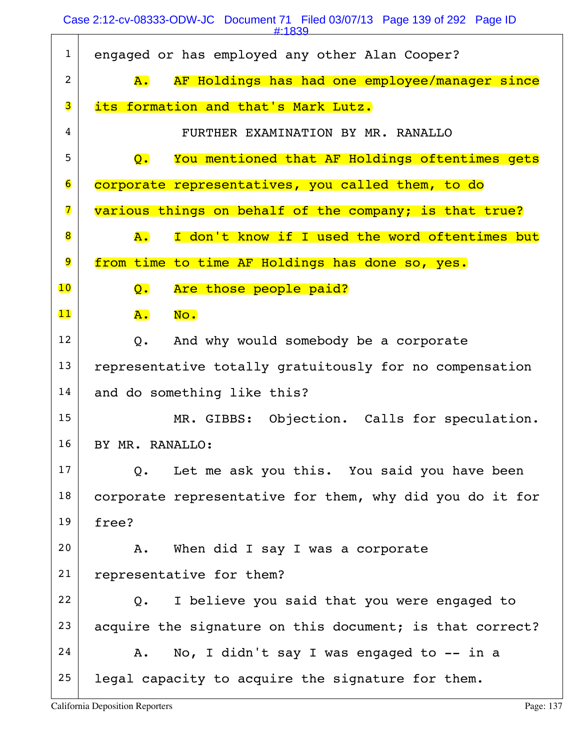1 engaged or has employed any other Alan Cooper?

2 A. AF Holdings has had one employee/manager since

3 its formation and that's Mark Lutz.

4 FURTHER EXAMINATION BY MR. RANALLO

5 Q. You mentioned that AF Holdings oftentimes gets

6 corporate representatives, you called them, to do

7 various things on behalf of the company; is that true?

8 A. I don't know if I used the word oftentimes but

9 from time to time AF Holdings has done so, yes.

10 Q. Are those people paid?

11 A. No.

12 Q. And why would somebody be a corporate

13 representative totally gratuitously for no compensation

14 and do something like this?

15 MR. GIBBS: Objection. Calls for speculation.

16 BY MR. RANALLO:

17 Q. Let me ask you this. You said you have been

18 corporate representative for them, why did you do it for

19 free?

20 A. When did I say I was a corporate

21 representative for them?

22 Q. I believe you said that you were engaged to

23 acquire the signature on this document; is that correct?

24 A. No, I didn't say I was engaged to -- in a

25 legal capacity to acquire the signature for them.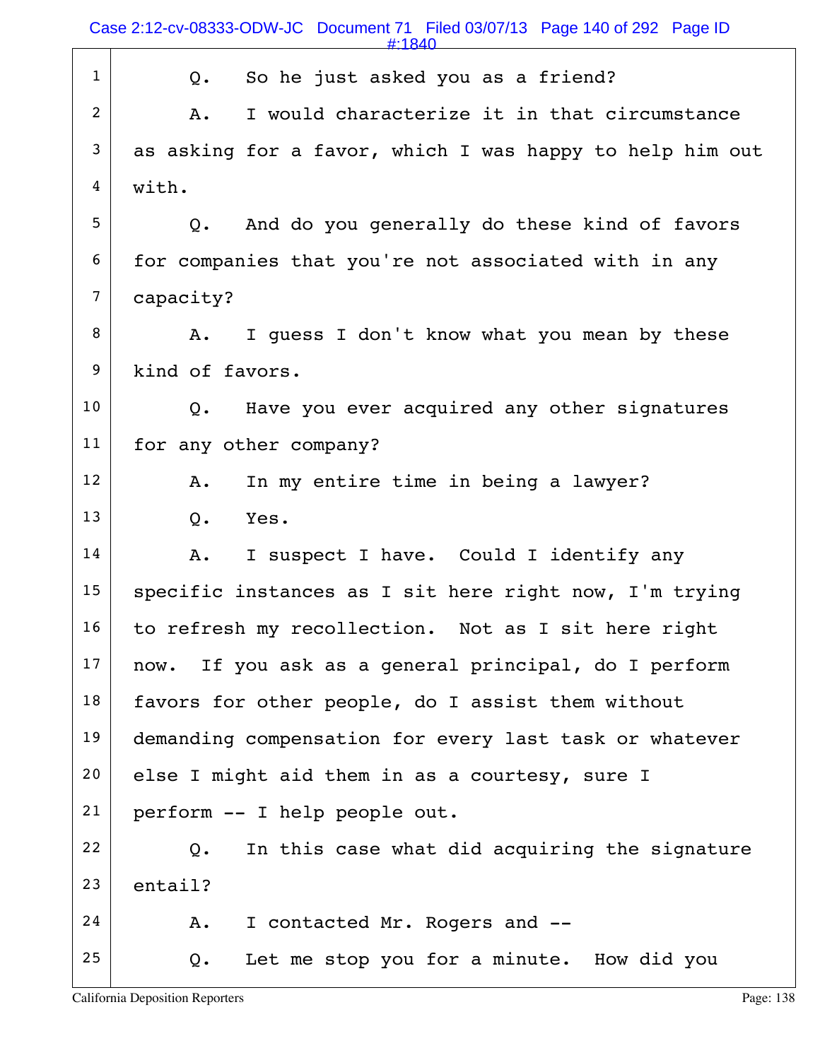Q. So he just asked you as a friend?

A. I would characterize it in that circumstance as asking for a favor, which I was happy to help him out with.

Q. And do you generally do these kind of favors for companies that you're not associated with in any capacity?

A. I guess I don't know what you mean by these kind of favors.

Q. Have you ever acquired any other signatures for any other company?

A. In my entire time in being a lawyer?

Q. Yes.

A. I suspect I have. Could I identify any specific instances as I sit here right now, I'm trying to refresh my recollection. Not as I sit here right now. If you ask as a general principal, do I perform favors for other people, do I assist them without demanding compensation for every last task or whatever else I might aid them in as a courtesy, sure I perform -- I help people out.

Q. In this case what did acquiring the signature entail?

A. I contacted Mr. Rogers and --

Q. Let me stop you for a minute. How did you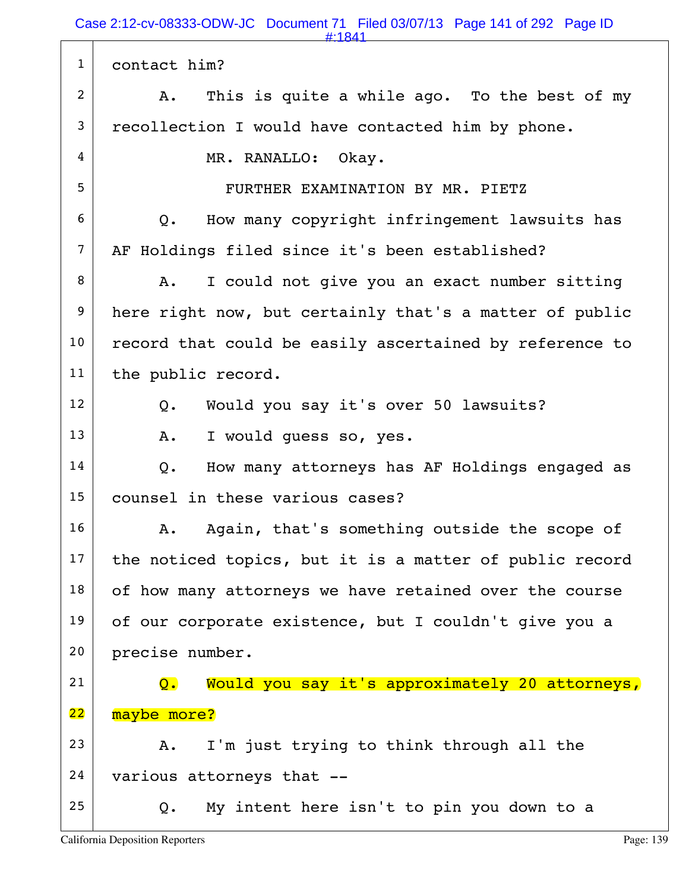1 contact him?

2 A. This is quite a while ago. To the best of my

3 recollection I would have contacted him by phone.

4 MR. RANALLO: Okay.

5 FURTHER EXAMINATION BY MR. PIETZ

6 Q. How many copyright infringement lawsuits has

7 AF Holdings filed since it's been established?

8 A. I could not give you an exact number sitting

9 here right now, but certainly that's a matter of public

10 record that could be easily ascertained by reference to

11 the public record.

12 Q. Would you say it's over 50 lawsuits?

13 A. I would guess so, yes.

14 Q. How many attorneys has AF Holdings engaged as

15 counsel in these various cases?

16 A. Again, that's something outside the scope of

17 the noticed topics, but it is a matter of public record

18 of how many attorneys we have retained over the course

19 of our corporate existence, but I couldn't give you a

20 precise number.

21 Q. Would you say it's approximately 20 attorneys,

22 maybe more?

23 A. I'm just trying to think through all the

24 various attorneys that --

25 Q. My intent here isn't to pin you down to a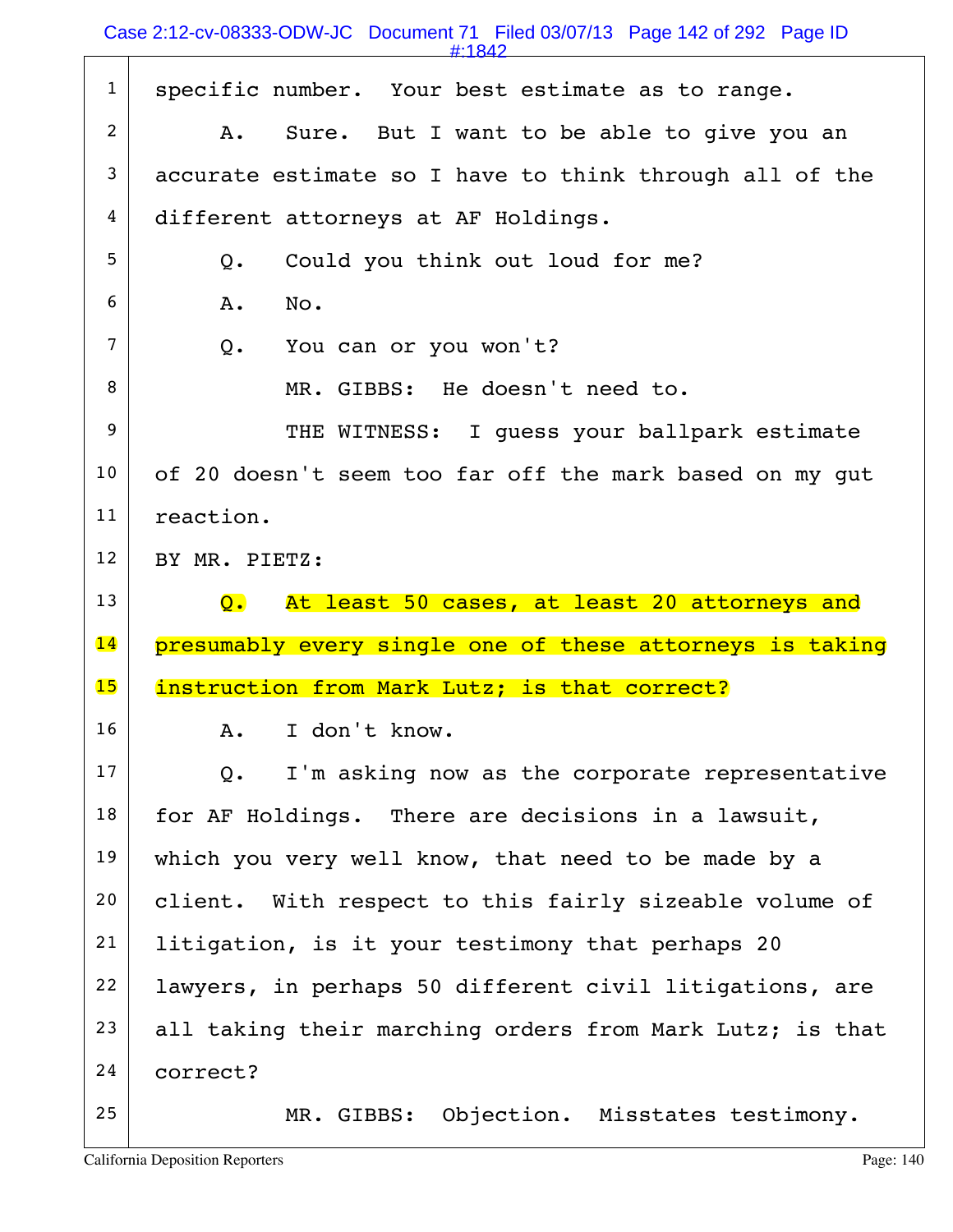specific number. Your best estimate as to range.

A. Sure. But I want to be able to give you an accurate estimate so I have to think through all of the different attorneys at AF Holdings.

Q. Could you think out loud for me?

A. No.

Q. You can or you won't?

MR. GIBBS: He doesn't need to.

THE WITNESS: I guess your ballpark estimate of 20 doesn't seem too far off the mark based on my gut reaction.

BY MR. PIETZ:

Q. At least 50 cases, at least 20 attorneys and presumably every single one of these attorneys is taking instruction from Mark Lutz; is that correct?

A. I don't know.

Q. I'm asking now as the corporate representative for AF Holdings. There are decisions in a lawsuit, which you very well know, that need to be made by a client. With respect to this fairly sizeable volume of litigation, is it your testimony that perhaps 20 lawyers, in perhaps 50 different civil litigations, are all taking their marching orders from Mark Lutz; is that correct?

MR. GIBBS: Objection. Misstates testimony.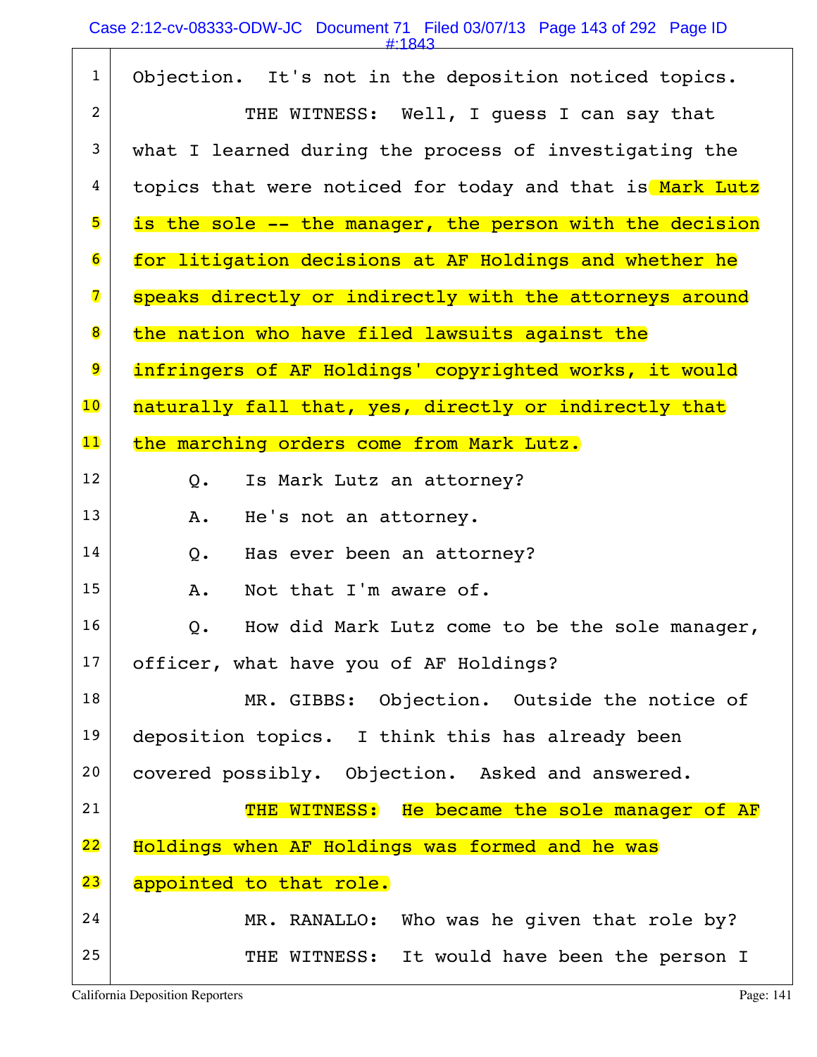1 Objection. It's not in the deposition noticed topics.

2 THE WITNESS: Well, I guess I can say that

3 what I learned during the process of investigating the

4 topics that were noticed for today and that is Mark Lutz

5 is the sole -- the manager, the person with the decision

6 for litigation decisions at AF Holdings and whether he

7 speaks directly or indirectly with the attorneys around

8 the nation who have filed lawsuits against the

9 infringers of AF Holdings' copyrighted works, it would

10 naturally fall that, yes, directly or indirectly that

11 the marching orders come from Mark Lutz.

12 Q. Is Mark Lutz an attorney?

13 A. He's not an attorney.

14 Q. Has ever been an attorney?

15 A. Not that I'm aware of.

16 Q. How did Mark Lutz come to be the sole manager,

17 officer, what have you of AF Holdings?

18 MR. GIBBS: Objection. Outside the notice of

19 deposition topics. I think this has already been

20 covered possibly. Objection. Asked and answered.

21 THE WITNESS: He became the sole manager of AF

22 Holdings when AF Holdings was formed and he was

23 appointed to that role.

24 MR. RANALLO: Who was he given that role by?

25 THE WITNESS: It would have been the person I

California Deposition Reporters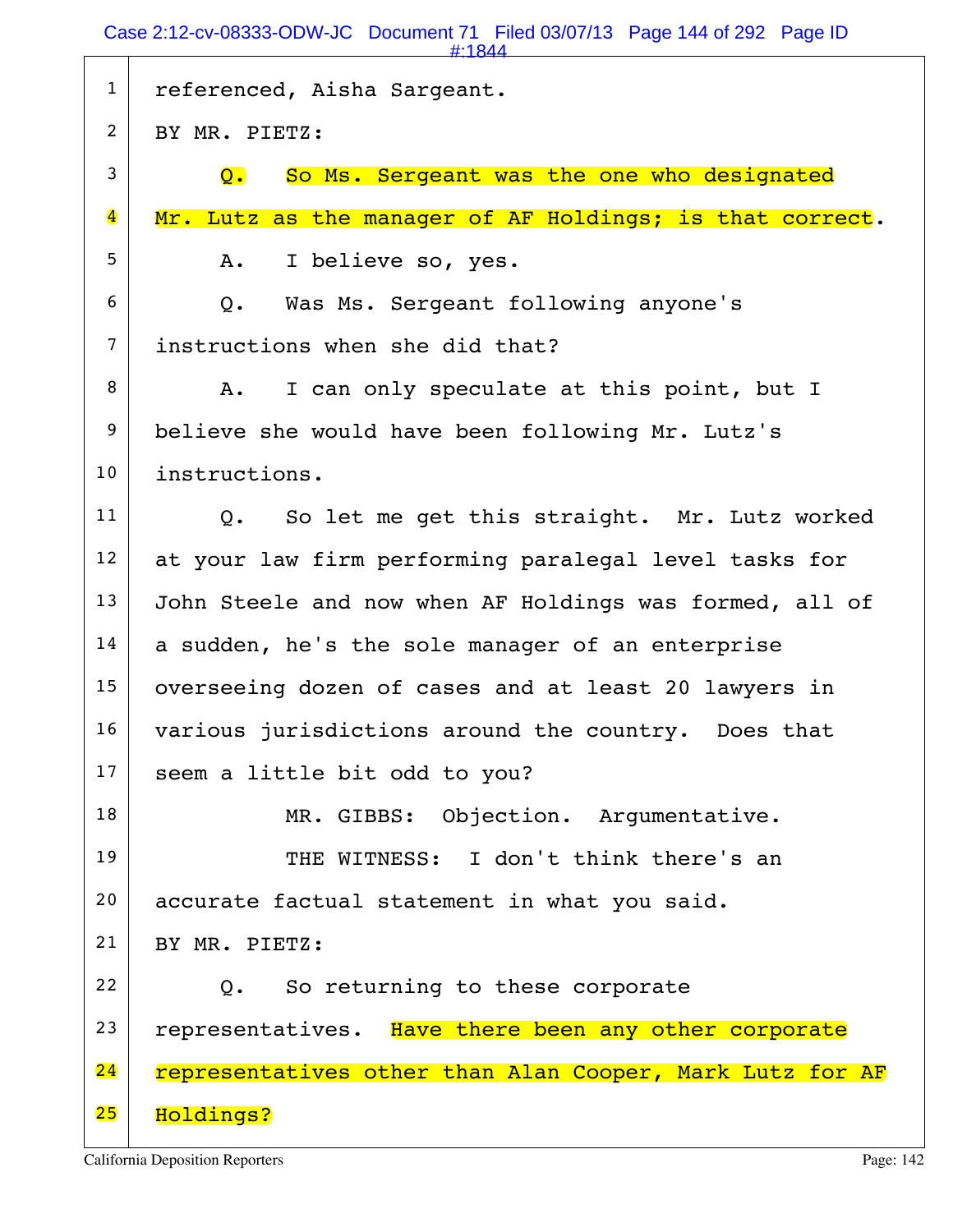referenced, Aisha Sargeant.

BY MR. PIETZ:

Q. So Ms. Sergeant was the one who designated Mr. Lutz as the manager of AF Holdings; is that correct.

A. I believe so, yes.

Q. Was Ms. Sergeant following anyone's instructions when she did that?

A. I can only speculate at this point, but I believe she would have been following Mr. Lutz's instructions.

Q. So let me get this straight. Mr. Lutz worked at your law firm performing paralegal level tasks for John Steele and now when AF Holdings was formed, all of a sudden, he's the sole manager of an enterprise overseeing dozen of cases and at least 20 lawyers in various jurisdictions around the country. Does that seem a little bit odd to you?

MR. GIBBS: Objection. Argumentative.

THE WITNESS: I don't think there's an accurate factual statement in what you said.

BY MR. PIETZ:

Q. So returning to these corporate representatives. Have there been any other corporate representatives other than Alan Cooper, Mark Lutz for AF Holdings?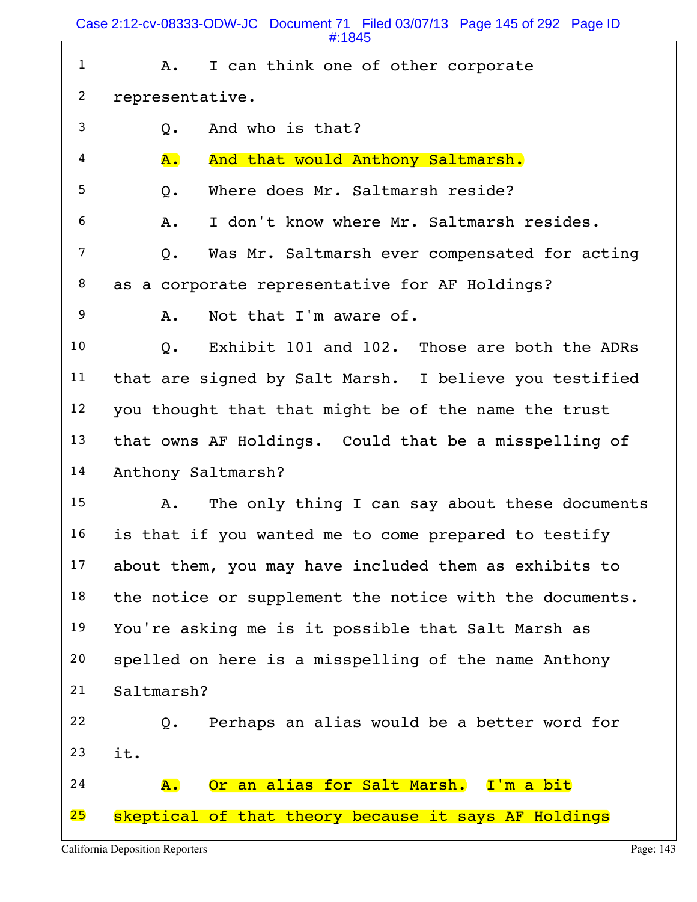1 A. I can think one of other corporate

2 representative.

3 Q. And who is that?

4 A. And that would Anthony Saltmarsh.

5 Q. Where does Mr. Saltmarsh reside?

6 A. I don't know where Mr. Saltmarsh resides.

7 Q. Was Mr. Saltmarsh ever compensated for acting

8 as a corporate representative for AF Holdings?

9 A. Not that I'm aware of.

10 Q. Exhibit 101 and 102. Those are both the ADRs

11 that are signed by Salt Marsh. I believe you testified

12 you thought that that might be of the name the trust

13 that owns AF Holdings. Could that be a misspelling of

14 Anthony Saltmarsh?

15 A. The only thing I can say about these documents

16 is that if you wanted me to come prepared to testify

17 about them, you may have included them as exhibits to

18 the notice or supplement the notice with the documents.

19 You're asking me is it possible that Salt Marsh as

20 spelled on here is a misspelling of the name Anthony

21 Saltmarsh?

22 Q. Perhaps an alias would be a better word for

23 it.

24 A. Or an alias for Salt Marsh. I'm a bit

25 skeptical of that theory because it says AF Holdings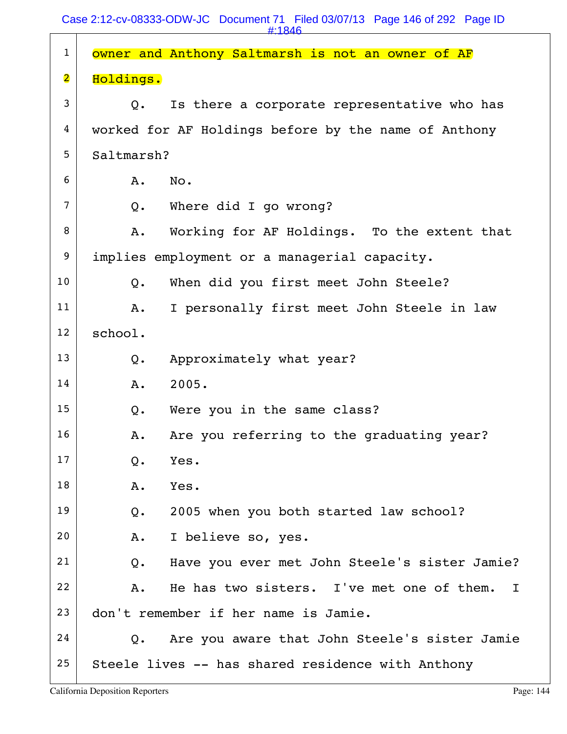1 owner and Anthony Saltmarsh is not an owner of AF

2 Holdings.

3 Q. Is there a corporate representative who has

4 worked for AF Holdings before by the name of Anthony

5 Saltmarsh?

6 A. No.

7 Q. Where did I go wrong?

8 A. Working for AF Holdings. To the extent that

9 implies employment or a managerial capacity.

10 Q. When did you first meet John Steele?

11 A. I personally first meet John Steele in law

12 school.

13 Q. Approximately what year?

14 A. 2005.

15 Q. Were you in the same class?

16 A. Are you referring to the graduating year?

17 Q. Yes.

18 A. Yes.

19 Q. 2005 when you both started law school?

20 A. I believe so, yes.

21 Q. Have you ever met John Steele's sister Jamie?

22 A. He has two sisters. I've met one of them. I

23 don't remember if her name is Jamie.

24 Q. Are you aware that John Steele's sister Jamie

25 Steele lives -- has shared residence with Anthony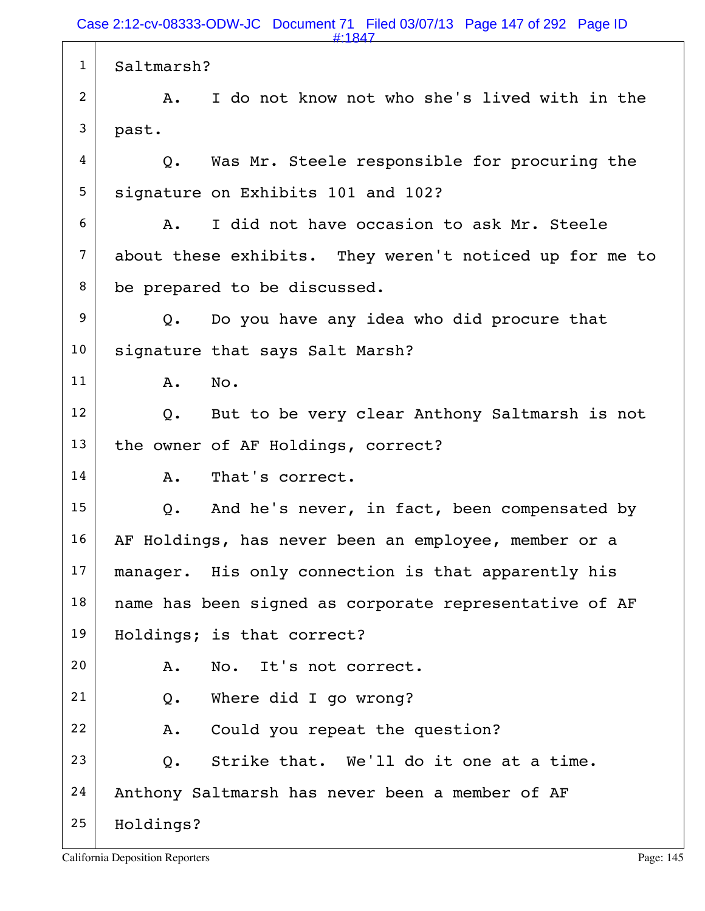Saltmarsh?

A. I do not know not who she's lived with in the past.

Q. Was Mr. Steele responsible for procuring the signature on Exhibits 101 and 102?

A. I did not have occasion to ask Mr. Steele about these exhibits. They weren't noticed up for me to be prepared to be discussed.

Q. Do you have any idea who did procure that signature that says Salt Marsh?

A. No.

Q. But to be very clear Anthony Saltmarsh is not the owner of AF Holdings, correct?

A. That's correct.

Q. And he's never, in fact, been compensated by AF Holdings, has never been an employee, member or a manager. His only connection is that apparently his name has been signed as corporate representative of AF Holdings; is that correct?

A. No. It's not correct.

Q. Where did I go wrong?

A. Could you repeat the question?

Q. Strike that. We'll do it one at a time. Anthony Saltmarsh has never been a member of AF Holdings?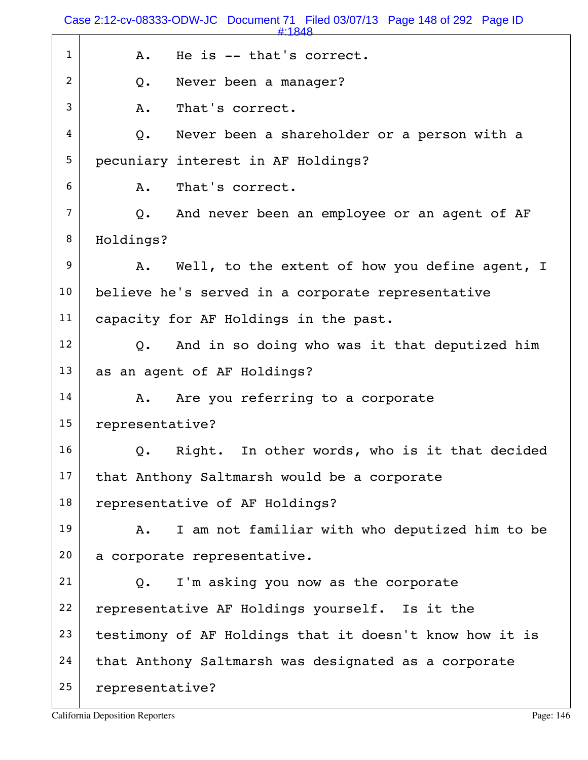A. He is -- that's correct.

Q. Never been a manager?

A. That's correct.

Q. Never been a shareholder or a person with a pecuniary interest in AF Holdings?

A. That's correct.

Q. And never been an employee or an agent of AF Holdings?

A. Well, to the extent of how you define agent, I believe he's served in a corporate representative capacity for AF Holdings in the past.

Q. And in so doing who was it that deputized him as an agent of AF Holdings?

A. Are you referring to a corporate representative?

Q. Right. In other words, who is it that decided that Anthony Saltmarsh would be a corporate representative of AF Holdings?

A. I am not familiar with who deputized him to be a corporate representative.

Q. I'm asking you now as the corporate representative AF Holdings yourself. Is it the testimony of AF Holdings that it doesn't know how it is that Anthony Saltmarsh was designated as a corporate representative?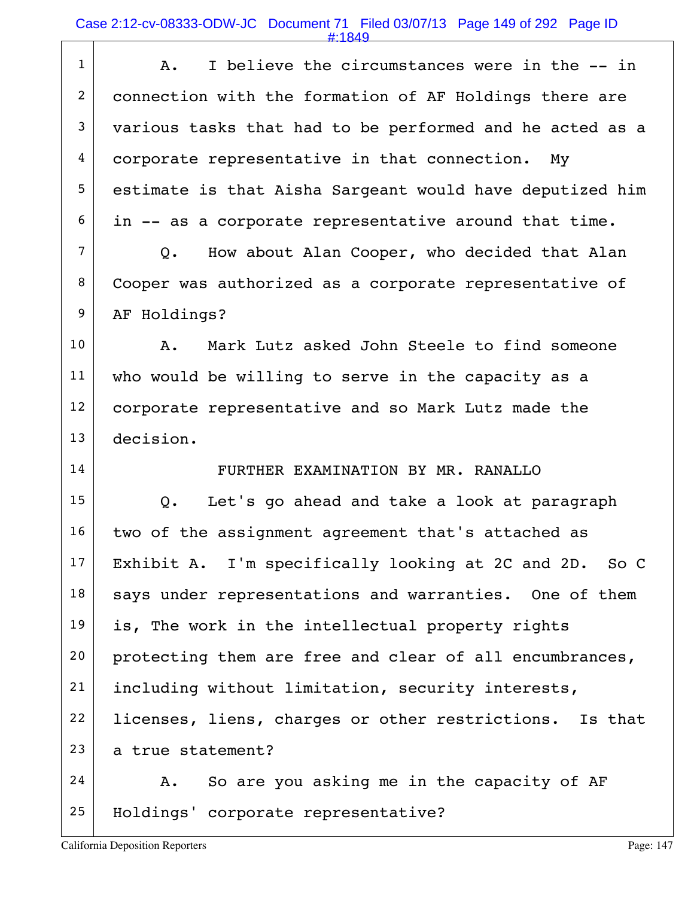A. I believe the circumstances were in the -- in connection with the formation of AF Holdings there are various tasks that had to be performed and he acted as a corporate representative in that connection. My estimate is that Aisha Sargeant would have deputized him in -- as a corporate representative around that time.

Q. How about Alan Cooper, who decided that Alan Cooper was authorized as a corporate representative of AF Holdings?

A. Mark Lutz asked John Steele to find someone who would be willing to serve in the capacity as a corporate representative and so Mark Lutz made the decision.

FURTHER EXAMINATION BY MR. RANALLO

Q. Let's go ahead and take a look at paragraph two of the assignment agreement that's attached as Exhibit A. I'm specifically looking at 2C and 2D. So C says under representations and warranties. One of them is, The work in the intellectual property rights protecting them are free and clear of all encumbrances, including without limitation, security interests, licenses, liens, charges or other restrictions. Is that a true statement?

A. So are you asking me in the capacity of AF Holdings' corporate representative?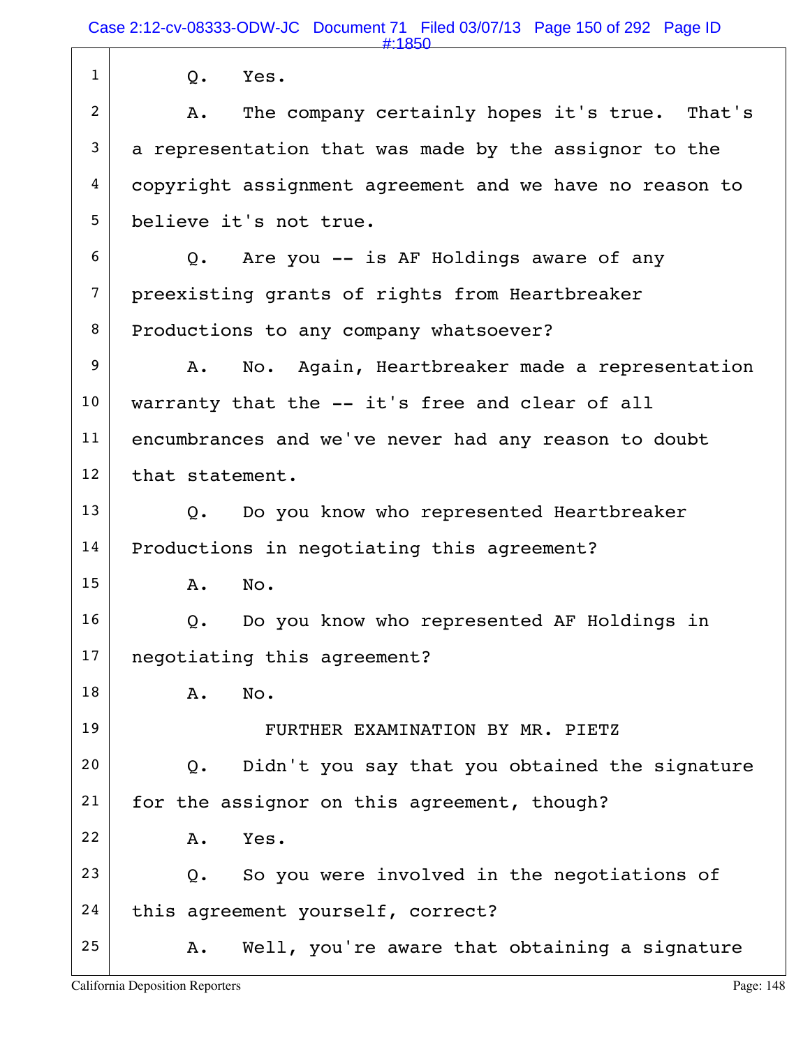1 Q. Yes.

2 A. The company certainly hopes it's true. That's

3 a representation that was made by the assignor to the

4 copyright assignment agreement and we have no reason to

5 believe it's not true.

6 Q. Are you -- is AF Holdings aware of any

7 preexisting grants of rights from Heartbreaker

8 Productions to any company whatsoever?

9 A. No. Again, Heartbreaker made a representation

10 warranty that the -- it's free and clear of all

11 encumbrances and we've never had any reason to doubt

12 that statement.

13 Q. Do you know who represented Heartbreaker

14 Productions in negotiating this agreement?

15 A. No.

16 Q. Do you know who represented AF Holdings in

17 negotiating this agreement?

18 A. No.

19 FURTHER EXAMINATION BY MR. PIETZ

20 Q. Didn't you say that you obtained the signature

21 for the assignor on this agreement, though?

22 A. Yes.

23 Q. So you were involved in the negotiations of

24 this agreement yourself, correct?

25 A. Well, you're aware that obtaining a signature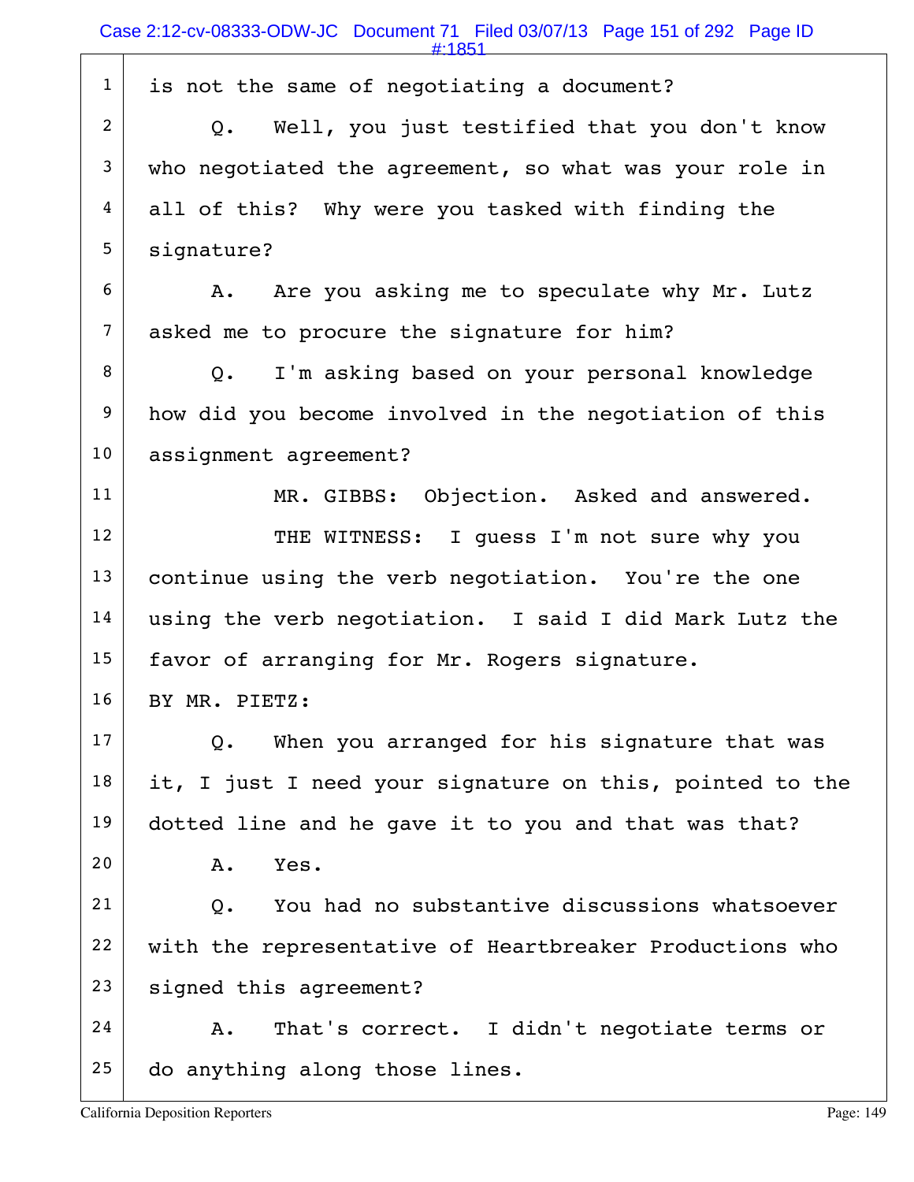is not the same of negotiating a document?

Q. Well, you just testified that you don't know who negotiated the agreement, so what was your role in all of this? Why were you tasked with finding the signature?

A. Are you asking me to speculate why Mr. Lutz asked me to procure the signature for him?

Q. I'm asking based on your personal knowledge how did you become involved in the negotiation of this assignment agreement?

MR. GIBBS: Objection. Asked and answered.

THE WITNESS: I guess I'm not sure why you continue using the verb negotiation. You're the one using the verb negotiation. I said I did Mark Lutz the favor of arranging for Mr. Rogers signature.

BY MR. PIETZ:

Q. When you arranged for his signature that was it, I just I need your signature on this, pointed to the dotted line and he gave it to you and that was that?

A. Yes.

Q. You had no substantive discussions whatsoever with the representative of Heartbreaker Productions who signed this agreement?

A. That's correct. I didn't negotiate terms or do anything along those lines.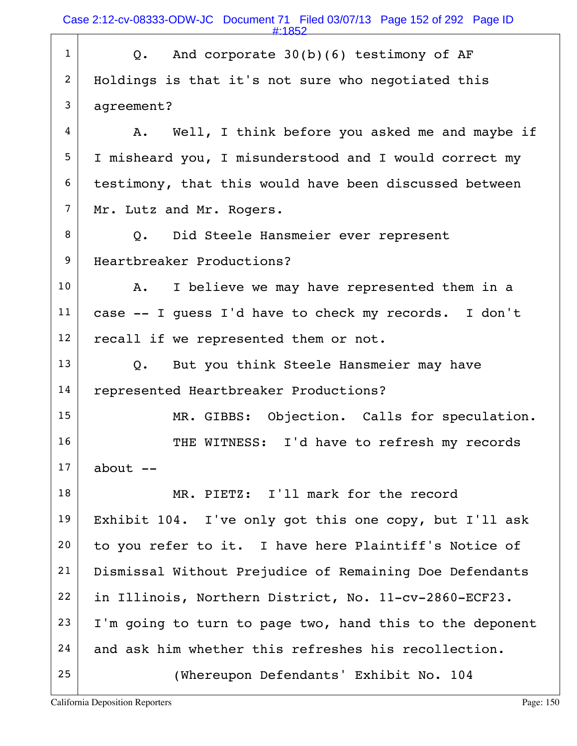Q. And corporate 30(b)(6) testimony of AF Holdings is that it's not sure who negotiated this agreement?

A. Well, I think before you asked me and maybe if I misheard you, I misunderstood and I would correct my testimony, that this would have been discussed between Mr. Lutz and Mr. Rogers.

Q. Did Steele Hansmeier ever represent Heartbreaker Productions?

A. I believe we may have represented them in a case -- I guess I'd have to check my records. I don't recall if we represented them or not.

Q. But you think Steele Hansmeier may have represented Heartbreaker Productions?

MR. GIBBS: Objection. Calls for speculation.

THE WITNESS: I'd have to refresh my records about --

MR. PIETZ: I'll mark for the record Exhibit 104. I've only got this one copy, but I'll ask to you refer to it. I have here Plaintiff's Notice of Dismissal Without Prejudice of Remaining Doe Defendants in Illinois, Northern District, No. 11-cv-2860-ECF23. I'm going to turn to page two, hand this to the deponent and ask him whether this refreshes his recollection.

(Whereupon Defendants' Exhibit No. 104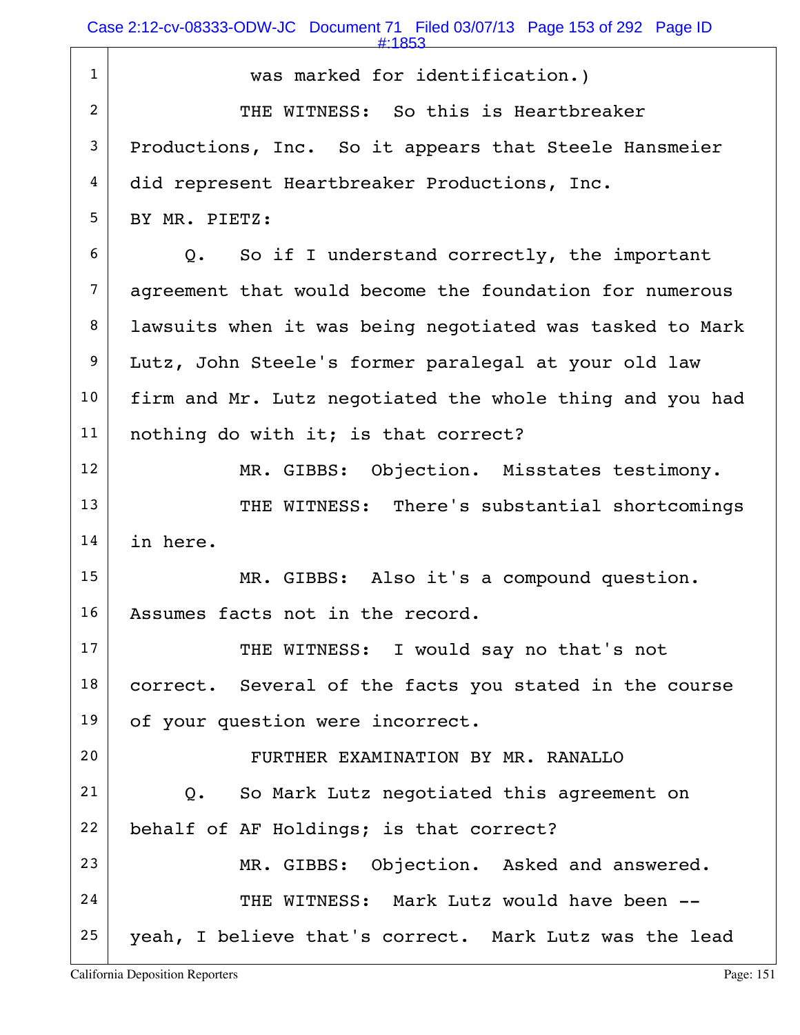was marked for identification.)

THE WITNESS: So this is Heartbreaker Productions, Inc. So it appears that Steele Hansmeier did represent Heartbreaker Productions, Inc.

BY MR. PIETZ:

Q. So if I understand correctly, the important agreement that would become the foundation for numerous lawsuits when it was being negotiated was tasked to Mark Lutz, John Steele's former paralegal at your old law firm and Mr. Lutz negotiated the whole thing and you had nothing do with it; is that correct?

MR. GIBBS: Objection. Misstates testimony.

THE WITNESS: There's substantial shortcomings in here.

MR. GIBBS: Also it's a compound question. Assumes facts not in the record.

THE WITNESS: I would say no that's not correct. Several of the facts you stated in the course of your question were incorrect.

FURTHER EXAMINATION BY MR. RANALLO

Q. So Mark Lutz negotiated this agreement on behalf of AF Holdings; is that correct?

MR. GIBBS: Objection. Asked and answered.

THE WITNESS: Mark Lutz would have been -- yeah, I believe that's correct. Mark Lutz was the lead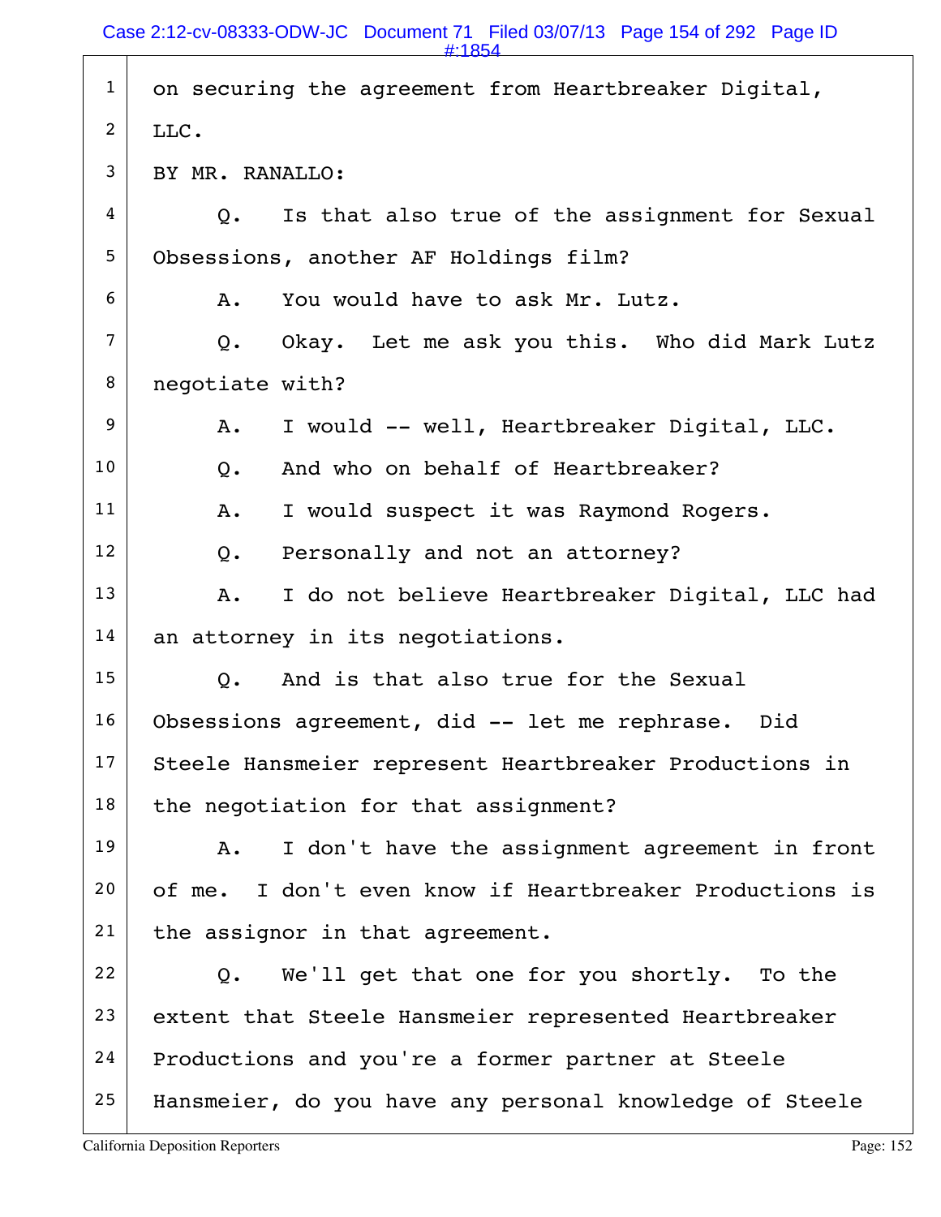on securing the agreement from Heartbreaker Digital, LLC.

BY MR. RANALLO:

Q. Is that also true of the assignment for Sexual Obsessions, another AF Holdings film?

A. You would have to ask Mr. Lutz.

Q. Okay. Let me ask you this. Who did Mark Lutz negotiate with?

A. I would -- well, Heartbreaker Digital, LLC.

Q. And who on behalf of Heartbreaker?

A. I would suspect it was Raymond Rogers.

Q. Personally and not an attorney?

A. I do not believe Heartbreaker Digital, LLC had an attorney in its negotiations.

Q. And is that also true for the Sexual Obsessions agreement, did -- let me rephrase. Did Steele Hansmeier represent Heartbreaker Productions in the negotiation for that assignment?

A. I don't have the assignment agreement in front of me. I don't even know if Heartbreaker Productions is the assignor in that agreement.

Q. We'll get that one for you shortly. To the extent that Steele Hansmeier represented Heartbreaker Productions and you're a former partner at Steele Hansmeier, do you have any personal knowledge of Steele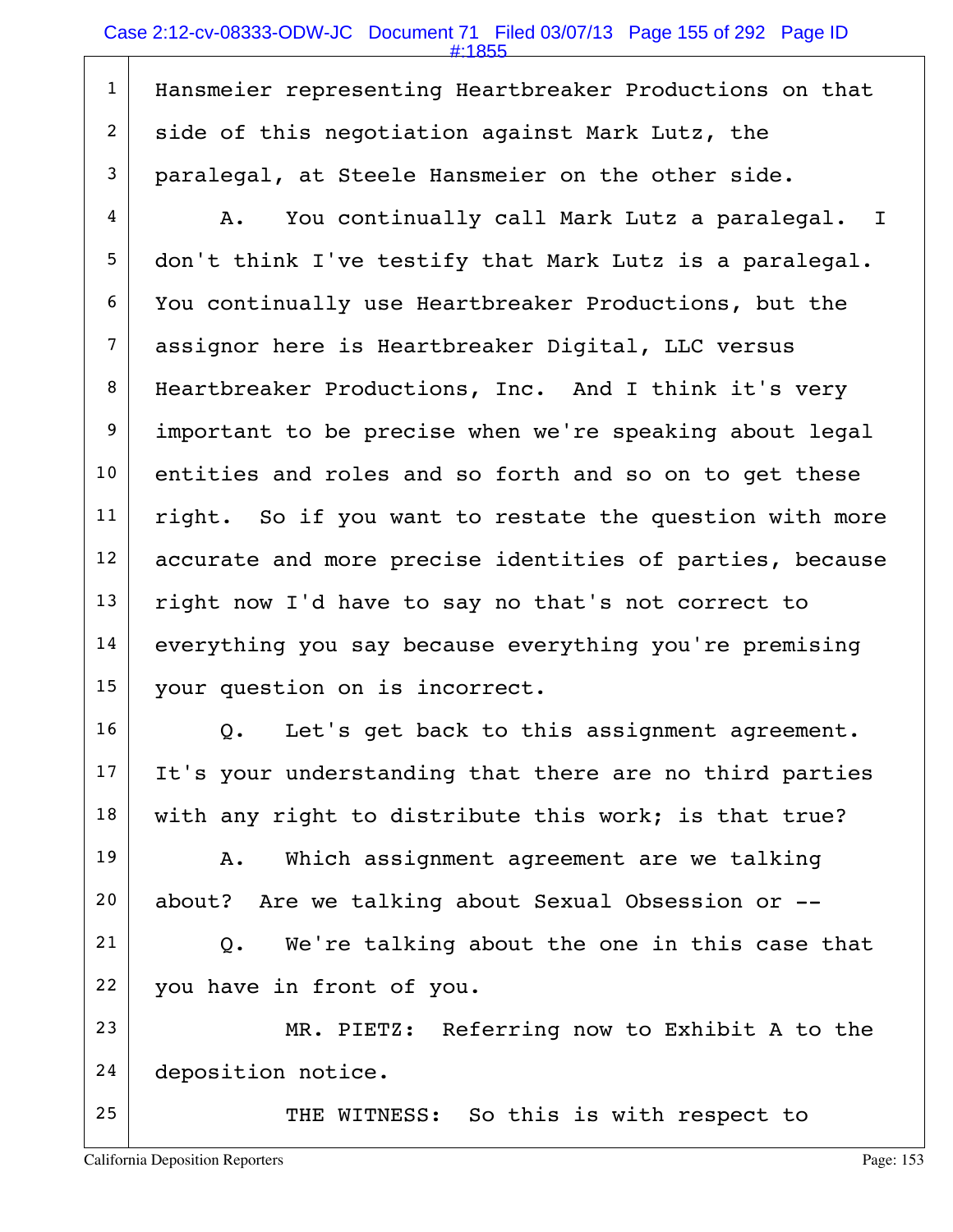Hansmeier representing Heartbreaker Productions on that side of this negotiation against Mark Lutz, the paralegal, at Steele Hansmeier on the other side.

A. You continually call Mark Lutz a paralegal. I don't think I've testify that Mark Lutz is a paralegal. You continually use Heartbreaker Productions, but the assignor here is Heartbreaker Digital, LLC versus Heartbreaker Productions, Inc. And I think it's very important to be precise when we're speaking about legal entities and roles and so forth and so on to get these right. So if you want to restate the question with more accurate and more precise identities of parties, because right now I'd have to say no that's not correct to everything you say because everything you're premising your question on is incorrect.

Q. Let's get back to this assignment agreement. It's your understanding that there are no third parties with any right to distribute this work; is that true?

A. Which assignment agreement are we talking about? Are we talking about Sexual Obsession or --

Q. We're talking about the one in this case that you have in front of you.

MR. PIETZ: Referring now to Exhibit A to the deposition notice.

THE WITNESS: So this is with respect to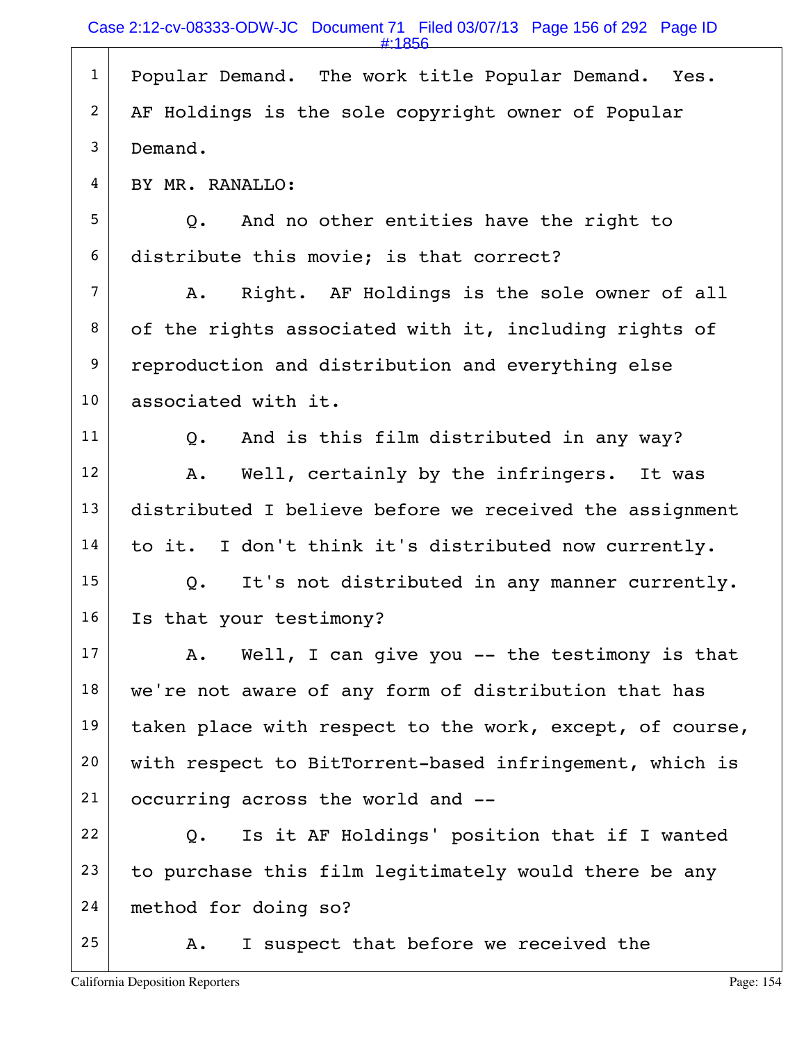Popular Demand. The work title Popular Demand. Yes. AF Holdings is the sole copyright owner of Popular Demand.

BY MR. RANALLO:

Q. And no other entities have the right to distribute this movie; is that correct?

A. Right. AF Holdings is the sole owner of all of the rights associated with it, including rights of reproduction and distribution and everything else associated with it.

Q. And is this film distributed in any way?

A. Well, certainly by the infringers. It was distributed I believe before we received the assignment to it. I don't think it's distributed now currently.

Q. It's not distributed in any manner currently. Is that your testimony?

A. Well, I can give you -- the testimony is that we're not aware of any form of distribution that has taken place with respect to the work, except, of course, with respect to BitTorrent-based infringement, which is occurring across the world and --

Q. Is it AF Holdings' position that if I wanted to purchase this film legitimately would there be any method for doing so?

A. I suspect that before we received the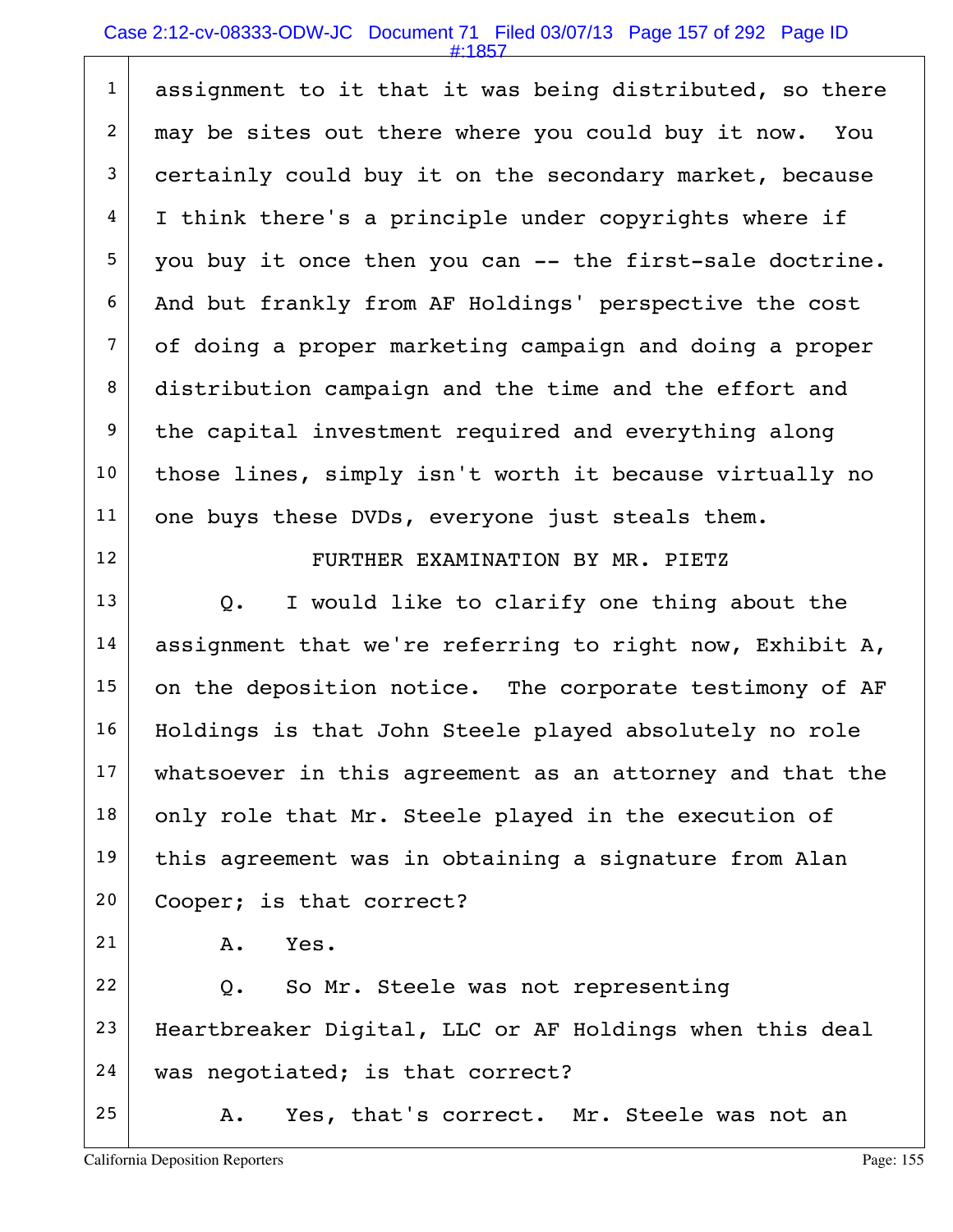assignment to it that it was being distributed, so there may be sites out there where you could buy it now. You certainly could buy it on the secondary market, because I think there's a principle under copyrights where if you buy it once then you can -- the first-sale doctrine. And but frankly from AF Holdings' perspective the cost of doing a proper marketing campaign and doing a proper distribution campaign and the time and the effort and the capital investment required and everything along those lines, simply isn't worth it because virtually no one buys these DVDs, everyone just steals them.

FURTHER EXAMINATION BY MR. PIETZ

Q. I would like to clarify one thing about the assignment that we're referring to right now, Exhibit A, on the deposition notice. The corporate testimony of AF Holdings is that John Steele played absolutely no role whatsoever in this agreement as an attorney and that the only role that Mr. Steele played in the execution of this agreement was in obtaining a signature from Alan Cooper; is that correct?

A. Yes.

Q. So Mr. Steele was not representing Heartbreaker Digital, LLC or AF Holdings when this deal was negotiated; is that correct?

A. Yes, that's correct. Mr. Steele was not an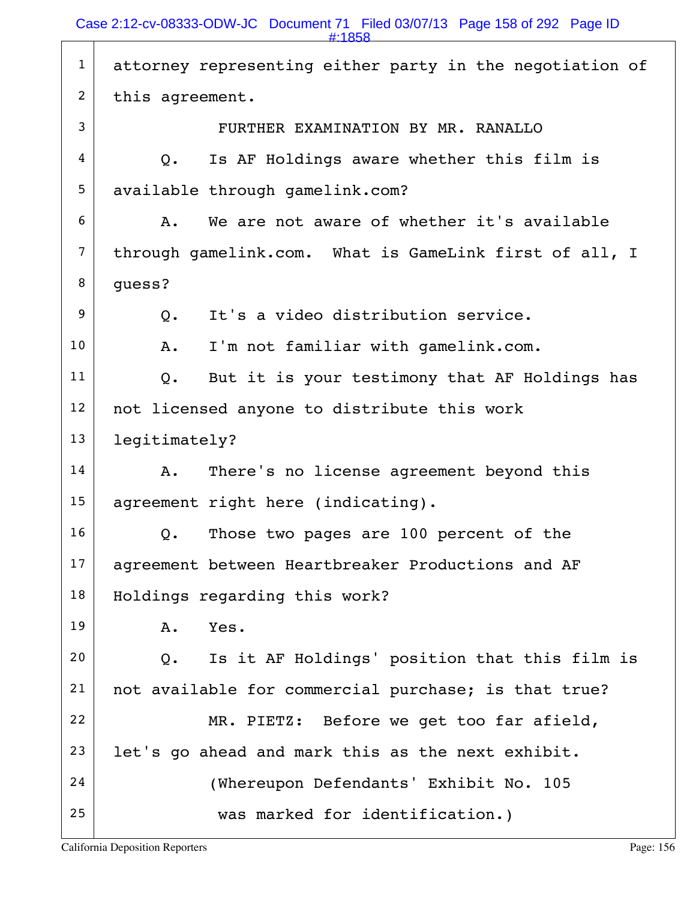attorney representing either party in the negotiation of this agreement.

FURTHER EXAMINATION BY MR. RANALLO

Q. Is AF Holdings aware whether this film is available through gamelink.com?

A. We are not aware of whether it's available through gamelink.com. What is GameLink first of all, I guess?

Q. It's a video distribution service.

A. I'm not familiar with gamelink.com.

Q. But it is your testimony that AF Holdings has not licensed anyone to distribute this work legitimately?

A. There's no license agreement beyond this agreement right here (indicating).

Q. Those two pages are 100 percent of the agreement between Heartbreaker Productions and AF Holdings regarding this work?

A. Yes.

Q. Is it AF Holdings' position that this film is not available for commercial purchase; is that true?

MR. PIETZ: Before we get too far afield, let's go ahead and mark this as the next exhibit.

(Whereupon Defendants' Exhibit No. 105 was marked for identification.)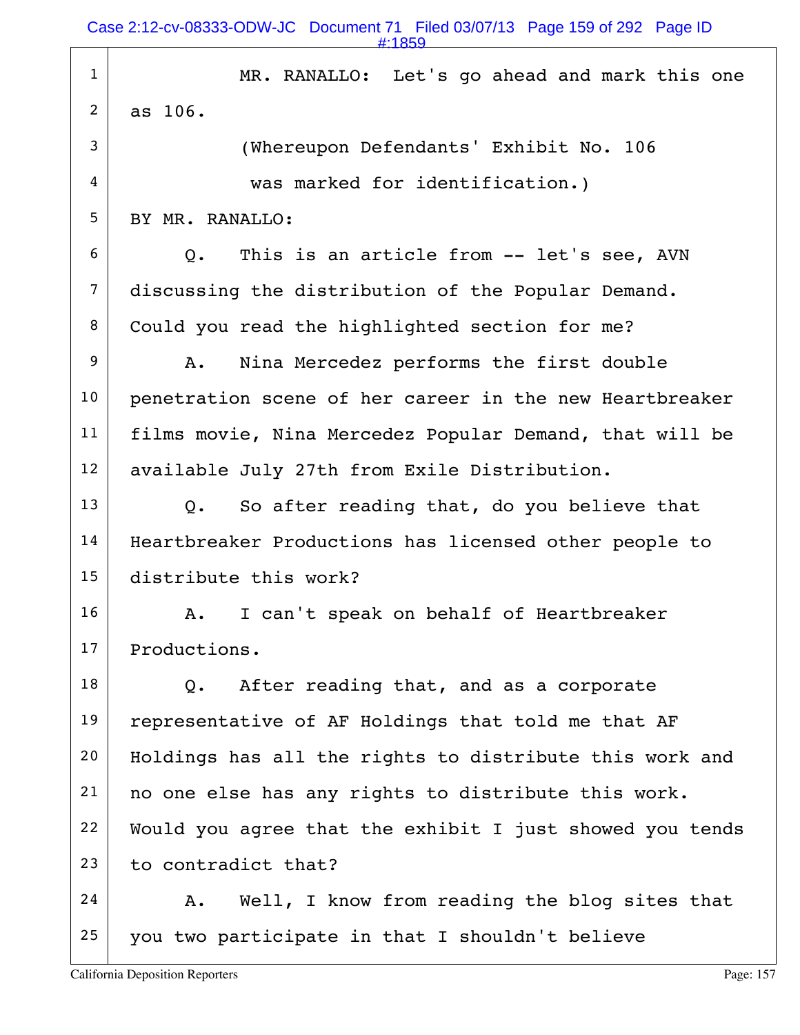MR. RANALLO: Let's go ahead and mark this one as 106.

(Whereupon Defendants' Exhibit No. 106 was marked for identification.)

BY MR. RANALLO:

Q. This is an article from -- let's see, AVN discussing the distribution of the Popular Demand. Could you read the highlighted section for me?

A. Nina Mercedez performs the first double penetration scene of her career in the new Heartbreaker films movie, Nina Mercedez Popular Demand, that will be available July 27th from Exile Distribution.

Q. So after reading that, do you believe that Heartbreaker Productions has licensed other people to distribute this work?

A. I can't speak on behalf of Heartbreaker Productions.

Q. After reading that, and as a corporate representative of AF Holdings that told me that AF Holdings has all the rights to distribute this work and no one else has any rights to distribute this work. Would you agree that the exhibit I just showed you tends to contradict that?

A. Well, I know from reading the blog sites that you two participate in that I shouldn't believe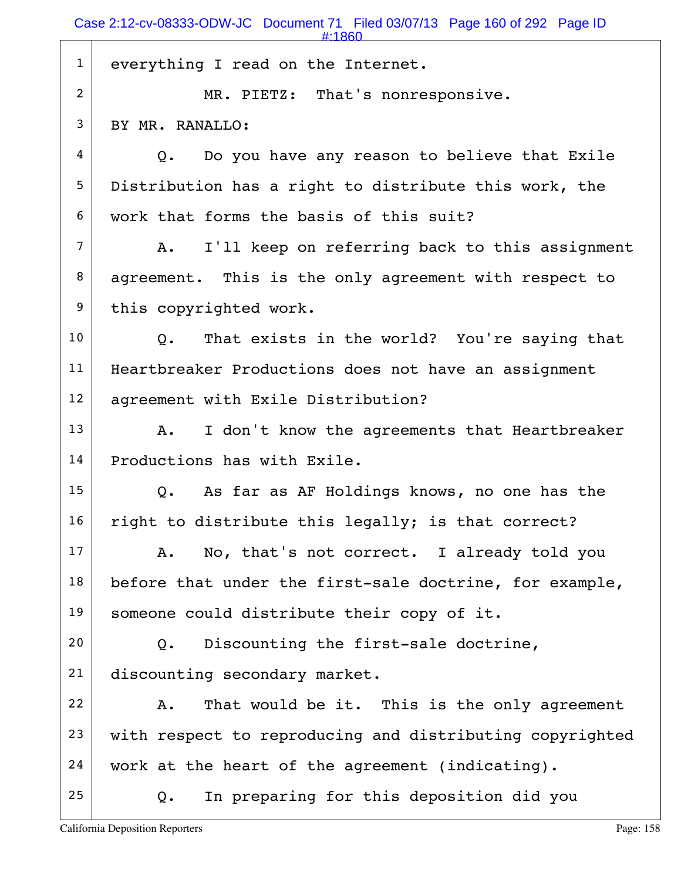1 everything I read on the Internet.

2 MR. PIETZ: That's nonresponsive.

3 BY MR. RANALLO:

4 Q. Do you have any reason to believe that Exile

5 Distribution has a right to distribute this work, the

6 work that forms the basis of this suit?

7 A. I'll keep on referring back to this assignment

8 agreement. This is the only agreement with respect to

9 this copyrighted work.

10 Q. That exists in the world? You're saying that

11 Heartbreaker Productions does not have an assignment

12 agreement with Exile Distribution?

13 A. I don't know the agreements that Heartbreaker

14 Productions has with Exile.

15 Q. As far as AF Holdings knows, no one has the

16 right to distribute this legally; is that correct?

17 A. No, that's not correct. I already told you

18 before that under the first-sale doctrine, for example,

19 someone could distribute their copy of it.

20 Q. Discounting the first-sale doctrine,

21 discounting secondary market.

22 A. That would be it. This is the only agreement

23 with respect to reproducing and distributing copyrighted

24 work at the heart of the agreement (indicating).

25 Q. In preparing for this deposition did you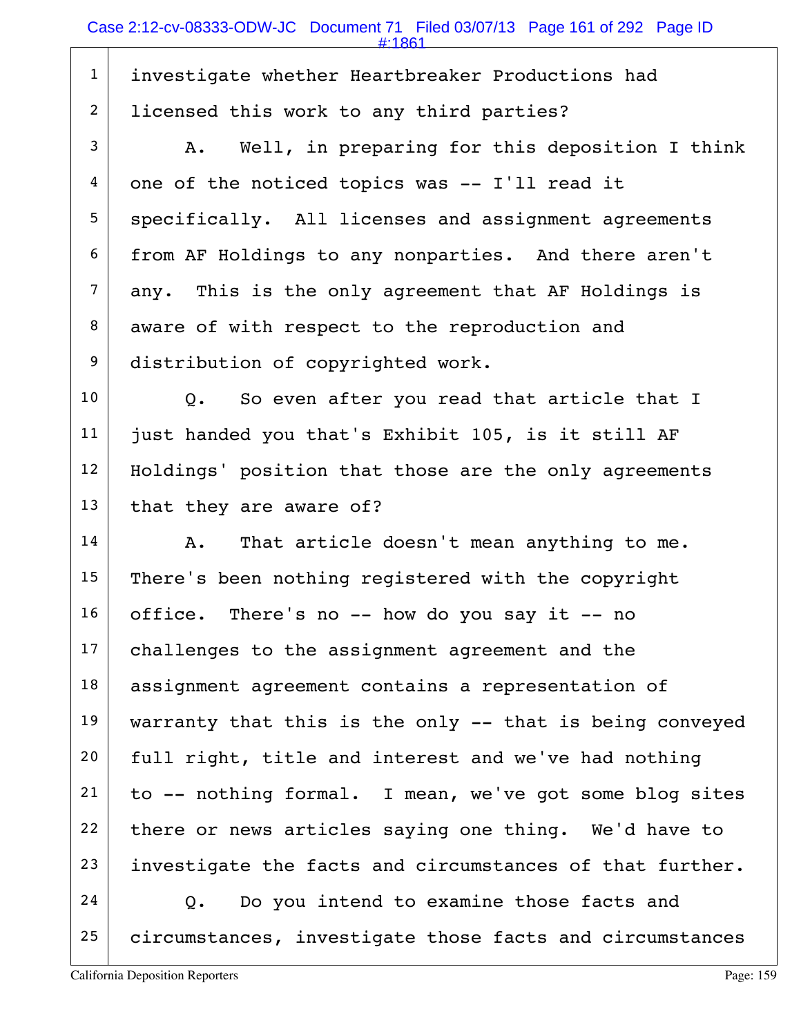investigate whether Heartbreaker Productions had licensed this work to any third parties?

A. Well, in preparing for this deposition I think one of the noticed topics was -- I'll read it specifically. All licenses and assignment agreements from AF Holdings to any nonparties. And there aren't any. This is the only agreement that AF Holdings is aware of with respect to the reproduction and distribution of copyrighted work.

Q. So even after you read that article that I just handed you that's Exhibit 105, is it still AF Holdings' position that those are the only agreements that they are aware of?

A. That article doesn't mean anything to me. There's been nothing registered with the copyright office. There's no -- how do you say it -- no challenges to the assignment agreement and the assignment agreement contains a representation of warranty that this is the only -- that is being conveyed full right, title and interest and we've had nothing to -- nothing formal. I mean, we've got some blog sites there or news articles saying one thing. We'd have to investigate the facts and circumstances of that further.

Q. Do you intend to examine those facts and circumstances, investigate those facts and circumstances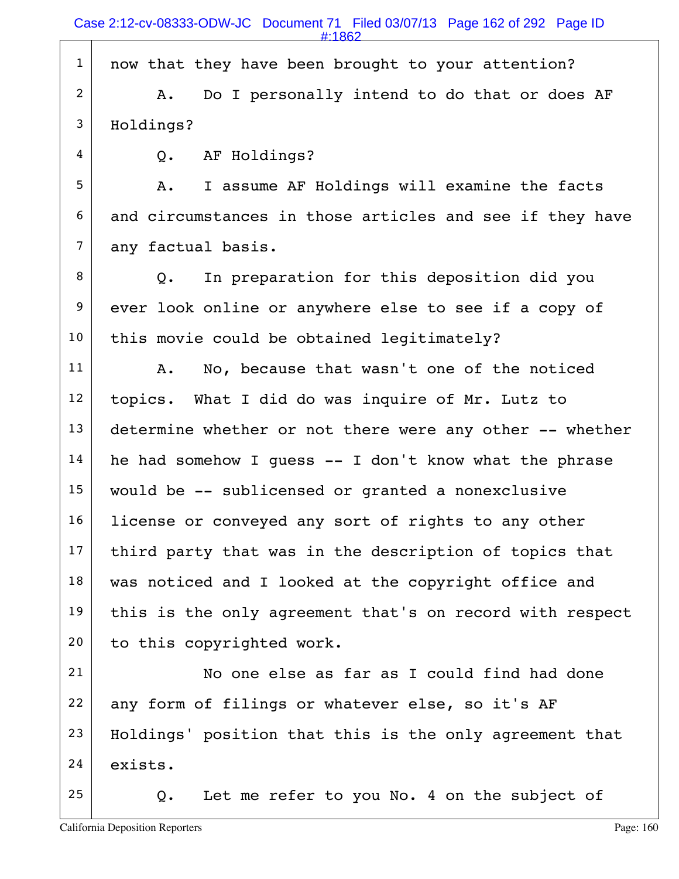now that they have been brought to your attention?

A. Do I personally intend to do that or does AF Holdings?

Q. AF Holdings?

A. I assume AF Holdings will examine the facts and circumstances in those articles and see if they have any factual basis.

Q. In preparation for this deposition did you ever look online or anywhere else to see if a copy of this movie could be obtained legitimately?

A. No, because that wasn't one of the noticed topics. What I did do was inquire of Mr. Lutz to determine whether or not there were any other -- whether he had somehow I guess -- I don't know what the phrase would be -- sublicensed or granted a nonexclusive license or conveyed any sort of rights to any other third party that was in the description of topics that was noticed and I looked at the copyright office and this is the only agreement that's on record with respect to this copyrighted work.

No one else as far as I could find had done any form of filings or whatever else, so it's AF Holdings' position that this is the only agreement that exists.

Q. Let me refer to you No. 4 on the subject of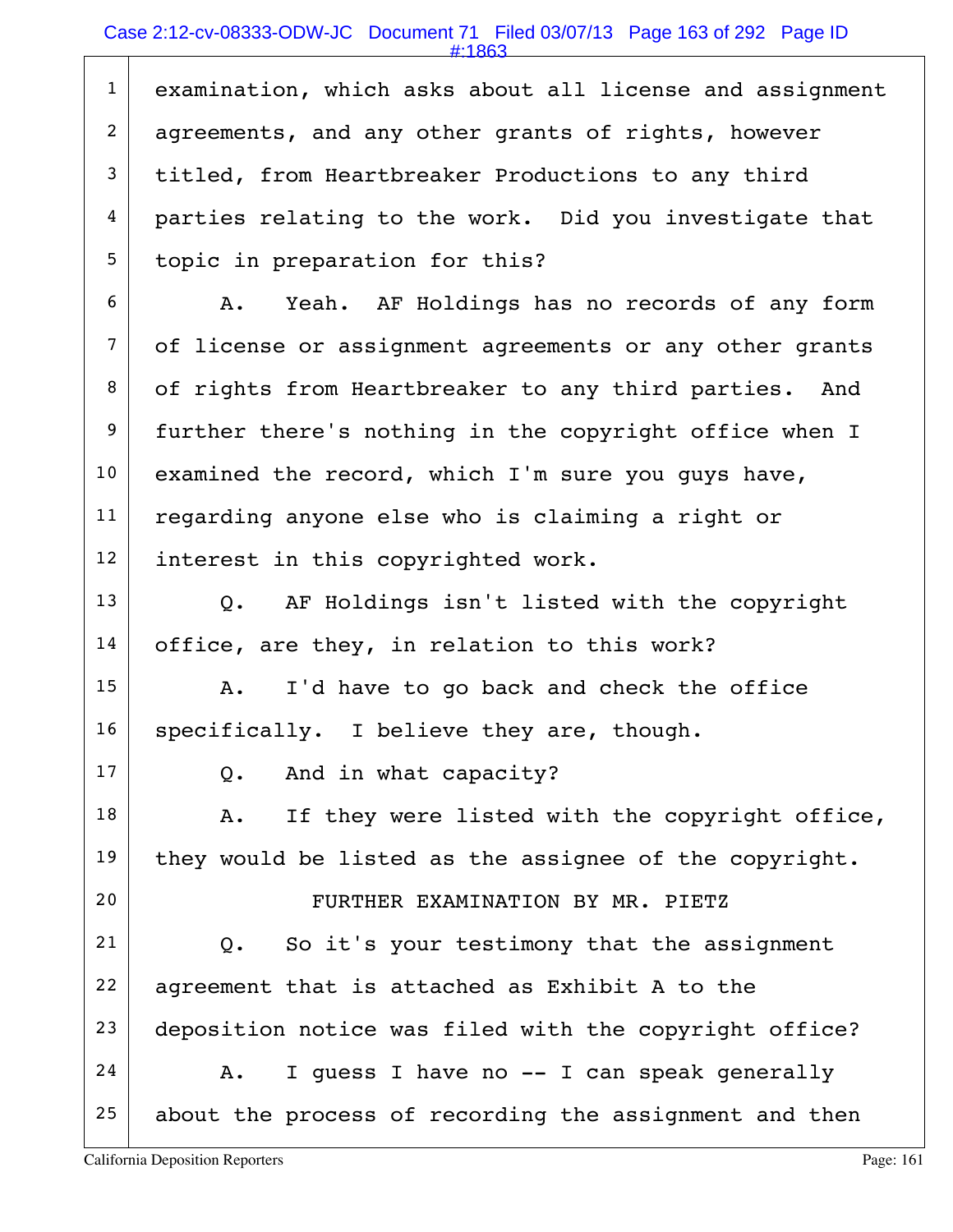examination, which asks about all license and assignment agreements, and any other grants of rights, however titled, from Heartbreaker Productions to any third parties relating to the work. Did you investigate that topic in preparation for this?

A. Yeah. AF Holdings has no records of any form of license or assignment agreements or any other grants of rights from Heartbreaker to any third parties. And further there's nothing in the copyright office when I examined the record, which I'm sure you guys have, regarding anyone else who is claiming a right or interest in this copyrighted work.

Q. AF Holdings isn't listed with the copyright office, are they, in relation to this work?

A. I'd have to go back and check the office specifically. I believe they are, though.

Q. And in what capacity?

A. If they were listed with the copyright office, they would be listed as the assignee of the copyright.

FURTHER EXAMINATION BY MR. PIETZ

Q. So it's your testimony that the assignment agreement that is attached as Exhibit A to the deposition notice was filed with the copyright office?

A. I guess I have no -- I can speak generally about the process of recording the assignment and then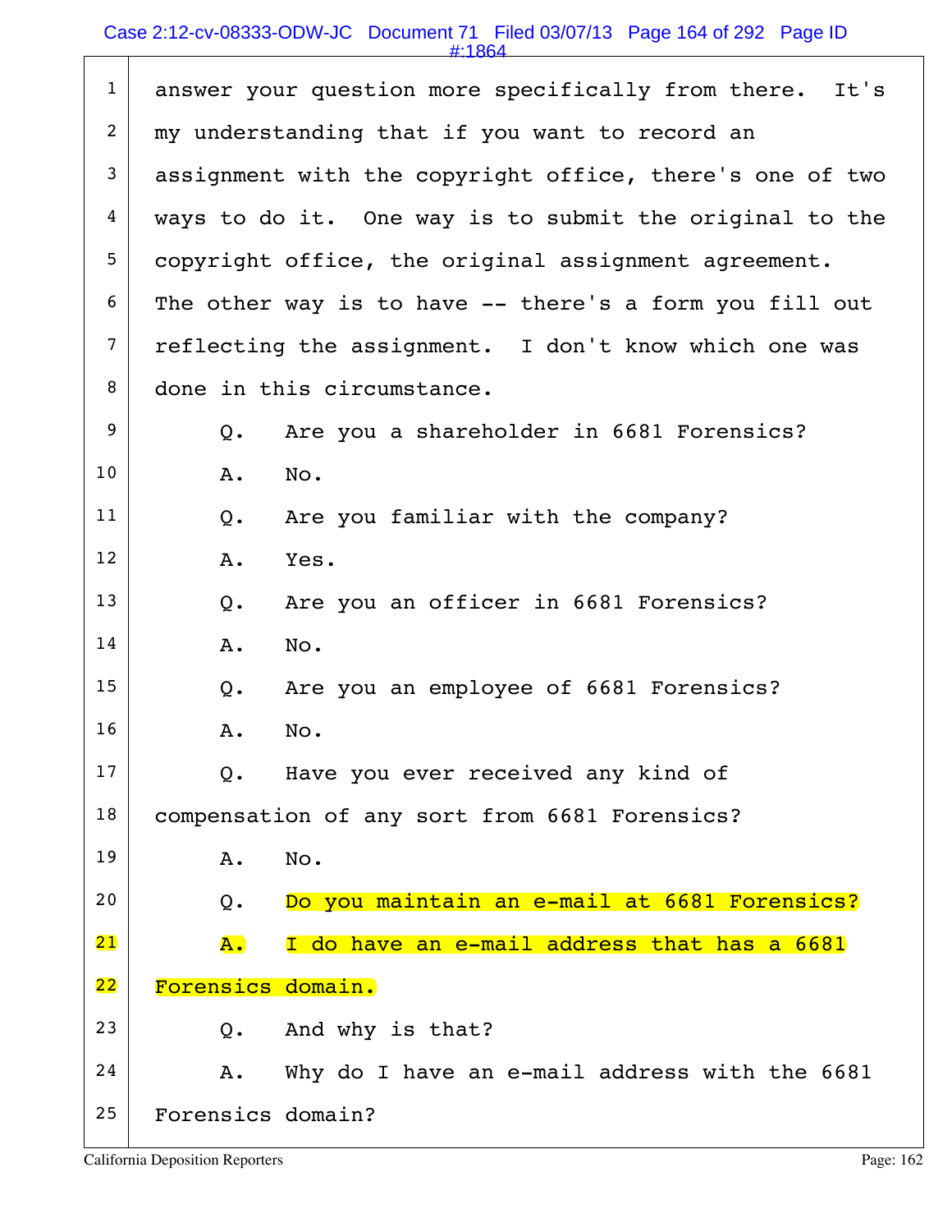answer your question more specifically from there. It's my understanding that if you want to record an assignment with the copyright office, there's one of two ways to do it. One way is to submit the original to the copyright office, the original assignment agreement. The other way is to have -- there's a form you fill out reflecting the assignment. I don't know which one was done in this circumstance.

Q. Are you a shareholder in 6681 Forensics?

A. No.

Q. Are you familiar with the company?

A. Yes.

Q. Are you an officer in 6681 Forensics?

A. No.

Q. Are you an employee of 6681 Forensics?

A. No.

Q. Have you ever received any kind of compensation of any sort from 6681 Forensics?

A. No.

Q. Do you maintain an e-mail at 6681 Forensics?

A. I do have an e-mail address that has a 6681 Forensics domain.

Q. And why is that?

A. Why do I have an e-mail address with the 6681 Forensics domain?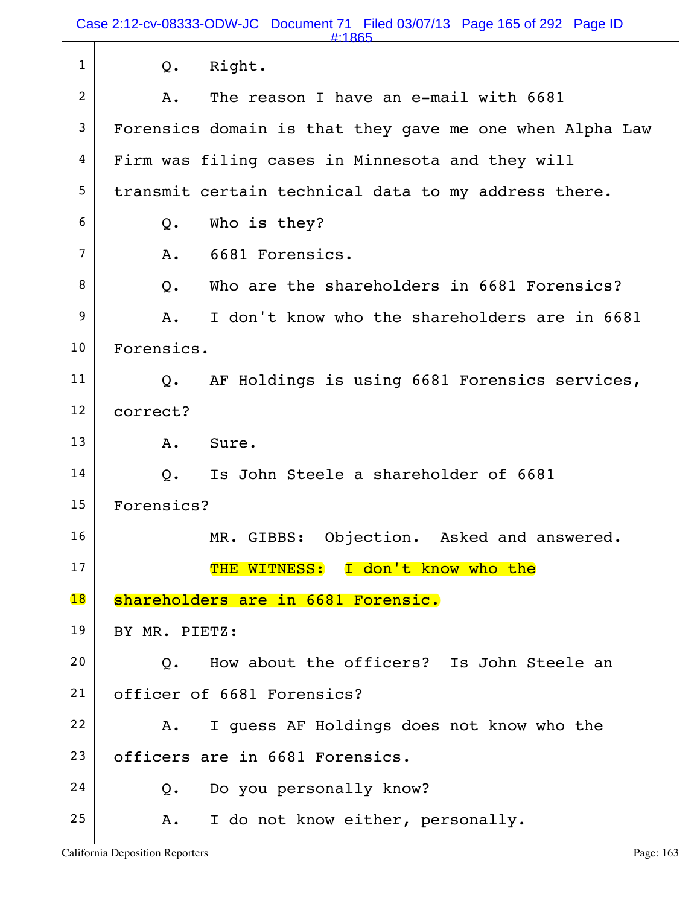Q. Right.

A. The reason I have an e-mail with 6681 Forensics domain is that they gave me one when Alpha Law Firm was filing cases in Minnesota and they will transmit certain technical data to my address there.

Q. Who is they?

A. 6681 Forensics.

Q. Who are the shareholders in 6681 Forensics?

A. I don't know who the shareholders are in 6681 Forensics.

Q. AF Holdings is using 6681 Forensics services, correct?

A. Sure.

Q. Is John Steele a shareholder of 6681 Forensics?

MR. GIBBS: Objection. Asked and answered.

THE WITNESS: I don't know who the shareholders are in 6681 Forensic.

BY MR. PIETZ:

Q. How about the officers? Is John Steele an officer of 6681 Forensics?

A. I guess AF Holdings does not know who the officers are in 6681 Forensics.

Q. Do you personally know?

A. I do not know either, personally.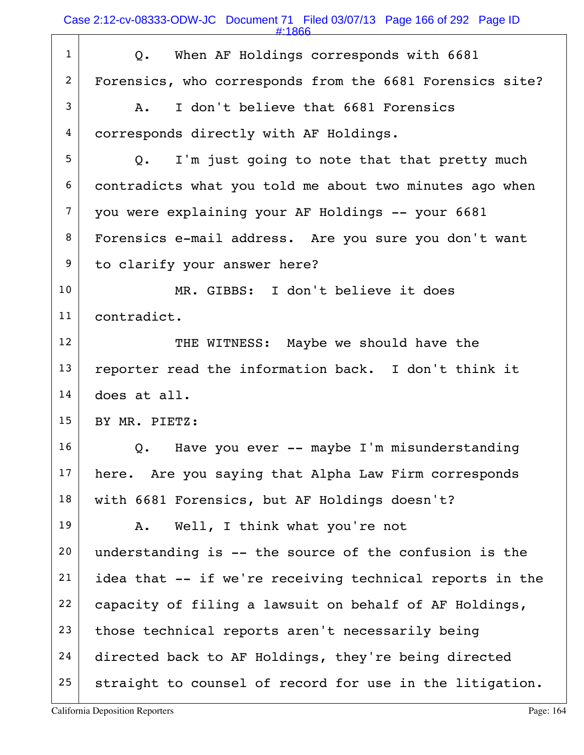Q. When AF Holdings corresponds with 6681 Forensics, who corresponds from the 6681 Forensics site?

A. I don't believe that 6681 Forensics corresponds directly with AF Holdings.

Q. I'm just going to note that that pretty much contradicts what you told me about two minutes ago when you were explaining your AF Holdings -- your 6681 Forensics e-mail address. Are you sure you don't want to clarify your answer here?

MR. GIBBS: I don't believe it does contradict.

THE WITNESS: Maybe we should have the reporter read the information back. I don't think it does at all.

BY MR. PIETZ:

Q. Have you ever -- maybe I'm misunderstanding here. Are you saying that Alpha Law Firm corresponds with 6681 Forensics, but AF Holdings doesn't?

A. Well, I think what you're not understanding is -- the source of the confusion is the idea that -- if we're receiving technical reports in the capacity of filing a lawsuit on behalf of AF Holdings, those technical reports aren't necessarily being directed back to AF Holdings, they're being directed straight to counsel of record for use in the litigation.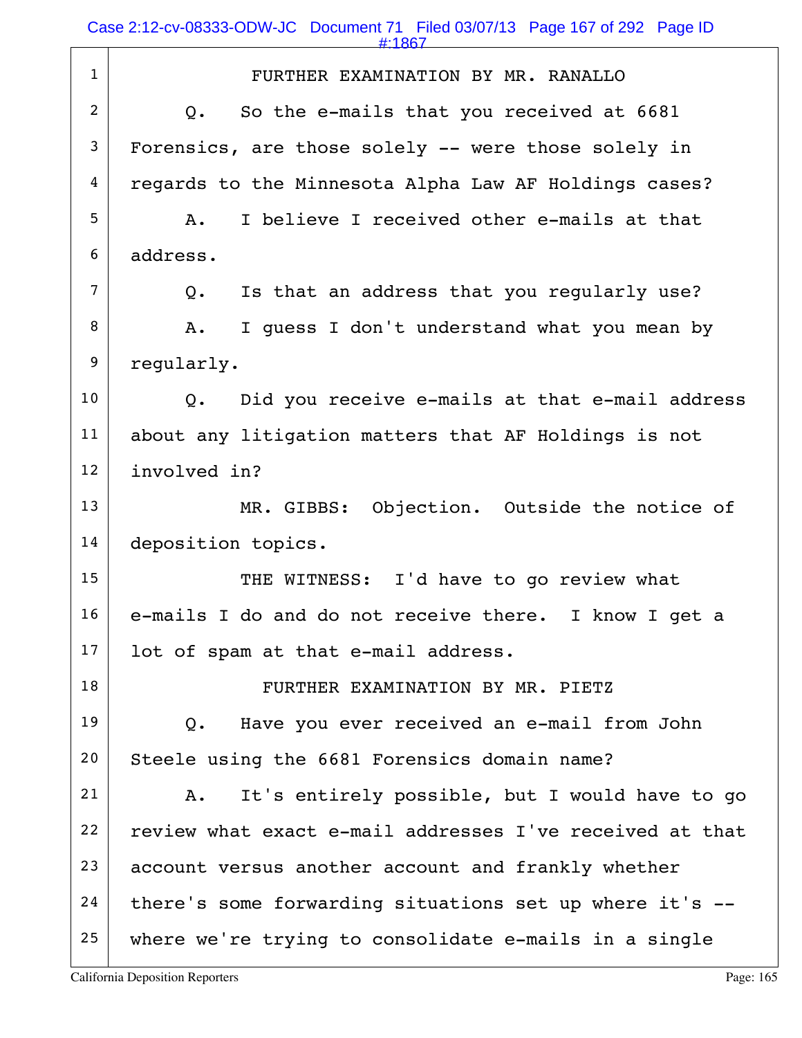FURTHER EXAMINATION BY MR. RANALLO

Q. So the e-mails that you received at 6681 Forensics, are those solely -- were those solely in regards to the Minnesota Alpha Law AF Holdings cases?

A. I believe I received other e-mails at that address.

Q. Is that an address that you regularly use?

A. I guess I don't understand what you mean by regularly.

Q. Did you receive e-mails at that e-mail address about any litigation matters that AF Holdings is not involved in?

MR. GIBBS: Objection. Outside the notice of deposition topics.

THE WITNESS: I'd have to go review what e-mails I do and do not receive there. I know I get a lot of spam at that e-mail address.

FURTHER EXAMINATION BY MR. PIETZ

Q. Have you ever received an e-mail from John Steele using the 6681 Forensics domain name?

A. It's entirely possible, but I would have to go review what exact e-mail addresses I've received at that account versus another account and frankly whether there's some forwarding situations set up where it's -- where we're trying to consolidate e-mails in a single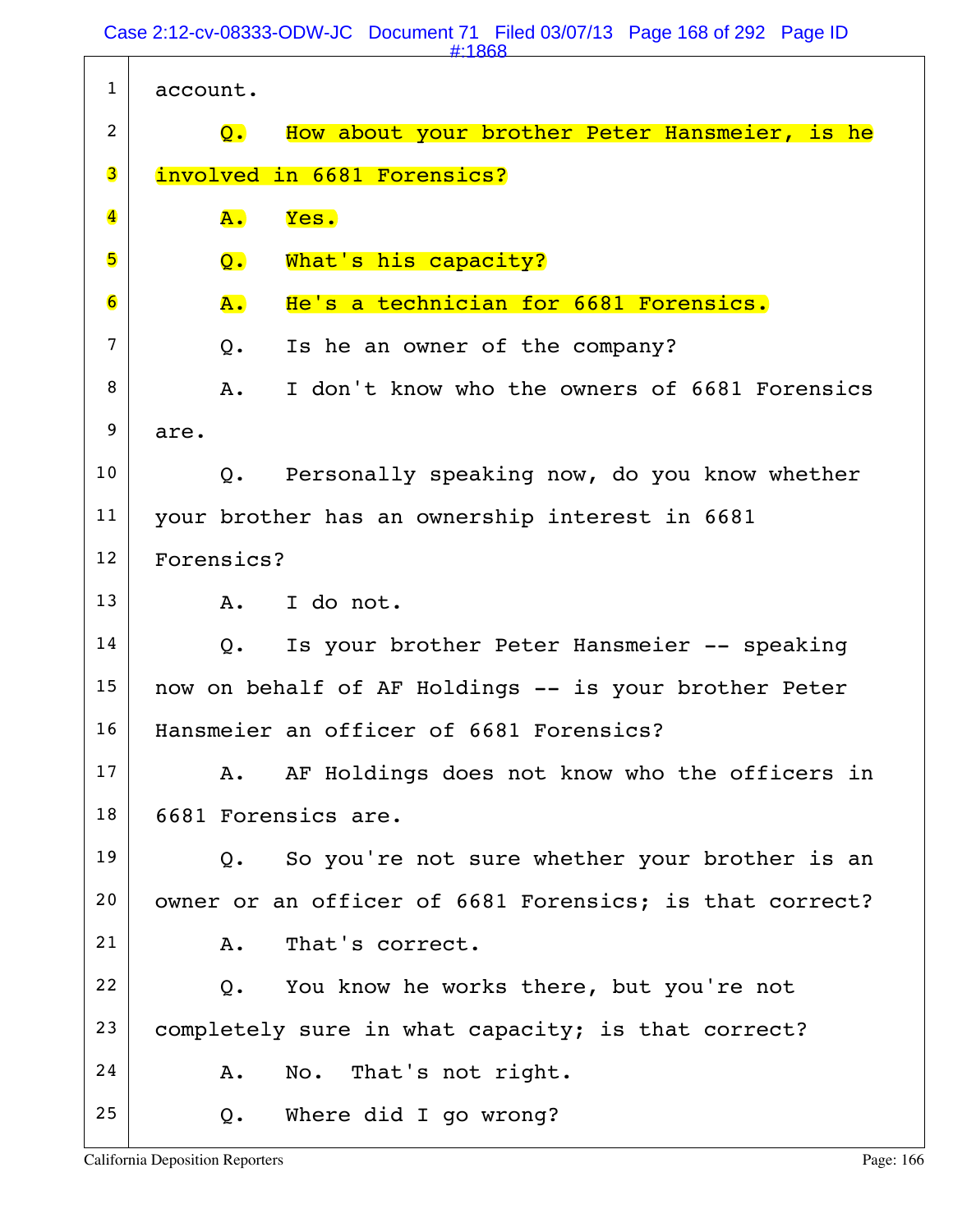1 account.

2 Q. How about your brother Peter Hansmeier, is he

3 involved in 6681 Forensics?

4 A. Yes.

5 Q. What's his capacity?

6 A. He's a technician for 6681 Forensics.

7 Q. Is he an owner of the company?

8 A. I don't know who the owners of 6681 Forensics

9 are.

10 Q. Personally speaking now, do you know whether

11 your brother has an ownership interest in 6681

12 Forensics?

13 A. I do not.

14 Q. Is your brother Peter Hansmeier -- speaking

15 now on behalf of AF Holdings -- is your brother Peter

16 Hansmeier an officer of 6681 Forensics?

17 A. AF Holdings does not know who the officers in

18 6681 Forensics are.

19 Q. So you're not sure whether your brother is an

20 owner or an officer of 6681 Forensics; is that correct?

21 A. That's correct.

22 Q. You know he works there, but you're not

23 completely sure in what capacity; is that correct?

24 A. No. That's not right.

25 Q. Where did I go wrong?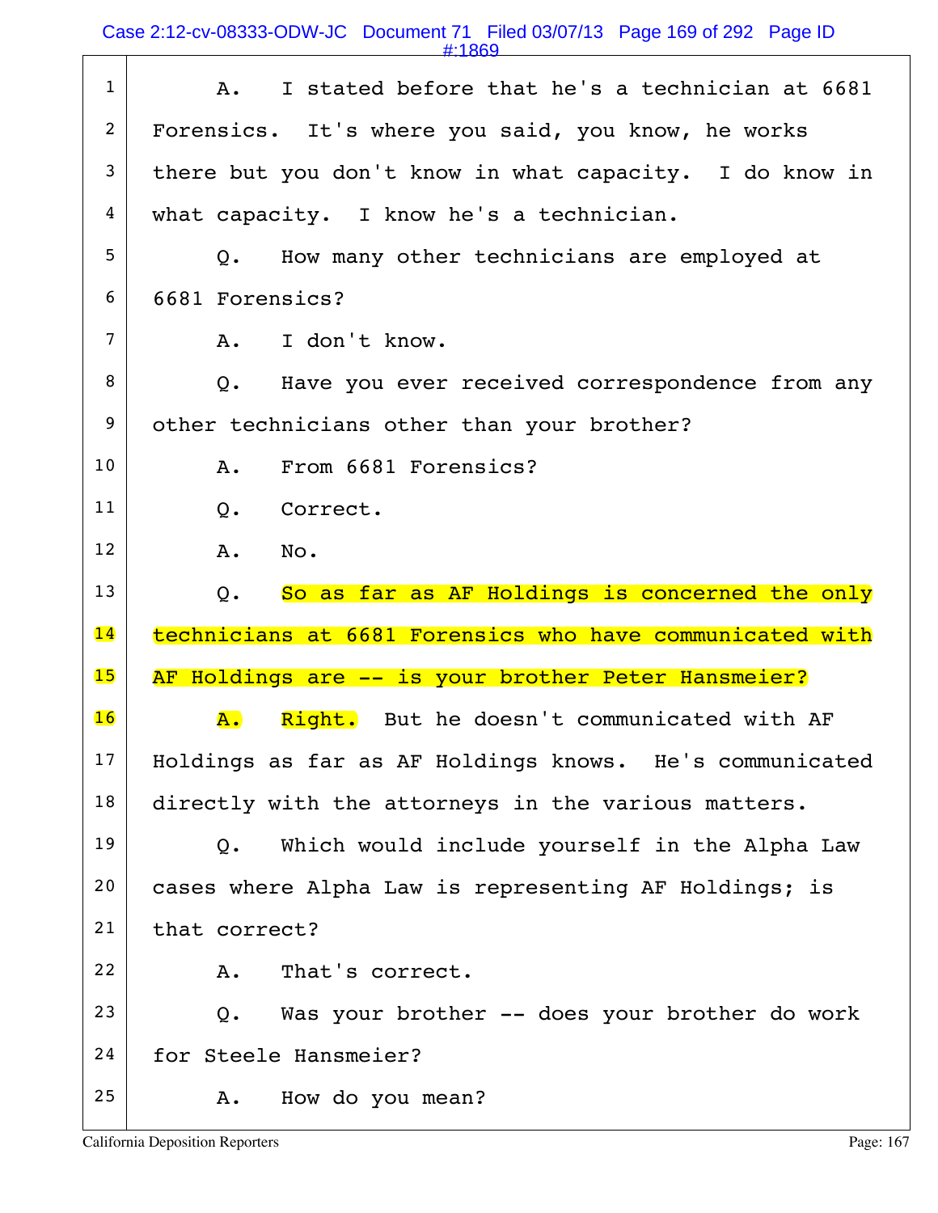1 A. I stated before that he's a technician at 6681
2 Forensics. It's where you said, you know, he works
3 there but you don't know in what capacity. I do know in
4 what capacity. I know he's a technician.
5 Q. How many other technicians are employed at
6 6681 Forensics?
7 A. I don't know.
8 Q. Have you ever received correspondence from any
9 other technicians other than your brother?
10 A. From 6681 Forensics?
11 Q. Correct.
12 A. No.
13 Q. So as far as AF Holdings is concerned the only
14 technicians at 6681 Forensics who have communicated with
15 AF Holdings are -- is your brother Peter Hansmeier?
16 A. Right. But he doesn't communicated with AF
17 Holdings as far as AF Holdings knows. He's communicated
18 directly with the attorneys in the various matters.
19 Q. Which would include yourself in the Alpha Law
20 cases where Alpha Law is representing AF Holdings; is
21 that correct?
22 A. That's correct.
23 Q. Was your brother -- does your brother do work
24 for Steele Hansmeier?
25 A. How do you mean?

California Deposition Reporters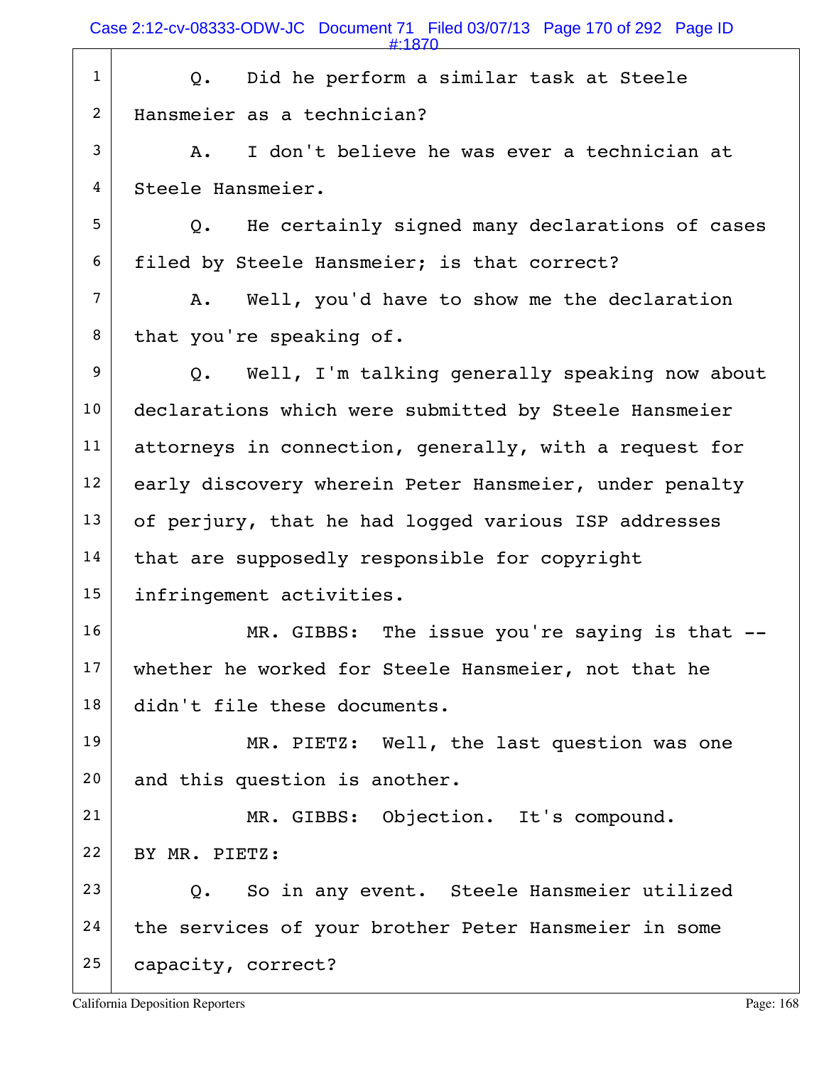Q. Did he perform a similar task at Steele Hansmeier as a technician?

A. I don't believe he was ever a technician at Steele Hansmeier.

Q. He certainly signed many declarations of cases filed by Steele Hansmeier; is that correct?

A. Well, you'd have to show me the declaration that you're speaking of.

Q. Well, I'm talking generally speaking now about declarations which were submitted by Steele Hansmeier attorneys in connection, generally, with a request for early discovery wherein Peter Hansmeier, under penalty of perjury, that he had logged various ISP addresses that are supposedly responsible for copyright infringement activities.

MR. GIBBS: The issue you're saying is that -- whether he worked for Steele Hansmeier, not that he didn't file these documents.

MR. PIETZ: Well, the last question was one and this question is another.

MR. GIBBS: Objection. It's compound.

BY MR. PIETZ:

Q. So in any event. Steele Hansmeier utilized the services of your brother Peter Hansmeier in some capacity, correct?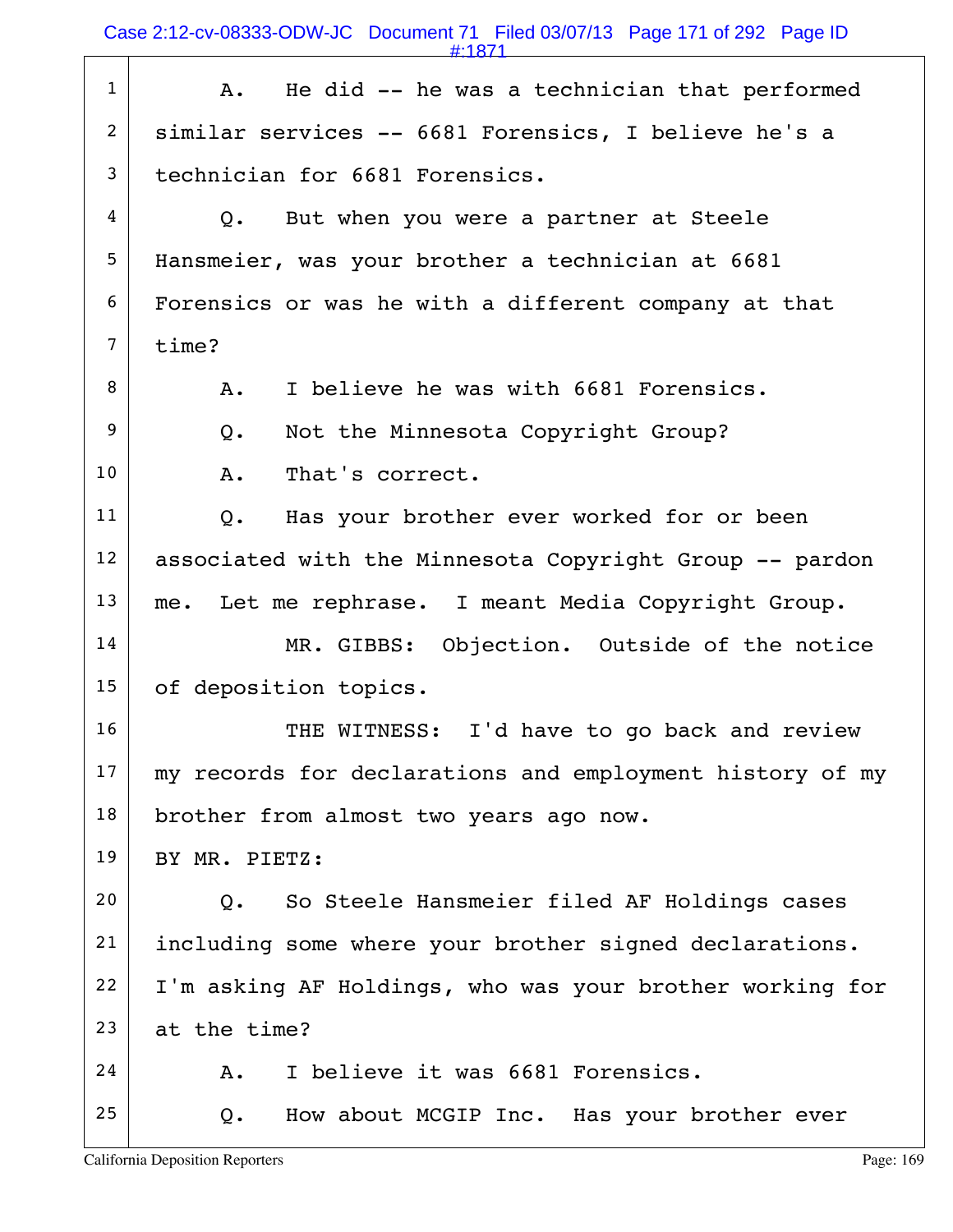A. He did -- he was a technician that performed similar services -- 6681 Forensics, I believe he's a technician for 6681 Forensics.

Q. But when you were a partner at Steele Hansmeier, was your brother a technician at 6681 Forensics or was he with a different company at that time?

A. I believe he was with 6681 Forensics.

Q. Not the Minnesota Copyright Group?

A. That's correct.

Q. Has your brother ever worked for or been associated with the Minnesota Copyright Group -- pardon me. Let me rephrase. I meant Media Copyright Group.

MR. GIBBS: Objection. Outside of the notice of deposition topics.

THE WITNESS: I'd have to go back and review my records for declarations and employment history of my brother from almost two years ago now.

BY MR. PIETZ:

Q. So Steele Hansmeier filed AF Holdings cases including some where your brother signed declarations. I'm asking AF Holdings, who was your brother working for at the time?

A. I believe it was 6681 Forensics.

Q. How about MCGIP Inc. Has your brother ever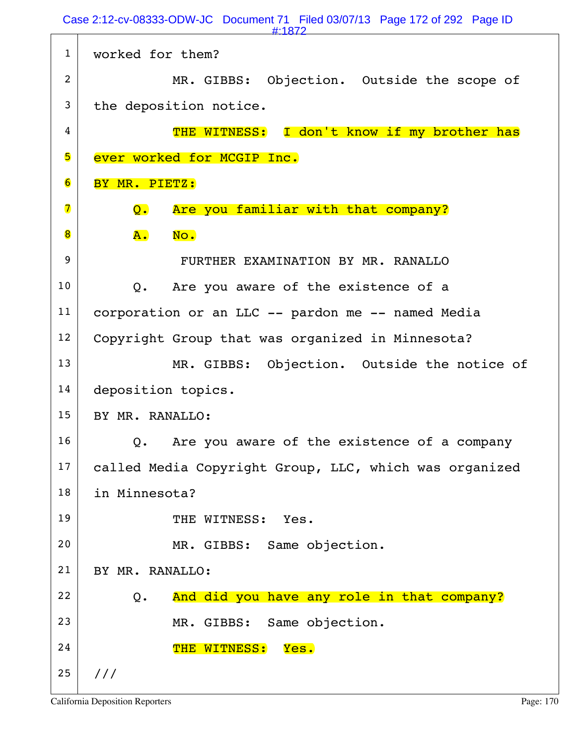1 worked for them?

2 MR. GIBBS: Objection. Outside the scope of

3 the deposition notice.

4 THE WITNESS: I don't know if my brother has

5 ever worked for MCGIP Inc.

6 BY MR. PIETZ:

7 Q. Are you familiar with that company?

8 A. No.

9 FURTHER EXAMINATION BY MR. RANALLO

10 Q. Are you aware of the existence of a

11 corporation or an LLC -- pardon me -- named Media

12 Copyright Group that was organized in Minnesota?

13 MR. GIBBS: Objection. Outside the notice of

14 deposition topics.

15 BY MR. RANALLO:

16 Q. Are you aware of the existence of a company

17 called Media Copyright Group, LLC, which was organized

18 in Minnesota?

19 THE WITNESS: Yes.

20 MR. GIBBS: Same objection.

21 BY MR. RANALLO:

22 Q. And did you have any role in that company?

23 MR. GIBBS: Same objection.

24 THE WITNESS: Yes.

25 ///

California Deposition Reporters Page: 170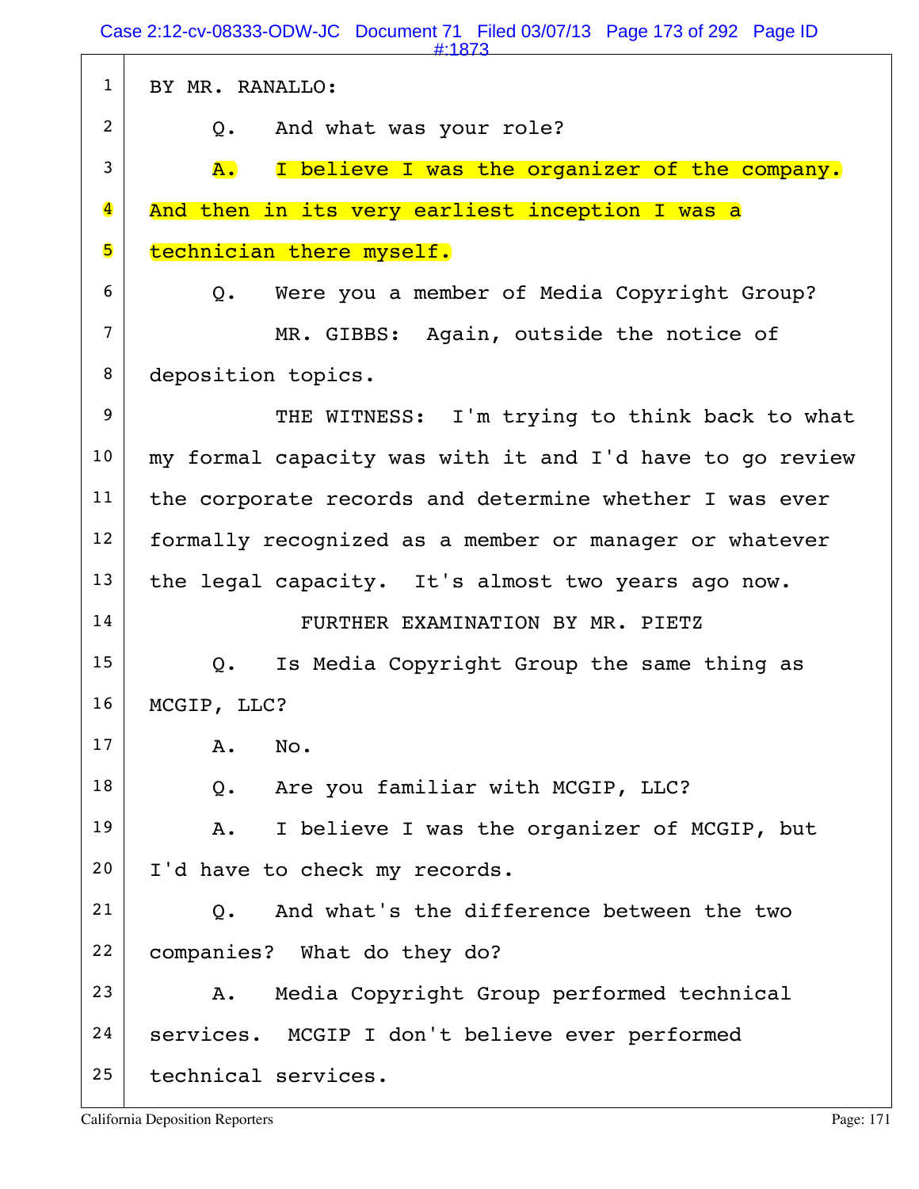BY MR. RANALLO:

Q. And what was your role?

A. I believe I was the organizer of the company. And then in its very earliest inception I was a technician there myself.

Q. Were you a member of Media Copyright Group?

MR. GIBBS: Again, outside the notice of deposition topics.

THE WITNESS: I'm trying to think back to what my formal capacity was with it and I'd have to go review the corporate records and determine whether I was ever formally recognized as a member or manager or whatever the legal capacity. It's almost two years ago now.

FURTHER EXAMINATION BY MR. PIETZ

Q. Is Media Copyright Group the same thing as MCGIP, LLC?

A. No.

Q. Are you familiar with MCGIP, LLC?

A. I believe I was the organizer of MCGIP, but I'd have to check my records.

Q. And what's the difference between the two companies? What do they do?

A. Media Copyright Group performed technical services. MCGIP I don't believe ever performed technical services.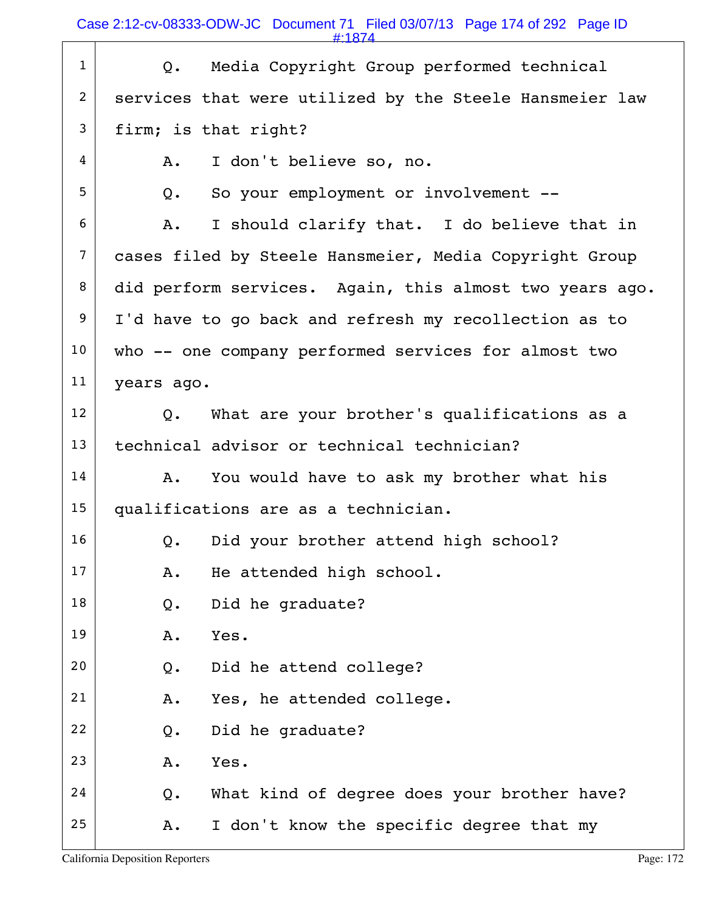1 Q. Media Copyright Group performed technical
2 services that were utilized by the Steele Hansmeier law
3 firm; is that right?
4 A. I don't believe so, no.
5 Q. So your employment or involvement --
6 A. I should clarify that. I do believe that in
7 cases filed by Steele Hansmeier, Media Copyright Group
8 did perform services. Again, this almost two years ago.
9 I'd have to go back and refresh my recollection as to
10 who -- one company performed services for almost two
11 years ago.
12 Q. What are your brother's qualifications as a
13 technical advisor or technical technician?
14 A. You would have to ask my brother what his
15 qualifications are as a technician.
16 Q. Did your brother attend high school?
17 A. He attended high school.
18 Q. Did he graduate?
19 A. Yes.
20 Q. Did he attend college?
21 A. Yes, he attended college.
22 Q. Did he graduate?
23 A. Yes.
24 Q. What kind of degree does your brother have?
25 A. I don't know the specific degree that my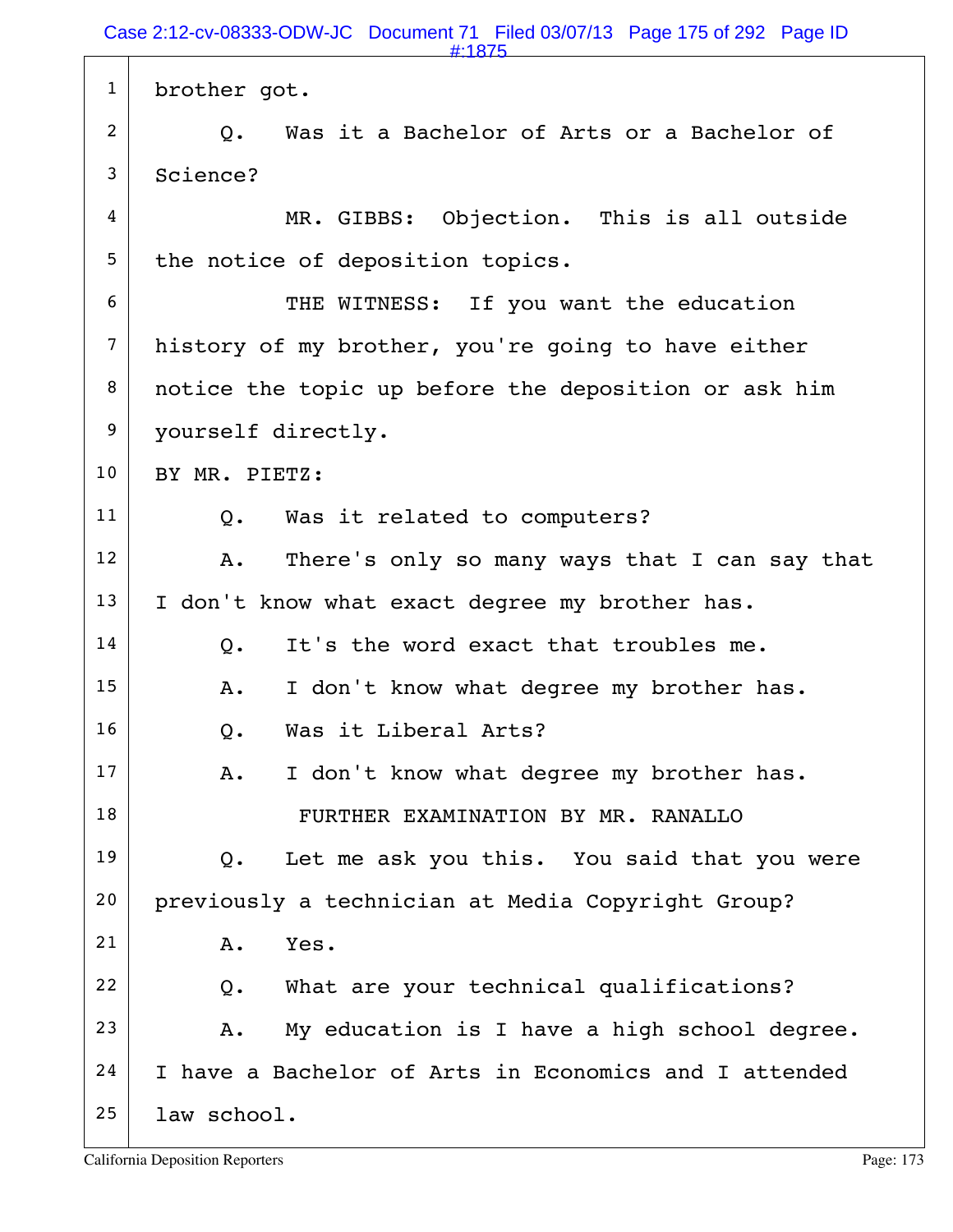1 brother got.

2 Q. Was it a Bachelor of Arts or a Bachelor of

3 Science?

4 MR. GIBBS: Objection. This is all outside

5 the notice of deposition topics.

6 THE WITNESS: If you want the education

7 history of my brother, you're going to have either

8 notice the topic up before the deposition or ask him

9 yourself directly.

10 BY MR. PIETZ:

11 Q. Was it related to computers?

12 A. There's only so many ways that I can say that

13 I don't know what exact degree my brother has.

14 Q. It's the word exact that troubles me.

15 A. I don't know what degree my brother has.

16 Q. Was it Liberal Arts?

17 A. I don't know what degree my brother has.

18 FURTHER EXAMINATION BY MR. RANALLO

19 Q. Let me ask you this. You said that you were

20 previously a technician at Media Copyright Group?

21 A. Yes.

22 Q. What are your technical qualifications?

23 A. My education is I have a high school degree.

24 I have a Bachelor of Arts in Economics and I attended

25 law school.

California Deposition Reporters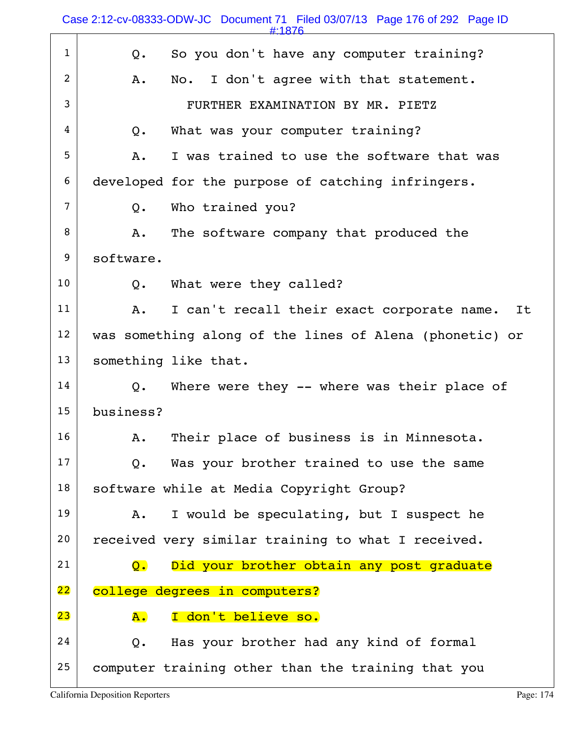1 Q. So you don't have any computer training?

2 A. No. I don't agree with that statement.

3 FURTHER EXAMINATION BY MR. PIETZ

4 Q. What was your computer training?

5 A. I was trained to use the software that was

6 developed for the purpose of catching infringers.

7 Q. Who trained you?

8 A. The software company that produced the

9 software.

10 Q. What were they called?

11 A. I can't recall their exact corporate name. It

12 was something along of the lines of Alena (phonetic) or

13 something like that.

14 Q. Where were they -- where was their place of

15 business?

16 A. Their place of business is in Minnesota.

17 Q. Was your brother trained to use the same

18 software while at Media Copyright Group?

19 A. I would be speculating, but I suspect he

20 received very similar training to what I received.

21 Q. Did your brother obtain any post graduate

22 college degrees in computers?

23 A. I don't believe so.

24 Q. Has your brother had any kind of formal

25 computer training other than the training that you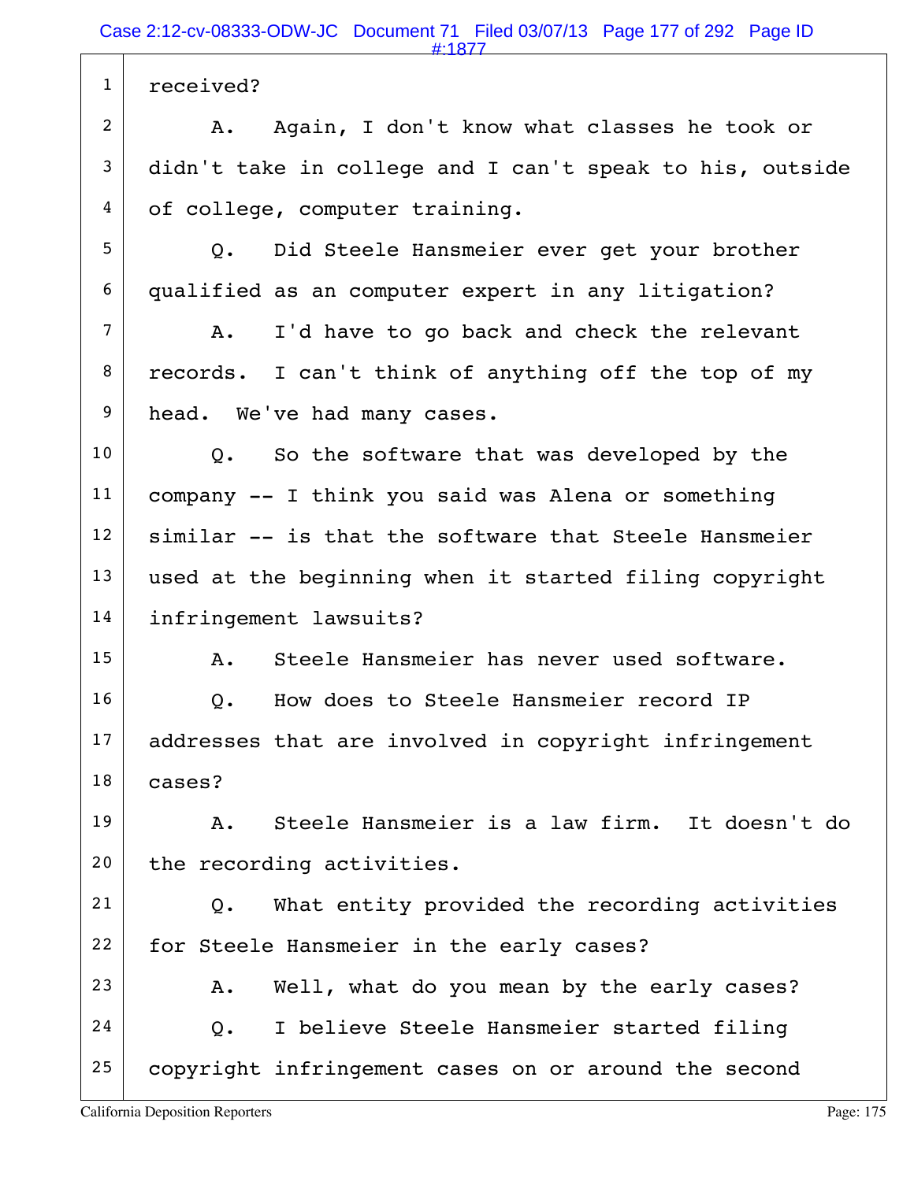1 received?

2 A. Again, I don't know what classes he took or

3 didn't take in college and I can't speak to his, outside

4 of college, computer training.

5 Q. Did Steele Hansmeier ever get your brother

6 qualified as an computer expert in any litigation?

7 A. I'd have to go back and check the relevant

8 records. I can't think of anything off the top of my

9 head. We've had many cases.

10 Q. So the software that was developed by the

11 company -- I think you said was Alena or something

12 similar -- is that the software that Steele Hansmeier

13 used at the beginning when it started filing copyright

14 infringement lawsuits?

15 A. Steele Hansmeier has never used software.

16 Q. How does to Steele Hansmeier record IP

17 addresses that are involved in copyright infringement

18 cases?

19 A. Steele Hansmeier is a law firm. It doesn't do

20 the recording activities.

21 Q. What entity provided the recording activities

22 for Steele Hansmeier in the early cases?

23 A. Well, what do you mean by the early cases?

24 Q. I believe Steele Hansmeier started filing

25 copyright infringement cases on or around the second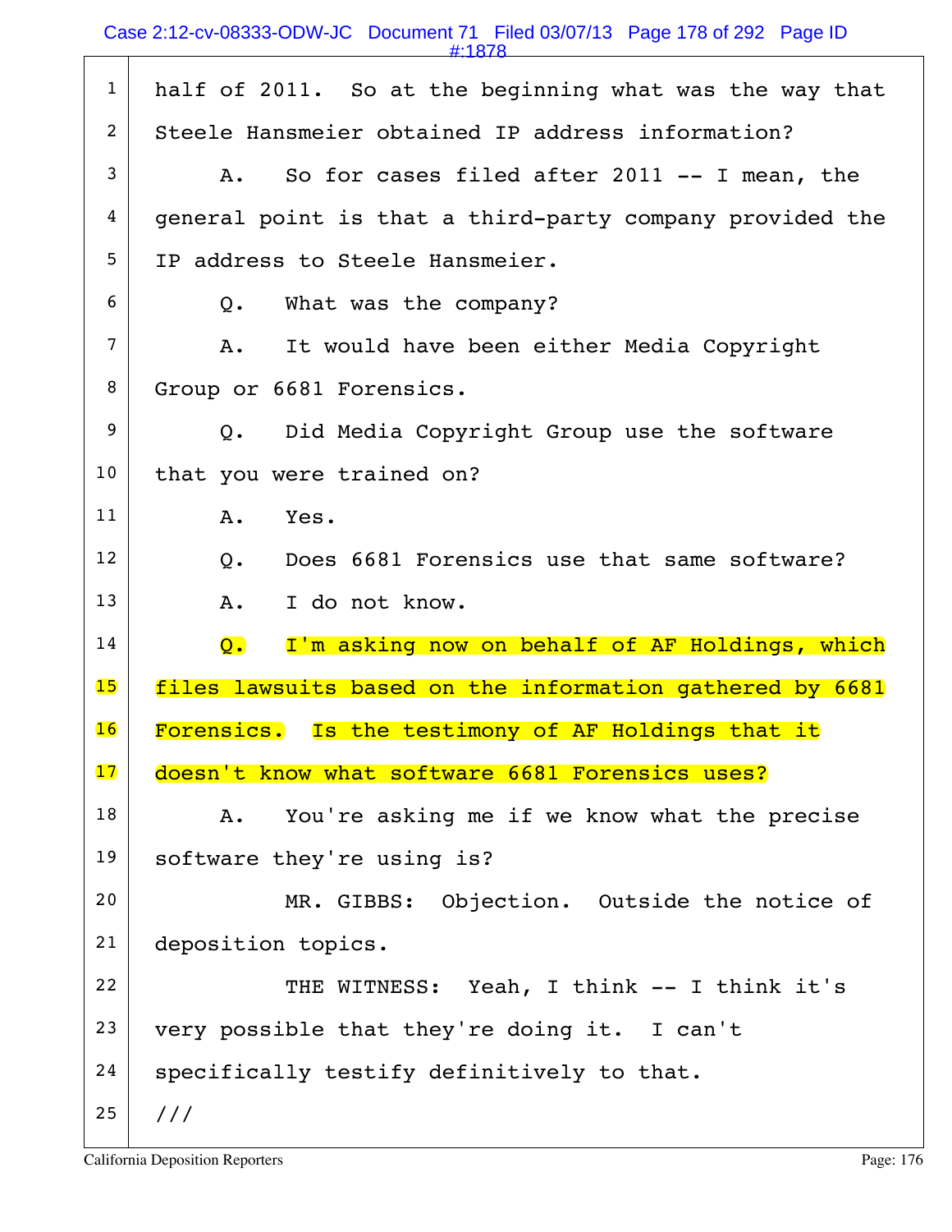half of 2011. So at the beginning what was the way that Steele Hansmeier obtained IP address information?

A. So for cases filed after 2011 -- I mean, the general point is that a third-party company provided the IP address to Steele Hansmeier.

Q. What was the company?

A. It would have been either Media Copyright Group or 6681 Forensics.

Q. Did Media Copyright Group use the software that you were trained on?

A. Yes.

Q. Does 6681 Forensics use that same software?

A. I do not know.

Q. I'm asking now on behalf of AF Holdings, which files lawsuits based on the information gathered by 6681 Forensics. Is the testimony of AF Holdings that it doesn't know what software 6681 Forensics uses?

A. You're asking me if we know what the precise software they're using is?

MR. GIBBS: Objection. Outside the notice of deposition topics.

THE WITNESS: Yeah, I think -- I think it's very possible that they're doing it. I can't specifically testify definitively to that.

///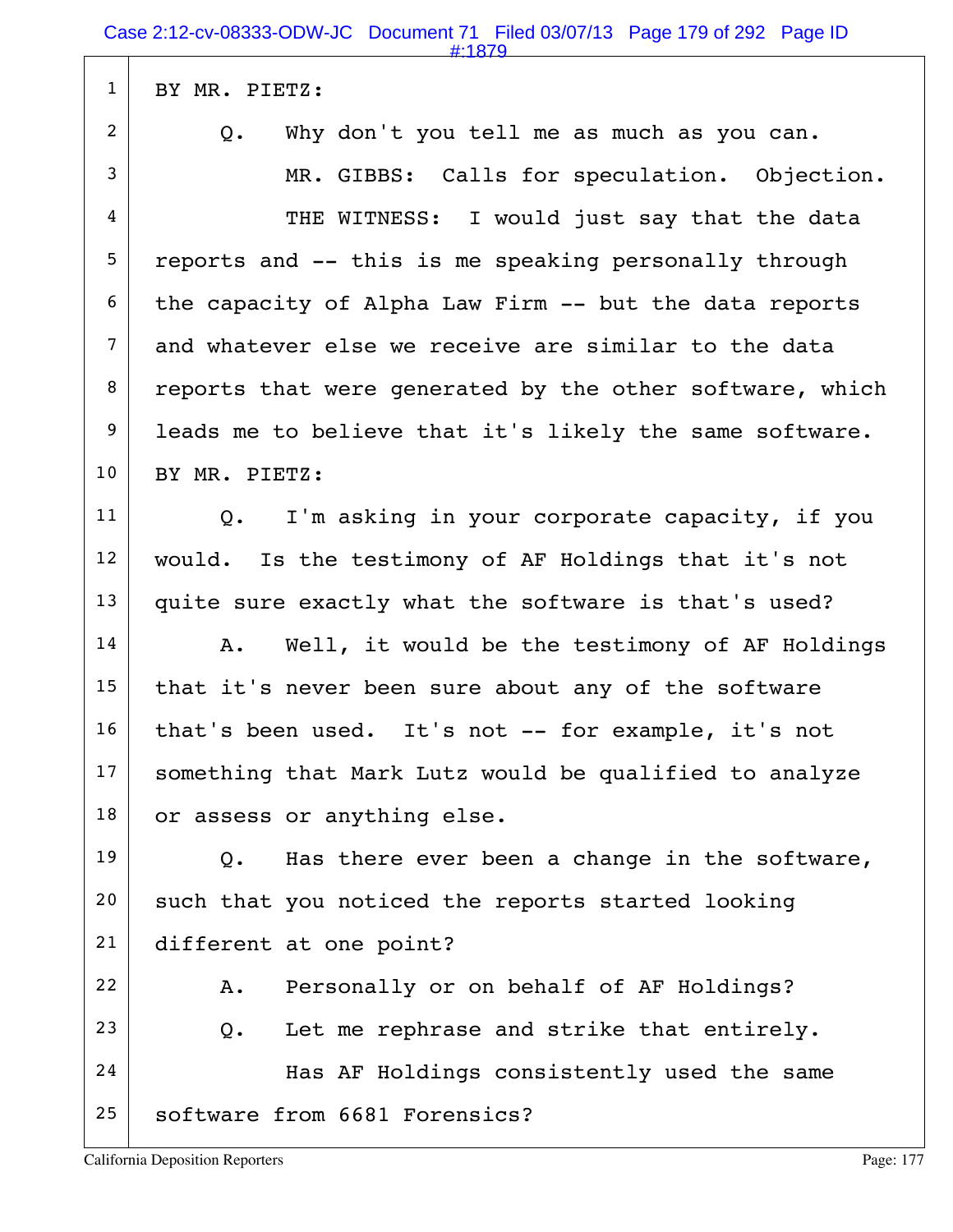BY MR. PIETZ:

Q. Why don't you tell me as much as you can.

MR. GIBBS: Calls for speculation. Objection.

THE WITNESS: I would just say that the data reports and -- this is me speaking personally through the capacity of Alpha Law Firm -- but the data reports and whatever else we receive are similar to the data reports that were generated by the other software, which leads me to believe that it's likely the same software.

BY MR. PIETZ:

Q. I'm asking in your corporate capacity, if you would. Is the testimony of AF Holdings that it's not quite sure exactly what the software is that's used?

A. Well, it would be the testimony of AF Holdings that it's never been sure about any of the software that's been used. It's not -- for example, it's not something that Mark Lutz would be qualified to analyze or assess or anything else.

Q. Has there ever been a change in the software, such that you noticed the reports started looking different at one point?

A. Personally or on behalf of AF Holdings?

Q. Let me rephrase and strike that entirely.

Has AF Holdings consistently used the same software from 6681 Forensics?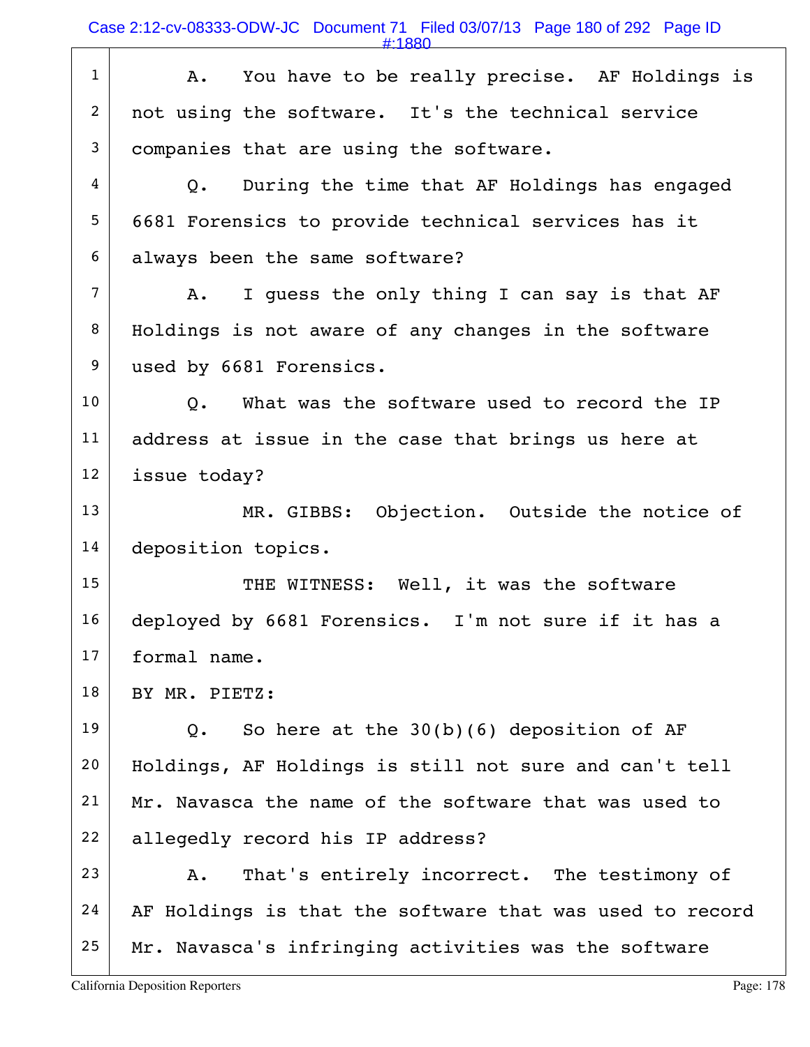A. You have to be really precise. AF Holdings is not using the software. It's the technical service companies that are using the software.

Q. During the time that AF Holdings has engaged 6681 Forensics to provide technical services has it always been the same software?

A. I guess the only thing I can say is that AF Holdings is not aware of any changes in the software used by 6681 Forensics.

Q. What was the software used to record the IP address at issue in the case that brings us here at issue today?

MR. GIBBS: Objection. Outside the notice of deposition topics.

THE WITNESS: Well, it was the software deployed by 6681 Forensics. I'm not sure if it has a formal name.

BY MR. PIETZ:

Q. So here at the 30(b)(6) deposition of AF Holdings, AF Holdings is still not sure and can't tell Mr. Navasca the name of the software that was used to allegedly record his IP address?

A. That's entirely incorrect. The testimony of AF Holdings is that the software that was used to record Mr. Navasca's infringing activities was the software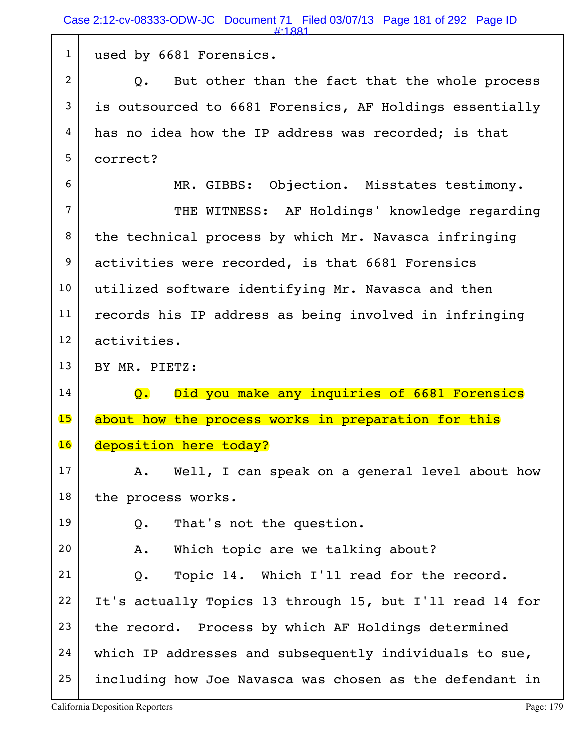used by 6681 Forensics.

Q. But other than the fact that the whole process is outsourced to 6681 Forensics, AF Holdings essentially has no idea how the IP address was recorded; is that correct?

MR. GIBBS: Objection. Misstates testimony.

THE WITNESS: AF Holdings' knowledge regarding the technical process by which Mr. Navasca infringing activities were recorded, is that 6681 Forensics utilized software identifying Mr. Navasca and then records his IP address as being involved in infringing activities.

BY MR. PIETZ:

Q. Did you make any inquiries of 6681 Forensics about how the process works in preparation for this deposition here today?

A. Well, I can speak on a general level about how the process works.

Q. That's not the question.

A. Which topic are we talking about?

Q. Topic 14. Which I'll read for the record. It's actually Topics 13 through 15, but I'll read 14 for the record. Process by which AF Holdings determined which IP addresses and subsequently individuals to sue, including how Joe Navasca was chosen as the defendant in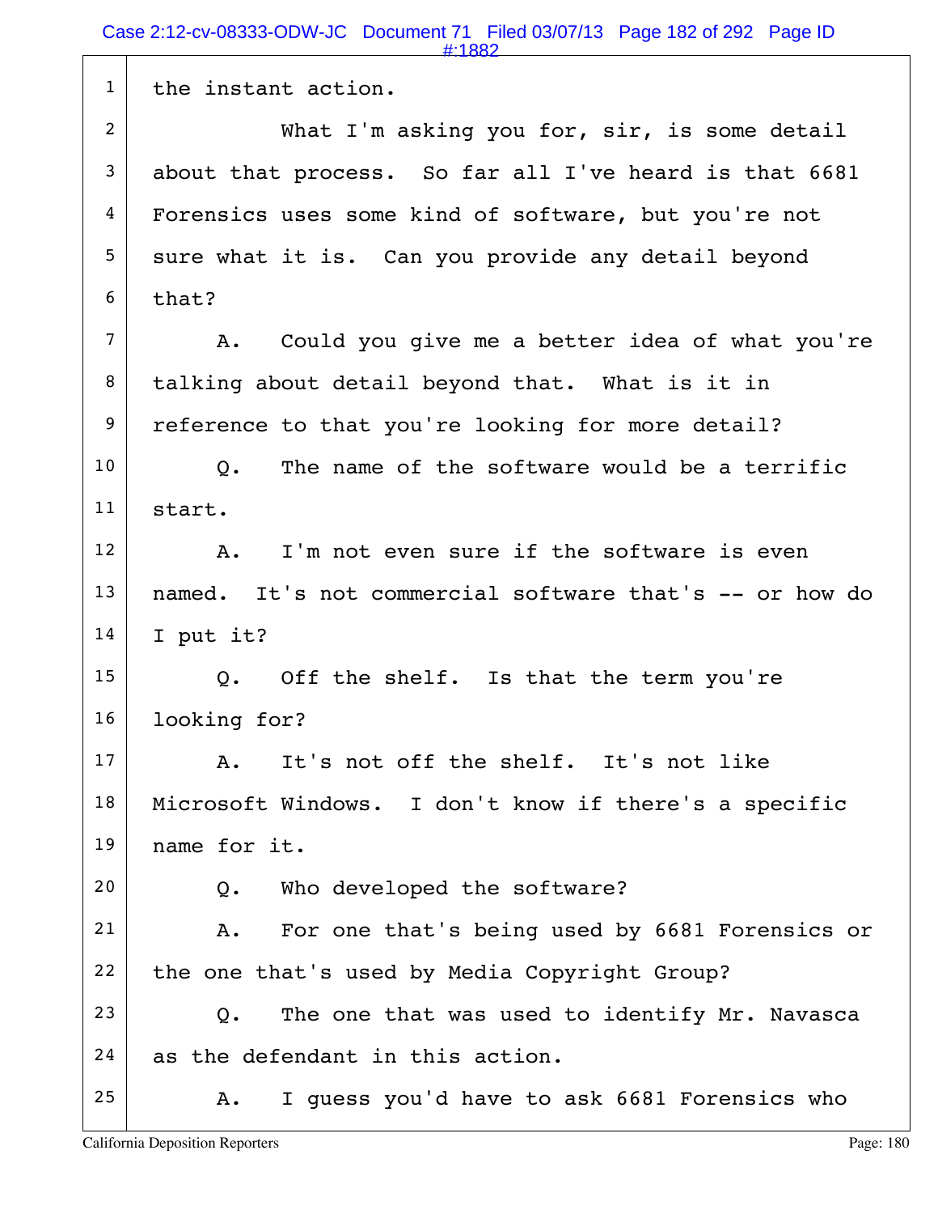1 the instant action.

2 What I'm asking you for, sir, is some detail

3 about that process. So far all I've heard is that 6681

4 Forensics uses some kind of software, but you're not

5 sure what it is. Can you provide any detail beyond

6 that?

7 A. Could you give me a better idea of what you're

8 talking about detail beyond that. What is it in

9 reference to that you're looking for more detail?

10 Q. The name of the software would be a terrific

11 start.

12 A. I'm not even sure if the software is even

13 named. It's not commercial software that's -- or how do

14 I put it?

15 Q. Off the shelf. Is that the term you're

16 looking for?

17 A. It's not off the shelf. It's not like

18 Microsoft Windows. I don't know if there's a specific

19 name for it.

20 Q. Who developed the software?

21 A. For one that's being used by 6681 Forensics or

22 the one that's used by Media Copyright Group?

23 Q. The one that was used to identify Mr. Navasca

24 as the defendant in this action.

25 A. I guess you'd have to ask 6681 Forensics who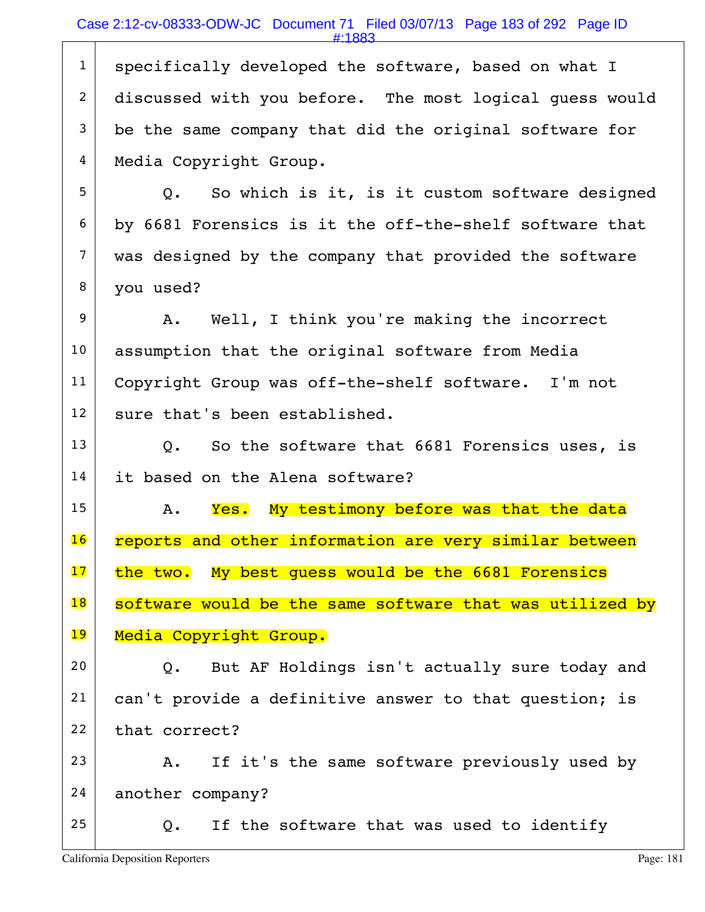1 specifically developed the software, based on what I
2 discussed with you before. The most logical guess would
3 be the same company that did the original software for
4 Media Copyright Group.

5 Q. So which is it, is it custom software designed
6 by 6681 Forensics is it the off-the-shelf software that
7 was designed by the company that provided the software
8 you used?

9 A. Well, I think you're making the incorrect
10 assumption that the original software from Media
11 Copyright Group was off-the-shelf software. I'm not
12 sure that's been established.

13 Q. So the software that 6681 Forensics uses, is
14 it based on the Alena software?

15 A. Yes. My testimony before was that the data
16 reports and other information are very similar between
17 the two. My best guess would be the 6681 Forensics
18 software would be the same software that was utilized by
19 Media Copyright Group.

20 Q. But AF Holdings isn't actually sure today and
21 can't provide a definitive answer to that question; is
22 that correct?

23 A. If it's the same software previously used by
24 another company?

25 Q. If the software that was used to identify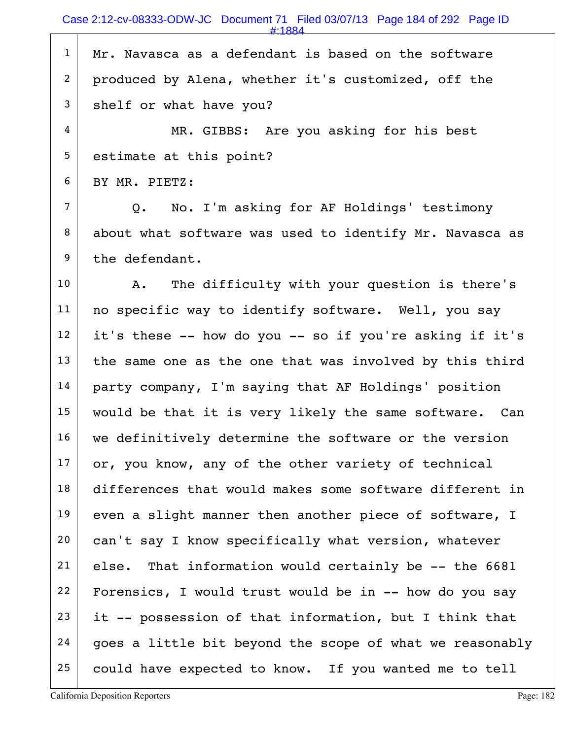Mr. Navasca as a defendant is based on the software produced by Alena, whether it's customized, off the shelf or what have you?

MR. GIBBS: Are you asking for his best estimate at this point?

BY MR. PIETZ:

Q. No. I'm asking for AF Holdings' testimony about what software was used to identify Mr. Navasca as the defendant.

A. The difficulty with your question is there's no specific way to identify software. Well, you say it's these -- how do you -- so if you're asking if it's the same one as the one that was involved by this third party company, I'm saying that AF Holdings' position would be that it is very likely the same software. Can we definitively determine the software or the version or, you know, any of the other variety of technical differences that would makes some software different in even a slight manner then another piece of software, I can't say I know specifically what version, whatever else. That information would certainly be -- the 6681 Forensics, I would trust would be in -- how do you say it -- possession of that information, but I think that goes a little bit beyond the scope of what we reasonably could have expected to know. If you wanted me to tell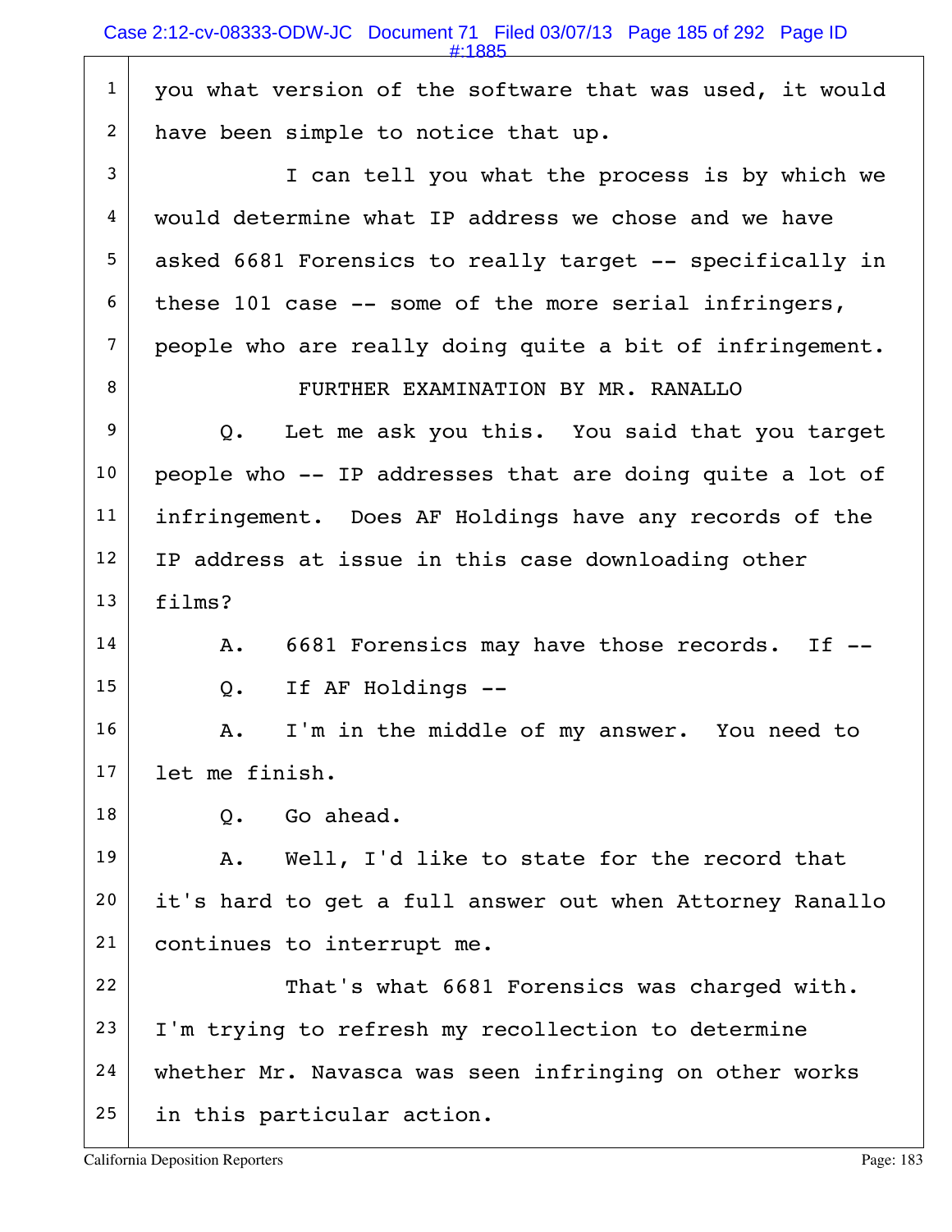you what version of the software that was used, it would have been simple to notice that up.

I can tell you what the process is by which we would determine what IP address we chose and we have asked 6681 Forensics to really target -- specifically in these 101 case -- some of the more serial infringers, people who are really doing quite a bit of infringement.

FURTHER EXAMINATION BY MR. RANALLO

Q. Let me ask you this. You said that you target people who -- IP addresses that are doing quite a lot of infringement. Does AF Holdings have any records of the IP address at issue in this case downloading other films?

A. 6681 Forensics may have those records. If --

Q. If AF Holdings --

A. I'm in the middle of my answer. You need to let me finish.

Q. Go ahead.

A. Well, I'd like to state for the record that it's hard to get a full answer out when Attorney Ranallo continues to interrupt me.

That's what 6681 Forensics was charged with. I'm trying to refresh my recollection to determine whether Mr. Navasca was seen infringing on other works in this particular action.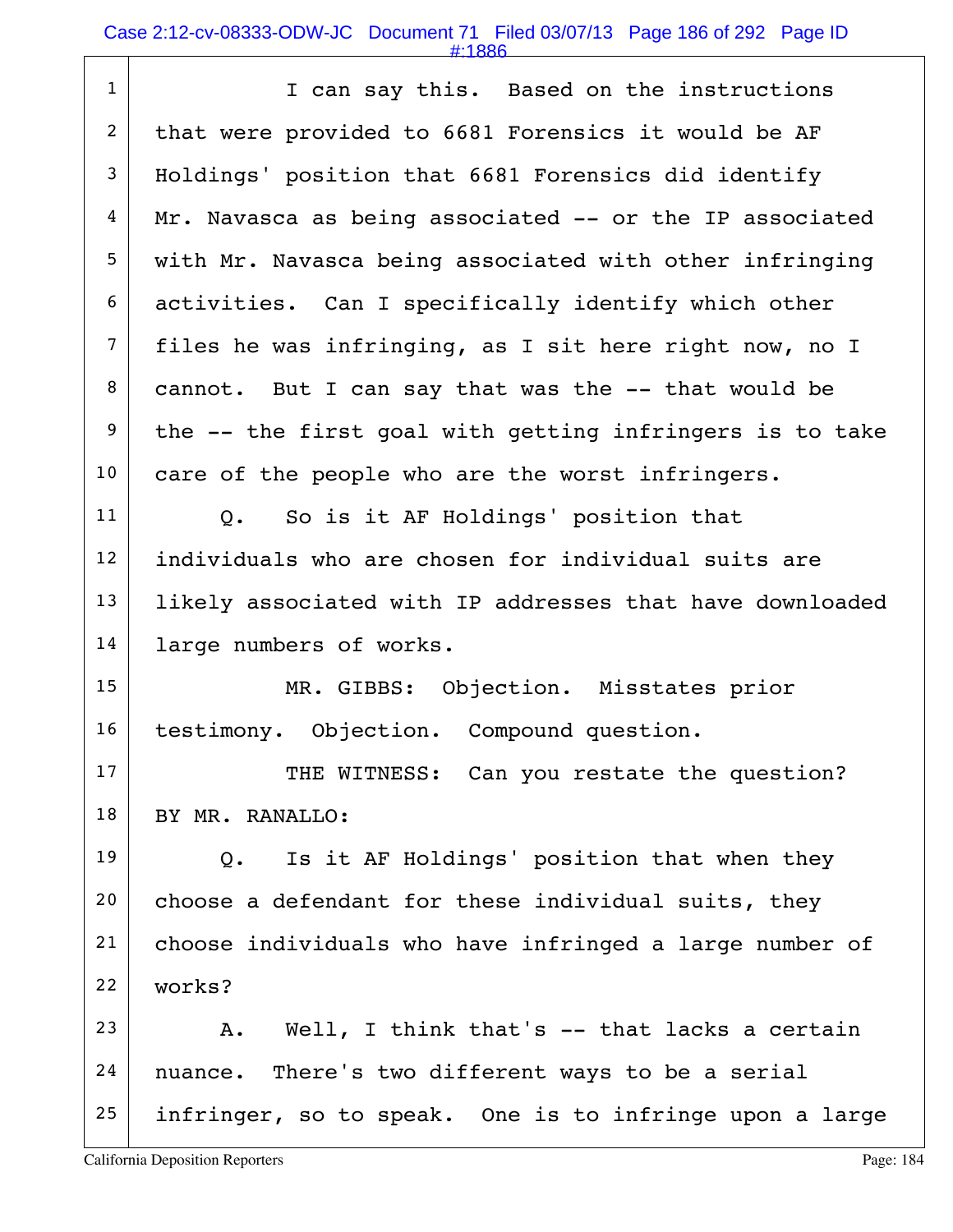I can say this. Based on the instructions that were provided to 6681 Forensics it would be AF Holdings' position that 6681 Forensics did identify Mr. Navasca as being associated -- or the IP associated with Mr. Navasca being associated with other infringing activities. Can I specifically identify which other files he was infringing, as I sit here right now, no I cannot. But I can say that was the -- that would be the -- the first goal with getting infringers is to take care of the people who are the worst infringers.

Q. So is it AF Holdings' position that individuals who are chosen for individual suits are likely associated with IP addresses that have downloaded large numbers of works.

MR. GIBBS: Objection. Misstates prior testimony. Objection. Compound question.

THE WITNESS: Can you restate the question?

BY MR. RANALLO:

Q. Is it AF Holdings' position that when they choose a defendant for these individual suits, they choose individuals who have infringed a large number of works?

A. Well, I think that's -- that lacks a certain nuance. There's two different ways to be a serial infringer, so to speak. One is to infringe upon a large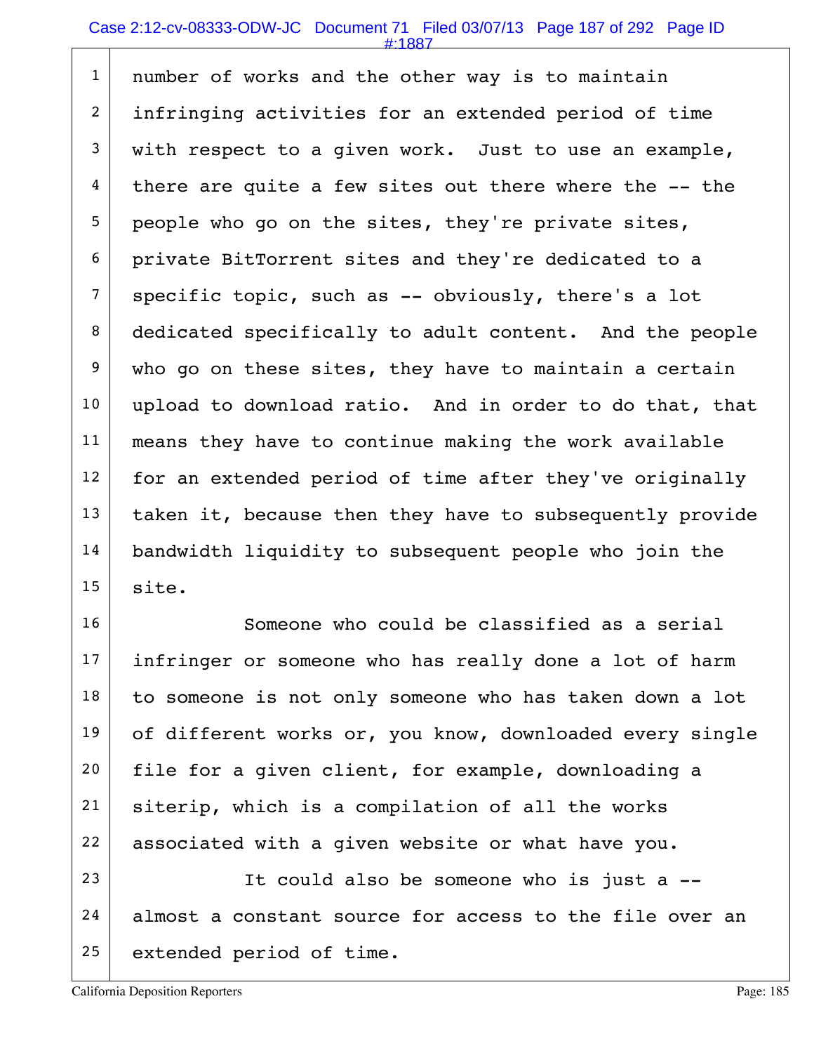number of works and the other way is to maintain infringing activities for an extended period of time with respect to a given work. Just to use an example, there are quite a few sites out there where the -- the people who go on the sites, they're private sites, private BitTorrent sites and they're dedicated to a specific topic, such as -- obviously, there's a lot dedicated specifically to adult content. And the people who go on these sites, they have to maintain a certain upload to download ratio. And in order to do that, that means they have to continue making the work available for an extended period of time after they've originally taken it, because then they have to subsequently provide bandwidth liquidity to subsequent people who join the site.

Someone who could be classified as a serial infringer or someone who has really done a lot of harm to someone is not only someone who has taken down a lot of different works or, you know, downloaded every single file for a given client, for example, downloading a siterip, which is a compilation of all the works associated with a given website or what have you.

It could also be someone who is just a -- almost a constant source for access to the file over an extended period of time.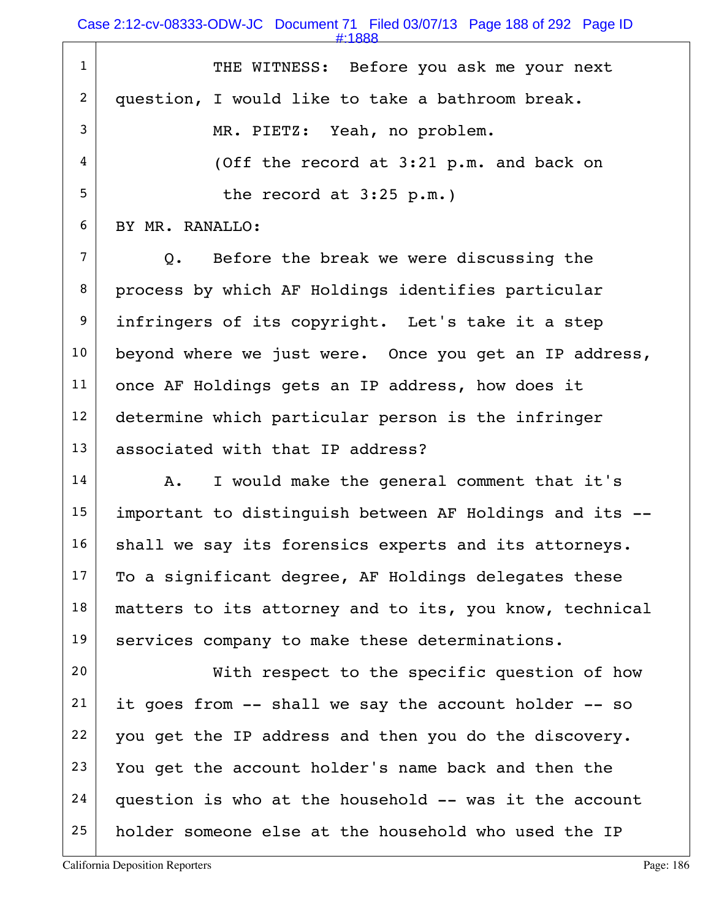THE WITNESS: Before you ask me your next question, I would like to take a bathroom break.

MR. PIETZ: Yeah, no problem.

(Off the record at 3:21 p.m. and back on the record at 3:25 p.m.)

BY MR. RANALLO:

Q. Before the break we were discussing the process by which AF Holdings identifies particular infringers of its copyright. Let's take it a step beyond where we just were. Once you get an IP address, once AF Holdings gets an IP address, how does it determine which particular person is the infringer associated with that IP address?

A. I would make the general comment that it's important to distinguish between AF Holdings and its -- shall we say its forensics experts and its attorneys. To a significant degree, AF Holdings delegates these matters to its attorney and to its, you know, technical services company to make these determinations.

With respect to the specific question of how it goes from -- shall we say the account holder -- so you get the IP address and then you do the discovery. You get the account holder's name back and then the question is who at the household -- was it the account holder someone else at the household who used the IP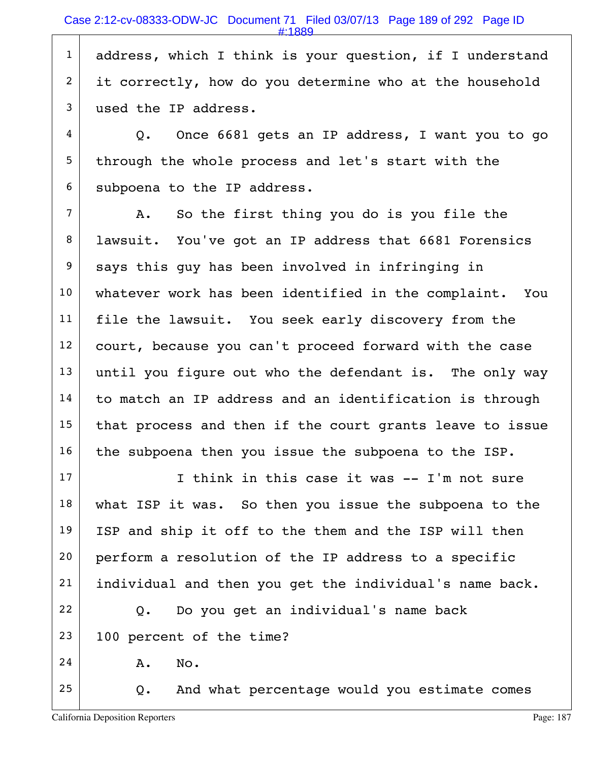address, which I think is your question, if I understand it correctly, how do you determine who at the household used the IP address.

Q. Once 6681 gets an IP address, I want you to go through the whole process and let's start with the subpoena to the IP address.

A. So the first thing you do is you file the lawsuit. You've got an IP address that 6681 Forensics says this guy has been involved in infringing in whatever work has been identified in the complaint. You file the lawsuit. You seek early discovery from the court, because you can't proceed forward with the case until you figure out who the defendant is. The only way to match an IP address and an identification is through that process and then if the court grants leave to issue the subpoena then you issue the subpoena to the ISP.

I think in this case it was -- I'm not sure what ISP it was. So then you issue the subpoena to the ISP and ship it off to the them and the ISP will then perform a resolution of the IP address to a specific individual and then you get the individual's name back.

Q. Do you get an individual's name back 100 percent of the time?

A. No.

Q. And what percentage would you estimate comes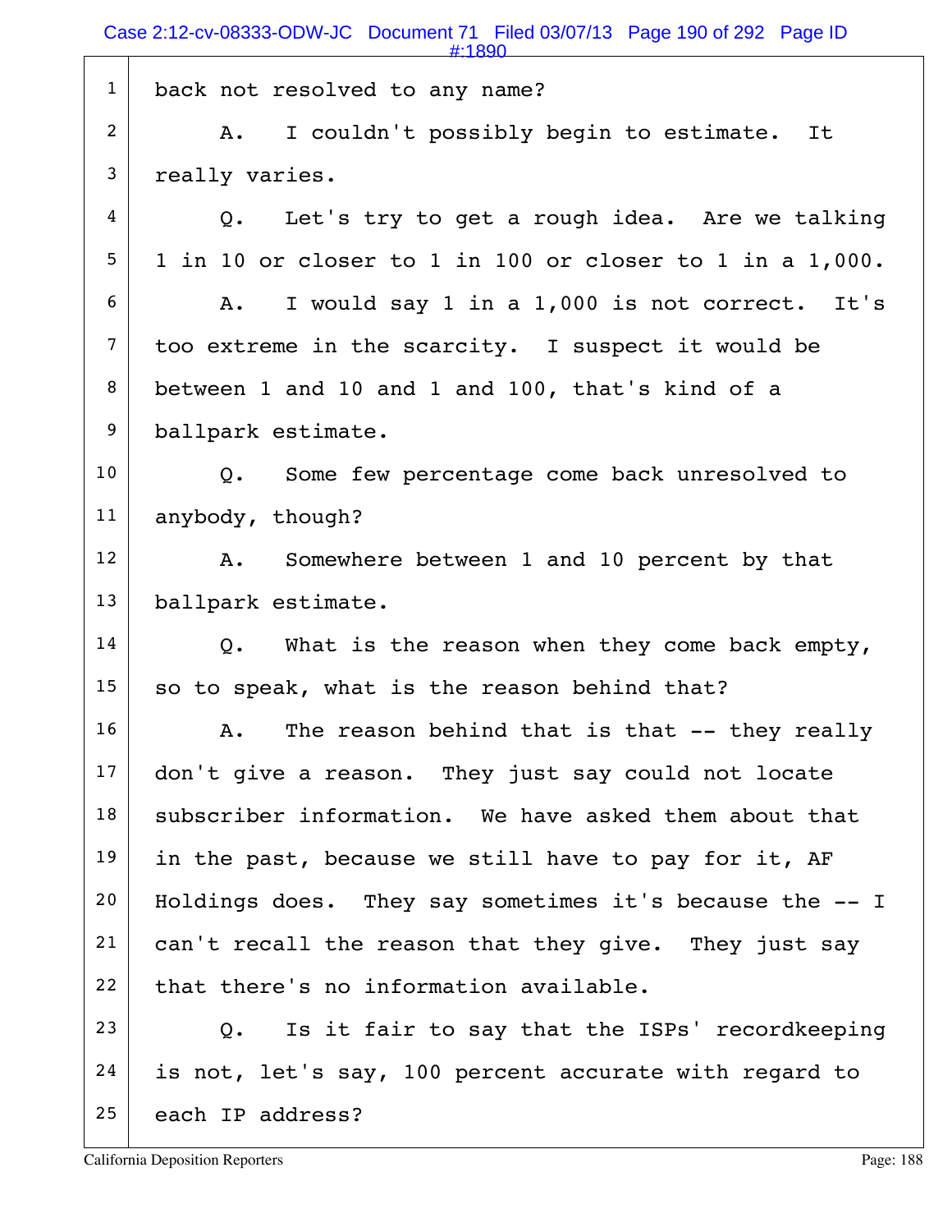back not resolved to any name?

A. I couldn't possibly begin to estimate. It really varies.

Q. Let's try to get a rough idea. Are we talking 1 in 10 or closer to 1 in 100 or closer to 1 in a 1,000.

A. I would say 1 in a 1,000 is not correct. It's too extreme in the scarcity. I suspect it would be between 1 and 10 and 1 and 100, that's kind of a ballpark estimate.

Q. Some few percentage come back unresolved to anybody, though?

A. Somewhere between 1 and 10 percent by that ballpark estimate.

Q. What is the reason when they come back empty, so to speak, what is the reason behind that?

A. The reason behind that is that -- they really don't give a reason. They just say could not locate subscriber information. We have asked them about that in the past, because we still have to pay for it, AF Holdings does. They say sometimes it's because the -- I can't recall the reason that they give. They just say that there's no information available.

Q. Is it fair to say that the ISPs' recordkeeping is not, let's say, 100 percent accurate with regard to each IP address?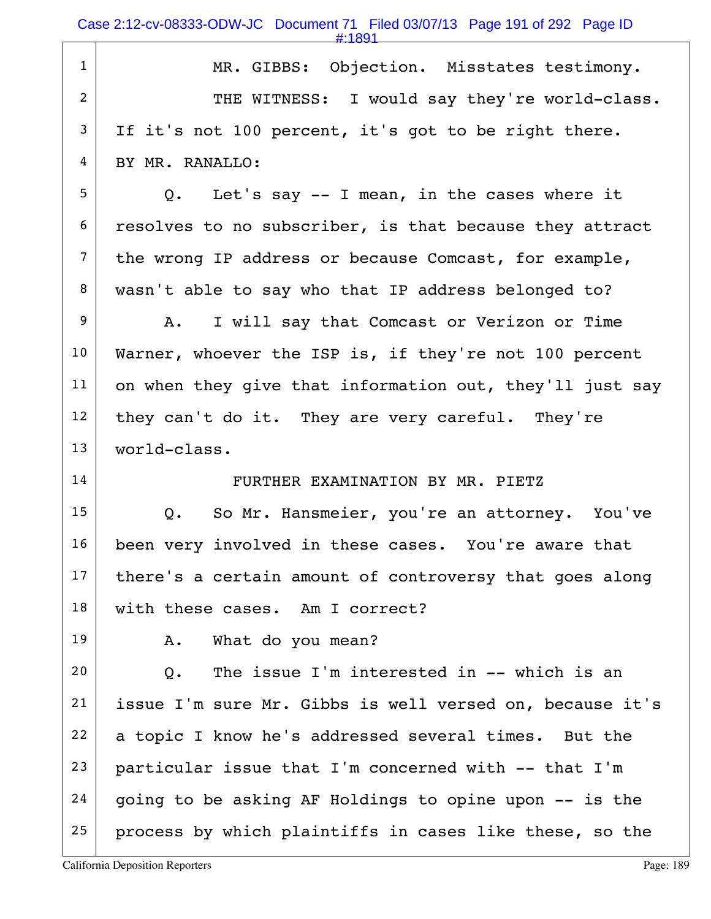MR. GIBBS: Objection. Misstates testimony.

THE WITNESS: I would say they're world-class. If it's not 100 percent, it's got to be right there.

BY MR. RANALLO:

Q. Let's say -- I mean, in the cases where it resolves to no subscriber, is that because they attract the wrong IP address or because Comcast, for example, wasn't able to say who that IP address belonged to?

A. I will say that Comcast or Verizon or Time Warner, whoever the ISP is, if they're not 100 percent on when they give that information out, they'll just say they can't do it. They are very careful. They're world-class.

FURTHER EXAMINATION BY MR. PIETZ

Q. So Mr. Hansmeier, you're an attorney. You've been very involved in these cases. You're aware that there's a certain amount of controversy that goes along with these cases. Am I correct?

A. What do you mean?

Q. The issue I'm interested in -- which is an issue I'm sure Mr. Gibbs is well versed on, because it's a topic I know he's addressed several times. But the particular issue that I'm concerned with -- that I'm going to be asking AF Holdings to opine upon -- is the process by which plaintiffs in cases like these, so the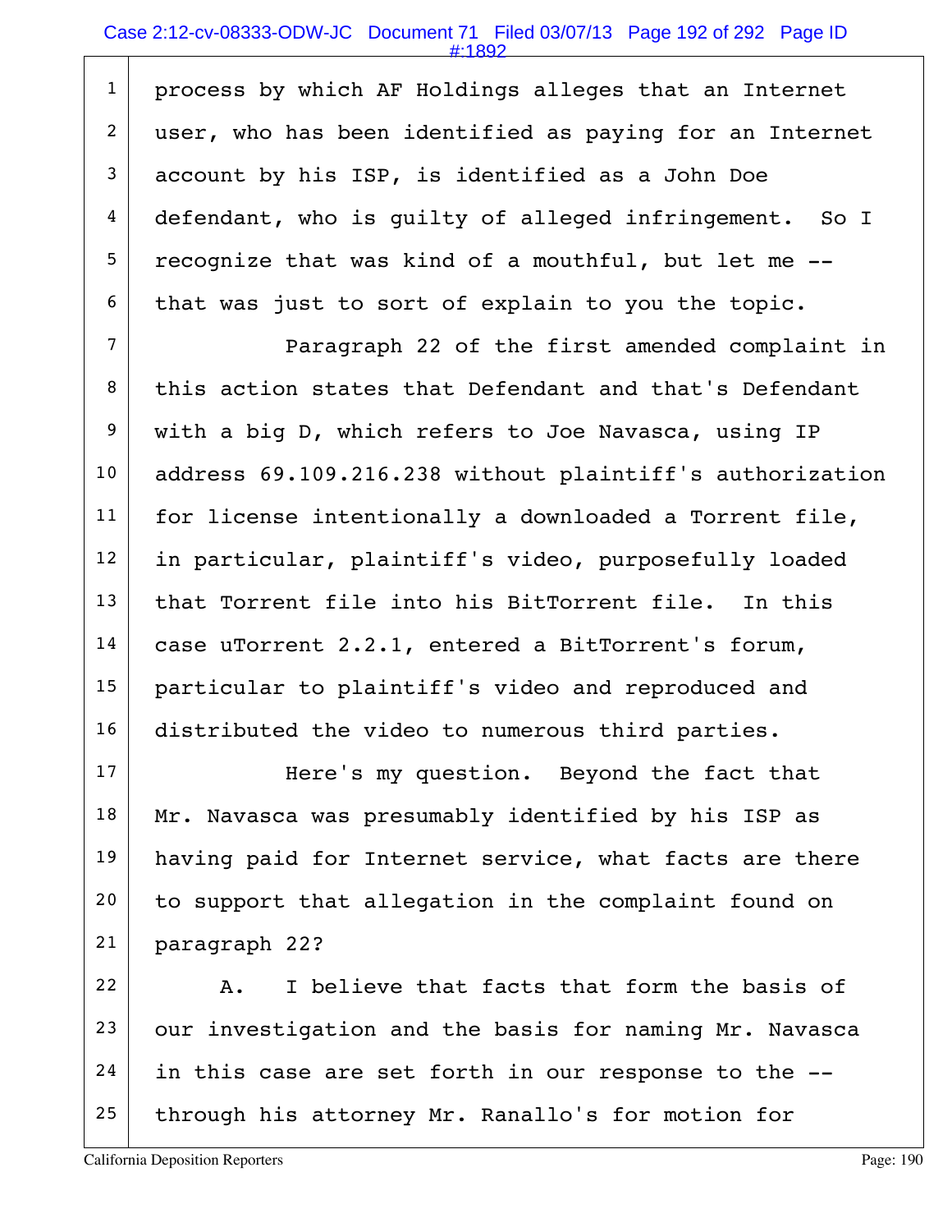1 process by which AF Holdings alleges that an Internet
2 user, who has been identified as paying for an Internet
3 account by his ISP, is identified as a John Doe
4 defendant, who is guilty of alleged infringement. So I
5 recognize that was kind of a mouthful, but let me --
6 that was just to sort of explain to you the topic.

7 Paragraph 22 of the first amended complaint in
8 this action states that Defendant and that's Defendant
9 with a big D, which refers to Joe Navasca, using IP
10 address 69.109.216.238 without plaintiff's authorization
11 for license intentionally a downloaded a Torrent file,
12 in particular, plaintiff's video, purposefully loaded
13 that Torrent file into his BitTorrent file. In this
14 case uTorrent 2.2.1, entered a BitTorrent's forum,
15 particular to plaintiff's video and reproduced and
16 distributed the video to numerous third parties.

17 Here's my question. Beyond the fact that
18 Mr. Navasca was presumably identified by his ISP as
19 having paid for Internet service, what facts are there
20 to support that allegation in the complaint found on
21 paragraph 22?

22 A. I believe that facts that form the basis of
23 our investigation and the basis for naming Mr. Navasca
24 in this case are set forth in our response to the --
25 through his attorney Mr. Ranallo's for motion for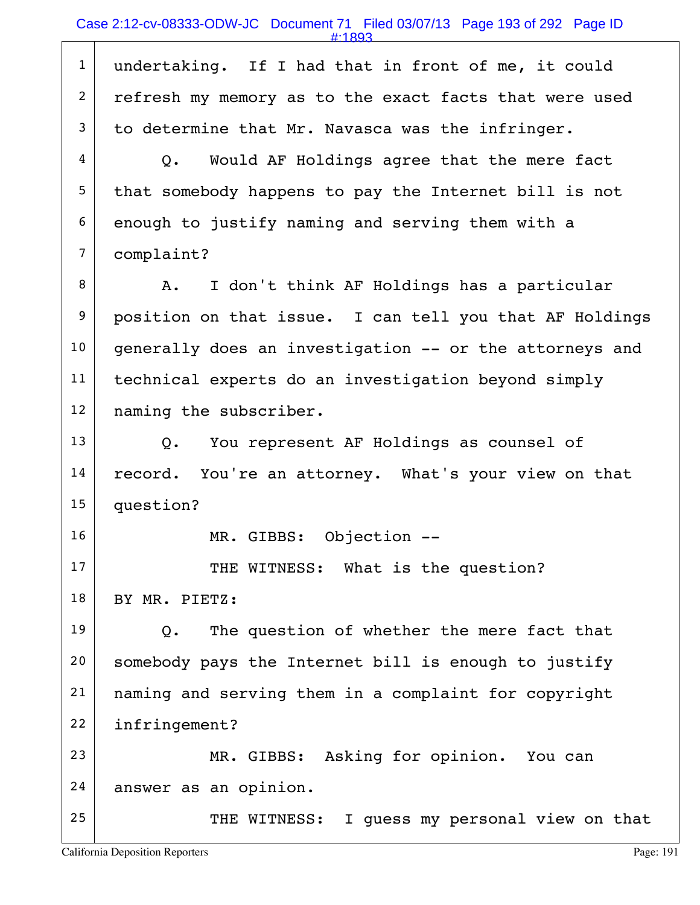1 undertaking. If I had that in front of me, it could
2 refresh my memory as to the exact facts that were used
3 to determine that Mr. Navasca was the infringer.
4 Q. Would AF Holdings agree that the mere fact
5 that somebody happens to pay the Internet bill is not
6 enough to justify naming and serving them with a
7 complaint?
8 A. I don't think AF Holdings has a particular
9 position on that issue. I can tell you that AF Holdings
10 generally does an investigation -- or the attorneys and
11 technical experts do an investigation beyond simply
12 naming the subscriber.
13 Q. You represent AF Holdings as counsel of
14 record. You're an attorney. What's your view on that
15 question?
16 MR. GIBBS: Objection --
17 THE WITNESS: What is the question?
18 BY MR. PIETZ:
19 Q. The question of whether the mere fact that
20 somebody pays the Internet bill is enough to justify
21 naming and serving them in a complaint for copyright
22 infringement?
23 MR. GIBBS: Asking for opinion. You can
24 answer as an opinion.
25 THE WITNESS: I guess my personal view on that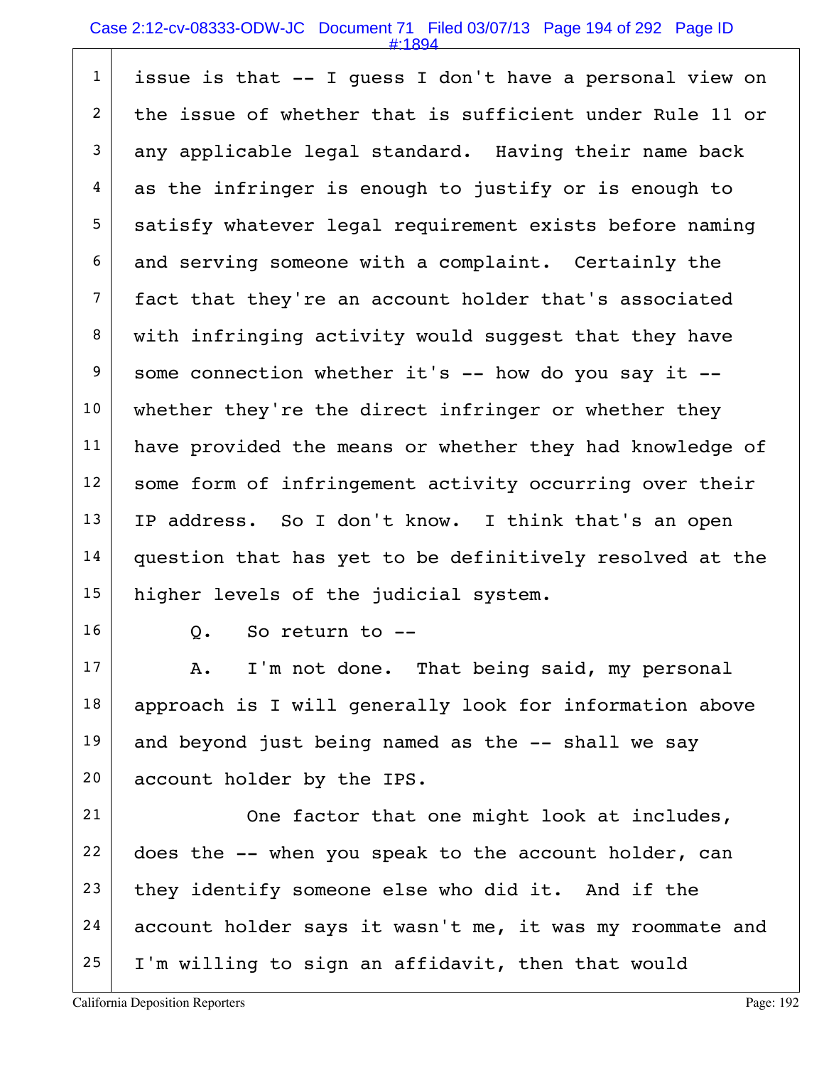issue is that -- I guess I don't have a personal view on the issue of whether that is sufficient under Rule 11 or any applicable legal standard. Having their name back as the infringer is enough to justify or is enough to satisfy whatever legal requirement exists before naming and serving someone with a complaint. Certainly the fact that they're an account holder that's associated with infringing activity would suggest that they have some connection whether it's -- how do you say it -- whether they're the direct infringer or whether they have provided the means or whether they had knowledge of some form of infringement activity occurring over their IP address. So I don't know. I think that's an open question that has yet to be definitively resolved at the higher levels of the judicial system.

Q. So return to --

A. I'm not done. That being said, my personal approach is I will generally look for information above and beyond just being named as the -- shall we say account holder by the IPS.

One factor that one might look at includes, does the -- when you speak to the account holder, can they identify someone else who did it. And if the account holder says it wasn't me, it was my roommate and I'm willing to sign an affidavit, then that would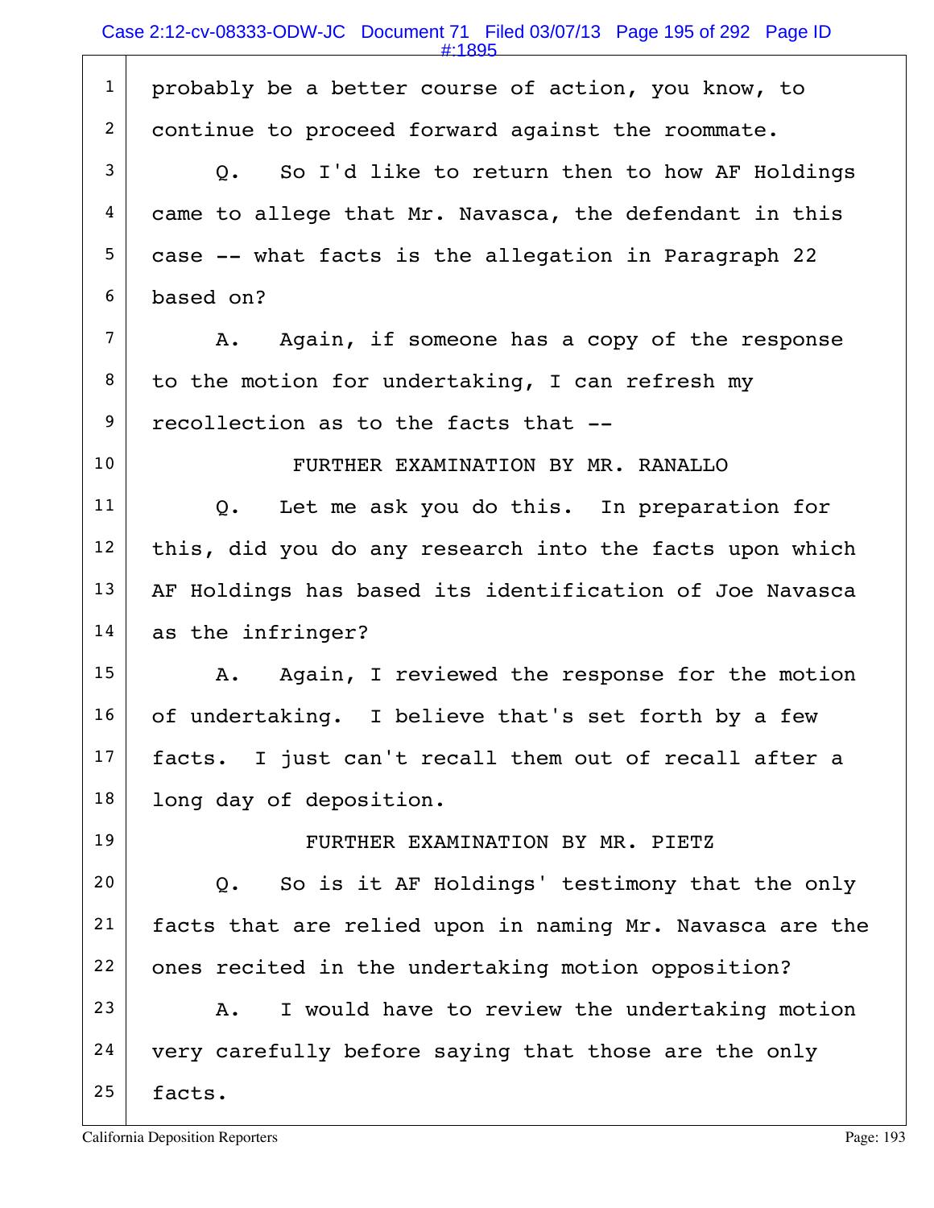probably be a better course of action, you know, to continue to proceed forward against the roommate.

Q. So I'd like to return then to how AF Holdings came to allege that Mr. Navasca, the defendant in this case -- what facts is the allegation in Paragraph 22 based on?

A. Again, if someone has a copy of the response to the motion for undertaking, I can refresh my recollection as to the facts that --

FURTHER EXAMINATION BY MR. RANALLO

Q. Let me ask you do this. In preparation for this, did you do any research into the facts upon which AF Holdings has based its identification of Joe Navasca as the infringer?

A. Again, I reviewed the response for the motion of undertaking. I believe that's set forth by a few facts. I just can't recall them out of recall after a long day of deposition.

FURTHER EXAMINATION BY MR. PIETZ

Q. So is it AF Holdings' testimony that the only facts that are relied upon in naming Mr. Navasca are the ones recited in the undertaking motion opposition?

A. I would have to review the undertaking motion very carefully before saying that those are the only facts.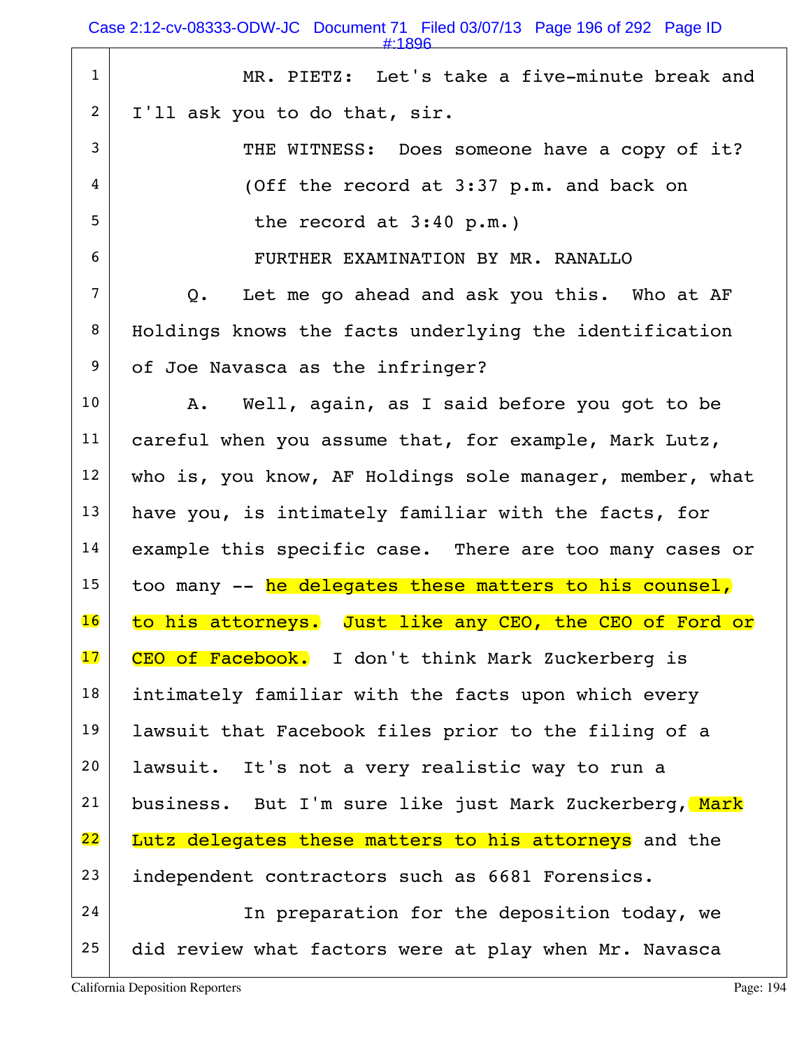MR. PIETZ: Let's take a five-minute break and I'll ask you to do that, sir.

THE WITNESS: Does someone have a copy of it?

(Off the record at 3:37 p.m. and back on the record at 3:40 p.m.)

FURTHER EXAMINATION BY MR. RANALLO

Q. Let me go ahead and ask you this. Who at AF Holdings knows the facts underlying the identification of Joe Navasca as the infringer?

A. Well, again, as I said before you got to be careful when you assume that, for example, Mark Lutz, who is, you know, AF Holdings sole manager, member, what have you, is intimately familiar with the facts, for example this specific case. There are too many cases or too many -- he delegates these matters to his counsel, to his attorneys. Just like any CEO, the CEO of Ford or CEO of Facebook. I don't think Mark Zuckerberg is intimately familiar with the facts upon which every lawsuit that Facebook files prior to the filing of a lawsuit. It's not a very realistic way to run a business. But I'm sure like just Mark Zuckerberg, Mark Lutz delegates these matters to his attorneys and the independent contractors such as 6681 Forensics.

In preparation for the deposition today, we did review what factors were at play when Mr. Navasca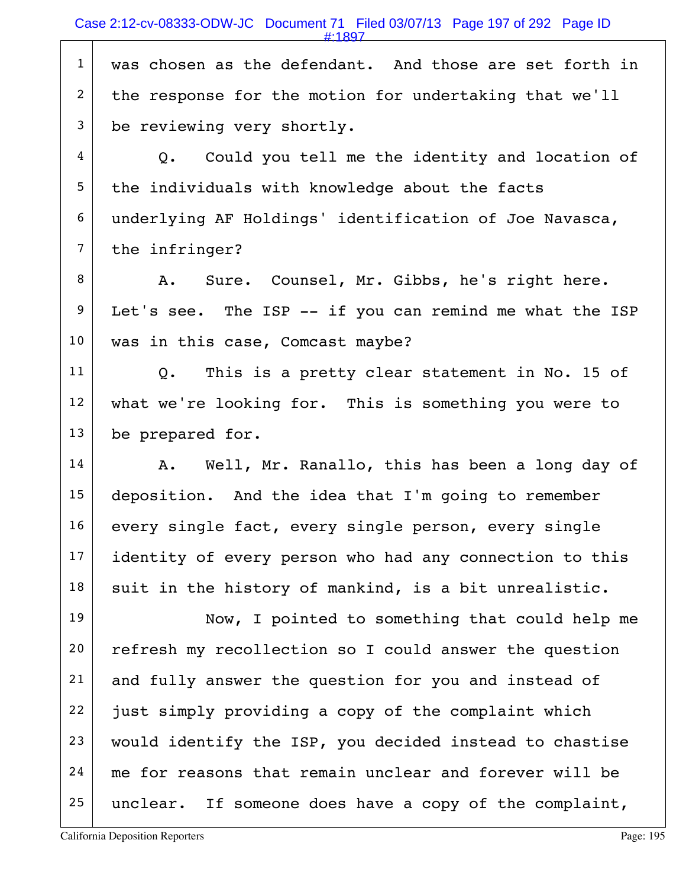was chosen as the defendant. And those are set forth in the response for the motion for undertaking that we'll be reviewing very shortly.

Q. Could you tell me the identity and location of the individuals with knowledge about the facts underlying AF Holdings' identification of Joe Navasca, the infringer?

A. Sure. Counsel, Mr. Gibbs, he's right here. Let's see. The ISP -- if you can remind me what the ISP was in this case, Comcast maybe?

Q. This is a pretty clear statement in No. 15 of what we're looking for. This is something you were to be prepared for.

A. Well, Mr. Ranallo, this has been a long day of deposition. And the idea that I'm going to remember every single fact, every single person, every single identity of every person who had any connection to this suit in the history of mankind, is a bit unrealistic.

Now, I pointed to something that could help me refresh my recollection so I could answer the question and fully answer the question for you and instead of just simply providing a copy of the complaint which would identify the ISP, you decided instead to chastise me for reasons that remain unclear and forever will be unclear. If someone does have a copy of the complaint,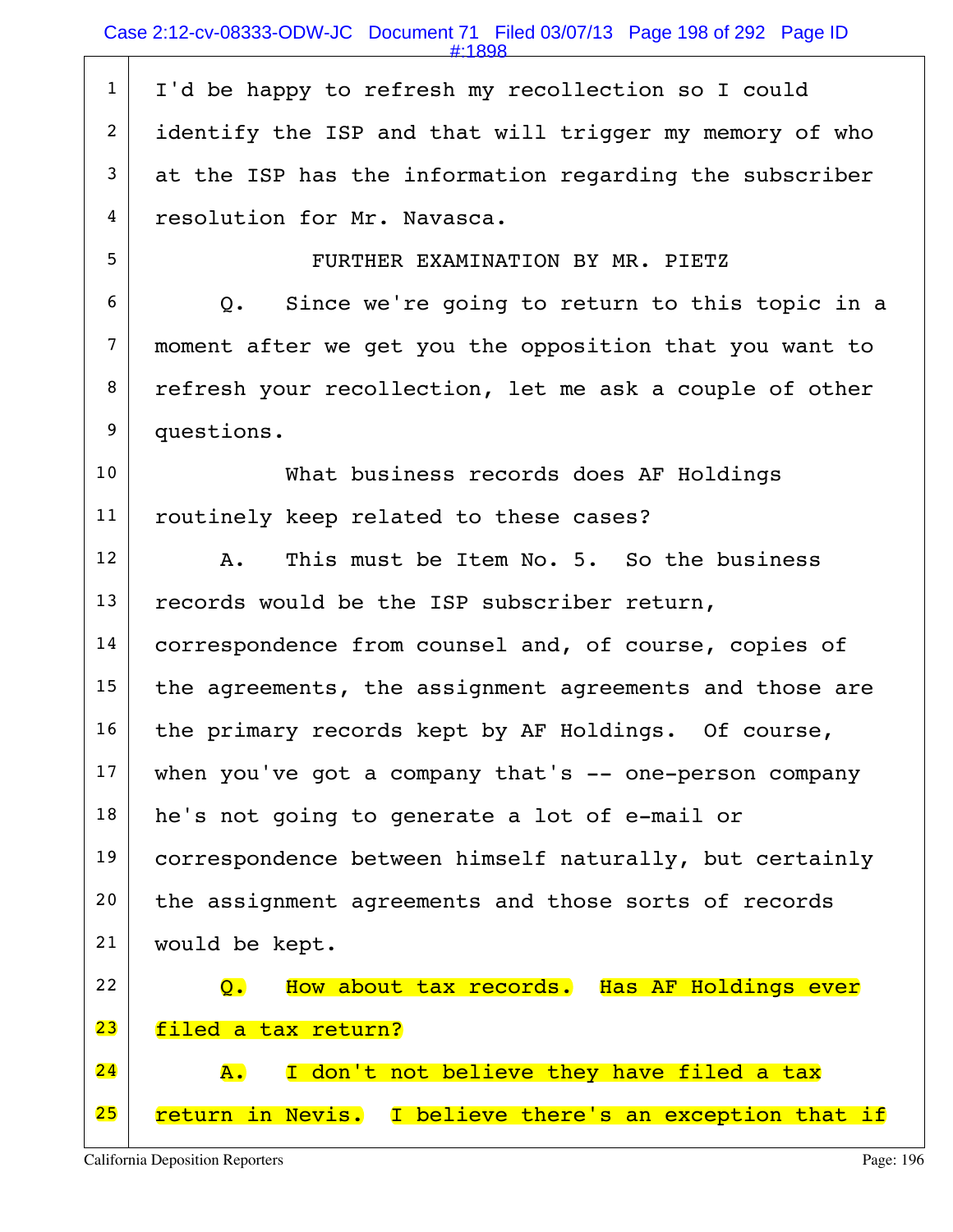1 I'd be happy to refresh my recollection so I could
2 identify the ISP and that will trigger my memory of who
3 at the ISP has the information regarding the subscriber
4 resolution for Mr. Navasca.

5 FURTHER EXAMINATION BY MR. PIETZ

6 Q. Since we're going to return to this topic in a
7 moment after we get you the opposition that you want to
8 refresh your recollection, let me ask a couple of other
9 questions.

10 What business records does AF Holdings
11 routinely keep related to these cases?

12 A. This must be Item No. 5. So the business
13 records would be the ISP subscriber return,
14 correspondence from counsel and, of course, copies of
15 the agreements, the assignment agreements and those are
16 the primary records kept by AF Holdings. Of course,
17 when you've got a company that's -- one-person company
18 he's not going to generate a lot of e-mail or
19 correspondence between himself naturally, but certainly
20 the assignment agreements and those sorts of records
21 would be kept.

22 Q. How about tax records. Has AF Holdings ever
23 filed a tax return?

24 A. I don't not believe they have filed a tax
25 return in Nevis. I believe there's an exception that if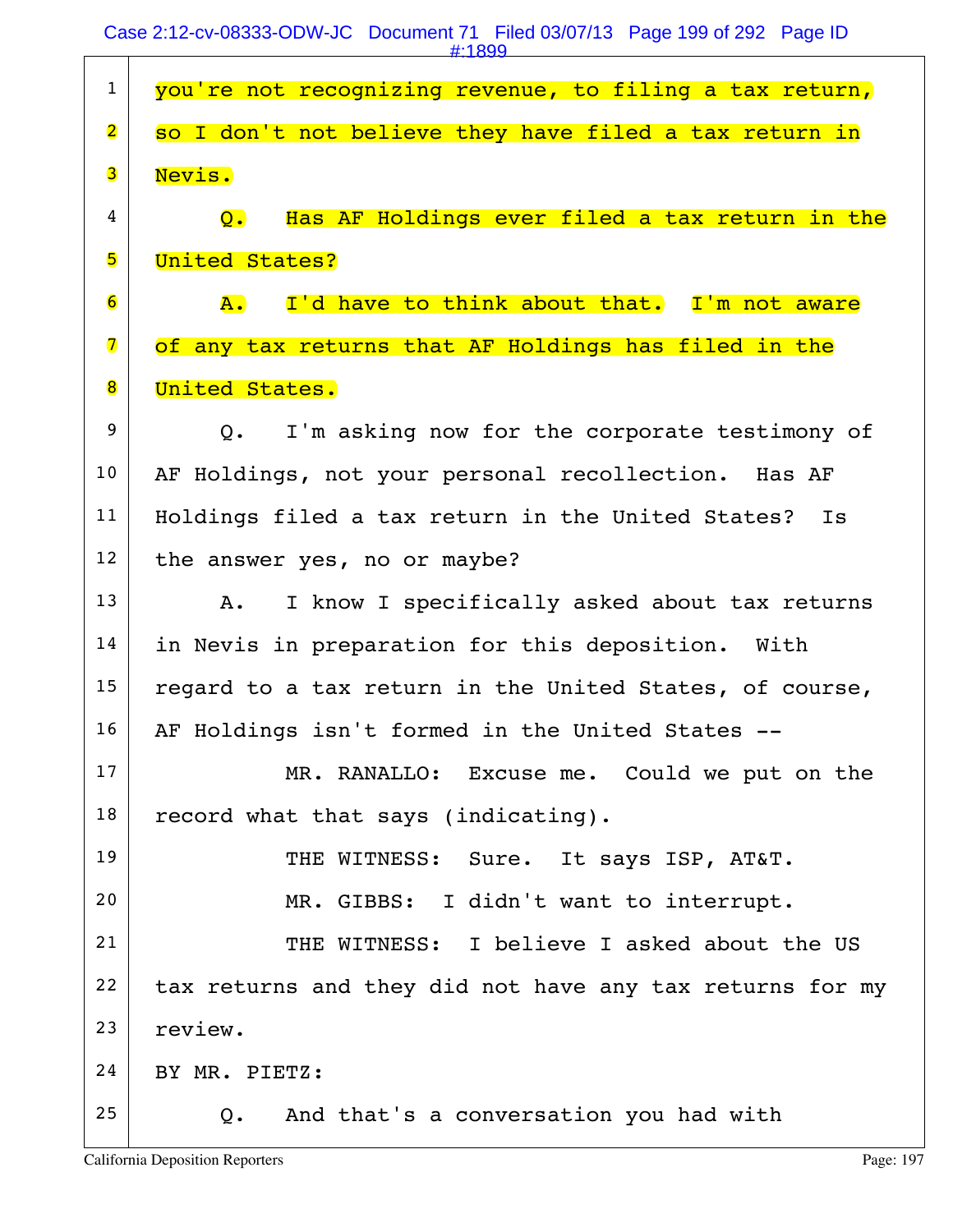1 you're not recognizing revenue, to filing a tax return,
2 so I don't not believe they have filed a tax return in
3 Nevis.
4 Q. Has AF Holdings ever filed a tax return in the
5 United States?
6 A. I'd have to think about that. I'm not aware
7 of any tax returns that AF Holdings has filed in the
8 United States.
9 Q. I'm asking now for the corporate testimony of
10 AF Holdings, not your personal recollection. Has AF
11 Holdings filed a tax return in the United States? Is
12 the answer yes, no or maybe?
13 A. I know I specifically asked about tax returns
14 in Nevis in preparation for this deposition. With
15 regard to a tax return in the United States, of course,
16 AF Holdings isn't formed in the United States --
17 MR. RANALLO: Excuse me. Could we put on the
18 record what that says (indicating).
19 THE WITNESS: Sure. It says ISP, AT&T.
20 MR. GIBBS: I didn't want to interrupt.
21 THE WITNESS: I believe I asked about the US
22 tax returns and they did not have any tax returns for my
23 review.
24 BY MR. PIETZ:
25 Q. And that's a conversation you had with

California Deposition Reporters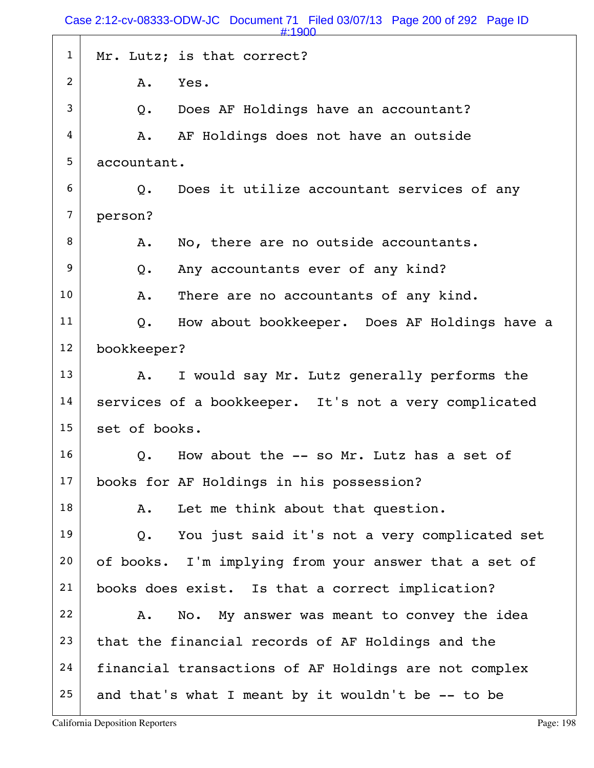1 Mr. Lutz; is that correct?

2 A. Yes.

3 Q. Does AF Holdings have an accountant?

4 A. AF Holdings does not have an outside

5 accountant.

6 Q. Does it utilize accountant services of any

7 person?

8 A. No, there are no outside accountants.

9 Q. Any accountants ever of any kind?

10 A. There are no accountants of any kind.

11 Q. How about bookkeeper. Does AF Holdings have a

12 bookkeeper?

13 A. I would say Mr. Lutz generally performs the

14 services of a bookkeeper. It's not a very complicated

15 set of books.

16 Q. How about the -- so Mr. Lutz has a set of

17 books for AF Holdings in his possession?

18 A. Let me think about that question.

19 Q. You just said it's not a very complicated set

20 of books. I'm implying from your answer that a set of

21 books does exist. Is that a correct implication?

22 A. No. My answer was meant to convey the idea

23 that the financial records of AF Holdings and the

24 financial transactions of AF Holdings are not complex

25 and that's what I meant by it wouldn't be -- to be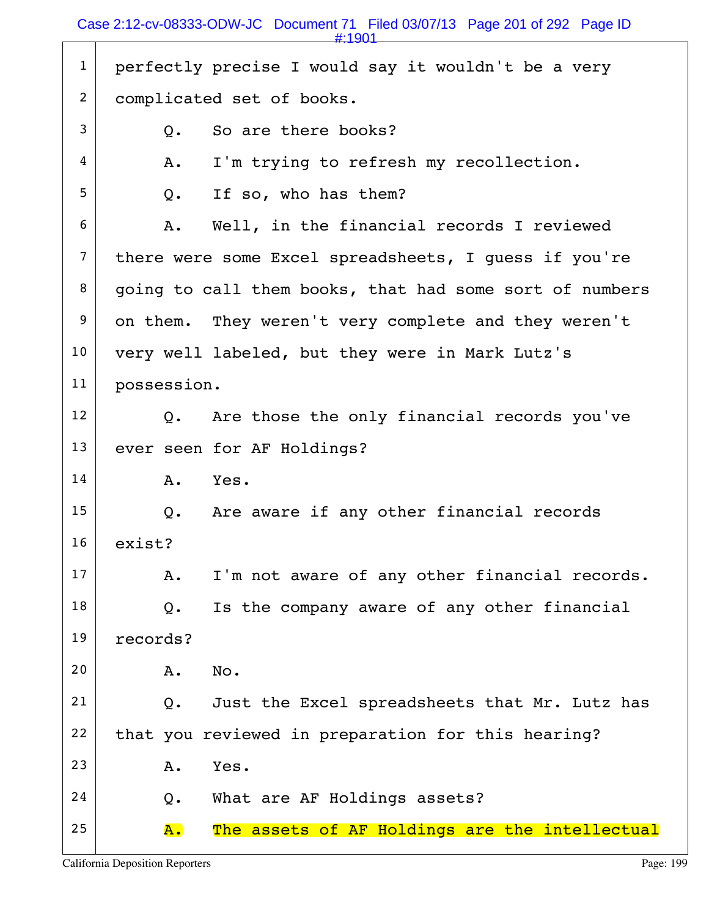1 perfectly precise I would say it wouldn't be a very
2 complicated set of books.
3 Q. So are there books?
4 A. I'm trying to refresh my recollection.
5 Q. If so, who has them?
6 A. Well, in the financial records I reviewed
7 there were some Excel spreadsheets, I guess if you're
8 going to call them books, that had some sort of numbers
9 on them. They weren't very complete and they weren't
10 very well labeled, but they were in Mark Lutz's
11 possession.
12 Q. Are those the only financial records you've
13 ever seen for AF Holdings?
14 A. Yes.
15 Q. Are aware if any other financial records
16 exist?
17 A. I'm not aware of any other financial records.
18 Q. Is the company aware of any other financial
19 records?
20 A. No.
21 Q. Just the Excel spreadsheets that Mr. Lutz has
22 that you reviewed in preparation for this hearing?
23 A. Yes.
24 Q. What are AF Holdings assets?
25 A. The assets of AF Holdings are the intellectual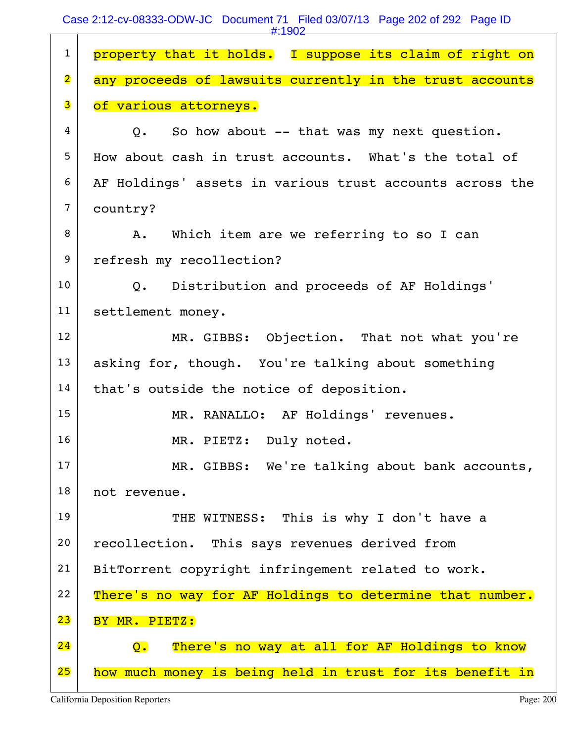1 property that it holds. I suppose its claim of right on
2 any proceeds of lawsuits currently in the trust accounts
3 of various attorneys.
4 Q. So how about -- that was my next question.
5 How about cash in trust accounts. What's the total of
6 AF Holdings' assets in various trust accounts across the
7 country?
8 A. Which item are we referring to so I can
9 refresh my recollection?
10 Q. Distribution and proceeds of AF Holdings'
11 settlement money.
12 MR. GIBBS: Objection. That not what you're
13 asking for, though. You're talking about something
14 that's outside the notice of deposition.
15 MR. RANALLO: AF Holdings' revenues.
16 MR. PIETZ: Duly noted.
17 MR. GIBBS: We're talking about bank accounts,
18 not revenue.
19 THE WITNESS: This is why I don't have a
20 recollection. This says revenues derived from
21 BitTorrent copyright infringement related to work.
22 There's no way for AF Holdings to determine that number.
23 BY MR. PIETZ:
24 Q. There's no way at all for AF Holdings to know
25 how much money is being held in trust for its benefit in

California Deposition Reporters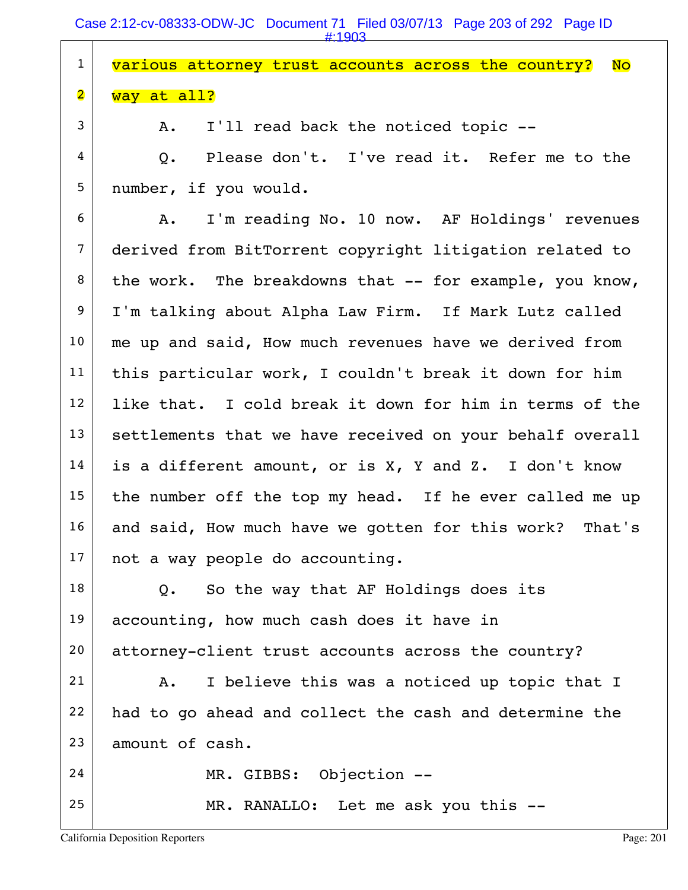1 various attorney trust accounts across the country? No
2 way at all?
3 A. I'll read back the noticed topic --
4 Q. Please don't. I've read it. Refer me to the
5 number, if you would.
6 A. I'm reading No. 10 now. AF Holdings' revenues
7 derived from BitTorrent copyright litigation related to
8 the work. The breakdowns that -- for example, you know,
9 I'm talking about Alpha Law Firm. If Mark Lutz called
10 me up and said, How much revenues have we derived from
11 this particular work, I couldn't break it down for him
12 like that. I cold break it down for him in terms of the
13 settlements that we have received on your behalf overall
14 is a different amount, or is X, Y and Z. I don't know
15 the number off the top my head. If he ever called me up
16 and said, How much have we gotten for this work? That's
17 not a way people do accounting.
18 Q. So the way that AF Holdings does its
19 accounting, how much cash does it have in
20 attorney-client trust accounts across the country?
21 A. I believe this was a noticed up topic that I
22 had to go ahead and collect the cash and determine the
23 amount of cash.
24 MR. GIBBS: Objection --
25 MR. RANALLO: Let me ask you this --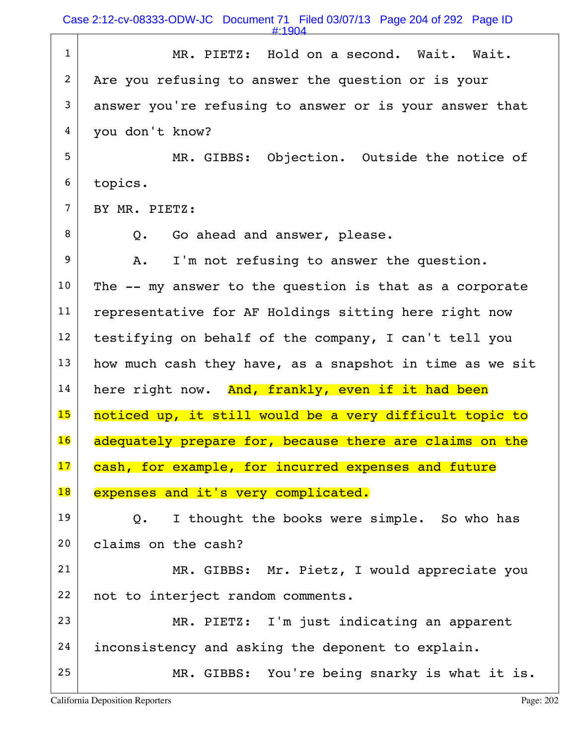MR. PIETZ: Hold on a second. Wait. Wait. Are you refusing to answer the question or is your answer you're refusing to answer or is your answer that you don't know?

MR. GIBBS: Objection. Outside the notice of topics.

BY MR. PIETZ:

Q. Go ahead and answer, please.

A. I'm not refusing to answer the question. The -- my answer to the question is that as a corporate representative for AF Holdings sitting here right now testifying on behalf of the company, I can't tell you how much cash they have, as a snapshot in time as we sit here right now. And, frankly, even if it had been noticed up, it still would be a very difficult topic to adequately prepare for, because there are claims on the cash, for example, for incurred expenses and future expenses and it's very complicated.

Q. I thought the books were simple. So who has claims on the cash?

MR. GIBBS: Mr. Pietz, I would appreciate you not to interject random comments.

MR. PIETZ: I'm just indicating an apparent inconsistency and asking the deponent to explain.

MR. GIBBS: You're being snarky is what it is.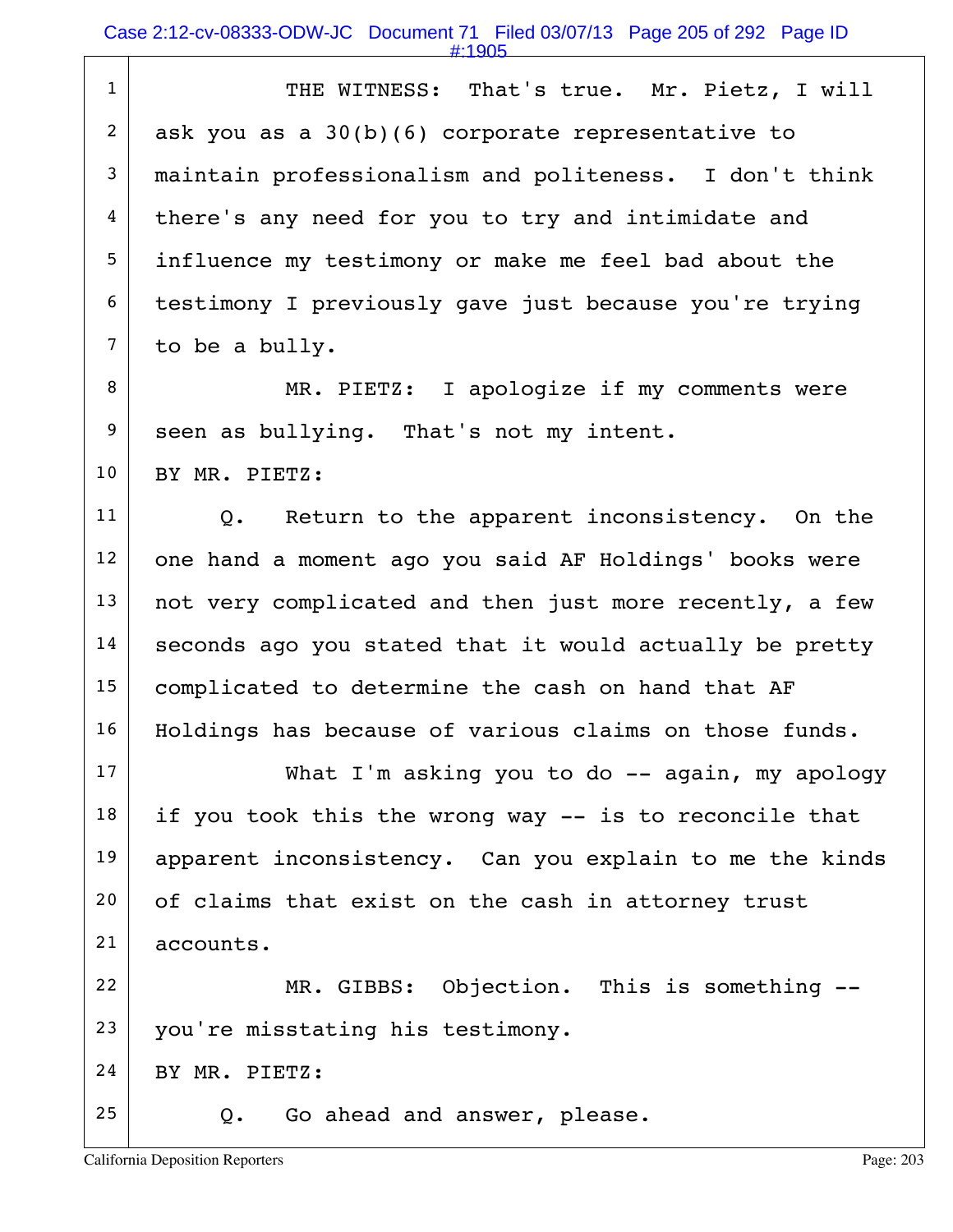THE WITNESS: That's true. Mr. Pietz, I will ask you as a 30(b)(6) corporate representative to maintain professionalism and politeness. I don't think there's any need for you to try and intimidate and influence my testimony or make me feel bad about the testimony I previously gave just because you're trying to be a bully.

MR. PIETZ: I apologize if my comments were seen as bullying. That's not my intent.

BY MR. PIETZ:

Q. Return to the apparent inconsistency. On the one hand a moment ago you said AF Holdings' books were not very complicated and then just more recently, a few seconds ago you stated that it would actually be pretty complicated to determine the cash on hand that AF Holdings has because of various claims on those funds.

What I'm asking you to do -- again, my apology if you took this the wrong way -- is to reconcile that apparent inconsistency. Can you explain to me the kinds of claims that exist on the cash in attorney trust accounts.

MR. GIBBS: Objection. This is something -- you're misstating his testimony.

BY MR. PIETZ:

Q. Go ahead and answer, please.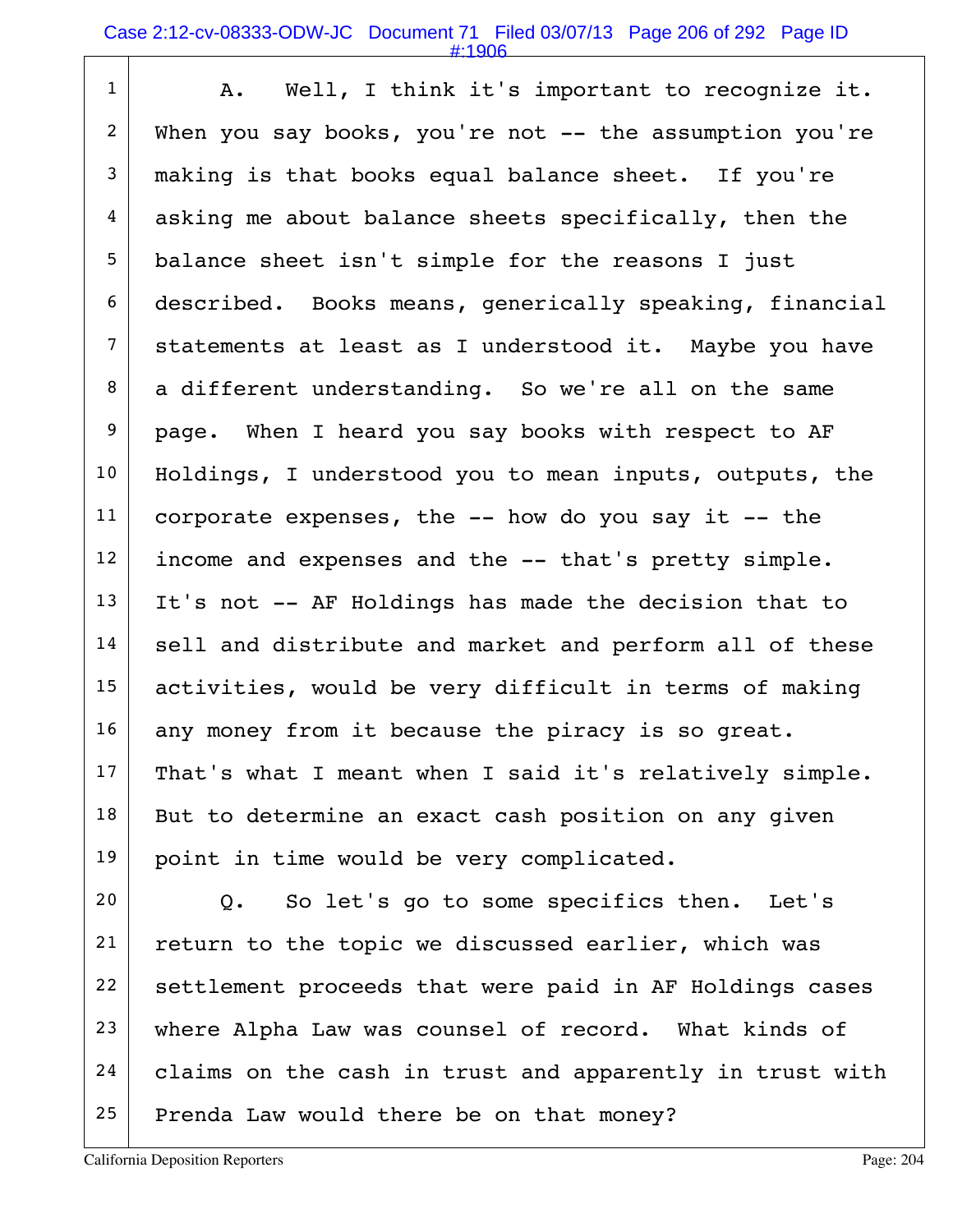A. Well, I think it's important to recognize it. When you say books, you're not -- the assumption you're making is that books equal balance sheet. If you're asking me about balance sheets specifically, then the balance sheet isn't simple for the reasons I just described. Books means, generically speaking, financial statements at least as I understood it. Maybe you have a different understanding. So we're all on the same page. When I heard you say books with respect to AF Holdings, I understood you to mean inputs, outputs, the corporate expenses, the -- how do you say it -- the income and expenses and the -- that's pretty simple. It's not -- AF Holdings has made the decision that to sell and distribute and market and perform all of these activities, would be very difficult in terms of making any money from it because the piracy is so great. That's what I meant when I said it's relatively simple. But to determine an exact cash position on any given point in time would be very complicated.

Q. So let's go to some specifics then. Let's return to the topic we discussed earlier, which was settlement proceeds that were paid in AF Holdings cases where Alpha Law was counsel of record. What kinds of claims on the cash in trust and apparently in trust with Prenda Law would there be on that money?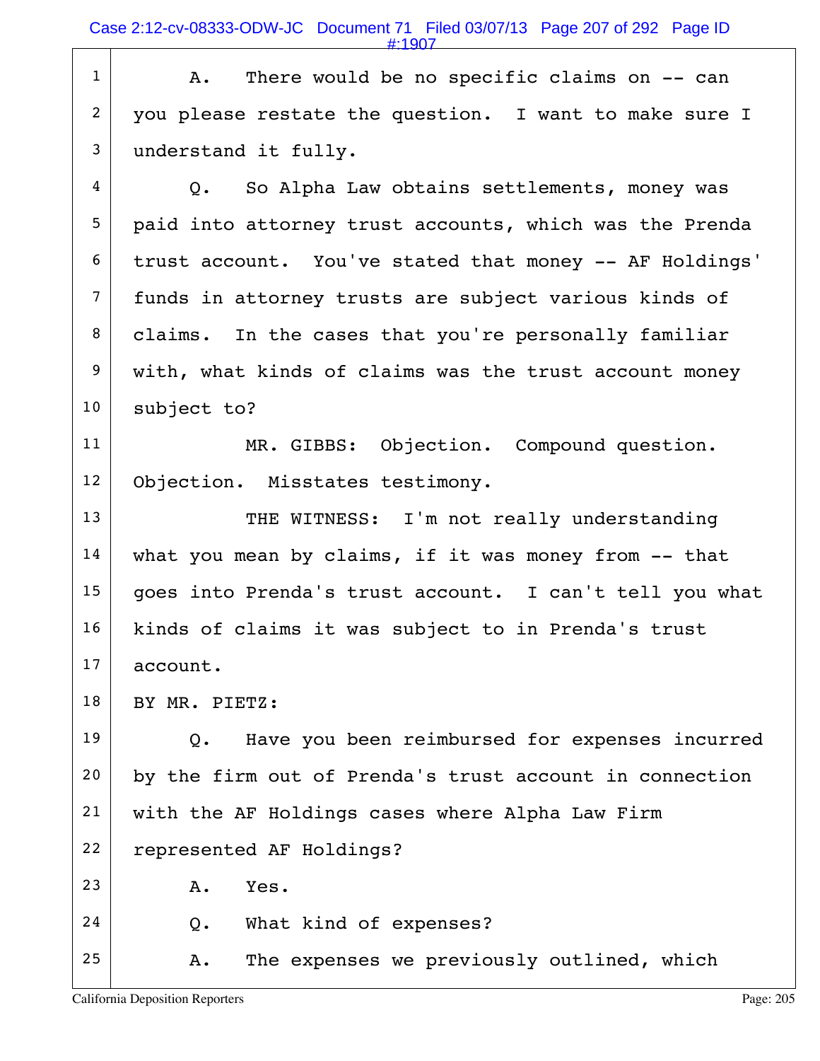A. There would be no specific claims on -- can you please restate the question. I want to make sure I understand it fully.

Q. So Alpha Law obtains settlements, money was paid into attorney trust accounts, which was the Prenda trust account. You've stated that money -- AF Holdings' funds in attorney trusts are subject various kinds of claims. In the cases that you're personally familiar with, what kinds of claims was the trust account money subject to?

MR. GIBBS: Objection. Compound question. Objection. Misstates testimony.

THE WITNESS: I'm not really understanding what you mean by claims, if it was money from -- that goes into Prenda's trust account. I can't tell you what kinds of claims it was subject to in Prenda's trust account.

BY MR. PIETZ:

Q. Have you been reimbursed for expenses incurred by the firm out of Prenda's trust account in connection with the AF Holdings cases where Alpha Law Firm represented AF Holdings?

A. Yes.

Q. What kind of expenses?

A. The expenses we previously outlined, which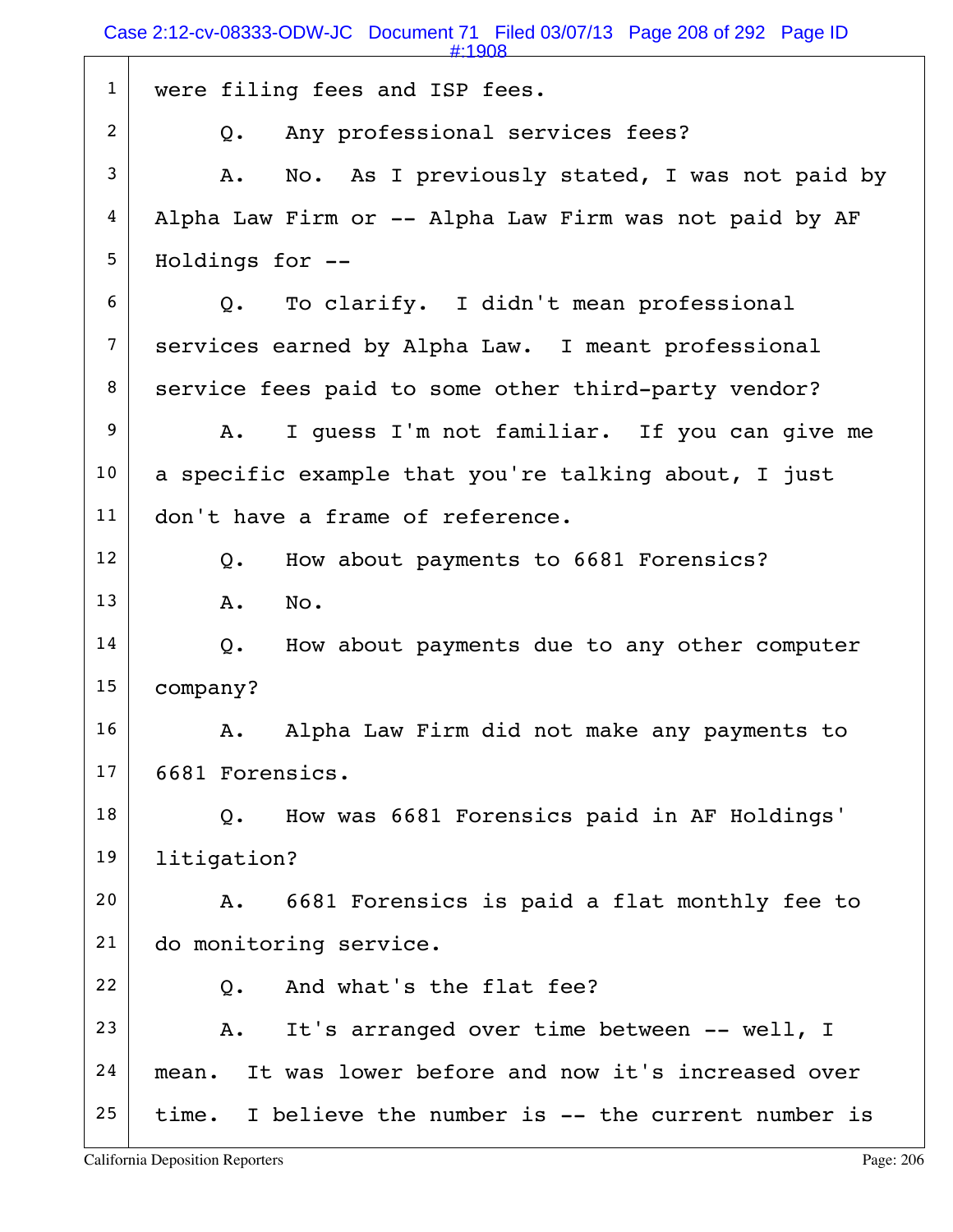1 were filing fees and ISP fees.

2 Q. Any professional services fees?

3 A. No. As I previously stated, I was not paid by

4 Alpha Law Firm or -- Alpha Law Firm was not paid by AF

5 Holdings for --

6 Q. To clarify. I didn't mean professional

7 services earned by Alpha Law. I meant professional

8 service fees paid to some other third-party vendor?

9 A. I guess I'm not familiar. If you can give me

10 a specific example that you're talking about, I just

11 don't have a frame of reference.

12 Q. How about payments to 6681 Forensics?

13 A. No.

14 Q. How about payments due to any other computer

15 company?

16 A. Alpha Law Firm did not make any payments to

17 6681 Forensics.

18 Q. How was 6681 Forensics paid in AF Holdings'

19 litigation?

20 A. 6681 Forensics is paid a flat monthly fee to

21 do monitoring service.

22 Q. And what's the flat fee?

23 A. It's arranged over time between -- well, I

24 mean. It was lower before and now it's increased over

25 time. I believe the number is -- the current number is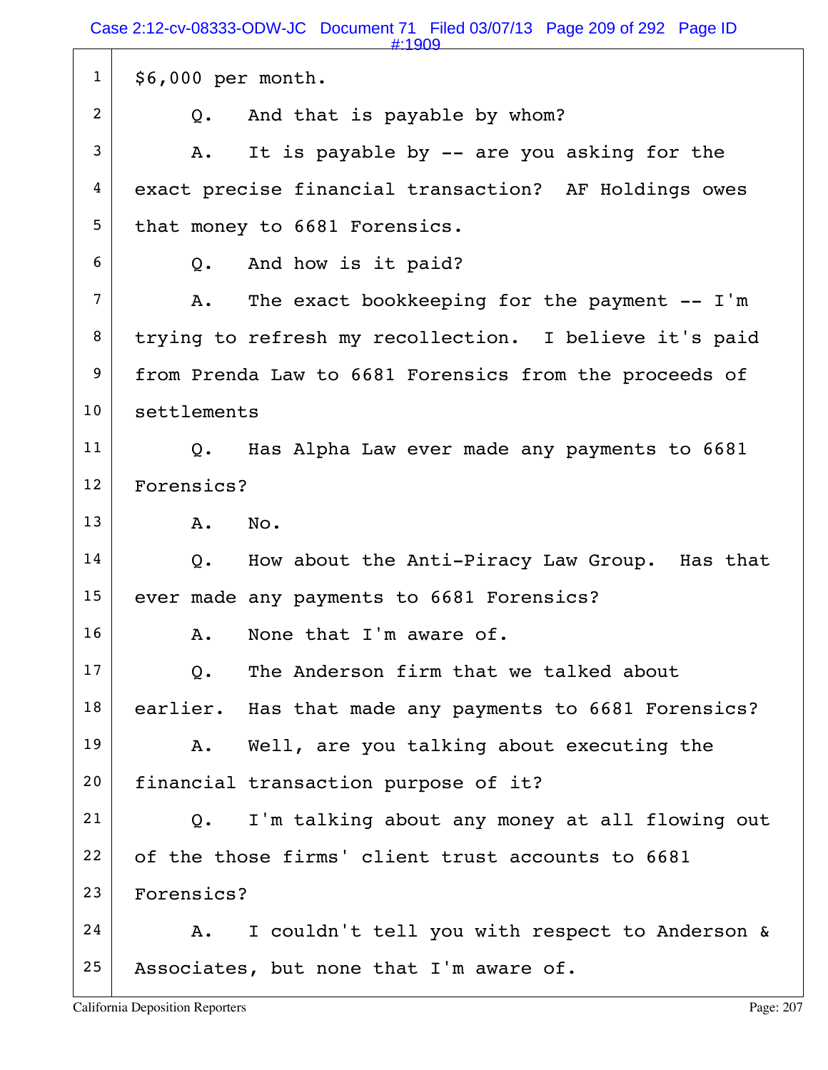1 $6,000 per month.

2 Q. And that is payable by whom?

3 A. It is payable by -- are you asking for the

4 exact precise financial transaction? AF Holdings owes

5 that money to 6681 Forensics.

6 Q. And how is it paid?

7 A. The exact bookkeeping for the payment -- I'm

8 trying to refresh my recollection. I believe it's paid

9 from Prenda Law to 6681 Forensics from the proceeds of

10 settlements

11 Q. Has Alpha Law ever made any payments to 6681

12 Forensics?

13 A. No.

14 Q. How about the Anti-Piracy Law Group. Has that

15 ever made any payments to 6681 Forensics?

16 A. None that I'm aware of.

17 Q. The Anderson firm that we talked about

18 earlier. Has that made any payments to 6681 Forensics?

19 A. Well, are you talking about executing the

20 financial transaction purpose of it?

21 Q. I'm talking about any money at all flowing out

22 of the those firms' client trust accounts to 6681

23 Forensics?

24 A. I couldn't tell you with respect to Anderson &

25 Associates, but none that I'm aware of.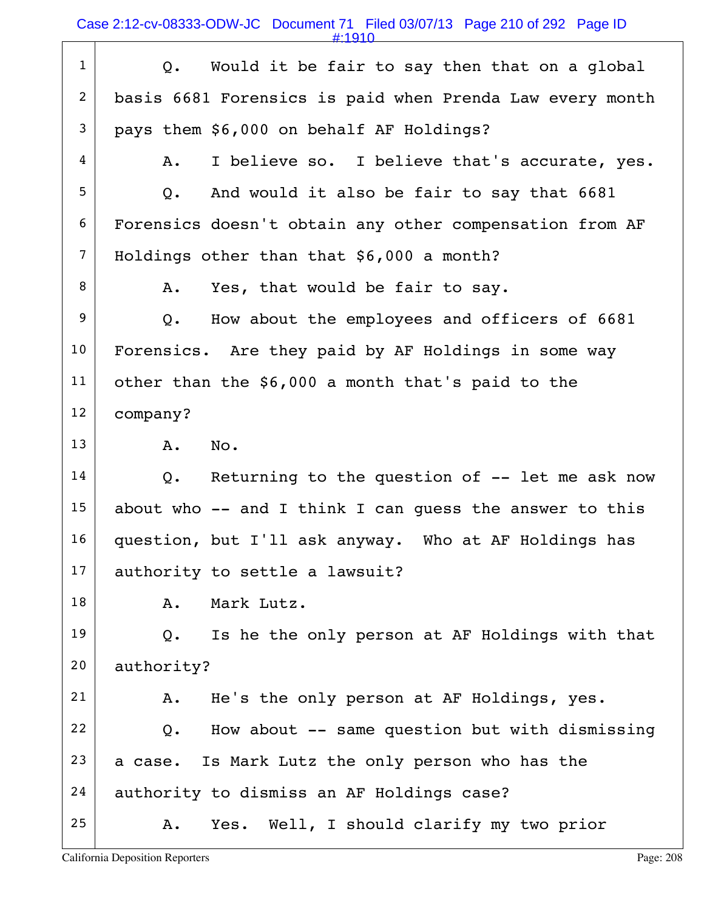Q. Would it be fair to say then that on a global basis 6681 Forensics is paid when Prenda Law every month pays them $6,000 on behalf AF Holdings?

A. I believe so. I believe that's accurate, yes.

Q. And would it also be fair to say that 6681 Forensics doesn't obtain any other compensation from AF Holdings other than that $6,000 a month?

A. Yes, that would be fair to say.

Q. How about the employees and officers of 6681 Forensics. Are they paid by AF Holdings in some way other than the $6,000 a month that's paid to the company?

A. No.

Q. Returning to the question of -- let me ask now about who -- and I think I can guess the answer to this question, but I'll ask anyway. Who at AF Holdings has authority to settle a lawsuit?

A. Mark Lutz.

Q. Is he the only person at AF Holdings with that authority?

A. He's the only person at AF Holdings, yes.

Q. How about -- same question but with dismissing a case. Is Mark Lutz the only person who has the authority to dismiss an AF Holdings case?

A. Yes. Well, I should clarify my two prior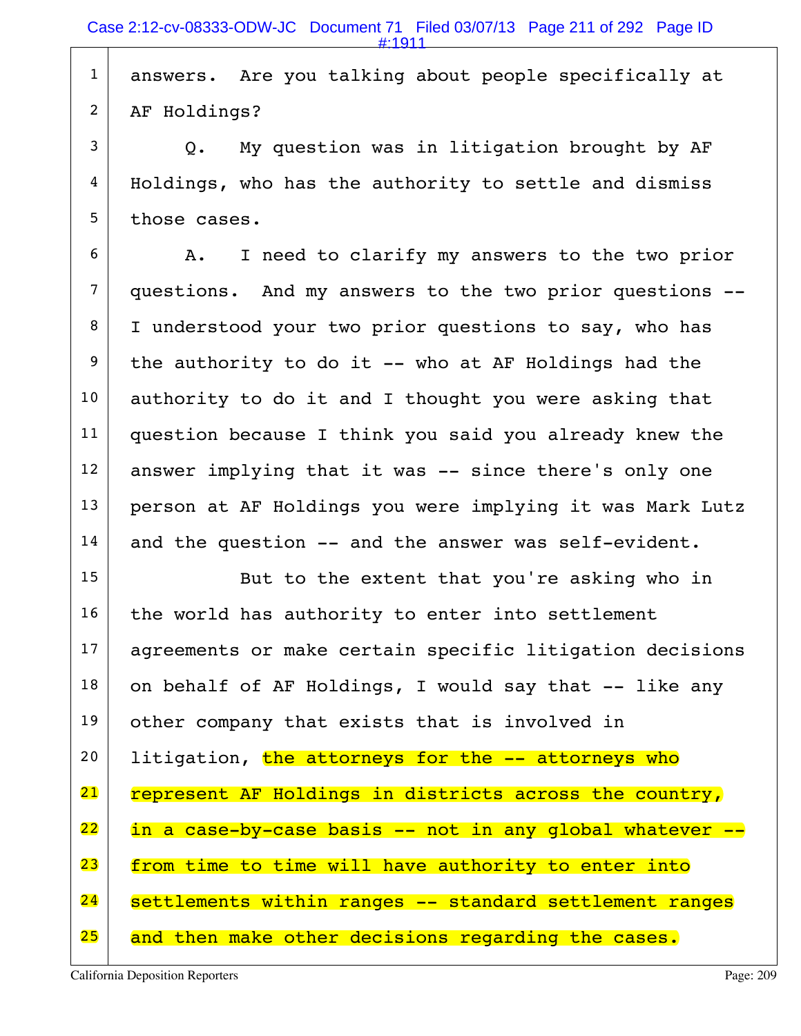answers. Are you talking about people specifically at AF Holdings?

Q. My question was in litigation brought by AF Holdings, who has the authority to settle and dismiss those cases.

A. I need to clarify my answers to the two prior questions. And my answers to the two prior questions -- I understood your two prior questions to say, who has the authority to do it -- who at AF Holdings had the authority to do it and I thought you were asking that question because I think you said you already knew the answer implying that it was -- since there's only one person at AF Holdings you were implying it was Mark Lutz and the question -- and the answer was self-evident.

But to the extent that you're asking who in the world has authority to enter into settlement agreements or make certain specific litigation decisions on behalf of AF Holdings, I would say that -- like any other company that exists that is involved in litigation, the attorneys for the -- attorneys who represent AF Holdings in districts across the country, in a case-by-case basis -- not in any global whatever -- from time to time will have authority to enter into settlements within ranges -- standard settlement ranges and then make other decisions regarding the cases.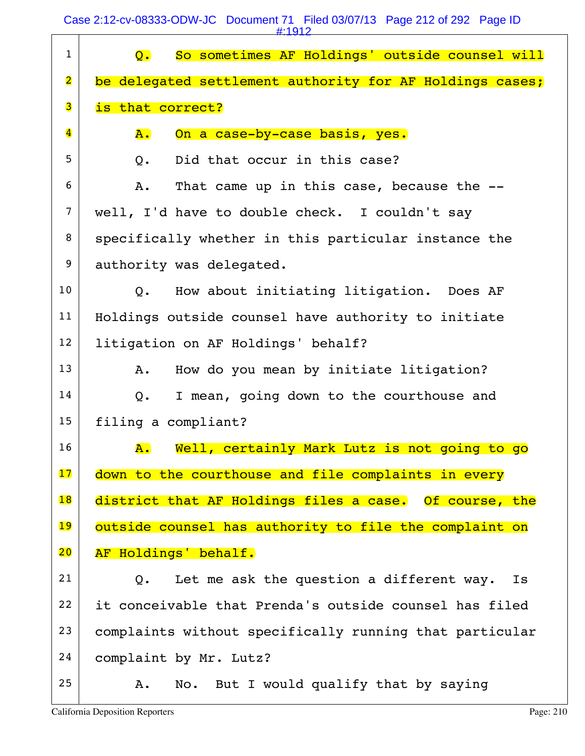1 Q. So sometimes AF Holdings' outside counsel will
2 be delegated settlement authority for AF Holdings cases;
3 is that correct?
4 A. On a case-by-case basis, yes.
5 Q. Did that occur in this case?
6 A. That came up in this case, because the --
7 well, I'd have to double check. I couldn't say
8 specifically whether in this particular instance the
9 authority was delegated.
10 Q. How about initiating litigation. Does AF
11 Holdings outside counsel have authority to initiate
12 litigation on AF Holdings' behalf?
13 A. How do you mean by initiate litigation?
14 Q. I mean, going down to the courthouse and
15 filing a compliant?
16 A. Well, certainly Mark Lutz is not going to go
17 down to the courthouse and file complaints in every
18 district that AF Holdings files a case. Of course, the
19 outside counsel has authority to file the complaint on
20 AF Holdings' behalf.
21 Q. Let me ask the question a different way. Is
22 it conceivable that Prenda's outside counsel has filed
23 complaints without specifically running that particular
24 complaint by Mr. Lutz?
25 A. No. But I would qualify that by saying

California Deposition Reporters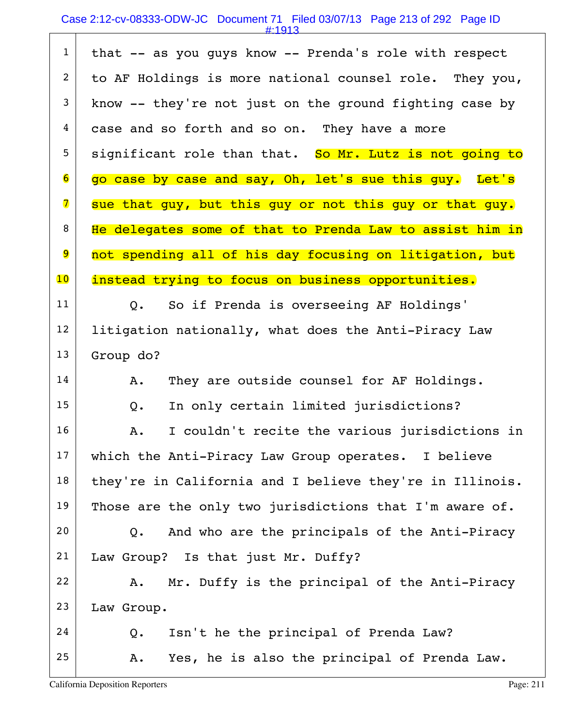1 that -- as you guys know -- Prenda's role with respect

2 to AF Holdings is more national counsel role. They you,

3 know -- they're not just on the ground fighting case by

4 case and so forth and so on. They have a more

5 significant role than that. So Mr. Lutz is not going to

6 go case by case and say, Oh, let's sue this guy. Let's

7 sue that guy, but this guy or not this guy or that guy.

8 He delegates some of that to Prenda Law to assist him in

9 not spending all of his day focusing on litigation, but

10 instead trying to focus on business opportunities.

11 Q. So if Prenda is overseeing AF Holdings'

12 litigation nationally, what does the Anti-Piracy Law

13 Group do?

14 A. They are outside counsel for AF Holdings.

15 Q. In only certain limited jurisdictions?

16 A. I couldn't recite the various jurisdictions in

17 which the Anti-Piracy Law Group operates. I believe

18 they're in California and I believe they're in Illinois.

19 Those are the only two jurisdictions that I'm aware of.

20 Q. And who are the principals of the Anti-Piracy

21 Law Group? Is that just Mr. Duffy?

22 A. Mr. Duffy is the principal of the Anti-Piracy

23 Law Group.

24 Q. Isn't he the principal of Prenda Law?

25 A. Yes, he is also the principal of Prenda Law.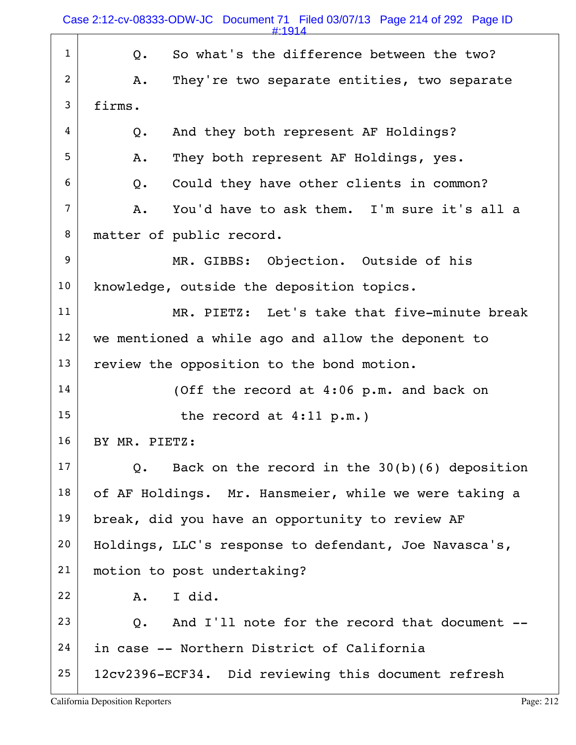Q. So what's the difference between the two?

A. They're two separate entities, two separate firms.

Q. And they both represent AF Holdings?

A. They both represent AF Holdings, yes.

Q. Could they have other clients in common?

A. You'd have to ask them. I'm sure it's all a matter of public record.

MR. GIBBS: Objection. Outside of his knowledge, outside the deposition topics.

MR. PIETZ: Let's take that five-minute break we mentioned a while ago and allow the deponent to review the opposition to the bond motion.

(Off the record at 4:06 p.m. and back on the record at 4:11 p.m.)

BY MR. PIETZ:

Q. Back on the record in the 30(b)(6) deposition of AF Holdings. Mr. Hansmeier, while we were taking a break, did you have an opportunity to review AF Holdings, LLC's response to defendant, Joe Navasca's, motion to post undertaking?

A. I did.

Q. And I'll note for the record that document -- in case -- Northern District of California 12cv2396-ECF34. Did reviewing this document refresh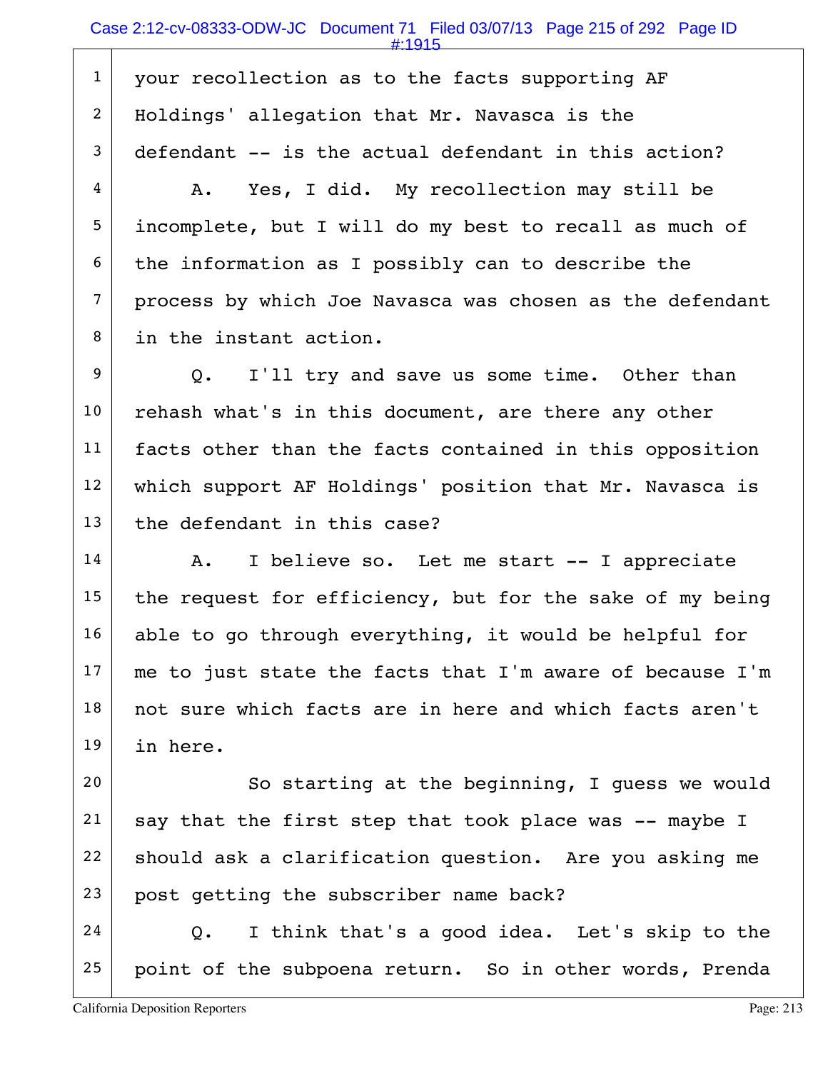1 your recollection as to the facts supporting AF
2 Holdings' allegation that Mr. Navasca is the
3 defendant -- is the actual defendant in this action?
4 A. Yes, I did. My recollection may still be
5 incomplete, but I will do my best to recall as much of
6 the information as I possibly can to describe the
7 process by which Joe Navasca was chosen as the defendant
8 in the instant action.
9 Q. I'll try and save us some time. Other than
10 rehash what's in this document, are there any other
11 facts other than the facts contained in this opposition
12 which support AF Holdings' position that Mr. Navasca is
13 the defendant in this case?
14 A. I believe so. Let me start -- I appreciate
15 the request for efficiency, but for the sake of my being
16 able to go through everything, it would be helpful for
17 me to just state the facts that I'm aware of because I'm
18 not sure which facts are in here and which facts aren't
19 in here.
20 So starting at the beginning, I guess we would
21 say that the first step that took place was -- maybe I
22 should ask a clarification question. Are you asking me
23 post getting the subscriber name back?
24 Q. I think that's a good idea. Let's skip to the
25 point of the subpoena return. So in other words, Prenda

California Deposition Reporters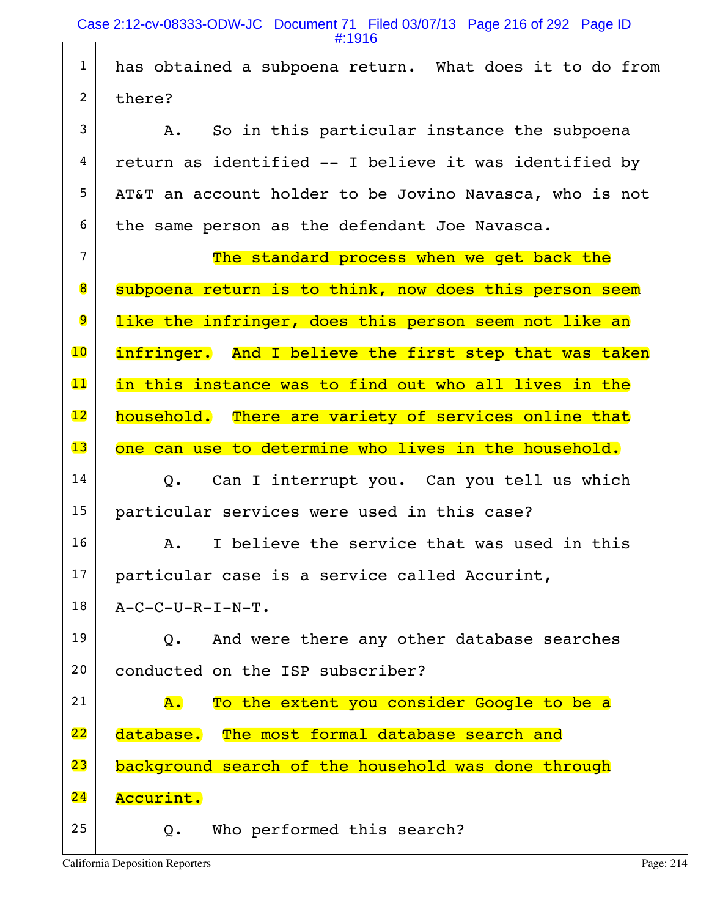1 has obtained a subpoena return. What does it to do from
2 there?
3 A. So in this particular instance the subpoena
4 return as identified -- I believe it was identified by
5 AT&T an account holder to be Jovino Navasca, who is not
6 the same person as the defendant Joe Navasca.
7 The standard process when we get back the
8 subpoena return is to think, now does this person seem
9 like the infringer, does this person seem not like an
10 infringer. And I believe the first step that was taken
11 in this instance was to find out who all lives in the
12 household. There are variety of services online that
13 one can use to determine who lives in the household.
14 Q. Can I interrupt you. Can you tell us which
15 particular services were used in this case?
16 A. I believe the service that was used in this
17 particular case is a service called Accurint,
18 A-C-C-U-R-I-N-T.
19 Q. And were there any other database searches
20 conducted on the ISP subscriber?
21 A. To the extent you consider Google to be a
22 database. The most formal database search and
23 background search of the household was done through
24 Accurint.
25 Q. Who performed this search?

California Deposition Reporters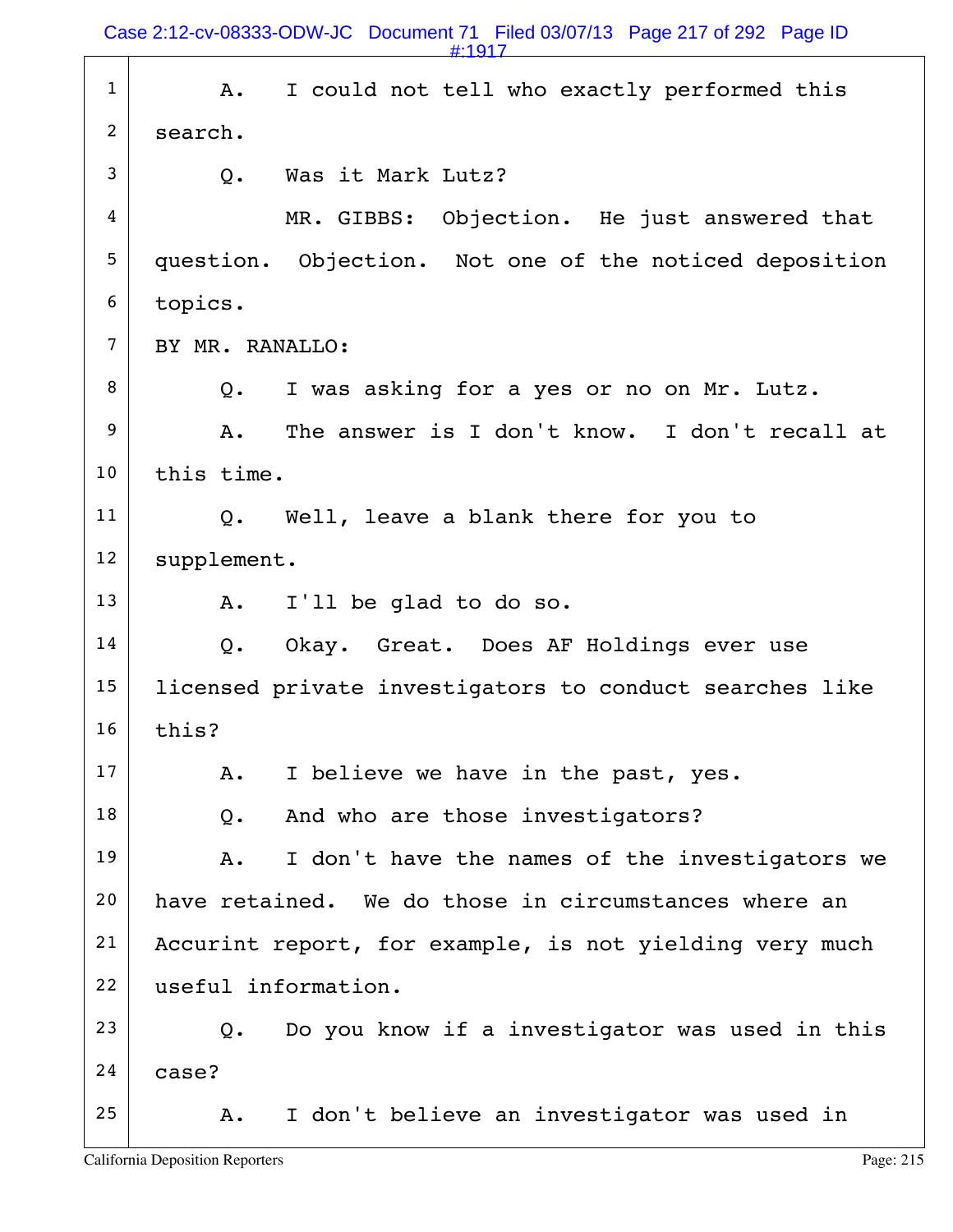1 A. I could not tell who exactly performed this
2 search.
3 Q. Was it Mark Lutz?
4 MR. GIBBS: Objection. He just answered that
5 question. Objection. Not one of the noticed deposition
6 topics.
7 BY MR. RANALLO:
8 Q. I was asking for a yes or no on Mr. Lutz.
9 A. The answer is I don't know. I don't recall at
10 this time.
11 Q. Well, leave a blank there for you to
12 supplement.
13 A. I'll be glad to do so.
14 Q. Okay. Great. Does AF Holdings ever use
15 licensed private investigators to conduct searches like
16 this?
17 A. I believe we have in the past, yes.
18 Q. And who are those investigators?
19 A. I don't have the names of the investigators we
20 have retained. We do those in circumstances where an
21 Accurint report, for example, is not yielding very much
22 useful information.
23 Q. Do you know if a investigator was used in this
24 case?
25 A. I don't believe an investigator was used in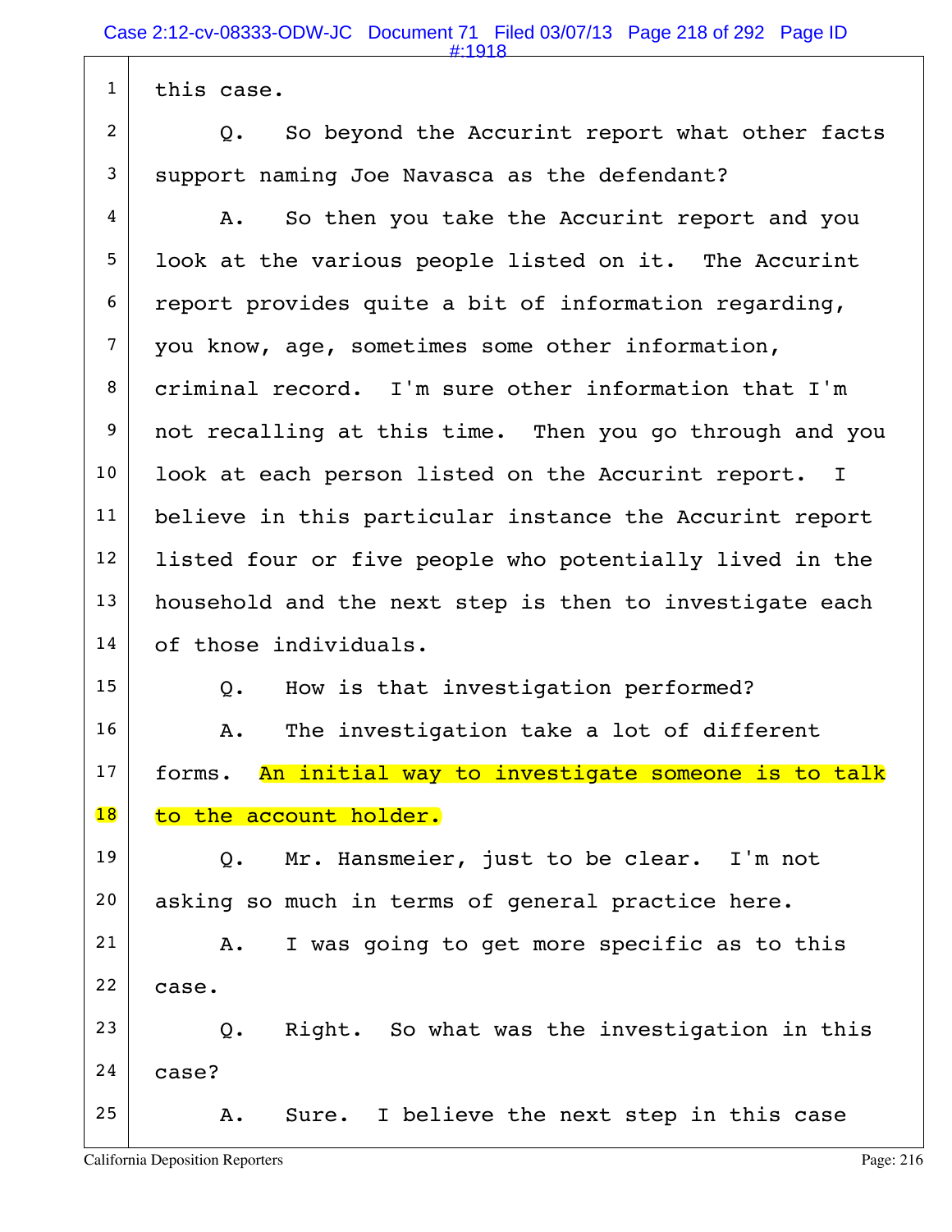1 this case.

2 Q. So beyond the Accurint report what other facts

3 support naming Joe Navasca as the defendant?

4 A. So then you take the Accurint report and you

5 look at the various people listed on it. The Accurint

6 report provides quite a bit of information regarding,

7 you know, age, sometimes some other information,

8 criminal record. I'm sure other information that I'm

9 not recalling at this time. Then you go through and you

10 look at each person listed on the Accurint report. I

11 believe in this particular instance the Accurint report

12 listed four or five people who potentially lived in the

13 household and the next step is then to investigate each

14 of those individuals.

15 Q. How is that investigation performed?

16 A. The investigation take a lot of different

17 forms. An initial way to investigate someone is to talk

18 to the account holder.

19 Q. Mr. Hansmeier, just to be clear. I'm not

20 asking so much in terms of general practice here.

21 A. I was going to get more specific as to this

22 case.

23 Q. Right. So what was the investigation in this

24 case?

25 A. Sure. I believe the next step in this case

California Deposition Reporters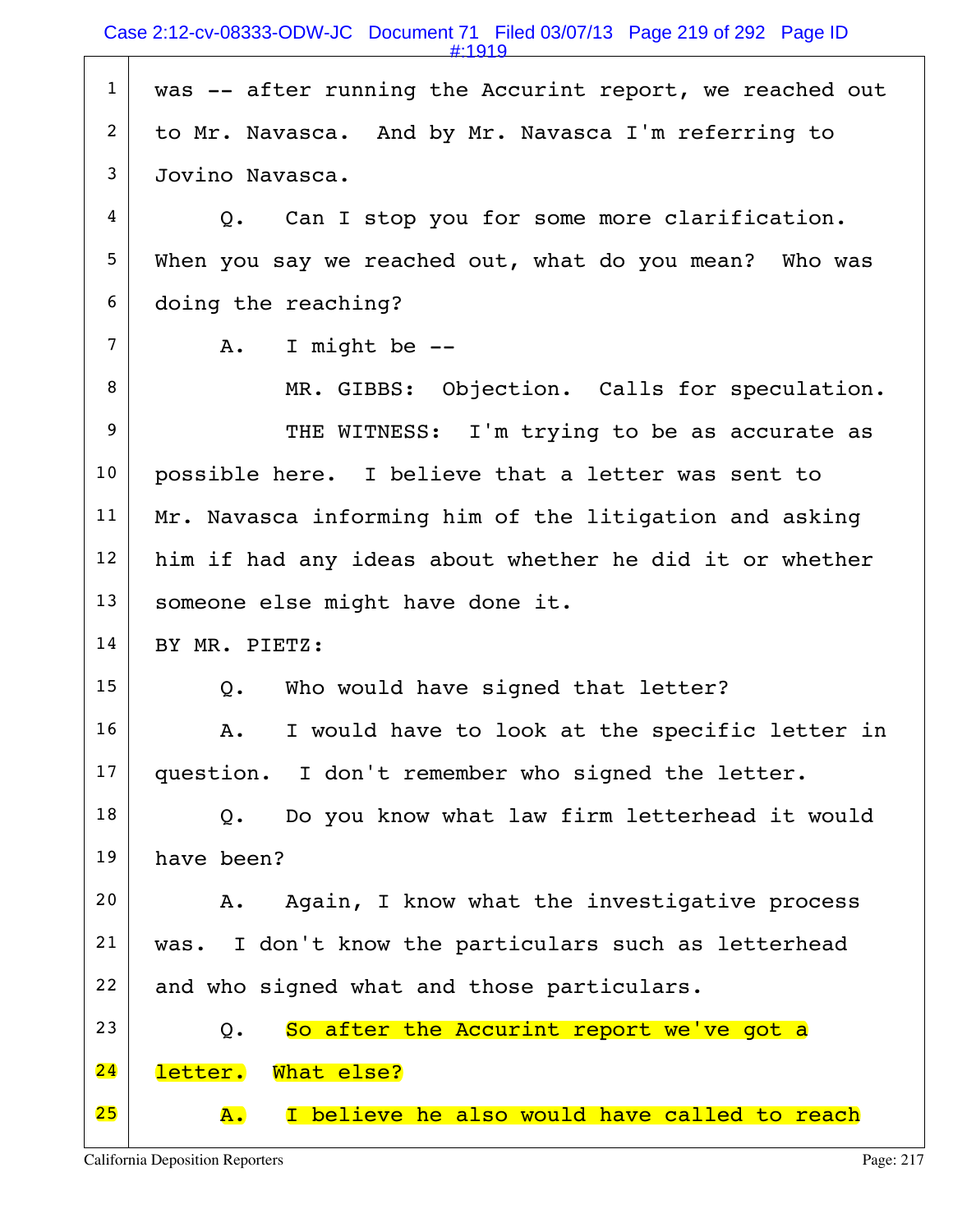was -- after running the Accurint report, we reached out to Mr. Navasca. And by Mr. Navasca I'm referring to Jovino Navasca.

Q. Can I stop you for some more clarification. When you say we reached out, what do you mean? Who was doing the reaching?

A. I might be --

MR. GIBBS: Objection. Calls for speculation.

THE WITNESS: I'm trying to be as accurate as possible here. I believe that a letter was sent to Mr. Navasca informing him of the litigation and asking him if had any ideas about whether he did it or whether someone else might have done it.

BY MR. PIETZ:

Q. Who would have signed that letter?

A. I would have to look at the specific letter in question. I don't remember who signed the letter.

Q. Do you know what law firm letterhead it would have been?

A. Again, I know what the investigative process was. I don't know the particulars such as letterhead and who signed what and those particulars.

Q. So after the Accurint report we've got a letter. What else?

A. I believe he also would have called to reach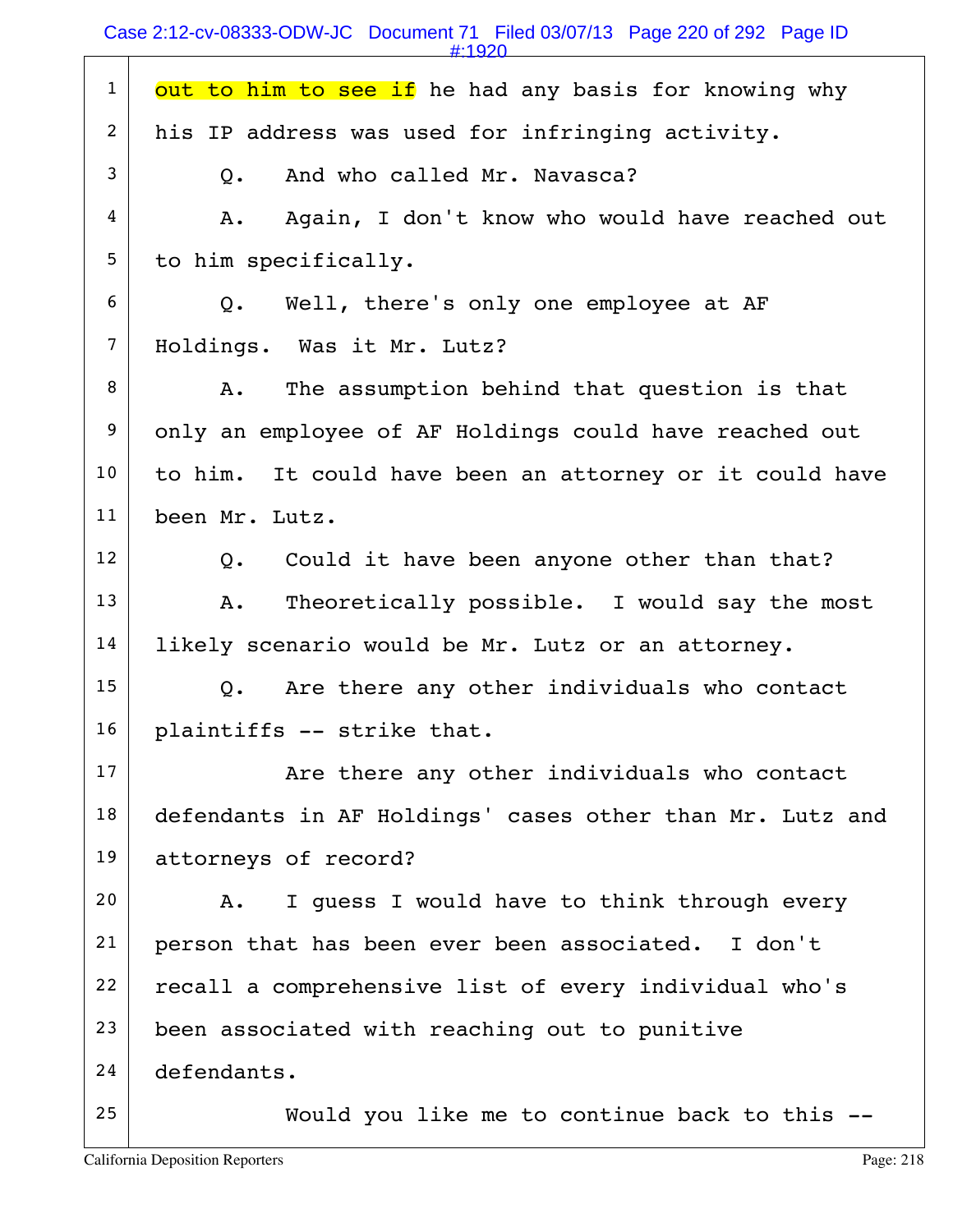1 out to him to see if he had any basis for knowing why
2 his IP address was used for infringing activity.
3 Q. And who called Mr. Navasca?
4 A. Again, I don't know who would have reached out
5 to him specifically.
6 Q. Well, there's only one employee at AF
7 Holdings. Was it Mr. Lutz?
8 A. The assumption behind that question is that
9 only an employee of AF Holdings could have reached out
10 to him. It could have been an attorney or it could have
11 been Mr. Lutz.
12 Q. Could it have been anyone other than that?
13 A. Theoretically possible. I would say the most
14 likely scenario would be Mr. Lutz or an attorney.
15 Q. Are there any other individuals who contact
16 plaintiffs -- strike that.
17 Are there any other individuals who contact
18 defendants in AF Holdings' cases other than Mr. Lutz and
19 attorneys of record?
20 A. I guess I would have to think through every
21 person that has been ever been associated. I don't
22 recall a comprehensive list of every individual who's
23 been associated with reaching out to punitive
24 defendants.
25 Would you like me to continue back to this --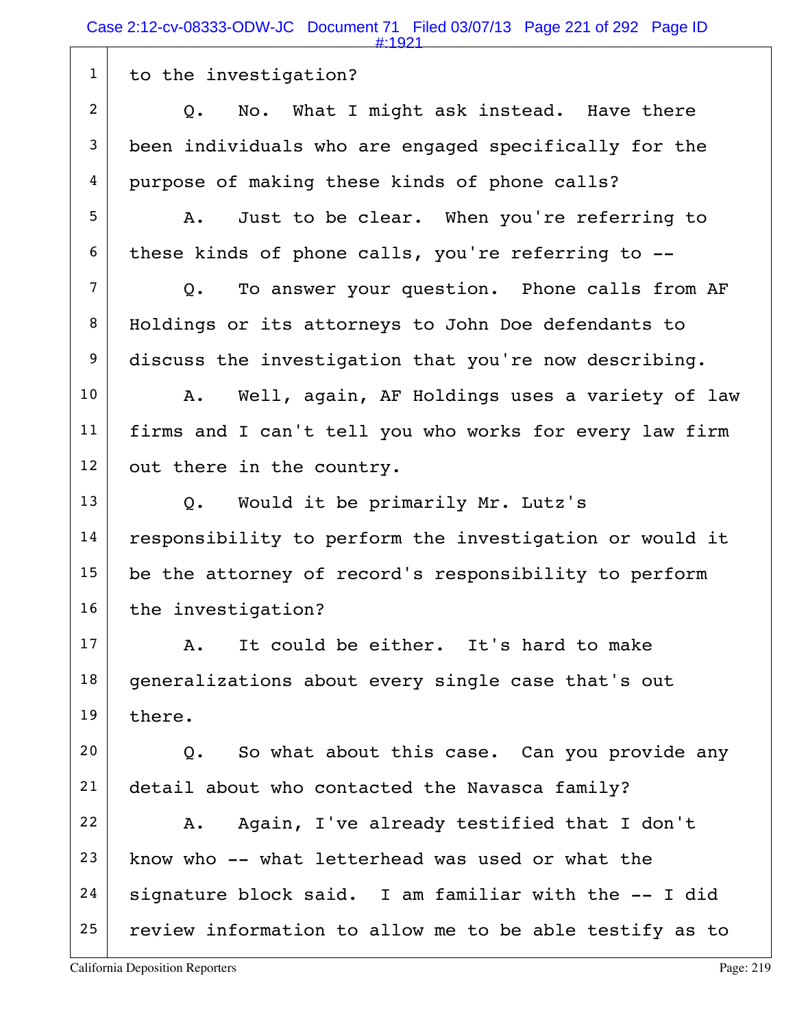to the investigation?

Q. No. What I might ask instead. Have there been individuals who are engaged specifically for the purpose of making these kinds of phone calls?

A. Just to be clear. When you're referring to these kinds of phone calls, you're referring to --

Q. To answer your question. Phone calls from AF Holdings or its attorneys to John Doe defendants to discuss the investigation that you're now describing.

A. Well, again, AF Holdings uses a variety of law firms and I can't tell you who works for every law firm out there in the country.

Q. Would it be primarily Mr. Lutz's responsibility to perform the investigation or would it be the attorney of record's responsibility to perform the investigation?

A. It could be either. It's hard to make generalizations about every single case that's out there.

Q. So what about this case. Can you provide any detail about who contacted the Navasca family?

A. Again, I've already testified that I don't know who -- what letterhead was used or what the signature block said. I am familiar with the -- I did review information to allow me to be able testify as to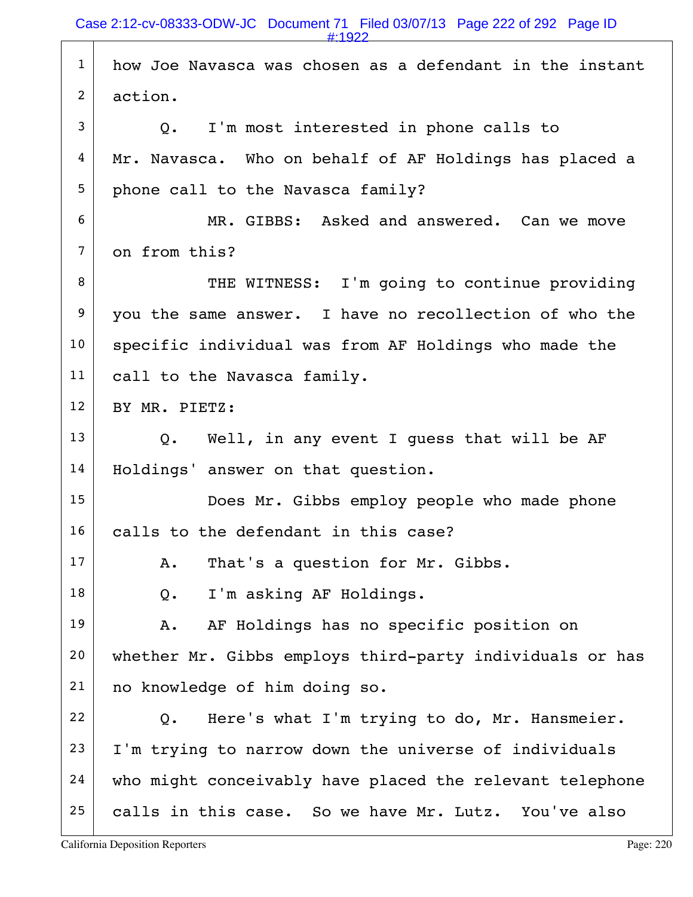how Joe Navasca was chosen as a defendant in the instant action.

Q. I'm most interested in phone calls to Mr. Navasca. Who on behalf of AF Holdings has placed a phone call to the Navasca family?

MR. GIBBS: Asked and answered. Can we move on from this?

THE WITNESS: I'm going to continue providing you the same answer. I have no recollection of who the specific individual was from AF Holdings who made the call to the Navasca family.

BY MR. PIETZ:

Q. Well, in any event I guess that will be AF Holdings' answer on that question.

Does Mr. Gibbs employ people who made phone calls to the defendant in this case?

A. That's a question for Mr. Gibbs.

Q. I'm asking AF Holdings.

A. AF Holdings has no specific position on whether Mr. Gibbs employs third-party individuals or has no knowledge of him doing so.

Q. Here's what I'm trying to do, Mr. Hansmeier. I'm trying to narrow down the universe of individuals who might conceivably have placed the relevant telephone calls in this case. So we have Mr. Lutz. You've also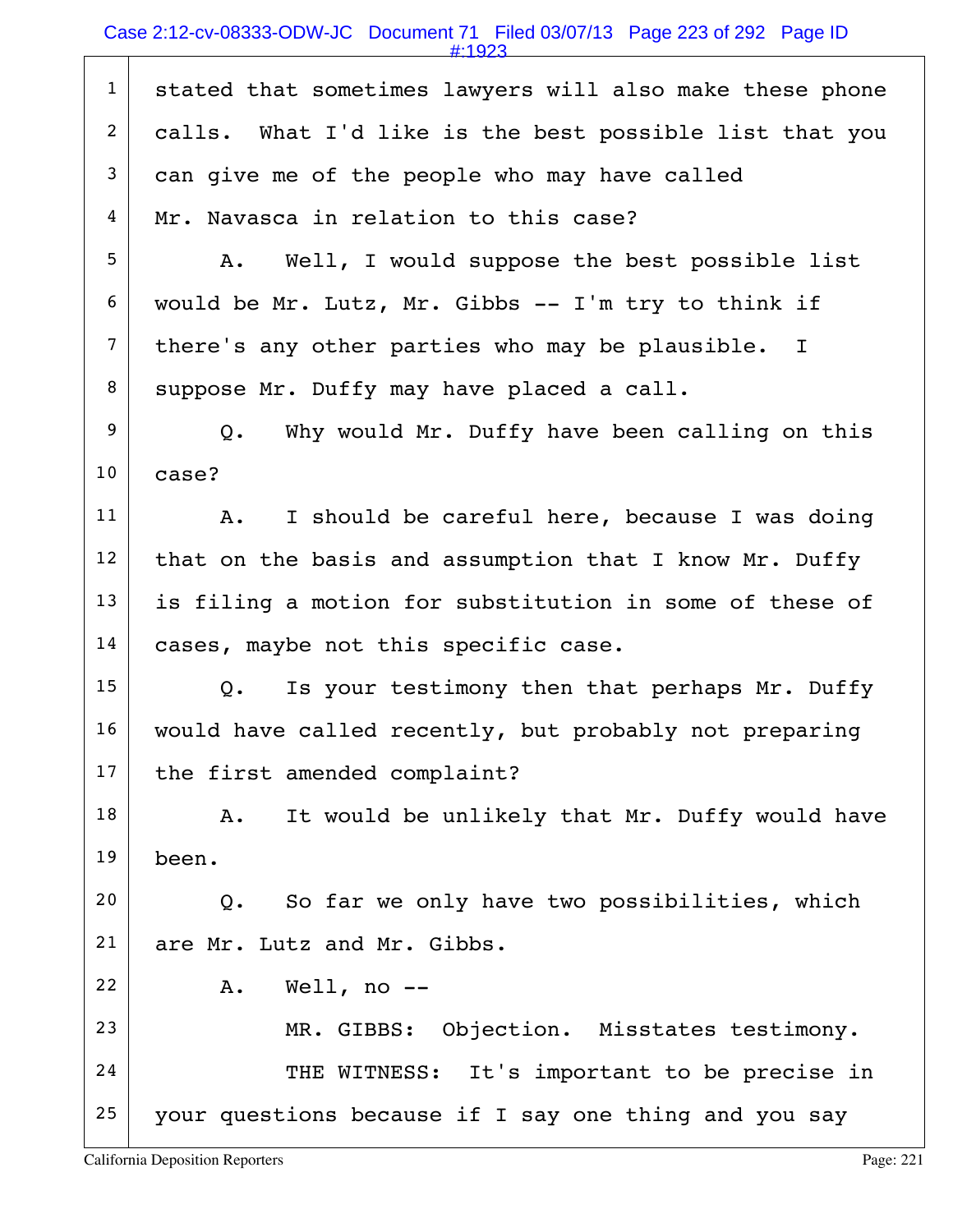1 stated that sometimes lawyers will also make these phone
2 calls. What I'd like is the best possible list that you
3 can give me of the people who may have called
4 Mr. Navasca in relation to this case?
5 A. Well, I would suppose the best possible list
6 would be Mr. Lutz, Mr. Gibbs -- I'm try to think if
7 there's any other parties who may be plausible. I
8 suppose Mr. Duffy may have placed a call.
9 Q. Why would Mr. Duffy have been calling on this
10 case?
11 A. I should be careful here, because I was doing
12 that on the basis and assumption that I know Mr. Duffy
13 is filing a motion for substitution in some of these of
14 cases, maybe not this specific case.
15 Q. Is your testimony then that perhaps Mr. Duffy
16 would have called recently, but probably not preparing
17 the first amended complaint?
18 A. It would be unlikely that Mr. Duffy would have
19 been.
20 Q. So far we only have two possibilities, which
21 are Mr. Lutz and Mr. Gibbs.
22 A. Well, no --
23 MR. GIBBS: Objection. Misstates testimony.
24 THE WITNESS: It's important to be precise in
25 your questions because if I say one thing and you say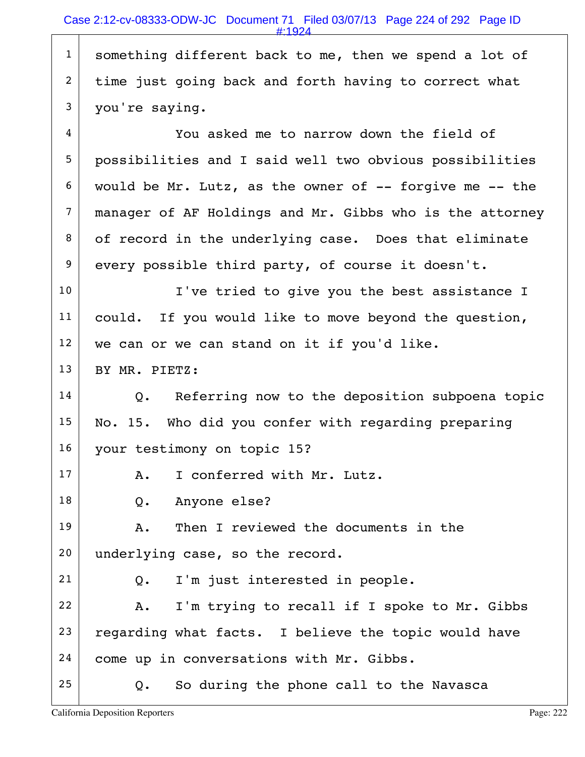something different back to me, then we spend a lot of time just going back and forth having to correct what you're saying.

You asked me to narrow down the field of possibilities and I said well two obvious possibilities would be Mr. Lutz, as the owner of -- forgive me -- the manager of AF Holdings and Mr. Gibbs who is the attorney of record in the underlying case. Does that eliminate every possible third party, of course it doesn't.

I've tried to give you the best assistance I could. If you would like to move beyond the question, we can or we can stand on it if you'd like.

BY MR. PIETZ:

Q. Referring now to the deposition subpoena topic No. 15. Who did you confer with regarding preparing your testimony on topic 15?

A. I conferred with Mr. Lutz.

Q. Anyone else?

A. Then I reviewed the documents in the underlying case, so the record.

Q. I'm just interested in people.

A. I'm trying to recall if I spoke to Mr. Gibbs regarding what facts. I believe the topic would have come up in conversations with Mr. Gibbs.

Q. So during the phone call to the Navasca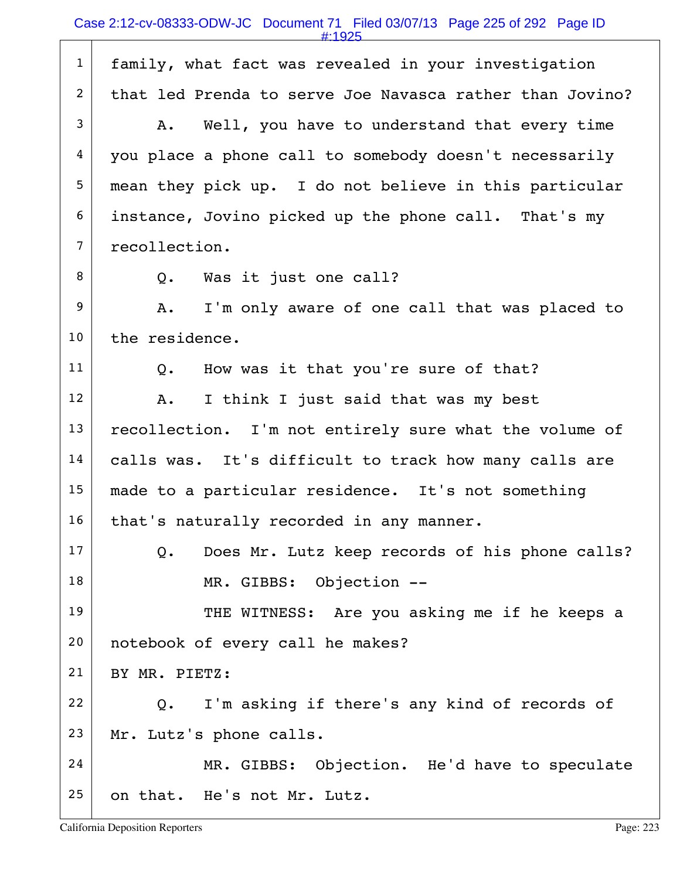family, what fact was revealed in your investigation that led Prenda to serve Joe Navasca rather than Jovino?

A. Well, you have to understand that every time you place a phone call to somebody doesn't necessarily mean they pick up. I do not believe in this particular instance, Jovino picked up the phone call. That's my recollection.

Q. Was it just one call?

A. I'm only aware of one call that was placed to the residence.

Q. How was it that you're sure of that?

A. I think I just said that was my best recollection. I'm not entirely sure what the volume of calls was. It's difficult to track how many calls are made to a particular residence. It's not something that's naturally recorded in any manner.

Q. Does Mr. Lutz keep records of his phone calls?

MR. GIBBS: Objection --

THE WITNESS: Are you asking me if he keeps a notebook of every call he makes?

BY MR. PIETZ:

Q. I'm asking if there's any kind of records of Mr. Lutz's phone calls.

MR. GIBBS: Objection. He'd have to speculate on that. He's not Mr. Lutz.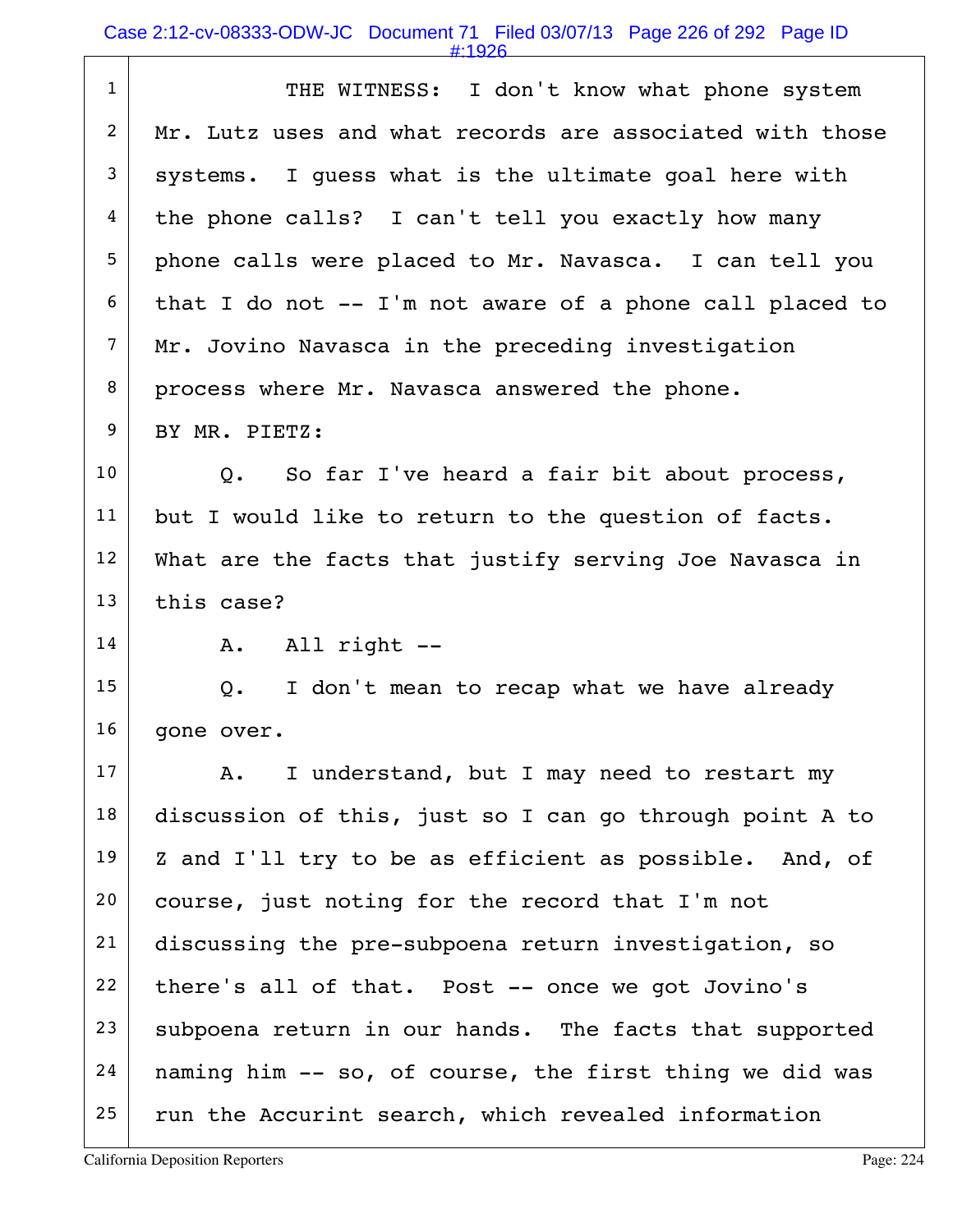THE WITNESS: I don't know what phone system Mr. Lutz uses and what records are associated with those systems. I guess what is the ultimate goal here with the phone calls? I can't tell you exactly how many phone calls were placed to Mr. Navasca. I can tell you that I do not -- I'm not aware of a phone call placed to Mr. Jovino Navasca in the preceding investigation process where Mr. Navasca answered the phone.

BY MR. PIETZ:

Q. So far I've heard a fair bit about process, but I would like to return to the question of facts. What are the facts that justify serving Joe Navasca in this case?

A. All right --

Q. I don't mean to recap what we have already gone over.

A. I understand, but I may need to restart my discussion of this, just so I can go through point A to Z and I'll try to be as efficient as possible. And, of course, just noting for the record that I'm not discussing the pre-subpoena return investigation, so there's all of that. Post -- once we got Jovino's subpoena return in our hands. The facts that supported naming him -- so, of course, the first thing we did was run the Accurint search, which revealed information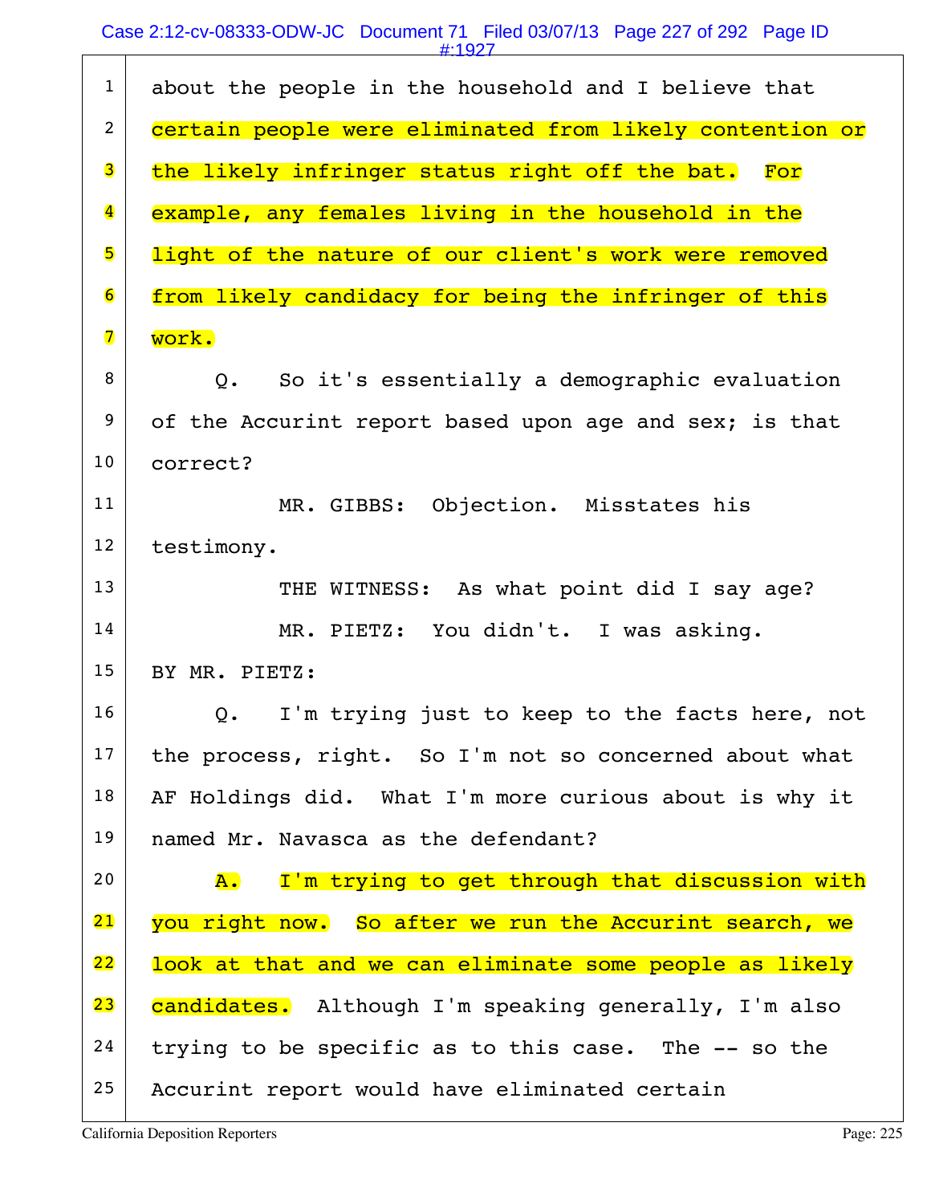1 about the people in the household and I believe that

2 certain people were eliminated from likely contention or

3 the likely infringer status right off the bat. For

4 example, any females living in the household in the

5 light of the nature of our client's work were removed

6 from likely candidacy for being the infringer of this

7 work.

8 Q. So it's essentially a demographic evaluation

9 of the Accurint report based upon age and sex; is that

10 correct?

11 MR. GIBBS: Objection. Misstates his

12 testimony.

13 THE WITNESS: As what point did I say age?

14 MR. PIETZ: You didn't. I was asking.

15 BY MR. PIETZ:

16 Q. I'm trying just to keep to the facts here, not

17 the process, right. So I'm not so concerned about what

18 AF Holdings did. What I'm more curious about is why it

19 named Mr. Navasca as the defendant?

20 A. I'm trying to get through that discussion with

21 you right now. So after we run the Accurint search, we

22 look at that and we can eliminate some people as likely

23 candidates. Although I'm speaking generally, I'm also

24 trying to be specific as to this case. The -- so the

25 Accurint report would have eliminated certain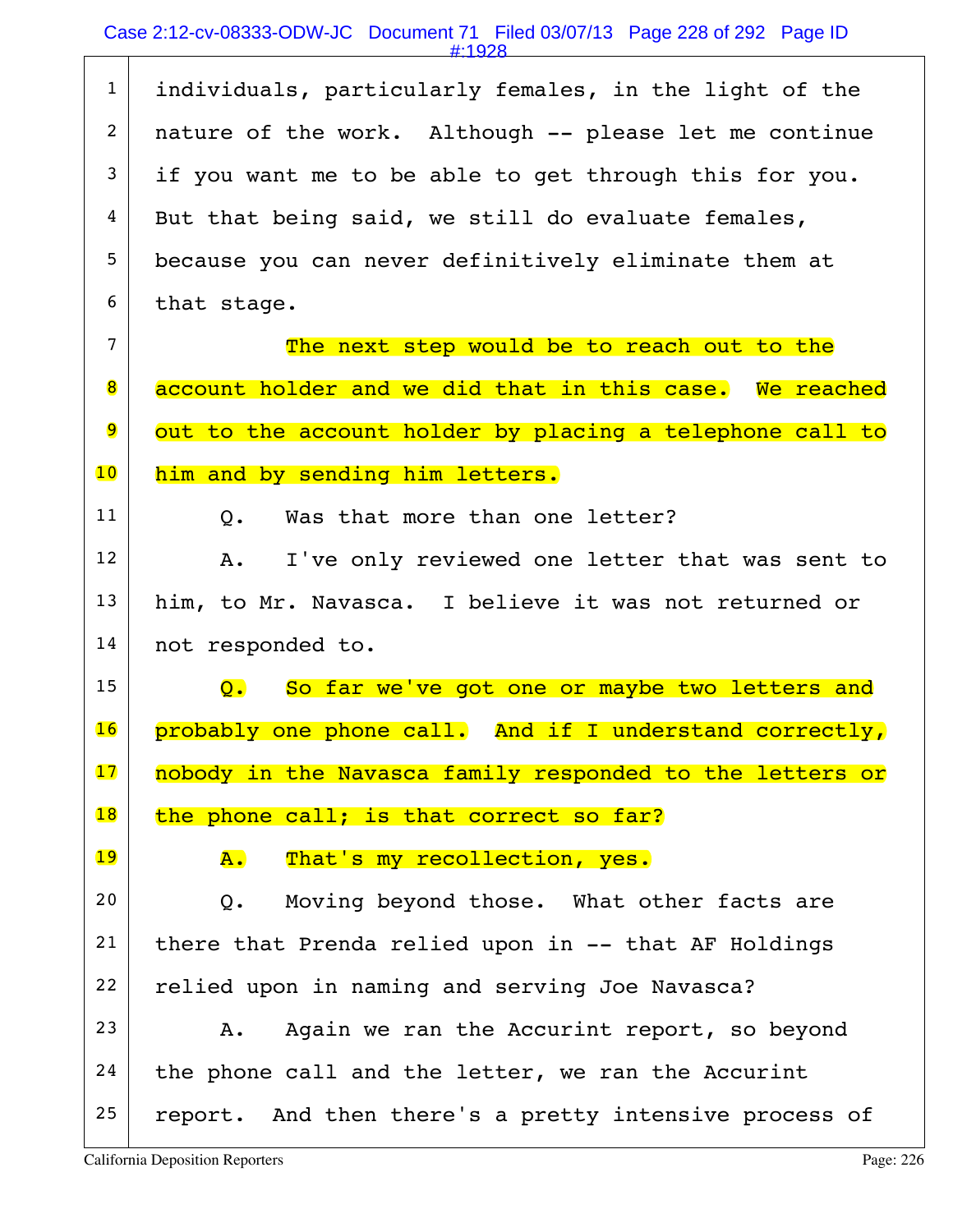individuals, particularly females, in the light of the nature of the work. Although -- please let me continue if you want me to be able to get through this for you. But that being said, we still do evaluate females, because you can never definitively eliminate them at that stage.

The next step would be to reach out to the account holder and we did that in this case. We reached out to the account holder by placing a telephone call to him and by sending him letters.

Q. Was that more than one letter?

A. I've only reviewed one letter that was sent to him, to Mr. Navasca. I believe it was not returned or not responded to.

Q. So far we've got one or maybe two letters and probably one phone call. And if I understand correctly, nobody in the Navasca family responded to the letters or the phone call; is that correct so far?

A. That's my recollection, yes.

Q. Moving beyond those. What other facts are there that Prenda relied upon in -- that AF Holdings relied upon in naming and serving Joe Navasca?

A. Again we ran the Accurint report, so beyond the phone call and the letter, we ran the Accurint report. And then there's a pretty intensive process of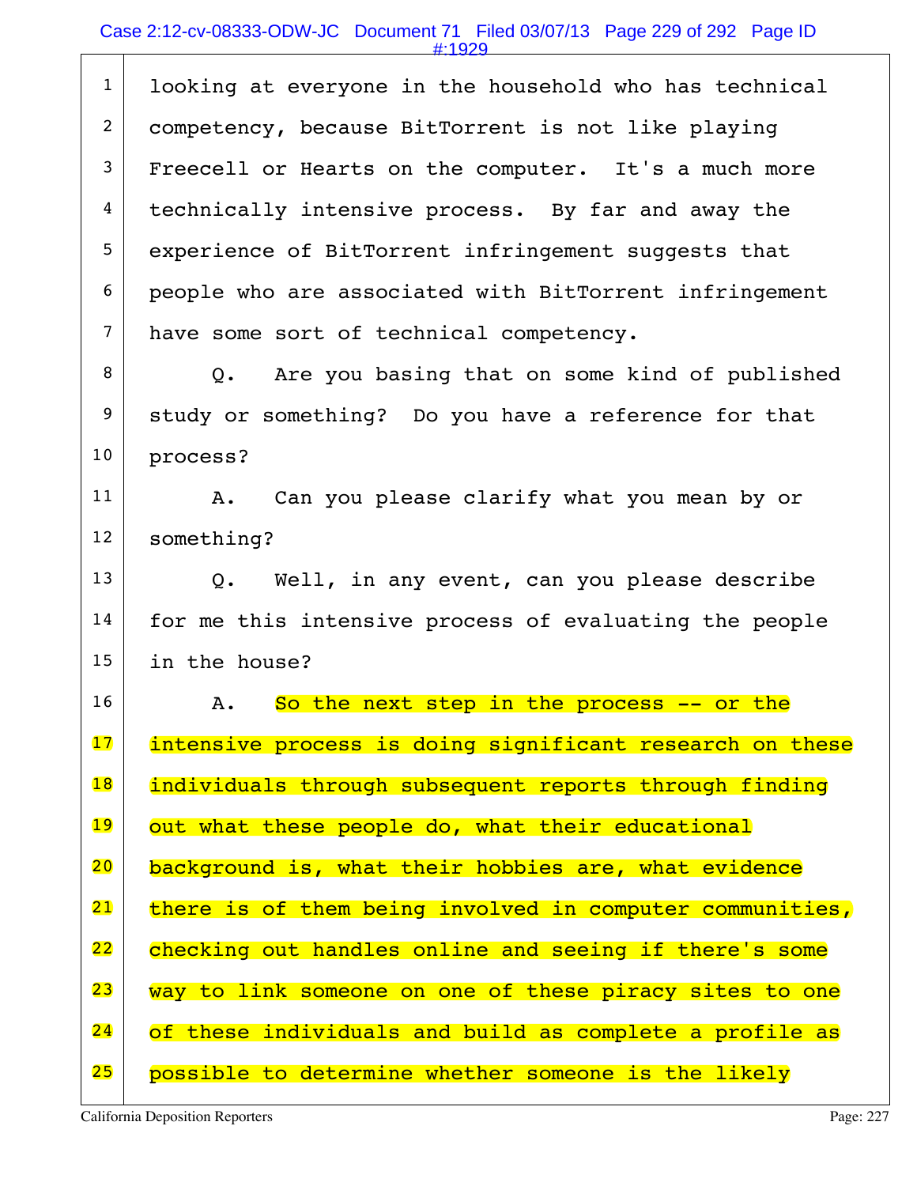looking at everyone in the household who has technical competency, because BitTorrent is not like playing Freecell or Hearts on the computer. It's a much more technically intensive process. By far and away the experience of BitTorrent infringement suggests that people who are associated with BitTorrent infringement have some sort of technical competency.

Q. Are you basing that on some kind of published study or something? Do you have a reference for that process?

A. Can you please clarify what you mean by or something?

Q. Well, in any event, can you please describe for me this intensive process of evaluating the people in the house?

A. So the next step in the process -- or the intensive process is doing significant research on these individuals through subsequent reports through finding out what these people do, what their educational background is, what their hobbies are, what evidence there is of them being involved in computer communities, checking out handles online and seeing if there's some way to link someone on one of these piracy sites to one of these individuals and build as complete a profile as possible to determine whether someone is the likely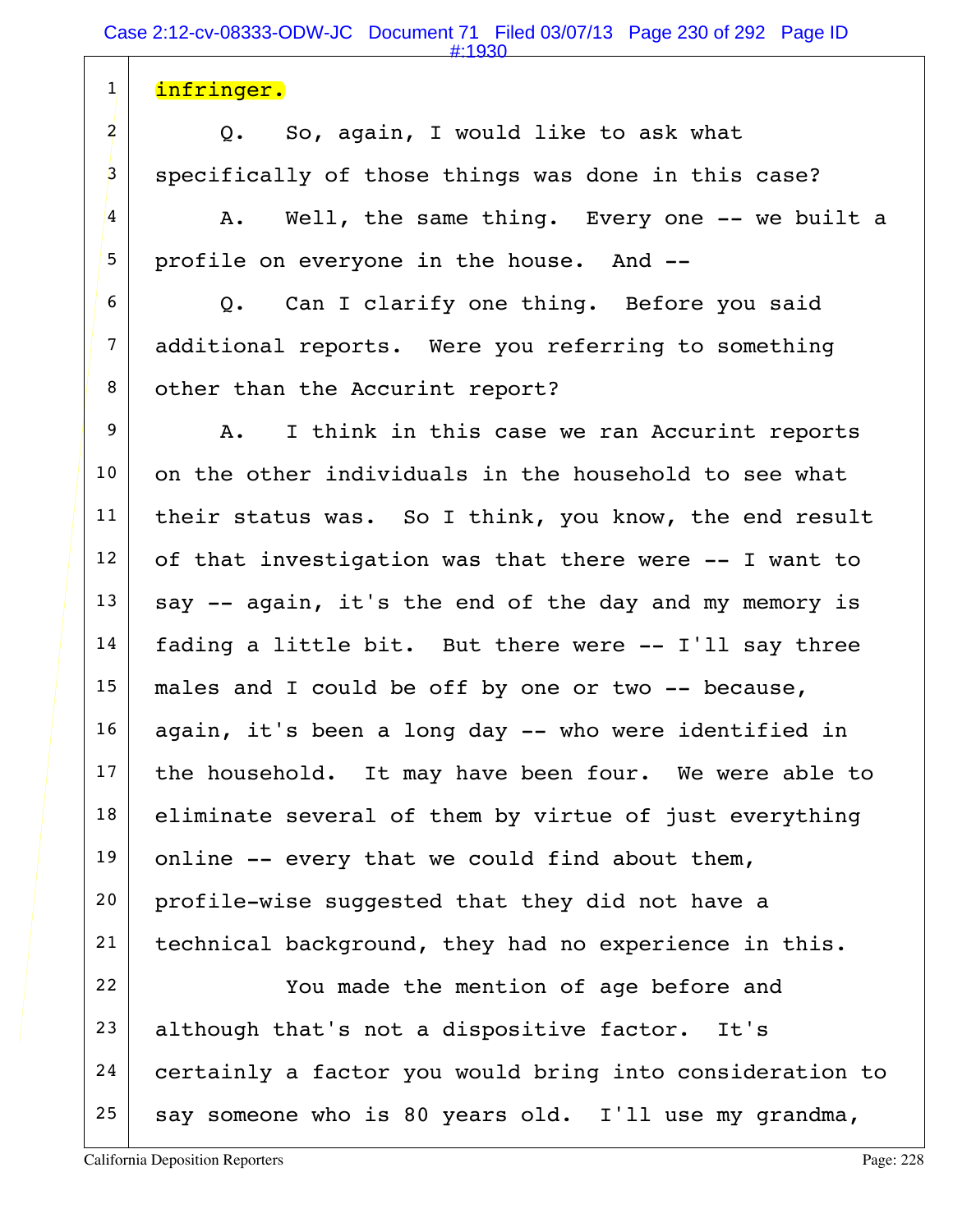1 infringer.

2 Q. So, again, I would like to ask what

3 specifically of those things was done in this case?

4 A. Well, the same thing. Every one -- we built a

5 profile on everyone in the house. And --

6 Q. Can I clarify one thing. Before you said

7 additional reports. Were you referring to something

8 other than the Accurint report?

9 A. I think in this case we ran Accurint reports

10 on the other individuals in the household to see what

11 their status was. So I think, you know, the end result

12 of that investigation was that there were -- I want to

13 say -- again, it's the end of the day and my memory is

14 fading a little bit. But there were -- I'll say three

15 males and I could be off by one or two -- because,

16 again, it's been a long day -- who were identified in

17 the household. It may have been four. We were able to

18 eliminate several of them by virtue of just everything

19 online -- every that we could find about them,

20 profile-wise suggested that they did not have a

21 technical background, they had no experience in this.

22 You made the mention of age before and

23 although that's not a dispositive factor. It's

24 certainly a factor you would bring into consideration to

25 say someone who is 80 years old. I'll use my grandma,

California Deposition Reporters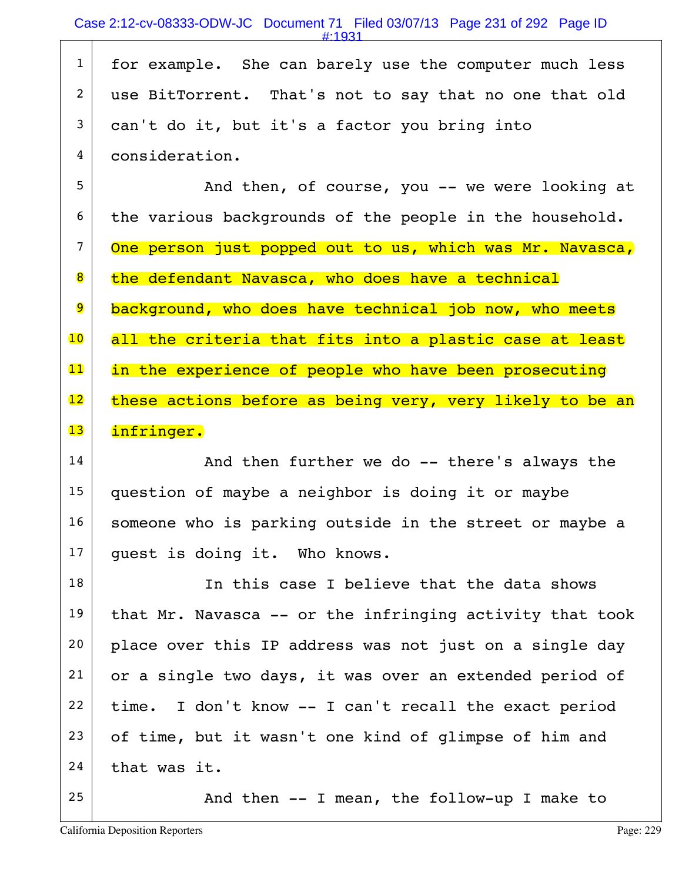1 for example. She can barely use the computer much less
2 use BitTorrent. That's not to say that no one that old
3 can't do it, but it's a factor you bring into
4 consideration.
5 And then, of course, you -- we were looking at
6 the various backgrounds of the people in the household.
7 One person just popped out to us, which was Mr. Navasca,
8 the defendant Navasca, who does have a technical
9 background, who does have technical job now, who meets
10 all the criteria that fits into a plastic case at least
11 in the experience of people who have been prosecuting
12 these actions before as being very, very likely to be an
13 infringer.
14 And then further we do -- there's always the
15 question of maybe a neighbor is doing it or maybe
16 someone who is parking outside in the street or maybe a
17 guest is doing it. Who knows.
18 In this case I believe that the data shows
19 that Mr. Navasca -- or the infringing activity that took
20 place over this IP address was not just on a single day
21 or a single two days, it was over an extended period of
22 time. I don't know -- I can't recall the exact period
23 of time, but it wasn't one kind of glimpse of him and
24 that was it.
25 And then -- I mean, the follow-up I make to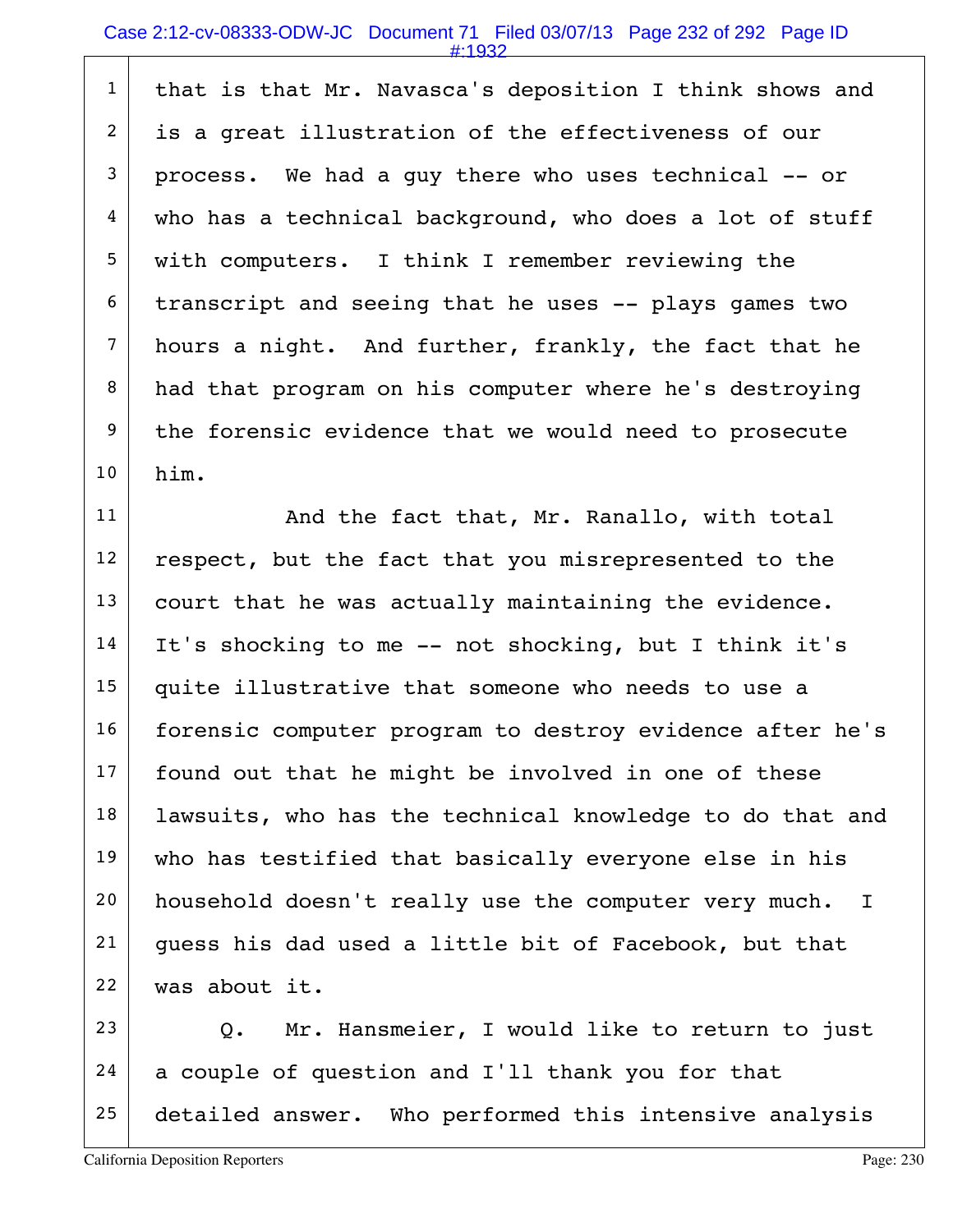that is that Mr. Navasca's deposition I think shows and is a great illustration of the effectiveness of our process. We had a guy there who uses technical -- or who has a technical background, who does a lot of stuff with computers. I think I remember reviewing the transcript and seeing that he uses -- plays games two hours a night. And further, frankly, the fact that he had that program on his computer where he's destroying the forensic evidence that we would need to prosecute him.

And the fact that, Mr. Ranallo, with total respect, but the fact that you misrepresented to the court that he was actually maintaining the evidence. It's shocking to me -- not shocking, but I think it's quite illustrative that someone who needs to use a forensic computer program to destroy evidence after he's found out that he might be involved in one of these lawsuits, who has the technical knowledge to do that and who has testified that basically everyone else in his household doesn't really use the computer very much. I guess his dad used a little bit of Facebook, but that was about it.

Q. Mr. Hansmeier, I would like to return to just a couple of question and I'll thank you for that detailed answer. Who performed this intensive analysis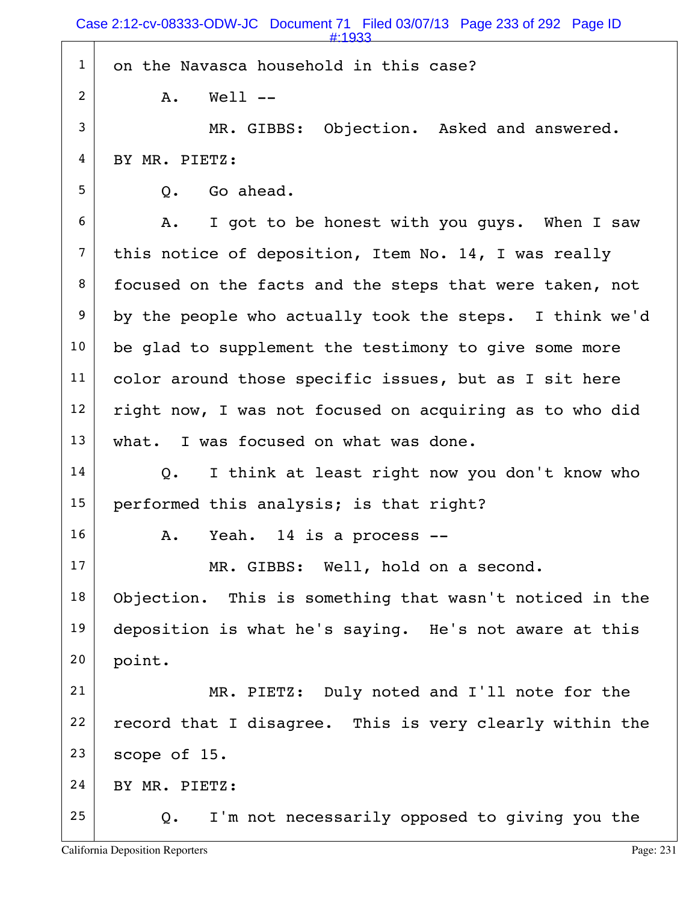1 on the Navasca household in this case?

2 A. Well --

3 MR. GIBBS: Objection. Asked and answered.

4 BY MR. PIETZ:

5 Q. Go ahead.

6 A. I got to be honest with you guys. When I saw

7 this notice of deposition, Item No. 14, I was really

8 focused on the facts and the steps that were taken, not

9 by the people who actually took the steps. I think we'd

10 be glad to supplement the testimony to give some more

11 color around those specific issues, but as I sit here

12 right now, I was not focused on acquiring as to who did

13 what. I was focused on what was done.

14 Q. I think at least right now you don't know who

15 performed this analysis; is that right?

16 A. Yeah. 14 is a process --

17 MR. GIBBS: Well, hold on a second.

18 Objection. This is something that wasn't noticed in the

19 deposition is what he's saying. He's not aware at this

20 point.

21 MR. PIETZ: Duly noted and I'll note for the

22 record that I disagree. This is very clearly within the

23 scope of 15.

24 BY MR. PIETZ:

25 Q. I'm not necessarily opposed to giving you the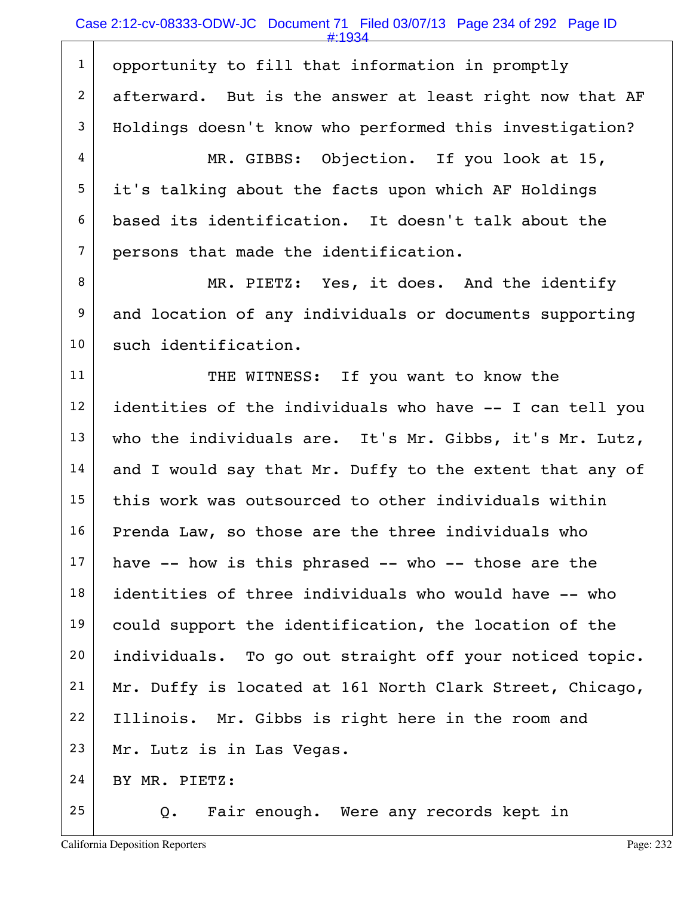opportunity to fill that information in promptly afterward. But is the answer at least right now that AF Holdings doesn't know who performed this investigation?

MR. GIBBS: Objection. If you look at 15, it's talking about the facts upon which AF Holdings based its identification. It doesn't talk about the persons that made the identification.

MR. PIETZ: Yes, it does. And the identify and location of any individuals or documents supporting such identification.

THE WITNESS: If you want to know the identities of the individuals who have -- I can tell you who the individuals are. It's Mr. Gibbs, it's Mr. Lutz, and I would say that Mr. Duffy to the extent that any of this work was outsourced to other individuals within Prenda Law, so those are the three individuals who have -- how is this phrased -- who -- those are the identities of three individuals who would have -- who could support the identification, the location of the individuals. To go out straight off your noticed topic. Mr. Duffy is located at 161 North Clark Street, Chicago, Illinois. Mr. Gibbs is right here in the room and Mr. Lutz is in Las Vegas.

BY MR. PIETZ:

Q. Fair enough. Were any records kept in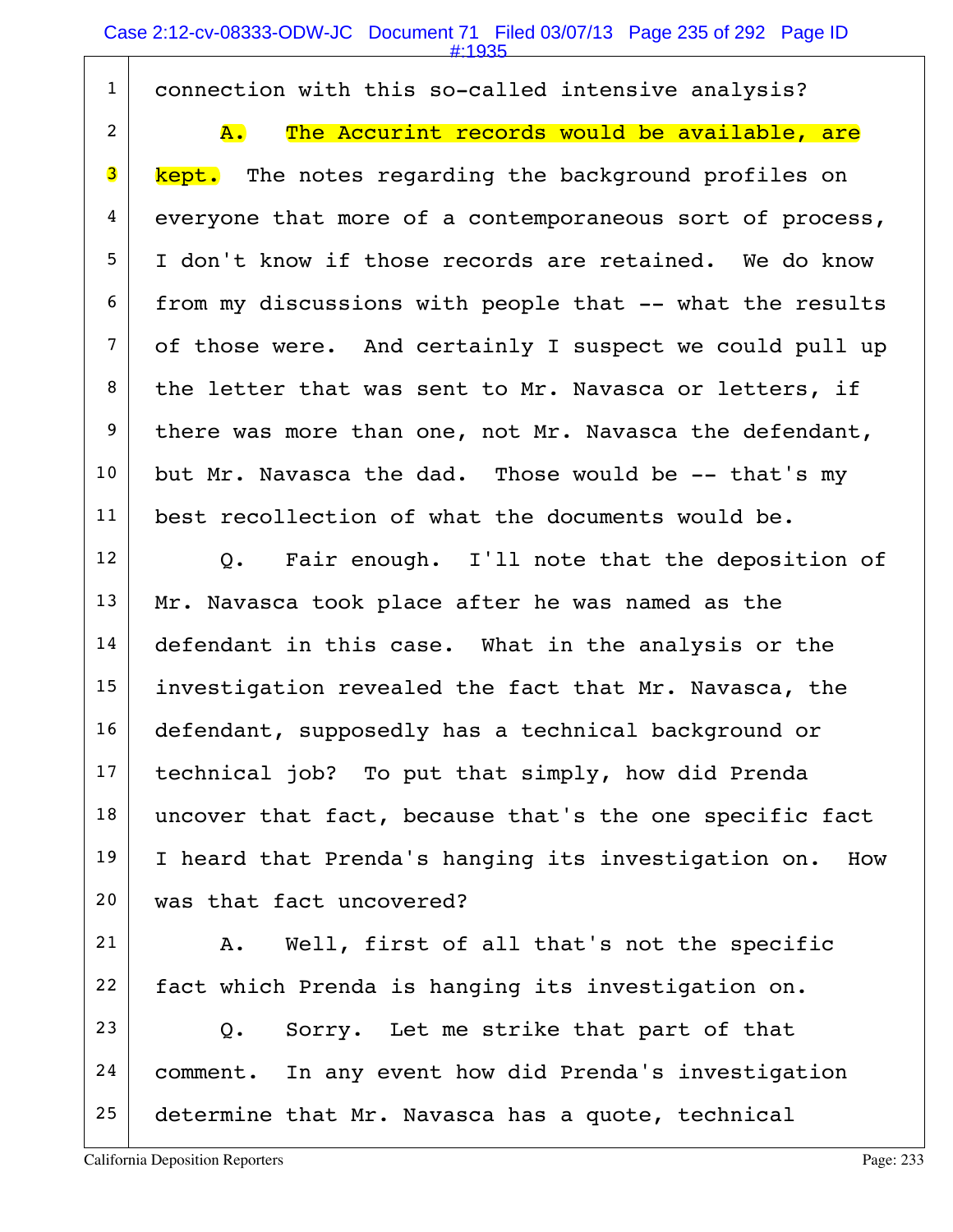connection with this so-called intensive analysis?

A. The Accurint records would be available, are kept. The notes regarding the background profiles on everyone that more of a contemporaneous sort of process, I don't know if those records are retained. We do know from my discussions with people that -- what the results of those were. And certainly I suspect we could pull up the letter that was sent to Mr. Navasca or letters, if there was more than one, not Mr. Navasca the defendant, but Mr. Navasca the dad. Those would be -- that's my best recollection of what the documents would be.

Q. Fair enough. I'll note that the deposition of Mr. Navasca took place after he was named as the defendant in this case. What in the analysis or the investigation revealed the fact that Mr. Navasca, the defendant, supposedly has a technical background or technical job? To put that simply, how did Prenda uncover that fact, because that's the one specific fact I heard that Prenda's hanging its investigation on. How was that fact uncovered?

A. Well, first of all that's not the specific fact which Prenda is hanging its investigation on.

Q. Sorry. Let me strike that part of that comment. In any event how did Prenda's investigation determine that Mr. Navasca has a quote, technical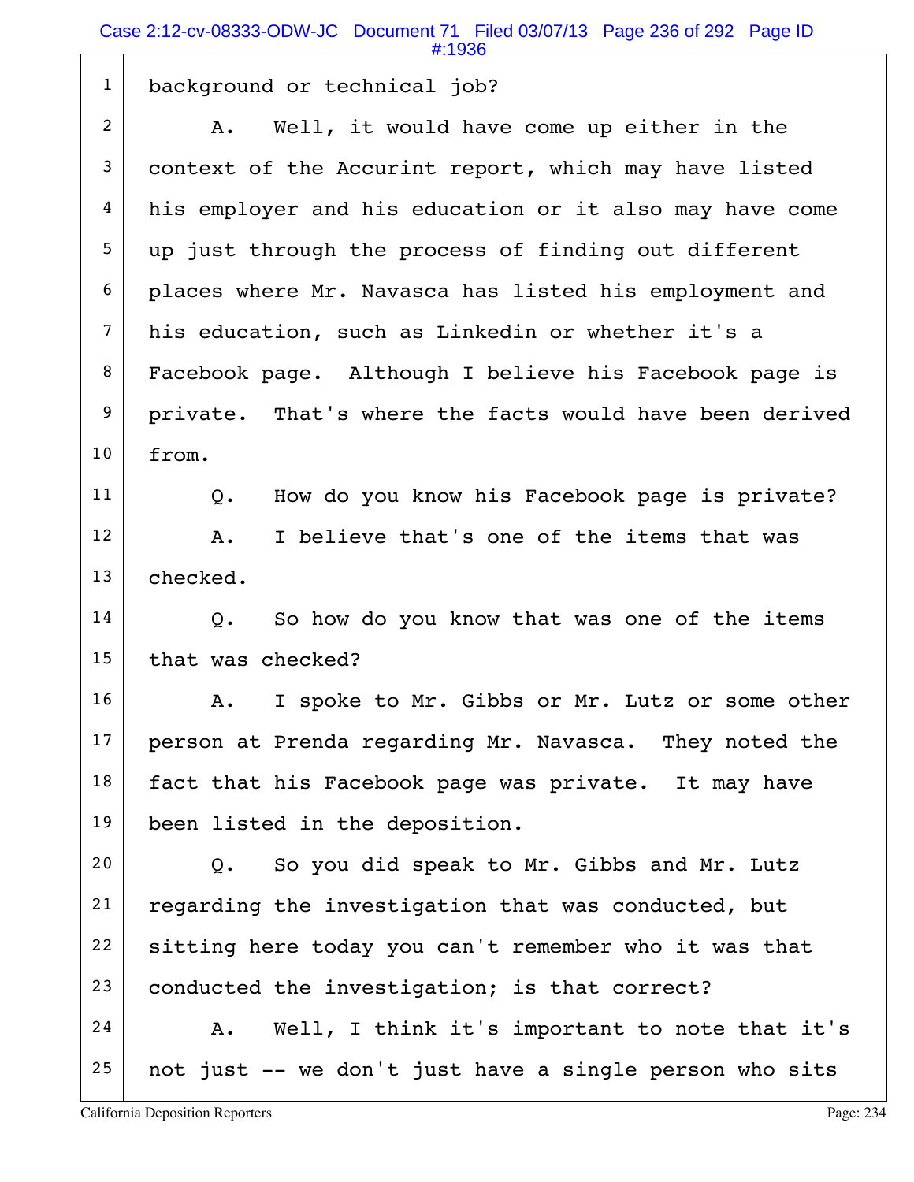background or technical job?

A. Well, it would have come up either in the context of the Accurint report, which may have listed his employer and his education or it also may have come up just through the process of finding out different places where Mr. Navasca has listed his employment and his education, such as Linkedin or whether it's a Facebook page. Although I believe his Facebook page is private. That's where the facts would have been derived from.

Q. How do you know his Facebook page is private?

A. I believe that's one of the items that was checked.

Q. So how do you know that was one of the items that was checked?

A. I spoke to Mr. Gibbs or Mr. Lutz or some other person at Prenda regarding Mr. Navasca. They noted the fact that his Facebook page was private. It may have been listed in the deposition.

Q. So you did speak to Mr. Gibbs and Mr. Lutz regarding the investigation that was conducted, but sitting here today you can't remember who it was that conducted the investigation; is that correct?

A. Well, I think it's important to note that it's not just -- we don't just have a single person who sits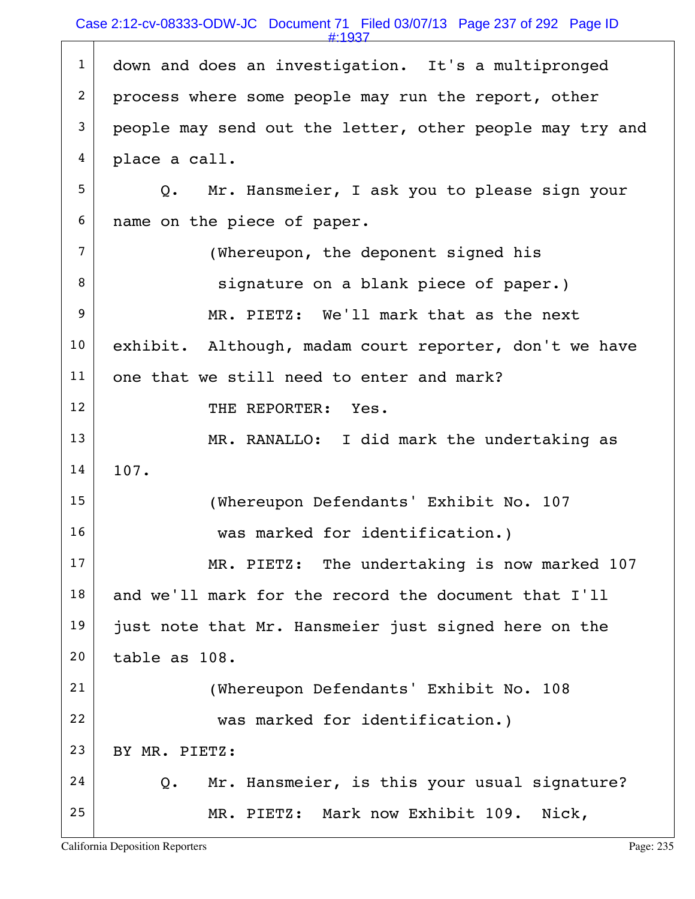1 down and does an investigation. It's a multipronged
2 process where some people may run the report, other
3 people may send out the letter, other people may try and
4 place a call.

5 Q. Mr. Hansmeier, I ask you to please sign your
6 name on the piece of paper.

7 (Whereupon, the deponent signed his
8 signature on a blank piece of paper.)

9 MR. PIETZ: We'll mark that as the next
10 exhibit. Although, madam court reporter, don't we have
11 one that we still need to enter and mark?

12 THE REPORTER: Yes.

13 MR. RANALLO: I did mark the undertaking as
14 107.

15 (Whereupon Defendants' Exhibit No. 107
16 was marked for identification.)

17 MR. PIETZ: The undertaking is now marked 107
18 and we'll mark for the record the document that I'll
19 just note that Mr. Hansmeier just signed here on the
20 table as 108.

21 (Whereupon Defendants' Exhibit No. 108
22 was marked for identification.)

23 BY MR. PIETZ:

24 Q. Mr. Hansmeier, is this your usual signature?

25 MR. PIETZ: Mark now Exhibit 109. Nick,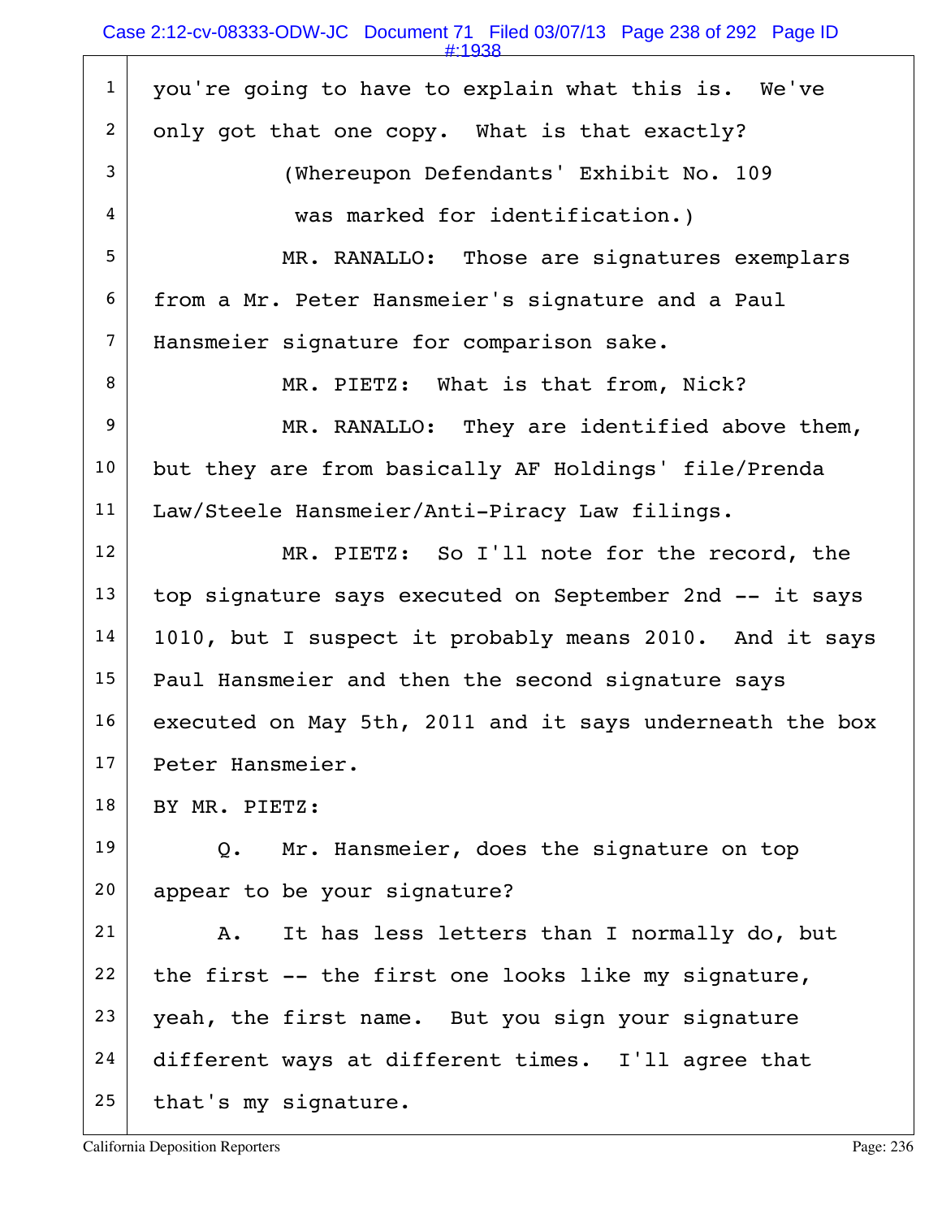you're going to have to explain what this is. We've only got that one copy. What is that exactly?

(Whereupon Defendants' Exhibit No. 109 was marked for identification.)

MR. RANALLO: Those are signatures exemplars from a Mr. Peter Hansmeier's signature and a Paul Hansmeier signature for comparison sake.

MR. PIETZ: What is that from, Nick?

MR. RANALLO: They are identified above them, but they are from basically AF Holdings' file/Prenda Law/Steele Hansmeier/Anti-Piracy Law filings.

MR. PIETZ: So I'll note for the record, the top signature says executed on September 2nd -- it says 1010, but I suspect it probably means 2010. And it says Paul Hansmeier and then the second signature says executed on May 5th, 2011 and it says underneath the box Peter Hansmeier.

BY MR. PIETZ:

Q. Mr. Hansmeier, does the signature on top appear to be your signature?

A. It has less letters than I normally do, but the first -- the first one looks like my signature, yeah, the first name. But you sign your signature different ways at different times. I'll agree that that's my signature.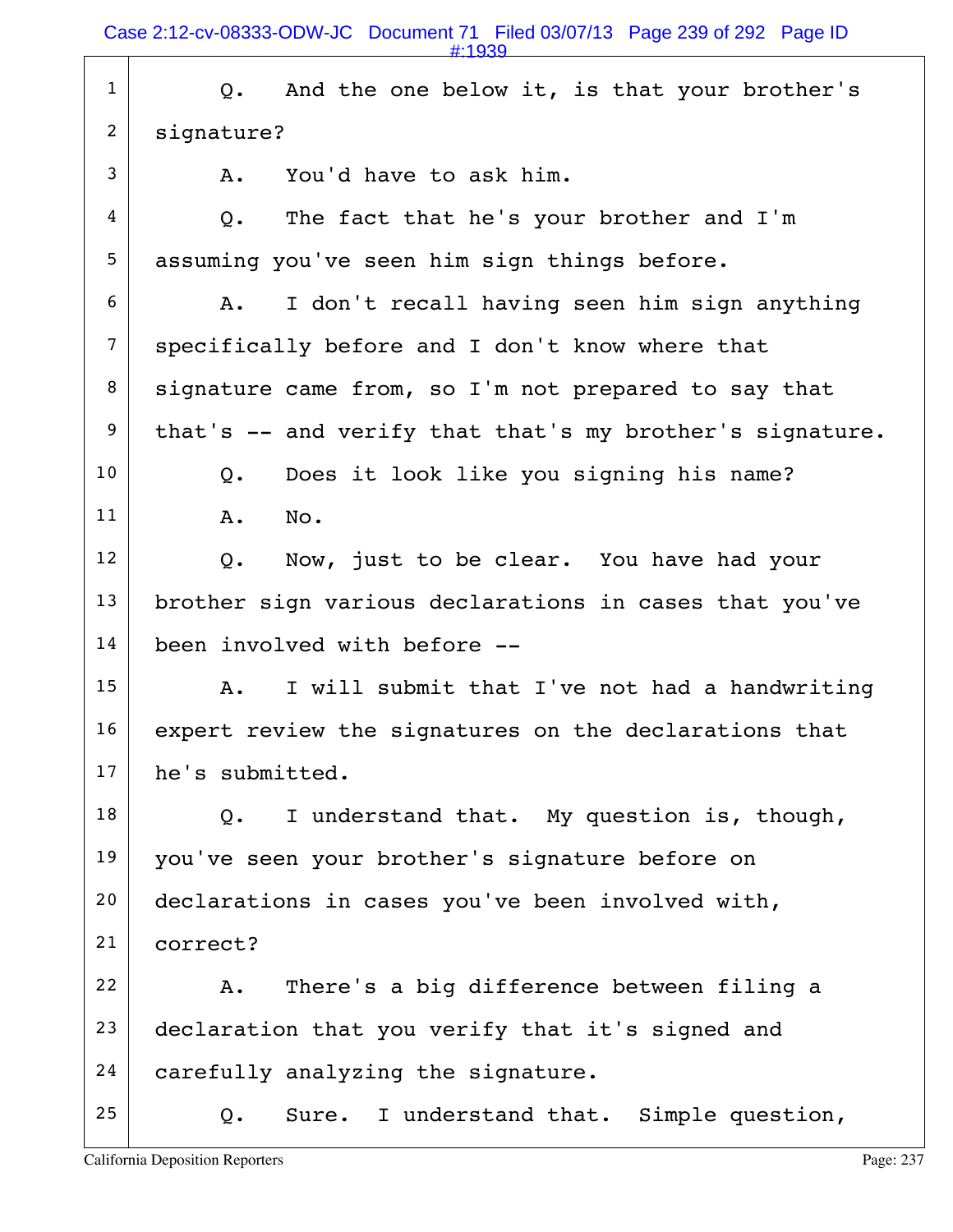1 Q. And the one below it, is that your brother's
2 signature?
3 A. You'd have to ask him.
4 Q. The fact that he's your brother and I'm
5 assuming you've seen him sign things before.
6 A. I don't recall having seen him sign anything
7 specifically before and I don't know where that
8 signature came from, so I'm not prepared to say that
9 that's -- and verify that that's my brother's signature.
10 Q. Does it look like you signing his name?
11 A. No.
12 Q. Now, just to be clear. You have had your
13 brother sign various declarations in cases that you've
14 been involved with before --
15 A. I will submit that I've not had a handwriting
16 expert review the signatures on the declarations that
17 he's submitted.
18 Q. I understand that. My question is, though,
19 you've seen your brother's signature before on
20 declarations in cases you've been involved with,
21 correct?
22 A. There's a big difference between filing a
23 declaration that you verify that it's signed and
24 carefully analyzing the signature.
25 Q. Sure. I understand that. Simple question,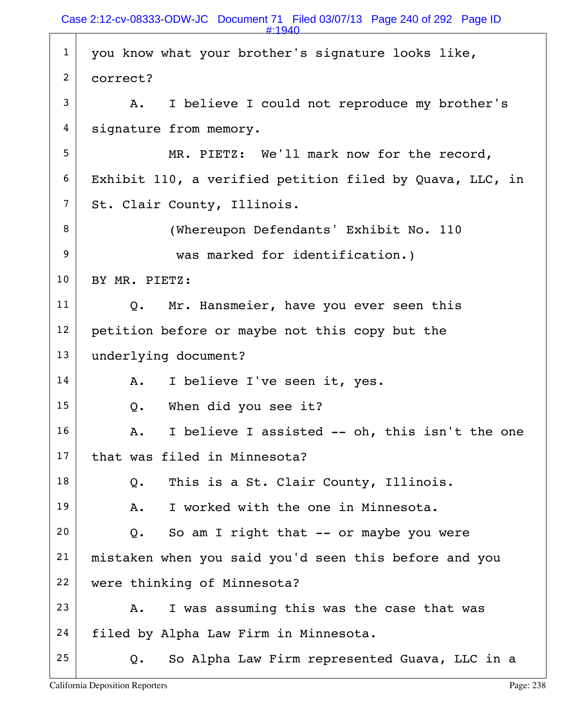1 you know what your brother's signature looks like,
2 correct?
3 A. I believe I could not reproduce my brother's
4 signature from memory.
5 MR. PIETZ: We'll mark now for the record,
6 Exhibit 110, a verified petition filed by Quava, LLC, in
7 St. Clair County, Illinois.
8 (Whereupon Defendants' Exhibit No. 110
9 was marked for identification.)
10 BY MR. PIETZ:
11 Q. Mr. Hansmeier, have you ever seen this
12 petition before or maybe not this copy but the
13 underlying document?
14 A. I believe I've seen it, yes.
15 Q. When did you see it?
16 A. I believe I assisted -- oh, this isn't the one
17 that was filed in Minnesota?
18 Q. This is a St. Clair County, Illinois.
19 A. I worked with the one in Minnesota.
20 Q. So am I right that -- or maybe you were
21 mistaken when you said you'd seen this before and you
22 were thinking of Minnesota?
23 A. I was assuming this was the case that was
24 filed by Alpha Law Firm in Minnesota.
25 Q. So Alpha Law Firm represented Guava, LLC in a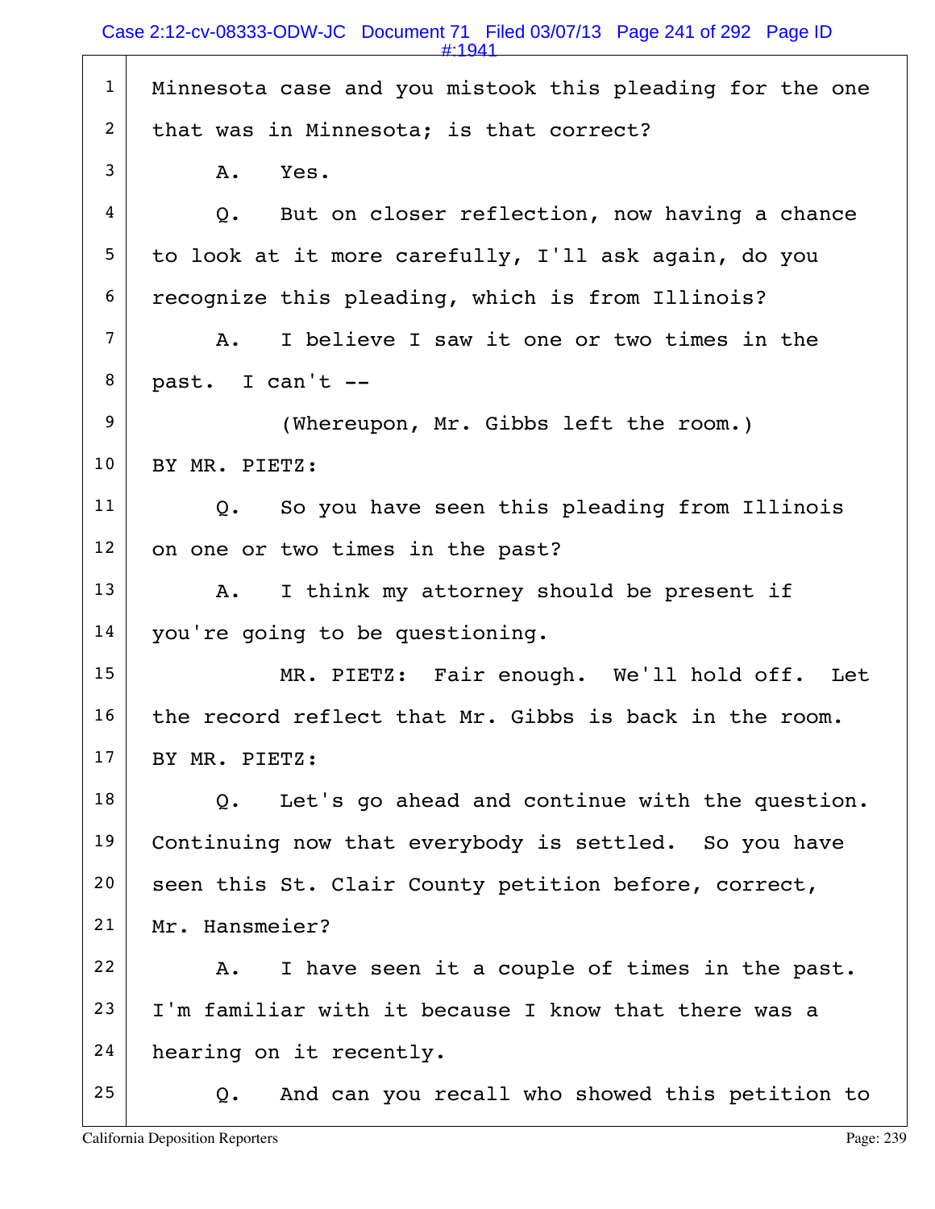1 Minnesota case and you mistook this pleading for the one
2 that was in Minnesota; is that correct?
3 A. Yes.
4 Q. But on closer reflection, now having a chance
5 to look at it more carefully, I'll ask again, do you
6 recognize this pleading, which is from Illinois?
7 A. I believe I saw it one or two times in the
8 past. I can't --
9 (Whereupon, Mr. Gibbs left the room.)
10 BY MR. PIETZ:
11 Q. So you have seen this pleading from Illinois
12 on one or two times in the past?
13 A. I think my attorney should be present if
14 you're going to be questioning.
15 MR. PIETZ: Fair enough. We'll hold off. Let
16 the record reflect that Mr. Gibbs is back in the room.
17 BY MR. PIETZ:
18 Q. Let's go ahead and continue with the question.
19 Continuing now that everybody is settled. So you have
20 seen this St. Clair County petition before, correct,
21 Mr. Hansmeier?
22 A. I have seen it a couple of times in the past.
23 I'm familiar with it because I know that there was a
24 hearing on it recently.
25 Q. And can you recall who showed this petition to

California Deposition Reporters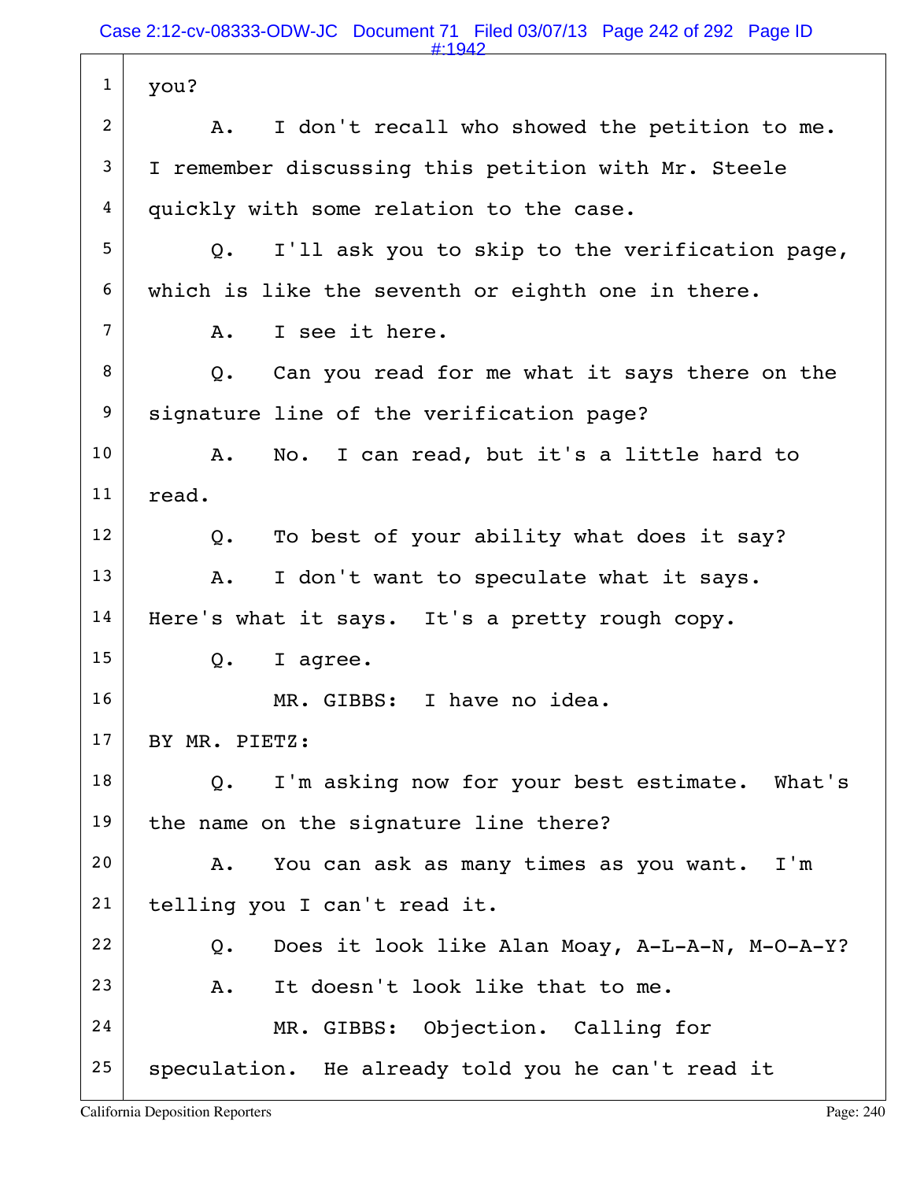1 you?

2 A. I don't recall who showed the petition to me.

3 I remember discussing this petition with Mr. Steele

4 quickly with some relation to the case.

5 Q. I'll ask you to skip to the verification page,

6 which is like the seventh or eighth one in there.

7 A. I see it here.

8 Q. Can you read for me what it says there on the

9 signature line of the verification page?

10 A. No. I can read, but it's a little hard to

11 read.

12 Q. To best of your ability what does it say?

13 A. I don't want to speculate what it says.

14 Here's what it says. It's a pretty rough copy.

15 Q. I agree.

16 MR. GIBBS: I have no idea.

17 BY MR. PIETZ:

18 Q. I'm asking now for your best estimate. What's

19 the name on the signature line there?

20 A. You can ask as many times as you want. I'm

21 telling you I can't read it.

22 Q. Does it look like Alan Moay, A-L-A-N, M-O-A-Y?

23 A. It doesn't look like that to me.

24 MR. GIBBS: Objection. Calling for

25 speculation. He already told you he can't read it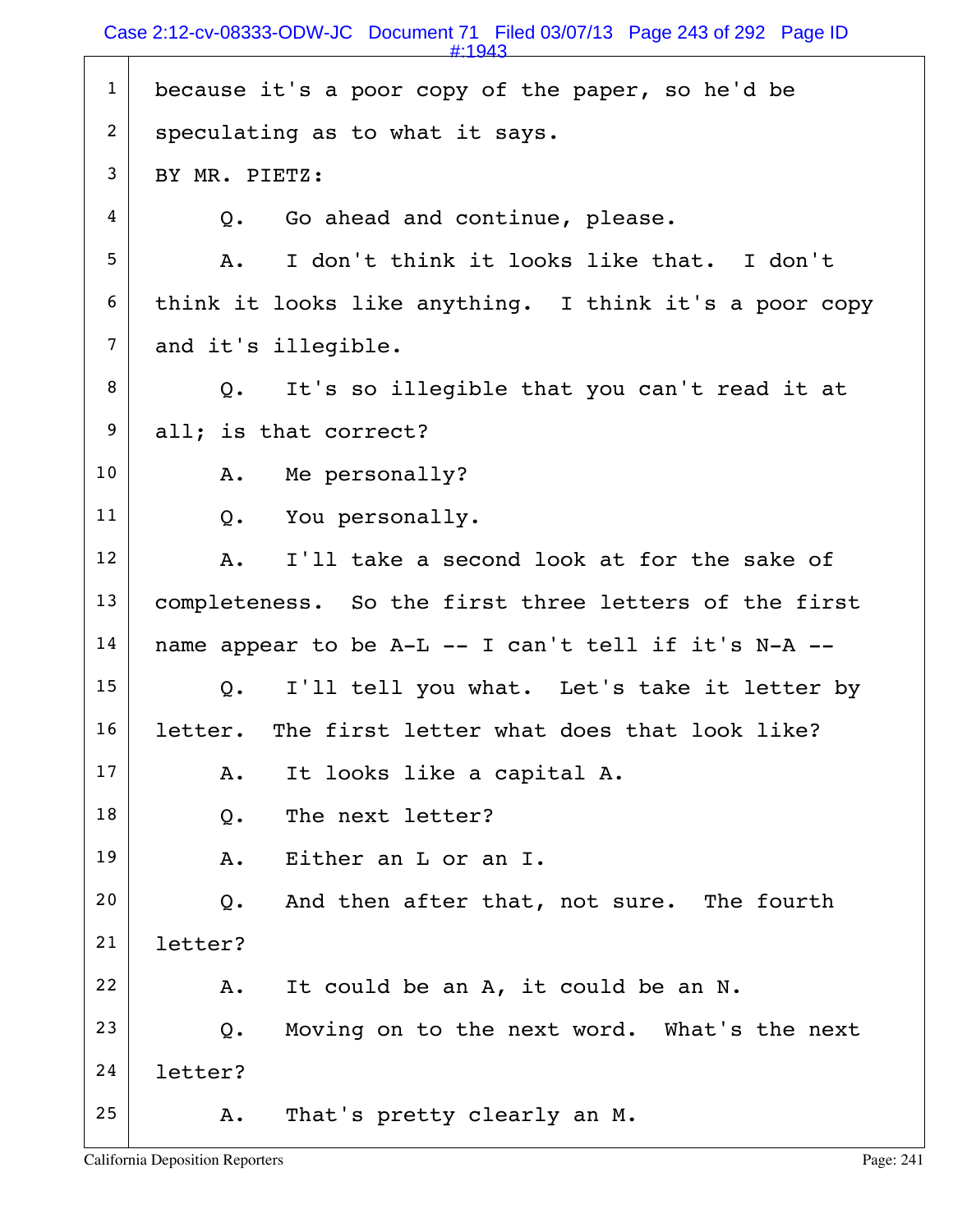1 because it's a poor copy of the paper, so he'd be
2 speculating as to what it says.
3 BY MR. PIETZ:
4 Q. Go ahead and continue, please.
5 A. I don't think it looks like that. I don't
6 think it looks like anything. I think it's a poor copy
7 and it's illegible.
8 Q. It's so illegible that you can't read it at
9 all; is that correct?
10 A. Me personally?
11 Q. You personally.
12 A. I'll take a second look at for the sake of
13 completeness. So the first three letters of the first
14 name appear to be A-L -- I can't tell if it's N-A --
15 Q. I'll tell you what. Let's take it letter by
16 letter. The first letter what does that look like?
17 A. It looks like a capital A.
18 Q. The next letter?
19 A. Either an L or an I.
20 Q. And then after that, not sure. The fourth
21 letter?
22 A. It could be an A, it could be an N.
23 Q. Moving on to the next word. What's the next
24 letter?
25 A. That's pretty clearly an M.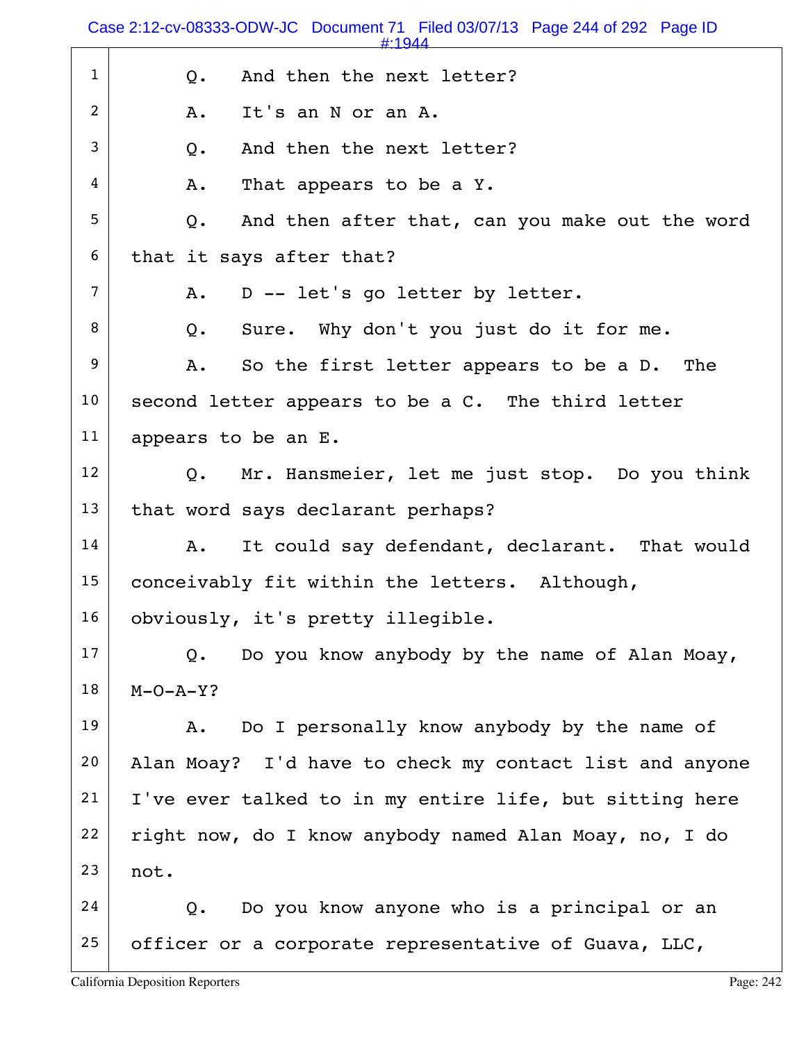1 Q. And then the next letter?

2 A. It's an N or an A.

3 Q. And then the next letter?

4 A. That appears to be a Y.

5 Q. And then after that, can you make out the word

6 that it says after that?

7 A. D -- let's go letter by letter.

8 Q. Sure. Why don't you just do it for me.

9 A. So the first letter appears to be a D. The

10 second letter appears to be a C. The third letter

11 appears to be an E.

12 Q. Mr. Hansmeier, let me just stop. Do you think

13 that word says declarant perhaps?

14 A. It could say defendant, declarant. That would

15 conceivably fit within the letters. Although,

16 obviously, it's pretty illegible.

17 Q. Do you know anybody by the name of Alan Moay,

18 M-O-A-Y?

19 A. Do I personally know anybody by the name of

20 Alan Moay? I'd have to check my contact list and anyone

21 I've ever talked to in my entire life, but sitting here

22 right now, do I know anybody named Alan Moay, no, I do

23 not.

24 Q. Do you know anyone who is a principal or an

25 officer or a corporate representative of Guava, LLC,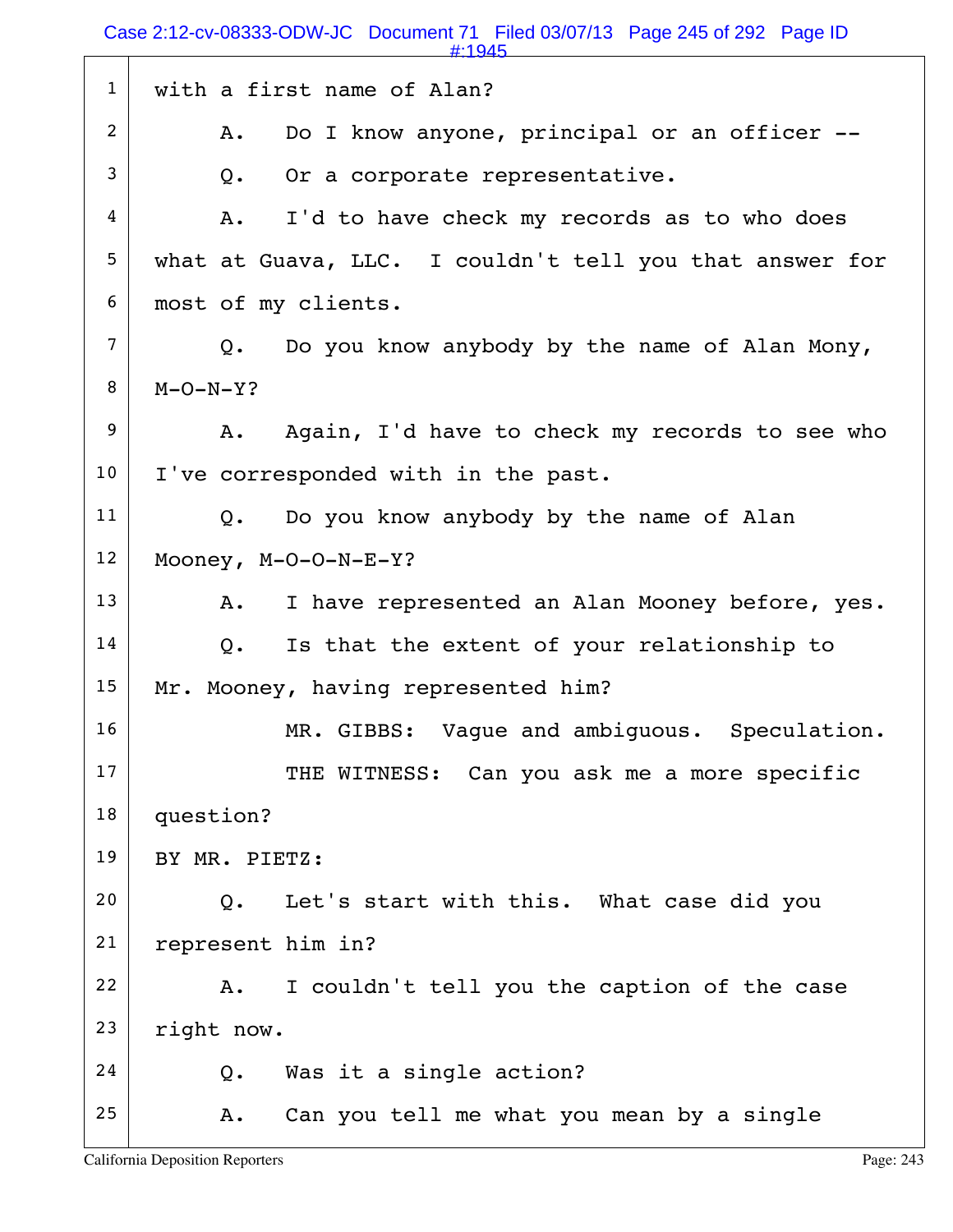1 with a first name of Alan?

2 A. Do I know anyone, principal or an officer --

3 Q. Or a corporate representative.

4 A. I'd to have check my records as to who does

5 what at Guava, LLC. I couldn't tell you that answer for

6 most of my clients.

7 Q. Do you know anybody by the name of Alan Mony,

8 M-O-N-Y?

9 A. Again, I'd have to check my records to see who

10 I've corresponded with in the past.

11 Q. Do you know anybody by the name of Alan

12 Mooney, M-O-O-N-E-Y?

13 A. I have represented an Alan Mooney before, yes.

14 Q. Is that the extent of your relationship to

15 Mr. Mooney, having represented him?

16 MR. GIBBS: Vague and ambiguous. Speculation.

17 THE WITNESS: Can you ask me a more specific

18 question?

19 BY MR. PIETZ:

20 Q. Let's start with this. What case did you

21 represent him in?

22 A. I couldn't tell you the caption of the case

23 right now.

24 Q. Was it a single action?

25 A. Can you tell me what you mean by a single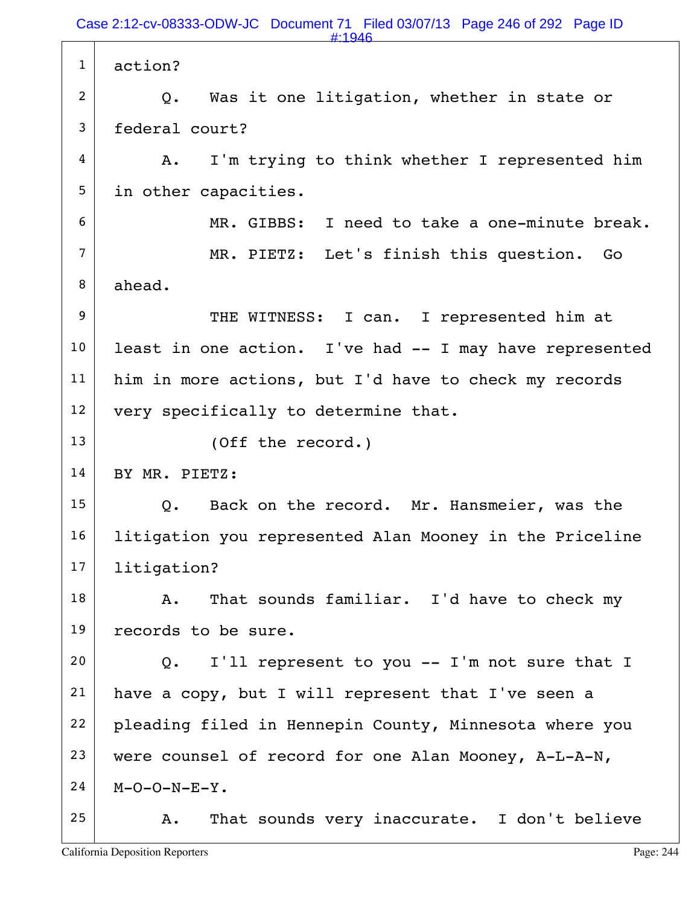action?

Q. Was it one litigation, whether in state or federal court?

A. I'm trying to think whether I represented him in other capacities.

MR. GIBBS: I need to take a one-minute break.

MR. PIETZ: Let's finish this question. Go ahead.

THE WITNESS: I can. I represented him at least in one action. I've had -- I may have represented him in more actions, but I'd have to check my records very specifically to determine that.

(Off the record.)

BY MR. PIETZ:

Q. Back on the record. Mr. Hansmeier, was the litigation you represented Alan Mooney in the Priceline litigation?

A. That sounds familiar. I'd have to check my records to be sure.

Q. I'll represent to you -- I'm not sure that I have a copy, but I will represent that I've seen a pleading filed in Hennepin County, Minnesota where you were counsel of record for one Alan Mooney, A-L-A-N, M-O-O-N-E-Y.

A. That sounds very inaccurate. I don't believe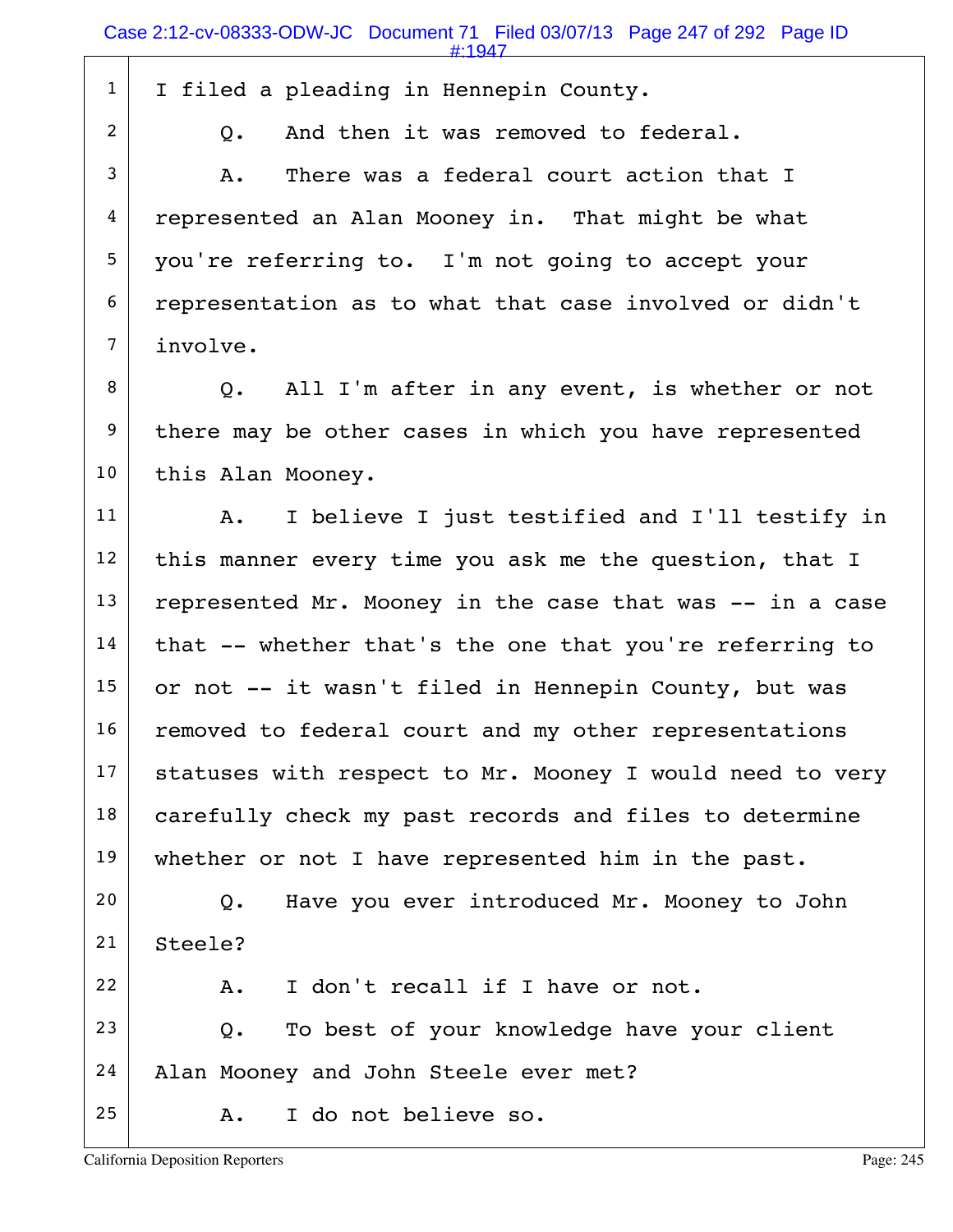I filed a pleading in Hennepin County.

Q. And then it was removed to federal.

A. There was a federal court action that I represented an Alan Mooney in. That might be what you're referring to. I'm not going to accept your representation as to what that case involved or didn't involve.

Q. All I'm after in any event, is whether or not there may be other cases in which you have represented this Alan Mooney.

A. I believe I just testified and I'll testify in this manner every time you ask me the question, that I represented Mr. Mooney in the case that was -- in a case that -- whether that's the one that you're referring to or not -- it wasn't filed in Hennepin County, but was removed to federal court and my other representations statuses with respect to Mr. Mooney I would need to very carefully check my past records and files to determine whether or not I have represented him in the past.

Q. Have you ever introduced Mr. Mooney to John Steele?

A. I don't recall if I have or not.

Q. To best of your knowledge have your client Alan Mooney and John Steele ever met?

A. I do not believe so.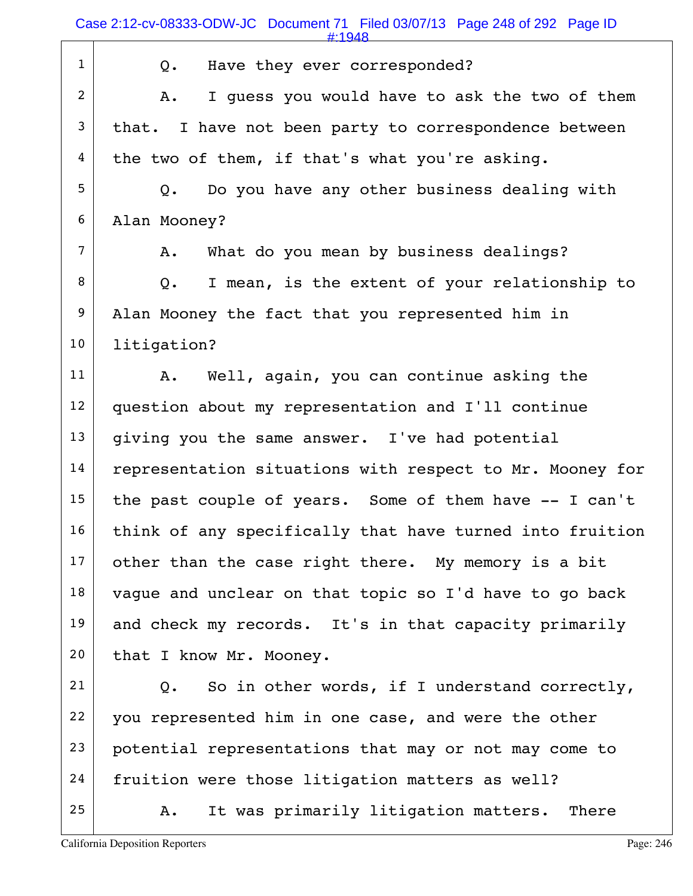Q. Have they ever corresponded?

A. I guess you would have to ask the two of them that. I have not been party to correspondence between the two of them, if that's what you're asking.

Q. Do you have any other business dealing with Alan Mooney?

A. What do you mean by business dealings?

Q. I mean, is the extent of your relationship to Alan Mooney the fact that you represented him in litigation?

A. Well, again, you can continue asking the question about my representation and I'll continue giving you the same answer. I've had potential representation situations with respect to Mr. Mooney for the past couple of years. Some of them have -- I can't think of any specifically that have turned into fruition other than the case right there. My memory is a bit vague and unclear on that topic so I'd have to go back and check my records. It's in that capacity primarily that I know Mr. Mooney.

Q. So in other words, if I understand correctly, you represented him in one case, and were the other potential representations that may or not may come to fruition were those litigation matters as well?

A. It was primarily litigation matters. There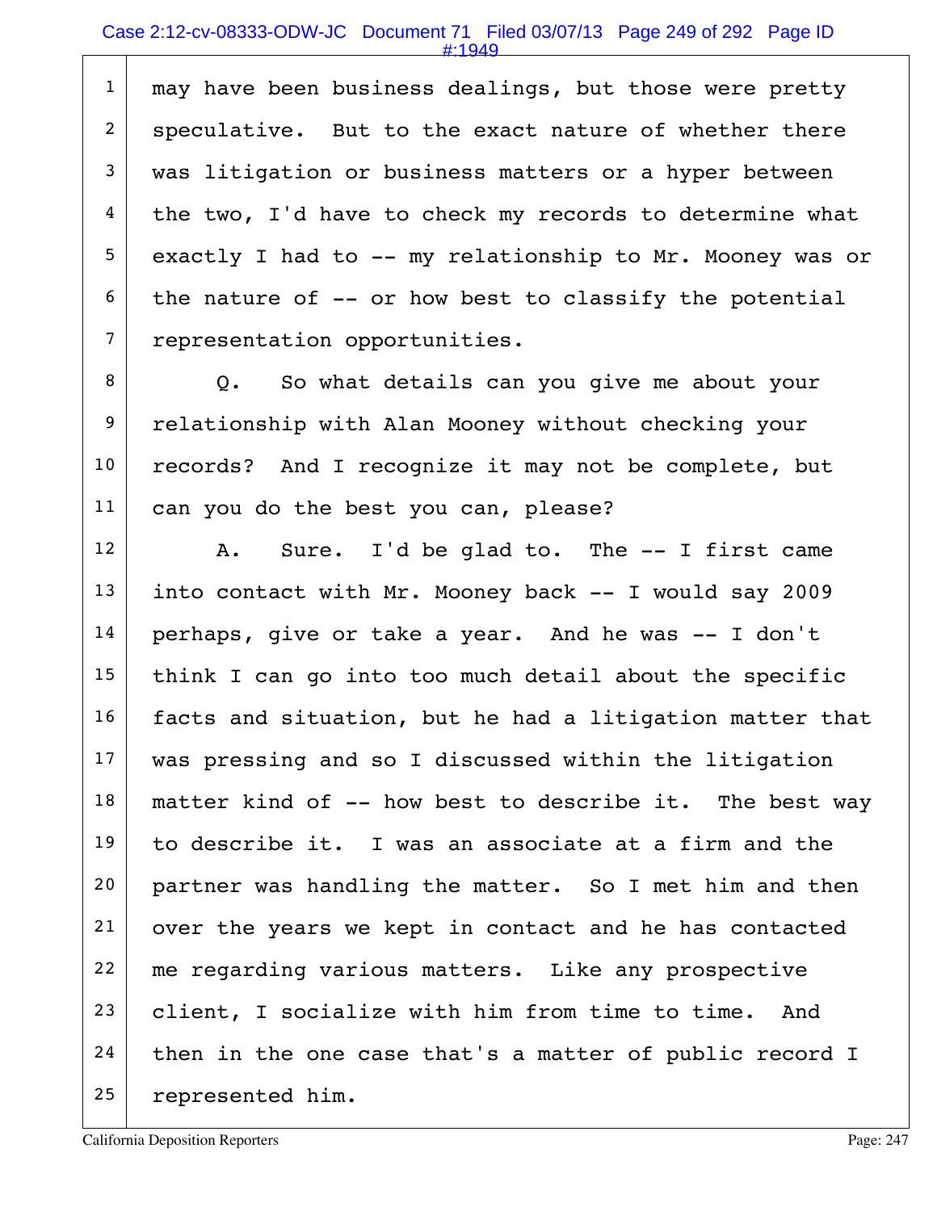may have been business dealings, but those were pretty speculative. But to the exact nature of whether there was litigation or business matters or a hyper between the two, I'd have to check my records to determine what exactly I had to -- my relationship to Mr. Mooney was or the nature of -- or how best to classify the potential representation opportunities.

Q. So what details can you give me about your relationship with Alan Mooney without checking your records? And I recognize it may not be complete, but can you do the best you can, please?

A. Sure. I'd be glad to. The -- I first came into contact with Mr. Mooney back -- I would say 2009 perhaps, give or take a year. And he was -- I don't think I can go into too much detail about the specific facts and situation, but he had a litigation matter that was pressing and so I discussed within the litigation matter kind of -- how best to describe it. The best way to describe it. I was an associate at a firm and the partner was handling the matter. So I met him and then over the years we kept in contact and he has contacted me regarding various matters. Like any prospective client, I socialize with him from time to time. And then in the one case that's a matter of public record I represented him.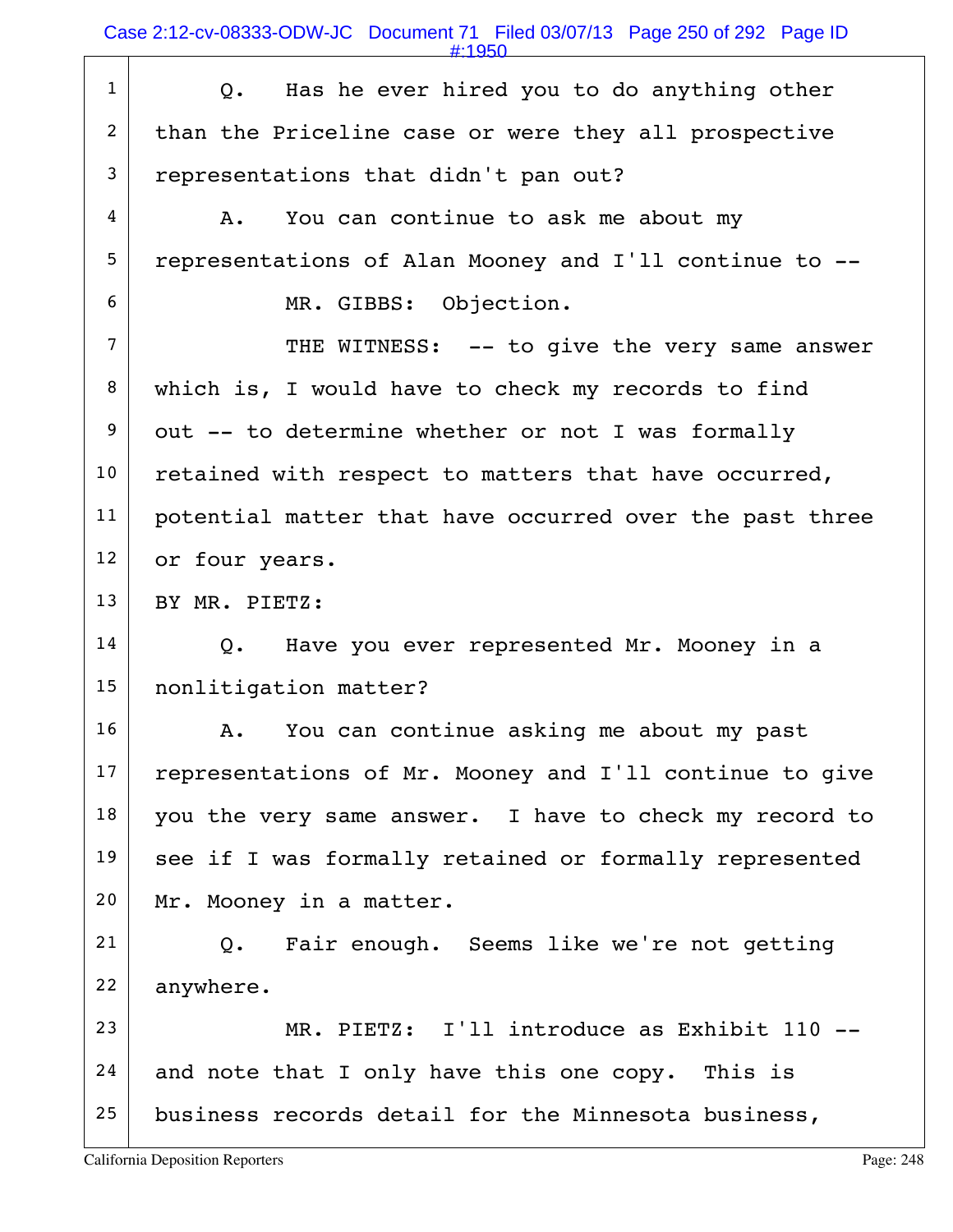Q. Has he ever hired you to do anything other than the Priceline case or were they all prospective representations that didn't pan out?

A. You can continue to ask me about my representations of Alan Mooney and I'll continue to --

MR. GIBBS: Objection.

THE WITNESS: -- to give the very same answer which is, I would have to check my records to find out -- to determine whether or not I was formally retained with respect to matters that have occurred, potential matter that have occurred over the past three or four years.

BY MR. PIETZ:

Q. Have you ever represented Mr. Mooney in a nonlitigation matter?

A. You can continue asking me about my past representations of Mr. Mooney and I'll continue to give you the very same answer. I have to check my record to see if I was formally retained or formally represented Mr. Mooney in a matter.

Q. Fair enough. Seems like we're not getting anywhere.

MR. PIETZ: I'll introduce as Exhibit 110 -- and note that I only have this one copy. This is business records detail for the Minnesota business,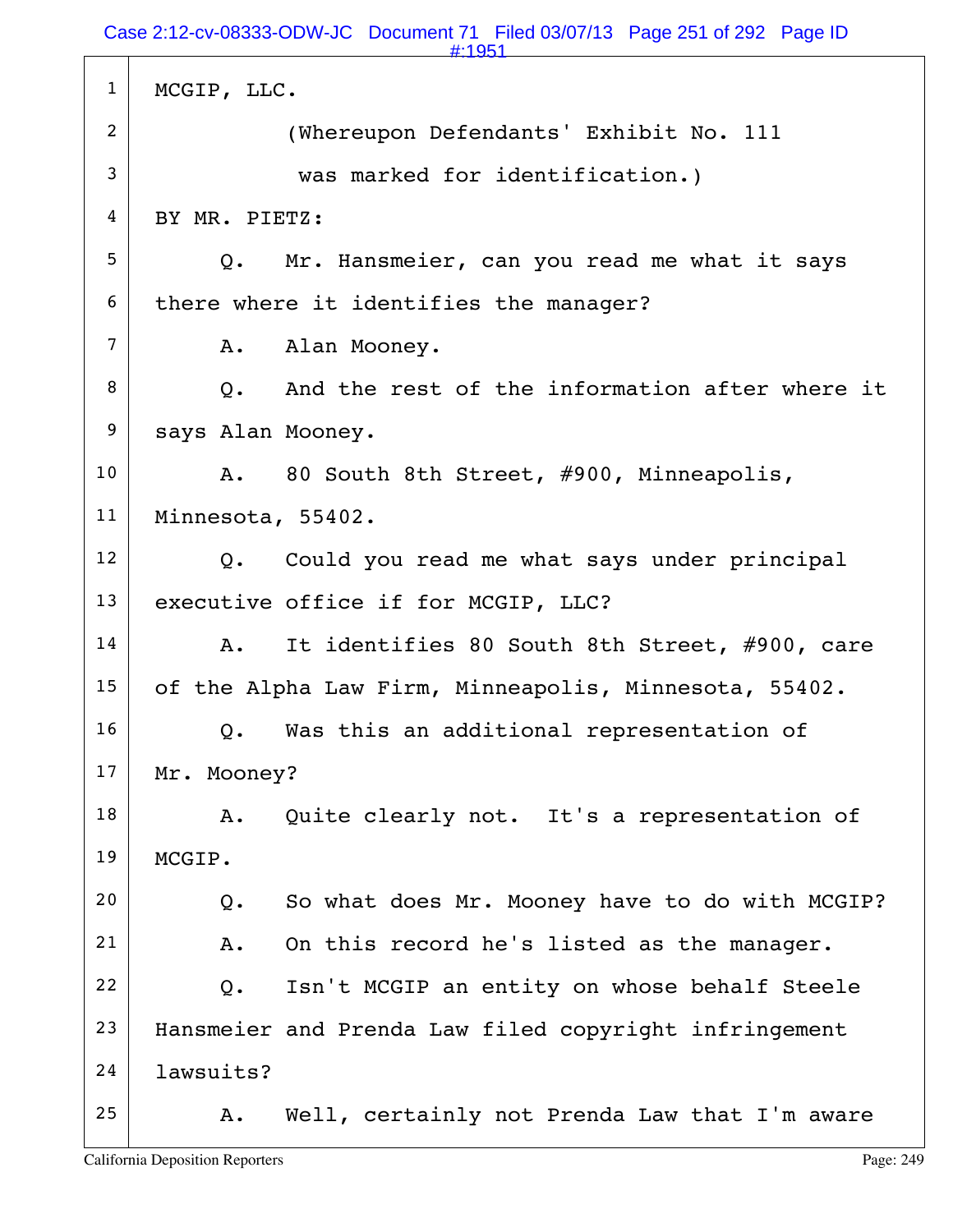MCGIP, LLC.

(Whereupon Defendants' Exhibit No. 111 was marked for identification.)

BY MR. PIETZ:

Q. Mr. Hansmeier, can you read me what it says there where it identifies the manager?

A. Alan Mooney.

Q. And the rest of the information after where it says Alan Mooney.

A. 80 South 8th Street, #900, Minneapolis, Minnesota, 55402.

Q. Could you read me what says under principal executive office if for MCGIP, LLC?

A. It identifies 80 South 8th Street, #900, care of the Alpha Law Firm, Minneapolis, Minnesota, 55402.

Q. Was this an additional representation of Mr. Mooney?

A. Quite clearly not. It's a representation of MCGIP.

Q. So what does Mr. Mooney have to do with MCGIP?

A. On this record he's listed as the manager.

Q. Isn't MCGIP an entity on whose behalf Steele Hansmeier and Prenda Law filed copyright infringement lawsuits?

A. Well, certainly not Prenda Law that I'm aware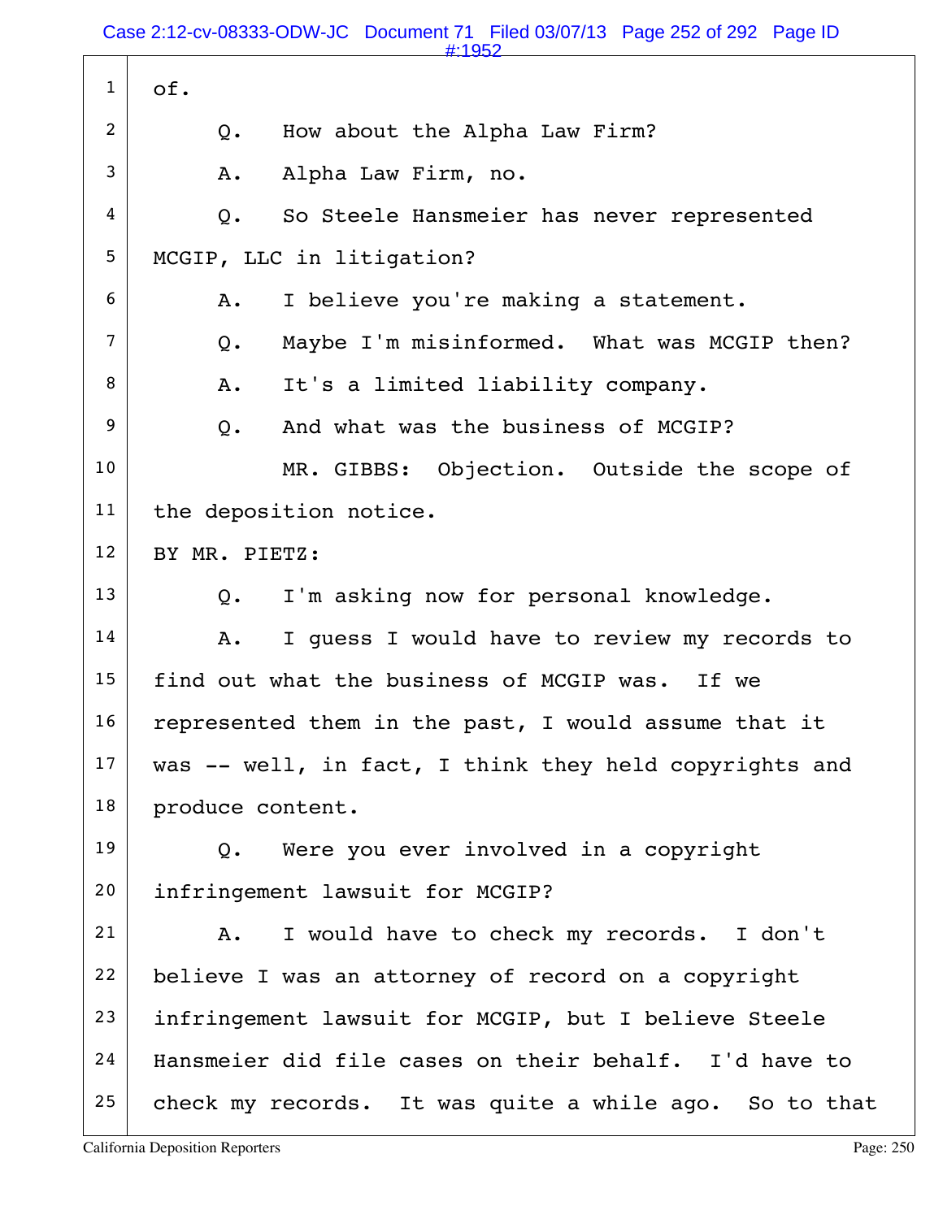of.

Q. How about the Alpha Law Firm?

A. Alpha Law Firm, no.

Q. So Steele Hansmeier has never represented MCGIP, LLC in litigation?

A. I believe you're making a statement.

Q. Maybe I'm misinformed. What was MCGIP then?

A. It's a limited liability company.

Q. And what was the business of MCGIP?

MR. GIBBS: Objection. Outside the scope of the deposition notice.

BY MR. PIETZ:

Q. I'm asking now for personal knowledge.

A. I guess I would have to review my records to find out what the business of MCGIP was. If we represented them in the past, I would assume that it was -- well, in fact, I think they held copyrights and produce content.

Q. Were you ever involved in a copyright infringement lawsuit for MCGIP?

A. I would have to check my records. I don't believe I was an attorney of record on a copyright infringement lawsuit for MCGIP, but I believe Steele Hansmeier did file cases on their behalf. I'd have to check my records. It was quite a while ago. So to that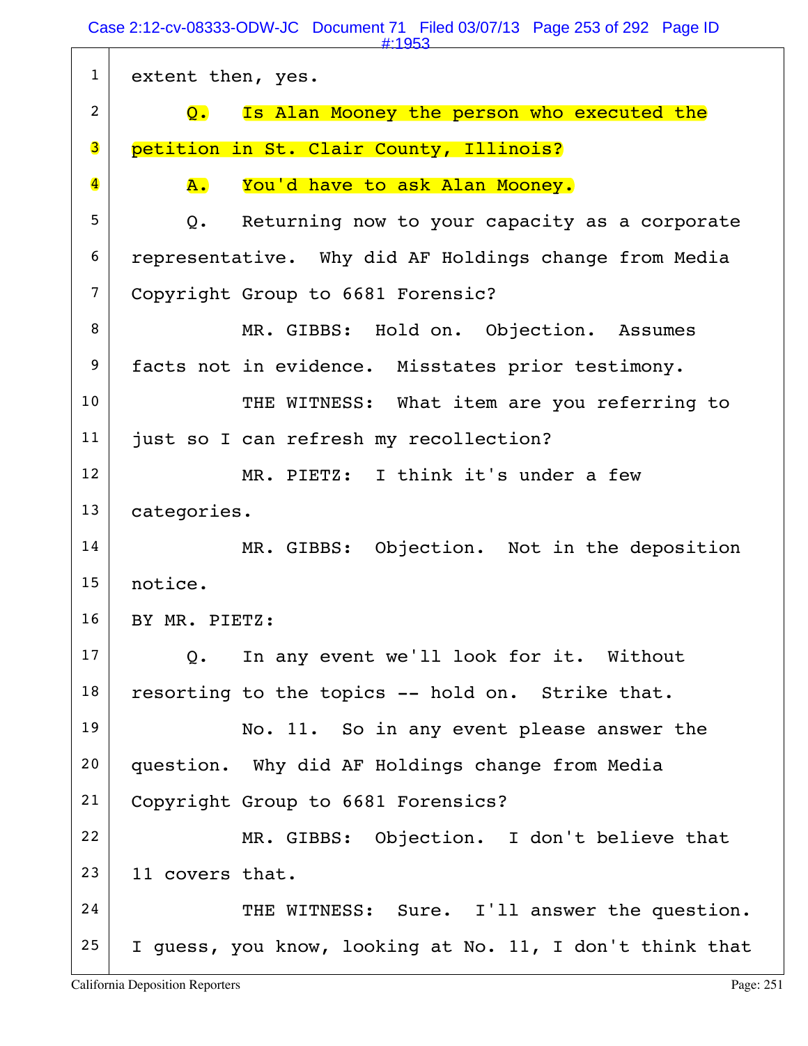1 extent then, yes.

2 Q. Is Alan Mooney the person who executed the

3 petition in St. Clair County, Illinois?

4 A. You'd have to ask Alan Mooney.

5 Q. Returning now to your capacity as a corporate

6 representative. Why did AF Holdings change from Media

7 Copyright Group to 6681 Forensic?

8 MR. GIBBS: Hold on. Objection. Assumes

9 facts not in evidence. Misstates prior testimony.

10 THE WITNESS: What item are you referring to

11 just so I can refresh my recollection?

12 MR. PIETZ: I think it's under a few

13 categories.

14 MR. GIBBS: Objection. Not in the deposition

15 notice.

16 BY MR. PIETZ:

17 Q. In any event we'll look for it. Without

18 resorting to the topics -- hold on. Strike that.

19 No. 11. So in any event please answer the

20 question. Why did AF Holdings change from Media

21 Copyright Group to 6681 Forensics?

22 MR. GIBBS: Objection. I don't believe that

23 11 covers that.

24 THE WITNESS: Sure. I'll answer the question.

25 I guess, you know, looking at No. 11, I don't think that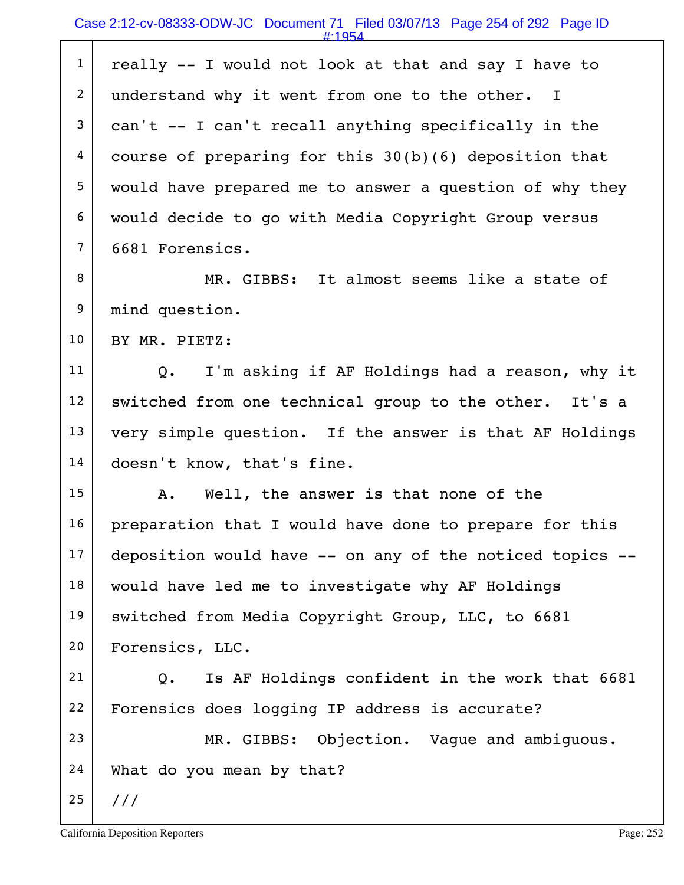really -- I would not look at that and say I have to understand why it went from one to the other. I can't -- I can't recall anything specifically in the course of preparing for this 30(b)(6) deposition that would have prepared me to answer a question of why they would decide to go with Media Copyright Group versus 6681 Forensics.

MR. GIBBS: It almost seems like a state of mind question.

BY MR. PIETZ:

Q. I'm asking if AF Holdings had a reason, why it switched from one technical group to the other. It's a very simple question. If the answer is that AF Holdings doesn't know, that's fine.

A. Well, the answer is that none of the preparation that I would have done to prepare for this deposition would have -- on any of the noticed topics -- would have led me to investigate why AF Holdings switched from Media Copyright Group, LLC, to 6681 Forensics, LLC.

Q. Is AF Holdings confident in the work that 6681 Forensics does logging IP address is accurate?

MR. GIBBS: Objection. Vague and ambiguous. What do you mean by that?

///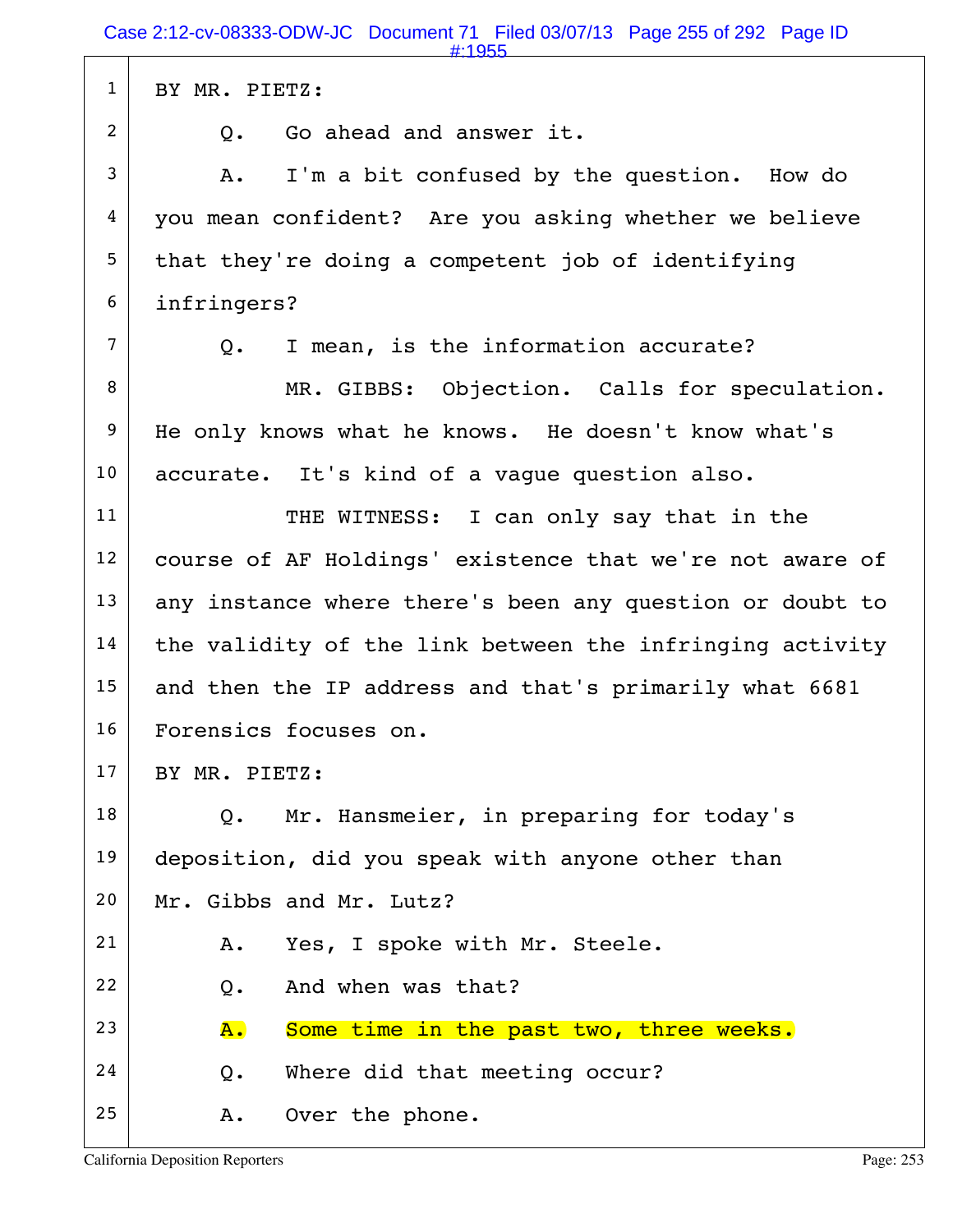BY MR. PIETZ:

Q. Go ahead and answer it.

A. I'm a bit confused by the question. How do you mean confident? Are you asking whether we believe that they're doing a competent job of identifying infringers?

Q. I mean, is the information accurate?

MR. GIBBS: Objection. Calls for speculation. He only knows what he knows. He doesn't know what's accurate. It's kind of a vague question also.

THE WITNESS: I can only say that in the course of AF Holdings' existence that we're not aware of any instance where there's been any question or doubt to the validity of the link between the infringing activity and then the IP address and that's primarily what 6681 Forensics focuses on.

BY MR. PIETZ:

Q. Mr. Hansmeier, in preparing for today's deposition, did you speak with anyone other than Mr. Gibbs and Mr. Lutz?

A. Yes, I spoke with Mr. Steele.

Q. And when was that?

A. Some time in the past two, three weeks.

Q. Where did that meeting occur?

A. Over the phone.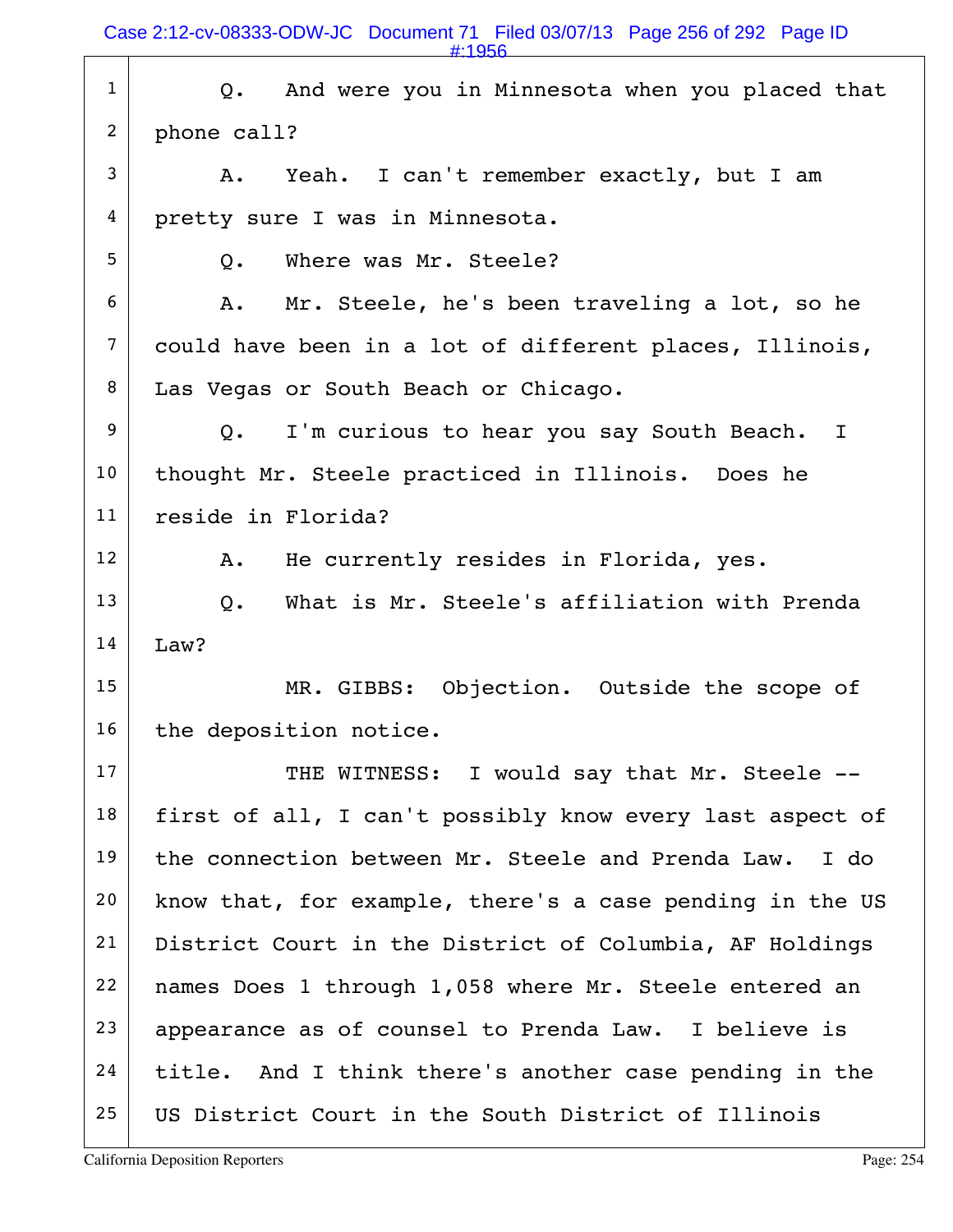Q. And were you in Minnesota when you placed that phone call?

A. Yeah. I can't remember exactly, but I am pretty sure I was in Minnesota.

Q. Where was Mr. Steele?

A. Mr. Steele, he's been traveling a lot, so he could have been in a lot of different places, Illinois, Las Vegas or South Beach or Chicago.

Q. I'm curious to hear you say South Beach. I thought Mr. Steele practiced in Illinois. Does he reside in Florida?

A. He currently resides in Florida, yes.

Q. What is Mr. Steele's affiliation with Prenda Law?

MR. GIBBS: Objection. Outside the scope of the deposition notice.

THE WITNESS: I would say that Mr. Steele -- first of all, I can't possibly know every last aspect of the connection between Mr. Steele and Prenda Law. I do know that, for example, there's a case pending in the US District Court in the District of Columbia, AF Holdings names Does 1 through 1,058 where Mr. Steele entered an appearance as of counsel to Prenda Law. I believe is title. And I think there's another case pending in the US District Court in the South District of Illinois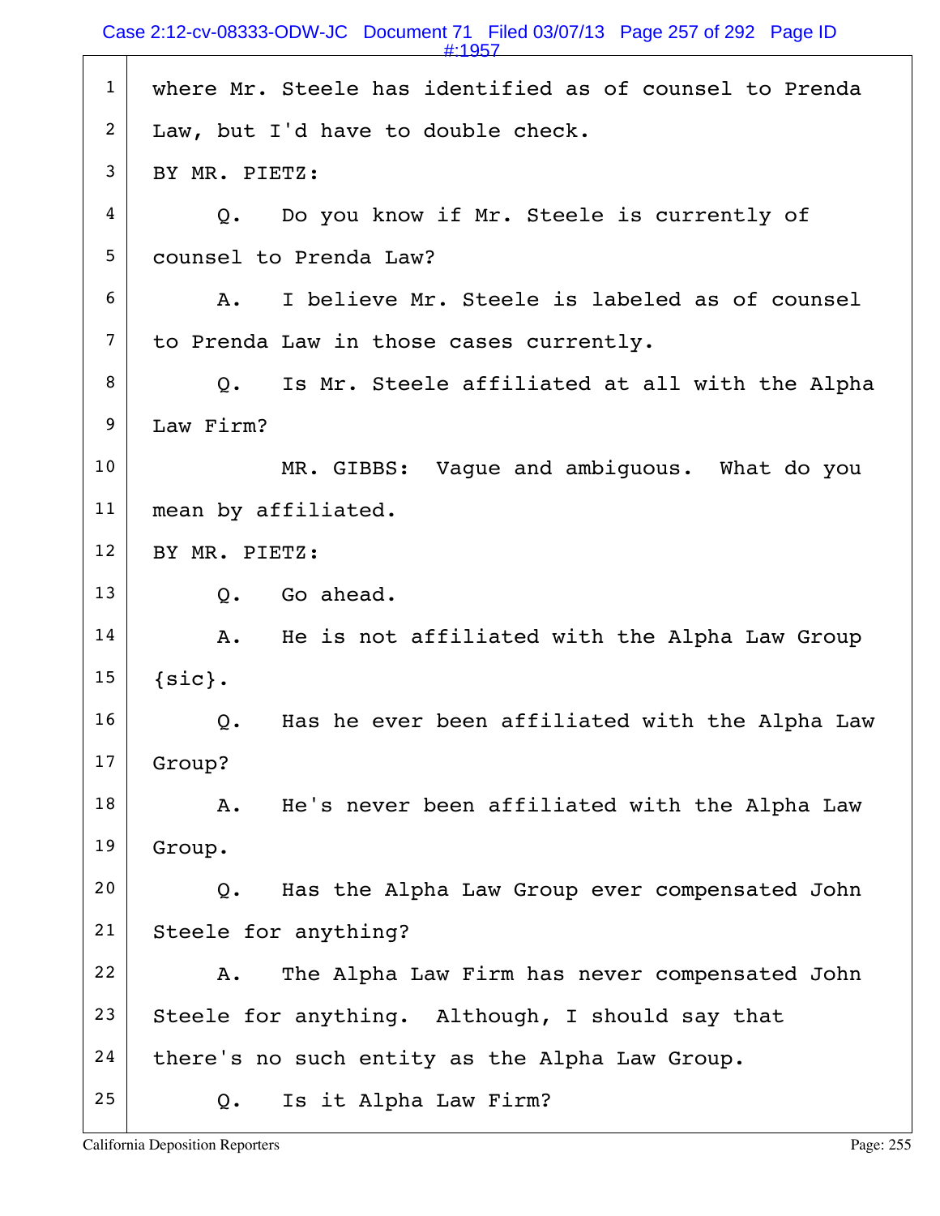where Mr. Steele has identified as of counsel to Prenda Law, but I'd have to double check.

BY MR. PIETZ:

Q. Do you know if Mr. Steele is currently of counsel to Prenda Law?

A. I believe Mr. Steele is labeled as of counsel to Prenda Law in those cases currently.

Q. Is Mr. Steele affiliated at all with the Alpha Law Firm?

MR. GIBBS: Vague and ambiguous. What do you mean by affiliated.

BY MR. PIETZ:

Q. Go ahead.

A. He is not affiliated with the Alpha Law Group {sic}.

Q. Has he ever been affiliated with the Alpha Law Group?

A. He's never been affiliated with the Alpha Law Group.

Q. Has the Alpha Law Group ever compensated John Steele for anything?

A. The Alpha Law Firm has never compensated John Steele for anything. Although, I should say that there's no such entity as the Alpha Law Group.

Q. Is it Alpha Law Firm?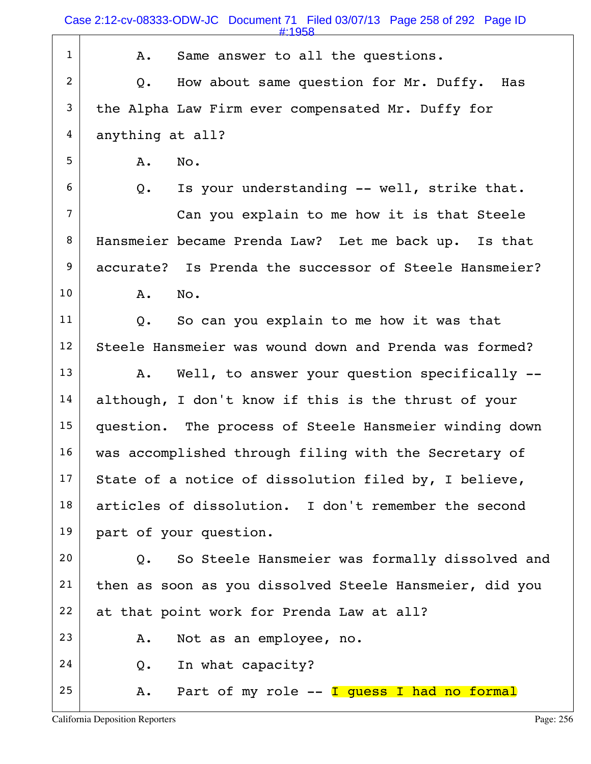1 A. Same answer to all the questions.

2 Q. How about same question for Mr. Duffy. Has

3 the Alpha Law Firm ever compensated Mr. Duffy for

4 anything at all?

5 A. No.

6 Q. Is your understanding -- well, strike that.

7 Can you explain to me how it is that Steele

8 Hansmeier became Prenda Law? Let me back up. Is that

9 accurate? Is Prenda the successor of Steele Hansmeier?

10 A. No.

11 Q. So can you explain to me how it was that

12 Steele Hansmeier was wound down and Prenda was formed?

13 A. Well, to answer your question specifically --

14 although, I don't know if this is the thrust of your

15 question. The process of Steele Hansmeier winding down

16 was accomplished through filing with the Secretary of

17 State of a notice of dissolution filed by, I believe,

18 articles of dissolution. I don't remember the second

19 part of your question.

20 Q. So Steele Hansmeier was formally dissolved and

21 then as soon as you dissolved Steele Hansmeier, did you

22 at that point work for Prenda Law at all?

23 A. Not as an employee, no.

24 Q. In what capacity?

25 A. Part of my role -- I guess I had no formal

California Deposition Reporters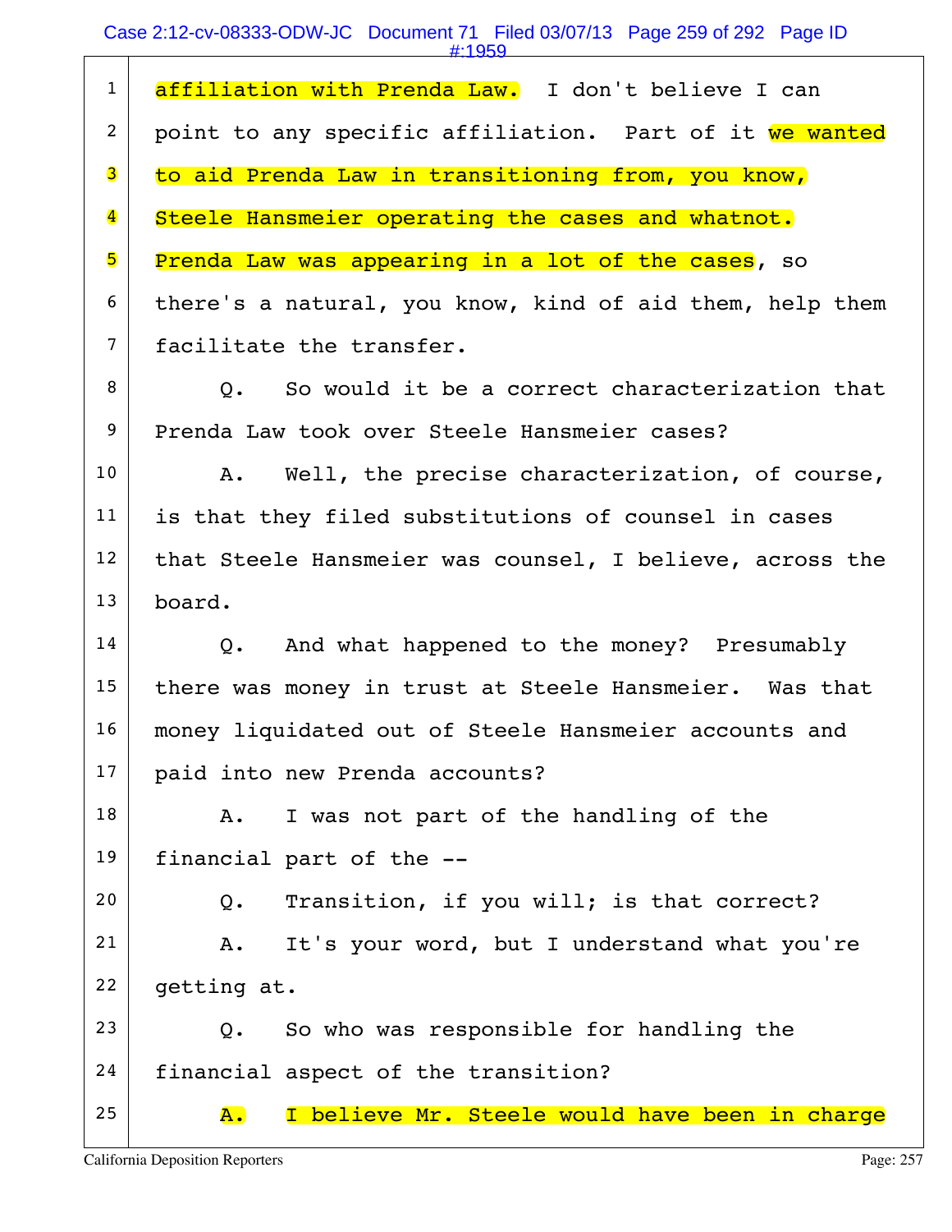1 affiliation with Prenda Law. I don't believe I can
2 point to any specific affiliation. Part of it we wanted
3 to aid Prenda Law in transitioning from, you know,
4 Steele Hansmeier operating the cases and whatnot.
5 Prenda Law was appearing in a lot of the cases, so
6 there's a natural, you know, kind of aid them, help them
7 facilitate the transfer.

8 Q. So would it be a correct characterization that
9 Prenda Law took over Steele Hansmeier cases?

10 A. Well, the precise characterization, of course,
11 is that they filed substitutions of counsel in cases
12 that Steele Hansmeier was counsel, I believe, across the
13 board.

14 Q. And what happened to the money? Presumably
15 there was money in trust at Steele Hansmeier. Was that
16 money liquidated out of Steele Hansmeier accounts and
17 paid into new Prenda accounts?

18 A. I was not part of the handling of the
19 financial part of the --

20 Q. Transition, if you will; is that correct?

21 A. It's your word, but I understand what you're
22 getting at.

23 Q. So who was responsible for handling the
24 financial aspect of the transition?

25 A. I believe Mr. Steele would have been in charge

California Deposition Reporters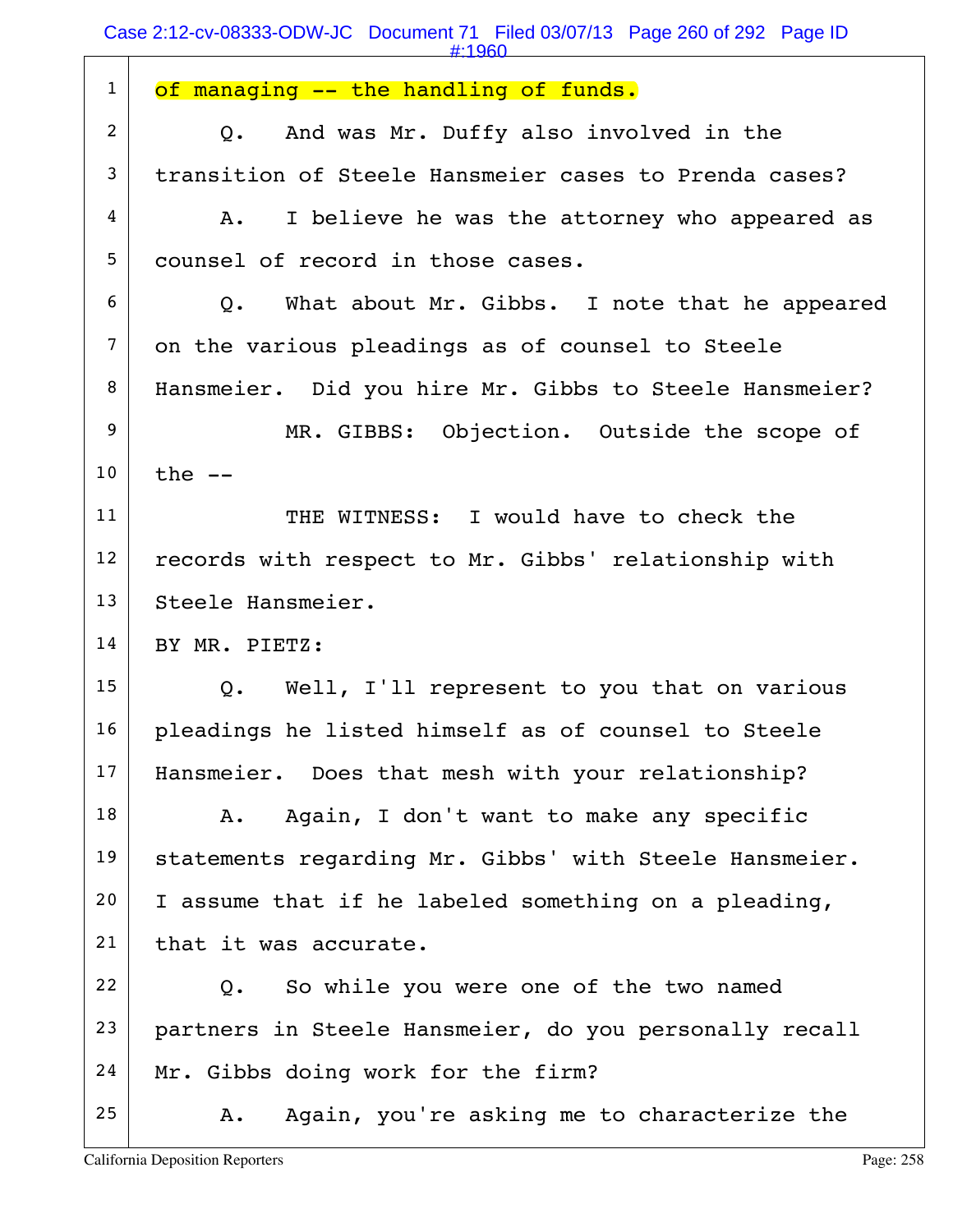1 of managing -- the handling of funds.

2 Q. And was Mr. Duffy also involved in the

3 transition of Steele Hansmeier cases to Prenda cases?

4 A. I believe he was the attorney who appeared as

5 counsel of record in those cases.

6 Q. What about Mr. Gibbs. I note that he appeared

7 on the various pleadings as of counsel to Steele

8 Hansmeier. Did you hire Mr. Gibbs to Steele Hansmeier?

9 MR. GIBBS: Objection. Outside the scope of

10 the --

11 THE WITNESS: I would have to check the

12 records with respect to Mr. Gibbs' relationship with

13 Steele Hansmeier.

14 BY MR. PIETZ:

15 Q. Well, I'll represent to you that on various

16 pleadings he listed himself as of counsel to Steele

17 Hansmeier. Does that mesh with your relationship?

18 A. Again, I don't want to make any specific

19 statements regarding Mr. Gibbs' with Steele Hansmeier.

20 I assume that if he labeled something on a pleading,

21 that it was accurate.

22 Q. So while you were one of the two named

23 partners in Steele Hansmeier, do you personally recall

24 Mr. Gibbs doing work for the firm?

25 A. Again, you're asking me to characterize the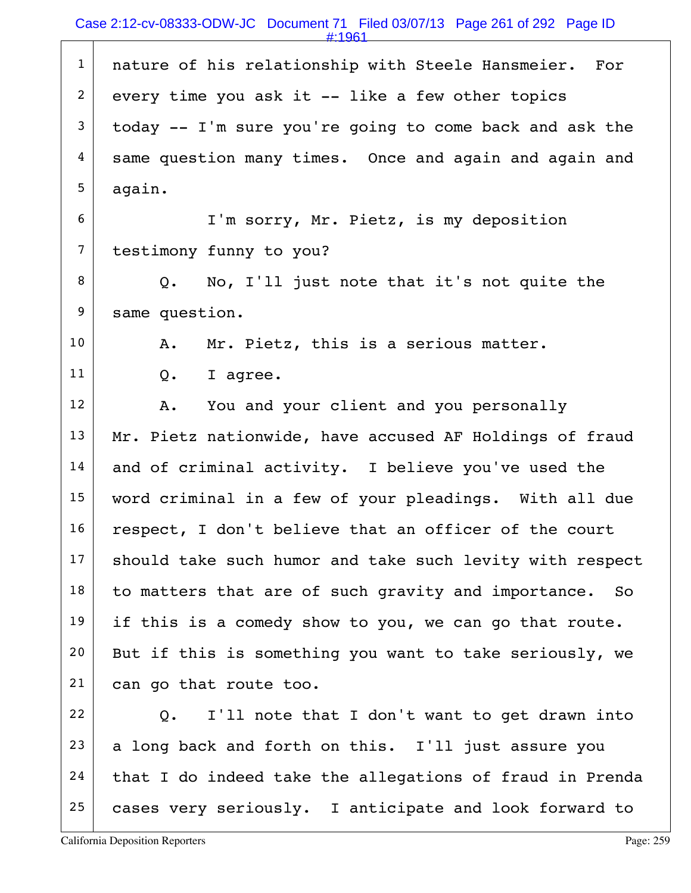nature of his relationship with Steele Hansmeier. For every time you ask it -- like a few other topics today -- I'm sure you're going to come back and ask the same question many times. Once and again and again and again.

I'm sorry, Mr. Pietz, is my deposition testimony funny to you?

Q. No, I'll just note that it's not quite the same question.

A. Mr. Pietz, this is a serious matter.

Q. I agree.

A. You and your client and you personally Mr. Pietz nationwide, have accused AF Holdings of fraud and of criminal activity. I believe you've used the word criminal in a few of your pleadings. With all due respect, I don't believe that an officer of the court should take such humor and take such levity with respect to matters that are of such gravity and importance. So if this is a comedy show to you, we can go that route. But if this is something you want to take seriously, we can go that route too.

Q. I'll note that I don't want to get drawn into a long back and forth on this. I'll just assure you that I do indeed take the allegations of fraud in Prenda cases very seriously. I anticipate and look forward to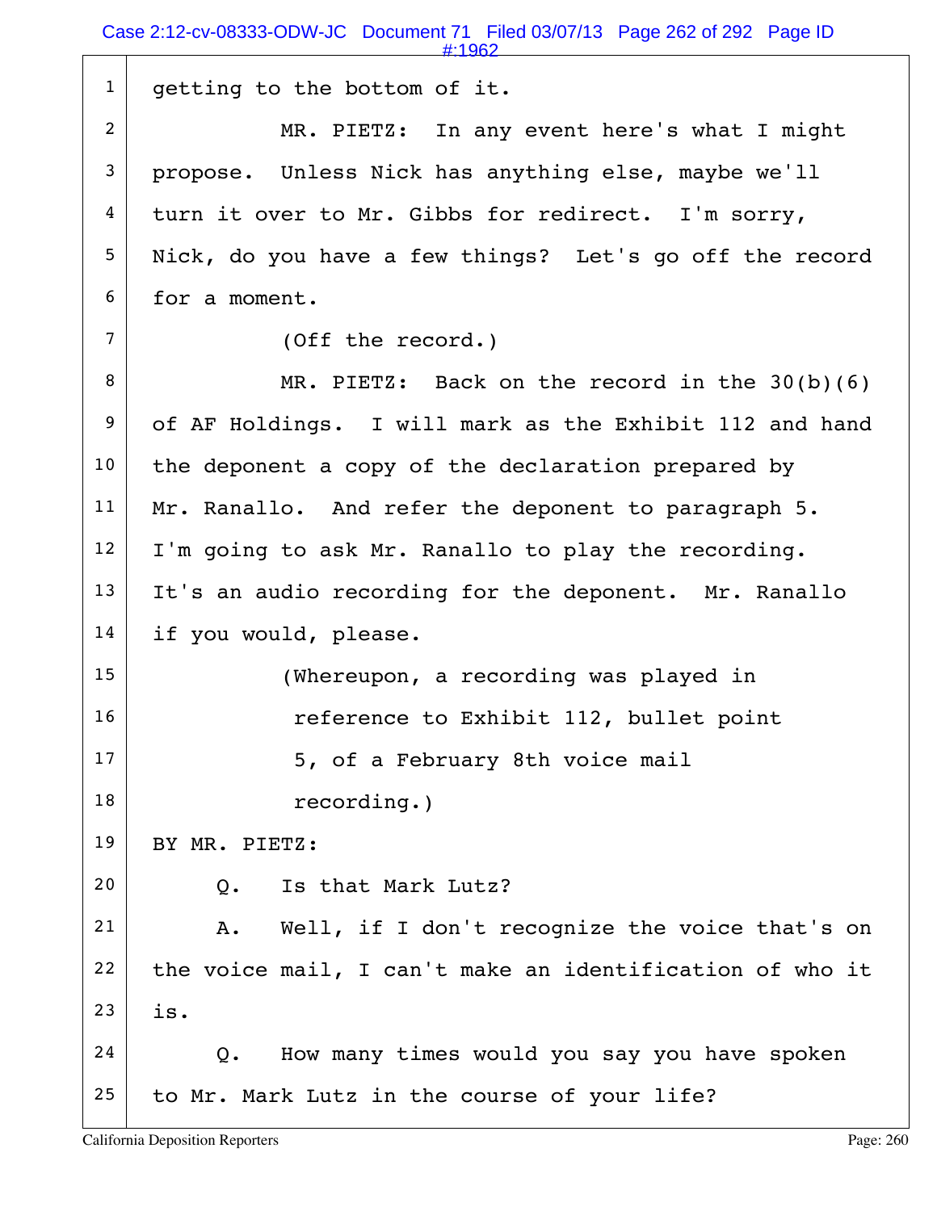getting to the bottom of it.

MR. PIETZ: In any event here's what I might propose. Unless Nick has anything else, maybe we'll turn it over to Mr. Gibbs for redirect. I'm sorry, Nick, do you have a few things? Let's go off the record for a moment.

(Off the record.)

MR. PIETZ: Back on the record in the 30(b)(6) of AF Holdings. I will mark as the Exhibit 112 and hand the deponent a copy of the declaration prepared by Mr. Ranallo. And refer the deponent to paragraph 5. I'm going to ask Mr. Ranallo to play the recording. It's an audio recording for the deponent. Mr. Ranallo if you would, please.

(Whereupon, a recording was played in reference to Exhibit 112, bullet point 5, of a February 8th voice mail recording.)

BY MR. PIETZ:

Q. Is that Mark Lutz?

A. Well, if I don't recognize the voice that's on the voice mail, I can't make an identification of who it is.

Q. How many times would you say you have spoken to Mr. Mark Lutz in the course of your life?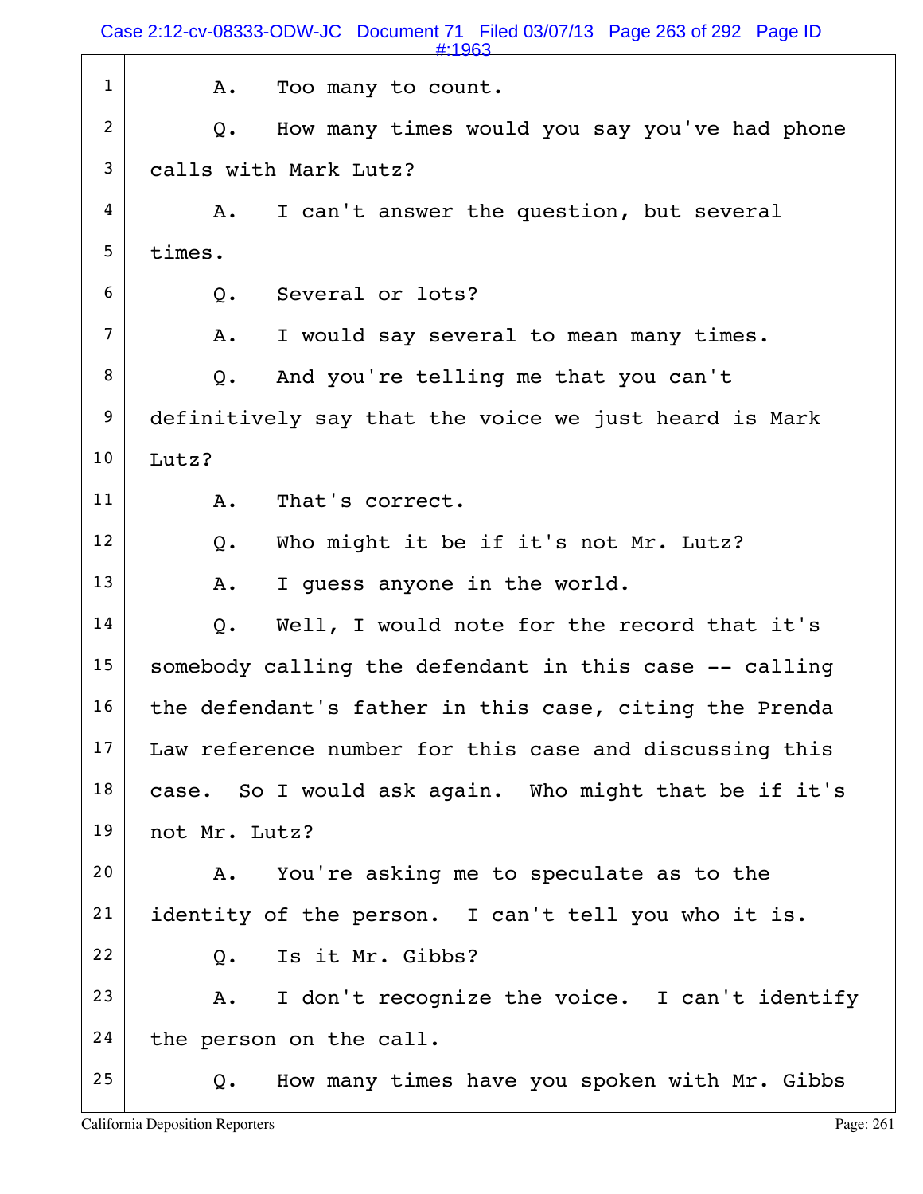A. Too many to count.

Q. How many times would you say you've had phone calls with Mark Lutz?

A. I can't answer the question, but several times.

Q. Several or lots?

A. I would say several to mean many times.

Q. And you're telling me that you can't definitively say that the voice we just heard is Mark Lutz?

A. That's correct.

Q. Who might it be if it's not Mr. Lutz?

A. I guess anyone in the world.

Q. Well, I would note for the record that it's somebody calling the defendant in this case -- calling the defendant's father in this case, citing the Prenda Law reference number for this case and discussing this case. So I would ask again. Who might that be if it's not Mr. Lutz?

A. You're asking me to speculate as to the identity of the person. I can't tell you who it is.

Q. Is it Mr. Gibbs?

A. I don't recognize the voice. I can't identify the person on the call.

Q. How many times have you spoken with Mr. Gibbs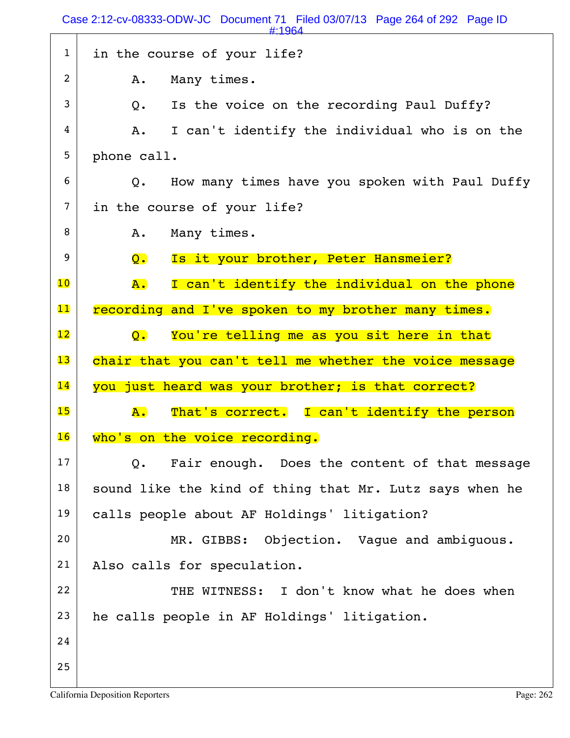in the course of your life?

A. Many times.

Q. Is the voice on the recording Paul Duffy?

A. I can't identify the individual who is on the phone call.

Q. How many times have you spoken with Paul Duffy in the course of your life?

A. Many times.

Q. Is it your brother, Peter Hansmeier?

A. I can't identify the individual on the phone recording and I've spoken to my brother many times.

Q. You're telling me as you sit here in that chair that you can't tell me whether the voice message you just heard was your brother; is that correct?

A. That's correct. I can't identify the person who's on the voice recording.

Q. Fair enough. Does the content of that message sound like the kind of thing that Mr. Lutz says when he calls people about AF Holdings' litigation?

MR. GIBBS: Objection. Vague and ambiguous. Also calls for speculation.

THE WITNESS: I don't know what he does when he calls people in AF Holdings' litigation.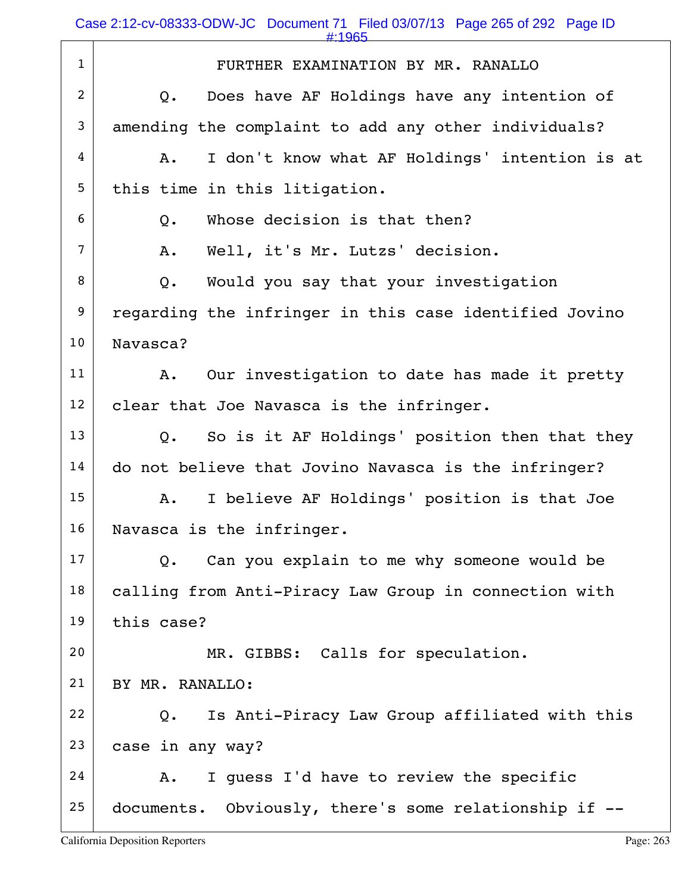FURTHER EXAMINATION BY MR. RANALLO

Q. Does have AF Holdings have any intention of amending the complaint to add any other individuals?

A. I don't know what AF Holdings' intention is at this time in this litigation.

Q. Whose decision is that then?

A. Well, it's Mr. Lutzs' decision.

Q. Would you say that your investigation regarding the infringer in this case identified Jovino Navasca?

A. Our investigation to date has made it pretty clear that Joe Navasca is the infringer.

Q. So is it AF Holdings' position then that they do not believe that Jovino Navasca is the infringer?

A. I believe AF Holdings' position is that Joe Navasca is the infringer.

Q. Can you explain to me why someone would be calling from Anti-Piracy Law Group in connection with this case?

MR. GIBBS: Calls for speculation.

BY MR. RANALLO:

Q. Is Anti-Piracy Law Group affiliated with this case in any way?

A. I guess I'd have to review the specific documents. Obviously, there's some relationship if --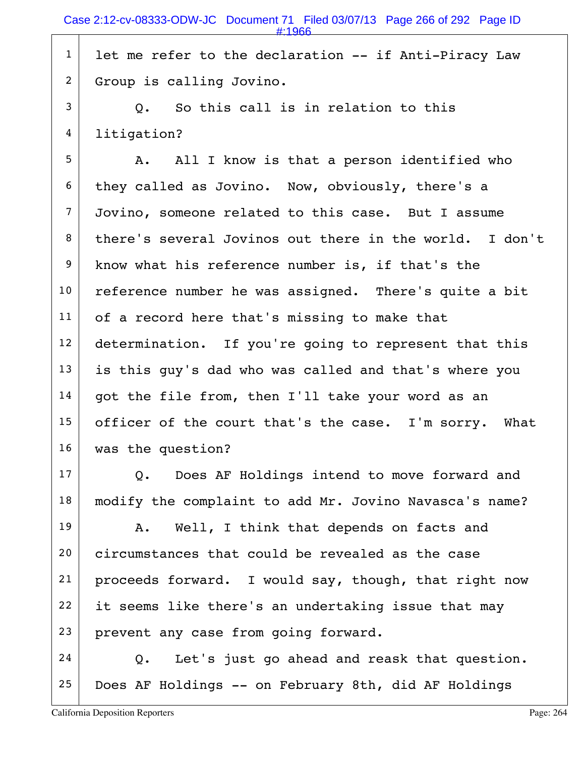let me refer to the declaration -- if Anti-Piracy Law Group is calling Jovino.

Q. So this call is in relation to this litigation?

A. All I know is that a person identified who they called as Jovino. Now, obviously, there's a Jovino, someone related to this case. But I assume there's several Jovinos out there in the world. I don't know what his reference number is, if that's the reference number he was assigned. There's quite a bit of a record here that's missing to make that determination. If you're going to represent that this is this guy's dad who was called and that's where you got the file from, then I'll take your word as an officer of the court that's the case. I'm sorry. What was the question?

Q. Does AF Holdings intend to move forward and modify the complaint to add Mr. Jovino Navasca's name?

A. Well, I think that depends on facts and circumstances that could be revealed as the case proceeds forward. I would say, though, that right now it seems like there's an undertaking issue that may prevent any case from going forward.

Q. Let's just go ahead and reask that question. Does AF Holdings -- on February 8th, did AF Holdings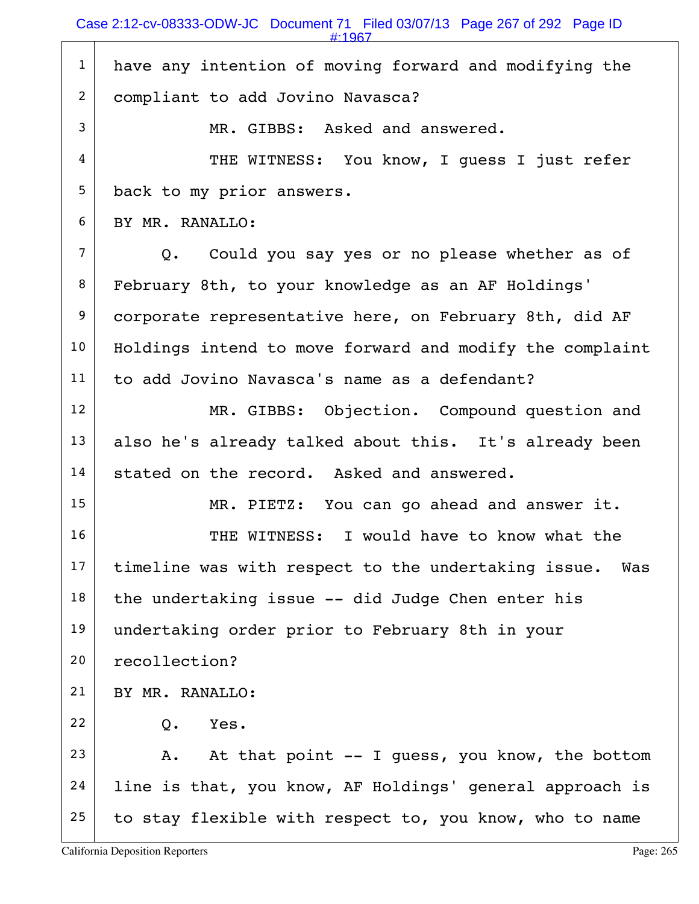1 have any intention of moving forward and modifying the
2 compliant to add Jovino Navasca?
3 MR. GIBBS: Asked and answered.
4 THE WITNESS: You know, I guess I just refer
5 back to my prior answers.
6 BY MR. RANALLO:
7 Q. Could you say yes or no please whether as of
8 February 8th, to your knowledge as an AF Holdings'
9 corporate representative here, on February 8th, did AF
10 Holdings intend to move forward and modify the complaint
11 to add Jovino Navasca's name as a defendant?
12 MR. GIBBS: Objection. Compound question and
13 also he's already talked about this. It's already been
14 stated on the record. Asked and answered.
15 MR. PIETZ: You can go ahead and answer it.
16 THE WITNESS: I would have to know what the
17 timeline was with respect to the undertaking issue. Was
18 the undertaking issue -- did Judge Chen enter his
19 undertaking order prior to February 8th in your
20 recollection?
21 BY MR. RANALLO:
22 Q. Yes.
23 A. At that point -- I guess, you know, the bottom
24 line is that, you know, AF Holdings' general approach is
25 to stay flexible with respect to, you know, who to name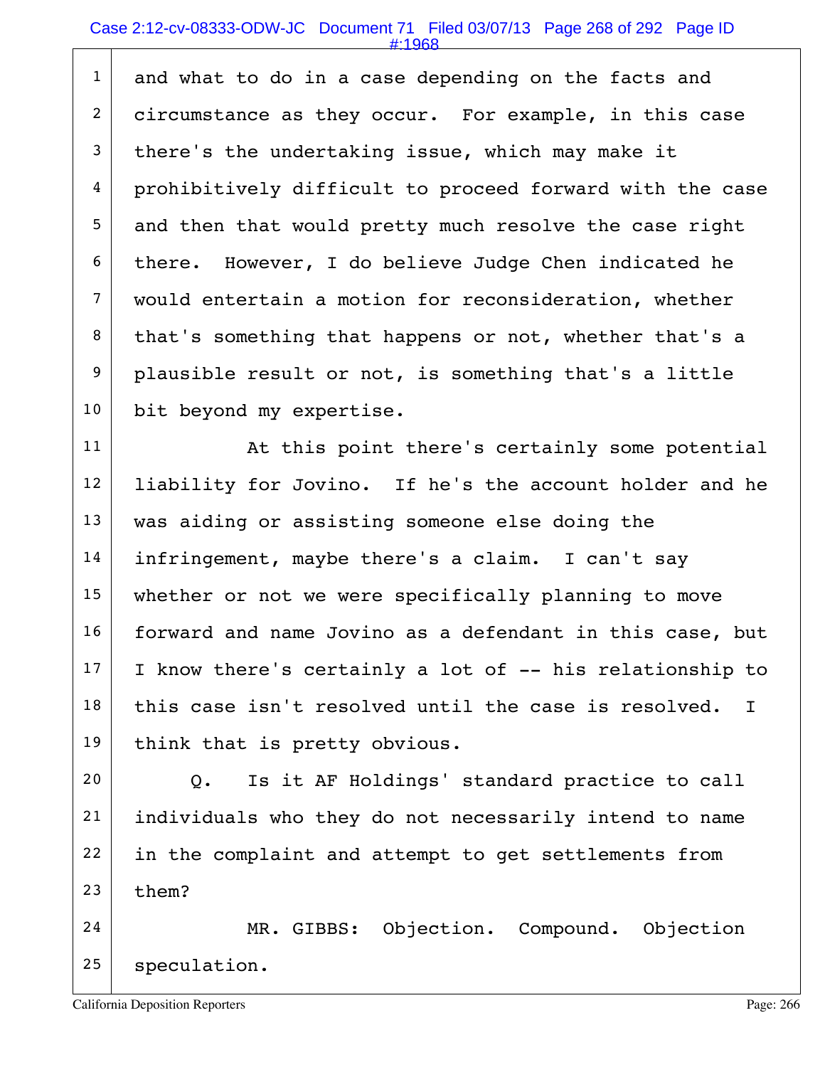and what to do in a case depending on the facts and circumstance as they occur. For example, in this case there's the undertaking issue, which may make it prohibitively difficult to proceed forward with the case and then that would pretty much resolve the case right there. However, I do believe Judge Chen indicated he would entertain a motion for reconsideration, whether that's something that happens or not, whether that's a plausible result or not, is something that's a little bit beyond my expertise.

At this point there's certainly some potential liability for Jovino. If he's the account holder and he was aiding or assisting someone else doing the infringement, maybe there's a claim. I can't say whether or not we were specifically planning to move forward and name Jovino as a defendant in this case, but I know there's certainly a lot of -- his relationship to this case isn't resolved until the case is resolved. I think that is pretty obvious.

Q. Is it AF Holdings' standard practice to call individuals who they do not necessarily intend to name in the complaint and attempt to get settlements from them?

MR. GIBBS: Objection. Compound. Objection speculation.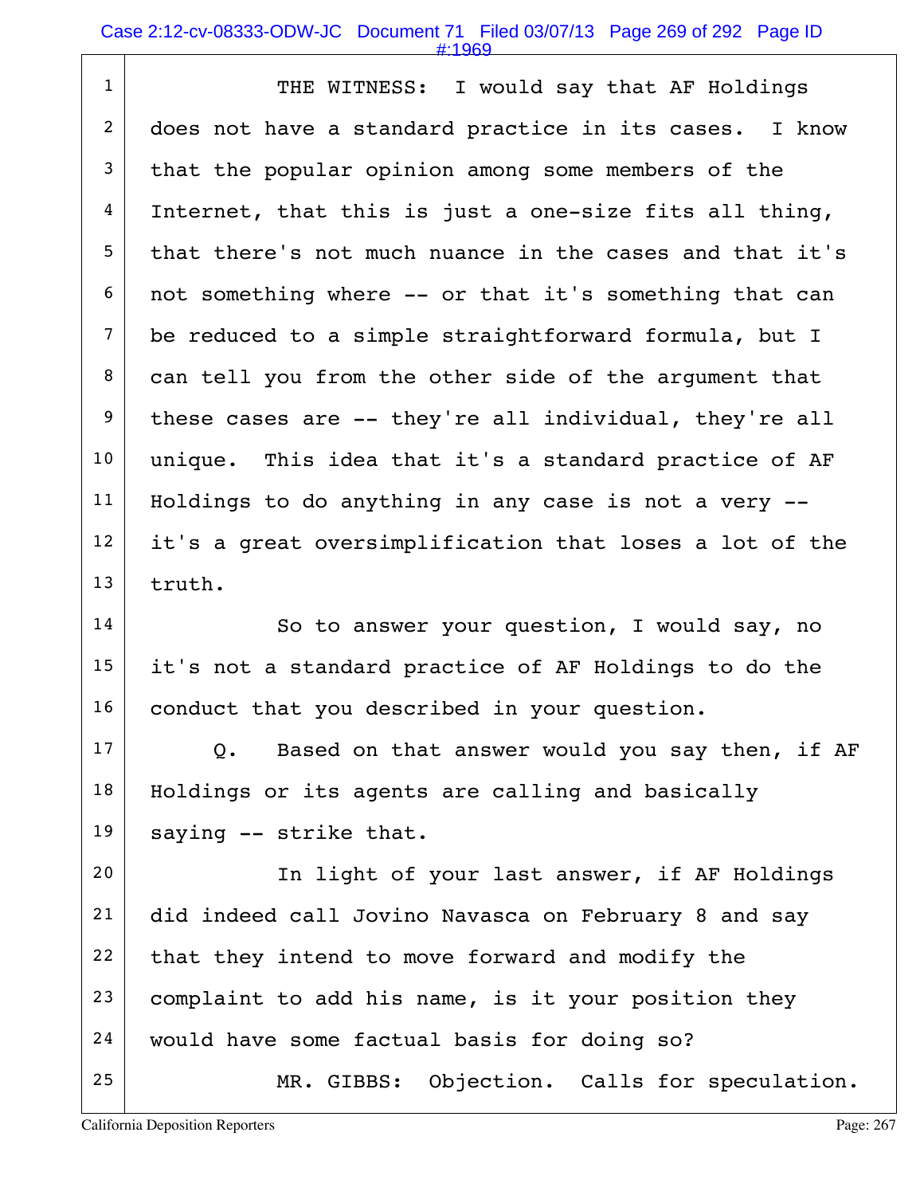THE WITNESS: I would say that AF Holdings does not have a standard practice in its cases. I know that the popular opinion among some members of the Internet, that this is just a one-size fits all thing, that there's not much nuance in the cases and that it's not something where -- or that it's something that can be reduced to a simple straightforward formula, but I can tell you from the other side of the argument that these cases are -- they're all individual, they're all unique. This idea that it's a standard practice of AF Holdings to do anything in any case is not a very -- it's a great oversimplification that loses a lot of the truth.

So to answer your question, I would say, no it's not a standard practice of AF Holdings to do the conduct that you described in your question.

Q. Based on that answer would you say then, if AF Holdings or its agents are calling and basically saying -- strike that.

In light of your last answer, if AF Holdings did indeed call Jovino Navasca on February 8 and say that they intend to move forward and modify the complaint to add his name, is it your position they would have some factual basis for doing so?

MR. GIBBS: Objection. Calls for speculation.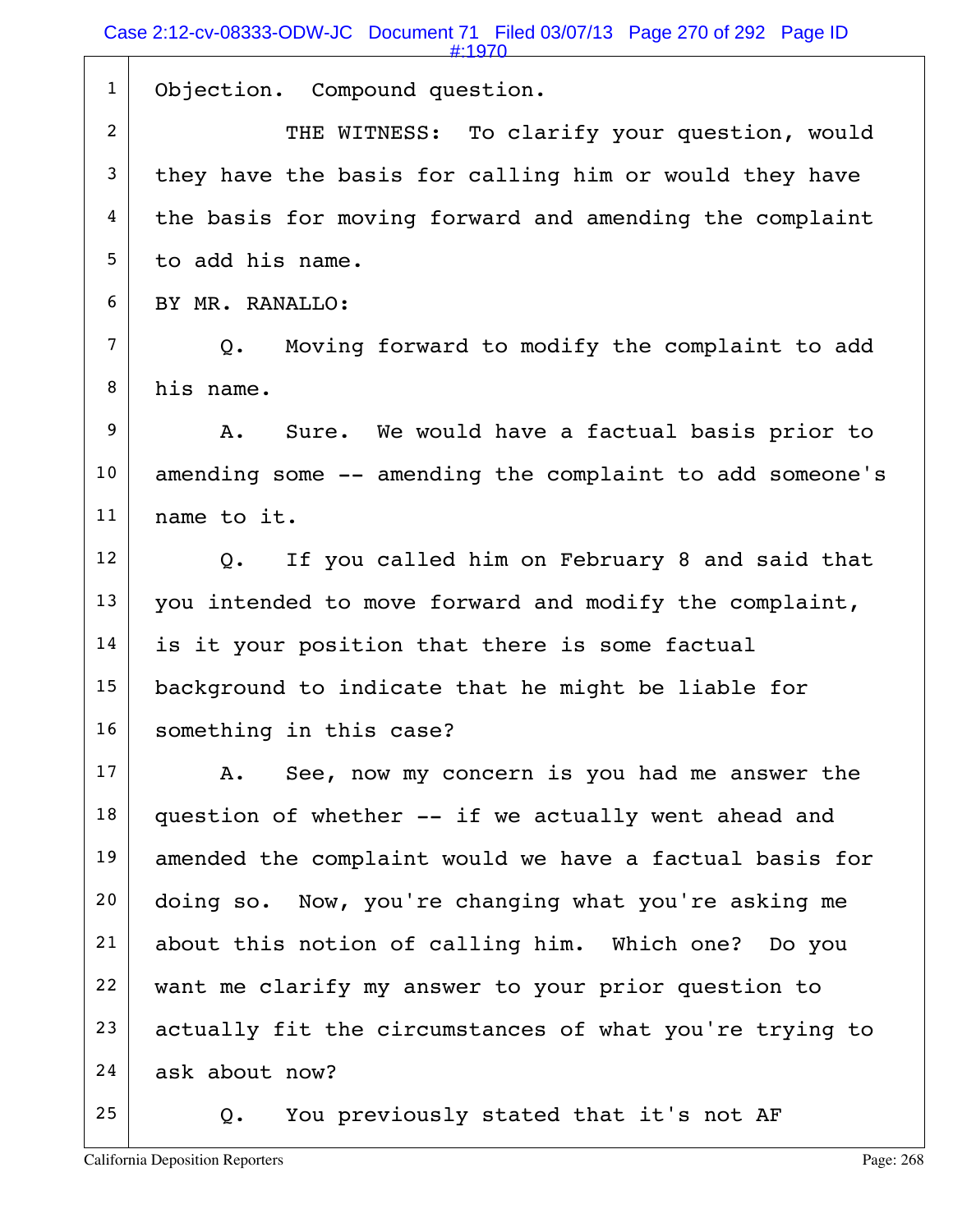1 Objection. Compound question.

2 THE WITNESS: To clarify your question, would
3 they have the basis for calling him or would they have
4 the basis for moving forward and amending the complaint
5 to add his name.

6 BY MR. RANALLO:

7 Q. Moving forward to modify the complaint to add
8 his name.

9 A. Sure. We would have a factual basis prior to
10 amending some -- amending the complaint to add someone's
11 name to it.

12 Q. If you called him on February 8 and said that
13 you intended to move forward and modify the complaint,
14 is it your position that there is some factual
15 background to indicate that he might be liable for
16 something in this case?

17 A. See, now my concern is you had me answer the
18 question of whether -- if we actually went ahead and
19 amended the complaint would we have a factual basis for
20 doing so. Now, you're changing what you're asking me
21 about this notion of calling him. Which one? Do you
22 want me clarify my answer to your prior question to
23 actually fit the circumstances of what you're trying to
24 ask about now?

25 Q. You previously stated that it's not AF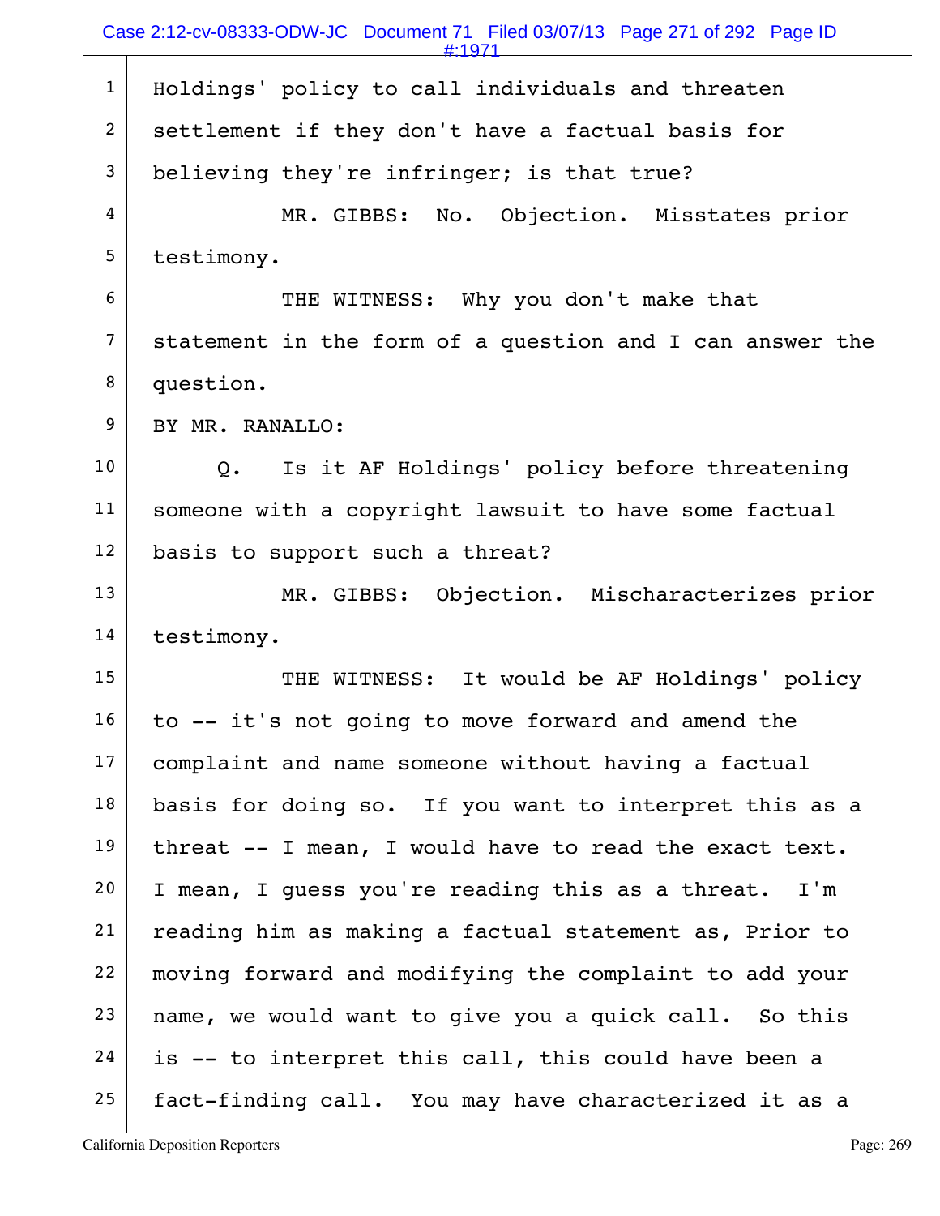1 Holdings' policy to call individuals and threaten
2 settlement if they don't have a factual basis for
3 believing they're infringer; is that true?
4 MR. GIBBS: No. Objection. Misstates prior
5 testimony.
6 THE WITNESS: Why you don't make that
7 statement in the form of a question and I can answer the
8 question.
9 BY MR. RANALLO:
10 Q. Is it AF Holdings' policy before threatening
11 someone with a copyright lawsuit to have some factual
12 basis to support such a threat?
13 MR. GIBBS: Objection. Mischaracterizes prior
14 testimony.
15 THE WITNESS: It would be AF Holdings' policy
16 to -- it's not going to move forward and amend the
17 complaint and name someone without having a factual
18 basis for doing so. If you want to interpret this as a
19 threat -- I mean, I would have to read the exact text.
20 I mean, I guess you're reading this as a threat. I'm
21 reading him as making a factual statement as, Prior to
22 moving forward and modifying the complaint to add your
23 name, we would want to give you a quick call. So this
24 is -- to interpret this call, this could have been a
25 fact-finding call. You may have characterized it as a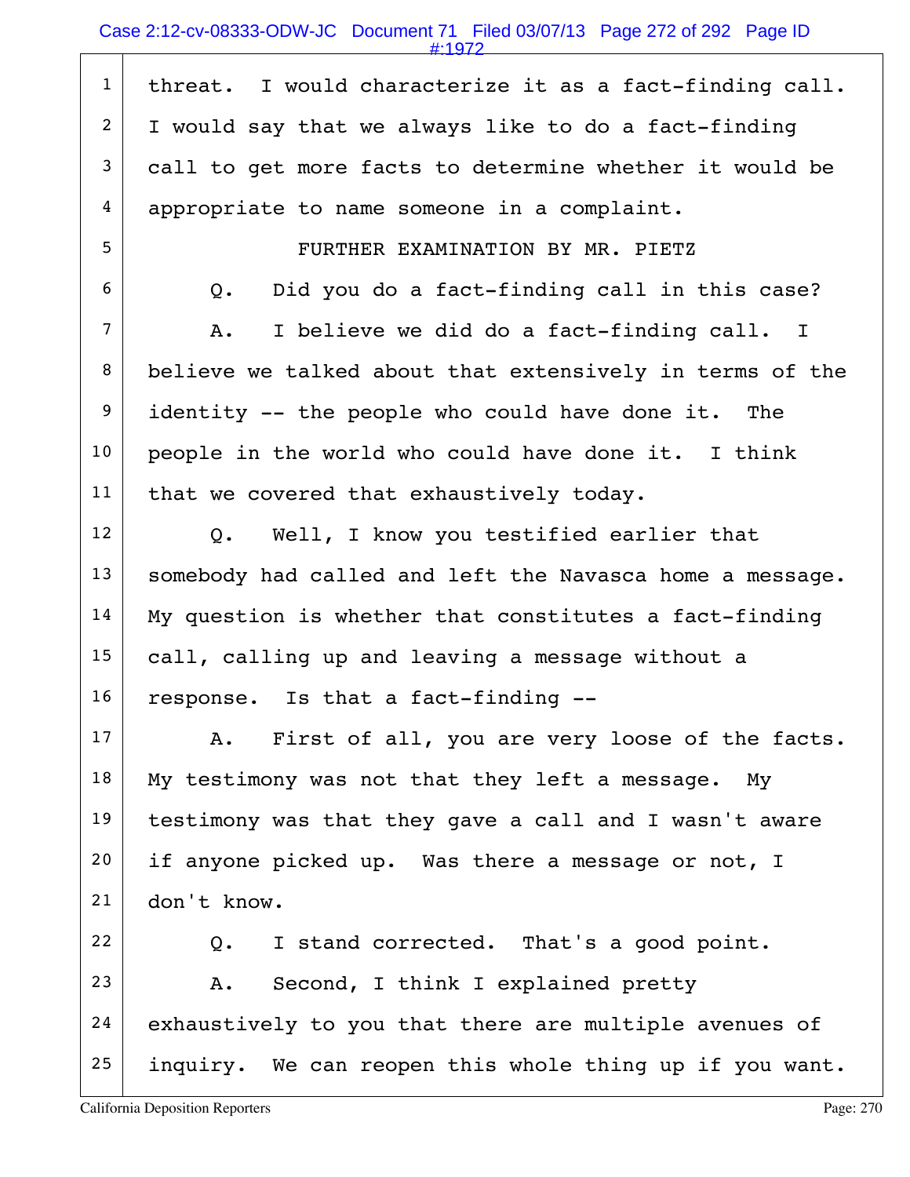threat. I would characterize it as a fact-finding call. I would say that we always like to do a fact-finding call to get more facts to determine whether it would be appropriate to name someone in a complaint.

FURTHER EXAMINATION BY MR. PIETZ

Q. Did you do a fact-finding call in this case?

A. I believe we did do a fact-finding call. I believe we talked about that extensively in terms of the identity -- the people who could have done it. The people in the world who could have done it. I think that we covered that exhaustively today.

Q. Well, I know you testified earlier that somebody had called and left the Navasca home a message. My question is whether that constitutes a fact-finding call, calling up and leaving a message without a response. Is that a fact-finding --

A. First of all, you are very loose of the facts. My testimony was not that they left a message. My testimony was that they gave a call and I wasn't aware if anyone picked up. Was there a message or not, I don't know.

Q. I stand corrected. That's a good point.

A. Second, I think I explained pretty exhaustively to you that there are multiple avenues of inquiry. We can reopen this whole thing up if you want.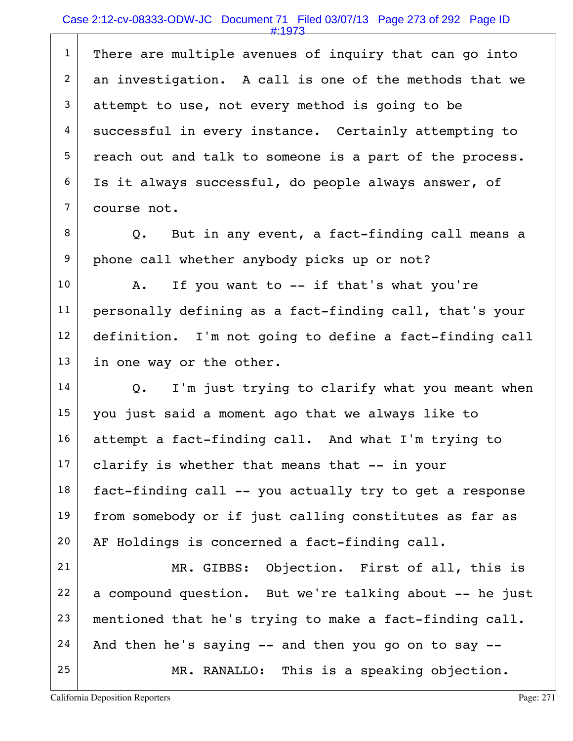There are multiple avenues of inquiry that can go into an investigation. A call is one of the methods that we attempt to use, not every method is going to be successful in every instance. Certainly attempting to reach out and talk to someone is a part of the process. Is it always successful, do people always answer, of course not.

Q. But in any event, a fact-finding call means a phone call whether anybody picks up or not?

A. If you want to -- if that's what you're personally defining as a fact-finding call, that's your definition. I'm not going to define a fact-finding call in one way or the other.

Q. I'm just trying to clarify what you meant when you just said a moment ago that we always like to attempt a fact-finding call. And what I'm trying to clarify is whether that means that -- in your fact-finding call -- you actually try to get a response from somebody or if just calling constitutes as far as AF Holdings is concerned a fact-finding call.

MR. GIBBS: Objection. First of all, this is a compound question. But we're talking about -- he just mentioned that he's trying to make a fact-finding call. And then he's saying -- and then you go on to say --

MR. RANALLO: This is a speaking objection.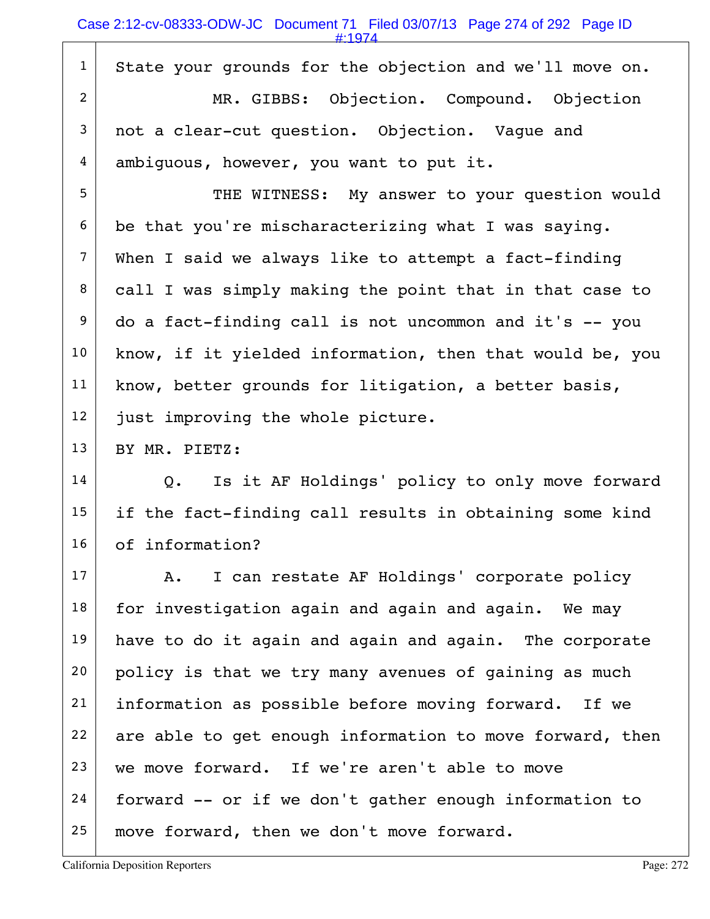State your grounds for the objection and we'll move on.

MR. GIBBS: Objection. Compound. Objection not a clear-cut question. Objection. Vague and ambiguous, however, you want to put it.

THE WITNESS: My answer to your question would be that you're mischaracterizing what I was saying. When I said we always like to attempt a fact-finding call I was simply making the point that in that case to do a fact-finding call is not uncommon and it's -- you know, if it yielded information, then that would be, you know, better grounds for litigation, a better basis, just improving the whole picture.

BY MR. PIETZ:

Q. Is it AF Holdings' policy to only move forward if the fact-finding call results in obtaining some kind of information?

A. I can restate AF Holdings' corporate policy for investigation again and again and again. We may have to do it again and again and again. The corporate policy is that we try many avenues of gaining as much information as possible before moving forward. If we are able to get enough information to move forward, then we move forward. If we're aren't able to move forward -- or if we don't gather enough information to move forward, then we don't move forward.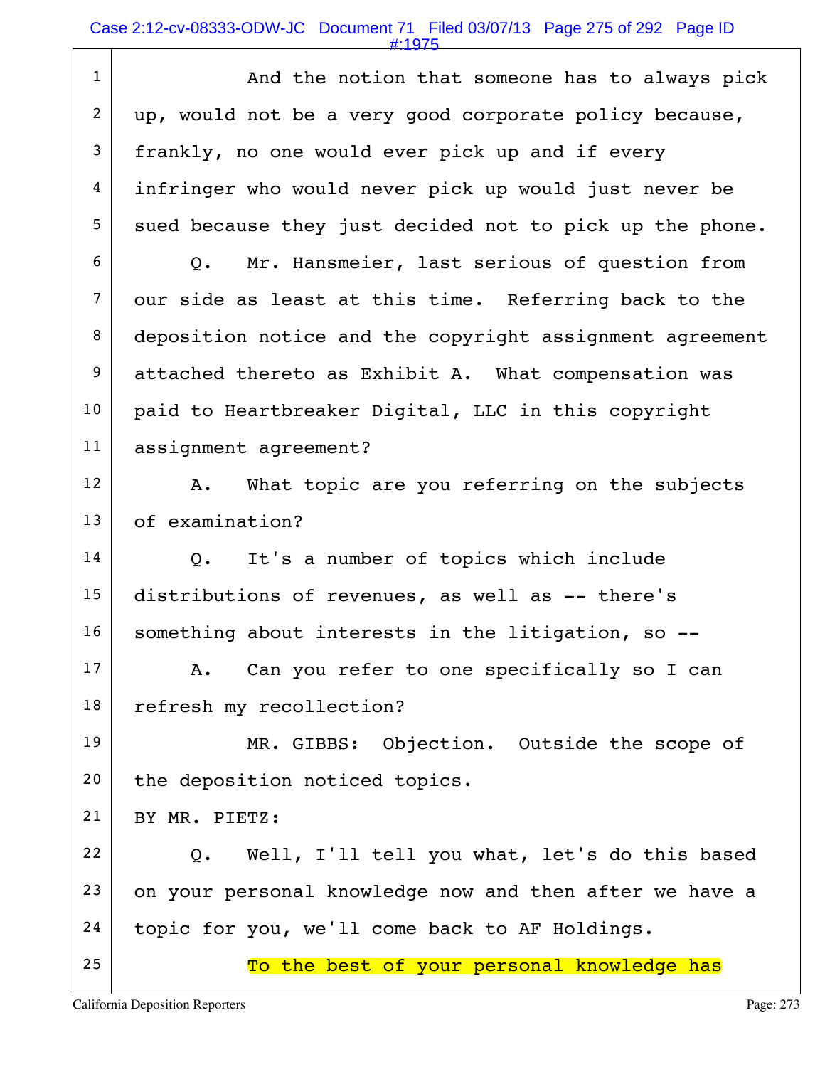1 And the notion that someone has to always pick
2 up, would not be a very good corporate policy because,
3 frankly, no one would ever pick up and if every
4 infringer who would never pick up would just never be
5 sued because they just decided not to pick up the phone.
6 Q. Mr. Hansmeier, last serious of question from
7 our side as least at this time. Referring back to the
8 deposition notice and the copyright assignment agreement
9 attached thereto as Exhibit A. What compensation was
10 paid to Heartbreaker Digital, LLC in this copyright
11 assignment agreement?
12 A. What topic are you referring on the subjects
13 of examination?
14 Q. It's a number of topics which include
15 distributions of revenues, as well as -- there's
16 something about interests in the litigation, so --
17 A. Can you refer to one specifically so I can
18 refresh my recollection?
19 MR. GIBBS: Objection. Outside the scope of
20 the deposition noticed topics.
21 BY MR. PIETZ:
22 Q. Well, I'll tell you what, let's do this based
23 on your personal knowledge now and then after we have a
24 topic for you, we'll come back to AF Holdings.
25 To the best of your personal knowledge has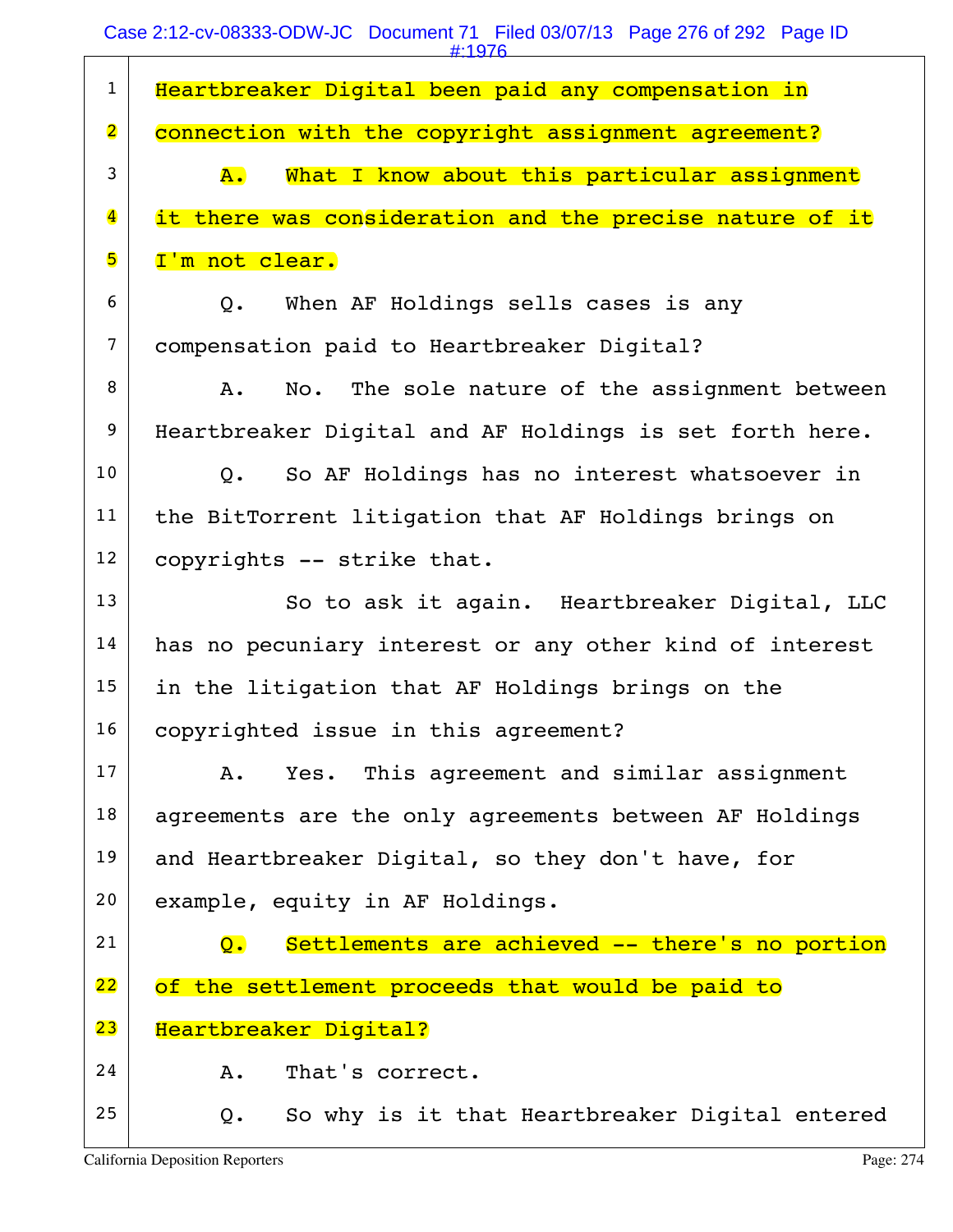1 Heartbreaker Digital been paid any compensation in
2 connection with the copyright assignment agreement?
3 A. What I know about this particular assignment
4 it there was consideration and the precise nature of it
5 I'm not clear.
6 Q. When AF Holdings sells cases is any
7 compensation paid to Heartbreaker Digital?
8 A. No. The sole nature of the assignment between
9 Heartbreaker Digital and AF Holdings is set forth here.
10 Q. So AF Holdings has no interest whatsoever in
11 the BitTorrent litigation that AF Holdings brings on
12 copyrights -- strike that.
13 So to ask it again. Heartbreaker Digital, LLC
14 has no pecuniary interest or any other kind of interest
15 in the litigation that AF Holdings brings on the
16 copyrighted issue in this agreement?
17 A. Yes. This agreement and similar assignment
18 agreements are the only agreements between AF Holdings
19 and Heartbreaker Digital, so they don't have, for
20 example, equity in AF Holdings.
21 Q. Settlements are achieved -- there's no portion
22 of the settlement proceeds that would be paid to
23 Heartbreaker Digital?
24 A. That's correct.
25 Q. So why is it that Heartbreaker Digital entered

California Deposition Reporters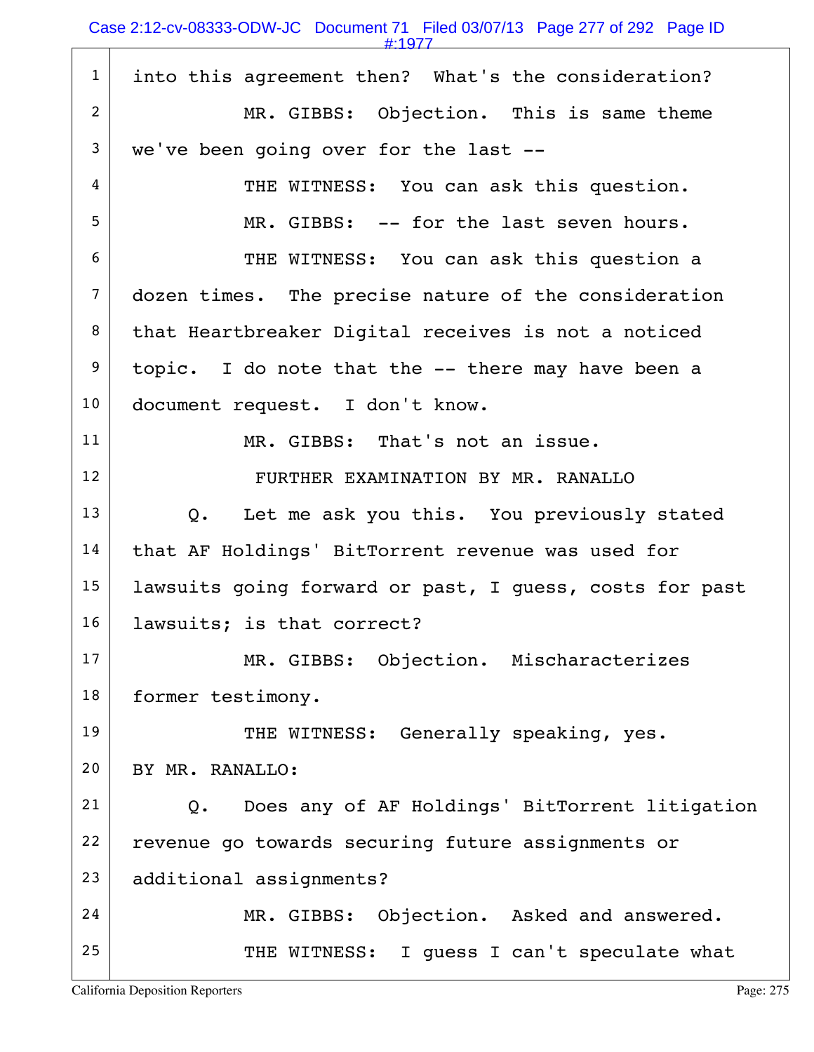1 into this agreement then? What's the consideration?

2 MR. GIBBS: Objection. This is same theme

3 we've been going over for the last --

4 THE WITNESS: You can ask this question.

5 MR. GIBBS: -- for the last seven hours.

6 THE WITNESS: You can ask this question a

7 dozen times. The precise nature of the consideration

8 that Heartbreaker Digital receives is not a noticed

9 topic. I do note that the -- there may have been a

10 document request. I don't know.

11 MR. GIBBS: That's not an issue.

12 FURTHER EXAMINATION BY MR. RANALLO

13 Q. Let me ask you this. You previously stated

14 that AF Holdings' BitTorrent revenue was used for

15 lawsuits going forward or past, I guess, costs for past

16 lawsuits; is that correct?

17 MR. GIBBS: Objection. Mischaracterizes

18 former testimony.

19 THE WITNESS: Generally speaking, yes.

20 BY MR. RANALLO:

21 Q. Does any of AF Holdings' BitTorrent litigation

22 revenue go towards securing future assignments or

23 additional assignments?

24 MR. GIBBS: Objection. Asked and answered.

25 THE WITNESS: I guess I can't speculate what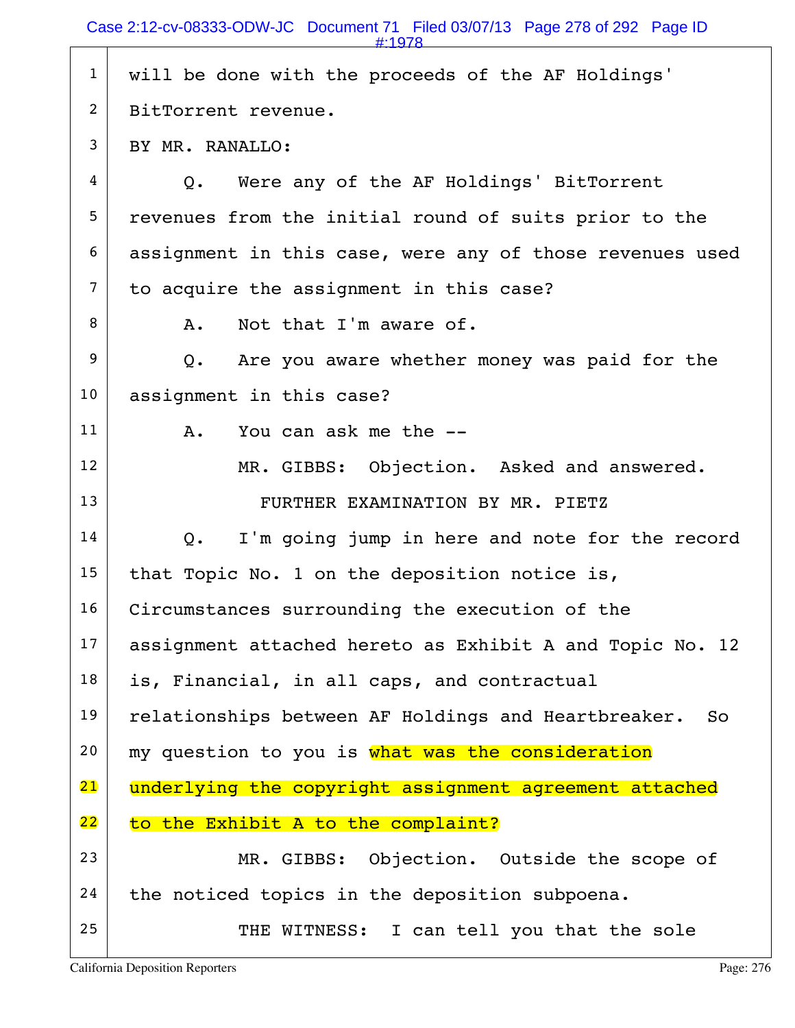1 will be done with the proceeds of the AF Holdings'

2 BitTorrent revenue.

3 BY MR. RANALLO:

4 Q. Were any of the AF Holdings' BitTorrent

5 revenues from the initial round of suits prior to the

6 assignment in this case, were any of those revenues used

7 to acquire the assignment in this case?

8 A. Not that I'm aware of.

9 Q. Are you aware whether money was paid for the

10 assignment in this case?

11 A. You can ask me the --

12 MR. GIBBS: Objection. Asked and answered.

13 FURTHER EXAMINATION BY MR. PIETZ

14 Q. I'm going jump in here and note for the record

15 that Topic No. 1 on the deposition notice is,

16 Circumstances surrounding the execution of the

17 assignment attached hereto as Exhibit A and Topic No. 12

18 is, Financial, in all caps, and contractual

19 relationships between AF Holdings and Heartbreaker. So

20 my question to you is what was the consideration

21 underlying the copyright assignment agreement attached

22 to the Exhibit A to the complaint?

23 MR. GIBBS: Objection. Outside the scope of

24 the noticed topics in the deposition subpoena.

25 THE WITNESS: I can tell you that the sole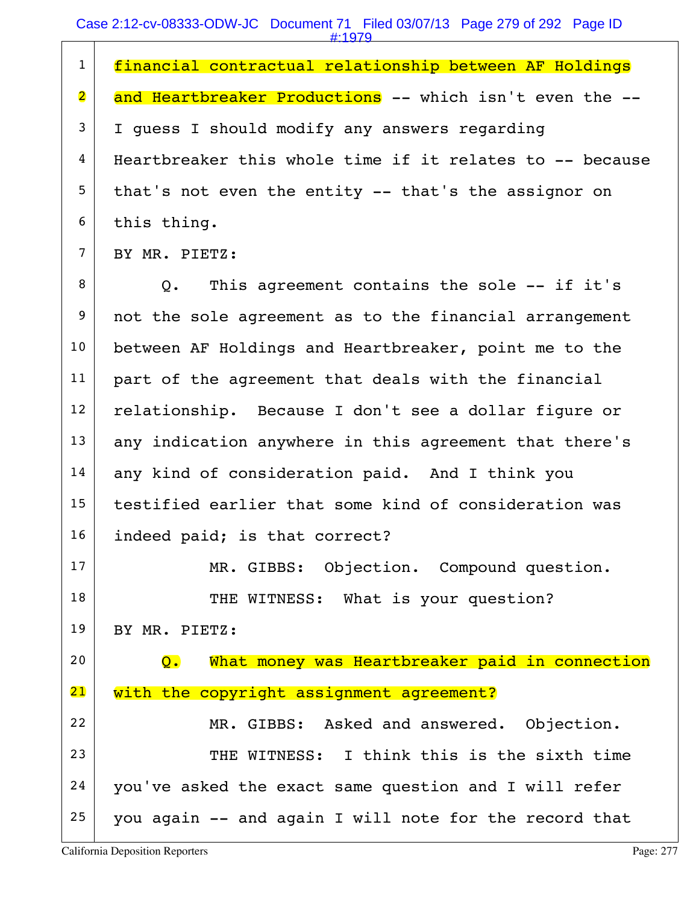1 financial contractual relationship between AF Holdings

2 and Heartbreaker Productions -- which isn't even the --

3 I guess I should modify any answers regarding

4 Heartbreaker this whole time if it relates to -- because

5 that's not even the entity -- that's the assignor on

6 this thing.

7 BY MR. PIETZ:

8 Q. This agreement contains the sole -- if it's

9 not the sole agreement as to the financial arrangement

10 between AF Holdings and Heartbreaker, point me to the

11 part of the agreement that deals with the financial

12 relationship. Because I don't see a dollar figure or

13 any indication anywhere in this agreement that there's

14 any kind of consideration paid. And I think you

15 testified earlier that some kind of consideration was

16 indeed paid; is that correct?

17 MR. GIBBS: Objection. Compound question.

18 THE WITNESS: What is your question?

19 BY MR. PIETZ:

20 Q. What money was Heartbreaker paid in connection

21 with the copyright assignment agreement?

22 MR. GIBBS: Asked and answered. Objection.

23 THE WITNESS: I think this is the sixth time

24 you've asked the exact same question and I will refer

25 you again -- and again I will note for the record that

California Deposition Reporters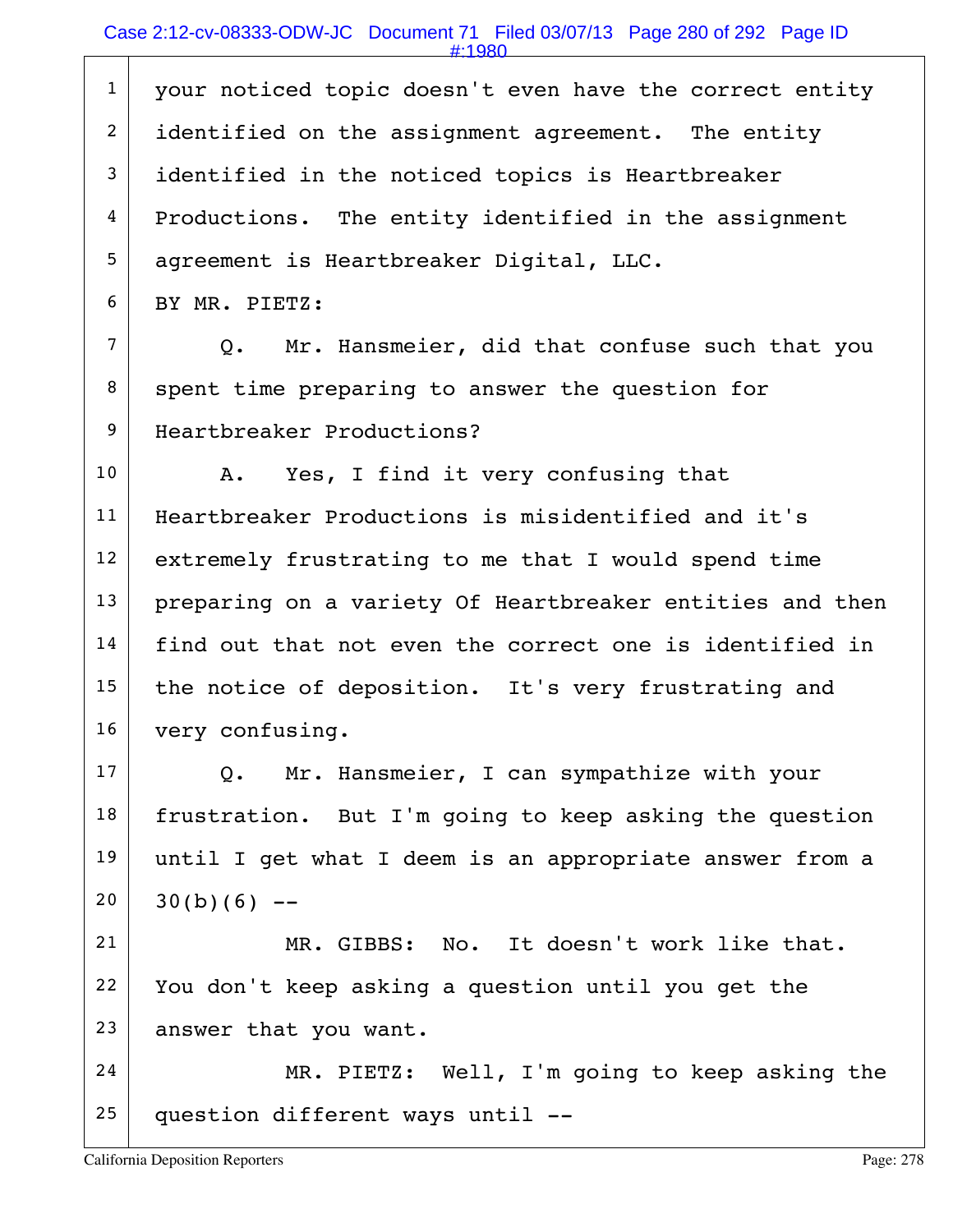your noticed topic doesn't even have the correct entity identified on the assignment agreement. The entity identified in the noticed topics is Heartbreaker Productions. The entity identified in the assignment agreement is Heartbreaker Digital, LLC.

BY MR. PIETZ:

Q. Mr. Hansmeier, did that confuse such that you spent time preparing to answer the question for Heartbreaker Productions?

A. Yes, I find it very confusing that Heartbreaker Productions is misidentified and it's extremely frustrating to me that I would spend time preparing on a variety Of Heartbreaker entities and then find out that not even the correct one is identified in the notice of deposition. It's very frustrating and very confusing.

Q. Mr. Hansmeier, I can sympathize with your frustration. But I'm going to keep asking the question until I get what I deem is an appropriate answer from a 30(b)(6) --

MR. GIBBS: No. It doesn't work like that. You don't keep asking a question until you get the answer that you want.

MR. PIETZ: Well, I'm going to keep asking the question different ways until --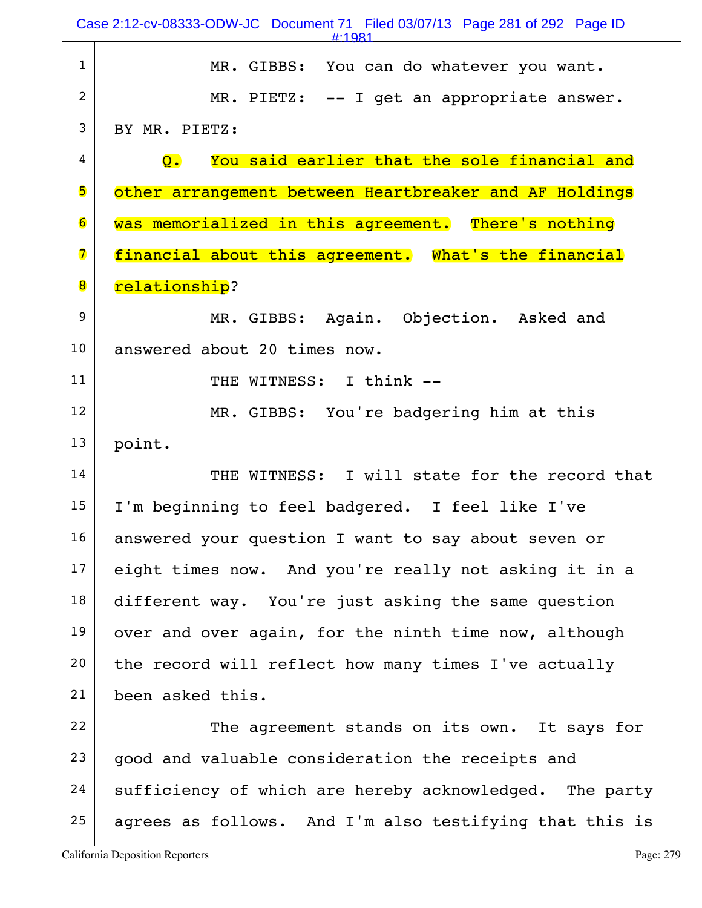MR. GIBBS: You can do whatever you want.

MR. PIETZ: -- I get an appropriate answer.

BY MR. PIETZ:

Q. You said earlier that the sole financial and other arrangement between Heartbreaker and AF Holdings was memorialized in this agreement. There's nothing financial about this agreement. What's the financial relationship?

MR. GIBBS: Again. Objection. Asked and answered about 20 times now.

THE WITNESS: I think --

MR. GIBBS: You're badgering him at this point.

THE WITNESS: I will state for the record that I'm beginning to feel badgered. I feel like I've answered your question I want to say about seven or eight times now. And you're really not asking it in a different way. You're just asking the same question over and over again, for the ninth time now, although the record will reflect how many times I've actually been asked this.

The agreement stands on its own. It says for good and valuable consideration the receipts and sufficiency of which are hereby acknowledged. The party agrees as follows. And I'm also testifying that this is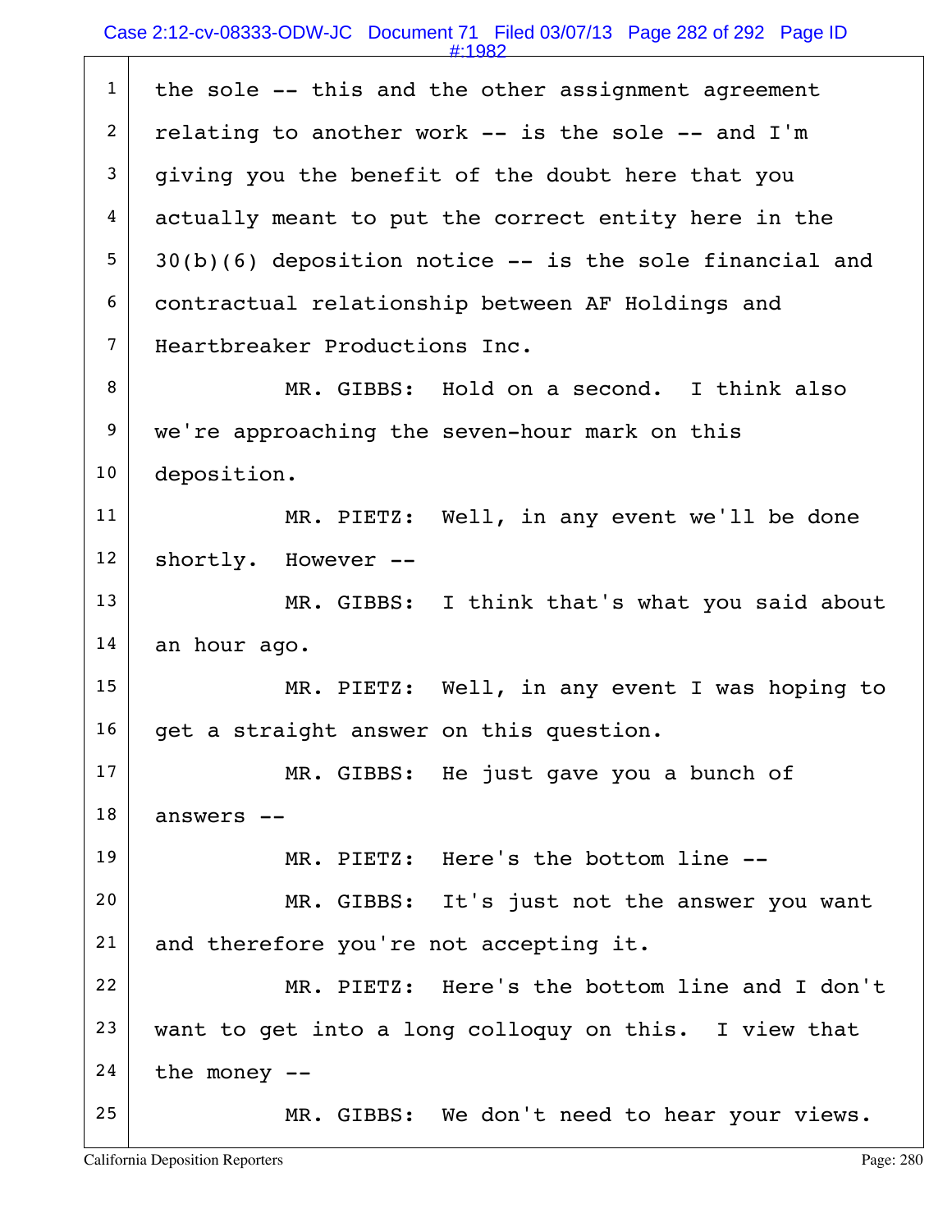1 the sole -- this and the other assignment agreement

2 relating to another work -- is the sole -- and I'm

3 giving you the benefit of the doubt here that you

4 actually meant to put the correct entity here in the

5 30(b)(6) deposition notice -- is the sole financial and

6 contractual relationship between AF Holdings and

7 Heartbreaker Productions Inc.

8 MR. GIBBS: Hold on a second. I think also

9 we're approaching the seven-hour mark on this

10 deposition.

11 MR. PIETZ: Well, in any event we'll be done

12 shortly. However --

13 MR. GIBBS: I think that's what you said about

14 an hour ago.

15 MR. PIETZ: Well, in any event I was hoping to

16 get a straight answer on this question.

17 MR. GIBBS: He just gave you a bunch of

18 answers --

19 MR. PIETZ: Here's the bottom line --

20 MR. GIBBS: It's just not the answer you want

21 and therefore you're not accepting it.

22 MR. PIETZ: Here's the bottom line and I don't

23 want to get into a long colloquy on this. I view that

24 the money --

25 MR. GIBBS: We don't need to hear your views.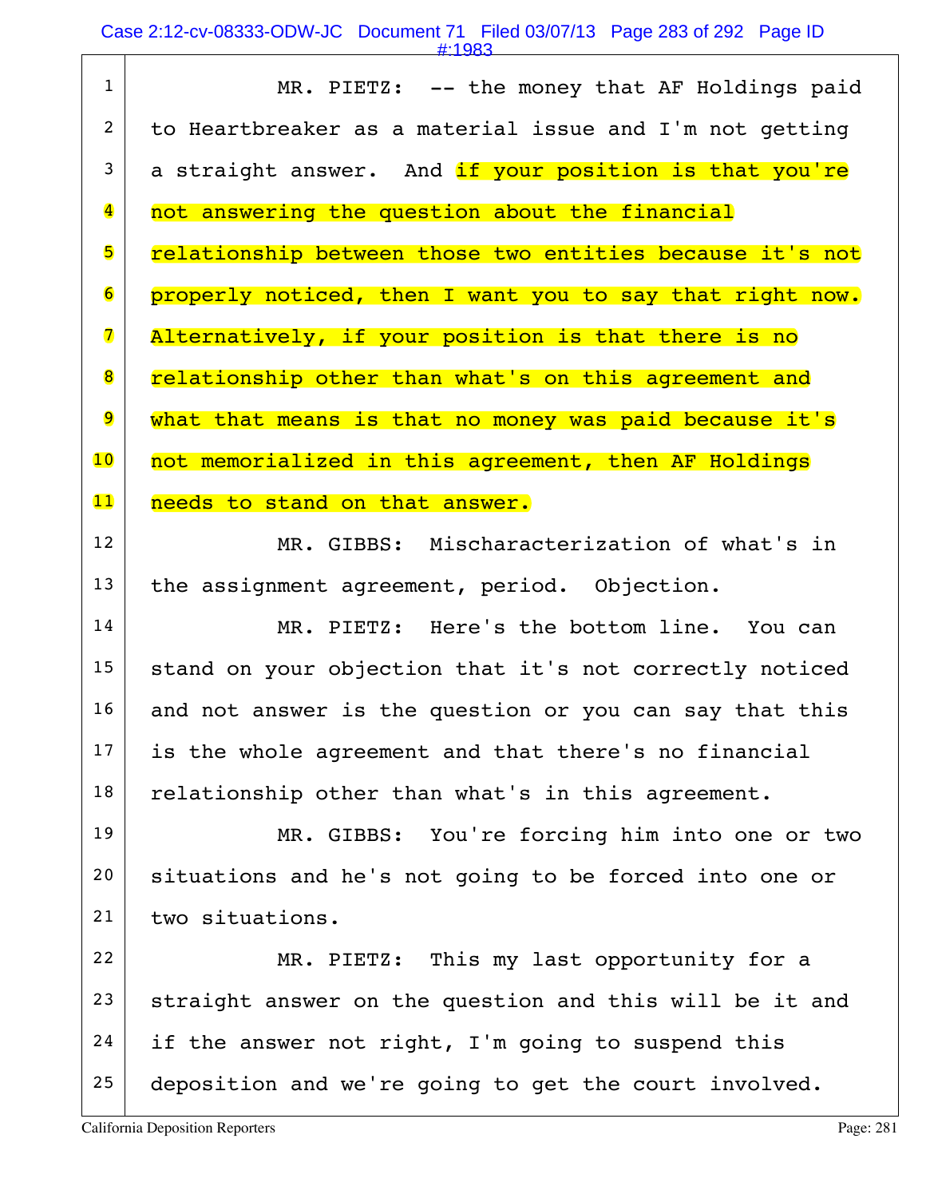1 MR. PIETZ: -- the money that AF Holdings paid
2 to Heartbreaker as a material issue and I'm not getting
3 a straight answer. And if your position is that you're
4 not answering the question about the financial
5 relationship between those two entities because it's not
6 properly noticed, then I want you to say that right now.
7 Alternatively, if your position is that there is no
8 relationship other than what's on this agreement and
9 what that means is that no money was paid because it's
10 not memorialized in this agreement, then AF Holdings
11 needs to stand on that answer.
12 MR. GIBBS: Mischaracterization of what's in
13 the assignment agreement, period. Objection.
14 MR. PIETZ: Here's the bottom line. You can
15 stand on your objection that it's not correctly noticed
16 and not answer is the question or you can say that this
17 is the whole agreement and that there's no financial
18 relationship other than what's in this agreement.
19 MR. GIBBS: You're forcing him into one or two
20 situations and he's not going to be forced into one or
21 two situations.
22 MR. PIETZ: This my last opportunity for a
23 straight answer on the question and this will be it and
24 if the answer not right, I'm going to suspend this
25 deposition and we're going to get the court involved.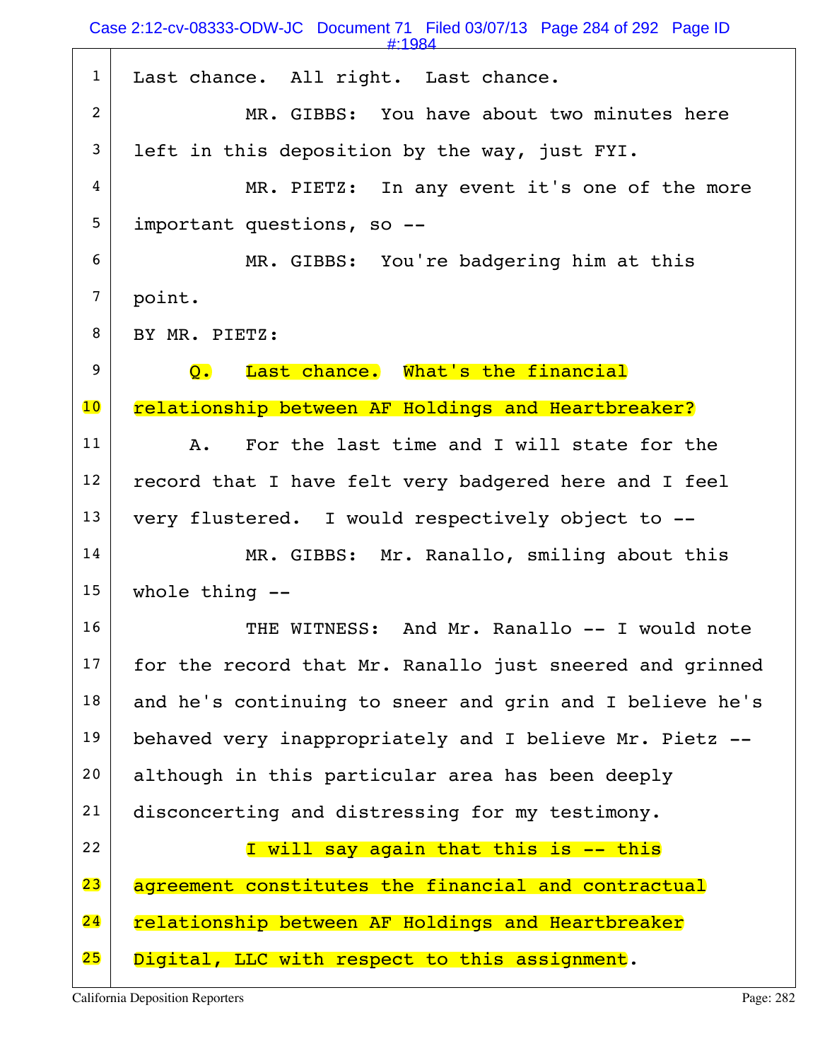Last chance. All right. Last chance.

MR. GIBBS: You have about two minutes here left in this deposition by the way, just FYI.

MR. PIETZ: In any event it's one of the more important questions, so --

MR. GIBBS: You're badgering him at this point.

BY MR. PIETZ:

Q. Last chance. What's the financial relationship between AF Holdings and Heartbreaker?

A. For the last time and I will state for the record that I have felt very badgered here and I feel very flustered. I would respectively object to --

MR. GIBBS: Mr. Ranallo, smiling about this whole thing --

THE WITNESS: And Mr. Ranallo -- I would note for the record that Mr. Ranallo just sneered and grinned and he's continuing to sneer and grin and I believe he's behaved very inappropriately and I believe Mr. Pietz -- although in this particular area has been deeply disconcerting and distressing for my testimony.

I will say again that this is -- this agreement constitutes the financial and contractual relationship between AF Holdings and Heartbreaker Digital, LLC with respect to this assignment.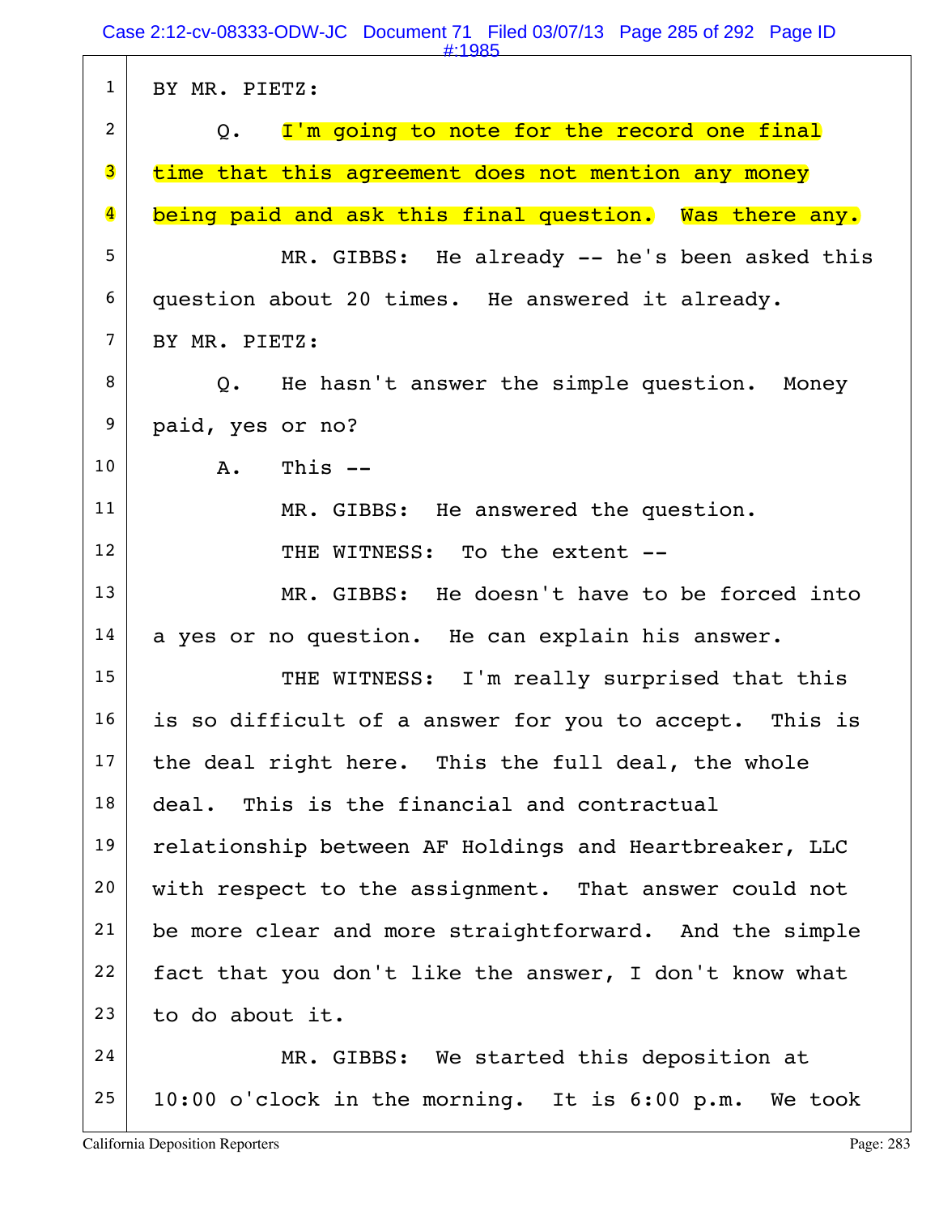BY MR. PIETZ:

Q. I'm going to note for the record one final time that this agreement does not mention any money being paid and ask this final question. Was there any.

MR. GIBBS: He already -- he's been asked this question about 20 times. He answered it already.

BY MR. PIETZ:

Q. He hasn't answer the simple question. Money paid, yes or no?

A. This --

MR. GIBBS: He answered the question.

THE WITNESS: To the extent --

MR. GIBBS: He doesn't have to be forced into a yes or no question. He can explain his answer.

THE WITNESS: I'm really surprised that this is so difficult of a answer for you to accept. This is the deal right here. This the full deal, the whole deal. This is the financial and contractual relationship between AF Holdings and Heartbreaker, LLC with respect to the assignment. That answer could not be more clear and more straightforward. And the simple fact that you don't like the answer, I don't know what to do about it.

MR. GIBBS: We started this deposition at 10:00 o'clock in the morning. It is 6:00 p.m. We took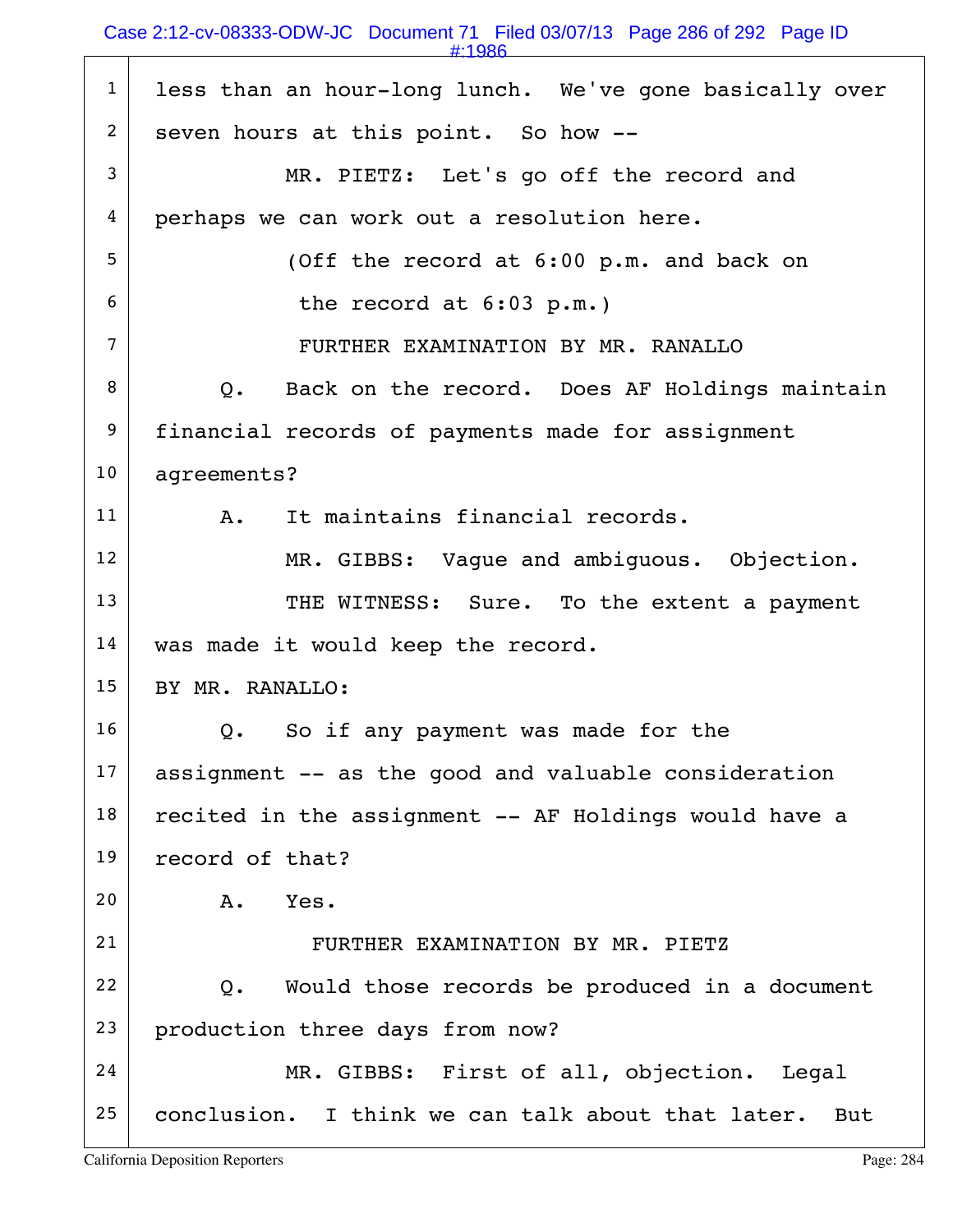less than an hour-long lunch. We've gone basically over seven hours at this point. So how --

MR. PIETZ: Let's go off the record and perhaps we can work out a resolution here.

(Off the record at 6:00 p.m. and back on the record at 6:03 p.m.)

FURTHER EXAMINATION BY MR. RANALLO

Q. Back on the record. Does AF Holdings maintain financial records of payments made for assignment agreements?

A. It maintains financial records.

MR. GIBBS: Vague and ambiguous. Objection.

THE WITNESS: Sure. To the extent a payment was made it would keep the record.

BY MR. RANALLO:

Q. So if any payment was made for the assignment -- as the good and valuable consideration recited in the assignment -- AF Holdings would have a record of that?

A. Yes.

FURTHER EXAMINATION BY MR. PIETZ

Q. Would those records be produced in a document production three days from now?

MR. GIBBS: First of all, objection. Legal conclusion. I think we can talk about that later. But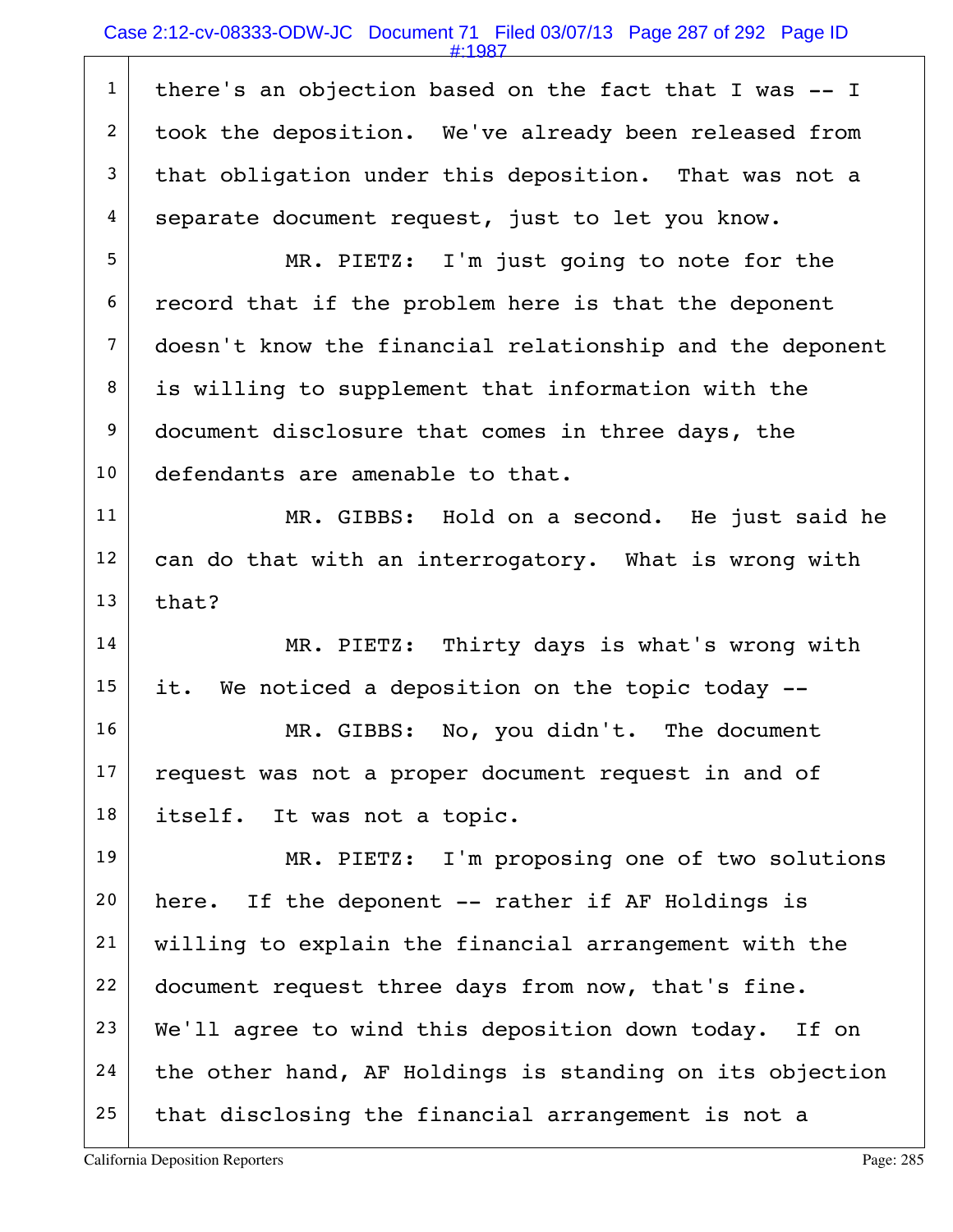there's an objection based on the fact that I was -- I took the deposition. We've already been released from that obligation under this deposition. That was not a separate document request, just to let you know.

MR. PIETZ: I'm just going to note for the record that if the problem here is that the deponent doesn't know the financial relationship and the deponent is willing to supplement that information with the document disclosure that comes in three days, the defendants are amenable to that.

MR. GIBBS: Hold on a second. He just said he can do that with an interrogatory. What is wrong with that?

MR. PIETZ: Thirty days is what's wrong with it. We noticed a deposition on the topic today --

MR. GIBBS: No, you didn't. The document request was not a proper document request in and of itself. It was not a topic.

MR. PIETZ: I'm proposing one of two solutions here. If the deponent -- rather if AF Holdings is willing to explain the financial arrangement with the document request three days from now, that's fine. We'll agree to wind this deposition down today. If on the other hand, AF Holdings is standing on its objection that disclosing the financial arrangement is not a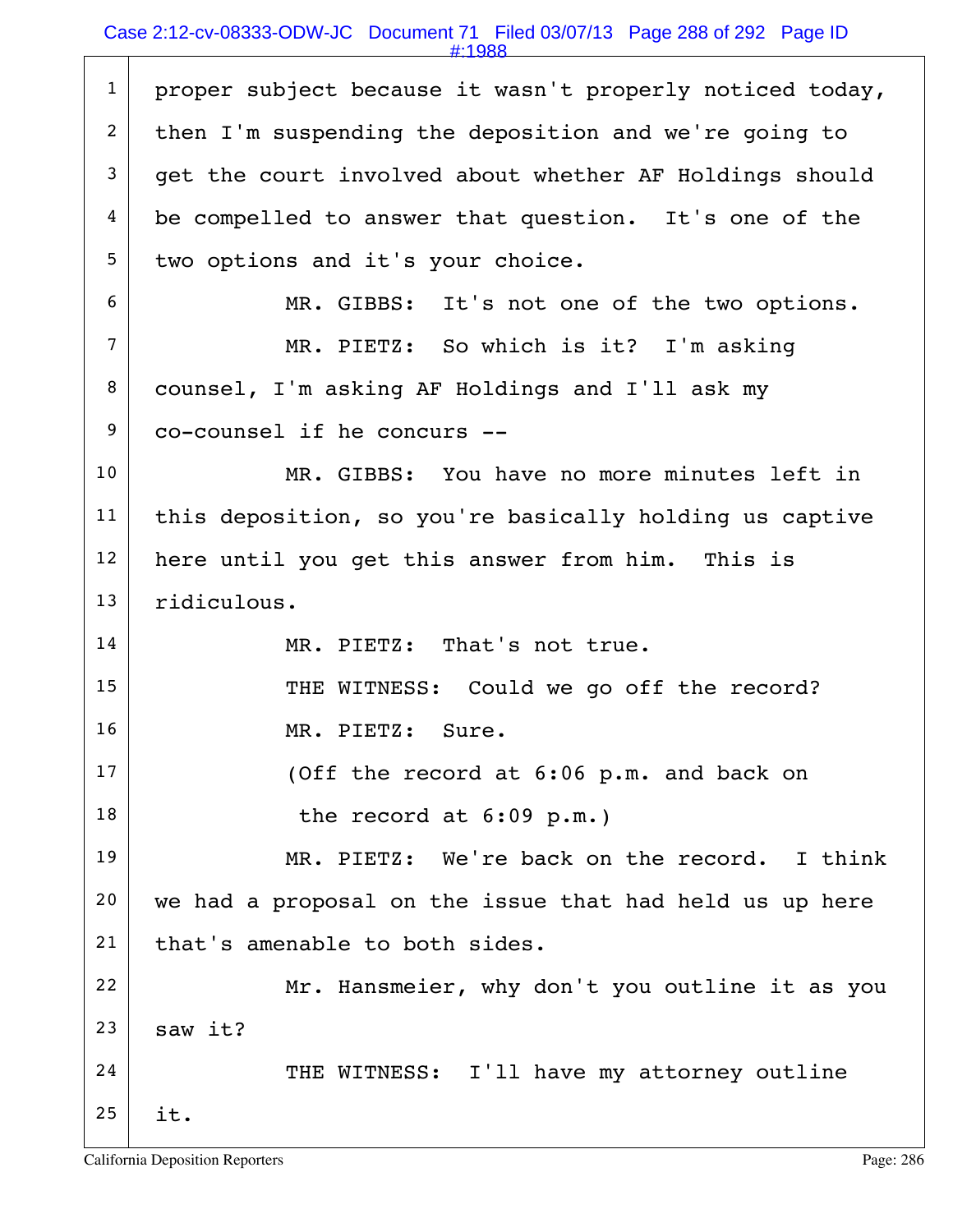proper subject because it wasn't properly noticed today, then I'm suspending the deposition and we're going to get the court involved about whether AF Holdings should be compelled to answer that question. It's one of the two options and it's your choice.

MR. GIBBS: It's not one of the two options.

MR. PIETZ: So which is it? I'm asking counsel, I'm asking AF Holdings and I'll ask my co-counsel if he concurs --

MR. GIBBS: You have no more minutes left in this deposition, so you're basically holding us captive here until you get this answer from him. This is ridiculous.

MR. PIETZ: That's not true.

THE WITNESS: Could we go off the record?

MR. PIETZ: Sure.

(Off the record at 6:06 p.m. and back on the record at 6:09 p.m.)

MR. PIETZ: We're back on the record. I think we had a proposal on the issue that had held us up here that's amenable to both sides.

Mr. Hansmeier, why don't you outline it as you saw it?

THE WITNESS: I'll have my attorney outline it.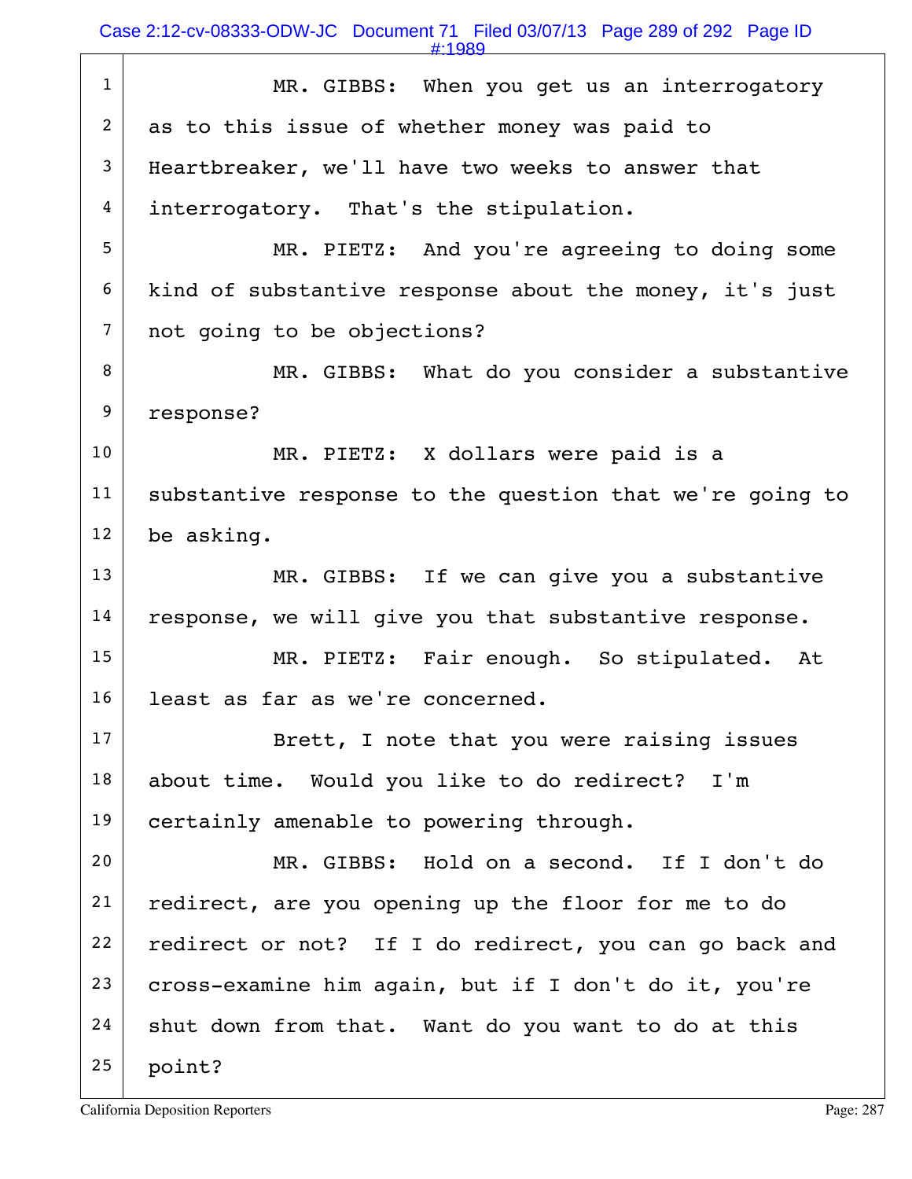MR. GIBBS: When you get us an interrogatory as to this issue of whether money was paid to Heartbreaker, we'll have two weeks to answer that interrogatory. That's the stipulation.

MR. PIETZ: And you're agreeing to doing some kind of substantive response about the money, it's just not going to be objections?

MR. GIBBS: What do you consider a substantive response?

MR. PIETZ: X dollars were paid is a substantive response to the question that we're going to be asking.

MR. GIBBS: If we can give you a substantive response, we will give you that substantive response.

MR. PIETZ: Fair enough. So stipulated. At least as far as we're concerned.

Brett, I note that you were raising issues about time. Would you like to do redirect? I'm certainly amenable to powering through.

MR. GIBBS: Hold on a second. If I don't do redirect, are you opening up the floor for me to do redirect or not? If I do redirect, you can go back and cross-examine him again, but if I don't do it, you're shut down from that. Want do you want to do at this point?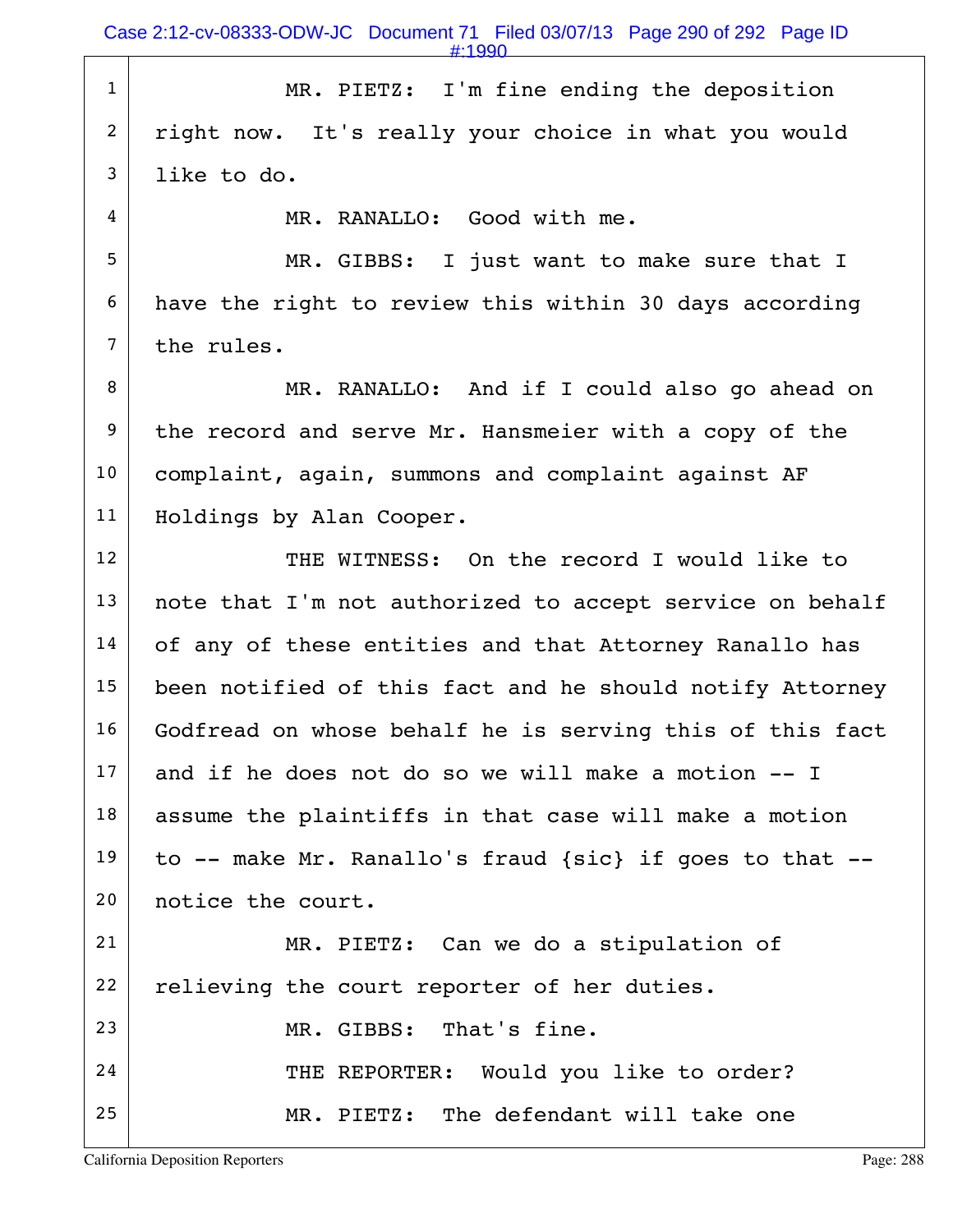1 MR. PIETZ: I'm fine ending the deposition
2 right now. It's really your choice in what you would
3 like to do.
4 MR. RANALLO: Good with me.
5 MR. GIBBS: I just want to make sure that I
6 have the right to review this within 30 days according
7 the rules.
8 MR. RANALLO: And if I could also go ahead on
9 the record and serve Mr. Hansmeier with a copy of the
10 complaint, again, summons and complaint against AF
11 Holdings by Alan Cooper.
12 THE WITNESS: On the record I would like to
13 note that I'm not authorized to accept service on behalf
14 of any of these entities and that Attorney Ranallo has
15 been notified of this fact and he should notify Attorney
16 Godfread on whose behalf he is serving this of this fact
17 and if he does not do so we will make a motion -- I
18 assume the plaintiffs in that case will make a motion
19 to -- make Mr. Ranallo's fraud {sic} if goes to that --
20 notice the court.
21 MR. PIETZ: Can we do a stipulation of
22 relieving the court reporter of her duties.
23 MR. GIBBS: That's fine.
24 THE REPORTER: Would you like to order?
25 MR. PIETZ: The defendant will take one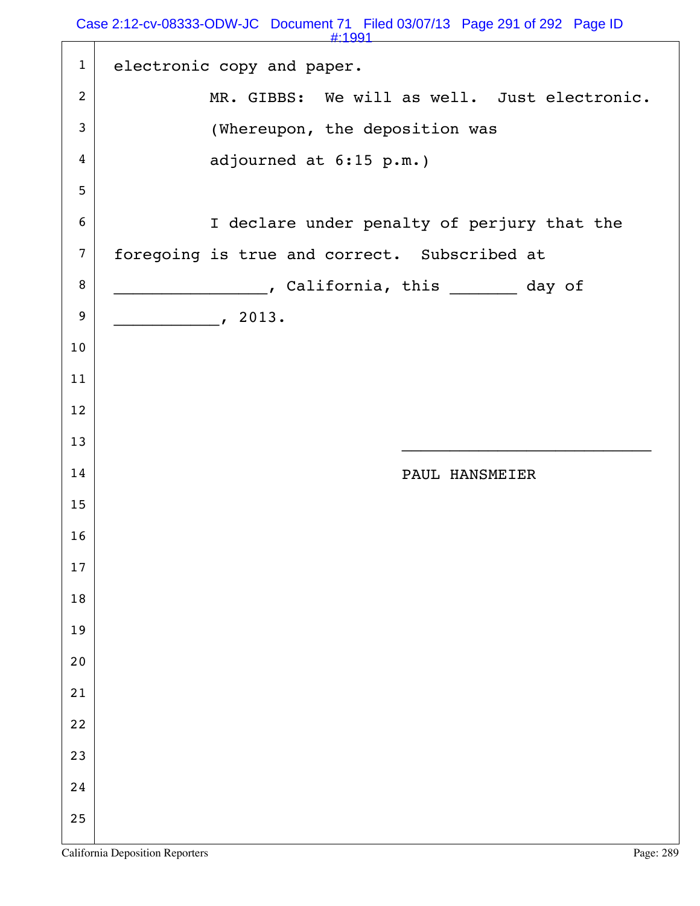electronic copy and paper.

MR. GIBBS: We will as well. Just electronic.

(Whereupon, the deposition was adjourned at 6:15 p.m.)

I declare under penalty of perjury that the foregoing is true and correct. Subscribed at ________________, California, this _______ day of ___________, 2013.

__________________________

PAUL HANSMEIER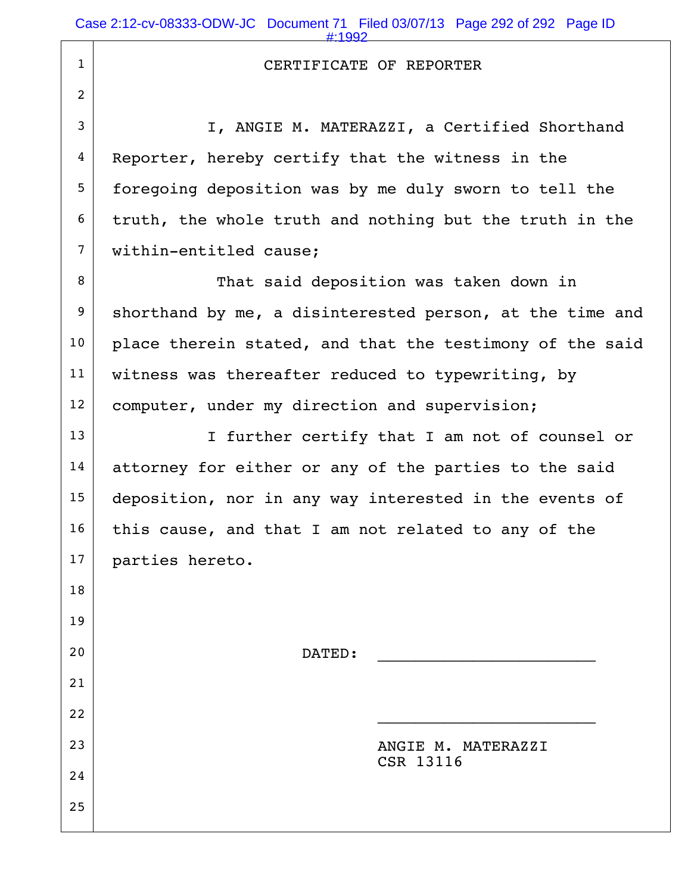# CERTIFICATE OF REPORTER

I, ANGIE M. MATERAZZI, a Certified Shorthand Reporter, hereby certify that the witness in the foregoing deposition was by me duly sworn to tell the truth, the whole truth and nothing but the truth in the within-entitled cause;

That said deposition was taken down in shorthand by me, a disinterested person, at the time and place therein stated, and that the testimony of the said witness was thereafter reduced to typewriting, by computer, under my direction and supervision;

I further certify that I am not of counsel or attorney for either or any of the parties to the said deposition, nor in any way interested in the events of this cause, and that I am not related to any of the parties hereto.

DATED: ______________________

______________________

ANGIE M. MATERAZZI
CSR 13116